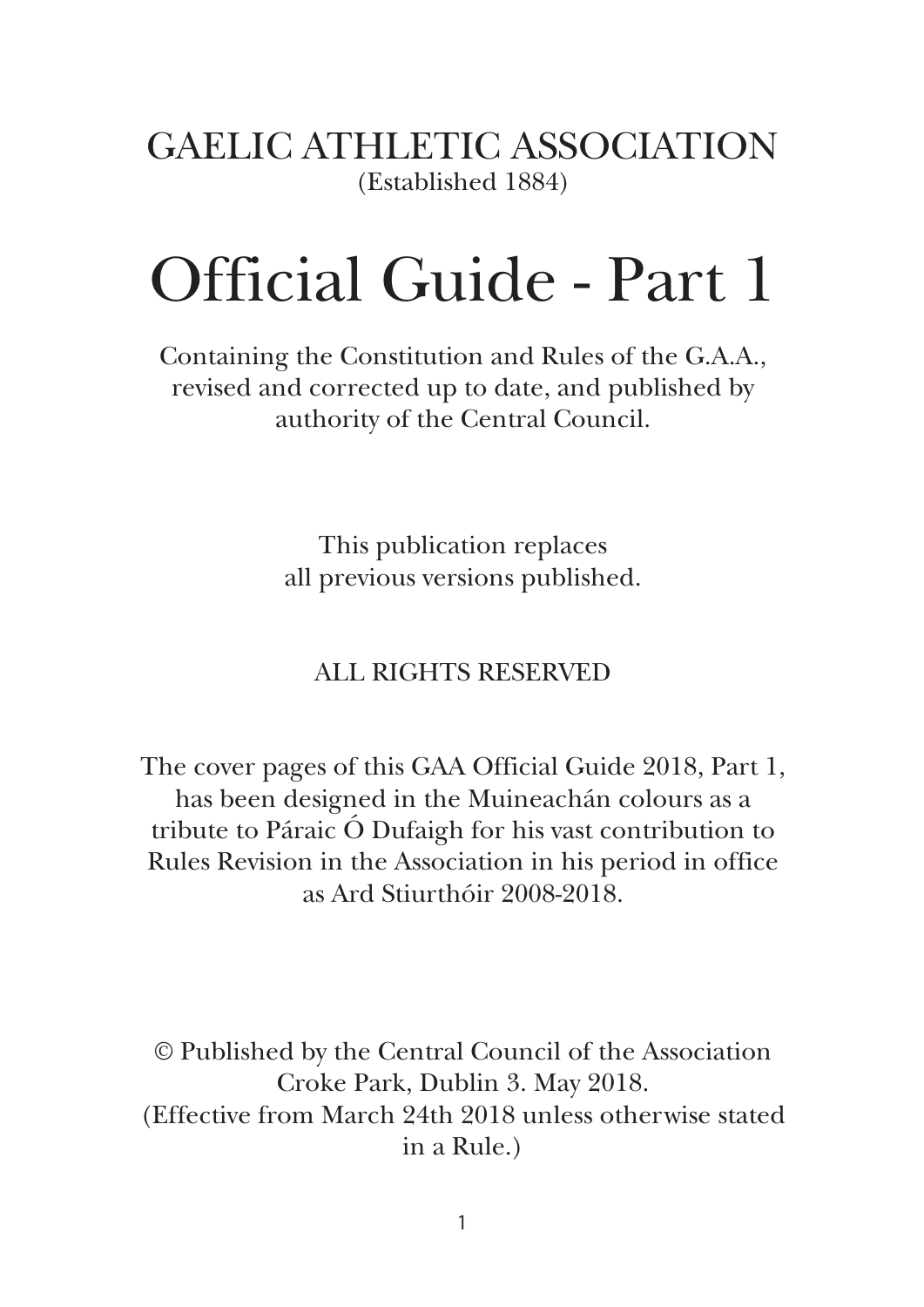# GAELIC ATHLETIC ASSOCIATION

(Established 1884)

# Official Guide - Part 1

Containing the Constitution and Rules of the G.A.A., revised and corrected up to date, and published by authority of the Central Council.

This publication replaces all previous versions published.

ALL RIGHTS RESERVED

The cover pages of this GAA Official Guide 2018, Part 1, has been designed in the Muineachán colours as a tribute to Páraic Ó Dufaigh for his vast contribution to Rules Revision in the Association in his period in office as Ard Stiurthóir 2008-2018.

© Published by the Central Council of the Association Croke Park, Dublin 3. May 2018.
(Effective from March 24th 2018 unless otherwise stated in a Rule.)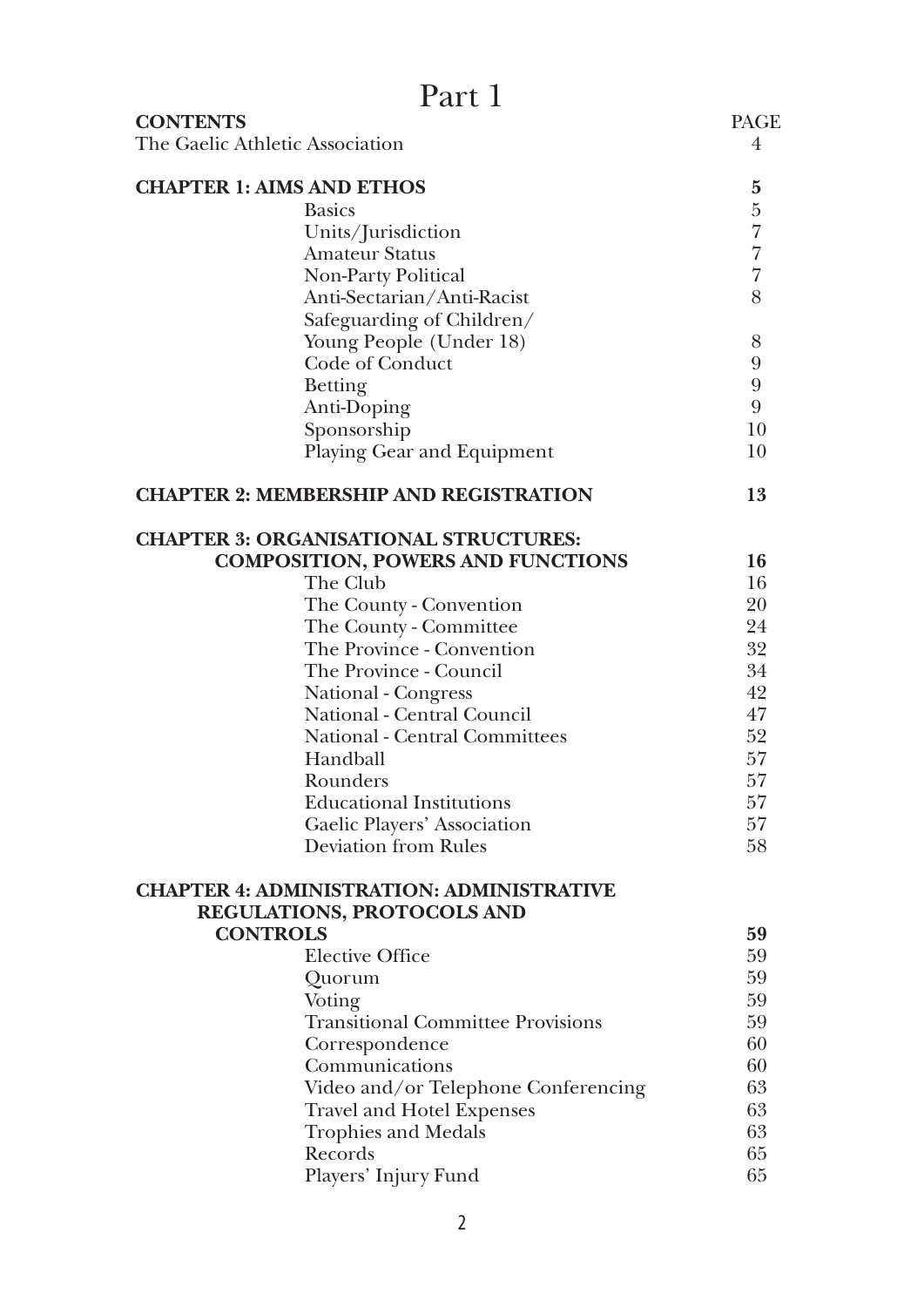# Part 1

| CONTENTS | PAGE |
|---|---|
| The Gaelic Athletic Association | 4 |
| **CHAPTER 1: AIMS AND ETHOS** | **5** |
| Basics | 5 |
| Units/Jurisdiction | 7 |
| Amateur Status | 7 |
| Non-Party Political | 7 |
| Anti-Sectarian/Anti-Racist | 8 |
| Safeguarding of Children/ Young People (Under 18) | 8 |
| Code of Conduct | 9 |
| Betting | 9 |
| Anti-Doping | 9 |
| Sponsorship | 10 |
| Playing Gear and Equipment | 10 |
| **CHAPTER 2: MEMBERSHIP AND REGISTRATION** | **13** |
| **CHAPTER 3: ORGANISATIONAL STRUCTURES: COMPOSITION, POWERS AND FUNCTIONS** | **16** |
| The Club | 16 |
| The County - Convention | 20 |
| The County - Committee | 24 |
| The Province - Convention | 32 |
| The Province - Council | 34 |
| National - Congress | 42 |
| National - Central Council | 47 |
| National - Central Committees | 52 |
| Handball | 57 |
| Rounders | 57 |
| Educational Institutions | 57 |
| Gaelic Players' Association | 57 |
| Deviation from Rules | 58 |
| **CHAPTER 4: ADMINISTRATION: ADMINISTRATIVE REGULATIONS, PROTOCOLS AND CONTROLS** | **59** |
| Elective Office | 59 |
| Quorum | 59 |
| Voting | 59 |
| Transitional Committee Provisions | 59 |
| Correspondence | 60 |
| Communications | 60 |
| Video and/or Telephone Conferencing | 63 |
| Travel and Hotel Expenses | 63 |
| Trophies and Medals | 63 |
| Records | 65 |
| Players' Injury Fund | 65 |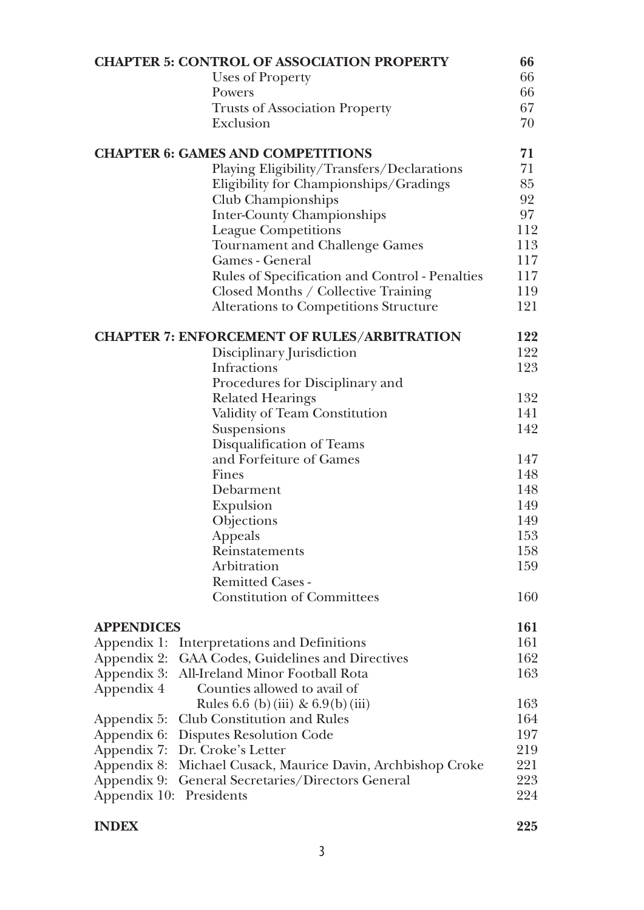| | |
|---|---|
| **CHAPTER 5: CONTROL OF ASSOCIATION PROPERTY** | **66** |
| Uses of Property | 66 |
| Powers | 66 |
| Trusts of Association Property | 67 |
| Exclusion | 70 |
| **CHAPTER 6: GAMES AND COMPETITIONS** | **71** |
| Playing Eligibility/Transfers/Declarations | 71 |
| Eligibility for Championships/Gradings | 85 |
| Club Championships | 92 |
| Inter-County Championships | 97 |
| League Competitions | 112 |
| Tournament and Challenge Games | 113 |
| Games - General | 117 |
| Rules of Specification and Control - Penalties | 117 |
| Closed Months / Collective Training | 119 |
| Alterations to Competitions Structure | 121 |
| **CHAPTER 7: ENFORCEMENT OF RULES/ARBITRATION** | **122** |
| Disciplinary Jurisdiction | 122 |
| Infractions | 123 |
| Procedures for Disciplinary and Related Hearings | 132 |
| Validity of Team Constitution | 141 |
| Suspensions | 142 |
| Disqualification of Teams and Forfeiture of Games | 147 |
| Fines | 148 |
| Debarment | 148 |
| Expulsion | 149 |
| Objections | 149 |
| Appeals | 153 |
| Reinstatements | 158 |
| Arbitration | 159 |
| Remitted Cases - Constitution of Committees | 160 |
| **APPENDICES** | **161** |
| Appendix 1: Interpretations and Definitions | 161 |
| Appendix 2: GAA Codes, Guidelines and Directives | 162 |
| Appendix 3: All-Ireland Minor Football Rota | 163 |
| Appendix 4 Counties allowed to avail of Rules 6.6 (b)(iii) & 6.9(b)(iii) | 163 |
| Appendix 5: Club Constitution and Rules | 164 |
| Appendix 6: Disputes Resolution Code | 197 |
| Appendix 7: Dr. Croke's Letter | 219 |
| Appendix 8: Michael Cusack, Maurice Davin, Archbishop Croke | 221 |
| Appendix 9: General Secretaries/Directors General | 223 |
| Appendix 10: Presidents | 224 |
| **INDEX** | **225** |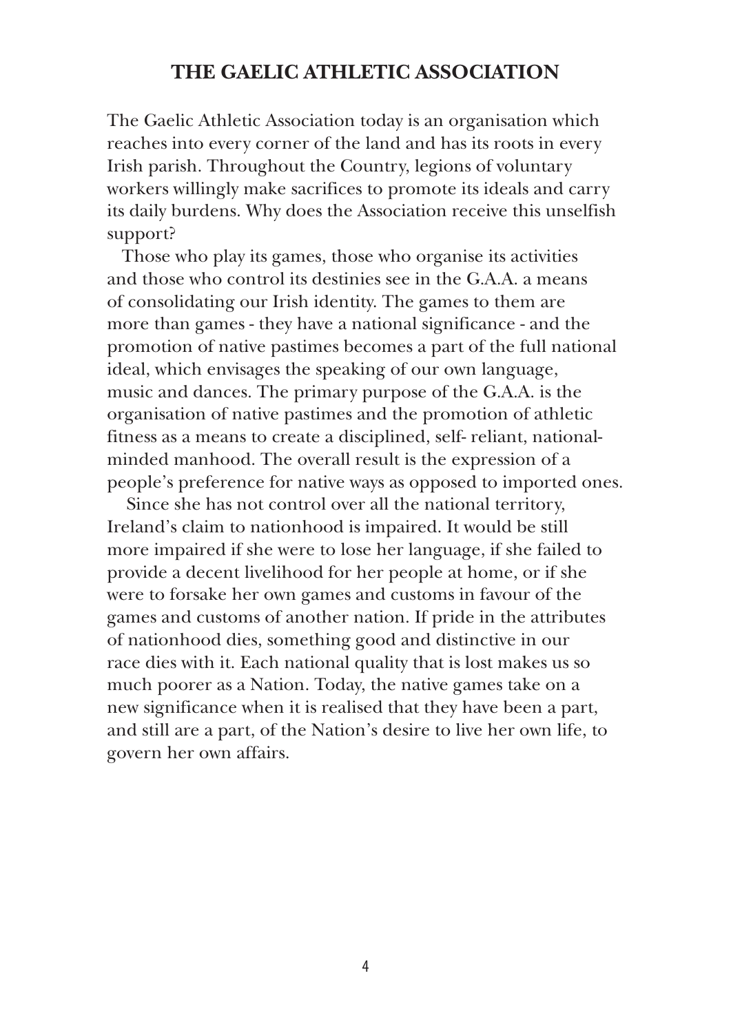# THE GAELIC ATHLETIC ASSOCIATION

The Gaelic Athletic Association today is an organisation which reaches into every corner of the land and has its roots in every Irish parish. Throughout the Country, legions of voluntary workers willingly make sacrifices to promote its ideals and carry its daily burdens. Why does the Association receive this unselfish support?

Those who play its games, those who organise its activities and those who control its destinies see in the G.A.A. a means of consolidating our Irish identity. The games to them are more than games - they have a national significance - and the promotion of native pastimes becomes a part of the full national ideal, which envisages the speaking of our own language, music and dances. The primary purpose of the G.A.A. is the organisation of native pastimes and the promotion of athletic fitness as a means to create a disciplined, self- reliant, national-minded manhood. The overall result is the expression of a people's preference for native ways as opposed to imported ones.

Since she has not control over all the national territory, Ireland's claim to nationhood is impaired. It would be still more impaired if she were to lose her language, if she failed to provide a decent livelihood for her people at home, or if she were to forsake her own games and customs in favour of the games and customs of another nation. If pride in the attributes of nationhood dies, something good and distinctive in our race dies with it. Each national quality that is lost makes us so much poorer as a Nation. Today, the native games take on a new significance when it is realised that they have been a part, and still are a part, of the Nation's desire to live her own life, to govern her own affairs.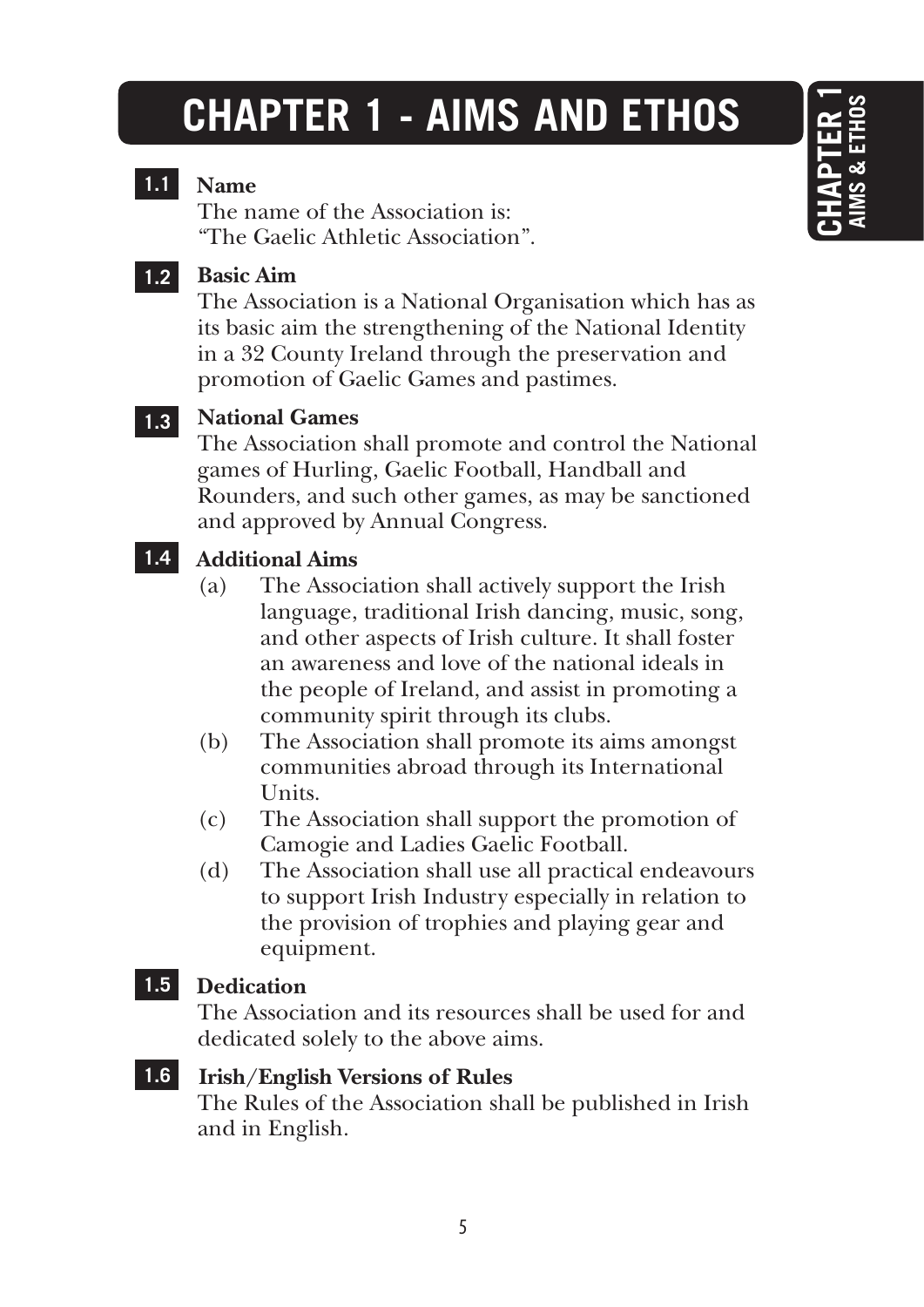# CHAPTER 1 - AIMS AND ETHOS

**1.1 Name**

The name of the Association is:
"The Gaelic Athletic Association".

**1.2 Basic Aim**

The Association is a National Organisation which has as its basic aim the strengthening of the National Identity in a 32 County Ireland through the preservation and promotion of Gaelic Games and pastimes.

**1.3 National Games**

The Association shall promote and control the National games of Hurling, Gaelic Football, Handball and Rounders, and such other games, as may be sanctioned and approved by Annual Congress.

**1.4 Additional Aims**

(a) The Association shall actively support the Irish language, traditional Irish dancing, music, song, and other aspects of Irish culture. It shall foster an awareness and love of the national ideals in the people of Ireland, and assist in promoting a community spirit through its clubs.

(b) The Association shall promote its aims amongst communities abroad through its International Units.

(c) The Association shall support the promotion of Camogie and Ladies Gaelic Football.

(d) The Association shall use all practical endeavours to support Irish Industry especially in relation to the provision of trophies and playing gear and equipment.

**1.5 Dedication**

The Association and its resources shall be used for and dedicated solely to the above aims.

**1.6 Irish/English Versions of Rules**

The Rules of the Association shall be published in Irish and in English.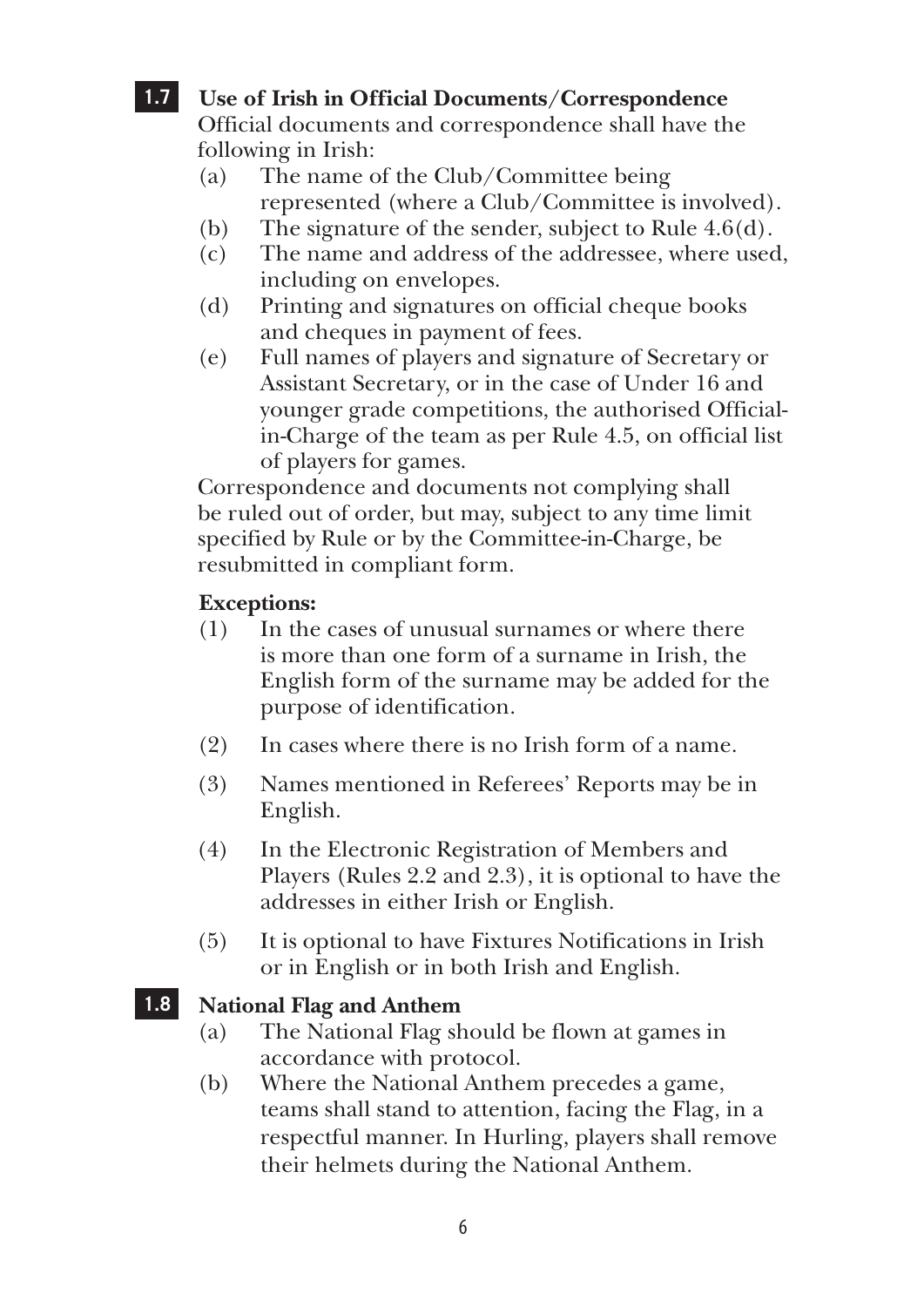### 1.7 Use of Irish in Official Documents/Correspondence

Official documents and correspondence shall have the following in Irish:

(a) The name of the Club/Committee being represented (where a Club/Committee is involved).

(b) The signature of the sender, subject to Rule 4.6(d).

(c) The name and address of the addressee, where used, including on envelopes.

(d) Printing and signatures on official cheque books and cheques in payment of fees.

(e) Full names of players and signature of Secretary or Assistant Secretary, or in the case of Under 16 and younger grade competitions, the authorised Official-in-Charge of the team as per Rule 4.5, on official list of players for games.

Correspondence and documents not complying shall be ruled out of order, but may, subject to any time limit specified by Rule or by the Committee-in-Charge, be resubmitted in compliant form.

**Exceptions:**

(1) In the cases of unusual surnames or where there is more than one form of a surname in Irish, the English form of the surname may be added for the purpose of identification.

(2) In cases where there is no Irish form of a name.

(3) Names mentioned in Referees' Reports may be in English.

(4) In the Electronic Registration of Members and Players (Rules 2.2 and 2.3), it is optional to have the addresses in either Irish or English.

(5) It is optional to have Fixtures Notifications in Irish or in English or in both Irish and English.

### 1.8 National Flag and Anthem

(a) The National Flag should be flown at games in accordance with protocol.

(b) Where the National Anthem precedes a game, teams shall stand to attention, facing the Flag, in a respectful manner. In Hurling, players shall remove their helmets during the National Anthem.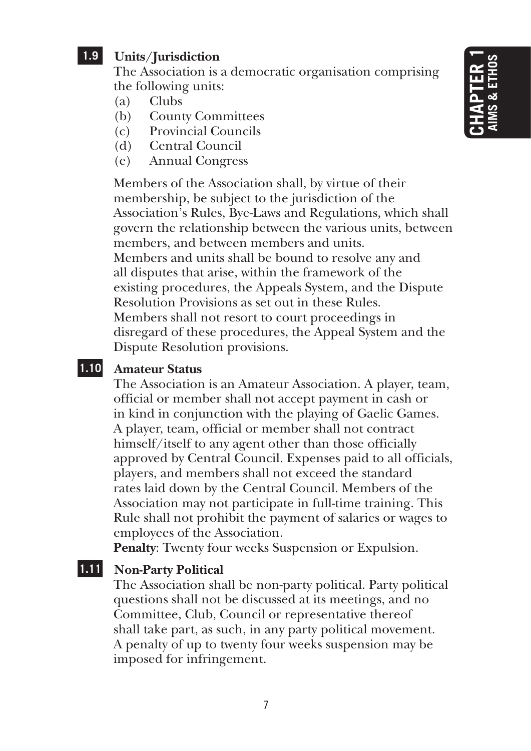### 1.9 Units/Jurisdiction

The Association is a democratic organisation comprising the following units:

(a) Clubs
(b) County Committees
(c) Provincial Councils
(d) Central Council
(e) Annual Congress

Members of the Association shall, by virtue of their membership, be subject to the jurisdiction of the Association's Rules, Bye-Laws and Regulations, which shall govern the relationship between the various units, between members, and between members and units.
Members and units shall be bound to resolve any and all disputes that arise, within the framework of the existing procedures, the Appeals System, and the Dispute Resolution Provisions as set out in these Rules.
Members shall not resort to court proceedings in disregard of these procedures, the Appeal System and the Dispute Resolution provisions.

### 1.10 Amateur Status

The Association is an Amateur Association. A player, team, official or member shall not accept payment in cash or in kind in conjunction with the playing of Gaelic Games. A player, team, official or member shall not contract himself/itself to any agent other than those officially approved by Central Council. Expenses paid to all officials, players, and members shall not exceed the standard rates laid down by the Central Council. Members of the Association may not participate in full-time training. This Rule shall not prohibit the payment of salaries or wages to employees of the Association.
**Penalty**: Twenty four weeks Suspension or Expulsion.

### 1.11 Non-Party Political

The Association shall be non-party political. Party political questions shall not be discussed at its meetings, and no Committee, Club, Council or representative thereof shall take part, as such, in any party political movement. A penalty of up to twenty four weeks suspension may be imposed for infringement.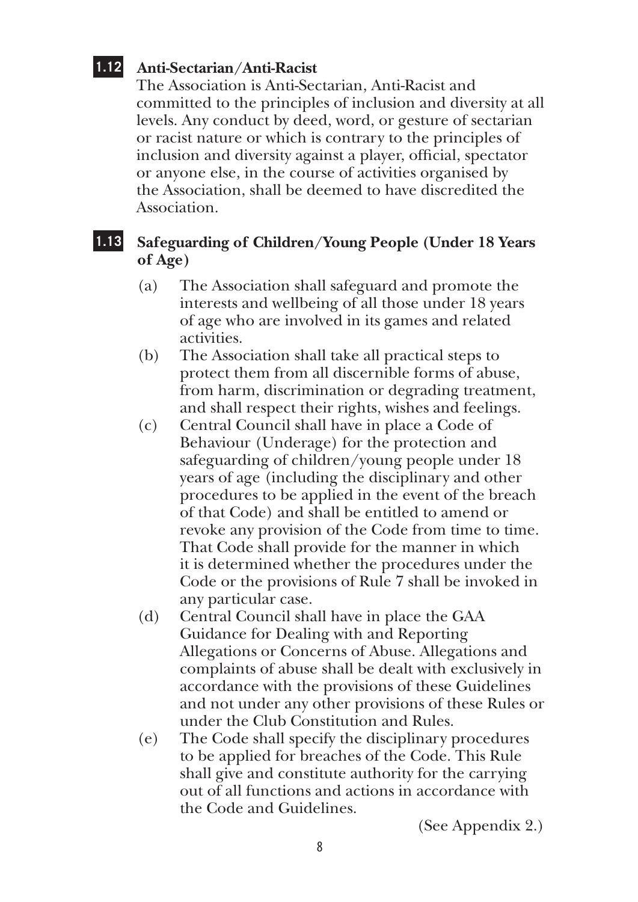**1.12 Anti-Sectarian/Anti-Racist**

The Association is Anti-Sectarian, Anti-Racist and committed to the principles of inclusion and diversity at all levels. Any conduct by deed, word, or gesture of sectarian or racist nature or which is contrary to the principles of inclusion and diversity against a player, official, spectator or anyone else, in the course of activities organised by the Association, shall be deemed to have discredited the Association.

**1.13 Safeguarding of Children/Young People (Under 18 Years of Age)**

(a) The Association shall safeguard and promote the interests and wellbeing of all those under 18 years of age who are involved in its games and related activities.

(b) The Association shall take all practical steps to protect them from all discernible forms of abuse, from harm, discrimination or degrading treatment, and shall respect their rights, wishes and feelings.

(c) Central Council shall have in place a Code of Behaviour (Underage) for the protection and safeguarding of children/young people under 18 years of age (including the disciplinary and other procedures to be applied in the event of the breach of that Code) and shall be entitled to amend or revoke any provision of the Code from time to time. That Code shall provide for the manner in which it is determined whether the procedures under the Code or the provisions of Rule 7 shall be invoked in any particular case.

(d) Central Council shall have in place the GAA Guidance for Dealing with and Reporting Allegations or Concerns of Abuse. Allegations and complaints of abuse shall be dealt with exclusively in accordance with the provisions of these Guidelines and not under any other provisions of these Rules or under the Club Constitution and Rules.

(e) The Code shall specify the disciplinary procedures to be applied for breaches of the Code. This Rule shall give and constitute authority for the carrying out of all functions and actions in accordance with the Code and Guidelines.

(See Appendix 2.)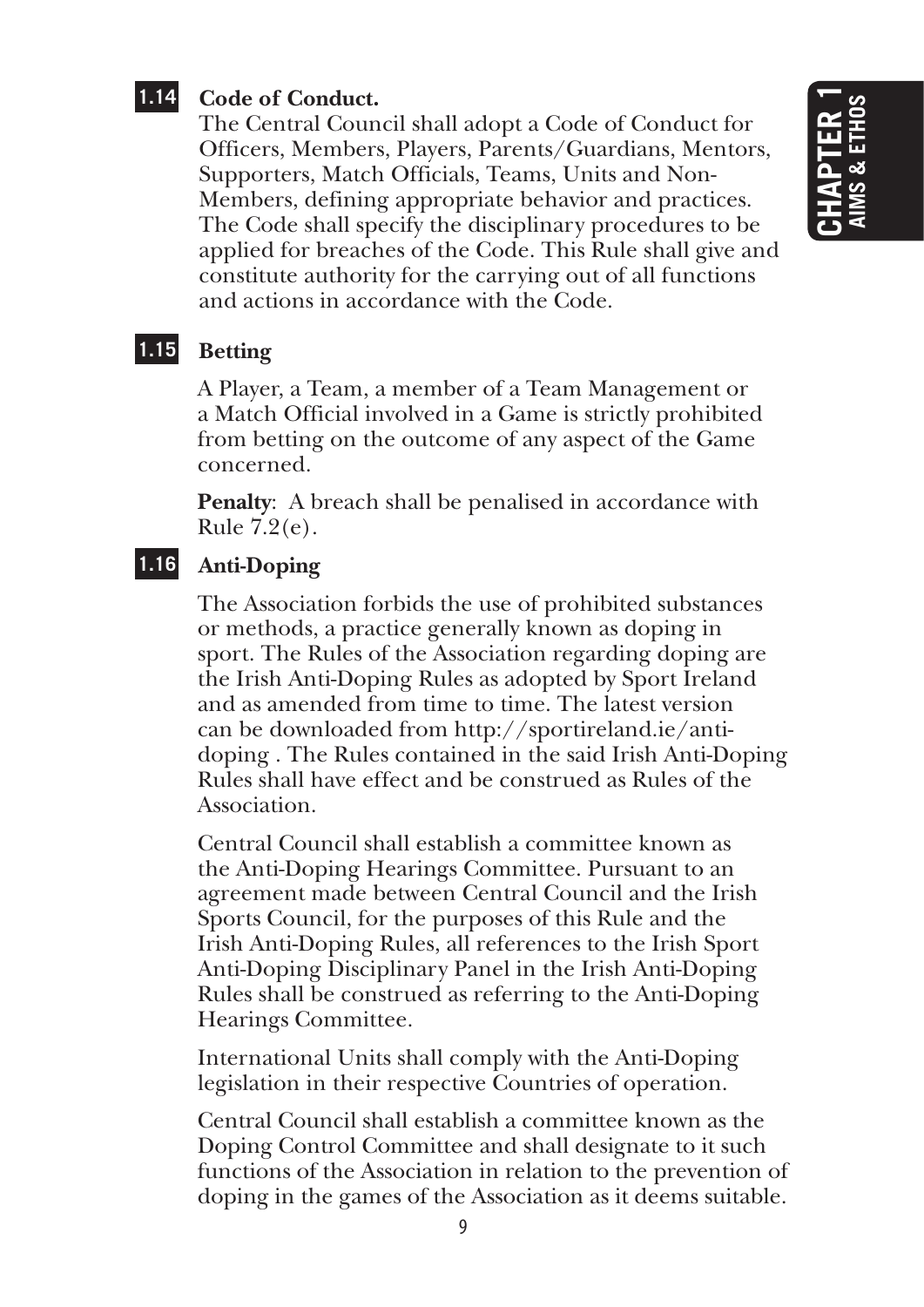### 1.14 Code of Conduct.

The Central Council shall adopt a Code of Conduct for Officers, Members, Players, Parents/Guardians, Mentors, Supporters, Match Officials, Teams, Units and Non-Members, defining appropriate behavior and practices. The Code shall specify the disciplinary procedures to be applied for breaches of the Code. This Rule shall give and constitute authority for the carrying out of all functions and actions in accordance with the Code.

### 1.15 Betting

A Player, a Team, a member of a Team Management or a Match Official involved in a Game is strictly prohibited from betting on the outcome of any aspect of the Game concerned.

**Penalty**: A breach shall be penalised in accordance with Rule 7.2(e).

### 1.16 Anti-Doping

The Association forbids the use of prohibited substances or methods, a practice generally known as doping in sport. The Rules of the Association regarding doping are the Irish Anti-Doping Rules as adopted by Sport Ireland and as amended from time to time. The latest version can be downloaded from http://sportireland.ie/anti-doping . The Rules contained in the said Irish Anti-Doping Rules shall have effect and be construed as Rules of the Association.

Central Council shall establish a committee known as the Anti-Doping Hearings Committee. Pursuant to an agreement made between Central Council and the Irish Sports Council, for the purposes of this Rule and the Irish Anti-Doping Rules, all references to the Irish Sport Anti-Doping Disciplinary Panel in the Irish Anti-Doping Rules shall be construed as referring to the Anti-Doping Hearings Committee.

International Units shall comply with the Anti-Doping legislation in their respective Countries of operation.

Central Council shall establish a committee known as the Doping Control Committee and shall designate to it such functions of the Association in relation to the prevention of doping in the games of the Association as it deems suitable.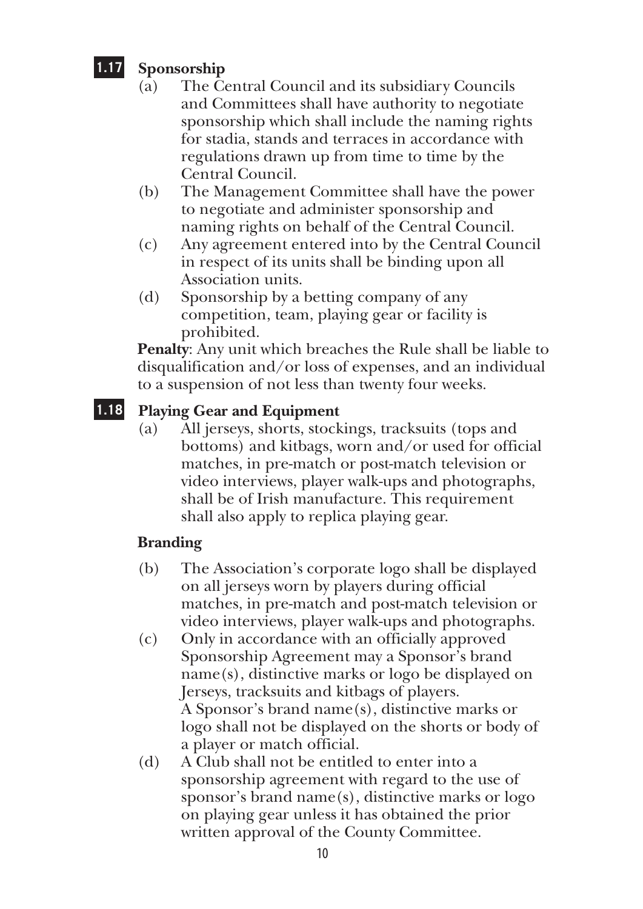## 1.17 Sponsorship

(a) The Central Council and its subsidiary Councils and Committees shall have authority to negotiate sponsorship which shall include the naming rights for stadia, stands and terraces in accordance with regulations drawn up from time to time by the Central Council.

(b) The Management Committee shall have the power to negotiate and administer sponsorship and naming rights on behalf of the Central Council.

(c) Any agreement entered into by the Central Council in respect of its units shall be binding upon all Association units.

(d) Sponsorship by a betting company of any competition, team, playing gear or facility is prohibited.

**Penalty**: Any unit which breaches the Rule shall be liable to disqualification and/or loss of expenses, and an individual to a suspension of not less than twenty four weeks.

## 1.18 Playing Gear and Equipment

(a) All jerseys, shorts, stockings, tracksuits (tops and bottoms) and kitbags, worn and/or used for official matches, in pre-match or post-match television or video interviews, player walk-ups and photographs, shall be of Irish manufacture. This requirement shall also apply to replica playing gear.

### Branding

(b) The Association's corporate logo shall be displayed on all jerseys worn by players during official matches, in pre-match and post-match television or video interviews, player walk-ups and photographs.

(c) Only in accordance with an officially approved Sponsorship Agreement may a Sponsor's brand name(s), distinctive marks or logo be displayed on Jerseys, tracksuits and kitbags of players.
A Sponsor's brand name(s), distinctive marks or logo shall not be displayed on the shorts or body of a player or match official.

(d) A Club shall not be entitled to enter into a sponsorship agreement with regard to the use of sponsor's brand name(s), distinctive marks or logo on playing gear unless it has obtained the prior written approval of the County Committee.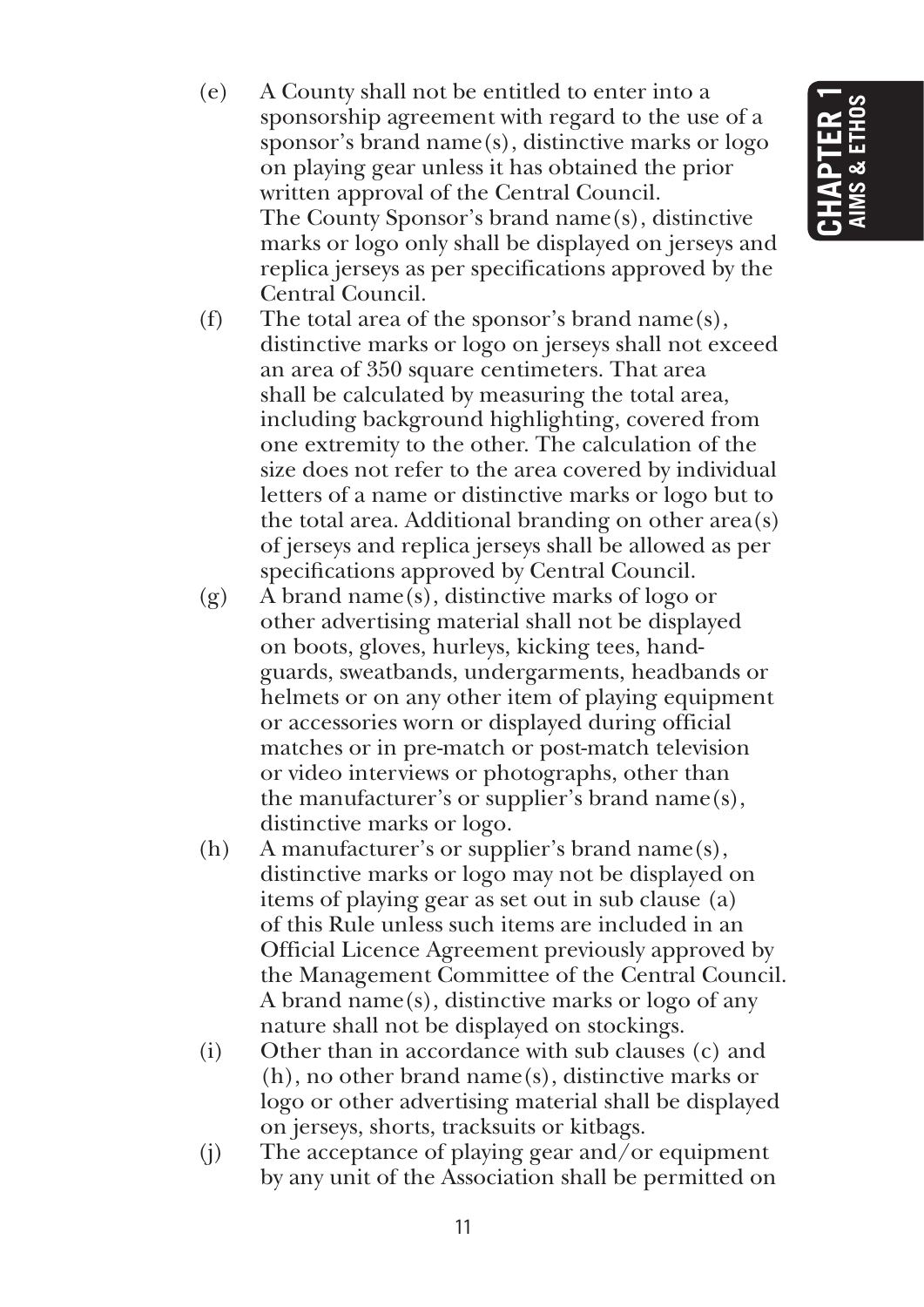(e) A County shall not be entitled to enter into a sponsorship agreement with regard to the use of a sponsor's brand name(s), distinctive marks or logo on playing gear unless it has obtained the prior written approval of the Central Council.
The County Sponsor's brand name(s), distinctive marks or logo only shall be displayed on jerseys and replica jerseys as per specifications approved by the Central Council.

(f) The total area of the sponsor's brand name(s), distinctive marks or logo on jerseys shall not exceed an area of 350 square centimeters. That area shall be calculated by measuring the total area, including background highlighting, covered from one extremity to the other. The calculation of the size does not refer to the area covered by individual letters of a name or distinctive marks or logo but to the total area. Additional branding on other area(s) of jerseys and replica jerseys shall be allowed as per specifications approved by Central Council.

(g) A brand name(s), distinctive marks of logo or other advertising material shall not be displayed on boots, gloves, hurleys, kicking tees, hand-guards, sweatbands, undergarments, headbands or helmets or on any other item of playing equipment or accessories worn or displayed during official matches or in pre-match or post-match television or video interviews or photographs, other than the manufacturer's or supplier's brand name(s), distinctive marks or logo.

(h) A manufacturer's or supplier's brand name(s), distinctive marks or logo may not be displayed on items of playing gear as set out in sub clause (a) of this Rule unless such items are included in an Official Licence Agreement previously approved by the Management Committee of the Central Council. A brand name(s), distinctive marks or logo of any nature shall not be displayed on stockings.

(i) Other than in accordance with sub clauses (c) and (h), no other brand name(s), distinctive marks or logo or other advertising material shall be displayed on jerseys, shorts, tracksuits or kitbags.

(j) The acceptance of playing gear and/or equipment by any unit of the Association shall be permitted on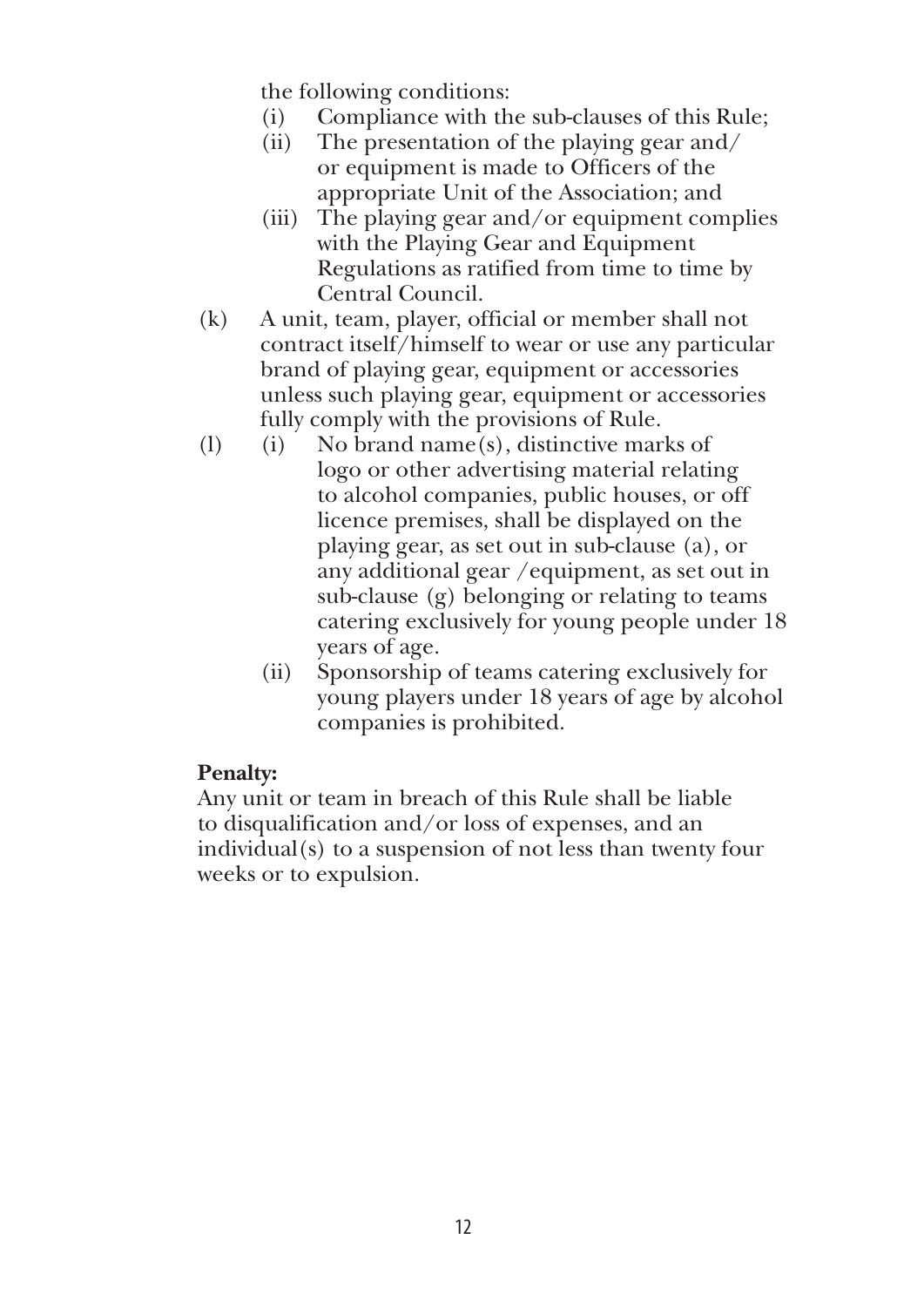the following conditions:

(i) Compliance with the sub-clauses of this Rule;

(ii) The presentation of the playing gear and/ or equipment is made to Officers of the appropriate Unit of the Association; and

(iii) The playing gear and/or equipment complies with the Playing Gear and Equipment Regulations as ratified from time to time by Central Council.

(k) A unit, team, player, official or member shall not contract itself/himself to wear or use any particular brand of playing gear, equipment or accessories unless such playing gear, equipment or accessories fully comply with the provisions of Rule.

(l) (i) No brand name(s), distinctive marks of logo or other advertising material relating to alcohol companies, public houses, or off licence premises, shall be displayed on the playing gear, as set out in sub-clause (a), or any additional gear /equipment, as set out in sub-clause (g) belonging or relating to teams catering exclusively for young people under 18 years of age.

(ii) Sponsorship of teams catering exclusively for young players under 18 years of age by alcohol companies is prohibited.

**Penalty:**

Any unit or team in breach of this Rule shall be liable to disqualification and/or loss of expenses, and an individual(s) to a suspension of not less than twenty four weeks or to expulsion.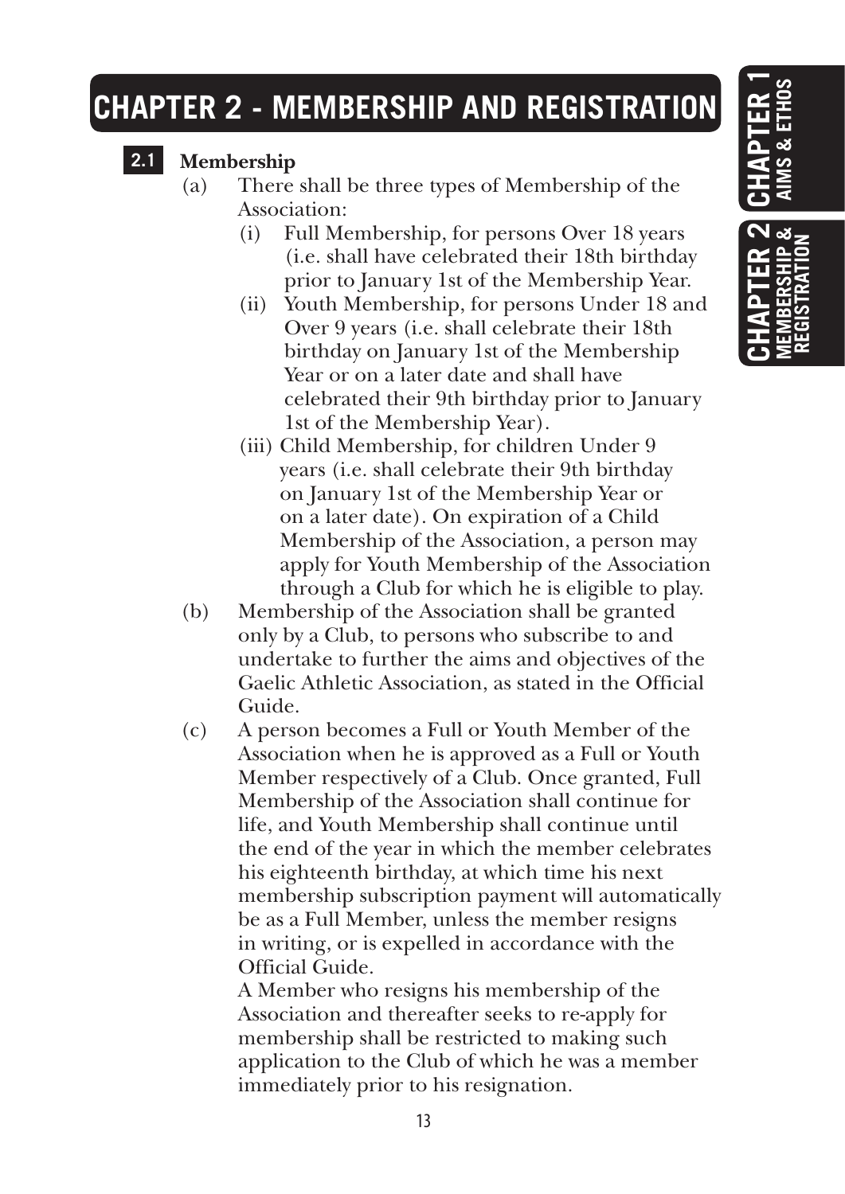# CHAPTER 2 - MEMBERSHIP AND REGISTRATION

## 2.1 Membership

(a) There shall be three types of Membership of the Association:

   (i) Full Membership, for persons Over 18 years (i.e. shall have celebrated their 18th birthday prior to January 1st of the Membership Year.

   (ii) Youth Membership, for persons Under 18 and Over 9 years (i.e. shall celebrate their 18th birthday on January 1st of the Membership Year or on a later date and shall have celebrated their 9th birthday prior to January 1st of the Membership Year).

   (iii) Child Membership, for children Under 9 years (i.e. shall celebrate their 9th birthday on January 1st of the Membership Year or on a later date). On expiration of a Child Membership of the Association, a person may apply for Youth Membership of the Association through a Club for which he is eligible to play.

(b) Membership of the Association shall be granted only by a Club, to persons who subscribe to and undertake to further the aims and objectives of the Gaelic Athletic Association, as stated in the Official Guide.

(c) A person becomes a Full or Youth Member of the Association when he is approved as a Full or Youth Member respectively of a Club. Once granted, Full Membership of the Association shall continue for life, and Youth Membership shall continue until the end of the year in which the member celebrates his eighteenth birthday, at which time his next membership subscription payment will automatically be as a Full Member, unless the member resigns in writing, or is expelled in accordance with the Official Guide.

   A Member who resigns his membership of the Association and thereafter seeks to re-apply for membership shall be restricted to making such application to the Club of which he was a member immediately prior to his resignation.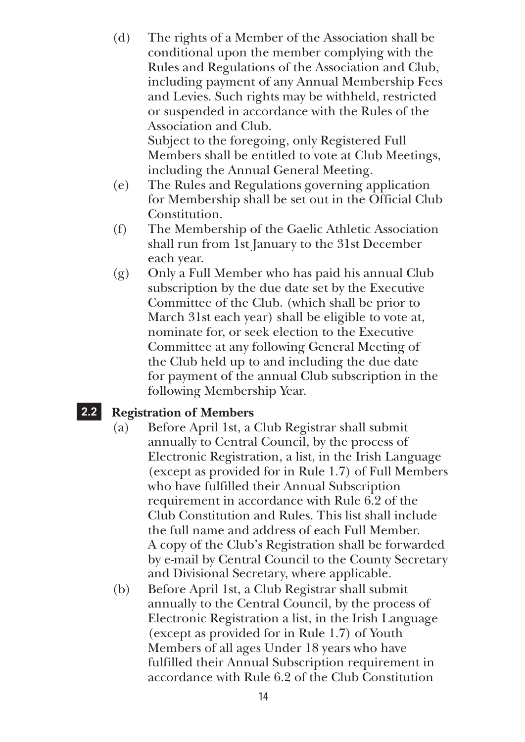(d) The rights of a Member of the Association shall be conditional upon the member complying with the Rules and Regulations of the Association and Club, including payment of any Annual Membership Fees and Levies. Such rights may be withheld, restricted or suspended in accordance with the Rules of the Association and Club.
Subject to the foregoing, only Registered Full Members shall be entitled to vote at Club Meetings, including the Annual General Meeting.

(e) The Rules and Regulations governing application for Membership shall be set out in the Official Club Constitution.

(f) The Membership of the Gaelic Athletic Association shall run from 1st January to the 31st December each year.

(g) Only a Full Member who has paid his annual Club subscription by the due date set by the Executive Committee of the Club. (which shall be prior to March 31st each year) shall be eligible to vote at, nominate for, or seek election to the Executive Committee at any following General Meeting of the Club held up to and including the due date for payment of the annual Club subscription in the following Membership Year.

## 2.2 Registration of Members

(a) Before April 1st, a Club Registrar shall submit annually to Central Council, by the process of Electronic Registration, a list, in the Irish Language (except as provided for in Rule 1.7) of Full Members who have fulfilled their Annual Subscription requirement in accordance with Rule 6.2 of the Club Constitution and Rules. This list shall include the full name and address of each Full Member. A copy of the Club's Registration shall be forwarded by e-mail by Central Council to the County Secretary and Divisional Secretary, where applicable.

(b) Before April 1st, a Club Registrar shall submit annually to the Central Council, by the process of Electronic Registration a list, in the Irish Language (except as provided for in Rule 1.7) of Youth Members of all ages Under 18 years who have fulfilled their Annual Subscription requirement in accordance with Rule 6.2 of the Club Constitution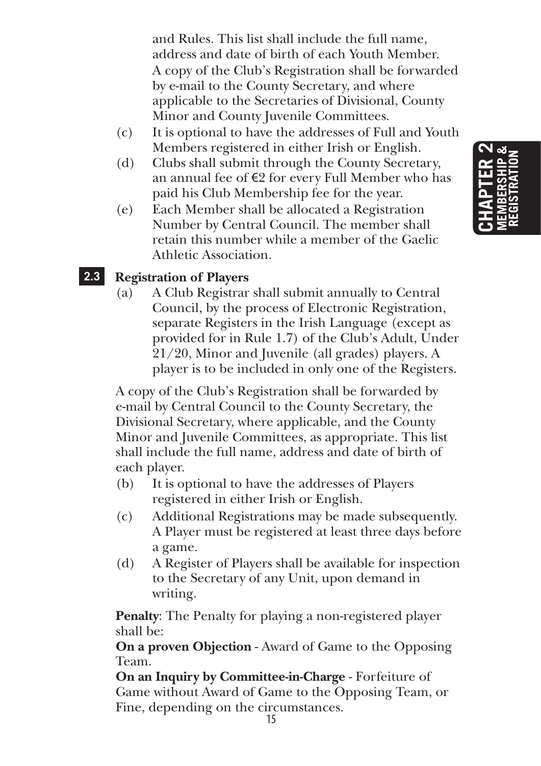and Rules. This list shall include the full name, address and date of birth of each Youth Member. A copy of the Club's Registration shall be forwarded by e-mail to the County Secretary, and where applicable to the Secretaries of Divisional, County Minor and County Juvenile Committees.

(c) It is optional to have the addresses of Full and Youth Members registered in either Irish or English.

(d) Clubs shall submit through the County Secretary, an annual fee of €2 for every Full Member who has paid his Club Membership fee for the year.

(e) Each Member shall be allocated a Registration Number by Central Council. The member shall retain this number while a member of the Gaelic Athletic Association.

## 2.3 Registration of Players

(a) A Club Registrar shall submit annually to Central Council, by the process of Electronic Registration, separate Registers in the Irish Language (except as provided for in Rule 1.7) of the Club's Adult, Under 21/20, Minor and Juvenile (all grades) players. A player is to be included in only one of the Registers.

A copy of the Club's Registration shall be forwarded by e-mail by Central Council to the County Secretary, the Divisional Secretary, where applicable, and the County Minor and Juvenile Committees, as appropriate. This list shall include the full name, address and date of birth of each player.

(b) It is optional to have the addresses of Players registered in either Irish or English.

(c) Additional Registrations may be made subsequently. A Player must be registered at least three days before a game.

(d) A Register of Players shall be available for inspection to the Secretary of any Unit, upon demand in writing.

**Penalty**: The Penalty for playing a non-registered player shall be:

**On a proven Objection** - Award of Game to the Opposing Team.

**On an Inquiry by Committee-in-Charge** - Forfeiture of Game without Award of Game to the Opposing Team, or Fine, depending on the circumstances.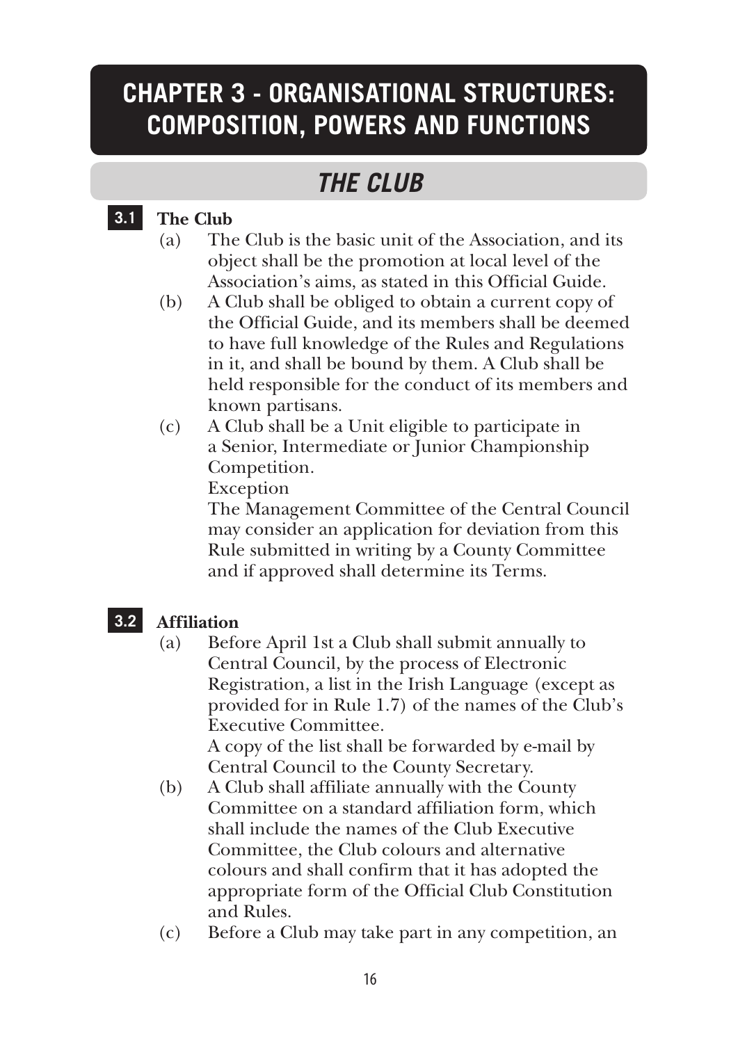# CHAPTER 3 - ORGANISATIONAL STRUCTURES: COMPOSITION, POWERS AND FUNCTIONS

## THE CLUB

### 3.1 The Club

(a) The Club is the basic unit of the Association, and its object shall be the promotion at local level of the Association's aims, as stated in this Official Guide.

(b) A Club shall be obliged to obtain a current copy of the Official Guide, and its members shall be deemed to have full knowledge of the Rules and Regulations in it, and shall be bound by them. A Club shall be held responsible for the conduct of its members and known partisans.

(c) A Club shall be a Unit eligible to participate in a Senior, Intermediate or Junior Championship Competition.

Exception

The Management Committee of the Central Council may consider an application for deviation from this Rule submitted in writing by a County Committee and if approved shall determine its Terms.

### 3.2 Affiliation

(a) Before April 1st a Club shall submit annually to Central Council, by the process of Electronic Registration, a list in the Irish Language (except as provided for in Rule 1.7) of the names of the Club's Executive Committee.

A copy of the list shall be forwarded by e-mail by Central Council to the County Secretary.

(b) A Club shall affiliate annually with the County Committee on a standard affiliation form, which shall include the names of the Club Executive Committee, the Club colours and alternative colours and shall confirm that it has adopted the appropriate form of the Official Club Constitution and Rules.

(c) Before a Club may take part in any competition, an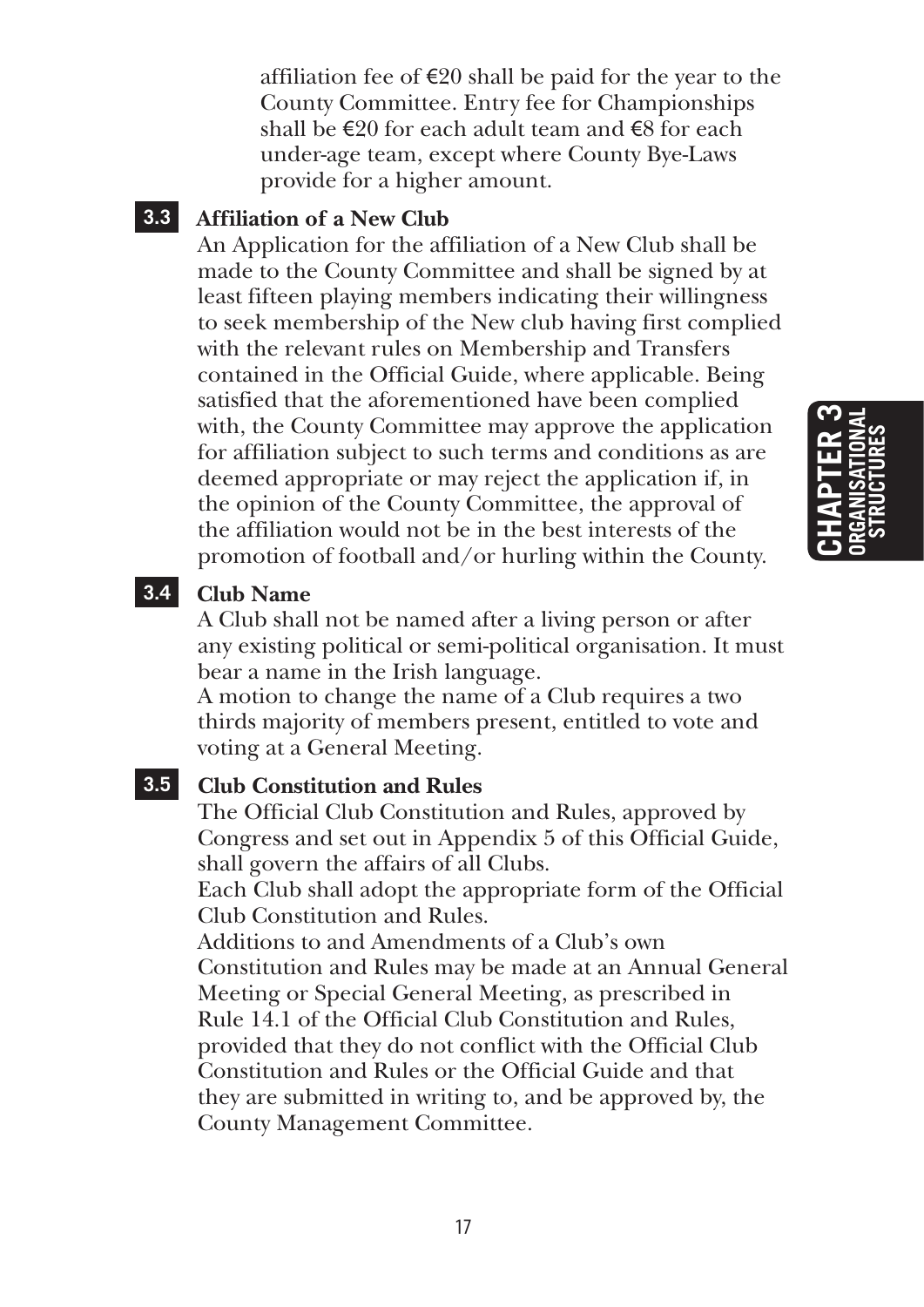affiliation fee of €20 shall be paid for the year to the County Committee. Entry fee for Championships shall be €20 for each adult team and €8 for each under-age team, except where County Bye-Laws provide for a higher amount.

### 3.3 Affiliation of a New Club

An Application for the affiliation of a New Club shall be made to the County Committee and shall be signed by at least fifteen playing members indicating their willingness to seek membership of the New club having first complied with the relevant rules on Membership and Transfers contained in the Official Guide, where applicable. Being satisfied that the aforementioned have been complied with, the County Committee may approve the application for affiliation subject to such terms and conditions as are deemed appropriate or may reject the application if, in the opinion of the County Committee, the approval of the affiliation would not be in the best interests of the promotion of football and/or hurling within the County.

### 3.4 Club Name

A Club shall not be named after a living person or after any existing political or semi-political organisation. It must bear a name in the Irish language.

A motion to change the name of a Club requires a two thirds majority of members present, entitled to vote and voting at a General Meeting.

### 3.5 Club Constitution and Rules

The Official Club Constitution and Rules, approved by Congress and set out in Appendix 5 of this Official Guide, shall govern the affairs of all Clubs.

Each Club shall adopt the appropriate form of the Official Club Constitution and Rules.

Additions to and Amendments of a Club's own Constitution and Rules may be made at an Annual General Meeting or Special General Meeting, as prescribed in Rule 14.1 of the Official Club Constitution and Rules, provided that they do not conflict with the Official Club Constitution and Rules or the Official Guide and that they are submitted in writing to, and be approved by, the County Management Committee.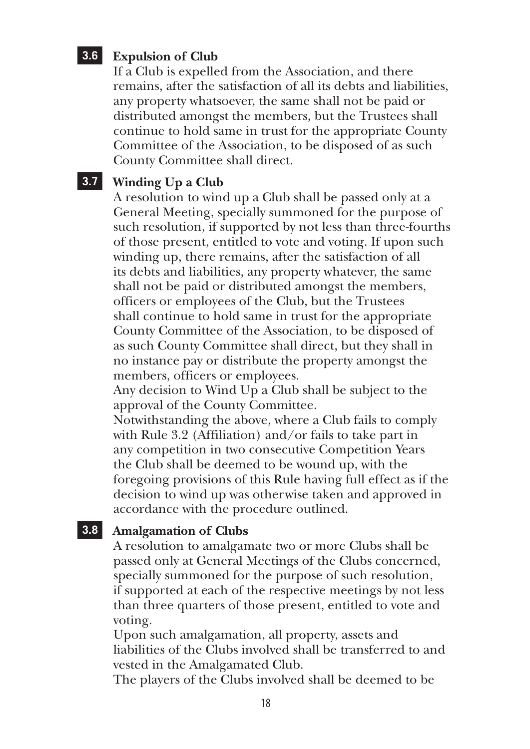### 3.6 Expulsion of Club

If a Club is expelled from the Association, and there remains, after the satisfaction of all its debts and liabilities, any property whatsoever, the same shall not be paid or distributed amongst the members, but the Trustees shall continue to hold same in trust for the appropriate County Committee of the Association, to be disposed of as such County Committee shall direct.

### 3.7 Winding Up a Club

A resolution to wind up a Club shall be passed only at a General Meeting, specially summoned for the purpose of such resolution, if supported by not less than three-fourths of those present, entitled to vote and voting. If upon such winding up, there remains, after the satisfaction of all its debts and liabilities, any property whatever, the same shall not be paid or distributed amongst the members, officers or employees of the Club, but the Trustees shall continue to hold same in trust for the appropriate County Committee of the Association, to be disposed of as such County Committee shall direct, but they shall in no instance pay or distribute the property amongst the members, officers or employees.

Any decision to Wind Up a Club shall be subject to the approval of the County Committee.

Notwithstanding the above, where a Club fails to comply with Rule 3.2 (Affiliation) and/or fails to take part in any competition in two consecutive Competition Years the Club shall be deemed to be wound up, with the foregoing provisions of this Rule having full effect as if the decision to wind up was otherwise taken and approved in accordance with the procedure outlined.

### 3.8 Amalgamation of Clubs

A resolution to amalgamate two or more Clubs shall be passed only at General Meetings of the Clubs concerned, specially summoned for the purpose of such resolution, if supported at each of the respective meetings by not less than three quarters of those present, entitled to vote and voting.

Upon such amalgamation, all property, assets and liabilities of the Clubs involved shall be transferred to and vested in the Amalgamated Club.

The players of the Clubs involved shall be deemed to be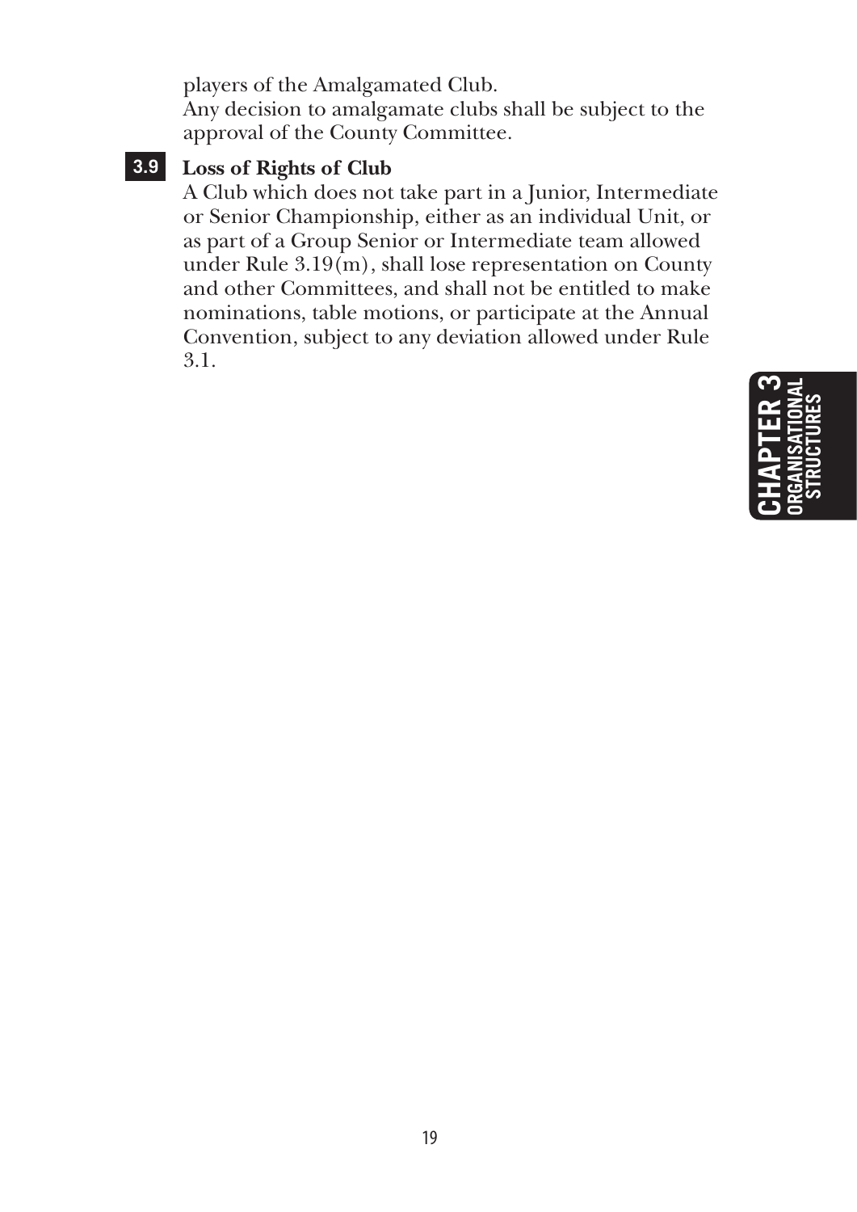players of the Amalgamated Club.
Any decision to amalgamate clubs shall be subject to the approval of the County Committee.

### 3.9 Loss of Rights of Club

A Club which does not take part in a Junior, Intermediate or Senior Championship, either as an individual Unit, or as part of a Group Senior or Intermediate team allowed under Rule 3.19(m), shall lose representation on County and other Committees, and shall not be entitled to make nominations, table motions, or participate at the Annual Convention, subject to any deviation allowed under Rule 3.1.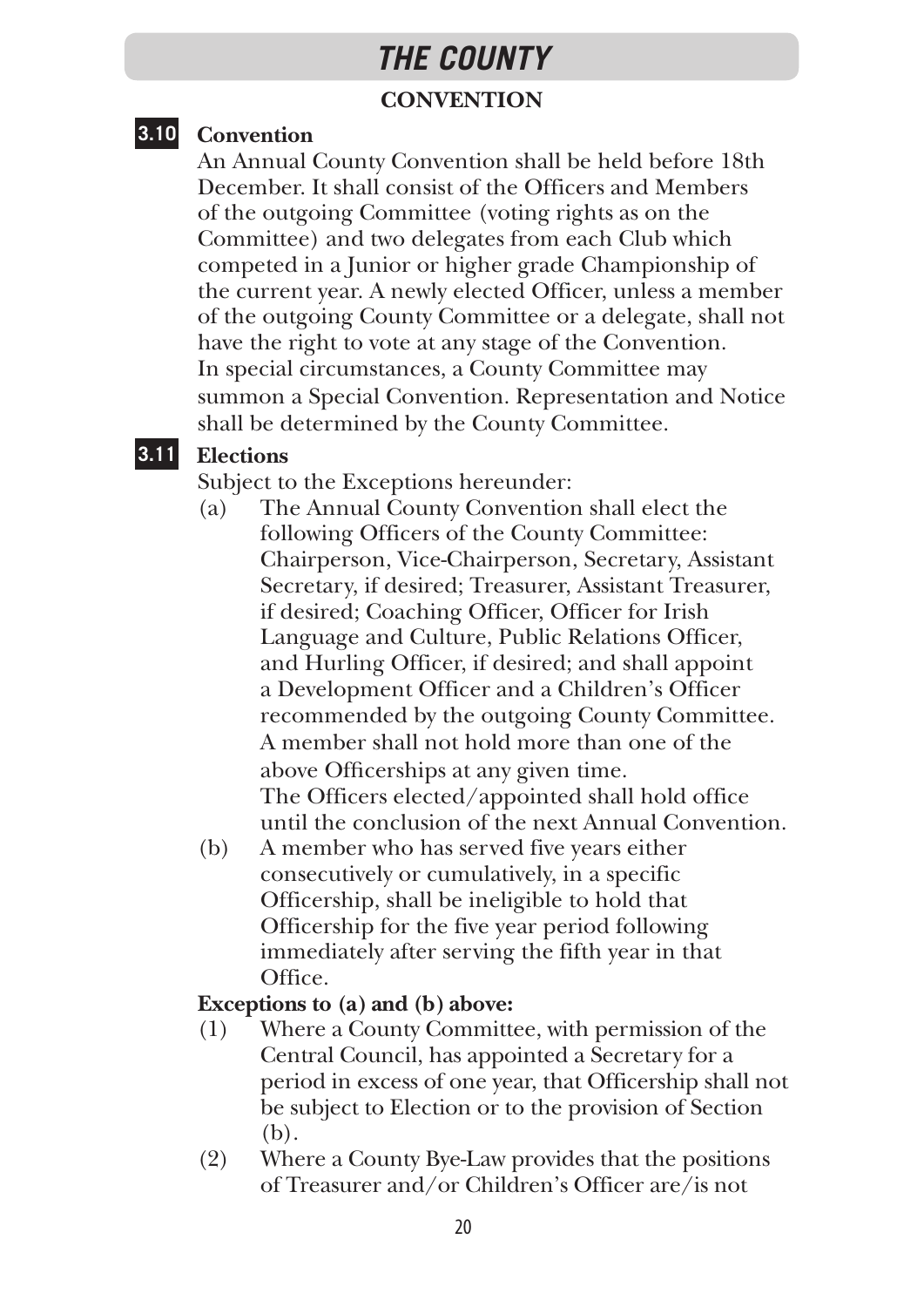# THE COUNTY

## CONVENTION

### 3.10 Convention

An Annual County Convention shall be held before 18th December. It shall consist of the Officers and Members of the outgoing Committee (voting rights as on the Committee) and two delegates from each Club which competed in a Junior or higher grade Championship of the current year. A newly elected Officer, unless a member of the outgoing County Committee or a delegate, shall not have the right to vote at any stage of the Convention.

In special circumstances, a County Committee may summon a Special Convention. Representation and Notice shall be determined by the County Committee.

### 3.11 Elections

Subject to the Exceptions hereunder:

(a) The Annual County Convention shall elect the following Officers of the County Committee: Chairperson, Vice-Chairperson, Secretary, Assistant Secretary, if desired; Treasurer, Assistant Treasurer, if desired; Coaching Officer, Officer for Irish Language and Culture, Public Relations Officer, and Hurling Officer, if desired; and shall appoint a Development Officer and a Children's Officer recommended by the outgoing County Committee. A member shall not hold more than one of the above Officerships at any given time.
The Officers elected/appointed shall hold office until the conclusion of the next Annual Convention.

(b) A member who has served five years either consecutively or cumulatively, in a specific Officership, shall be ineligible to hold that Officership for the five year period following immediately after serving the fifth year in that Office.

**Exceptions to (a) and (b) above:**

(1) Where a County Committee, with permission of the Central Council, has appointed a Secretary for a period in excess of one year, that Officership shall not be subject to Election or to the provision of Section (b).

(2) Where a County Bye-Law provides that the positions of Treasurer and/or Children's Officer are/is not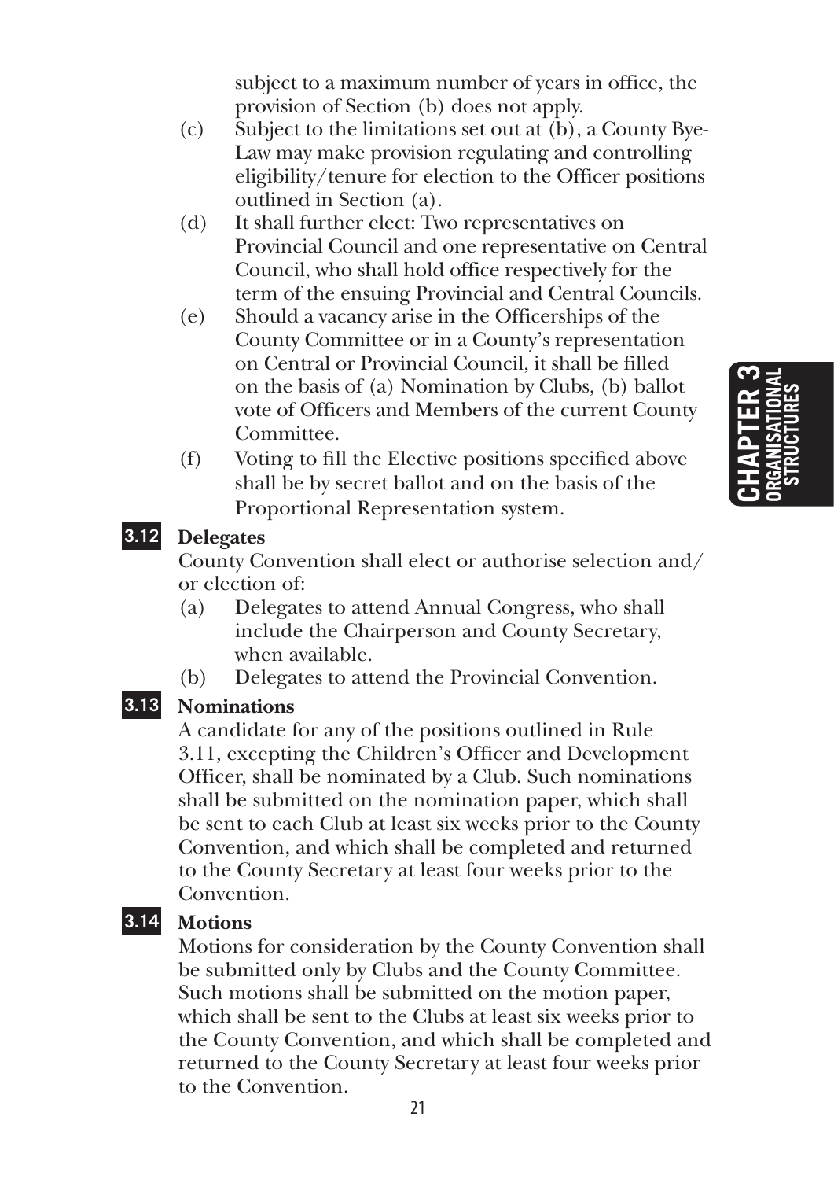subject to a maximum number of years in office, the provision of Section (b) does not apply.

(c) Subject to the limitations set out at (b), a County Bye-Law may make provision regulating and controlling eligibility/tenure for election to the Officer positions outlined in Section (a).

(d) It shall further elect: Two representatives on Provincial Council and one representative on Central Council, who shall hold office respectively for the term of the ensuing Provincial and Central Councils.

(e) Should a vacancy arise in the Officerships of the County Committee or in a County's representation on Central or Provincial Council, it shall be filled on the basis of (a) Nomination by Clubs, (b) ballot vote of Officers and Members of the current County Committee.

(f) Voting to fill the Elective positions specified above shall be by secret ballot and on the basis of the Proportional Representation system.

### 3.12 Delegates

County Convention shall elect or authorise selection and/or election of:

(a) Delegates to attend Annual Congress, who shall include the Chairperson and County Secretary, when available.

(b) Delegates to attend the Provincial Convention.

### 3.13 Nominations

A candidate for any of the positions outlined in Rule 3.11, excepting the Children's Officer and Development Officer, shall be nominated by a Club. Such nominations shall be submitted on the nomination paper, which shall be sent to each Club at least six weeks prior to the County Convention, and which shall be completed and returned to the County Secretary at least four weeks prior to the Convention.

### 3.14 Motions

Motions for consideration by the County Convention shall be submitted only by Clubs and the County Committee. Such motions shall be submitted on the motion paper, which shall be sent to the Clubs at least six weeks prior to the County Convention, and which shall be completed and returned to the County Secretary at least four weeks prior to the Convention.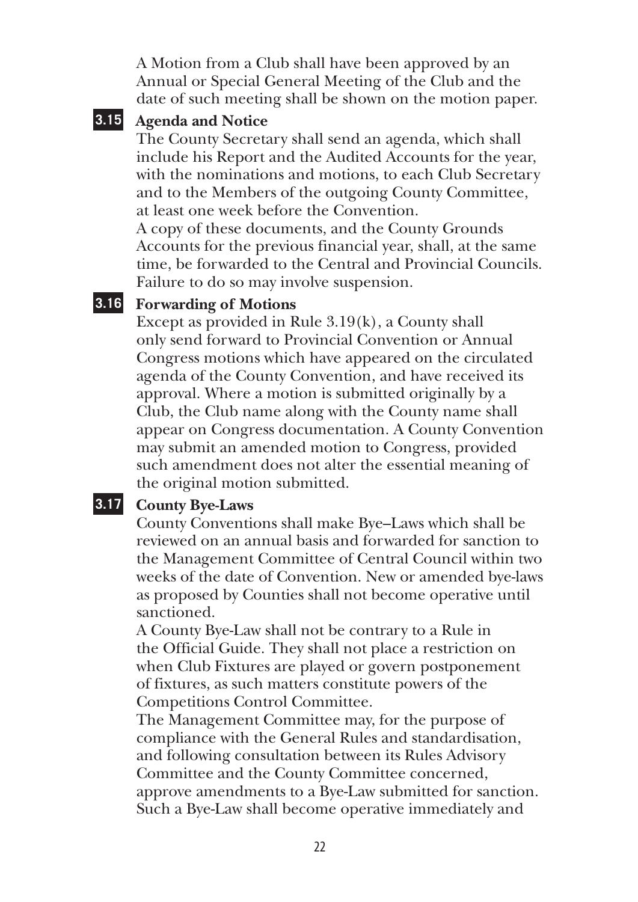A Motion from a Club shall have been approved by an Annual or Special General Meeting of the Club and the date of such meeting shall be shown on the motion paper.

### 3.15 Agenda and Notice

The County Secretary shall send an agenda, which shall include his Report and the Audited Accounts for the year, with the nominations and motions, to each Club Secretary and to the Members of the outgoing County Committee, at least one week before the Convention.

A copy of these documents, and the County Grounds Accounts for the previous financial year, shall, at the same time, be forwarded to the Central and Provincial Councils. Failure to do so may involve suspension.

### 3.16 Forwarding of Motions

Except as provided in Rule 3.19(k), a County shall only send forward to Provincial Convention or Annual Congress motions which have appeared on the circulated agenda of the County Convention, and have received its approval. Where a motion is submitted originally by a Club, the Club name along with the County name shall appear on Congress documentation. A County Convention may submit an amended motion to Congress, provided such amendment does not alter the essential meaning of the original motion submitted.

### 3.17 County Bye-Laws

County Conventions shall make Bye–Laws which shall be reviewed on an annual basis and forwarded for sanction to the Management Committee of Central Council within two weeks of the date of Convention. New or amended bye-laws as proposed by Counties shall not become operative until sanctioned.

A County Bye-Law shall not be contrary to a Rule in the Official Guide. They shall not place a restriction on when Club Fixtures are played or govern postponement of fixtures, as such matters constitute powers of the Competitions Control Committee.

The Management Committee may, for the purpose of compliance with the General Rules and standardisation, and following consultation between its Rules Advisory Committee and the County Committee concerned, approve amendments to a Bye-Law submitted for sanction. Such a Bye-Law shall become operative immediately and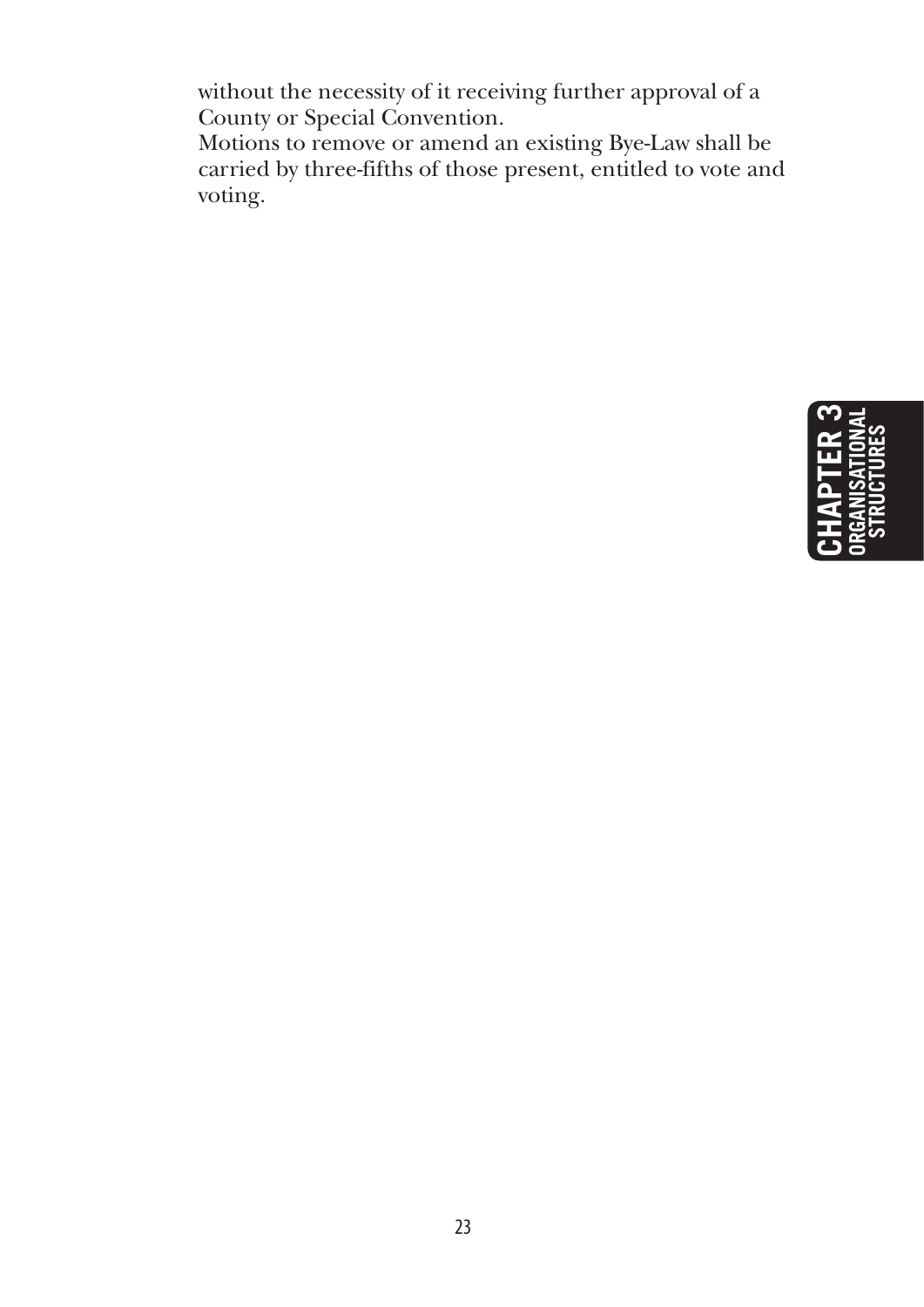without the necessity of it receiving further approval of a County or Special Convention.

Motions to remove or amend an existing Bye-Law shall be carried by three-fifths of those present, entitled to vote and voting.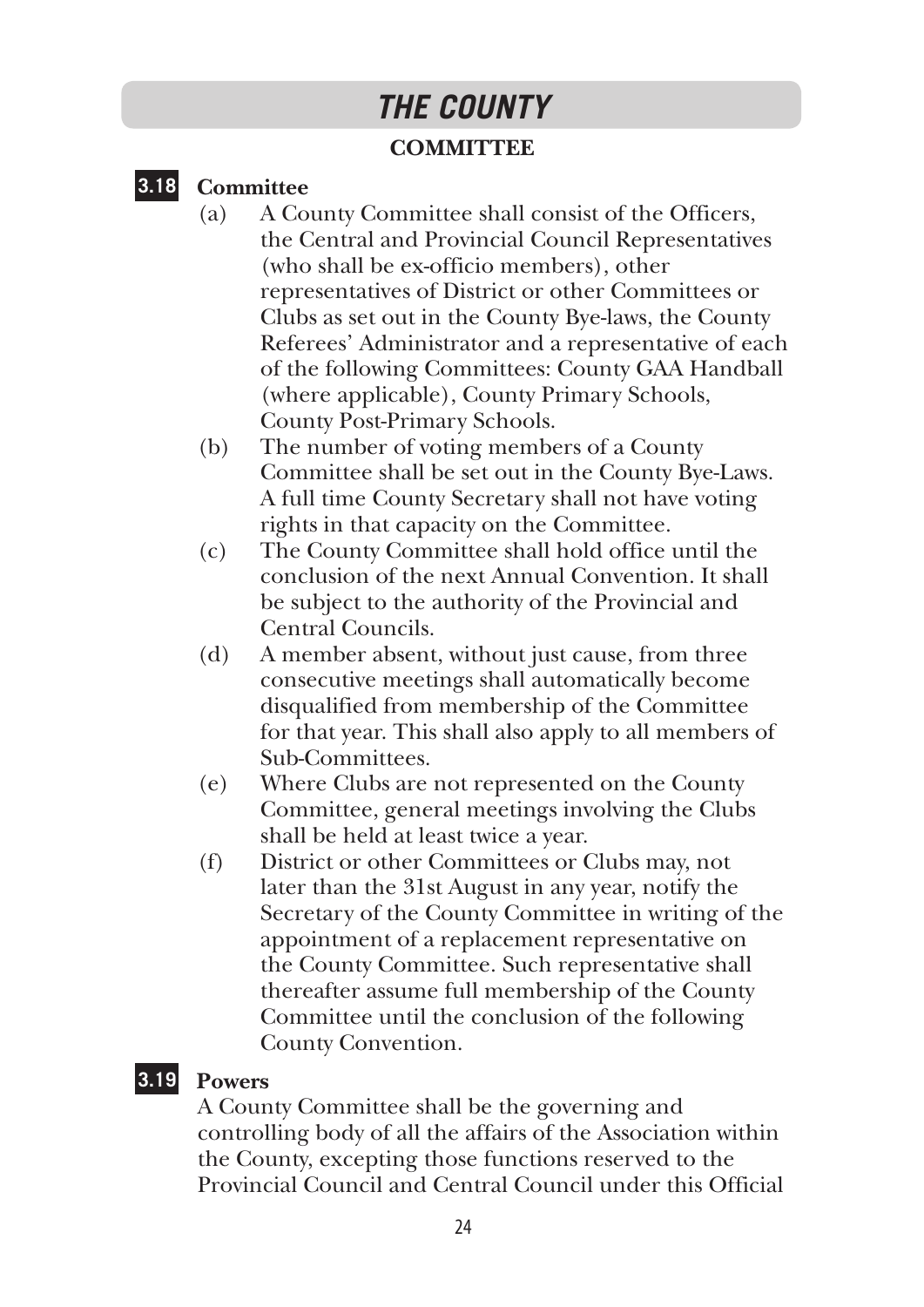# THE COUNTY

## COMMITTEE

### 3.18 Committee

(a) A County Committee shall consist of the Officers, the Central and Provincial Council Representatives (who shall be ex-officio members), other representatives of District or other Committees or Clubs as set out in the County Bye-laws, the County Referees' Administrator and a representative of each of the following Committees: County GAA Handball (where applicable), County Primary Schools, County Post-Primary Schools.

(b) The number of voting members of a County Committee shall be set out in the County Bye-Laws. A full time County Secretary shall not have voting rights in that capacity on the Committee.

(c) The County Committee shall hold office until the conclusion of the next Annual Convention. It shall be subject to the authority of the Provincial and Central Councils.

(d) A member absent, without just cause, from three consecutive meetings shall automatically become disqualified from membership of the Committee for that year. This shall also apply to all members of Sub-Committees.

(e) Where Clubs are not represented on the County Committee, general meetings involving the Clubs shall be held at least twice a year.

(f) District or other Committees or Clubs may, not later than the 31st August in any year, notify the Secretary of the County Committee in writing of the appointment of a replacement representative on the County Committee. Such representative shall thereafter assume full membership of the County Committee until the conclusion of the following County Convention.

### 3.19 Powers

A County Committee shall be the governing and controlling body of all the affairs of the Association within the County, excepting those functions reserved to the Provincial Council and Central Council under this Official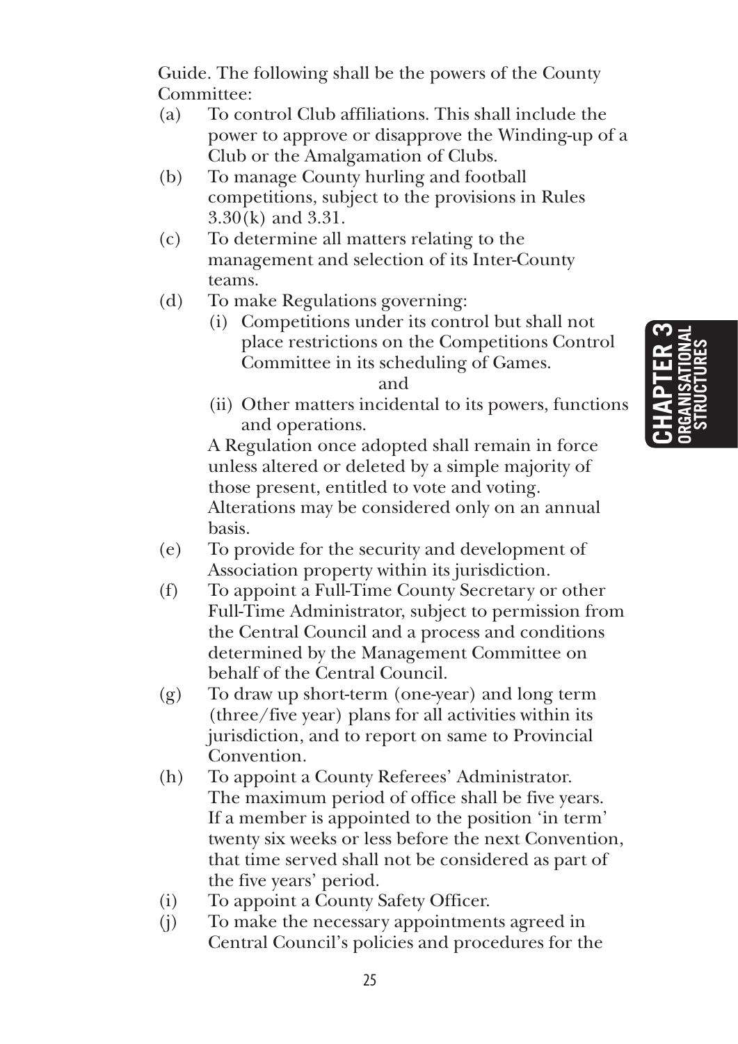Guide. The following shall be the powers of the County Committee:

(a) To control Club affiliations. This shall include the power to approve or disapprove the Winding-up of a Club or the Amalgamation of Clubs.

(b) To manage County hurling and football competitions, subject to the provisions in Rules 3.30(k) and 3.31.

(c) To determine all matters relating to the management and selection of its Inter-County teams.

(d) To make Regulations governing:

   (i) Competitions under its control but shall not place restrictions on the Competitions Control Committee in its scheduling of Games.

   and

   (ii) Other matters incidental to its powers, functions and operations.

   A Regulation once adopted shall remain in force unless altered or deleted by a simple majority of those present, entitled to vote and voting. Alterations may be considered only on an annual basis.

(e) To provide for the security and development of Association property within its jurisdiction.

(f) To appoint a Full-Time County Secretary or other Full-Time Administrator, subject to permission from the Central Council and a process and conditions determined by the Management Committee on behalf of the Central Council.

(g) To draw up short-term (one-year) and long term (three/five year) plans for all activities within its jurisdiction, and to report on same to Provincial Convention.

(h) To appoint a County Referees' Administrator. The maximum period of office shall be five years. If a member is appointed to the position 'in term' twenty six weeks or less before the next Convention, that time served shall not be considered as part of the five years' period.

(i) To appoint a County Safety Officer.

(j) To make the necessary appointments agreed in Central Council's policies and procedures for the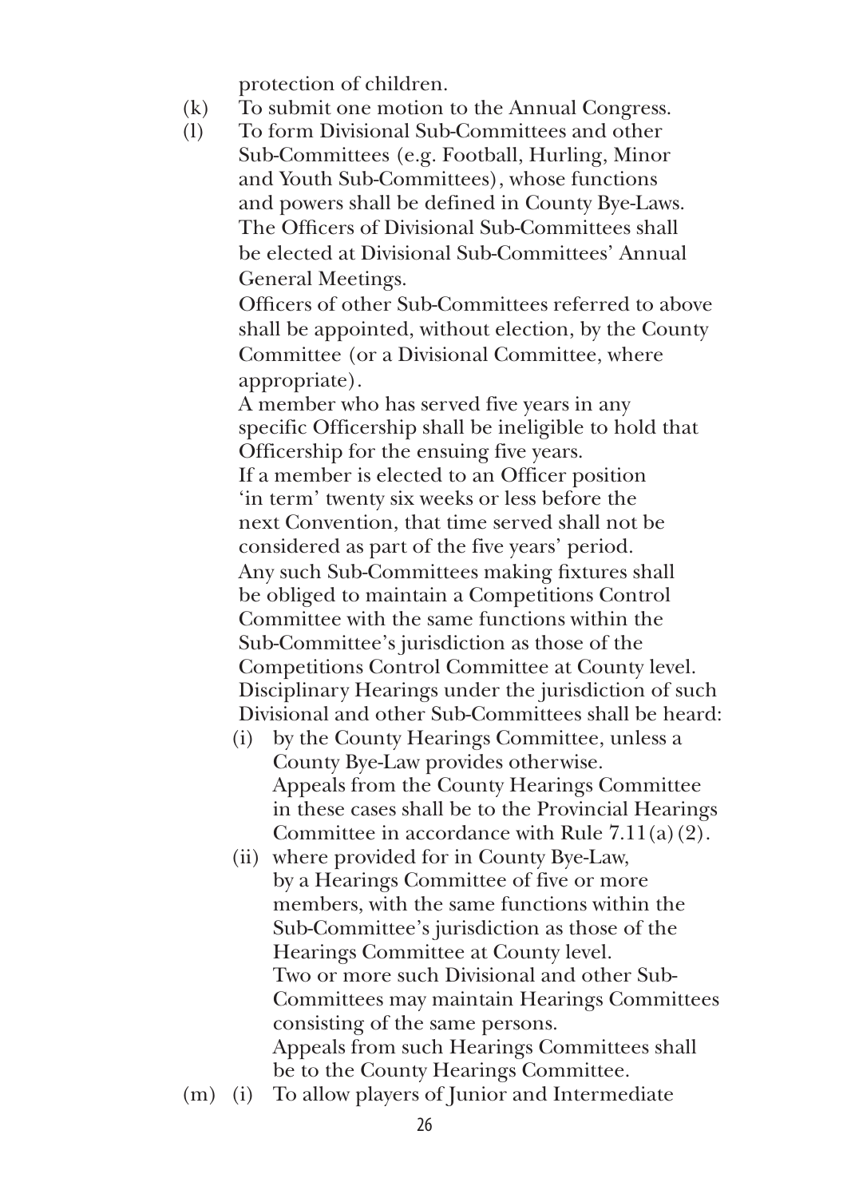protection of children.

(k) To submit one motion to the Annual Congress.

(l) To form Divisional Sub-Committees and other Sub-Committees (e.g. Football, Hurling, Minor and Youth Sub-Committees), whose functions and powers shall be defined in County Bye-Laws. The Officers of Divisional Sub-Committees shall be elected at Divisional Sub-Committees' Annual General Meetings.

 Officers of other Sub-Committees referred to above shall be appointed, without election, by the County Committee (or a Divisional Committee, where appropriate).

 A member who has served five years in any specific Officership shall be ineligible to hold that Officership for the ensuing five years.

 If a member is elected to an Officer position 'in term' twenty six weeks or less before the next Convention, that time served shall not be considered as part of the five years' period.

 Any such Sub-Committees making fixtures shall be obliged to maintain a Competitions Control Committee with the same functions within the Sub-Committee's jurisdiction as those of the Competitions Control Committee at County level.

 Disciplinary Hearings under the jurisdiction of such Divisional and other Sub-Committees shall be heard:

 (i) by the County Hearings Committee, unless a County Bye-Law provides otherwise.
 Appeals from the County Hearings Committee in these cases shall be to the Provincial Hearings Committee in accordance with Rule 7.11(a)(2).

 (ii) where provided for in County Bye-Law, by a Hearings Committee of five or more members, with the same functions within the Sub-Committee's jurisdiction as those of the Hearings Committee at County level.
 Two or more such Divisional and other Sub-Committees may maintain Hearings Committees consisting of the same persons.
 Appeals from such Hearings Committees shall be to the County Hearings Committee.

(m) (i) To allow players of Junior and Intermediate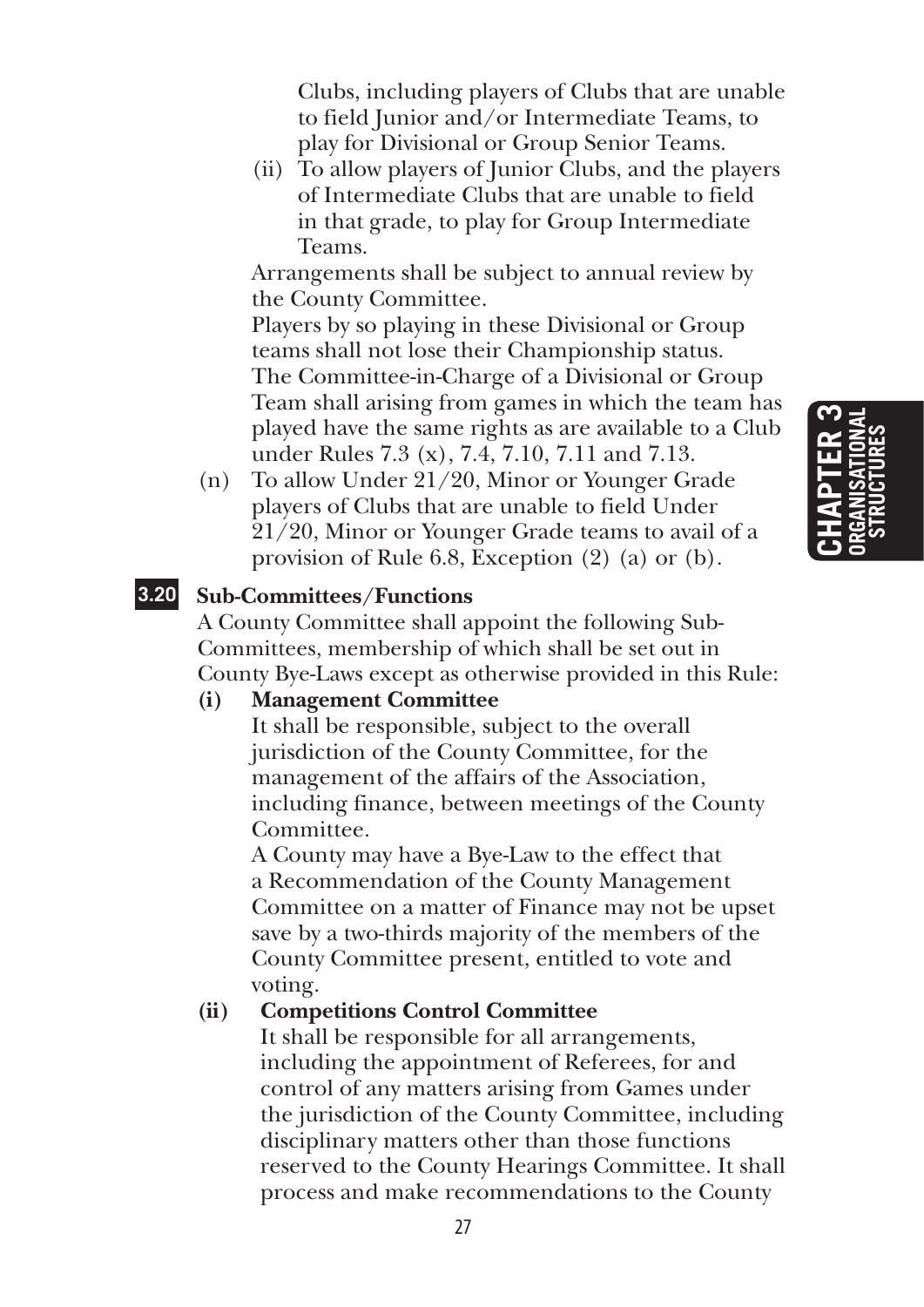Clubs, including players of Clubs that are unable to field Junior and/or Intermediate Teams, to play for Divisional or Group Senior Teams.

(ii) To allow players of Junior Clubs, and the players of Intermediate Clubs that are unable to field in that grade, to play for Group Intermediate Teams.

Arrangements shall be subject to annual review by the County Committee.

Players by so playing in these Divisional or Group teams shall not lose their Championship status.

The Committee-in-Charge of a Divisional or Group Team shall arising from games in which the team has played have the same rights as are available to a Club under Rules 7.3 (x), 7.4, 7.10, 7.11 and 7.13.

(n) To allow Under 21/20, Minor or Younger Grade players of Clubs that are unable to field Under 21/20, Minor or Younger Grade teams to avail of a provision of Rule 6.8, Exception (2) (a) or (b).

## 3.20 Sub-Committees/Functions

A County Committee shall appoint the following Sub-Committees, membership of which shall be set out in County Bye-Laws except as otherwise provided in this Rule:

**(i) Management Committee**

It shall be responsible, subject to the overall jurisdiction of the County Committee, for the management of the affairs of the Association, including finance, between meetings of the County Committee.

A County may have a Bye-Law to the effect that a Recommendation of the County Management Committee on a matter of Finance may not be upset save by a two-thirds majority of the members of the County Committee present, entitled to vote and voting.

**(ii) Competitions Control Committee**

It shall be responsible for all arrangements, including the appointment of Referees, for and control of any matters arising from Games under the jurisdiction of the County Committee, including disciplinary matters other than those functions reserved to the County Hearings Committee. It shall process and make recommendations to the County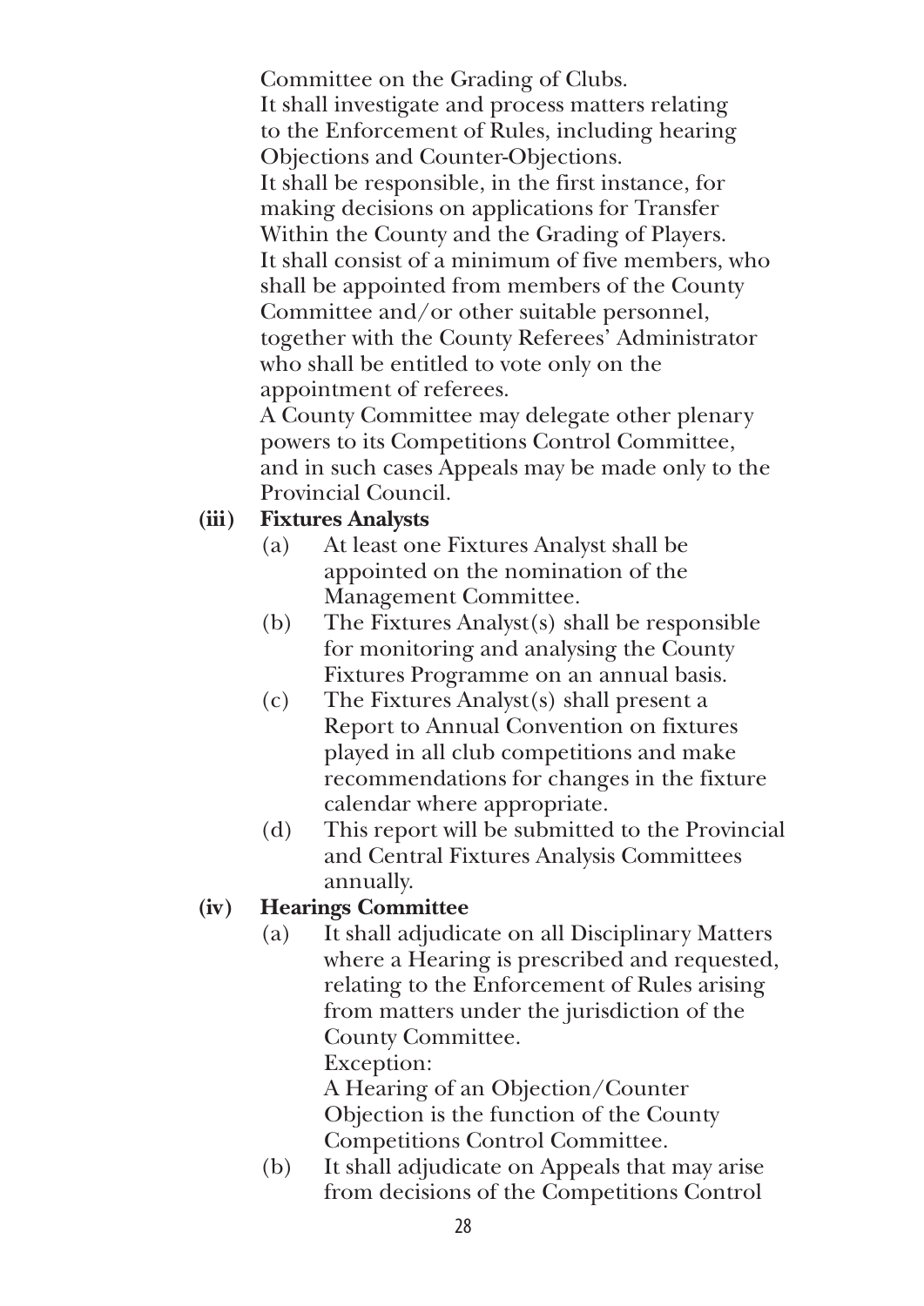Committee on the Grading of Clubs.

It shall investigate and process matters relating to the Enforcement of Rules, including hearing Objections and Counter-Objections.

It shall be responsible, in the first instance, for making decisions on applications for Transfer Within the County and the Grading of Players.

It shall consist of a minimum of five members, who shall be appointed from members of the County Committee and/or other suitable personnel, together with the County Referees' Administrator who shall be entitled to vote only on the appointment of referees.

A County Committee may delegate other plenary powers to its Competitions Control Committee, and in such cases Appeals may be made only to the Provincial Council.

**(iii) Fixtures Analysts**

(a) At least one Fixtures Analyst shall be appointed on the nomination of the Management Committee.

(b) The Fixtures Analyst(s) shall be responsible for monitoring and analysing the County Fixtures Programme on an annual basis.

(c) The Fixtures Analyst(s) shall present a Report to Annual Convention on fixtures played in all club competitions and make recommendations for changes in the fixture calendar where appropriate.

(d) This report will be submitted to the Provincial and Central Fixtures Analysis Committees annually.

**(iv) Hearings Committee**

(a) It shall adjudicate on all Disciplinary Matters where a Hearing is prescribed and requested, relating to the Enforcement of Rules arising from matters under the jurisdiction of the County Committee.

Exception:

A Hearing of an Objection/Counter Objection is the function of the County Competitions Control Committee.

(b) It shall adjudicate on Appeals that may arise from decisions of the Competitions Control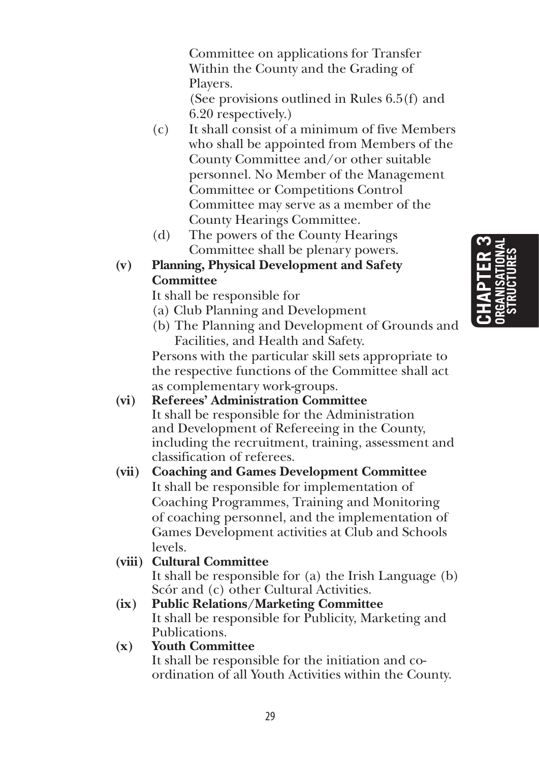Committee on applications for Transfer Within the County and the Grading of Players.
(See provisions outlined in Rules 6.5(f) and 6.20 respectively.)

(c) It shall consist of a minimum of five Members who shall be appointed from Members of the County Committee and/or other suitable personnel. No Member of the Management Committee or Competitions Control Committee may serve as a member of the County Hearings Committee.

(d) The powers of the County Hearings Committee shall be plenary powers.

**(v) Planning, Physical Development and Safety Committee**

It shall be responsible for

(a) Club Planning and Development

(b) The Planning and Development of Grounds and Facilities, and Health and Safety.

Persons with the particular skill sets appropriate to the respective functions of the Committee shall act as complementary work-groups.

**(vi) Referees' Administration Committee**

It shall be responsible for the Administration and Development of Refereeing in the County, including the recruitment, training, assessment and classification of referees.

**(vii) Coaching and Games Development Committee**

It shall be responsible for implementation of Coaching Programmes, Training and Monitoring of coaching personnel, and the implementation of Games Development activities at Club and Schools levels.

**(viii) Cultural Committee**

It shall be responsible for (a) the Irish Language (b) Scór and (c) other Cultural Activities.

**(ix) Public Relations/Marketing Committee**

It shall be responsible for Publicity, Marketing and Publications.

**(x) Youth Committee**

It shall be responsible for the initiation and co-ordination of all Youth Activities within the County.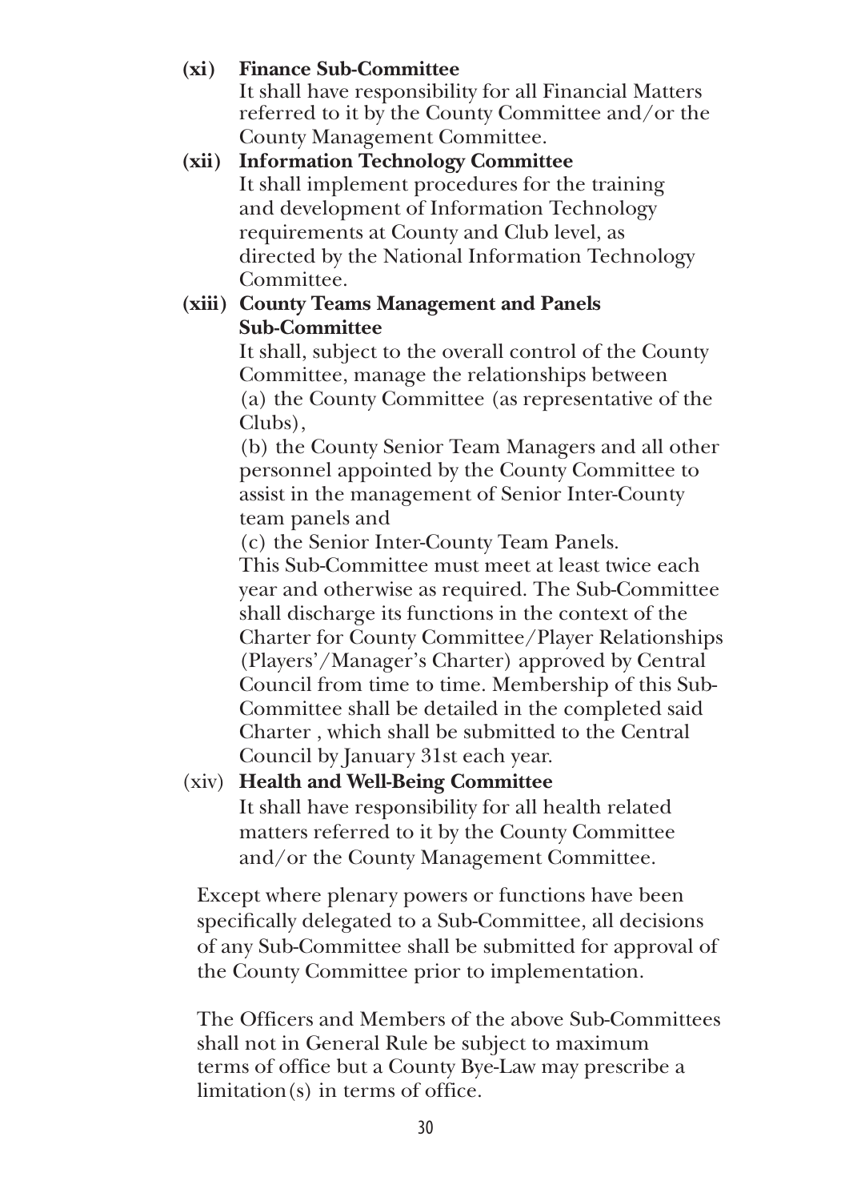**(xi) Finance Sub-Committee**
It shall have responsibility for all Financial Matters referred to it by the County Committee and/or the County Management Committee.

**(xii) Information Technology Committee**
It shall implement procedures for the training and development of Information Technology requirements at County and Club level, as directed by the National Information Technology Committee.

**(xiii) County Teams Management and Panels Sub-Committee**
It shall, subject to the overall control of the County Committee, manage the relationships between
(a) the County Committee (as representative of the Clubs),
(b) the County Senior Team Managers and all other personnel appointed by the County Committee to assist in the management of Senior Inter-County team panels and
(c) the Senior Inter-County Team Panels.
This Sub-Committee must meet at least twice each year and otherwise as required. The Sub-Committee shall discharge its functions in the context of the Charter for County Committee/Player Relationships (Players'/Manager's Charter) approved by Central Council from time to time. Membership of this Sub-Committee shall be detailed in the completed said Charter , which shall be submitted to the Central Council by January 31st each year.

(xiv) **Health and Well-Being Committee**
It shall have responsibility for all health related matters referred to it by the County Committee and/or the County Management Committee.

Except where plenary powers or functions have been specifically delegated to a Sub-Committee, all decisions of any Sub-Committee shall be submitted for approval of the County Committee prior to implementation.

The Officers and Members of the above Sub-Committees shall not in General Rule be subject to maximum terms of office but a County Bye-Law may prescribe a limitation(s) in terms of office.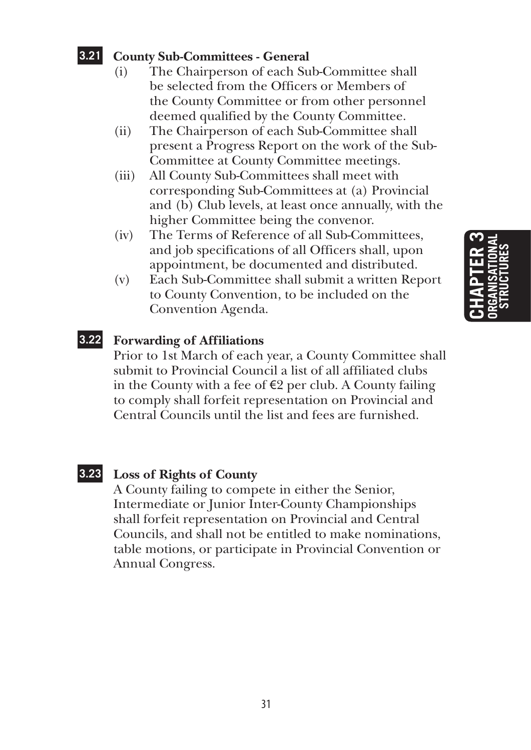### 3.21 County Sub-Committees - General

- (i) The Chairperson of each Sub-Committee shall be selected from the Officers or Members of the County Committee or from other personnel deemed qualified by the County Committee.
- (ii) The Chairperson of each Sub-Committee shall present a Progress Report on the work of the Sub-Committee at County Committee meetings.
- (iii) All County Sub-Committees shall meet with corresponding Sub-Committees at (a) Provincial and (b) Club levels, at least once annually, with the higher Committee being the convenor.
- (iv) The Terms of Reference of all Sub-Committees, and job specifications of all Officers shall, upon appointment, be documented and distributed.
- (v) Each Sub-Committee shall submit a written Report to County Convention, to be included on the Convention Agenda.

### 3.22 Forwarding of Affiliations

Prior to 1st March of each year, a County Committee shall submit to Provincial Council a list of all affiliated clubs in the County with a fee of €2 per club. A County failing to comply shall forfeit representation on Provincial and Central Councils until the list and fees are furnished.

### 3.23 Loss of Rights of County

A County failing to compete in either the Senior, Intermediate or Junior Inter-County Championships shall forfeit representation on Provincial and Central Councils, and shall not be entitled to make nominations, table motions, or participate in Provincial Convention or Annual Congress.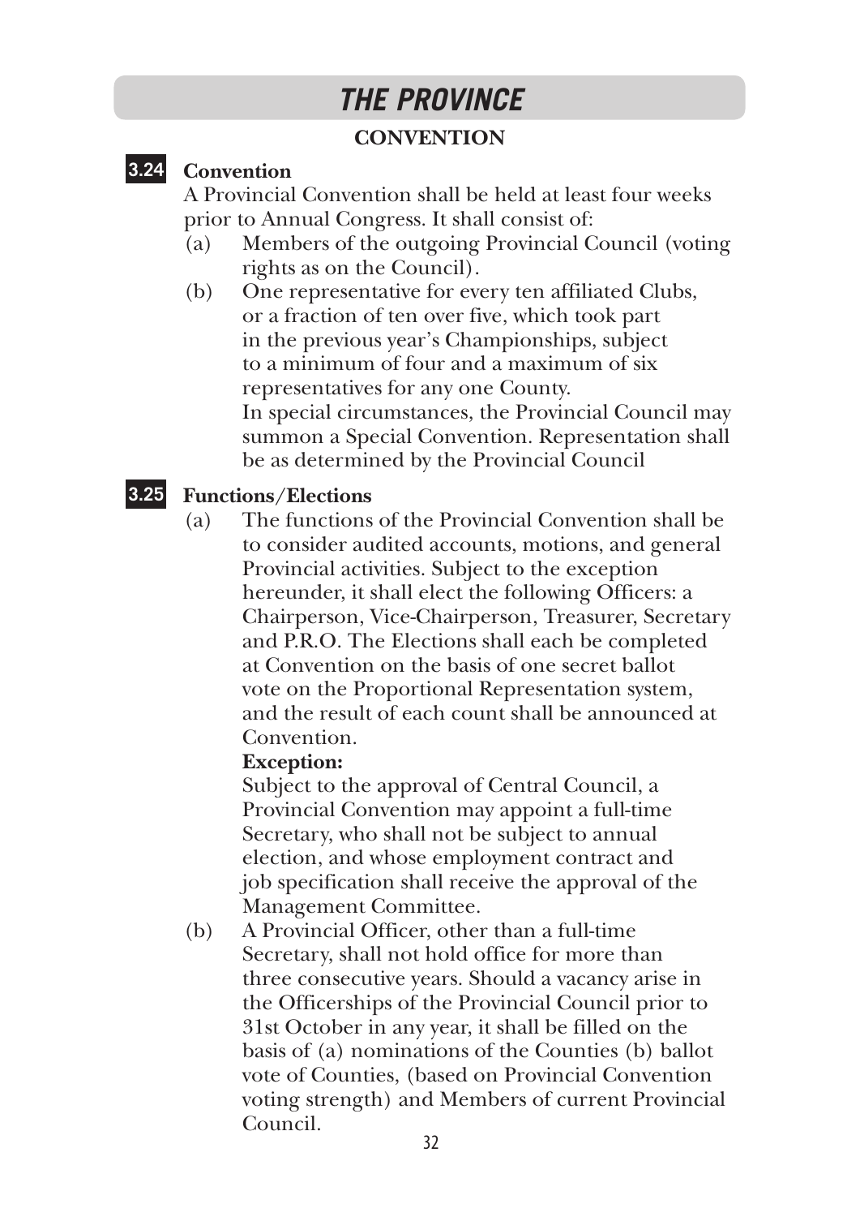# THE PROVINCE

## CONVENTION

### 3.24 Convention

A Provincial Convention shall be held at least four weeks prior to Annual Congress. It shall consist of:

(a) Members of the outgoing Provincial Council (voting rights as on the Council).

(b) One representative for every ten affiliated Clubs, or a fraction of ten over five, which took part in the previous year's Championships, subject to a minimum of four and a maximum of six representatives for any one County.

In special circumstances, the Provincial Council may summon a Special Convention. Representation shall be as determined by the Provincial Council

### 3.25 Functions/Elections

(a) The functions of the Provincial Convention shall be to consider audited accounts, motions, and general Provincial activities. Subject to the exception hereunder, it shall elect the following Officers: a Chairperson, Vice-Chairperson, Treasurer, Secretary and P.R.O. The Elections shall each be completed at Convention on the basis of one secret ballot vote on the Proportional Representation system, and the result of each count shall be announced at Convention.

**Exception:**

Subject to the approval of Central Council, a Provincial Convention may appoint a full-time Secretary, who shall not be subject to annual election, and whose employment contract and job specification shall receive the approval of the Management Committee.

(b) A Provincial Officer, other than a full-time Secretary, shall not hold office for more than three consecutive years. Should a vacancy arise in the Officerships of the Provincial Council prior to 31st October in any year, it shall be filled on the basis of (a) nominations of the Counties (b) ballot vote of Counties, (based on Provincial Convention voting strength) and Members of current Provincial Council.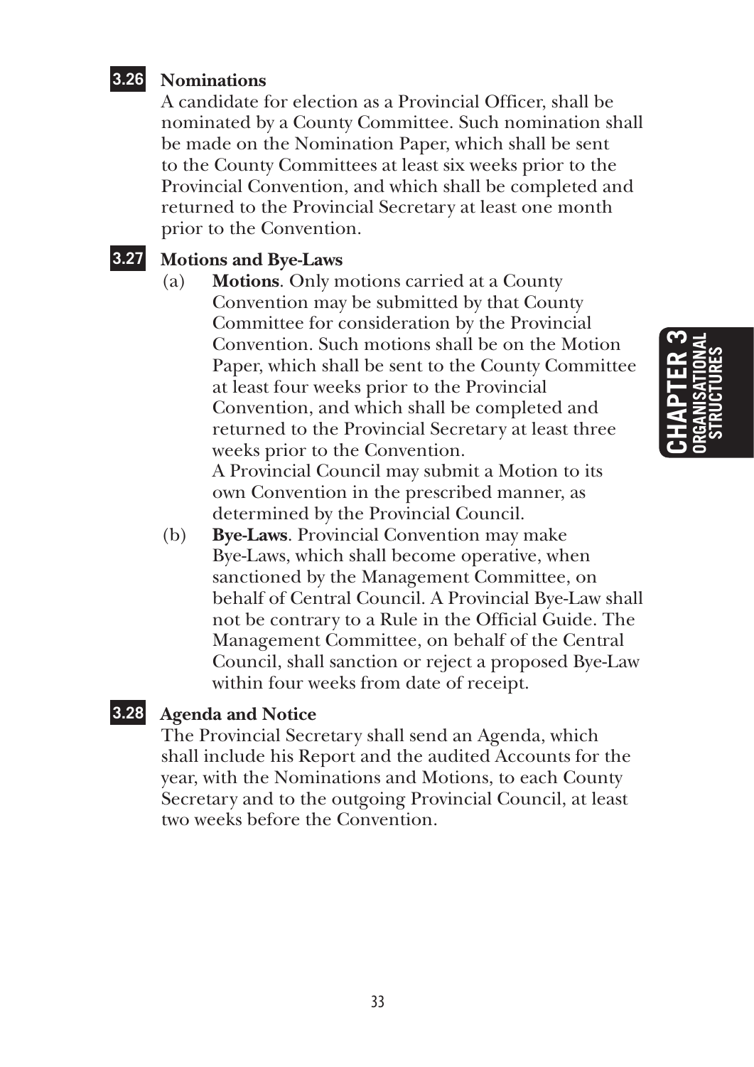### 3.26 Nominations

A candidate for election as a Provincial Officer, shall be nominated by a County Committee. Such nomination shall be made on the Nomination Paper, which shall be sent to the County Committees at least six weeks prior to the Provincial Convention, and which shall be completed and returned to the Provincial Secretary at least one month prior to the Convention.

### 3.27 Motions and Bye-Laws

(a) **Motions**. Only motions carried at a County Convention may be submitted by that County Committee for consideration by the Provincial Convention. Such motions shall be on the Motion Paper, which shall be sent to the County Committee at least four weeks prior to the Provincial Convention, and which shall be completed and returned to the Provincial Secretary at least three weeks prior to the Convention.
A Provincial Council may submit a Motion to its own Convention in the prescribed manner, as determined by the Provincial Council.

(b) **Bye-Laws**. Provincial Convention may make Bye-Laws, which shall become operative, when sanctioned by the Management Committee, on behalf of Central Council. A Provincial Bye-Law shall not be contrary to a Rule in the Official Guide. The Management Committee, on behalf of the Central Council, shall sanction or reject a proposed Bye-Law within four weeks from date of receipt.

### 3.28 Agenda and Notice

The Provincial Secretary shall send an Agenda, which shall include his Report and the audited Accounts for the year, with the Nominations and Motions, to each County Secretary and to the outgoing Provincial Council, at least two weeks before the Convention.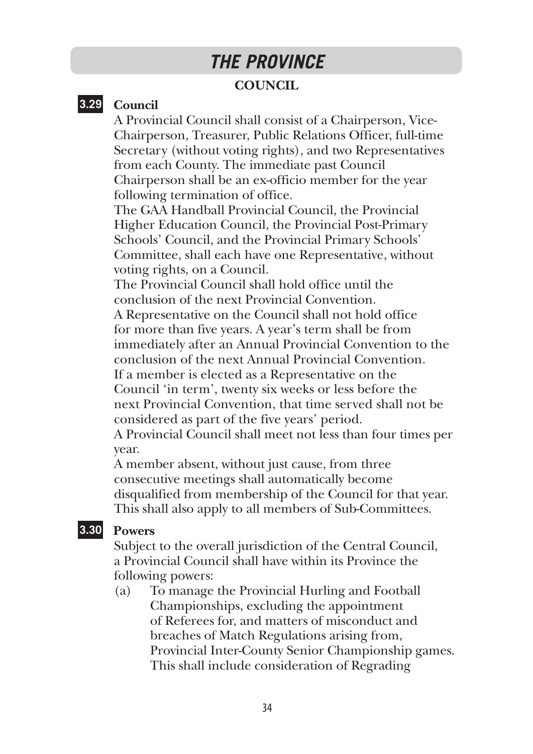# THE PROVINCE

## COUNCIL

### 3.29 Council

A Provincial Council shall consist of a Chairperson, Vice-Chairperson, Treasurer, Public Relations Officer, full-time Secretary (without voting rights), and two Representatives from each County. The immediate past Council Chairperson shall be an ex-officio member for the year following termination of office.

The GAA Handball Provincial Council, the Provincial Higher Education Council, the Provincial Post-Primary Schools' Council, and the Provincial Primary Schools' Committee, shall each have one Representative, without voting rights, on a Council.

The Provincial Council shall hold office until the conclusion of the next Provincial Convention.

A Representative on the Council shall not hold office for more than five years. A year's term shall be from immediately after an Annual Provincial Convention to the conclusion of the next Annual Provincial Convention.

If a member is elected as a Representative on the Council 'in term', twenty six weeks or less before the next Provincial Convention, that time served shall not be considered as part of the five years' period.

A Provincial Council shall meet not less than four times per year.

A member absent, without just cause, from three consecutive meetings shall automatically become disqualified from membership of the Council for that year. This shall also apply to all members of Sub-Committees.

### 3.30 Powers

Subject to the overall jurisdiction of the Central Council, a Provincial Council shall have within its Province the following powers:

(a) To manage the Provincial Hurling and Football Championships, excluding the appointment of Referees for, and matters of misconduct and breaches of Match Regulations arising from, Provincial Inter-County Senior Championship games. This shall include consideration of Regrading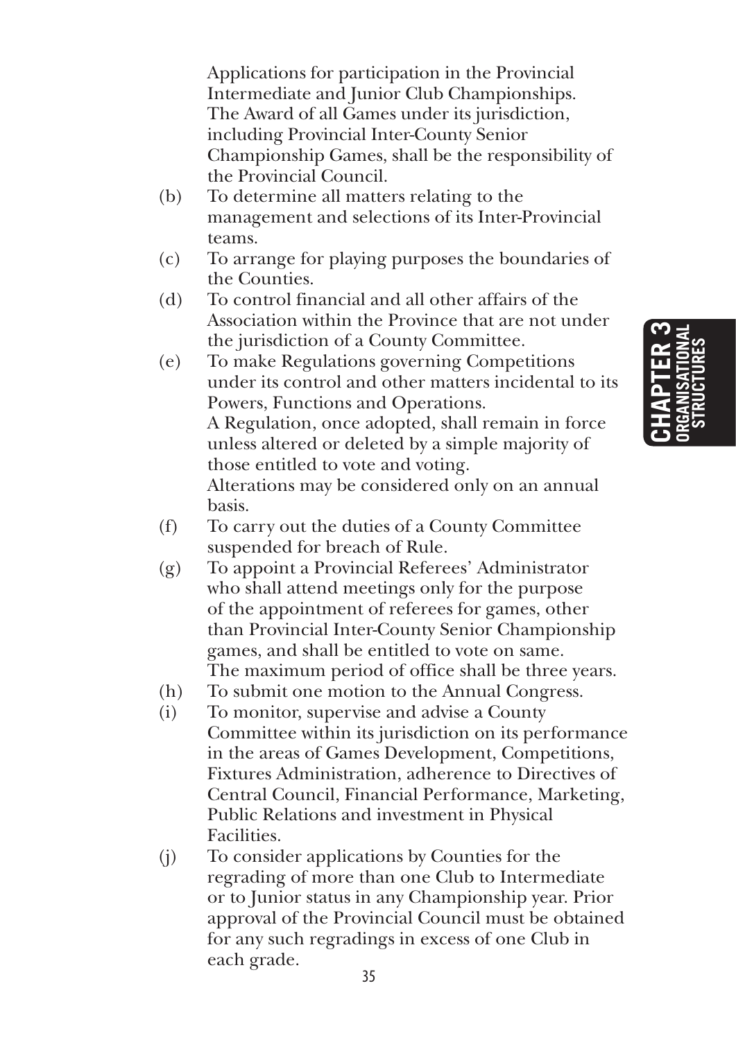Applications for participation in the Provincial Intermediate and Junior Club Championships. The Award of all Games under its jurisdiction, including Provincial Inter-County Senior Championship Games, shall be the responsibility of the Provincial Council.

(b) To determine all matters relating to the management and selections of its Inter-Provincial teams.

(c) To arrange for playing purposes the boundaries of the Counties.

(d) To control financial and all other affairs of the Association within the Province that are not under the jurisdiction of a County Committee.

(e) To make Regulations governing Competitions under its control and other matters incidental to its Powers, Functions and Operations.
A Regulation, once adopted, shall remain in force unless altered or deleted by a simple majority of those entitled to vote and voting.
Alterations may be considered only on an annual basis.

(f) To carry out the duties of a County Committee suspended for breach of Rule.

(g) To appoint a Provincial Referees' Administrator who shall attend meetings only for the purpose of the appointment of referees for games, other than Provincial Inter-County Senior Championship games, and shall be entitled to vote on same.
The maximum period of office shall be three years.

(h) To submit one motion to the Annual Congress.

(i) To monitor, supervise and advise a County Committee within its jurisdiction on its performance in the areas of Games Development, Competitions, Fixtures Administration, adherence to Directives of Central Council, Financial Performance, Marketing, Public Relations and investment in Physical Facilities.

(j) To consider applications by Counties for the regrading of more than one Club to Intermediate or to Junior status in any Championship year. Prior approval of the Provincial Council must be obtained for any such regradings in excess of one Club in each grade.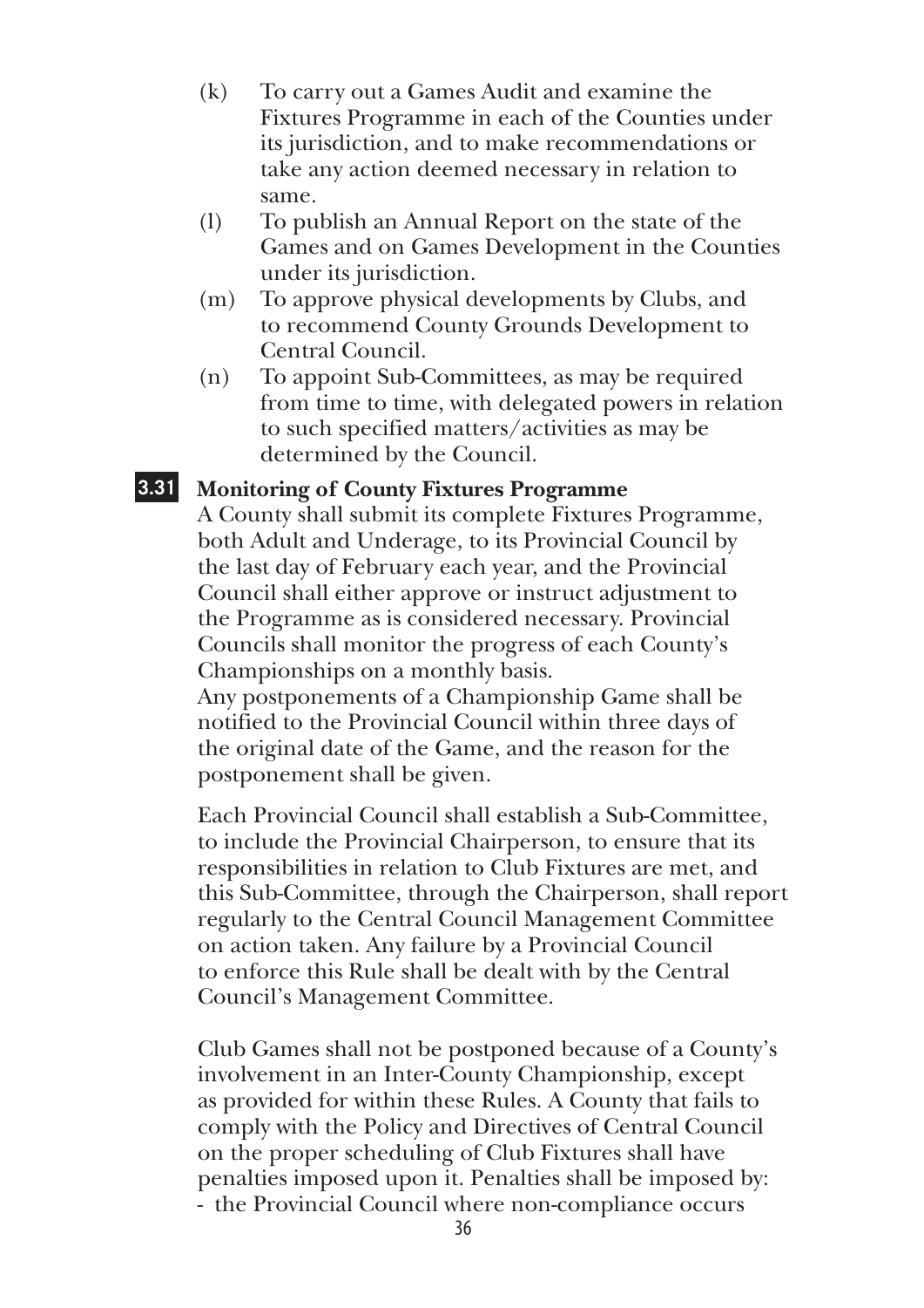(k) To carry out a Games Audit and examine the Fixtures Programme in each of the Counties under its jurisdiction, and to make recommendations or take any action deemed necessary in relation to same.

(l) To publish an Annual Report on the state of the Games and on Games Development in the Counties under its jurisdiction.

(m) To approve physical developments by Clubs, and to recommend County Grounds Development to Central Council.

(n) To appoint Sub-Committees, as may be required from time to time, with delegated powers in relation to such specified matters/activities as may be determined by the Council.

### 3.31 Monitoring of County Fixtures Programme

A County shall submit its complete Fixtures Programme, both Adult and Underage, to its Provincial Council by the last day of February each year, and the Provincial Council shall either approve or instruct adjustment to the Programme as is considered necessary. Provincial Councils shall monitor the progress of each County's Championships on a monthly basis.

Any postponements of a Championship Game shall be notified to the Provincial Council within three days of the original date of the Game, and the reason for the postponement shall be given.

Each Provincial Council shall establish a Sub-Committee, to include the Provincial Chairperson, to ensure that its responsibilities in relation to Club Fixtures are met, and this Sub-Committee, through the Chairperson, shall report regularly to the Central Council Management Committee on action taken. Any failure by a Provincial Council to enforce this Rule shall be dealt with by the Central Council's Management Committee.

Club Games shall not be postponed because of a County's involvement in an Inter-County Championship, except as provided for within these Rules. A County that fails to comply with the Policy and Directives of Central Council on the proper scheduling of Club Fixtures shall have penalties imposed upon it. Penalties shall be imposed by:

- the Provincial Council where non-compliance occurs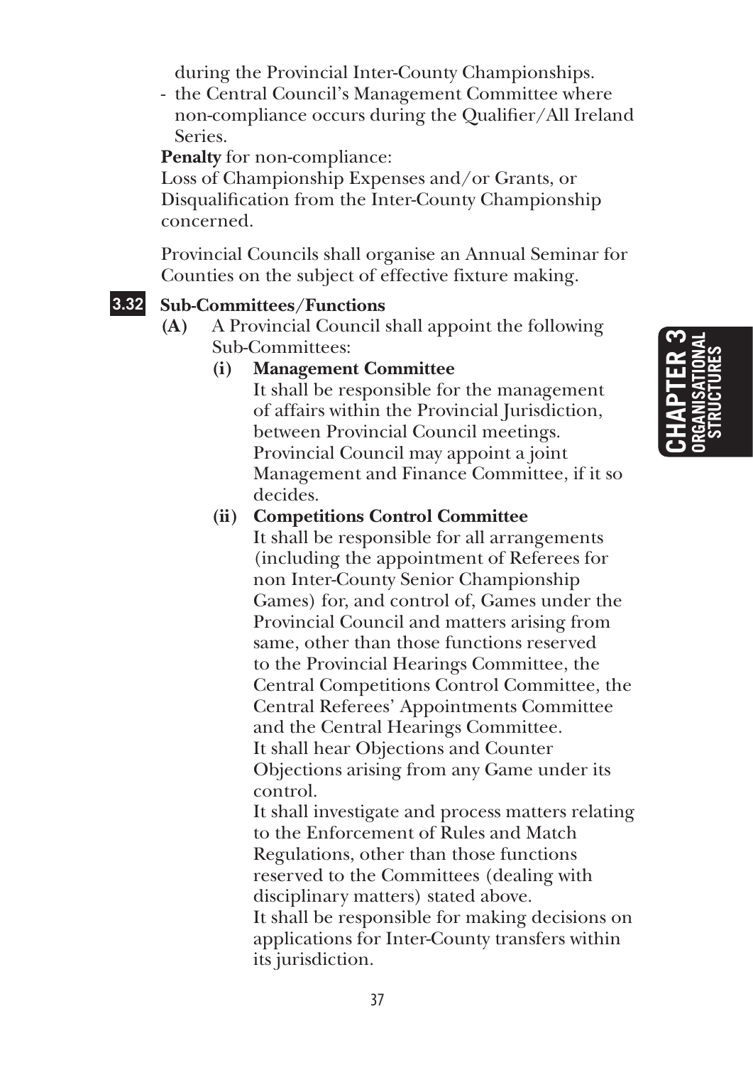during the Provincial Inter-County Championships.

- the Central Council's Management Committee where non-compliance occurs during the Qualifier/All Ireland Series.

**Penalty** for non-compliance:
Loss of Championship Expenses and/or Grants, or Disqualification from the Inter-County Championship concerned.

Provincial Councils shall organise an Annual Seminar for Counties on the subject of effective fixture making.

### 3.32 Sub-Committees/Functions

**(A)** A Provincial Council shall appoint the following Sub-Committees:

**(i) Management Committee**
It shall be responsible for the management of affairs within the Provincial Jurisdiction, between Provincial Council meetings. Provincial Council may appoint a joint Management and Finance Committee, if it so decides.

**(ii) Competitions Control Committee**
It shall be responsible for all arrangements (including the appointment of Referees for non Inter-County Senior Championship Games) for, and control of, Games under the Provincial Council and matters arising from same, other than those functions reserved to the Provincial Hearings Committee, the Central Competitions Control Committee, the Central Referees' Appointments Committee and the Central Hearings Committee.
It shall hear Objections and Counter Objections arising from any Game under its control.
It shall investigate and process matters relating to the Enforcement of Rules and Match Regulations, other than those functions reserved to the Committees (dealing with disciplinary matters) stated above.
It shall be responsible for making decisions on applications for Inter-County transfers within its jurisdiction.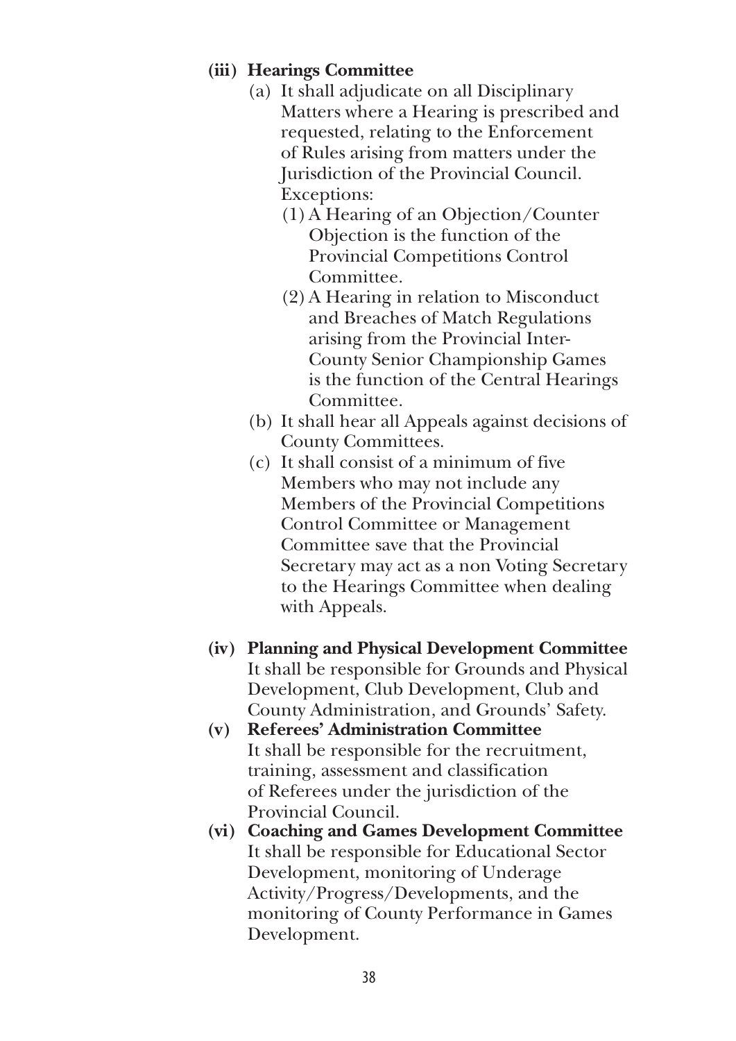**(iii) Hearings Committee**

(a) It shall adjudicate on all Disciplinary Matters where a Hearing is prescribed and requested, relating to the Enforcement of Rules arising from matters under the Jurisdiction of the Provincial Council.
Exceptions:
(1) A Hearing of an Objection/Counter Objection is the function of the Provincial Competitions Control Committee.
(2) A Hearing in relation to Misconduct and Breaches of Match Regulations arising from the Provincial Inter-County Senior Championship Games is the function of the Central Hearings Committee.

(b) It shall hear all Appeals against decisions of County Committees.

(c) It shall consist of a minimum of five Members who may not include any Members of the Provincial Competitions Control Committee or Management Committee save that the Provincial Secretary may act as a non Voting Secretary to the Hearings Committee when dealing with Appeals.

**(iv) Planning and Physical Development Committee**
It shall be responsible for Grounds and Physical Development, Club Development, Club and County Administration, and Grounds' Safety.

**(v) Referees' Administration Committee**
It shall be responsible for the recruitment, training, assessment and classification of Referees under the jurisdiction of the Provincial Council.

**(vi) Coaching and Games Development Committee**
It shall be responsible for Educational Sector Development, monitoring of Underage Activity/Progress/Developments, and the monitoring of County Performance in Games Development.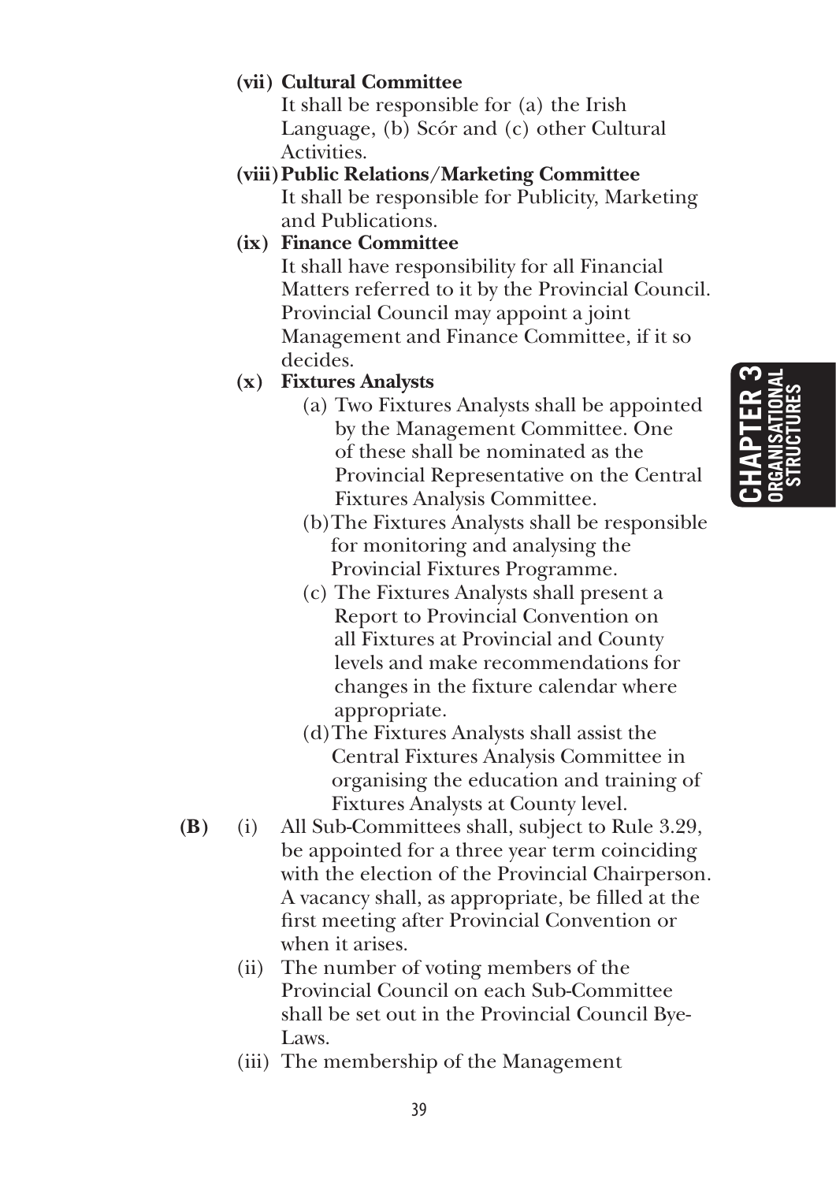**(vii) Cultural Committee**

It shall be responsible for (a) the Irish Language, (b) Scór and (c) other Cultural Activities.

**(viii) Public Relations/Marketing Committee**

It shall be responsible for Publicity, Marketing and Publications.

**(ix) Finance Committee**

It shall have responsibility for all Financial Matters referred to it by the Provincial Council. Provincial Council may appoint a joint Management and Finance Committee, if it so decides.

**(x) Fixtures Analysts**

(a) Two Fixtures Analysts shall be appointed by the Management Committee. One of these shall be nominated as the Provincial Representative on the Central Fixtures Analysis Committee.

(b) The Fixtures Analysts shall be responsible for monitoring and analysing the Provincial Fixtures Programme.

(c) The Fixtures Analysts shall present a Report to Provincial Convention on all Fixtures at Provincial and County levels and make recommendations for changes in the fixture calendar where appropriate.

(d) The Fixtures Analysts shall assist the Central Fixtures Analysis Committee in organising the education and training of Fixtures Analysts at County level.

**(B)** (i) All Sub-Committees shall, subject to Rule 3.29, be appointed for a three year term coinciding with the election of the Provincial Chairperson. A vacancy shall, as appropriate, be filled at the first meeting after Provincial Convention or when it arises.

(ii) The number of voting members of the Provincial Council on each Sub-Committee shall be set out in the Provincial Council Bye-Laws.

(iii) The membership of the Management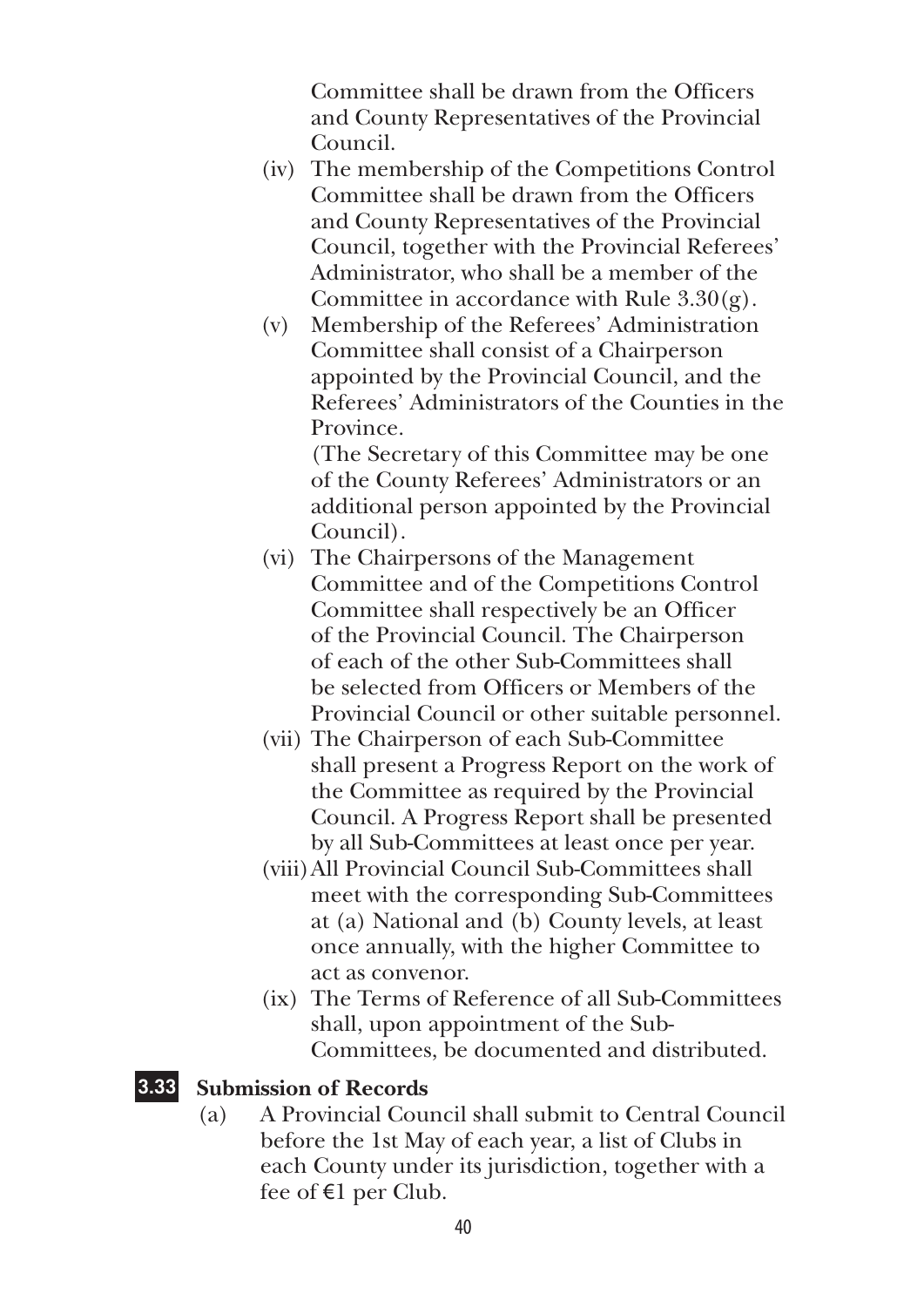Committee shall be drawn from the Officers and County Representatives of the Provincial Council.

(iv) The membership of the Competitions Control Committee shall be drawn from the Officers and County Representatives of the Provincial Council, together with the Provincial Referees' Administrator, who shall be a member of the Committee in accordance with Rule 3.30(g).

(v) Membership of the Referees' Administration Committee shall consist of a Chairperson appointed by the Provincial Council, and the Referees' Administrators of the Counties in the Province.

(The Secretary of this Committee may be one of the County Referees' Administrators or an additional person appointed by the Provincial Council).

(vi) The Chairpersons of the Management Committee and of the Competitions Control Committee shall respectively be an Officer of the Provincial Council. The Chairperson of each of the other Sub-Committees shall be selected from Officers or Members of the Provincial Council or other suitable personnel.

(vii) The Chairperson of each Sub-Committee shall present a Progress Report on the work of the Committee as required by the Provincial Council. A Progress Report shall be presented by all Sub-Committees at least once per year.

(viii) All Provincial Council Sub-Committees shall meet with the corresponding Sub-Committees at (a) National and (b) County levels, at least once annually, with the higher Committee to act as convenor.

(ix) The Terms of Reference of all Sub-Committees shall, upon appointment of the Sub-Committees, be documented and distributed.

## 3.33 Submission of Records

(a) A Provincial Council shall submit to Central Council before the 1st May of each year, a list of Clubs in each County under its jurisdiction, together with a fee of €1 per Club.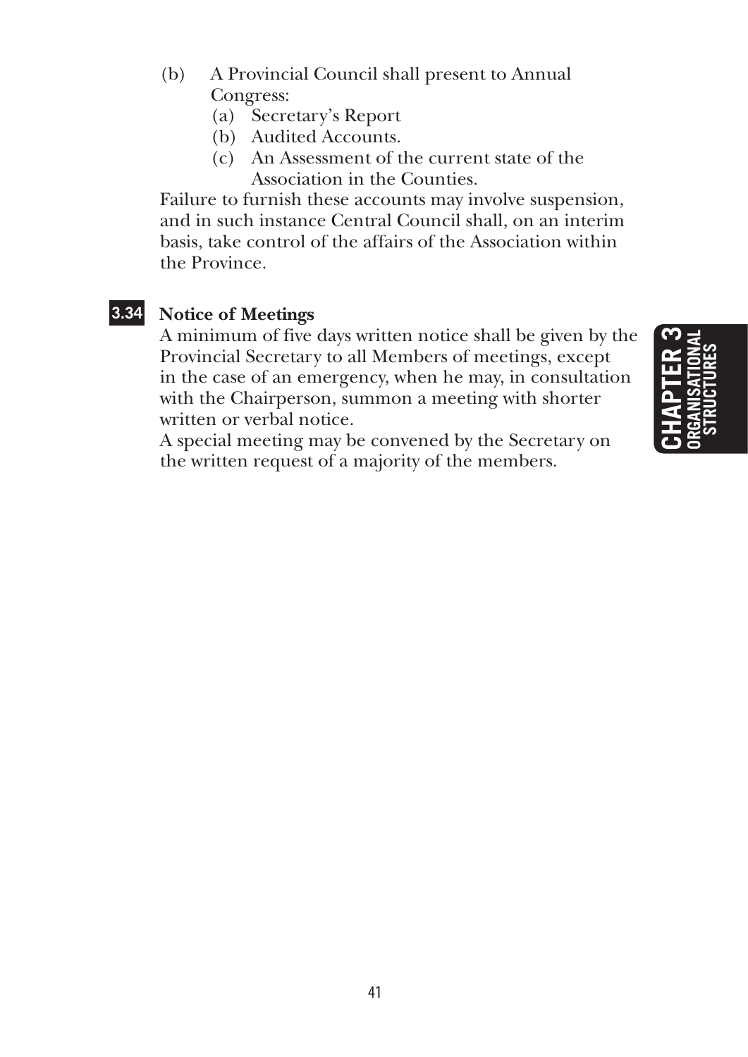(b) A Provincial Council shall present to Annual Congress:
   (a) Secretary's Report
   (b) Audited Accounts.
   (c) An Assessment of the current state of the Association in the Counties.

Failure to furnish these accounts may involve suspension, and in such instance Central Council shall, on an interim basis, take control of the affairs of the Association within the Province.

### 3.34 Notice of Meetings

A minimum of five days written notice shall be given by the Provincial Secretary to all Members of meetings, except in the case of an emergency, when he may, in consultation with the Chairperson, summon a meeting with shorter written or verbal notice.

A special meeting may be convened by the Secretary on the written request of a majority of the members.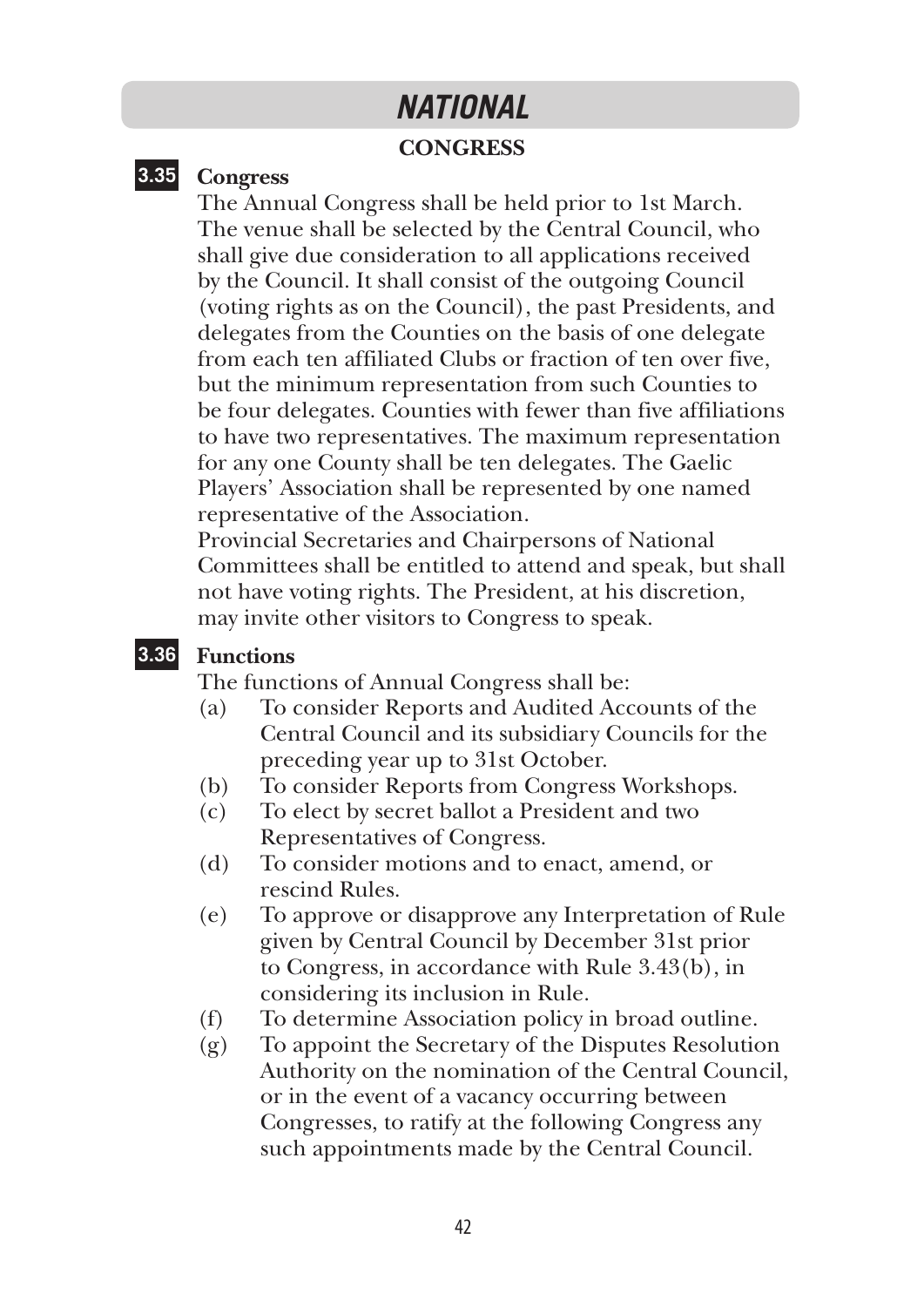# NATIONAL

## CONGRESS

### 3.35 Congress

The Annual Congress shall be held prior to 1st March. The venue shall be selected by the Central Council, who shall give due consideration to all applications received by the Council. It shall consist of the outgoing Council (voting rights as on the Council), the past Presidents, and delegates from the Counties on the basis of one delegate from each ten affiliated Clubs or fraction of ten over five, but the minimum representation from such Counties to be four delegates. Counties with fewer than five affiliations to have two representatives. The maximum representation for any one County shall be ten delegates. The Gaelic Players' Association shall be represented by one named representative of the Association.

Provincial Secretaries and Chairpersons of National Committees shall be entitled to attend and speak, but shall not have voting rights. The President, at his discretion, may invite other visitors to Congress to speak.

### 3.36 Functions

The functions of Annual Congress shall be:

(a) To consider Reports and Audited Accounts of the Central Council and its subsidiary Councils for the preceding year up to 31st October.

(b) To consider Reports from Congress Workshops.

(c) To elect by secret ballot a President and two Representatives of Congress.

(d) To consider motions and to enact, amend, or rescind Rules.

(e) To approve or disapprove any Interpretation of Rule given by Central Council by December 31st prior to Congress, in accordance with Rule 3.43(b), in considering its inclusion in Rule.

(f) To determine Association policy in broad outline.

(g) To appoint the Secretary of the Disputes Resolution Authority on the nomination of the Central Council, or in the event of a vacancy occurring between Congresses, to ratify at the following Congress any such appointments made by the Central Council.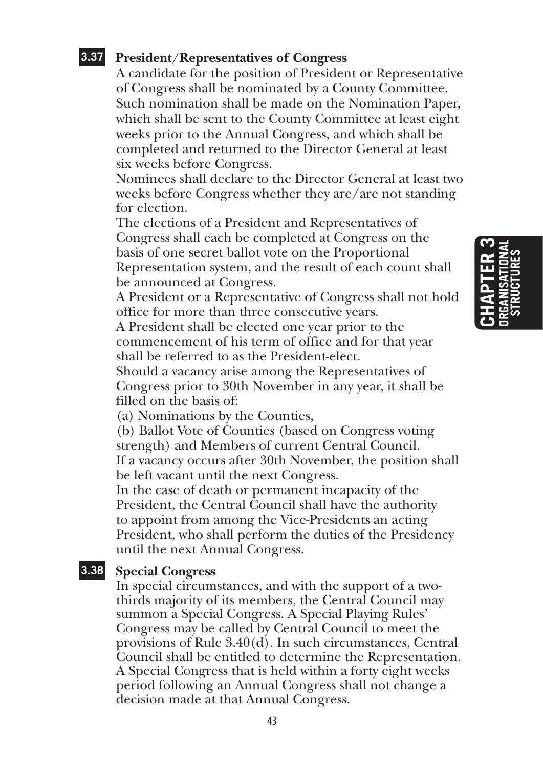### 3.37 President/Representatives of Congress

A candidate for the position of President or Representative of Congress shall be nominated by a County Committee. Such nomination shall be made on the Nomination Paper, which shall be sent to the County Committee at least eight weeks prior to the Annual Congress, and which shall be completed and returned to the Director General at least six weeks before Congress.

Nominees shall declare to the Director General at least two weeks before Congress whether they are/are not standing for election.

The elections of a President and Representatives of Congress shall each be completed at Congress on the basis of one secret ballot vote on the Proportional Representation system, and the result of each count shall be announced at Congress.

A President or a Representative of Congress shall not hold office for more than three consecutive years.

A President shall be elected one year prior to the commencement of his term of office and for that year shall be referred to as the President-elect.

Should a vacancy arise among the Representatives of Congress prior to 30th November in any year, it shall be filled on the basis of:

(a) Nominations by the Counties,

(b) Ballot Vote of Counties (based on Congress voting strength) and Members of current Central Council.

If a vacancy occurs after 30th November, the position shall be left vacant until the next Congress.

In the case of death or permanent incapacity of the President, the Central Council shall have the authority to appoint from among the Vice-Presidents an acting President, who shall perform the duties of the Presidency until the next Annual Congress.

### 3.38 Special Congress

In special circumstances, and with the support of a two-thirds majority of its members, the Central Council may summon a Special Congress. A Special Playing Rules' Congress may be called by Central Council to meet the provisions of Rule 3.40(d). In such circumstances, Central Council shall be entitled to determine the Representation. A Special Congress that is held within a forty eight weeks period following an Annual Congress shall not change a decision made at that Annual Congress.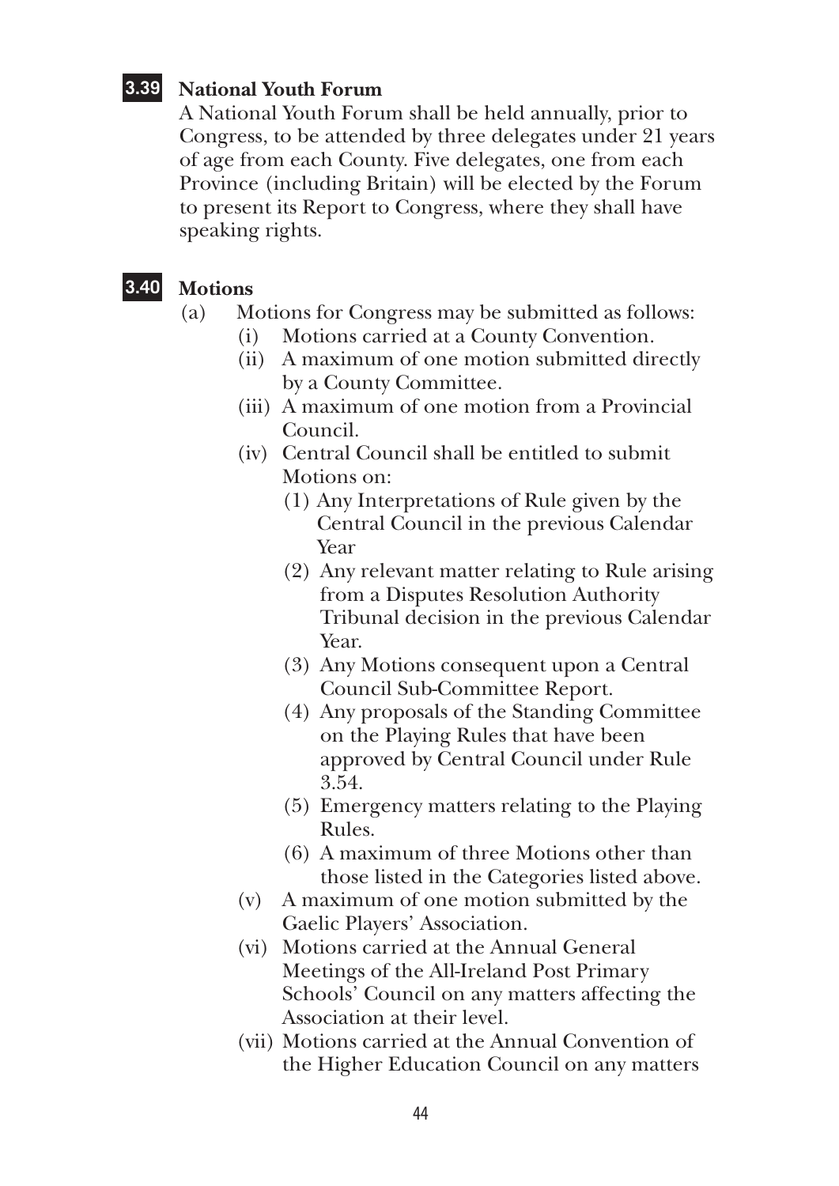### 3.39 National Youth Forum

A National Youth Forum shall be held annually, prior to Congress, to be attended by three delegates under 21 years of age from each County. Five delegates, one from each Province (including Britain) will be elected by the Forum to present its Report to Congress, where they shall have speaking rights.

### 3.40 Motions

(a) Motions for Congress may be submitted as follows:

- (i) Motions carried at a County Convention.
- (ii) A maximum of one motion submitted directly by a County Committee.
- (iii) A maximum of one motion from a Provincial Council.
- (iv) Central Council shall be entitled to submit Motions on:
  - (1) Any Interpretations of Rule given by the Central Council in the previous Calendar Year
  - (2) Any relevant matter relating to Rule arising from a Disputes Resolution Authority Tribunal decision in the previous Calendar Year.
  - (3) Any Motions consequent upon a Central Council Sub-Committee Report.
  - (4) Any proposals of the Standing Committee on the Playing Rules that have been approved by Central Council under Rule 3.54.
  - (5) Emergency matters relating to the Playing Rules.
  - (6) A maximum of three Motions other than those listed in the Categories listed above.
- (v) A maximum of one motion submitted by the Gaelic Players' Association.
- (vi) Motions carried at the Annual General Meetings of the All-Ireland Post Primary Schools' Council on any matters affecting the Association at their level.
- (vii) Motions carried at the Annual Convention of the Higher Education Council on any matters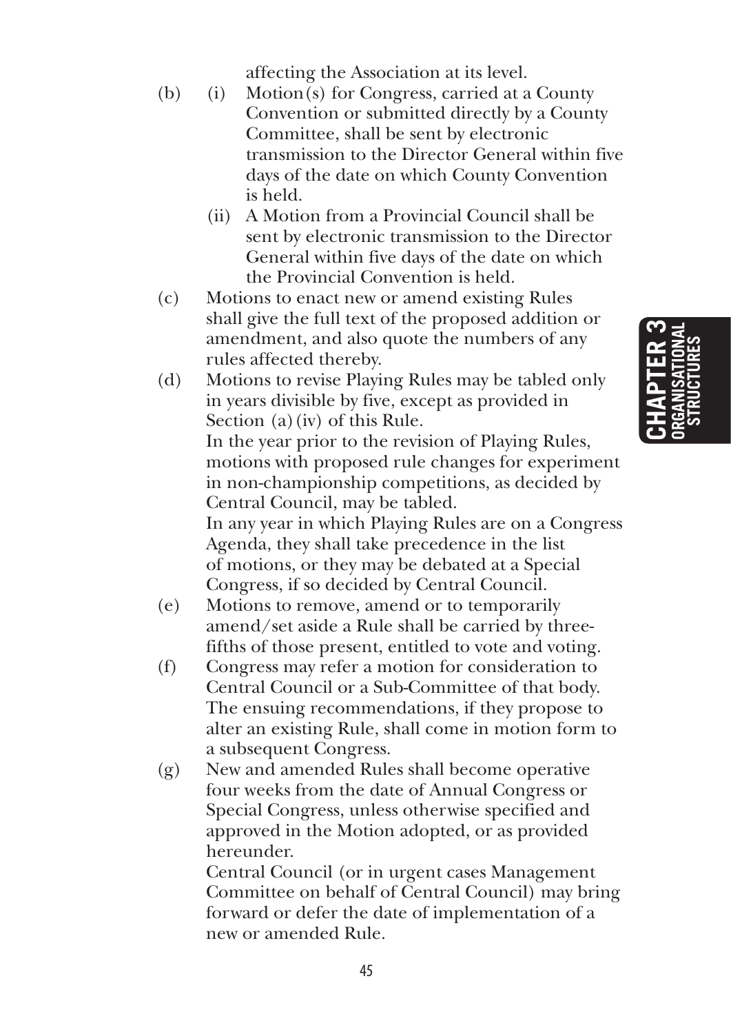affecting the Association at its level.

(b) (i) Motion(s) for Congress, carried at a County Convention or submitted directly by a County Committee, shall be sent by electronic transmission to the Director General within five days of the date on which County Convention is held.

(ii) A Motion from a Provincial Council shall be sent by electronic transmission to the Director General within five days of the date on which the Provincial Convention is held.

(c) Motions to enact new or amend existing Rules shall give the full text of the proposed addition or amendment, and also quote the numbers of any rules affected thereby.

(d) Motions to revise Playing Rules may be tabled only in years divisible by five, except as provided in Section (a)(iv) of this Rule.

In the year prior to the revision of Playing Rules, motions with proposed rule changes for experiment in non-championship competitions, as decided by Central Council, may be tabled.

In any year in which Playing Rules are on a Congress Agenda, they shall take precedence in the list of motions, or they may be debated at a Special Congress, if so decided by Central Council.

(e) Motions to remove, amend or to temporarily amend/set aside a Rule shall be carried by three-fifths of those present, entitled to vote and voting.

(f) Congress may refer a motion for consideration to Central Council or a Sub-Committee of that body. The ensuing recommendations, if they propose to alter an existing Rule, shall come in motion form to a subsequent Congress.

(g) New and amended Rules shall become operative four weeks from the date of Annual Congress or Special Congress, unless otherwise specified and approved in the Motion adopted, or as provided hereunder.

Central Council (or in urgent cases Management Committee on behalf of Central Council) may bring forward or defer the date of implementation of a new or amended Rule.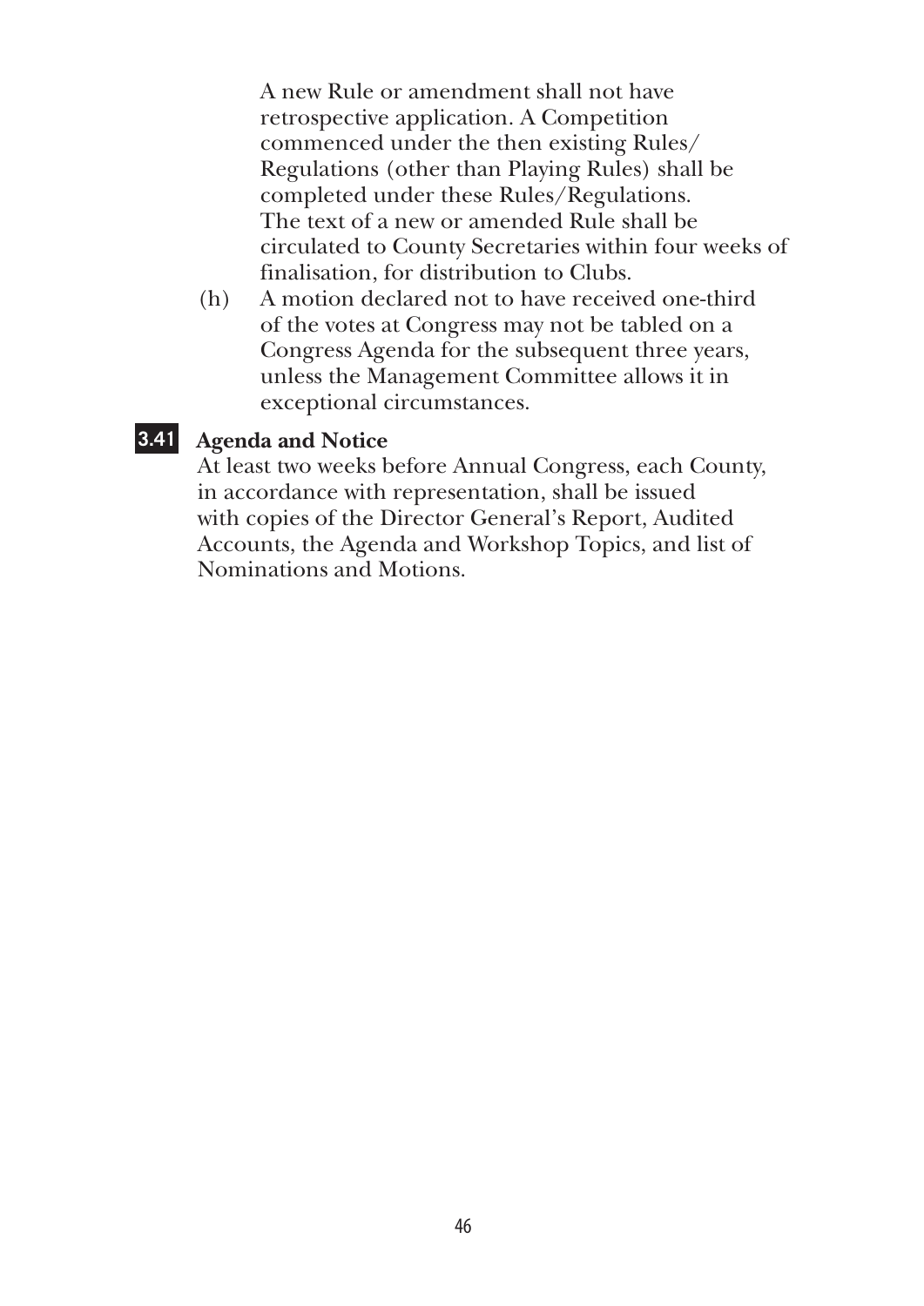A new Rule or amendment shall not have retrospective application. A Competition commenced under the then existing Rules/Regulations (other than Playing Rules) shall be completed under these Rules/Regulations. The text of a new or amended Rule shall be circulated to County Secretaries within four weeks of finalisation, for distribution to Clubs.

(h) A motion declared not to have received one-third of the votes at Congress may not be tabled on a Congress Agenda for the subsequent three years, unless the Management Committee allows it in exceptional circumstances.

**3.41 Agenda and Notice**

At least two weeks before Annual Congress, each County, in accordance with representation, shall be issued with copies of the Director General's Report, Audited Accounts, the Agenda and Workshop Topics, and list of Nominations and Motions.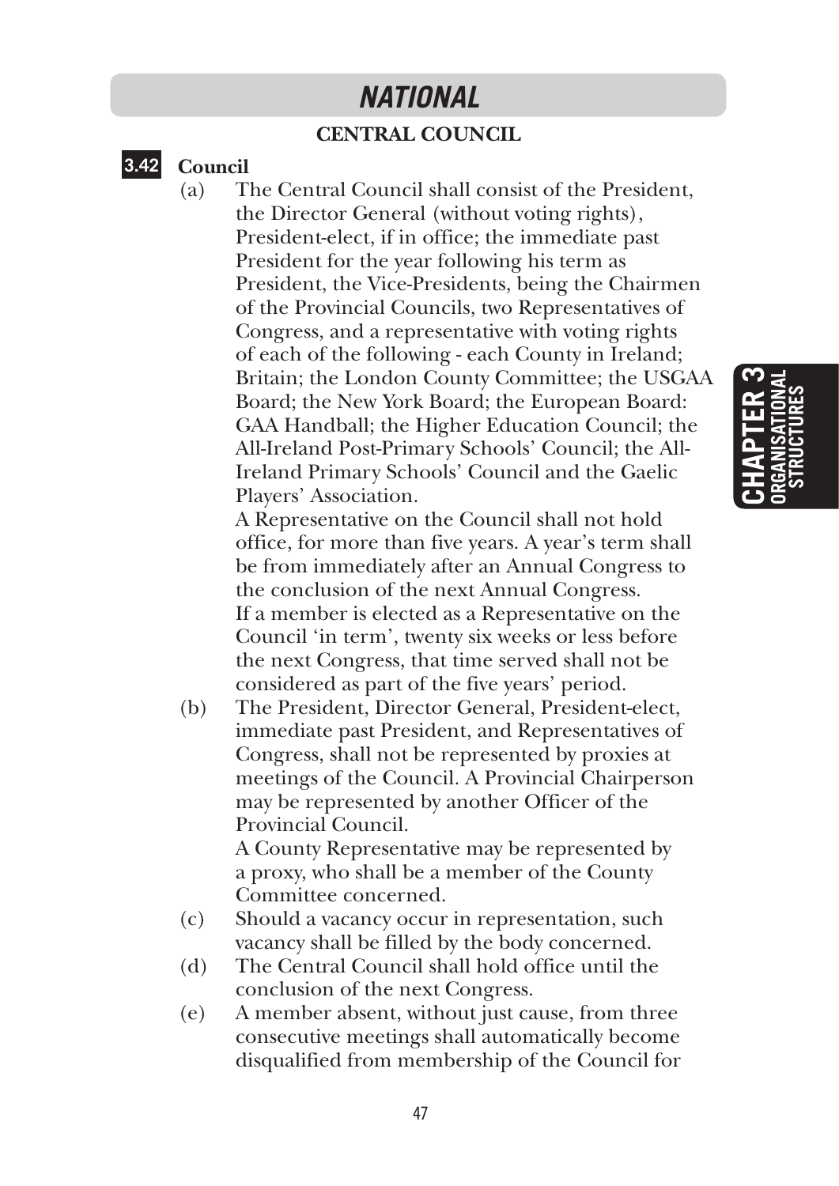# NATIONAL

## CENTRAL COUNCIL

### 3.42 Council

(a) The Central Council shall consist of the President, the Director General (without voting rights), President-elect, if in office; the immediate past President for the year following his term as President, the Vice-Presidents, being the Chairmen of the Provincial Councils, two Representatives of Congress, and a representative with voting rights of each of the following - each County in Ireland; Britain; the London County Committee; the USGAA Board; the New York Board; the European Board: GAA Handball; the Higher Education Council; the All-Ireland Post-Primary Schools' Council; the All-Ireland Primary Schools' Council and the Gaelic Players' Association.

A Representative on the Council shall not hold office, for more than five years. A year's term shall be from immediately after an Annual Congress to the conclusion of the next Annual Congress.

If a member is elected as a Representative on the Council 'in term', twenty six weeks or less before the next Congress, that time served shall not be considered as part of the five years' period.

(b) The President, Director General, President-elect, immediate past President, and Representatives of Congress, shall not be represented by proxies at meetings of the Council. A Provincial Chairperson may be represented by another Officer of the Provincial Council.

A County Representative may be represented by a proxy, who shall be a member of the County Committee concerned.

(c) Should a vacancy occur in representation, such vacancy shall be filled by the body concerned.

(d) The Central Council shall hold office until the conclusion of the next Congress.

(e) A member absent, without just cause, from three consecutive meetings shall automatically become disqualified from membership of the Council for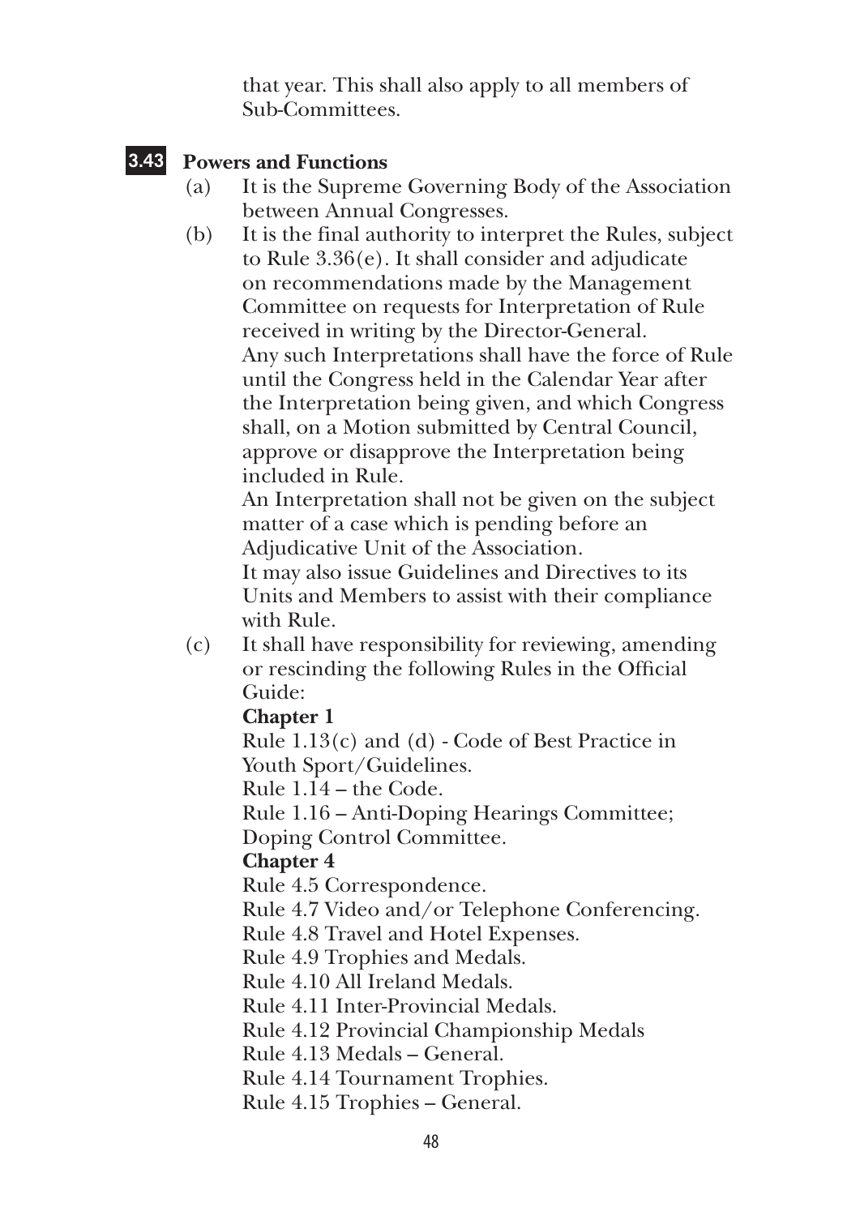that year. This shall also apply to all members of Sub-Committees.

### 3.43 Powers and Functions

(a) It is the Supreme Governing Body of the Association between Annual Congresses.

(b) It is the final authority to interpret the Rules, subject to Rule 3.36(e). It shall consider and adjudicate on recommendations made by the Management Committee on requests for Interpretation of Rule received in writing by the Director-General.
Any such Interpretations shall have the force of Rule until the Congress held in the Calendar Year after the Interpretation being given, and which Congress shall, on a Motion submitted by Central Council, approve or disapprove the Interpretation being included in Rule.
An Interpretation shall not be given on the subject matter of a case which is pending before an Adjudicative Unit of the Association.
It may also issue Guidelines and Directives to its Units and Members to assist with their compliance with Rule.

(c) It shall have responsibility for reviewing, amending or rescinding the following Rules in the Official Guide:

**Chapter 1**
Rule 1.13(c) and (d) - Code of Best Practice in Youth Sport/Guidelines.
Rule 1.14 – the Code.
Rule 1.16 – Anti-Doping Hearings Committee; Doping Control Committee.

**Chapter 4**
Rule 4.5 Correspondence.
Rule 4.7 Video and/or Telephone Conferencing.
Rule 4.8 Travel and Hotel Expenses.
Rule 4.9 Trophies and Medals.
Rule 4.10 All Ireland Medals.
Rule 4.11 Inter-Provincial Medals.
Rule 4.12 Provincial Championship Medals
Rule 4.13 Medals – General.
Rule 4.14 Tournament Trophies.
Rule 4.15 Trophies – General.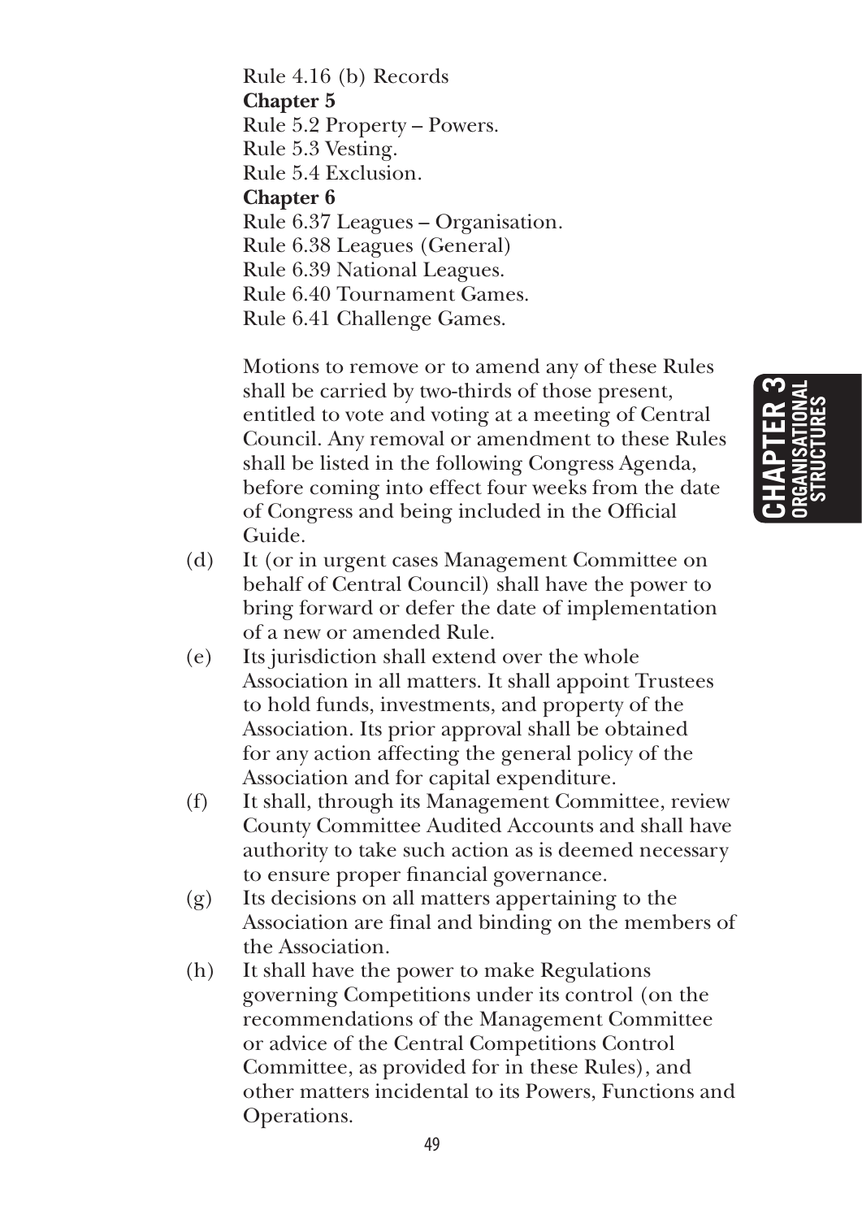Rule 4.16 (b) Records

**Chapter 5**

Rule 5.2 Property – Powers.

Rule 5.3 Vesting.

Rule 5.4 Exclusion.

**Chapter 6**

Rule 6.37 Leagues – Organisation.

Rule 6.38 Leagues (General)

Rule 6.39 National Leagues.

Rule 6.40 Tournament Games.

Rule 6.41 Challenge Games.

Motions to remove or to amend any of these Rules shall be carried by two-thirds of those present, entitled to vote and voting at a meeting of Central Council. Any removal or amendment to these Rules shall be listed in the following Congress Agenda, before coming into effect four weeks from the date of Congress and being included in the Official Guide.

(d) It (or in urgent cases Management Committee on behalf of Central Council) shall have the power to bring forward or defer the date of implementation of a new or amended Rule.

(e) Its jurisdiction shall extend over the whole Association in all matters. It shall appoint Trustees to hold funds, investments, and property of the Association. Its prior approval shall be obtained for any action affecting the general policy of the Association and for capital expenditure.

(f) It shall, through its Management Committee, review County Committee Audited Accounts and shall have authority to take such action as is deemed necessary to ensure proper financial governance.

(g) Its decisions on all matters appertaining to the Association are final and binding on the members of the Association.

(h) It shall have the power to make Regulations governing Competitions under its control (on the recommendations of the Management Committee or advice of the Central Competitions Control Committee, as provided for in these Rules), and other matters incidental to its Powers, Functions and Operations.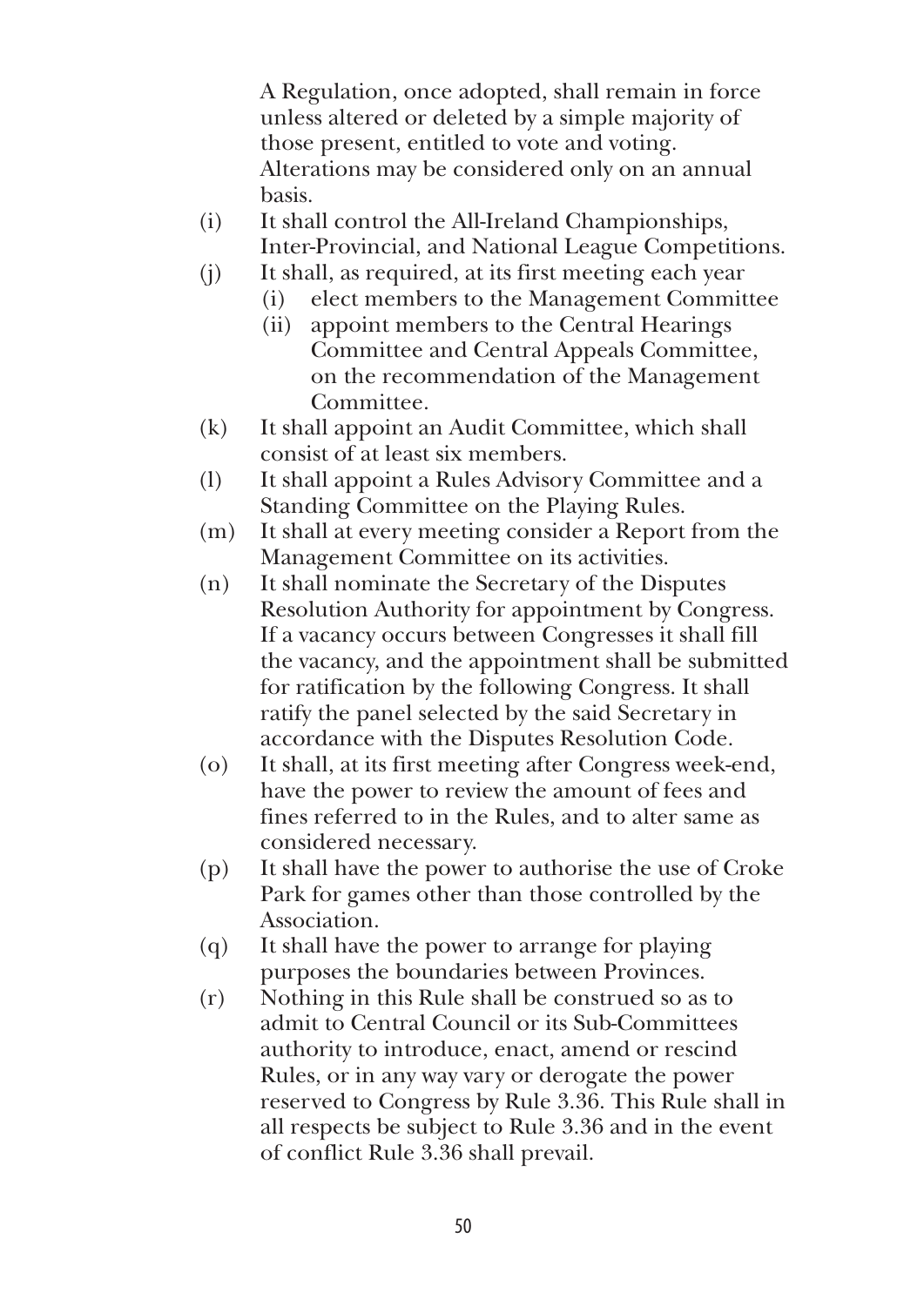A Regulation, once adopted, shall remain in force unless altered or deleted by a simple majority of those present, entitled to vote and voting. Alterations may be considered only on an annual basis.

(i) It shall control the All-Ireland Championships, Inter-Provincial, and National League Competitions.

(j) It shall, as required, at its first meeting each year
 (i) elect members to the Management Committee
 (ii) appoint members to the Central Hearings Committee and Central Appeals Committee, on the recommendation of the Management Committee.

(k) It shall appoint an Audit Committee, which shall consist of at least six members.

(l) It shall appoint a Rules Advisory Committee and a Standing Committee on the Playing Rules.

(m) It shall at every meeting consider a Report from the Management Committee on its activities.

(n) It shall nominate the Secretary of the Disputes Resolution Authority for appointment by Congress. If a vacancy occurs between Congresses it shall fill the vacancy, and the appointment shall be submitted for ratification by the following Congress. It shall ratify the panel selected by the said Secretary in accordance with the Disputes Resolution Code.

(o) It shall, at its first meeting after Congress week-end, have the power to review the amount of fees and fines referred to in the Rules, and to alter same as considered necessary.

(p) It shall have the power to authorise the use of Croke Park for games other than those controlled by the Association.

(q) It shall have the power to arrange for playing purposes the boundaries between Provinces.

(r) Nothing in this Rule shall be construed so as to admit to Central Council or its Sub-Committees authority to introduce, enact, amend or rescind Rules, or in any way vary or derogate the power reserved to Congress by Rule 3.36. This Rule shall in all respects be subject to Rule 3.36 and in the event of conflict Rule 3.36 shall prevail.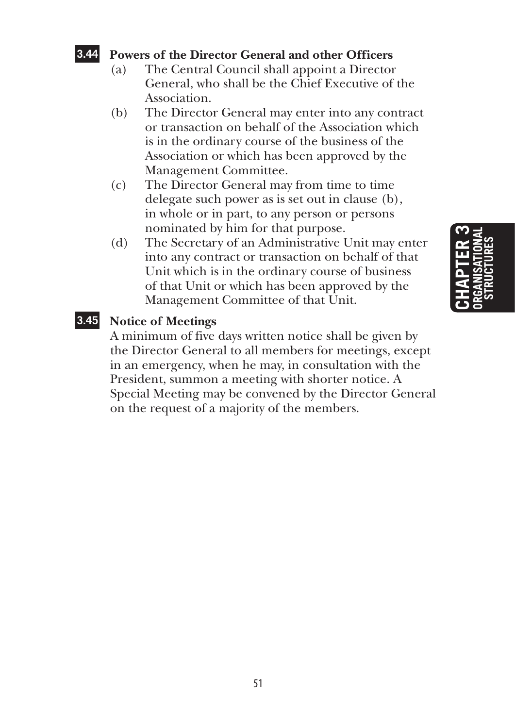### 3.44 Powers of the Director General and other Officers

(a) The Central Council shall appoint a Director General, who shall be the Chief Executive of the Association.

(b) The Director General may enter into any contract or transaction on behalf of the Association which is in the ordinary course of the business of the Association or which has been approved by the Management Committee.

(c) The Director General may from time to time delegate such power as is set out in clause (b), in whole or in part, to any person or persons nominated by him for that purpose.

(d) The Secretary of an Administrative Unit may enter into any contract or transaction on behalf of that Unit which is in the ordinary course of business of that Unit or which has been approved by the Management Committee of that Unit.

### 3.45 Notice of Meetings

A minimum of five days written notice shall be given by the Director General to all members for meetings, except in an emergency, when he may, in consultation with the President, summon a meeting with shorter notice. A Special Meeting may be convened by the Director General on the request of a majority of the members.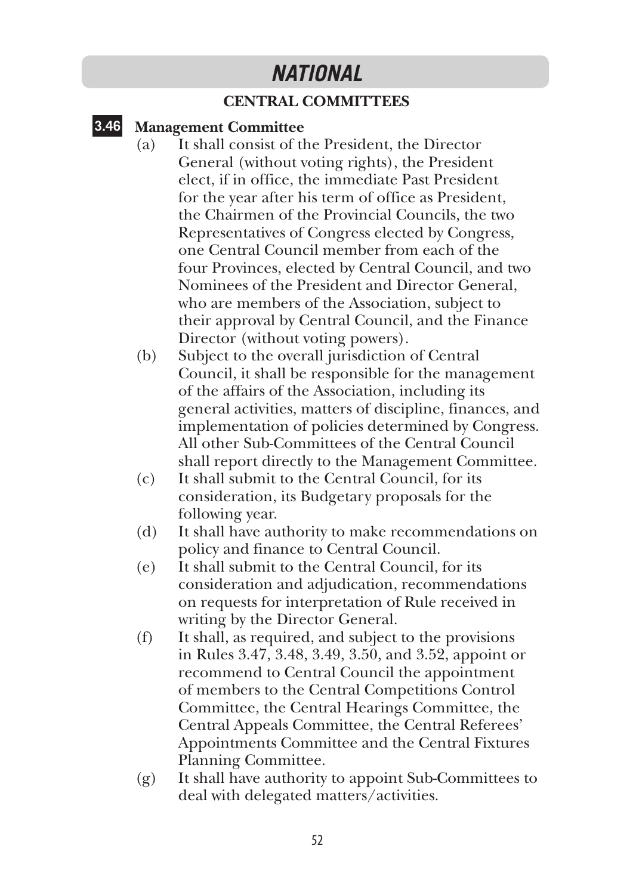# NATIONAL

## CENTRAL COMMITTEES

### 3.46 Management Committee

(a) It shall consist of the President, the Director General (without voting rights), the President elect, if in office, the immediate Past President for the year after his term of office as President, the Chairmen of the Provincial Councils, the two Representatives of Congress elected by Congress, one Central Council member from each of the four Provinces, elected by Central Council, and two Nominees of the President and Director General, who are members of the Association, subject to their approval by Central Council, and the Finance Director (without voting powers).

(b) Subject to the overall jurisdiction of Central Council, it shall be responsible for the management of the affairs of the Association, including its general activities, matters of discipline, finances, and implementation of policies determined by Congress. All other Sub-Committees of the Central Council shall report directly to the Management Committee.

(c) It shall submit to the Central Council, for its consideration, its Budgetary proposals for the following year.

(d) It shall have authority to make recommendations on policy and finance to Central Council.

(e) It shall submit to the Central Council, for its consideration and adjudication, recommendations on requests for interpretation of Rule received in writing by the Director General.

(f) It shall, as required, and subject to the provisions in Rules 3.47, 3.48, 3.49, 3.50, and 3.52, appoint or recommend to Central Council the appointment of members to the Central Competitions Control Committee, the Central Hearings Committee, the Central Appeals Committee, the Central Referees' Appointments Committee and the Central Fixtures Planning Committee.

(g) It shall have authority to appoint Sub-Committees to deal with delegated matters/activities.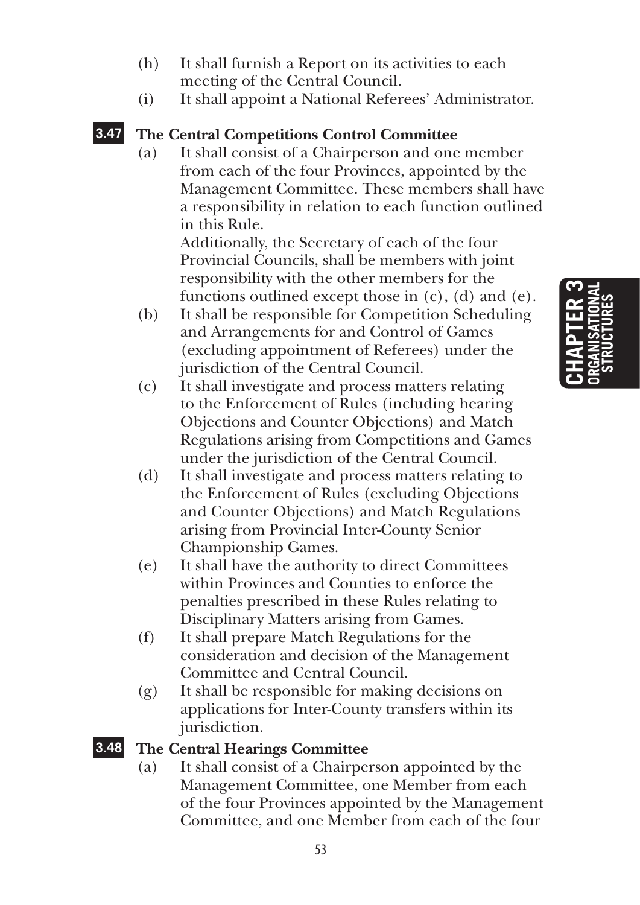(h) It shall furnish a Report on its activities to each meeting of the Central Council.

(i) It shall appoint a National Referees' Administrator.

**3.47 The Central Competitions Control Committee**

(a) It shall consist of a Chairperson and one member from each of the four Provinces, appointed by the Management Committee. These members shall have a responsibility in relation to each function outlined in this Rule.
Additionally, the Secretary of each of the four Provincial Councils, shall be members with joint responsibility with the other members for the functions outlined except those in (c), (d) and (e).

(b) It shall be responsible for Competition Scheduling and Arrangements for and Control of Games (excluding appointment of Referees) under the jurisdiction of the Central Council.

(c) It shall investigate and process matters relating to the Enforcement of Rules (including hearing Objections and Counter Objections) and Match Regulations arising from Competitions and Games under the jurisdiction of the Central Council.

(d) It shall investigate and process matters relating to the Enforcement of Rules (excluding Objections and Counter Objections) and Match Regulations arising from Provincial Inter-County Senior Championship Games.

(e) It shall have the authority to direct Committees within Provinces and Counties to enforce the penalties prescribed in these Rules relating to Disciplinary Matters arising from Games.

(f) It shall prepare Match Regulations for the consideration and decision of the Management Committee and Central Council.

(g) It shall be responsible for making decisions on applications for Inter-County transfers within its jurisdiction.

**3.48 The Central Hearings Committee**

(a) It shall consist of a Chairperson appointed by the Management Committee, one Member from each of the four Provinces appointed by the Management Committee, and one Member from each of the four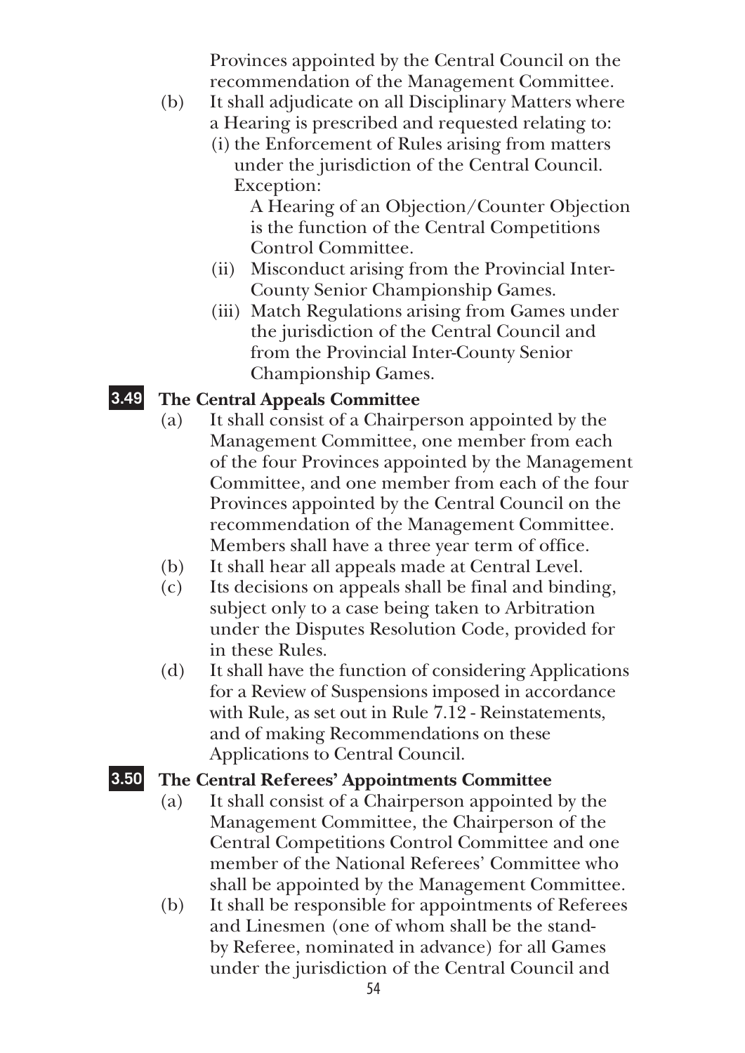Provinces appointed by the Central Council on the recommendation of the Management Committee.

(b) It shall adjudicate on all Disciplinary Matters where a Hearing is prescribed and requested relating to:

  (i) the Enforcement of Rules arising from matters under the jurisdiction of the Central Council.
  Exception:
  A Hearing of an Objection/Counter Objection is the function of the Central Competitions Control Committee.

  (ii) Misconduct arising from the Provincial Inter-County Senior Championship Games.

  (iii) Match Regulations arising from Games under the jurisdiction of the Central Council and from the Provincial Inter-County Senior Championship Games.

## 3.49 The Central Appeals Committee

(a) It shall consist of a Chairperson appointed by the Management Committee, one member from each of the four Provinces appointed by the Management Committee, and one member from each of the four Provinces appointed by the Central Council on the recommendation of the Management Committee. Members shall have a three year term of office.

(b) It shall hear all appeals made at Central Level.

(c) Its decisions on appeals shall be final and binding, subject only to a case being taken to Arbitration under the Disputes Resolution Code, provided for in these Rules.

(d) It shall have the function of considering Applications for a Review of Suspensions imposed in accordance with Rule, as set out in Rule 7.12 - Reinstatements, and of making Recommendations on these Applications to Central Council.

## 3.50 The Central Referees' Appointments Committee

(a) It shall consist of a Chairperson appointed by the Management Committee, the Chairperson of the Central Competitions Control Committee and one member of the National Referees' Committee who shall be appointed by the Management Committee.

(b) It shall be responsible for appointments of Referees and Linesmen (one of whom shall be the stand-by Referee, nominated in advance) for all Games under the jurisdiction of the Central Council and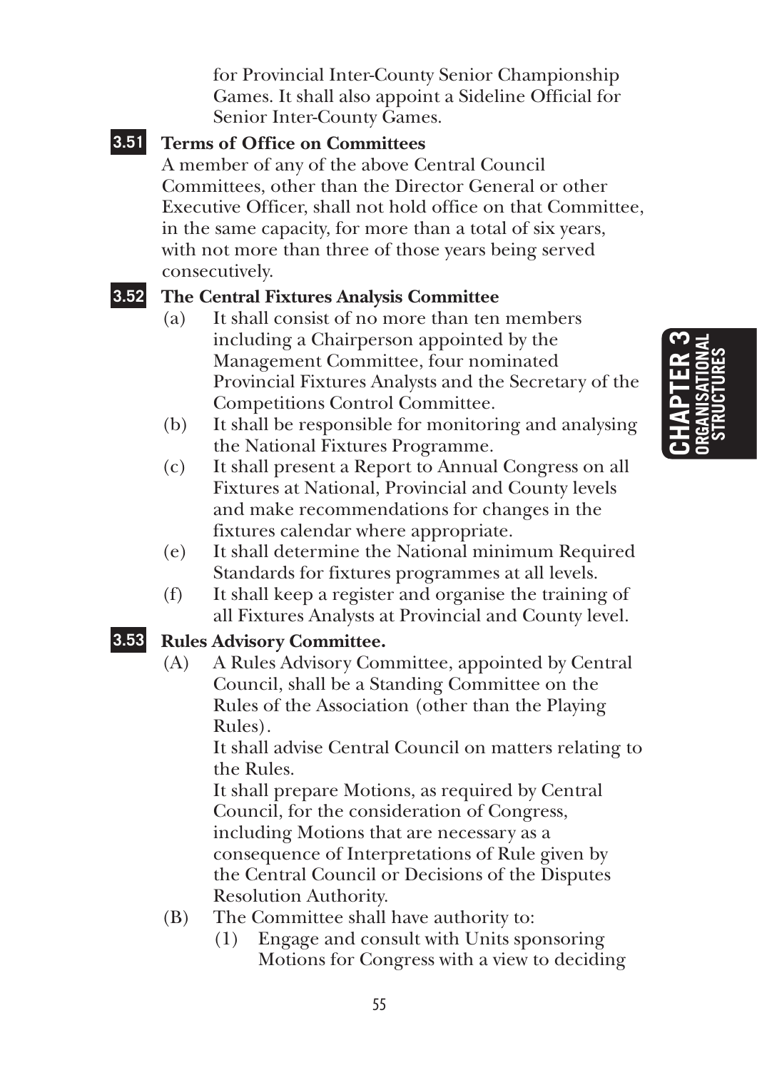for Provincial Inter-County Senior Championship Games. It shall also appoint a Sideline Official for Senior Inter-County Games.

**3.51 Terms of Office on Committees**

A member of any of the above Central Council Committees, other than the Director General or other Executive Officer, shall not hold office on that Committee, in the same capacity, for more than a total of six years, with not more than three of those years being served consecutively.

**3.52 The Central Fixtures Analysis Committee**

(a) It shall consist of no more than ten members including a Chairperson appointed by the Management Committee, four nominated Provincial Fixtures Analysts and the Secretary of the Competitions Control Committee.

(b) It shall be responsible for monitoring and analysing the National Fixtures Programme.

(c) It shall present a Report to Annual Congress on all Fixtures at National, Provincial and County levels and make recommendations for changes in the fixtures calendar where appropriate.

(e) It shall determine the National minimum Required Standards for fixtures programmes at all levels.

(f) It shall keep a register and organise the training of all Fixtures Analysts at Provincial and County level.

**3.53 Rules Advisory Committee.**

(A) A Rules Advisory Committee, appointed by Central Council, shall be a Standing Committee on the Rules of the Association (other than the Playing Rules).

It shall advise Central Council on matters relating to the Rules.

It shall prepare Motions, as required by Central Council, for the consideration of Congress, including Motions that are necessary as a consequence of Interpretations of Rule given by the Central Council or Decisions of the Disputes Resolution Authority.

(B) The Committee shall have authority to:

(1) Engage and consult with Units sponsoring Motions for Congress with a view to deciding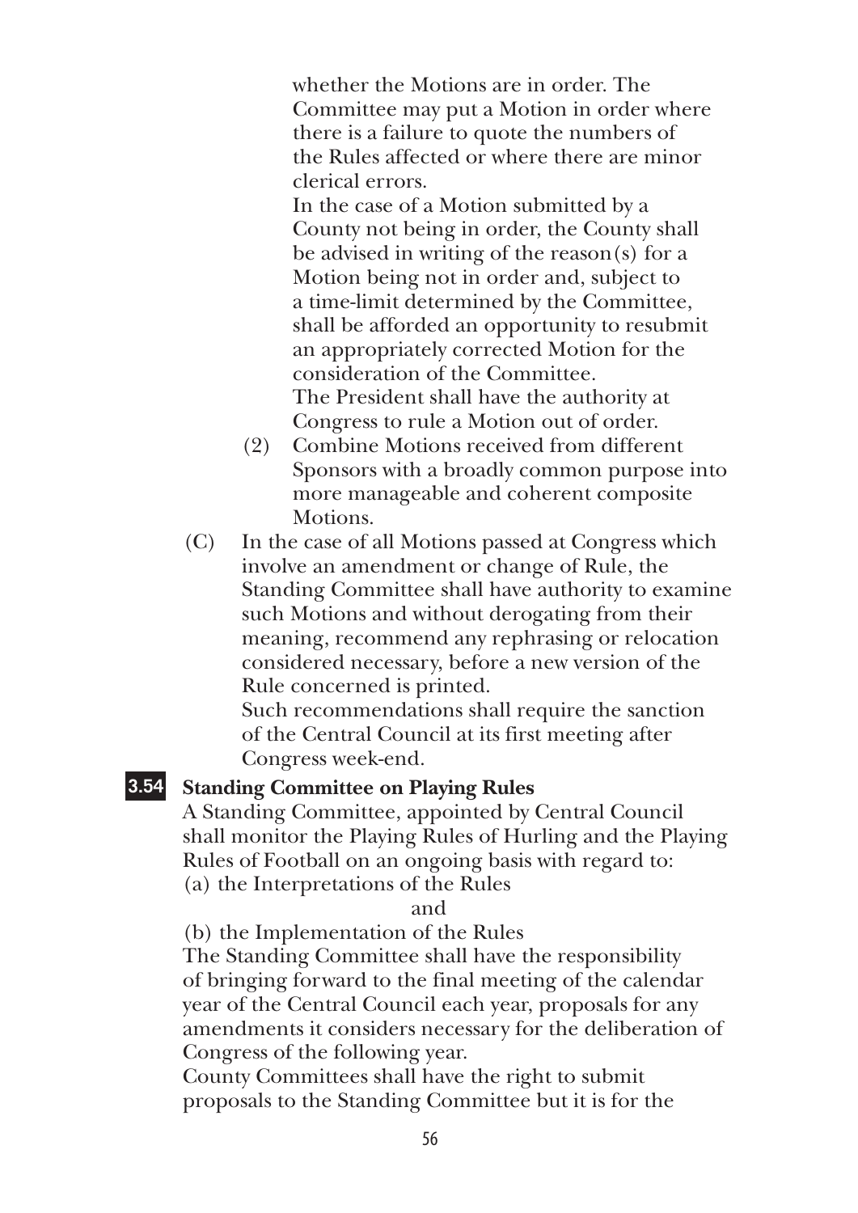whether the Motions are in order. The Committee may put a Motion in order where there is a failure to quote the numbers of the Rules affected or where there are minor clerical errors.

In the case of a Motion submitted by a County not being in order, the County shall be advised in writing of the reason(s) for a Motion being not in order and, subject to a time-limit determined by the Committee, shall be afforded an opportunity to resubmit an appropriately corrected Motion for the consideration of the Committee.

The President shall have the authority at Congress to rule a Motion out of order.

(2) Combine Motions received from different Sponsors with a broadly common purpose into more manageable and coherent composite Motions.

(C) In the case of all Motions passed at Congress which involve an amendment or change of Rule, the Standing Committee shall have authority to examine such Motions and without derogating from their meaning, recommend any rephrasing or relocation considered necessary, before a new version of the Rule concerned is printed.

Such recommendations shall require the sanction of the Central Council at its first meeting after Congress week-end.

**3.54 Standing Committee on Playing Rules**

A Standing Committee, appointed by Central Council shall monitor the Playing Rules of Hurling and the Playing Rules of Football on an ongoing basis with regard to:

(a) the Interpretations of the Rules

and

(b) the Implementation of the Rules

The Standing Committee shall have the responsibility of bringing forward to the final meeting of the calendar year of the Central Council each year, proposals for any amendments it considers necessary for the deliberation of Congress of the following year.

County Committees shall have the right to submit proposals to the Standing Committee but it is for the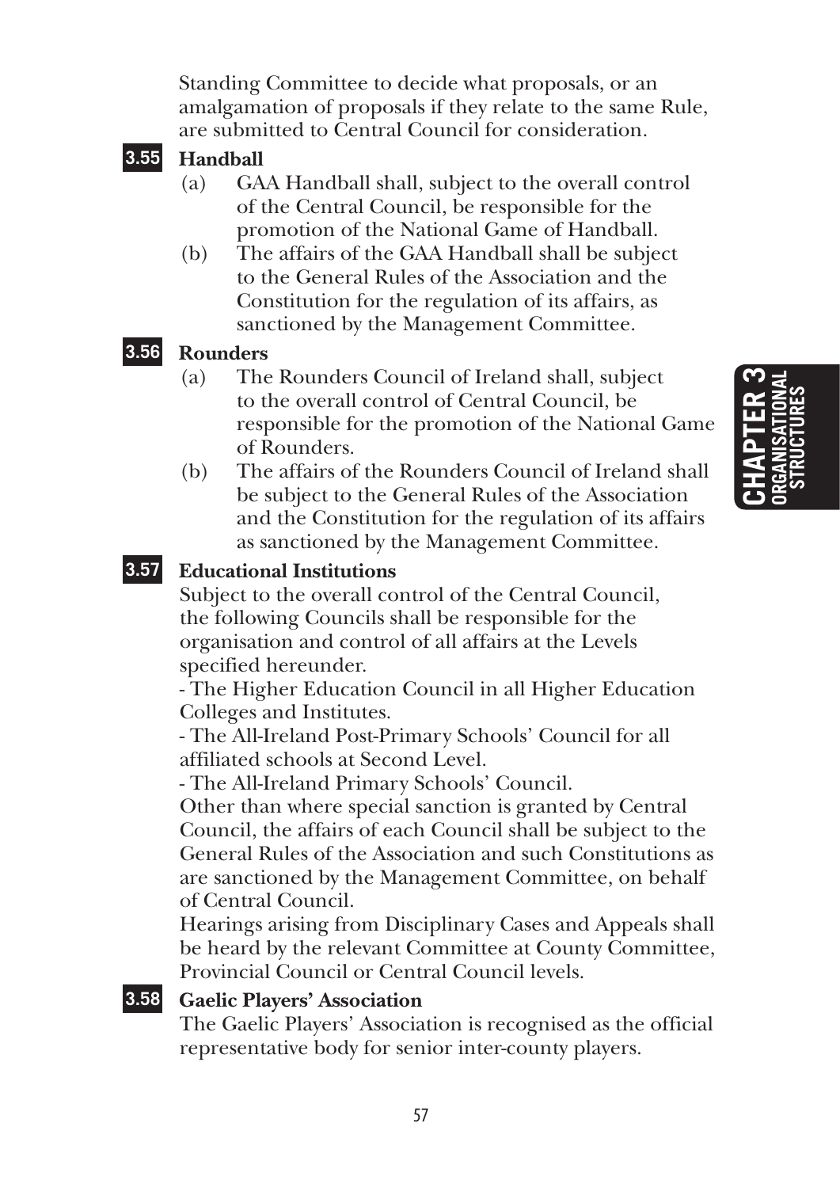Standing Committee to decide what proposals, or an amalgamation of proposals if they relate to the same Rule, are submitted to Central Council for consideration.

**3.55 Handball**

(a) GAA Handball shall, subject to the overall control of the Central Council, be responsible for the promotion of the National Game of Handball.

(b) The affairs of the GAA Handball shall be subject to the General Rules of the Association and the Constitution for the regulation of its affairs, as sanctioned by the Management Committee.

**3.56 Rounders**

(a) The Rounders Council of Ireland shall, subject to the overall control of Central Council, be responsible for the promotion of the National Game of Rounders.

(b) The affairs of the Rounders Council of Ireland shall be subject to the General Rules of the Association and the Constitution for the regulation of its affairs as sanctioned by the Management Committee.

**3.57 Educational Institutions**

Subject to the overall control of the Central Council, the following Councils shall be responsible for the organisation and control of all affairs at the Levels specified hereunder.

- The Higher Education Council in all Higher Education Colleges and Institutes.
- The All-Ireland Post-Primary Schools' Council for all affiliated schools at Second Level.
- The All-Ireland Primary Schools' Council.

Other than where special sanction is granted by Central Council, the affairs of each Council shall be subject to the General Rules of the Association and such Constitutions as are sanctioned by the Management Committee, on behalf of Central Council.

Hearings arising from Disciplinary Cases and Appeals shall be heard by the relevant Committee at County Committee, Provincial Council or Central Council levels.

**3.58 Gaelic Players' Association**

The Gaelic Players' Association is recognised as the official representative body for senior inter-county players.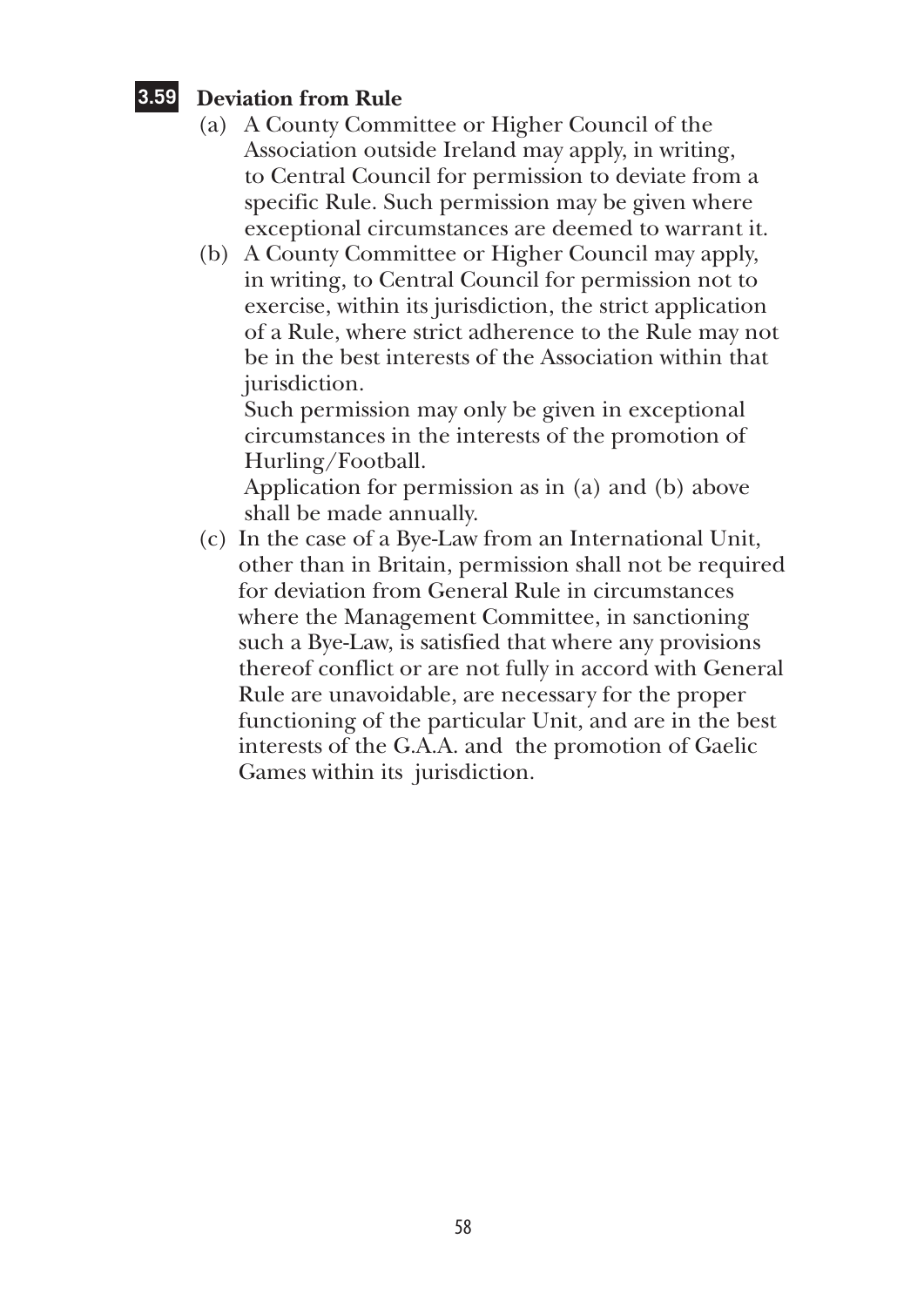### 3.59 Deviation from Rule

(a) A County Committee or Higher Council of the Association outside Ireland may apply, in writing, to Central Council for permission to deviate from a specific Rule. Such permission may be given where exceptional circumstances are deemed to warrant it.

(b) A County Committee or Higher Council may apply, in writing, to Central Council for permission not to exercise, within its jurisdiction, the strict application of a Rule, where strict adherence to the Rule may not be in the best interests of the Association within that jurisdiction.

Such permission may only be given in exceptional circumstances in the interests of the promotion of Hurling/Football.

Application for permission as in (a) and (b) above shall be made annually.

(c) In the case of a Bye-Law from an International Unit, other than in Britain, permission shall not be required for deviation from General Rule in circumstances where the Management Committee, in sanctioning such a Bye-Law, is satisfied that where any provisions thereof conflict or are not fully in accord with General Rule are unavoidable, are necessary for the proper functioning of the particular Unit, and are in the best interests of the G.A.A. and the promotion of Gaelic Games within its jurisdiction.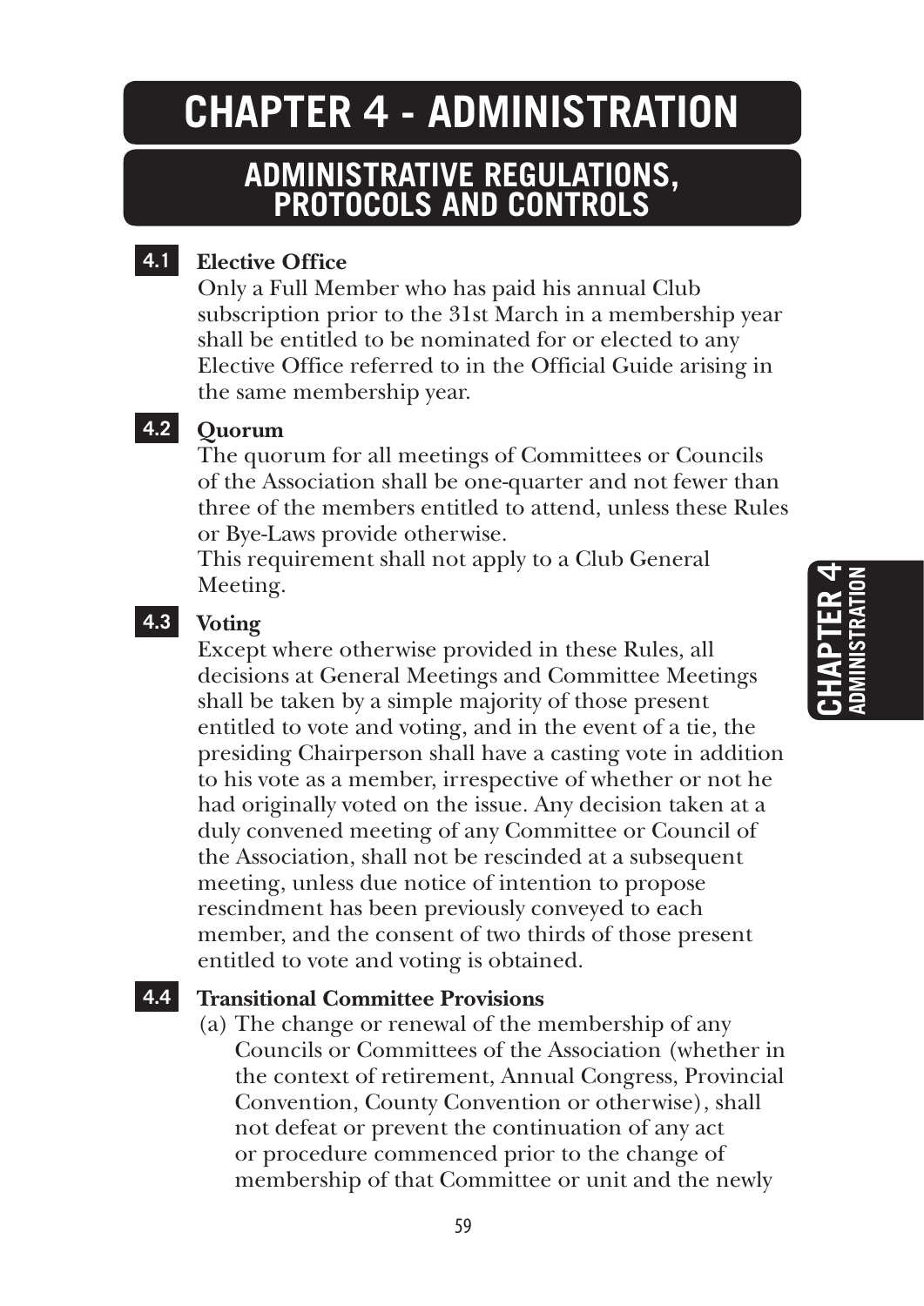# CHAPTER 4 - ADMINISTRATION

## ADMINISTRATIVE REGULATIONS, PROTOCOLS AND CONTROLS

**4.1 Elective Office**

Only a Full Member who has paid his annual Club subscription prior to the 31st March in a membership year shall be entitled to be nominated for or elected to any Elective Office referred to in the Official Guide arising in the same membership year.

**4.2 Quorum**

The quorum for all meetings of Committees or Councils of the Association shall be one-quarter and not fewer than three of the members entitled to attend, unless these Rules or Bye-Laws provide otherwise.

This requirement shall not apply to a Club General Meeting.

**4.3 Voting**

Except where otherwise provided in these Rules, all decisions at General Meetings and Committee Meetings shall be taken by a simple majority of those present entitled to vote and voting, and in the event of a tie, the presiding Chairperson shall have a casting vote in addition to his vote as a member, irrespective of whether or not he had originally voted on the issue. Any decision taken at a duly convened meeting of any Committee or Council of the Association, shall not be rescinded at a subsequent meeting, unless due notice of intention to propose rescindment has been previously conveyed to each member, and the consent of two thirds of those present entitled to vote and voting is obtained.

**4.4 Transitional Committee Provisions**

(a) The change or renewal of the membership of any Councils or Committees of the Association (whether in the context of retirement, Annual Congress, Provincial Convention, County Convention or otherwise), shall not defeat or prevent the continuation of any act or procedure commenced prior to the change of membership of that Committee or unit and the newly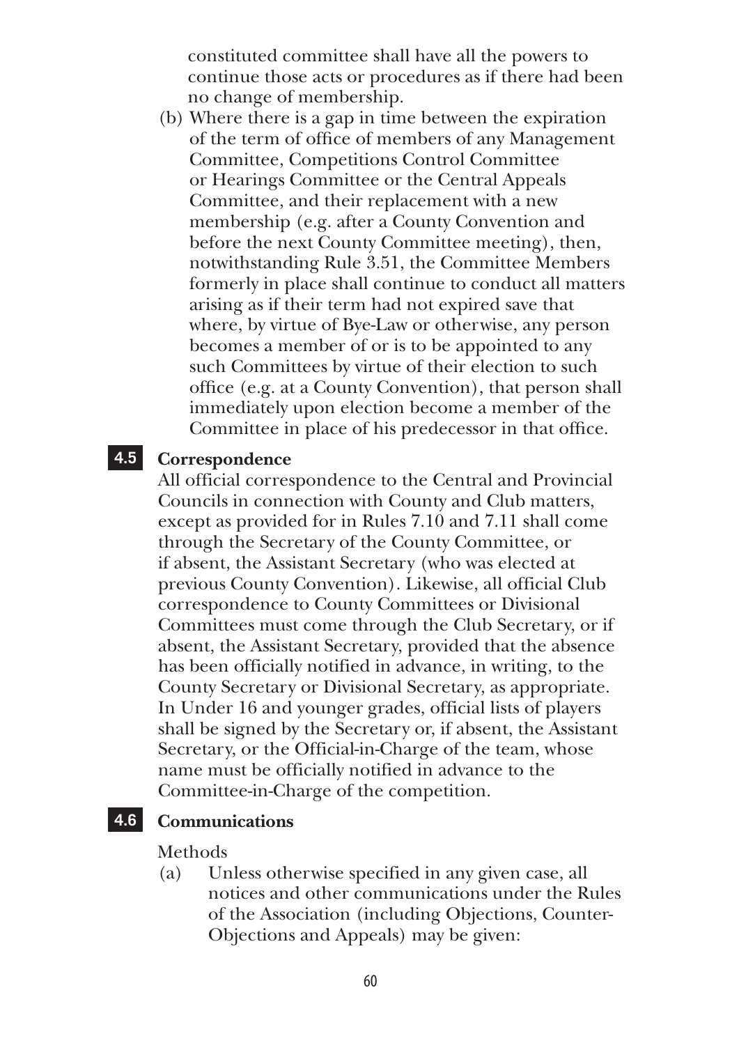constituted committee shall have all the powers to continue those acts or procedures as if there had been no change of membership.

(b) Where there is a gap in time between the expiration of the term of office of members of any Management Committee, Competitions Control Committee or Hearings Committee or the Central Appeals Committee, and their replacement with a new membership (e.g. after a County Convention and before the next County Committee meeting), then, notwithstanding Rule 3.51, the Committee Members formerly in place shall continue to conduct all matters arising as if their term had not expired save that where, by virtue of Bye-Law or otherwise, any person becomes a member of or is to be appointed to any such Committees by virtue of their election to such office (e.g. at a County Convention), that person shall immediately upon election become a member of the Committee in place of his predecessor in that office.

## 4.5 Correspondence

All official correspondence to the Central and Provincial Councils in connection with County and Club matters, except as provided for in Rules 7.10 and 7.11 shall come through the Secretary of the County Committee, or if absent, the Assistant Secretary (who was elected at previous County Convention). Likewise, all official Club correspondence to County Committees or Divisional Committees must come through the Club Secretary, or if absent, the Assistant Secretary, provided that the absence has been officially notified in advance, in writing, to the County Secretary or Divisional Secretary, as appropriate. In Under 16 and younger grades, official lists of players shall be signed by the Secretary or, if absent, the Assistant Secretary, or the Official-in-Charge of the team, whose name must be officially notified in advance to the Committee-in-Charge of the competition.

## 4.6 Communications

Methods

(a) Unless otherwise specified in any given case, all notices and other communications under the Rules of the Association (including Objections, Counter-Objections and Appeals) may be given: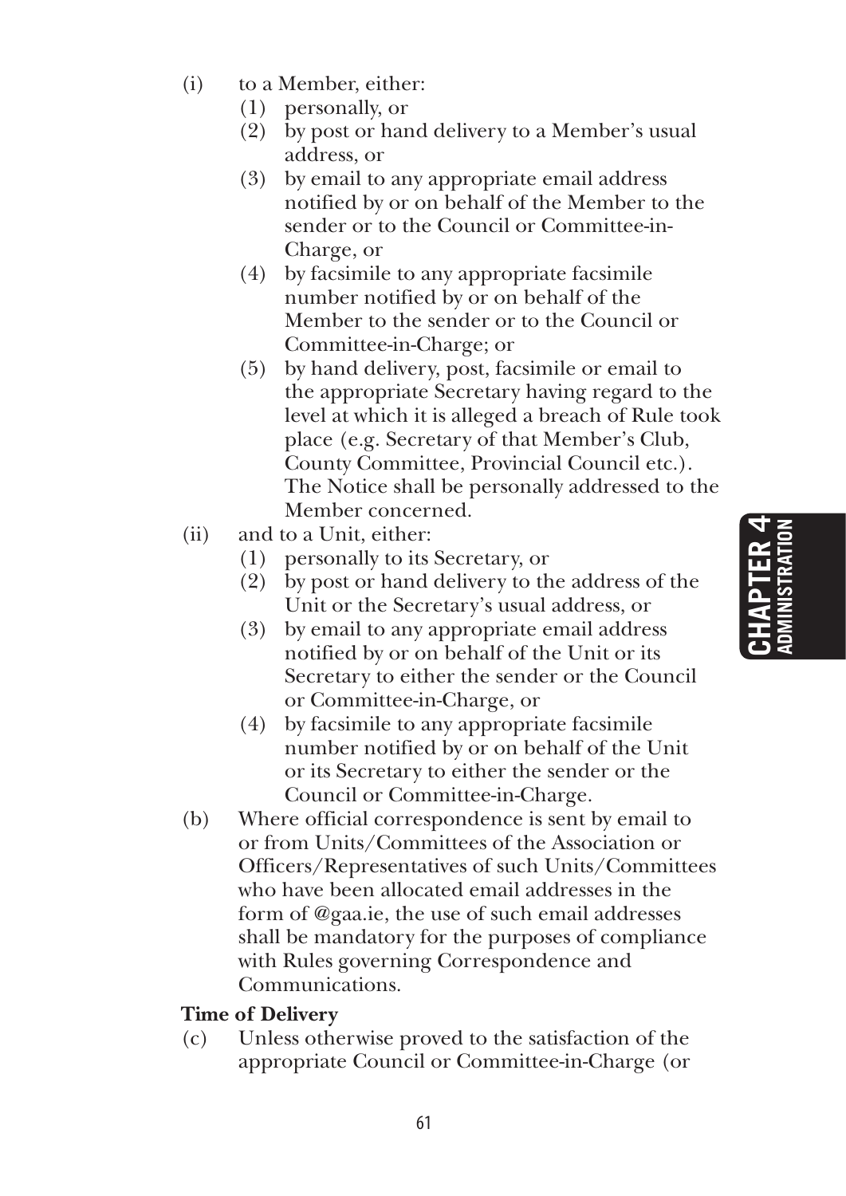(i) to a Member, either:
  (1) personally, or
  (2) by post or hand delivery to a Member's usual address, or
  (3) by email to any appropriate email address notified by or on behalf of the Member to the sender or to the Council or Committee-in-Charge, or
  (4) by facsimile to any appropriate facsimile number notified by or on behalf of the Member to the sender or to the Council or Committee-in-Charge; or
  (5) by hand delivery, post, facsimile or email to the appropriate Secretary having regard to the level at which it is alleged a breach of Rule took place (e.g. Secretary of that Member's Club, County Committee, Provincial Council etc.). The Notice shall be personally addressed to the Member concerned.

(ii) and to a Unit, either:
  (1) personally to its Secretary, or
  (2) by post or hand delivery to the address of the Unit or the Secretary's usual address, or
  (3) by email to any appropriate email address notified by or on behalf of the Unit or its Secretary to either the sender or the Council or Committee-in-Charge, or
  (4) by facsimile to any appropriate facsimile number notified by or on behalf of the Unit or its Secretary to either the sender or the Council or Committee-in-Charge.

(b) Where official correspondence is sent by email to or from Units/Committees of the Association or Officers/Representatives of such Units/Committees who have been allocated email addresses in the form of @gaa.ie, the use of such email addresses shall be mandatory for the purposes of compliance with Rules governing Correspondence and Communications.

**Time of Delivery**

(c) Unless otherwise proved to the satisfaction of the appropriate Council or Committee-in-Charge (or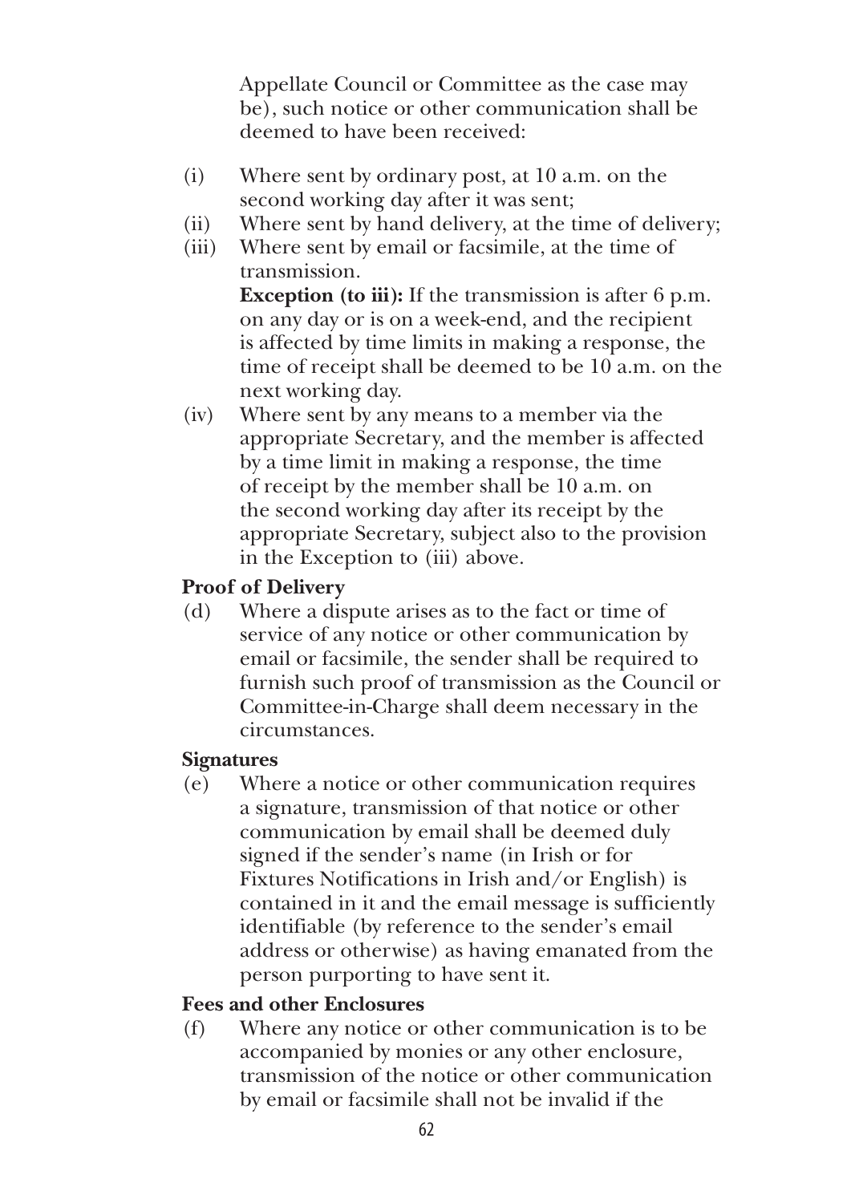Appellate Council or Committee as the case may be), such notice or other communication shall be deemed to have been received:

(i) Where sent by ordinary post, at 10 a.m. on the second working day after it was sent;

(ii) Where sent by hand delivery, at the time of delivery;

(iii) Where sent by email or facsimile, at the time of transmission.

**Exception (to iii):** If the transmission is after 6 p.m. on any day or is on a week-end, and the recipient is affected by time limits in making a response, the time of receipt shall be deemed to be 10 a.m. on the next working day.

(iv) Where sent by any means to a member via the appropriate Secretary, and the member is affected by a time limit in making a response, the time of receipt by the member shall be 10 a.m. on the second working day after its receipt by the appropriate Secretary, subject also to the provision in the Exception to (iii) above.

**Proof of Delivery**

(d) Where a dispute arises as to the fact or time of service of any notice or other communication by email or facsimile, the sender shall be required to furnish such proof of transmission as the Council or Committee-in-Charge shall deem necessary in the circumstances.

**Signatures**

(e) Where a notice or other communication requires a signature, transmission of that notice or other communication by email shall be deemed duly signed if the sender's name (in Irish or for Fixtures Notifications in Irish and/or English) is contained in it and the email message is sufficiently identifiable (by reference to the sender's email address or otherwise) as having emanated from the person purporting to have sent it.

**Fees and other Enclosures**

(f) Where any notice or other communication is to be accompanied by monies or any other enclosure, transmission of the notice or other communication by email or facsimile shall not be invalid if the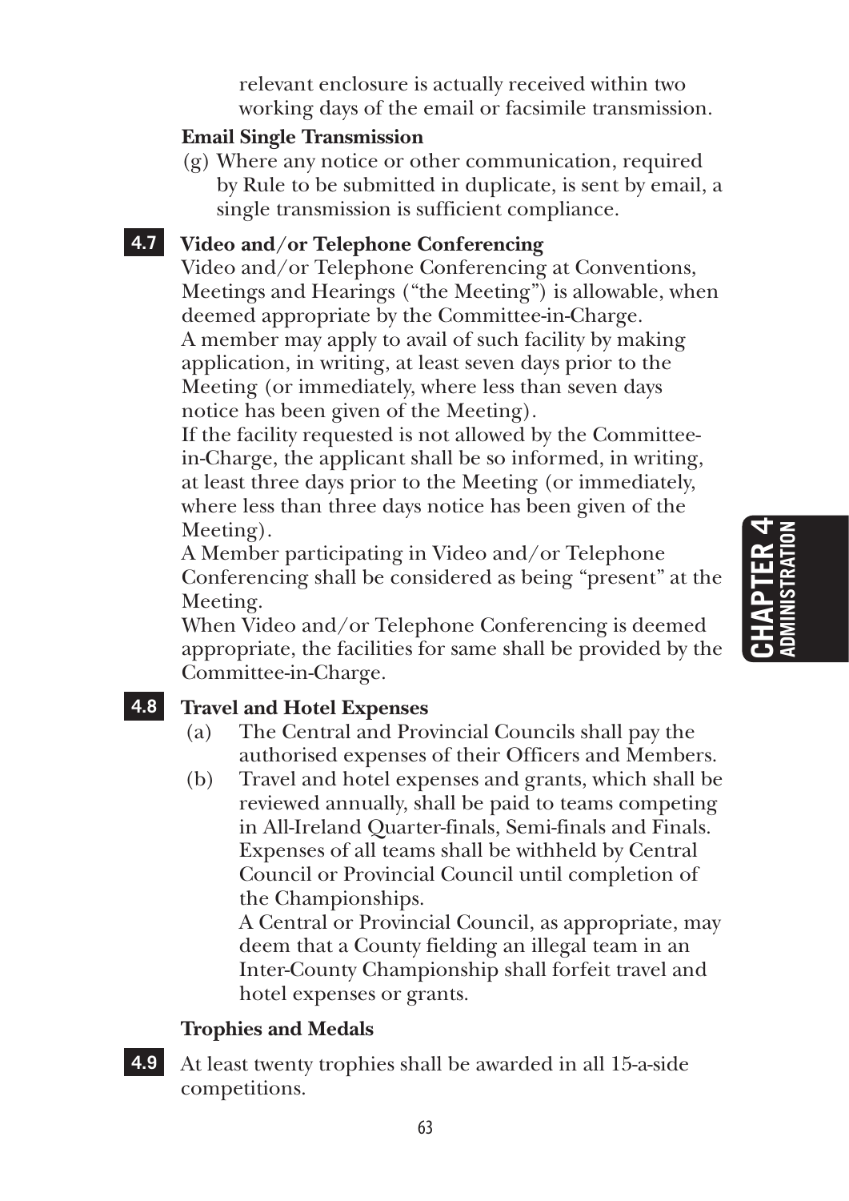relevant enclosure is actually received within two working days of the email or facsimile transmission.

**Email Single Transmission**

(g) Where any notice or other communication, required by Rule to be submitted in duplicate, is sent by email, a single transmission is sufficient compliance.

**4.7 Video and/or Telephone Conferencing**

Video and/or Telephone Conferencing at Conventions, Meetings and Hearings ("the Meeting") is allowable, when deemed appropriate by the Committee-in-Charge.

A member may apply to avail of such facility by making application, in writing, at least seven days prior to the Meeting (or immediately, where less than seven days notice has been given of the Meeting).

If the facility requested is not allowed by the Committee-in-Charge, the applicant shall be so informed, in writing, at least three days prior to the Meeting (or immediately, where less than three days notice has been given of the Meeting).

A Member participating in Video and/or Telephone Conferencing shall be considered as being "present" at the Meeting.

When Video and/or Telephone Conferencing is deemed appropriate, the facilities for same shall be provided by the Committee-in-Charge.

**4.8 Travel and Hotel Expenses**

(a) The Central and Provincial Councils shall pay the authorised expenses of their Officers and Members.

(b) Travel and hotel expenses and grants, which shall be reviewed annually, shall be paid to teams competing in All-Ireland Quarter-finals, Semi-finals and Finals. Expenses of all teams shall be withheld by Central Council or Provincial Council until completion of the Championships.

A Central or Provincial Council, as appropriate, may deem that a County fielding an illegal team in an Inter-County Championship shall forfeit travel and hotel expenses or grants.

**Trophies and Medals**

**4.9** At least twenty trophies shall be awarded in all 15-a-side competitions.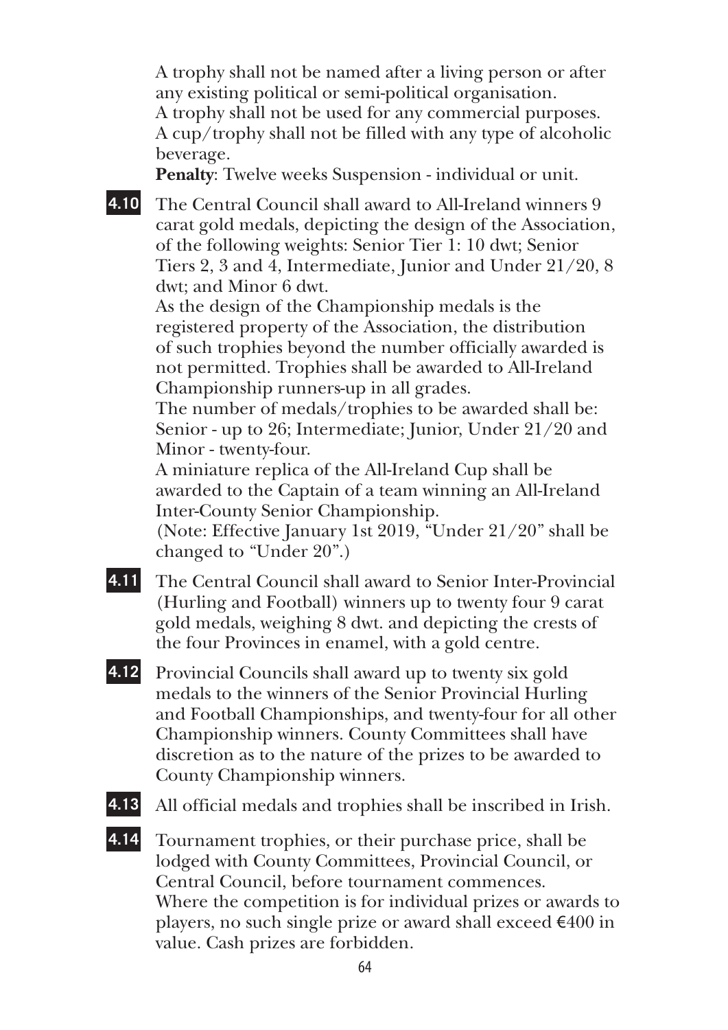A trophy shall not be named after a living person or after any existing political or semi-political organisation.
A trophy shall not be used for any commercial purposes.
A cup/trophy shall not be filled with any type of alcoholic beverage.
**Penalty**: Twelve weeks Suspension - individual or unit.

**4.10** The Central Council shall award to All-Ireland winners 9 carat gold medals, depicting the design of the Association, of the following weights: Senior Tier 1: 10 dwt; Senior Tiers 2, 3 and 4, Intermediate, Junior and Under 21/20, 8 dwt; and Minor 6 dwt.
As the design of the Championship medals is the registered property of the Association, the distribution of such trophies beyond the number officially awarded is not permitted. Trophies shall be awarded to All-Ireland Championship runners-up in all grades.
The number of medals/trophies to be awarded shall be: Senior - up to 26; Intermediate; Junior, Under 21/20 and Minor - twenty-four.
A miniature replica of the All-Ireland Cup shall be awarded to the Captain of a team winning an All-Ireland Inter-County Senior Championship.
(Note: Effective January 1st 2019, "Under 21/20" shall be changed to "Under 20".)

**4.11** The Central Council shall award to Senior Inter-Provincial (Hurling and Football) winners up to twenty four 9 carat gold medals, weighing 8 dwt. and depicting the crests of the four Provinces in enamel, with a gold centre.

**4.12** Provincial Councils shall award up to twenty six gold medals to the winners of the Senior Provincial Hurling and Football Championships, and twenty-four for all other Championship winners. County Committees shall have discretion as to the nature of the prizes to be awarded to County Championship winners.

**4.13** All official medals and trophies shall be inscribed in Irish.

**4.14** Tournament trophies, or their purchase price, shall be lodged with County Committees, Provincial Council, or Central Council, before tournament commences.
Where the competition is for individual prizes or awards to players, no such single prize or award shall exceed €400 in value. Cash prizes are forbidden.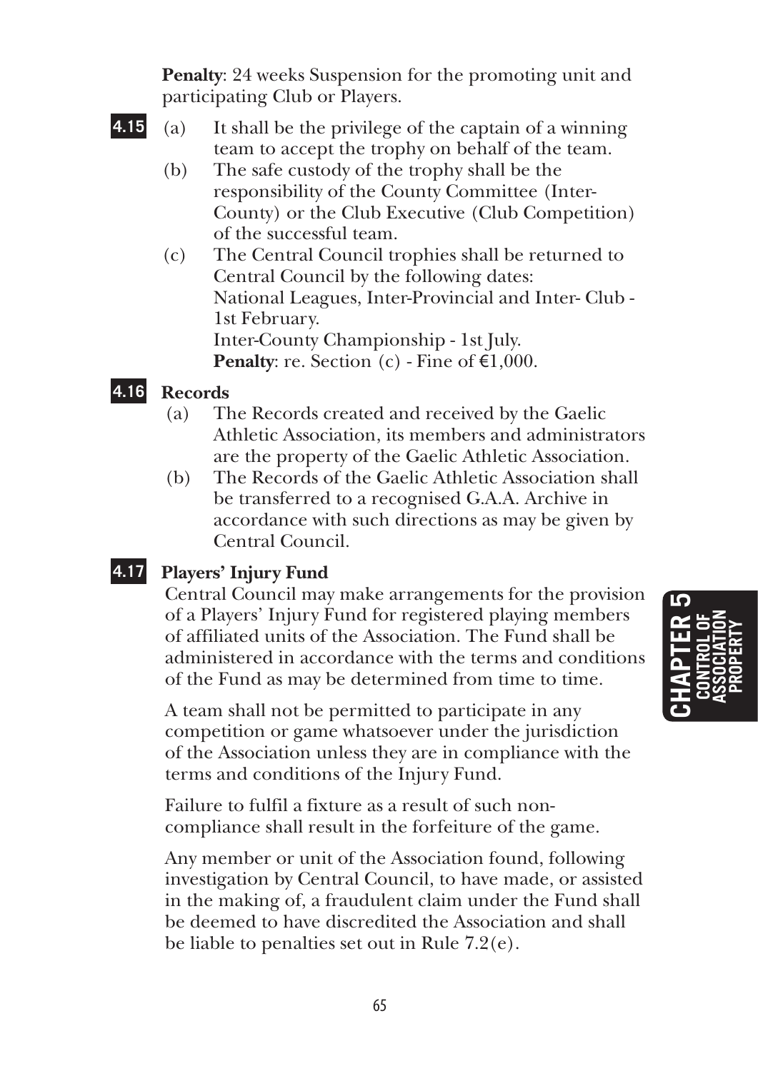**Penalty**: 24 weeks Suspension for the promoting unit and participating Club or Players.

**4.15** (a) It shall be the privilege of the captain of a winning team to accept the trophy on behalf of the team.

(b) The safe custody of the trophy shall be the responsibility of the County Committee (Inter-County) or the Club Executive (Club Competition) of the successful team.

(c) The Central Council trophies shall be returned to Central Council by the following dates:
National Leagues, Inter-Provincial and Inter- Club - 1st February.
Inter-County Championship - 1st July.
**Penalty**: re. Section (c) - Fine of €1,000.

**4.16 Records**

(a) The Records created and received by the Gaelic Athletic Association, its members and administrators are the property of the Gaelic Athletic Association.

(b) The Records of the Gaelic Athletic Association shall be transferred to a recognised G.A.A. Archive in accordance with such directions as may be given by Central Council.

**4.17 Players' Injury Fund**

Central Council may make arrangements for the provision of a Players' Injury Fund for registered playing members of affiliated units of the Association. The Fund shall be administered in accordance with the terms and conditions of the Fund as may be determined from time to time.

A team shall not be permitted to participate in any competition or game whatsoever under the jurisdiction of the Association unless they are in compliance with the terms and conditions of the Injury Fund.

Failure to fulfil a fixture as a result of such non-compliance shall result in the forfeiture of the game.

Any member or unit of the Association found, following investigation by Central Council, to have made, or assisted in the making of, a fraudulent claim under the Fund shall be deemed to have discredited the Association and shall be liable to penalties set out in Rule 7.2(e).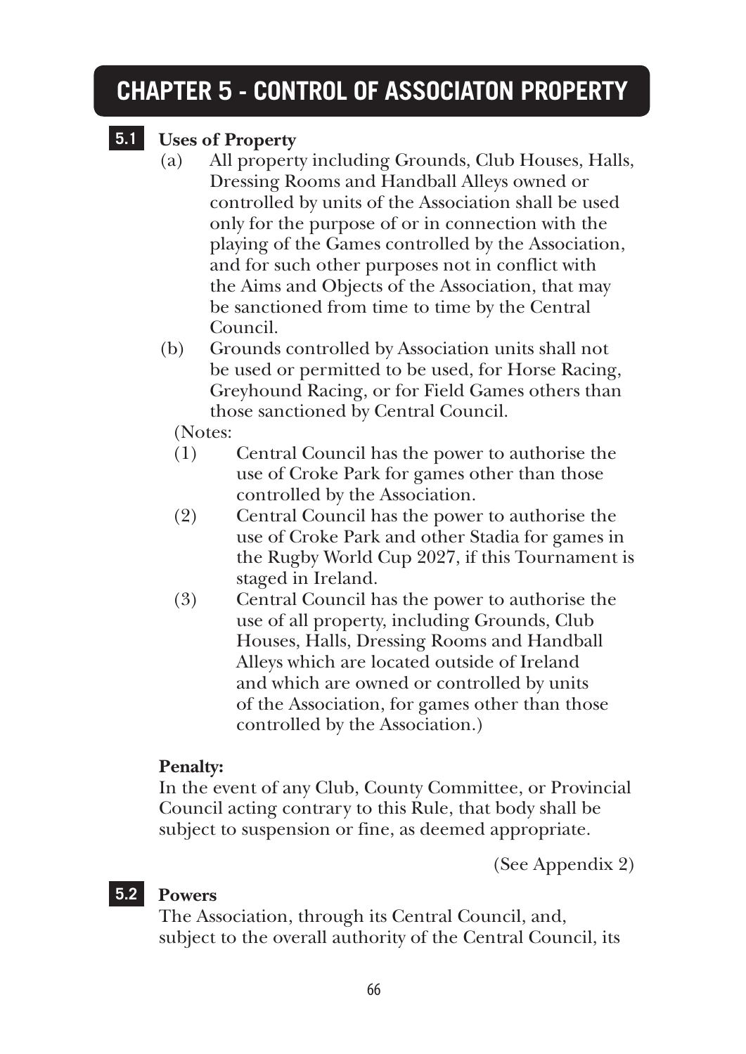# CHAPTER 5 - CONTROL OF ASSOCIATON PROPERTY

## 5.1 Uses of Property

(a) All property including Grounds, Club Houses, Halls, Dressing Rooms and Handball Alleys owned or controlled by units of the Association shall be used only for the purpose of or in connection with the playing of the Games controlled by the Association, and for such other purposes not in conflict with the Aims and Objects of the Association, that may be sanctioned from time to time by the Central Council.

(b) Grounds controlled by Association units shall not be used or permitted to be used, for Horse Racing, Greyhound Racing, or for Field Games others than those sanctioned by Central Council.

(Notes:

(1) Central Council has the power to authorise the use of Croke Park for games other than those controlled by the Association.

(2) Central Council has the power to authorise the use of Croke Park and other Stadia for games in the Rugby World Cup 2027, if this Tournament is staged in Ireland.

(3) Central Council has the power to authorise the use of all property, including Grounds, Club Houses, Halls, Dressing Rooms and Handball Alleys which are located outside of Ireland and which are owned or controlled by units of the Association, for games other than those controlled by the Association.)

**Penalty:**

In the event of any Club, County Committee, or Provincial Council acting contrary to this Rule, that body shall be subject to suspension or fine, as deemed appropriate.

(See Appendix 2)

## 5.2 Powers

The Association, through its Central Council, and, subject to the overall authority of the Central Council, its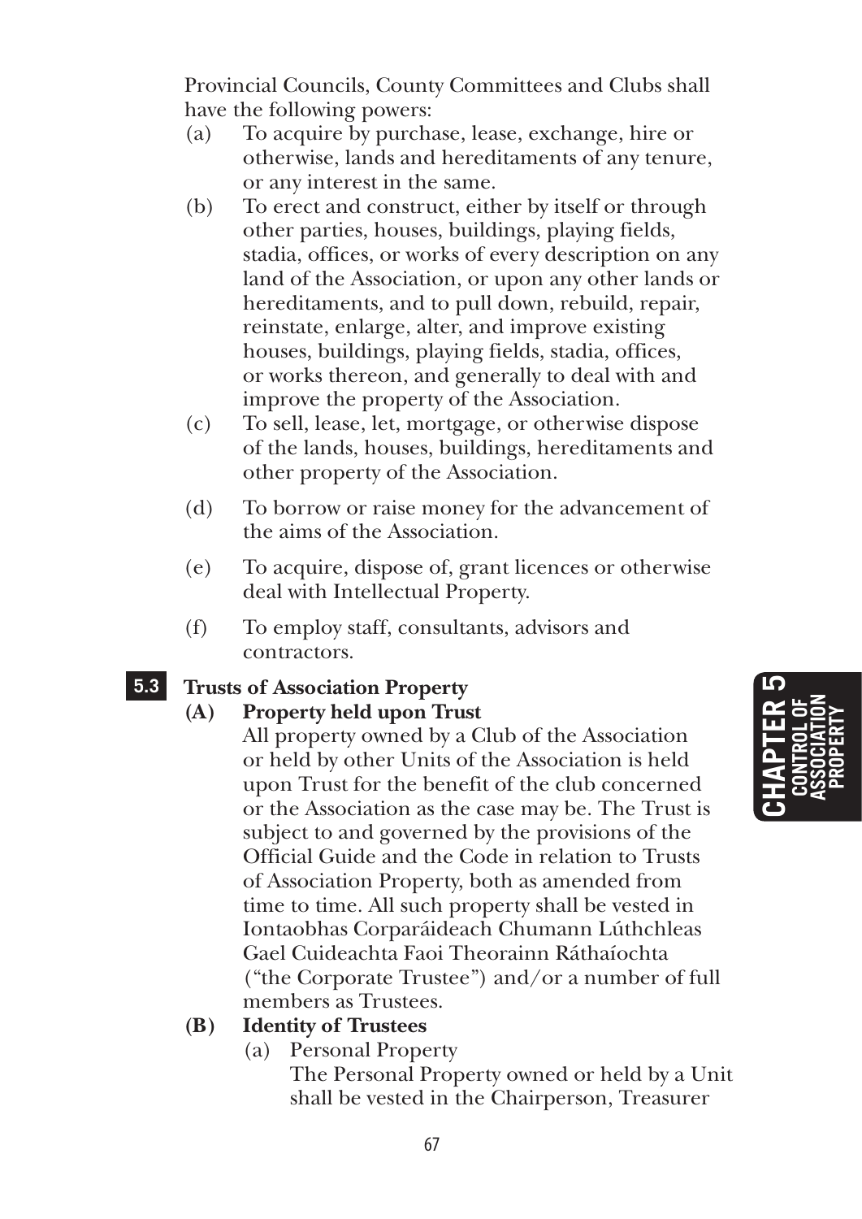Provincial Councils, County Committees and Clubs shall have the following powers:

(a) To acquire by purchase, lease, exchange, hire or otherwise, lands and hereditaments of any tenure, or any interest in the same.

(b) To erect and construct, either by itself or through other parties, houses, buildings, playing fields, stadia, offices, or works of every description on any land of the Association, or upon any other lands or hereditaments, and to pull down, rebuild, repair, reinstate, enlarge, alter, and improve existing houses, buildings, playing fields, stadia, offices, or works thereon, and generally to deal with and improve the property of the Association.

(c) To sell, lease, let, mortgage, or otherwise dispose of the lands, houses, buildings, hereditaments and other property of the Association.

(d) To borrow or raise money for the advancement of the aims of the Association.

(e) To acquire, dispose of, grant licences or otherwise deal with Intellectual Property.

(f) To employ staff, consultants, advisors and contractors.

## 5.3 Trusts of Association Property

### (A) Property held upon Trust

All property owned by a Club of the Association or held by other Units of the Association is held upon Trust for the benefit of the club concerned or the Association as the case may be. The Trust is subject to and governed by the provisions of the Official Guide and the Code in relation to Trusts of Association Property, both as amended from time to time. All such property shall be vested in Iontaobhas Corparáideach Chumann Lúthchleas Gael Cuideachta Faoi Theorainn Ráthaíochta ("the Corporate Trustee") and/or a number of full members as Trustees.

### (B) Identity of Trustees

(a) Personal Property

The Personal Property owned or held by a Unit shall be vested in the Chairperson, Treasurer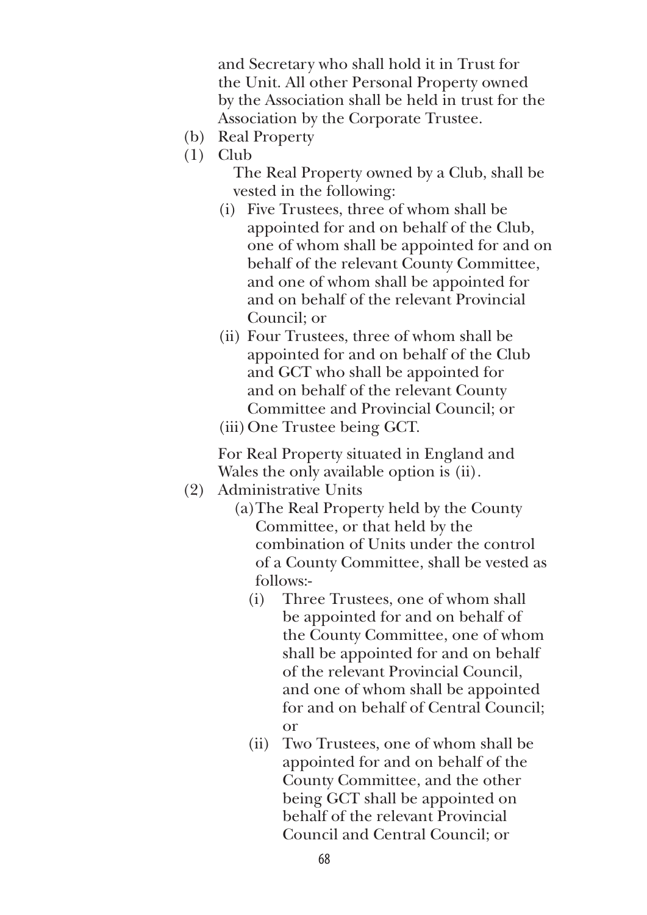and Secretary who shall hold it in Trust for the Unit. All other Personal Property owned by the Association shall be held in trust for the Association by the Corporate Trustee.

(b) Real Property

(1) Club

The Real Property owned by a Club, shall be vested in the following:

(i) Five Trustees, three of whom shall be appointed for and on behalf of the Club, one of whom shall be appointed for and on behalf of the relevant County Committee, and one of whom shall be appointed for and on behalf of the relevant Provincial Council; or

(ii) Four Trustees, three of whom shall be appointed for and on behalf of the Club and GCT who shall be appointed for and on behalf of the relevant County Committee and Provincial Council; or

(iii) One Trustee being GCT.

For Real Property situated in England and Wales the only available option is (ii).

(2) Administrative Units

(a) The Real Property held by the County Committee, or that held by the combination of Units under the control of a County Committee, shall be vested as follows:-

(i) Three Trustees, one of whom shall be appointed for and on behalf of the County Committee, one of whom shall be appointed for and on behalf of the relevant Provincial Council, and one of whom shall be appointed for and on behalf of Central Council; or

(ii) Two Trustees, one of whom shall be appointed for and on behalf of the County Committee, and the other being GCT shall be appointed on behalf of the relevant Provincial Council and Central Council; or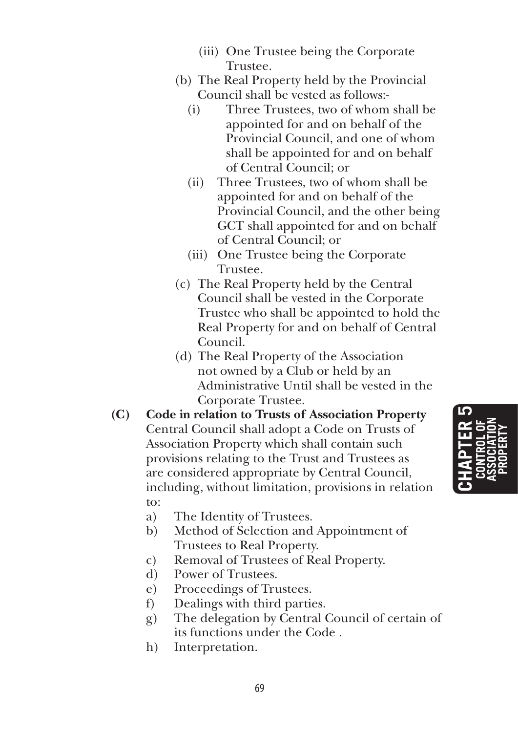(iii) One Trustee being the Corporate Trustee.

(b) The Real Property held by the Provincial Council shall be vested as follows:-

   (i) Three Trustees, two of whom shall be appointed for and on behalf of the Provincial Council, and one of whom shall be appointed for and on behalf of Central Council; or

   (ii) Three Trustees, two of whom shall be appointed for and on behalf of the Provincial Council, and the other being GCT shall appointed for and on behalf of Central Council; or

   (iii) One Trustee being the Corporate Trustee.

(c) The Real Property held by the Central Council shall be vested in the Corporate Trustee who shall be appointed to hold the Real Property for and on behalf of Central Council.

(d) The Real Property of the Association not owned by a Club or held by an Administrative Until shall be vested in the Corporate Trustee.

**(C) Code in relation to Trusts of Association Property**

Central Council shall adopt a Code on Trusts of Association Property which shall contain such provisions relating to the Trust and Trustees as are considered appropriate by Central Council, including, without limitation, provisions in relation to:

a) The Identity of Trustees.
b) Method of Selection and Appointment of Trustees to Real Property.
c) Removal of Trustees of Real Property.
d) Power of Trustees.
e) Proceedings of Trustees.
f) Dealings with third parties.
g) The delegation by Central Council of certain of its functions under the Code .
h) Interpretation.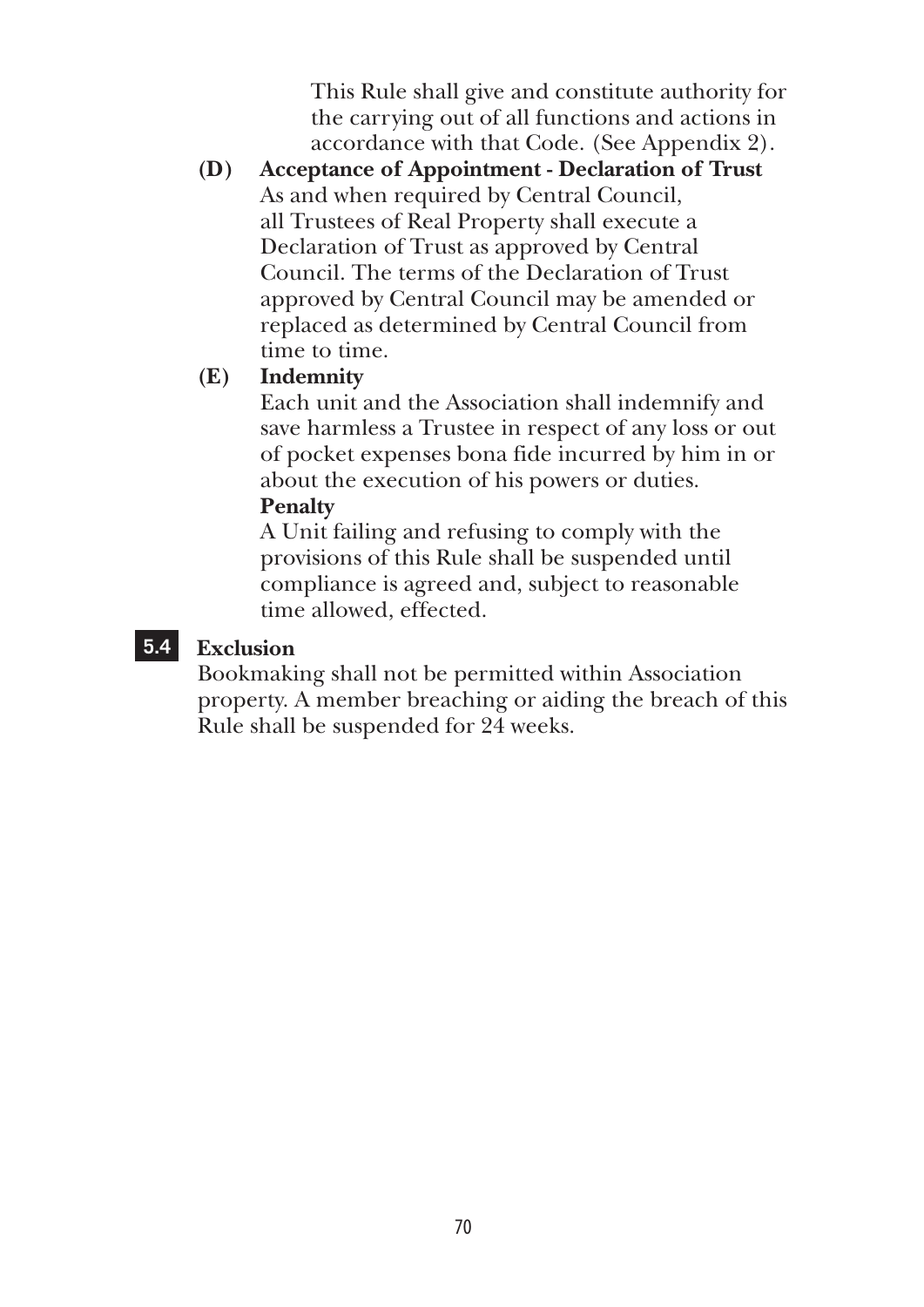This Rule shall give and constitute authority for the carrying out of all functions and actions in accordance with that Code. (See Appendix 2).

**(D) Acceptance of Appointment - Declaration of Trust**

As and when required by Central Council, all Trustees of Real Property shall execute a Declaration of Trust as approved by Central Council. The terms of the Declaration of Trust approved by Central Council may be amended or replaced as determined by Central Council from time to time.

**(E) Indemnity**

Each unit and the Association shall indemnify and save harmless a Trustee in respect of any loss or out of pocket expenses bona fide incurred by him in or about the execution of his powers or duties.

**Penalty**

A Unit failing and refusing to comply with the provisions of this Rule shall be suspended until compliance is agreed and, subject to reasonable time allowed, effected.

## 5.4 Exclusion

Bookmaking shall not be permitted within Association property. A member breaching or aiding the breach of this Rule shall be suspended for 24 weeks.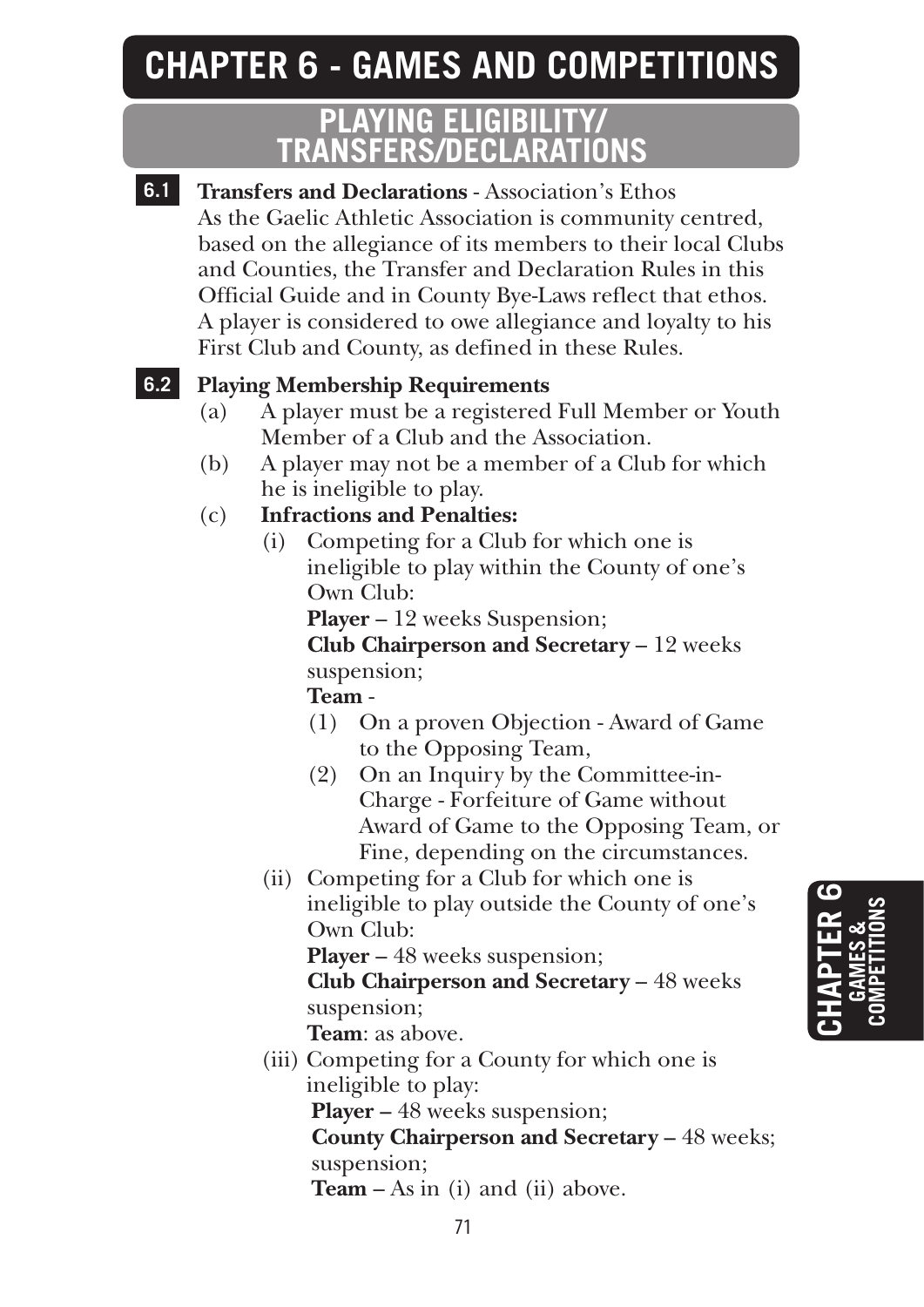# CHAPTER 6 - GAMES AND COMPETITIONS

## PLAYING ELIGIBILITY/ TRANSFERS/DECLARATIONS

**6.1** **Transfers and Declarations** - Association's Ethos
As the Gaelic Athletic Association is community centred, based on the allegiance of its members to their local Clubs and Counties, the Transfer and Declaration Rules in this Official Guide and in County Bye-Laws reflect that ethos. A player is considered to owe allegiance and loyalty to his First Club and County, as defined in these Rules.

**6.2** **Playing Membership Requirements**

(a) A player must be a registered Full Member or Youth Member of a Club and the Association.

(b) A player may not be a member of a Club for which he is ineligible to play.

(c) **Infractions and Penalties:**

(i) Competing for a Club for which one is ineligible to play within the County of one's Own Club:
**Player** – 12 weeks Suspension;
**Club Chairperson and Secretary** – 12 weeks suspension;
**Team** -
(1) On a proven Objection - Award of Game to the Opposing Team,
(2) On an Inquiry by the Committee-in-Charge - Forfeiture of Game without Award of Game to the Opposing Team, or Fine, depending on the circumstances.

(ii) Competing for a Club for which one is ineligible to play outside the County of one's Own Club:
**Player** – 48 weeks suspension;
**Club Chairperson and Secretary** – 48 weeks suspension;
**Team**: as above.

(iii) Competing for a County for which one is ineligible to play:
**Player** – 48 weeks suspension;
**County Chairperson and Secretary** – 48 weeks; suspension;
**Team** – As in (i) and (ii) above.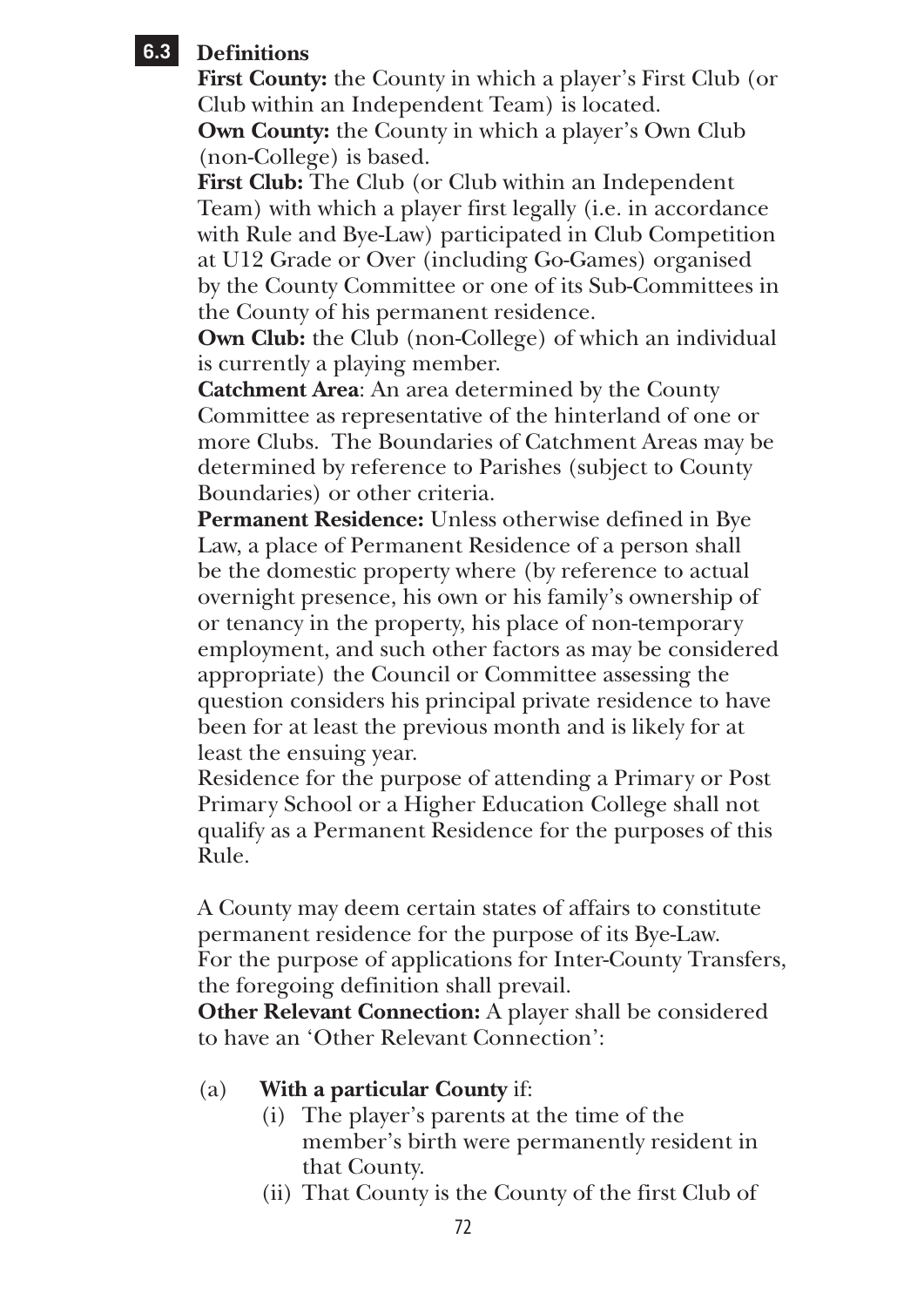## 6.3 Definitions

**First County:** the County in which a player's First Club (or Club within an Independent Team) is located.

**Own County:** the County in which a player's Own Club (non-College) is based.

**First Club:** The Club (or Club within an Independent Team) with which a player first legally (i.e. in accordance with Rule and Bye-Law) participated in Club Competition at U12 Grade or Over (including Go-Games) organised by the County Committee or one of its Sub-Committees in the County of his permanent residence.

**Own Club:** the Club (non-College) of which an individual is currently a playing member.

**Catchment Area**: An area determined by the County Committee as representative of the hinterland of one or more Clubs. The Boundaries of Catchment Areas may be determined by reference to Parishes (subject to County Boundaries) or other criteria.

**Permanent Residence:** Unless otherwise defined in Bye Law, a place of Permanent Residence of a person shall be the domestic property where (by reference to actual overnight presence, his own or his family's ownership of or tenancy in the property, his place of non-temporary employment, and such other factors as may be considered appropriate) the Council or Committee assessing the question considers his principal private residence to have been for at least the previous month and is likely for at least the ensuing year.

Residence for the purpose of attending a Primary or Post Primary School or a Higher Education College shall not qualify as a Permanent Residence for the purposes of this Rule.

A County may deem certain states of affairs to constitute permanent residence for the purpose of its Bye-Law. For the purpose of applications for Inter-County Transfers, the foregoing definition shall prevail.

**Other Relevant Connection:** A player shall be considered to have an 'Other Relevant Connection':

(a) **With a particular County** if:

(i) The player's parents at the time of the member's birth were permanently resident in that County.

(ii) That County is the County of the first Club of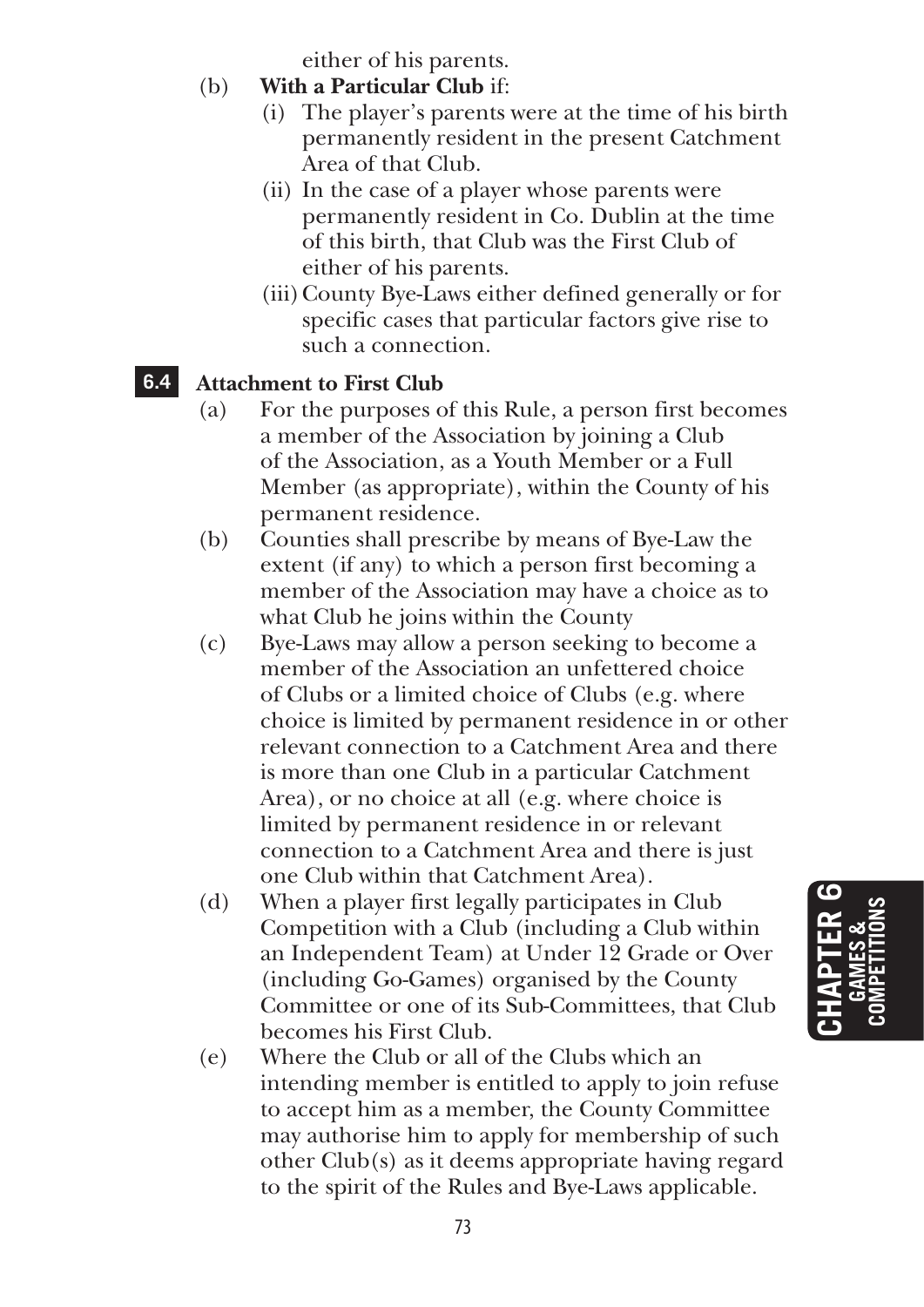either of his parents.

(b) **With a Particular Club** if:

(i) The player's parents were at the time of his birth permanently resident in the present Catchment Area of that Club.

(ii) In the case of a player whose parents were permanently resident in Co. Dublin at the time of this birth, that Club was the First Club of either of his parents.

(iii) County Bye-Laws either defined generally or for specific cases that particular factors give rise to such a connection.

## 6.4 Attachment to First Club

(a) For the purposes of this Rule, a person first becomes a member of the Association by joining a Club of the Association, as a Youth Member or a Full Member (as appropriate), within the County of his permanent residence.

(b) Counties shall prescribe by means of Bye-Law the extent (if any) to which a person first becoming a member of the Association may have a choice as to what Club he joins within the County

(c) Bye-Laws may allow a person seeking to become a member of the Association an unfettered choice of Clubs or a limited choice of Clubs (e.g. where choice is limited by permanent residence in or other relevant connection to a Catchment Area and there is more than one Club in a particular Catchment Area), or no choice at all (e.g. where choice is limited by permanent residence in or relevant connection to a Catchment Area and there is just one Club within that Catchment Area).

(d) When a player first legally participates in Club Competition with a Club (including a Club within an Independent Team) at Under 12 Grade or Over (including Go-Games) organised by the County Committee or one of its Sub-Committees, that Club becomes his First Club.

(e) Where the Club or all of the Clubs which an intending member is entitled to apply to join refuse to accept him as a member, the County Committee may authorise him to apply for membership of such other Club(s) as it deems appropriate having regard to the spirit of the Rules and Bye-Laws applicable.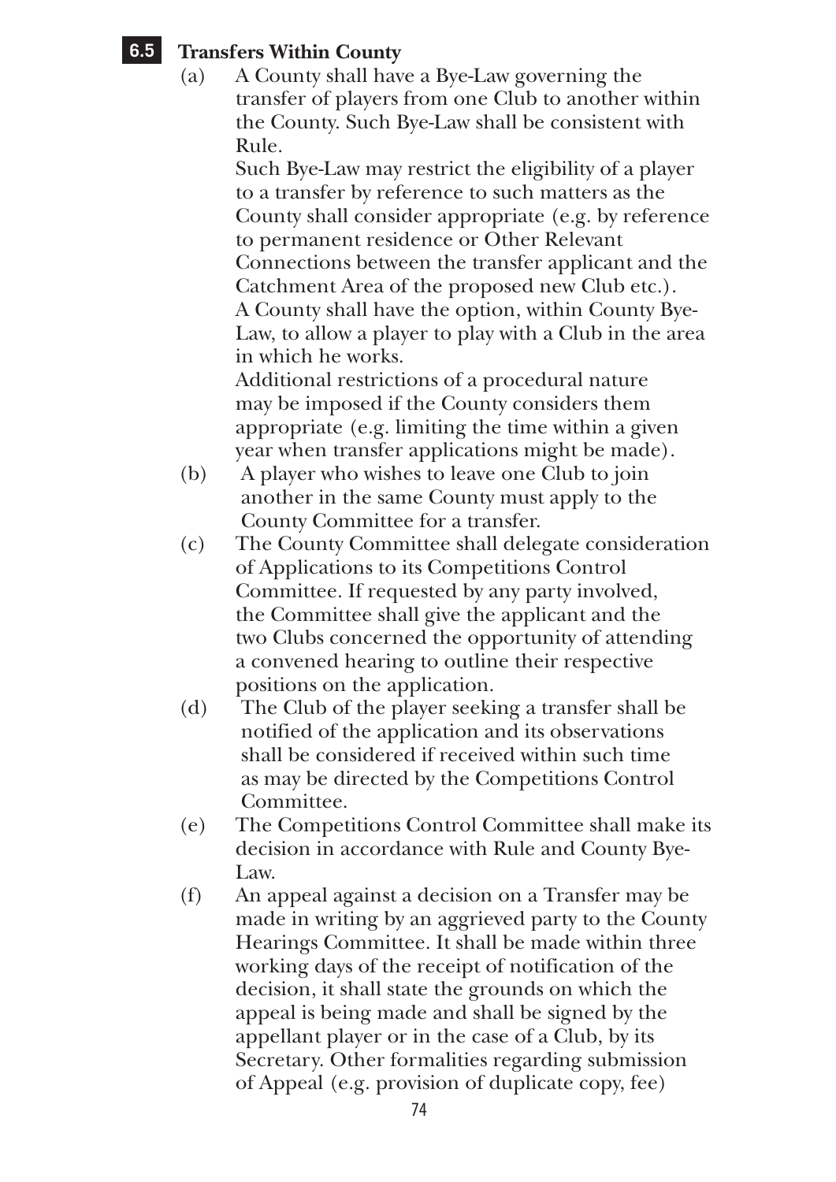## 6.5 Transfers Within County

(a) A County shall have a Bye-Law governing the transfer of players from one Club to another within the County. Such Bye-Law shall be consistent with Rule.

Such Bye-Law may restrict the eligibility of a player to a transfer by reference to such matters as the County shall consider appropriate (e.g. by reference to permanent residence or Other Relevant Connections between the transfer applicant and the Catchment Area of the proposed new Club etc.).

A County shall have the option, within County Bye-Law, to allow a player to play with a Club in the area in which he works.

Additional restrictions of a procedural nature may be imposed if the County considers them appropriate (e.g. limiting the time within a given year when transfer applications might be made).

(b) A player who wishes to leave one Club to join another in the same County must apply to the County Committee for a transfer.

(c) The County Committee shall delegate consideration of Applications to its Competitions Control Committee. If requested by any party involved, the Committee shall give the applicant and the two Clubs concerned the opportunity of attending a convened hearing to outline their respective positions on the application.

(d) The Club of the player seeking a transfer shall be notified of the application and its observations shall be considered if received within such time as may be directed by the Competitions Control Committee.

(e) The Competitions Control Committee shall make its decision in accordance with Rule and County Bye-Law.

(f) An appeal against a decision on a Transfer may be made in writing by an aggrieved party to the County Hearings Committee. It shall be made within three working days of the receipt of notification of the decision, it shall state the grounds on which the appeal is being made and shall be signed by the appellant player or in the case of a Club, by its Secretary. Other formalities regarding submission of Appeal (e.g. provision of duplicate copy, fee)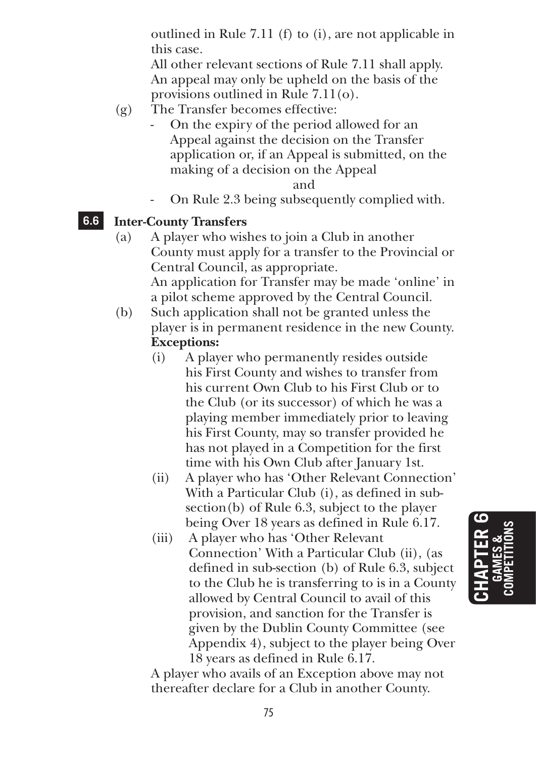outlined in Rule 7.11 (f) to (i), are not applicable in this case.

All other relevant sections of Rule 7.11 shall apply. An appeal may only be upheld on the basis of the provisions outlined in Rule 7.11(o).

(g) The Transfer becomes effective:

- On the expiry of the period allowed for an Appeal against the decision on the Transfer application or, if an Appeal is submitted, on the making of a decision on the Appeal

  and

- On Rule 2.3 being subsequently complied with.

## 6.6 Inter-County Transfers

(a) A player who wishes to join a Club in another County must apply for a transfer to the Provincial or Central Council, as appropriate.

An application for Transfer may be made 'online' in a pilot scheme approved by the Central Council.

(b) Such application shall not be granted unless the player is in permanent residence in the new County.

**Exceptions:**

(i) A player who permanently resides outside his First County and wishes to transfer from his current Own Club to his First Club or to the Club (or its successor) of which he was a playing member immediately prior to leaving his First County, may so transfer provided he has not played in a Competition for the first time with his Own Club after January 1st.

(ii) A player who has 'Other Relevant Connection' With a Particular Club (i), as defined in sub-section(b) of Rule 6.3, subject to the player being Over 18 years as defined in Rule 6.17.

(iii) A player who has 'Other Relevant Connection' With a Particular Club (ii), (as defined in sub-section (b) of Rule 6.3, subject to the Club he is transferring to is in a County allowed by Central Council to avail of this provision, and sanction for the Transfer is given by the Dublin County Committee (see Appendix 4), subject to the player being Over 18 years as defined in Rule 6.17.

A player who avails of an Exception above may not thereafter declare for a Club in another County.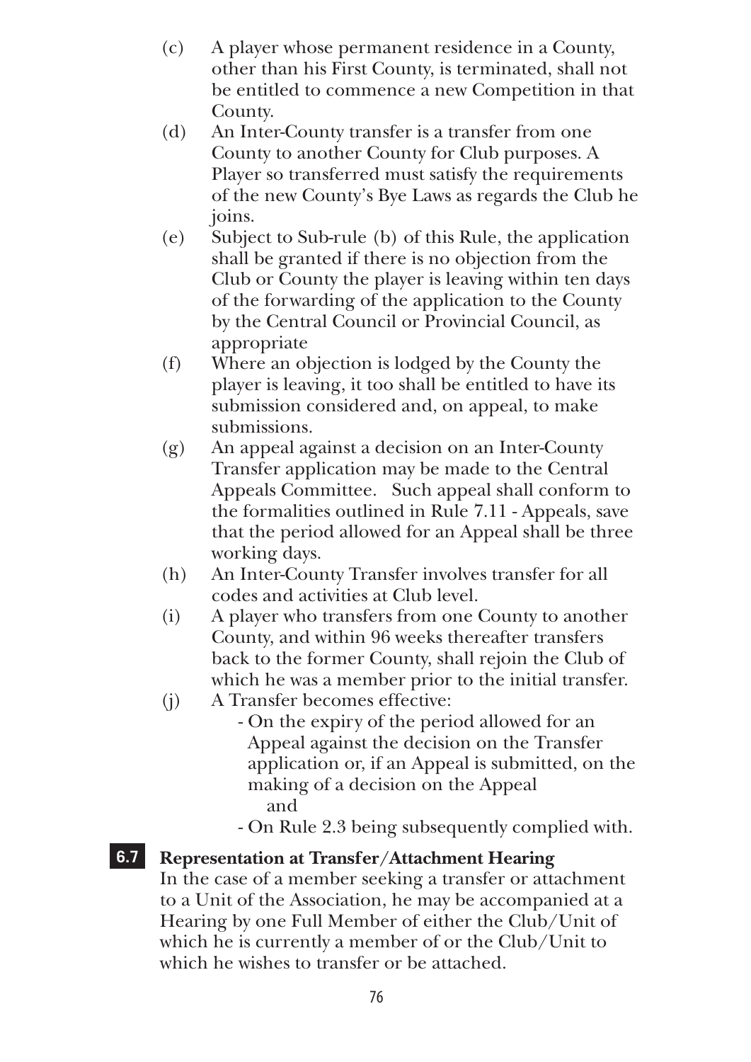(c) A player whose permanent residence in a County, other than his First County, is terminated, shall not be entitled to commence a new Competition in that County.

(d) An Inter-County transfer is a transfer from one County to another County for Club purposes. A Player so transferred must satisfy the requirements of the new County's Bye Laws as regards the Club he joins.

(e) Subject to Sub-rule (b) of this Rule, the application shall be granted if there is no objection from the Club or County the player is leaving within ten days of the forwarding of the application to the County by the Central Council or Provincial Council, as appropriate

(f) Where an objection is lodged by the County the player is leaving, it too shall be entitled to have its submission considered and, on appeal, to make submissions.

(g) An appeal against a decision on an Inter-County Transfer application may be made to the Central Appeals Committee. Such appeal shall conform to the formalities outlined in Rule 7.11 - Appeals, save that the period allowed for an Appeal shall be three working days.

(h) An Inter-County Transfer involves transfer for all codes and activities at Club level.

(i) A player who transfers from one County to another County, and within 96 weeks thereafter transfers back to the former County, shall rejoin the Club of which he was a member prior to the initial transfer.

(j) A Transfer becomes effective:

- On the expiry of the period allowed for an Appeal against the decision on the Transfer application or, if an Appeal is submitted, on the making of a decision on the Appeal

  and

- On Rule 2.3 being subsequently complied with.

## 6.7 Representation at Transfer/Attachment Hearing

In the case of a member seeking a transfer or attachment to a Unit of the Association, he may be accompanied at a Hearing by one Full Member of either the Club/Unit of which he is currently a member of or the Club/Unit to which he wishes to transfer or be attached.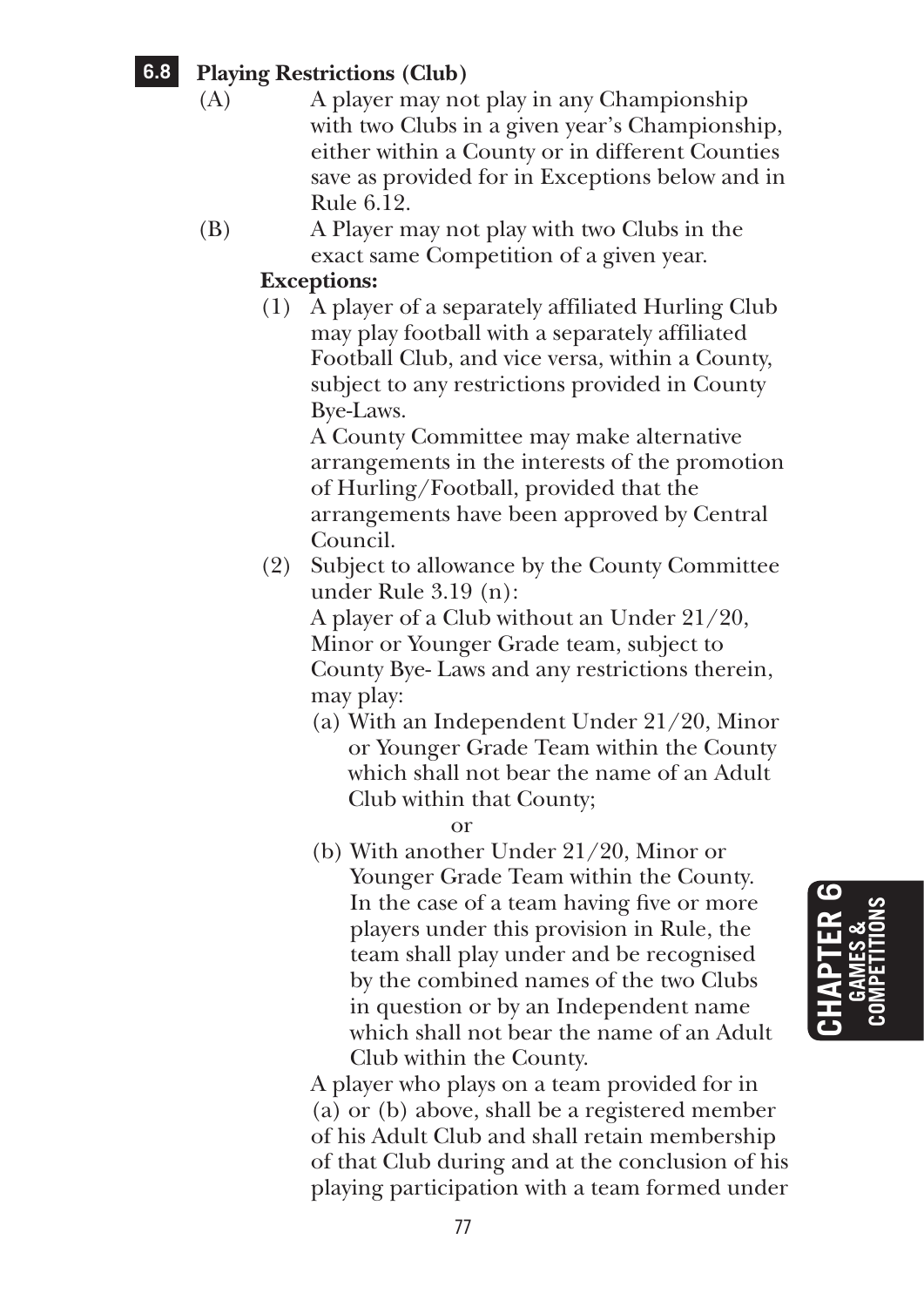## 6.8 Playing Restrictions (Club)

(A) A player may not play in any Championship with two Clubs in a given year's Championship, either within a County or in different Counties save as provided for in Exceptions below and in Rule 6.12.

(B) A Player may not play with two Clubs in the exact same Competition of a given year.

**Exceptions:**

(1) A player of a separately affiliated Hurling Club may play football with a separately affiliated Football Club, and vice versa, within a County, subject to any restrictions provided in County Bye-Laws.

A County Committee may make alternative arrangements in the interests of the promotion of Hurling/Football, provided that the arrangements have been approved by Central Council.

(2) Subject to allowance by the County Committee under Rule 3.19 (n):

A player of a Club without an Under 21/20, Minor or Younger Grade team, subject to County Bye- Laws and any restrictions therein, may play:

(a) With an Independent Under 21/20, Minor or Younger Grade Team within the County which shall not bear the name of an Adult Club within that County;

or

(b) With another Under 21/20, Minor or Younger Grade Team within the County. In the case of a team having five or more players under this provision in Rule, the team shall play under and be recognised by the combined names of the two Clubs in question or by an Independent name which shall not bear the name of an Adult Club within the County.

A player who plays on a team provided for in (a) or (b) above, shall be a registered member of his Adult Club and shall retain membership of that Club during and at the conclusion of his playing participation with a team formed under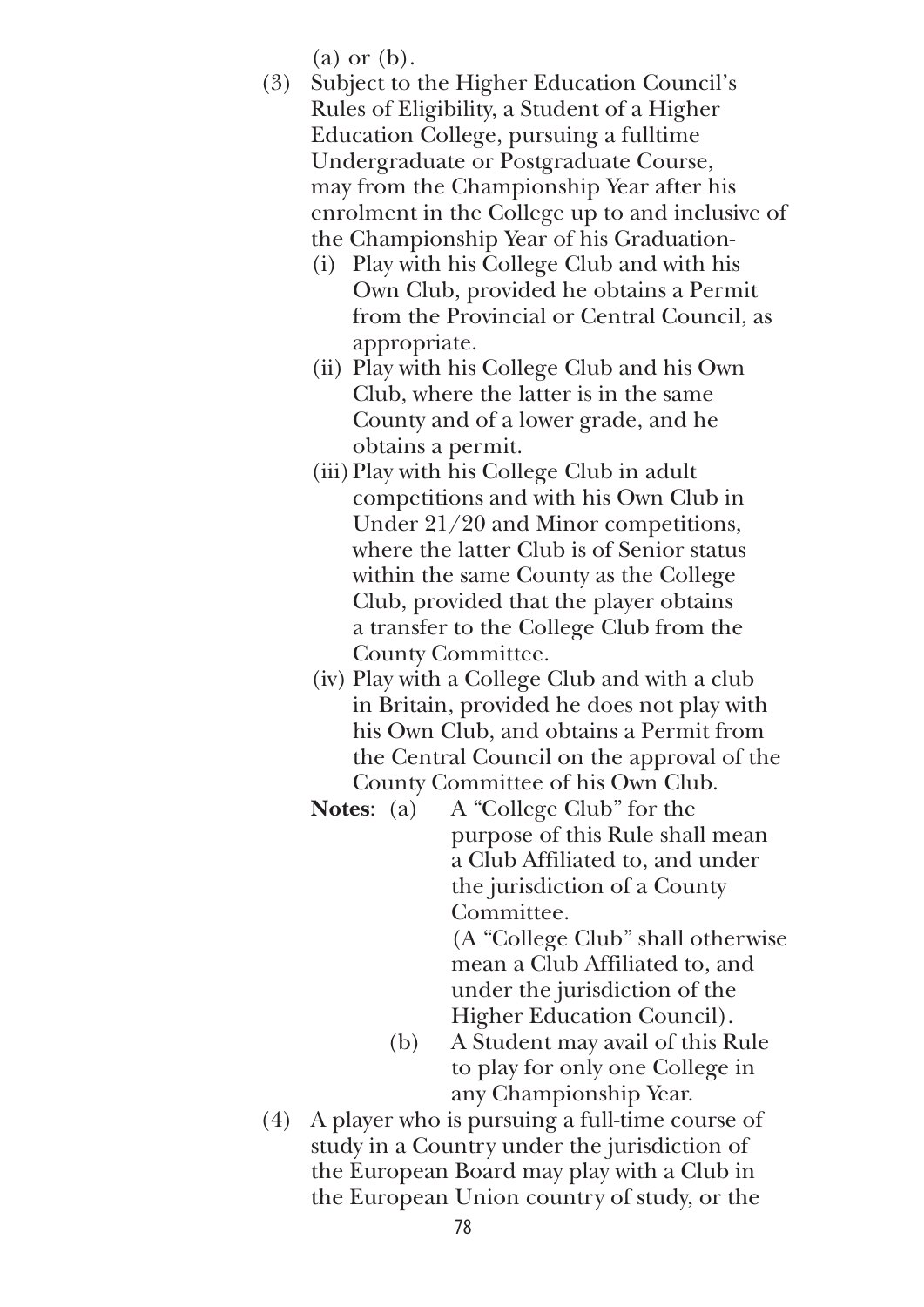(a) or (b).

(3) Subject to the Higher Education Council's Rules of Eligibility, a Student of a Higher Education College, pursuing a fulltime Undergraduate or Postgraduate Course, may from the Championship Year after his enrolment in the College up to and inclusive of the Championship Year of his Graduation-

  (i) Play with his College Club and with his Own Club, provided he obtains a Permit from the Provincial or Central Council, as appropriate.

  (ii) Play with his College Club and his Own Club, where the latter is in the same County and of a lower grade, and he obtains a permit.

  (iii) Play with his College Club in adult competitions and with his Own Club in Under 21/20 and Minor competitions, where the latter Club is of Senior status within the same County as the College Club, provided that the player obtains a transfer to the College Club from the County Committee.

  (iv) Play with a College Club and with a club in Britain, provided he does not play with his Own Club, and obtains a Permit from the Central Council on the approval of the County Committee of his Own Club.

  **Notes**: (a) A "College Club" for the purpose of this Rule shall mean a Club Affiliated to, and under the jurisdiction of a County Committee.

  (A "College Club" shall otherwise mean a Club Affiliated to, and under the jurisdiction of the Higher Education Council).

  (b) A Student may avail of this Rule to play for only one College in any Championship Year.

(4) A player who is pursuing a full-time course of study in a Country under the jurisdiction of the European Board may play with a Club in the European Union country of study, or the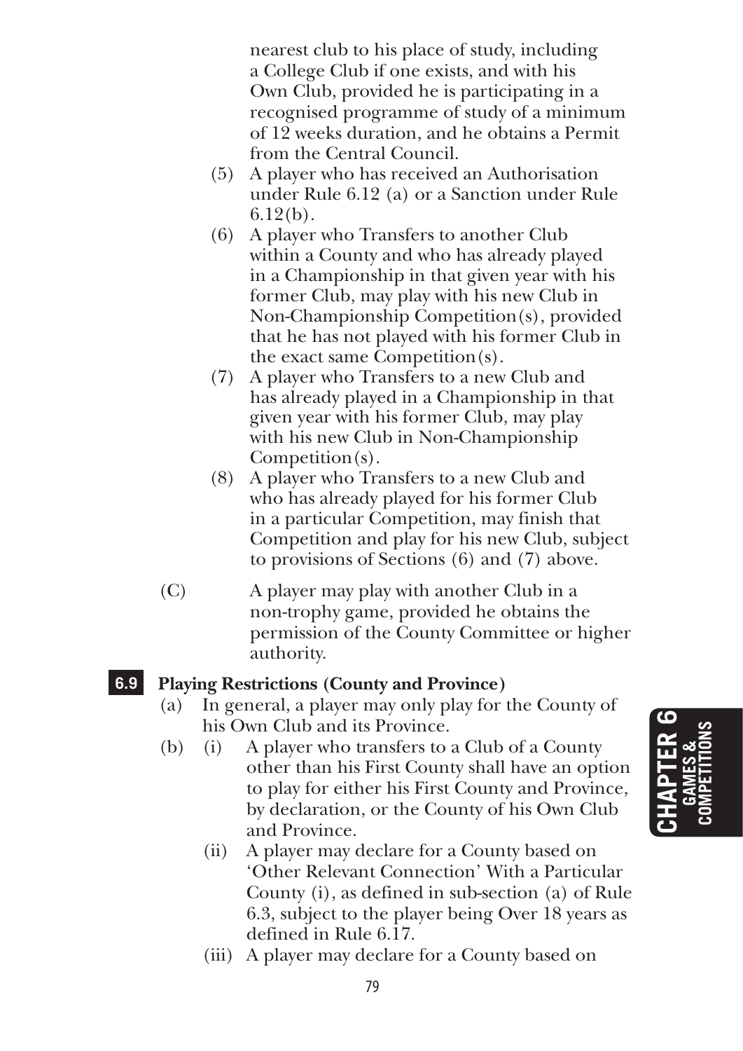nearest club to his place of study, including a College Club if one exists, and with his Own Club, provided he is participating in a recognised programme of study of a minimum of 12 weeks duration, and he obtains a Permit from the Central Council.

(5) A player who has received an Authorisation under Rule 6.12 (a) or a Sanction under Rule 6.12(b).

(6) A player who Transfers to another Club within a County and who has already played in a Championship in that given year with his former Club, may play with his new Club in Non-Championship Competition(s), provided that he has not played with his former Club in the exact same Competition(s).

(7) A player who Transfers to a new Club and has already played in a Championship in that given year with his former Club, may play with his new Club in Non-Championship Competition(s).

(8) A player who Transfers to a new Club and who has already played for his former Club in a particular Competition, may finish that Competition and play for his new Club, subject to provisions of Sections (6) and (7) above.

(C) A player may play with another Club in a non-trophy game, provided he obtains the permission of the County Committee or higher authority.

## 6.9 Playing Restrictions (County and Province)

(a) In general, a player may only play for the County of his Own Club and its Province.

(b) (i) A player who transfers to a Club of a County other than his First County shall have an option to play for either his First County and Province, by declaration, or the County of his Own Club and Province.

(ii) A player may declare for a County based on 'Other Relevant Connection' With a Particular County (i), as defined in sub-section (a) of Rule 6.3, subject to the player being Over 18 years as defined in Rule 6.17.

(iii) A player may declare for a County based on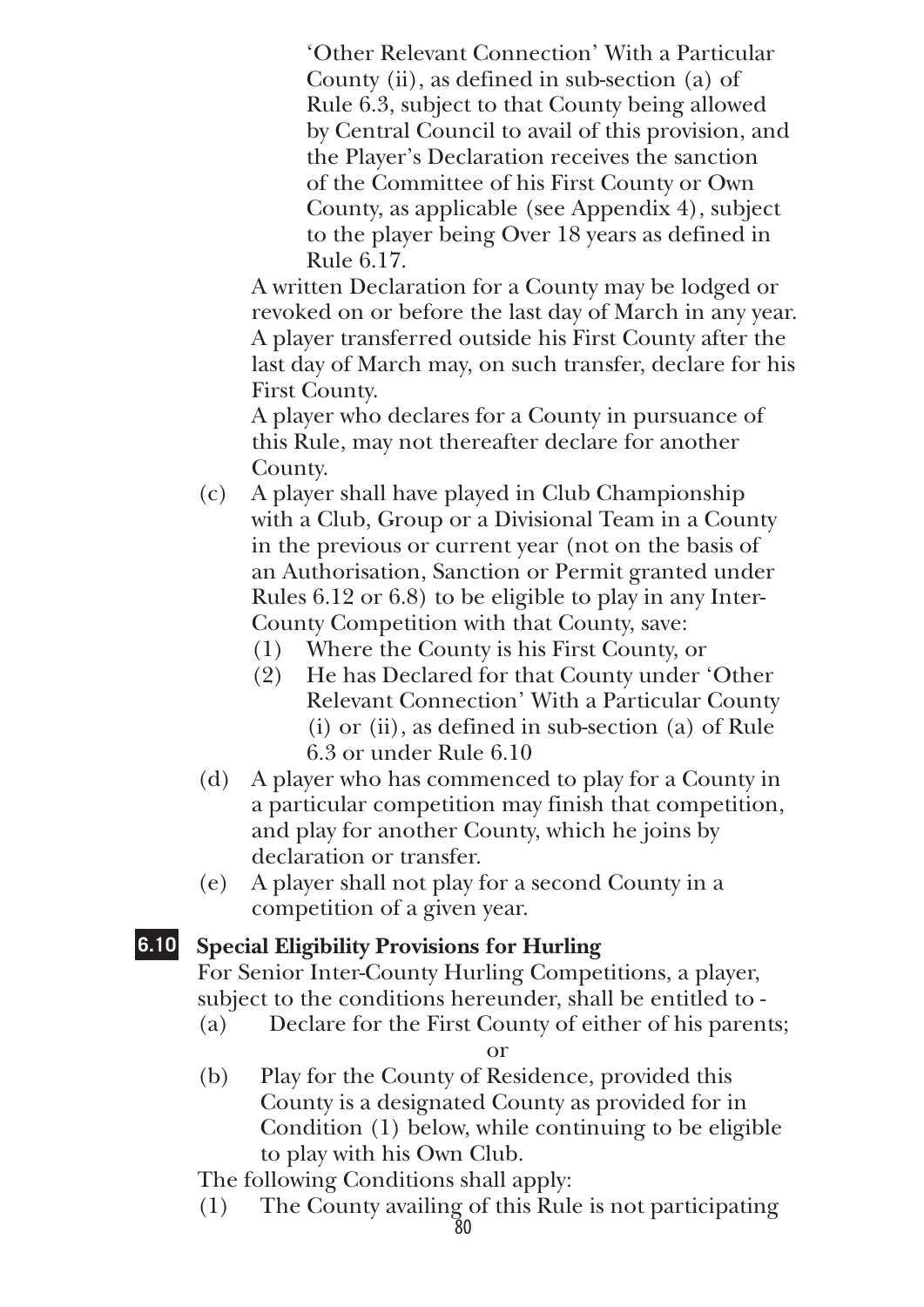'Other Relevant Connection' With a Particular County (ii), as defined in sub-section (a) of Rule 6.3, subject to that County being allowed by Central Council to avail of this provision, and the Player's Declaration receives the sanction of the Committee of his First County or Own County, as applicable (see Appendix 4), subject to the player being Over 18 years as defined in Rule 6.17.

A written Declaration for a County may be lodged or revoked on or before the last day of March in any year. A player transferred outside his First County after the last day of March may, on such transfer, declare for his First County.

A player who declares for a County in pursuance of this Rule, may not thereafter declare for another County.

(c) A player shall have played in Club Championship with a Club, Group or a Divisional Team in a County in the previous or current year (not on the basis of an Authorisation, Sanction or Permit granted under Rules 6.12 or 6.8) to be eligible to play in any Inter-County Competition with that County, save:
  (1) Where the County is his First County, or
  (2) He has Declared for that County under 'Other Relevant Connection' With a Particular County (i) or (ii), as defined in sub-section (a) of Rule 6.3 or under Rule 6.10

(d) A player who has commenced to play for a County in a particular competition may finish that competition, and play for another County, which he joins by declaration or transfer.

(e) A player shall not play for a second County in a competition of a given year.

## 6.10 Special Eligibility Provisions for Hurling

For Senior Inter-County Hurling Competitions, a player, subject to the conditions hereunder, shall be entitled to -

(a) Declare for the First County of either of his parents;

or

(b) Play for the County of Residence, provided this County is a designated County as provided for in Condition (1) below, while continuing to be eligible to play with his Own Club.

The following Conditions shall apply:

(1) The County availing of this Rule is not participating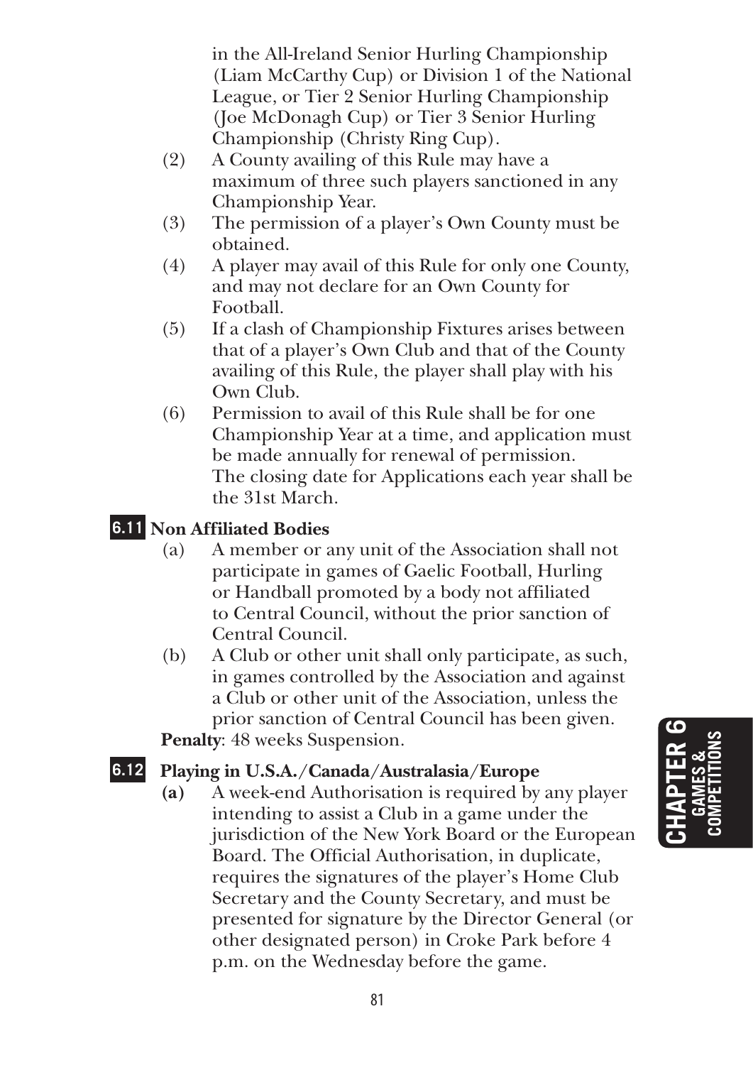in the All-Ireland Senior Hurling Championship (Liam McCarthy Cup) or Division 1 of the National League, or Tier 2 Senior Hurling Championship (Joe McDonagh Cup) or Tier 3 Senior Hurling Championship (Christy Ring Cup).

(2) A County availing of this Rule may have a maximum of three such players sanctioned in any Championship Year.

(3) The permission of a player's Own County must be obtained.

(4) A player may avail of this Rule for only one County, and may not declare for an Own County for Football.

(5) If a clash of Championship Fixtures arises between that of a player's Own Club and that of the County availing of this Rule, the player shall play with his Own Club.

(6) Permission to avail of this Rule shall be for one Championship Year at a time, and application must be made annually for renewal of permission. The closing date for Applications each year shall be the 31st March.

### 6.11 Non Affiliated Bodies

(a) A member or any unit of the Association shall not participate in games of Gaelic Football, Hurling or Handball promoted by a body not affiliated to Central Council, without the prior sanction of Central Council.

(b) A Club or other unit shall only participate, as such, in games controlled by the Association and against a Club or other unit of the Association, unless the prior sanction of Central Council has been given.

**Penalty**: 48 weeks Suspension.

### 6.12 Playing in U.S.A./Canada/Australasia/Europe

**(a)** A week-end Authorisation is required by any player intending to assist a Club in a game under the jurisdiction of the New York Board or the European Board. The Official Authorisation, in duplicate, requires the signatures of the player's Home Club Secretary and the County Secretary, and must be presented for signature by the Director General (or other designated person) in Croke Park before 4 p.m. on the Wednesday before the game.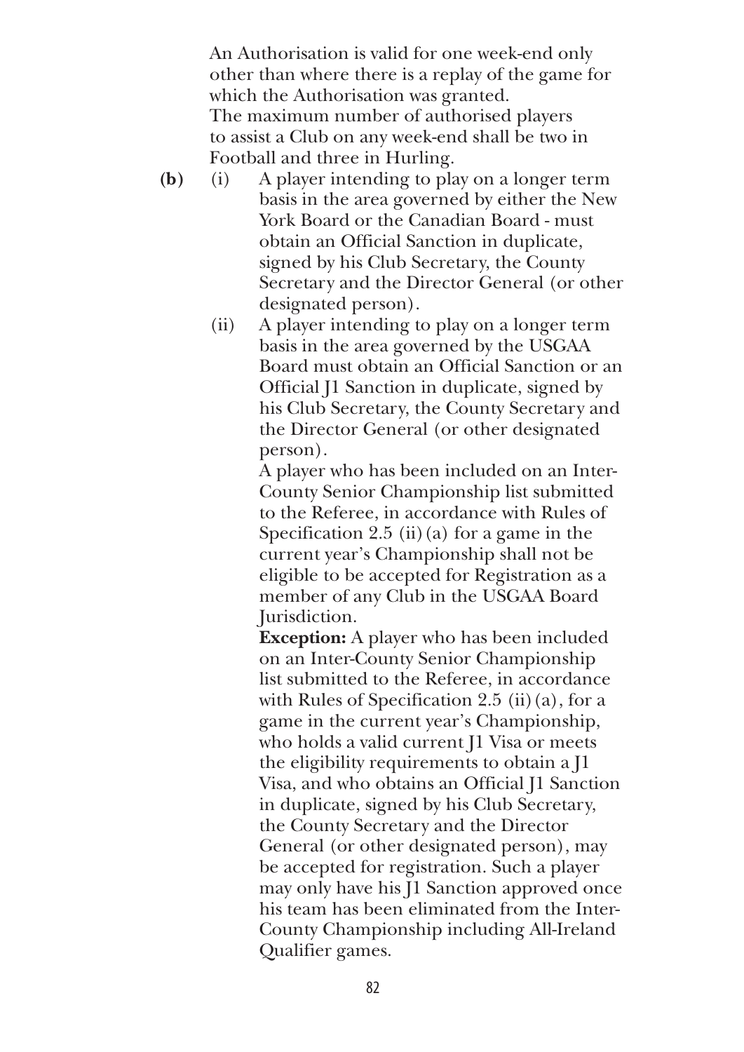An Authorisation is valid for one week-end only other than where there is a replay of the game for which the Authorisation was granted.
The maximum number of authorised players to assist a Club on any week-end shall be two in Football and three in Hurling.

**(b)** (i) A player intending to play on a longer term basis in the area governed by either the New York Board or the Canadian Board - must obtain an Official Sanction in duplicate, signed by his Club Secretary, the County Secretary and the Director General (or other designated person).

(ii) A player intending to play on a longer term basis in the area governed by the USGAA Board must obtain an Official Sanction or an Official J1 Sanction in duplicate, signed by his Club Secretary, the County Secretary and the Director General (or other designated person).

A player who has been included on an Inter-County Senior Championship list submitted to the Referee, in accordance with Rules of Specification 2.5 (ii)(a) for a game in the current year's Championship shall not be eligible to be accepted for Registration as a member of any Club in the USGAA Board Jurisdiction.

**Exception:** A player who has been included on an Inter-County Senior Championship list submitted to the Referee, in accordance with Rules of Specification 2.5 (ii)(a), for a game in the current year's Championship, who holds a valid current J1 Visa or meets the eligibility requirements to obtain a J1 Visa, and who obtains an Official J1 Sanction in duplicate, signed by his Club Secretary, the County Secretary and the Director General (or other designated person), may be accepted for registration. Such a player may only have his J1 Sanction approved once his team has been eliminated from the Inter-County Championship including All-Ireland Qualifier games.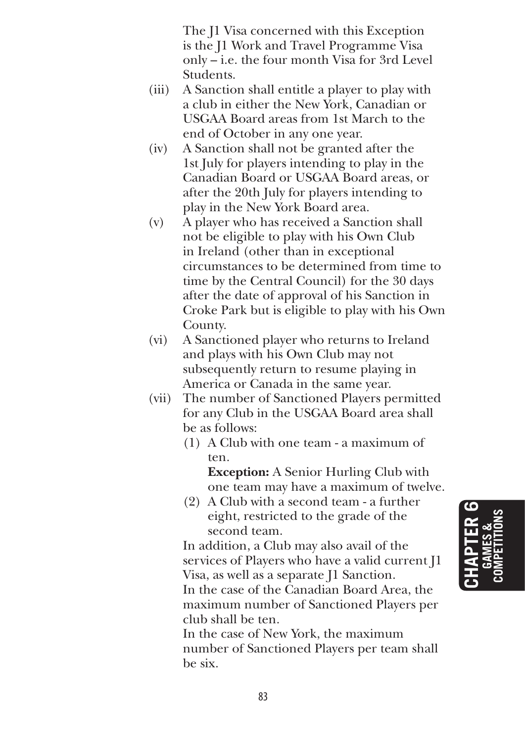The J1 Visa concerned with this Exception is the J1 Work and Travel Programme Visa only – i.e. the four month Visa for 3rd Level Students.

(iii) A Sanction shall entitle a player to play with a club in either the New York, Canadian or USGAA Board areas from 1st March to the end of October in any one year.

(iv) A Sanction shall not be granted after the 1st July for players intending to play in the Canadian Board or USGAA Board areas, or after the 20th July for players intending to play in the New York Board area.

(v) A player who has received a Sanction shall not be eligible to play with his Own Club in Ireland (other than in exceptional circumstances to be determined from time to time by the Central Council) for the 30 days after the date of approval of his Sanction in Croke Park but is eligible to play with his Own County.

(vi) A Sanctioned player who returns to Ireland and plays with his Own Club may not subsequently return to resume playing in America or Canada in the same year.

(vii) The number of Sanctioned Players permitted for any Club in the USGAA Board area shall be as follows:

(1) A Club with one team - a maximum of ten.

**Exception:** A Senior Hurling Club with one team may have a maximum of twelve.

(2) A Club with a second team - a further eight, restricted to the grade of the second team.

In addition, a Club may also avail of the services of Players who have a valid current J1 Visa, as well as a separate J1 Sanction.

In the case of the Canadian Board Area, the maximum number of Sanctioned Players per club shall be ten.

In the case of New York, the maximum number of Sanctioned Players per team shall be six.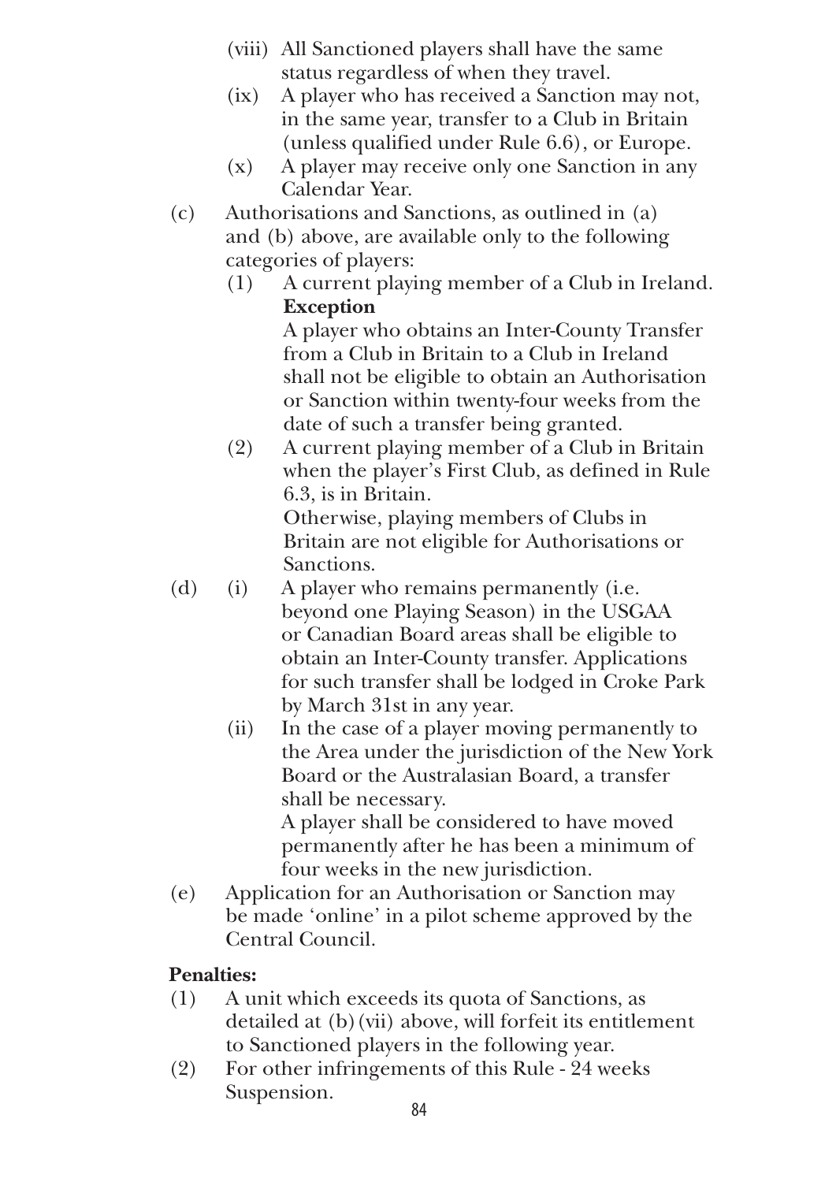(viii) All Sanctioned players shall have the same status regardless of when they travel.

(ix) A player who has received a Sanction may not, in the same year, transfer to a Club in Britain (unless qualified under Rule 6.6), or Europe.

(x) A player may receive only one Sanction in any Calendar Year.

(c) Authorisations and Sanctions, as outlined in (a) and (b) above, are available only to the following categories of players:

(1) A current playing member of a Club in Ireland.

**Exception**

A player who obtains an Inter-County Transfer from a Club in Britain to a Club in Ireland shall not be eligible to obtain an Authorisation or Sanction within twenty-four weeks from the date of such a transfer being granted.

(2) A current playing member of a Club in Britain when the player's First Club, as defined in Rule 6.3, is in Britain.

Otherwise, playing members of Clubs in Britain are not eligible for Authorisations or Sanctions.

(d) (i) A player who remains permanently (i.e. beyond one Playing Season) in the USGAA or Canadian Board areas shall be eligible to obtain an Inter-County transfer. Applications for such transfer shall be lodged in Croke Park by March 31st in any year.

(ii) In the case of a player moving permanently to the Area under the jurisdiction of the New York Board or the Australasian Board, a transfer shall be necessary.

A player shall be considered to have moved permanently after he has been a minimum of four weeks in the new jurisdiction.

(e) Application for an Authorisation or Sanction may be made 'online' in a pilot scheme approved by the Central Council.

**Penalties:**

(1) A unit which exceeds its quota of Sanctions, as detailed at (b)(vii) above, will forfeit its entitlement to Sanctioned players in the following year.

(2) For other infringements of this Rule - 24 weeks Suspension.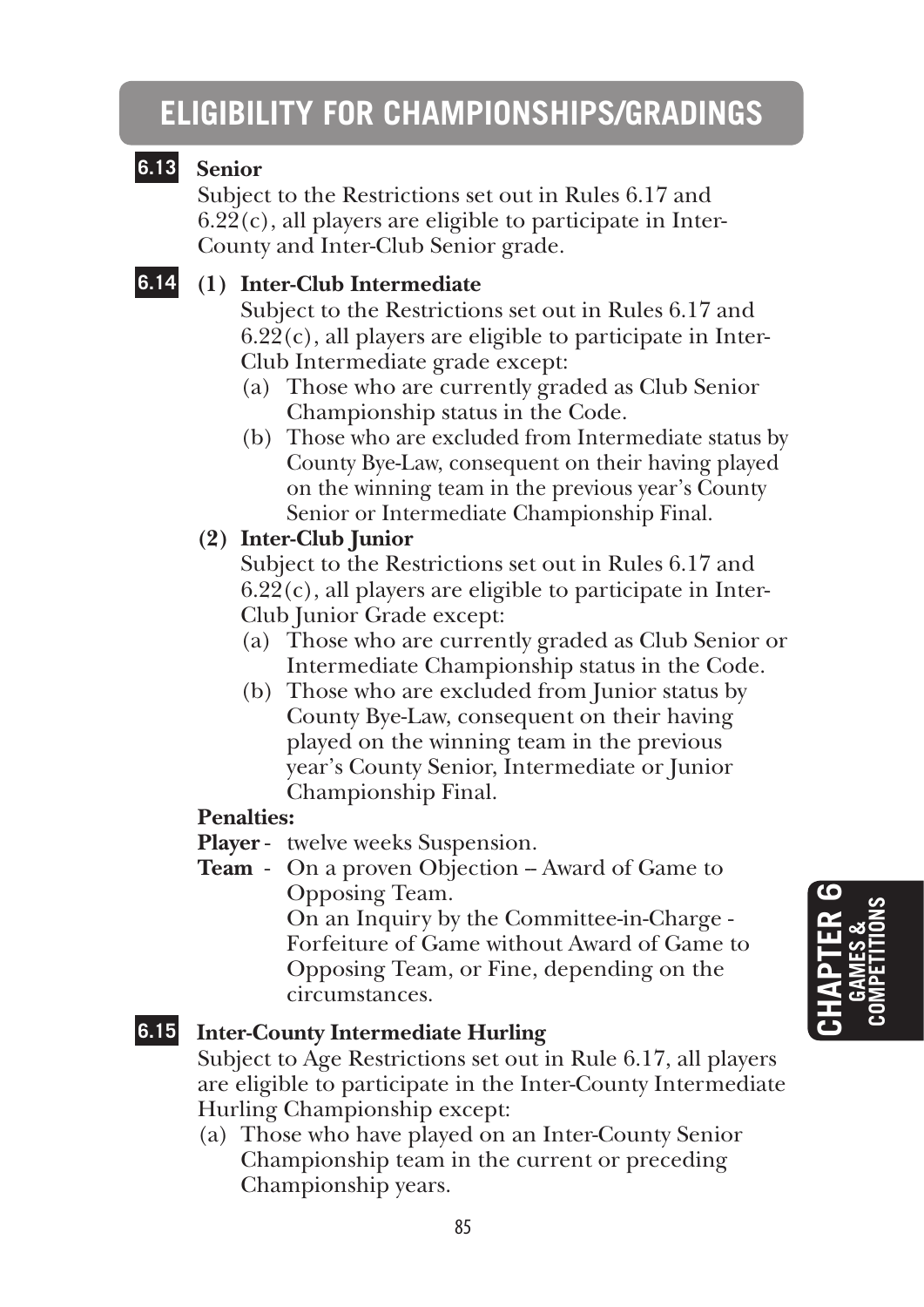# ELIGIBILITY FOR CHAMPIONSHIPS/GRADINGS

**6.13 Senior**

Subject to the Restrictions set out in Rules 6.17 and 6.22(c), all players are eligible to participate in Inter-County and Inter-Club Senior grade.

**6.14 (1) Inter-Club Intermediate**

Subject to the Restrictions set out in Rules 6.17 and 6.22(c), all players are eligible to participate in Inter-Club Intermediate grade except:

(a) Those who are currently graded as Club Senior Championship status in the Code.

(b) Those who are excluded from Intermediate status by County Bye-Law, consequent on their having played on the winning team in the previous year's County Senior or Intermediate Championship Final.

**(2) Inter-Club Junior**

Subject to the Restrictions set out in Rules 6.17 and 6.22(c), all players are eligible to participate in Inter-Club Junior Grade except:

(a) Those who are currently graded as Club Senior or Intermediate Championship status in the Code.

(b) Those who are excluded from Junior status by County Bye-Law, consequent on their having played on the winning team in the previous year's County Senior, Intermediate or Junior Championship Final.

**Penalties:**

**Player** - twelve weeks Suspension.

**Team** - On a proven Objection – Award of Game to Opposing Team.
On an Inquiry by the Committee-in-Charge - Forfeiture of Game without Award of Game to Opposing Team, or Fine, depending on the circumstances.

**6.15 Inter-County Intermediate Hurling**

Subject to Age Restrictions set out in Rule 6.17, all players are eligible to participate in the Inter-County Intermediate Hurling Championship except:

(a) Those who have played on an Inter-County Senior Championship team in the current or preceding Championship years.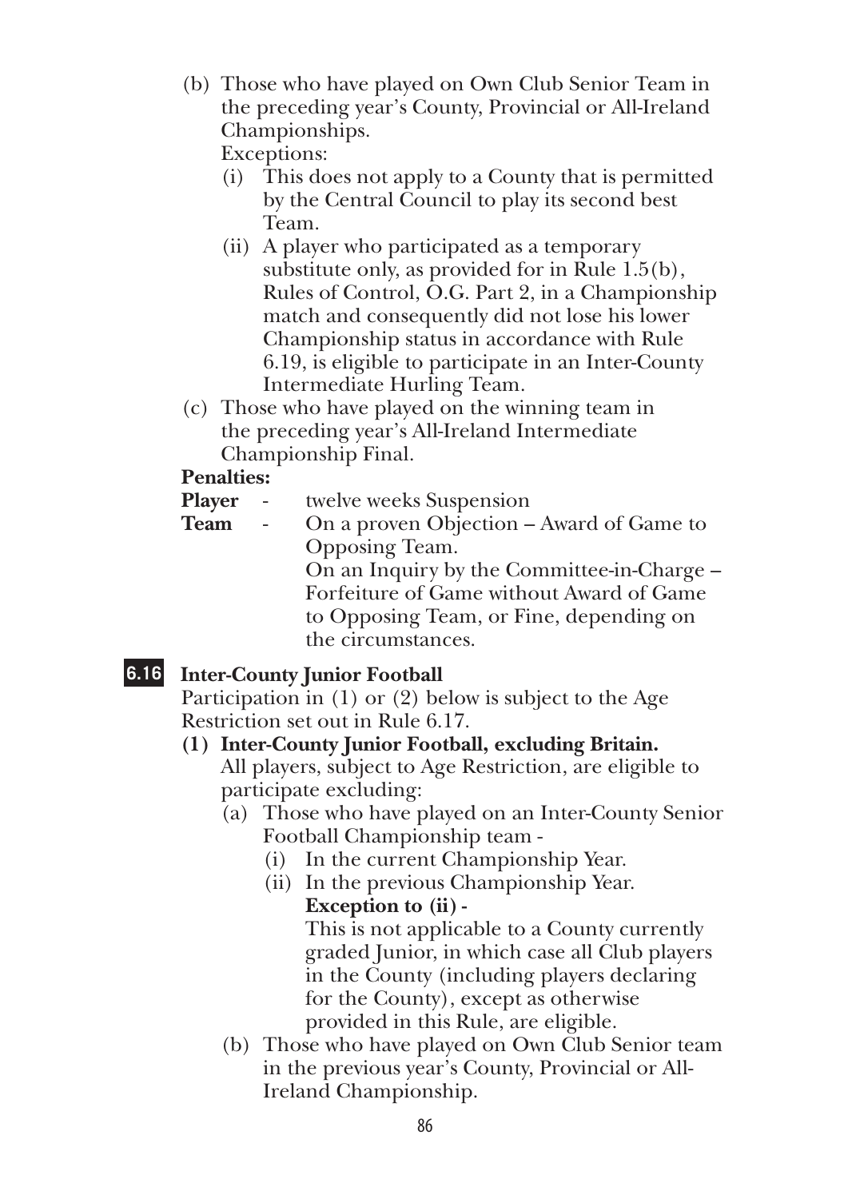(b) Those who have played on Own Club Senior Team in the preceding year's County, Provincial or All-Ireland Championships.
  Exceptions:
  (i) This does not apply to a County that is permitted by the Central Council to play its second best Team.
  (ii) A player who participated as a temporary substitute only, as provided for in Rule 1.5(b), Rules of Control, O.G. Part 2, in a Championship match and consequently did not lose his lower Championship status in accordance with Rule 6.19, is eligible to participate in an Inter-County Intermediate Hurling Team.

(c) Those who have played on the winning team in the preceding year's All-Ireland Intermediate Championship Final.

**Penalties:**

**Player** - twelve weeks Suspension

**Team** - On a proven Objection – Award of Game to Opposing Team.
On an Inquiry by the Committee-in-Charge – Forfeiture of Game without Award of Game to Opposing Team, or Fine, depending on the circumstances.

## 6.16 Inter-County Junior Football

Participation in (1) or (2) below is subject to the Age Restriction set out in Rule 6.17.

**(1) Inter-County Junior Football, excluding Britain.**

All players, subject to Age Restriction, are eligible to participate excluding:

(a) Those who have played on an Inter-County Senior Football Championship team -
  (i) In the current Championship Year.
  (ii) In the previous Championship Year.
  **Exception to (ii) -**
  This is not applicable to a County currently graded Junior, in which case all Club players in the County (including players declaring for the County), except as otherwise provided in this Rule, are eligible.

(b) Those who have played on Own Club Senior team in the previous year's County, Provincial or All-Ireland Championship.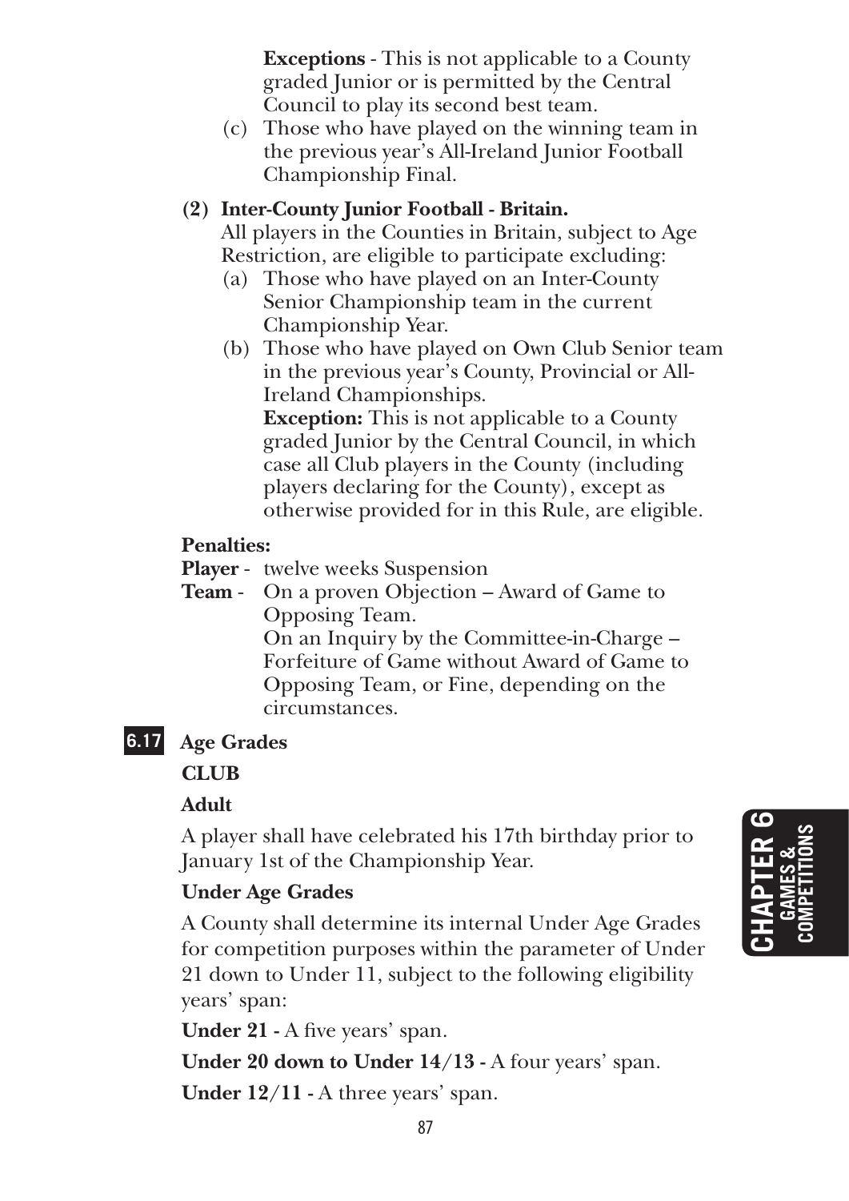**Exceptions** - This is not applicable to a County graded Junior or is permitted by the Central Council to play its second best team.

(c) Those who have played on the winning team in the previous year's All-Ireland Junior Football Championship Final.

**(2) Inter-County Junior Football - Britain.**

All players in the Counties in Britain, subject to Age Restriction, are eligible to participate excluding:

(a) Those who have played on an Inter-County Senior Championship team in the current Championship Year.

(b) Those who have played on Own Club Senior team in the previous year's County, Provincial or All-Ireland Championships.

**Exception:** This is not applicable to a County graded Junior by the Central Council, in which case all Club players in the County (including players declaring for the County), except as otherwise provided for in this Rule, are eligible.

**Penalties:**

**Player** - twelve weeks Suspension

**Team** - On a proven Objection – Award of Game to Opposing Team.
On an Inquiry by the Committee-in-Charge – Forfeiture of Game without Award of Game to Opposing Team, or Fine, depending on the circumstances.

## 6.17 Age Grades

**CLUB**

**Adult**

A player shall have celebrated his 17th birthday prior to January 1st of the Championship Year.

**Under Age Grades**

A County shall determine its internal Under Age Grades for competition purposes within the parameter of Under 21 down to Under 11, subject to the following eligibility years' span:

**Under 21 -** A five years' span.

**Under 20 down to Under 14/13 -** A four years' span.

**Under 12/11 -** A three years' span.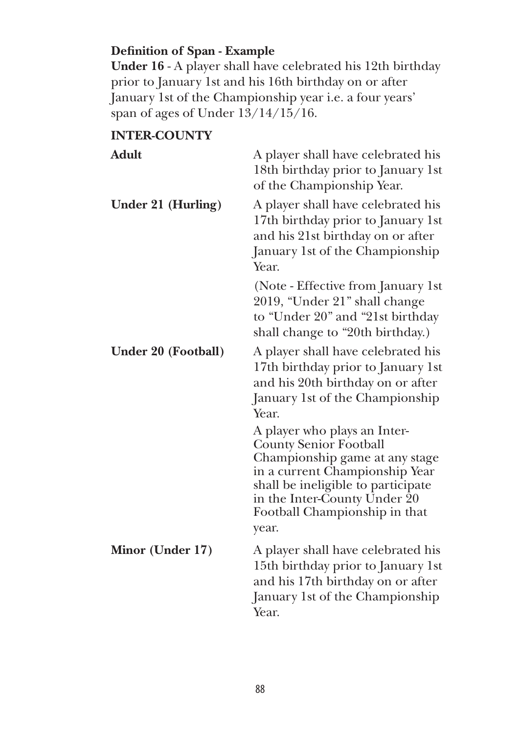**Definition of Span - Example**
**Under 16** - A player shall have celebrated his 12th birthday prior to January 1st and his 16th birthday on or after January 1st of the Championship year i.e. a four years' span of ages of Under 13/14/15/16.

**INTER-COUNTY**

| | |
|---|---|
| **Adult** | A player shall have celebrated his 18th birthday prior to January 1st of the Championship Year. |
| **Under 21 (Hurling)** | A player shall have celebrated his 17th birthday prior to January 1st and his 21st birthday on or after January 1st of the Championship Year. |
| | (Note - Effective from January 1st 2019, "Under 21" shall change to "Under 20" and "21st birthday shall change to "20th birthday.) |
| **Under 20 (Football)** | A player shall have celebrated his 17th birthday prior to January 1st and his 20th birthday on or after January 1st of the Championship Year. |
| | A player who plays an Inter-County Senior Football Championship game at any stage in a current Championship Year shall be ineligible to participate in the Inter-County Under 20 Football Championship in that year. |
| **Minor (Under 17)** | A player shall have celebrated his 15th birthday prior to January 1st and his 17th birthday on or after January 1st of the Championship Year. |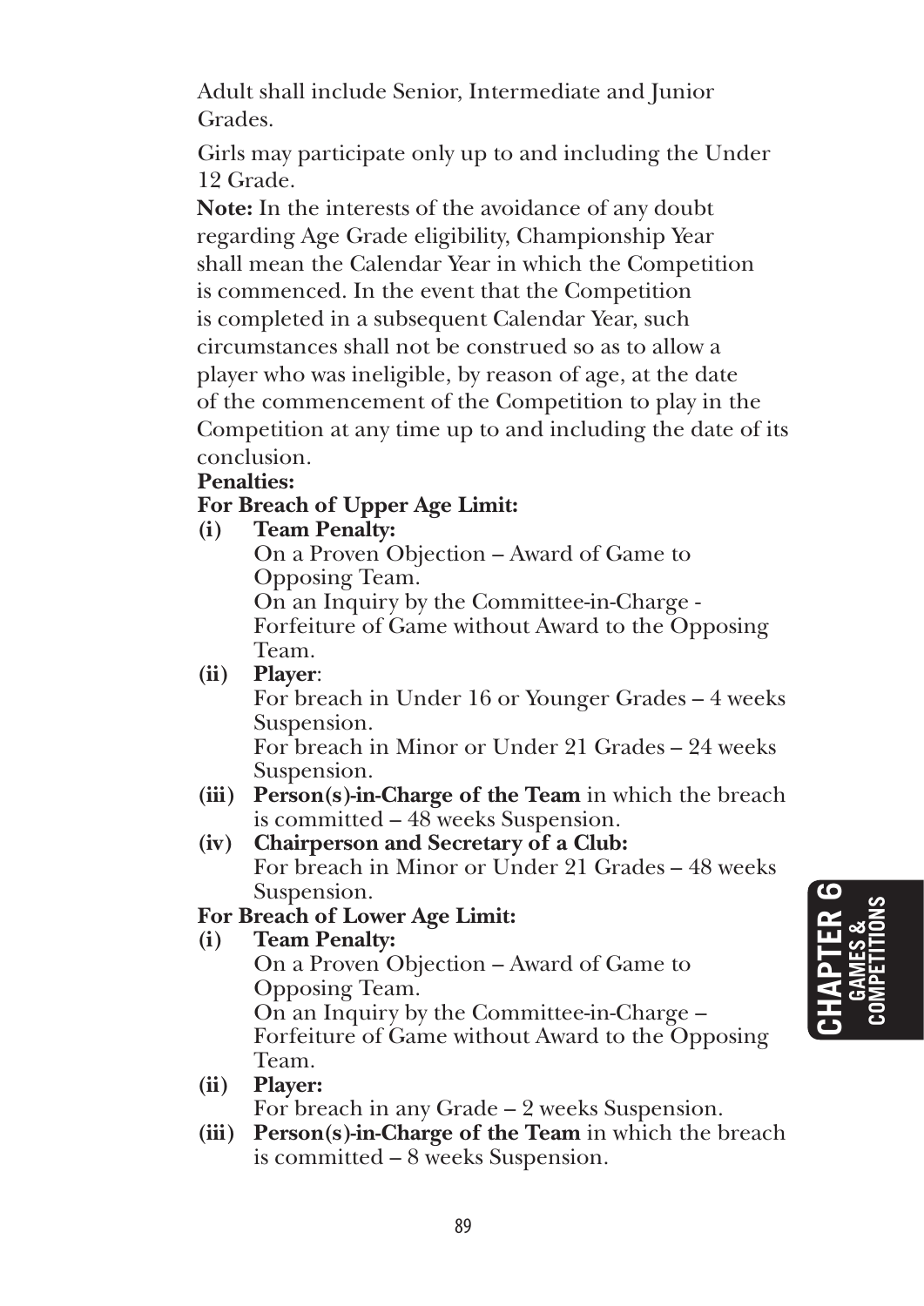Adult shall include Senior, Intermediate and Junior Grades.

Girls may participate only up to and including the Under 12 Grade.

**Note:** In the interests of the avoidance of any doubt regarding Age Grade eligibility, Championship Year shall mean the Calendar Year in which the Competition is commenced. In the event that the Competition is completed in a subsequent Calendar Year, such circumstances shall not be construed so as to allow a player who was ineligible, by reason of age, at the date of the commencement of the Competition to play in the Competition at any time up to and including the date of its conclusion.

**Penalties:**

**For Breach of Upper Age Limit:**

**(i) Team Penalty:**
On a Proven Objection – Award of Game to Opposing Team.
On an Inquiry by the Committee-in-Charge - Forfeiture of Game without Award to the Opposing Team.

**(ii) Player**:
For breach in Under 16 or Younger Grades – 4 weeks Suspension.
For breach in Minor or Under 21 Grades – 24 weeks Suspension.

**(iii) Person(s)-in-Charge of the Team** in which the breach is committed – 48 weeks Suspension.

**(iv) Chairperson and Secretary of a Club:**
For breach in Minor or Under 21 Grades – 48 weeks Suspension.

**For Breach of Lower Age Limit:**

**(i) Team Penalty:**
On a Proven Objection – Award of Game to Opposing Team.
On an Inquiry by the Committee-in-Charge – Forfeiture of Game without Award to the Opposing Team.

**(ii) Player:**
For breach in any Grade – 2 weeks Suspension.

**(iii) Person(s)-in-Charge of the Team** in which the breach is committed – 8 weeks Suspension.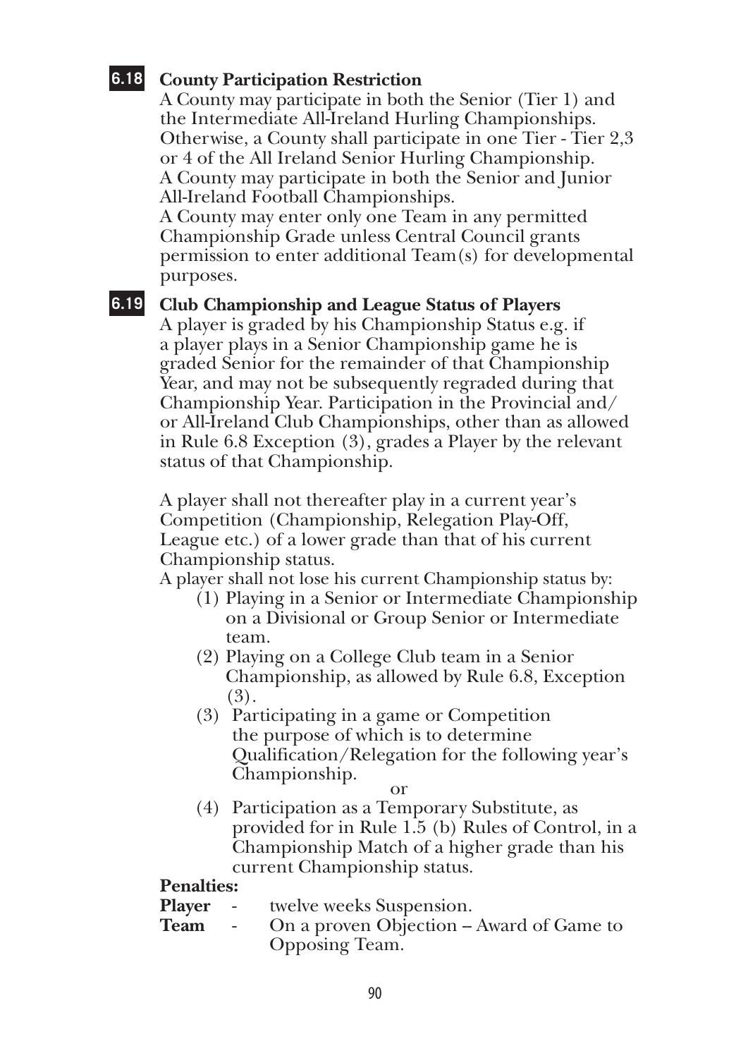## 6.18 County Participation Restriction

A County may participate in both the Senior (Tier 1) and the Intermediate All-Ireland Hurling Championships. Otherwise, a County shall participate in one Tier - Tier 2,3 or 4 of the All Ireland Senior Hurling Championship. A County may participate in both the Senior and Junior All-Ireland Football Championships.
A County may enter only one Team in any permitted Championship Grade unless Central Council grants permission to enter additional Team(s) for developmental purposes.

## 6.19 Club Championship and League Status of Players

A player is graded by his Championship Status e.g. if a player plays in a Senior Championship game he is graded Senior for the remainder of that Championship Year, and may not be subsequently regraded during that Championship Year. Participation in the Provincial and/or All-Ireland Club Championships, other than as allowed in Rule 6.8 Exception (3), grades a Player by the relevant status of that Championship.

A player shall not thereafter play in a current year's Competition (Championship, Relegation Play-Off, League etc.) of a lower grade than that of his current Championship status.
A player shall not lose his current Championship status by:

(1) Playing in a Senior or Intermediate Championship on a Divisional or Group Senior or Intermediate team.
(2) Playing on a College Club team in a Senior Championship, as allowed by Rule 6.8, Exception (3).
(3) Participating in a game or Competition the purpose of which is to determine Qualification/Relegation for the following year's Championship.

or

(4) Participation as a Temporary Substitute, as provided for in Rule 1.5 (b) Rules of Control, in a Championship Match of a higher grade than his current Championship status.

**Penalties:**
**Player** - twelve weeks Suspension.
**Team** - On a proven Objection – Award of Game to Opposing Team.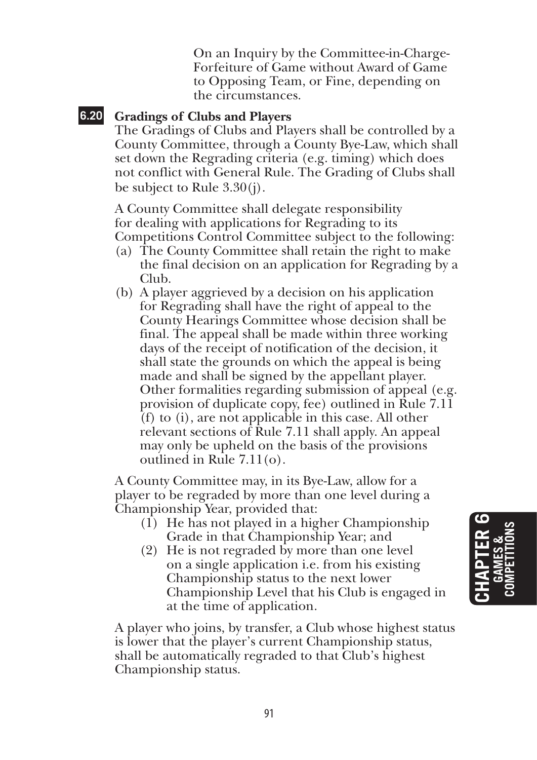On an Inquiry by the Committee-in-Charge-Forfeiture of Game without Award of Game to Opposing Team, or Fine, depending on the circumstances.

## 6.20 Gradings of Clubs and Players

The Gradings of Clubs and Players shall be controlled by a County Committee, through a County Bye-Law, which shall set down the Regrading criteria (e.g. timing) which does not conflict with General Rule. The Grading of Clubs shall be subject to Rule 3.30(j).

A County Committee shall delegate responsibility for dealing with applications for Regrading to its Competitions Control Committee subject to the following:

(a) The County Committee shall retain the right to make the final decision on an application for Regrading by a Club.

(b) A player aggrieved by a decision on his application for Regrading shall have the right of appeal to the County Hearings Committee whose decision shall be final. The appeal shall be made within three working days of the receipt of notification of the decision, it shall state the grounds on which the appeal is being made and shall be signed by the appellant player. Other formalities regarding submission of appeal (e.g. provision of duplicate copy, fee) outlined in Rule 7.11 (f) to (i), are not applicable in this case. All other relevant sections of Rule 7.11 shall apply. An appeal may only be upheld on the basis of the provisions outlined in Rule 7.11(o).

A County Committee may, in its Bye-Law, allow for a player to be regraded by more than one level during a Championship Year, provided that:

(1) He has not played in a higher Championship Grade in that Championship Year; and

(2) He is not regraded by more than one level on a single application i.e. from his existing Championship status to the next lower Championship Level that his Club is engaged in at the time of application.

A player who joins, by transfer, a Club whose highest status is lower that the player's current Championship status, shall be automatically regraded to that Club's highest Championship status.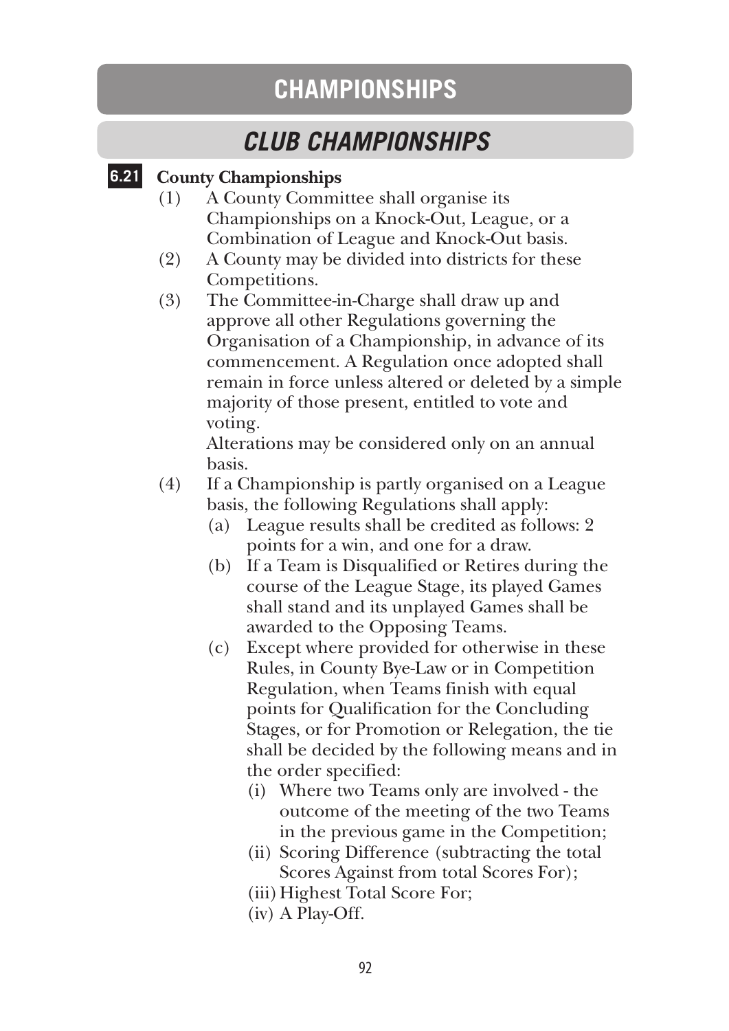# CHAMPIONSHIPS

## CLUB CHAMPIONSHIPS

### 6.21 County Championships

(1) A County Committee shall organise its Championships on a Knock-Out, League, or a Combination of League and Knock-Out basis.

(2) A County may be divided into districts for these Competitions.

(3) The Committee-in-Charge shall draw up and approve all other Regulations governing the Organisation of a Championship, in advance of its commencement. A Regulation once adopted shall remain in force unless altered or deleted by a simple majority of those present, entitled to vote and voting.

Alterations may be considered only on an annual basis.

(4) If a Championship is partly organised on a League basis, the following Regulations shall apply:

- (a) League results shall be credited as follows: 2 points for a win, and one for a draw.
- (b) If a Team is Disqualified or Retires during the course of the League Stage, its played Games shall stand and its unplayed Games shall be awarded to the Opposing Teams.
- (c) Except where provided for otherwise in these Rules, in County Bye-Law or in Competition Regulation, when Teams finish with equal points for Qualification for the Concluding Stages, or for Promotion or Relegation, the tie shall be decided by the following means and in the order specified:
  - (i) Where two Teams only are involved - the outcome of the meeting of the two Teams in the previous game in the Competition;
  - (ii) Scoring Difference (subtracting the total Scores Against from total Scores For);
  - (iii) Highest Total Score For;
  - (iv) A Play-Off.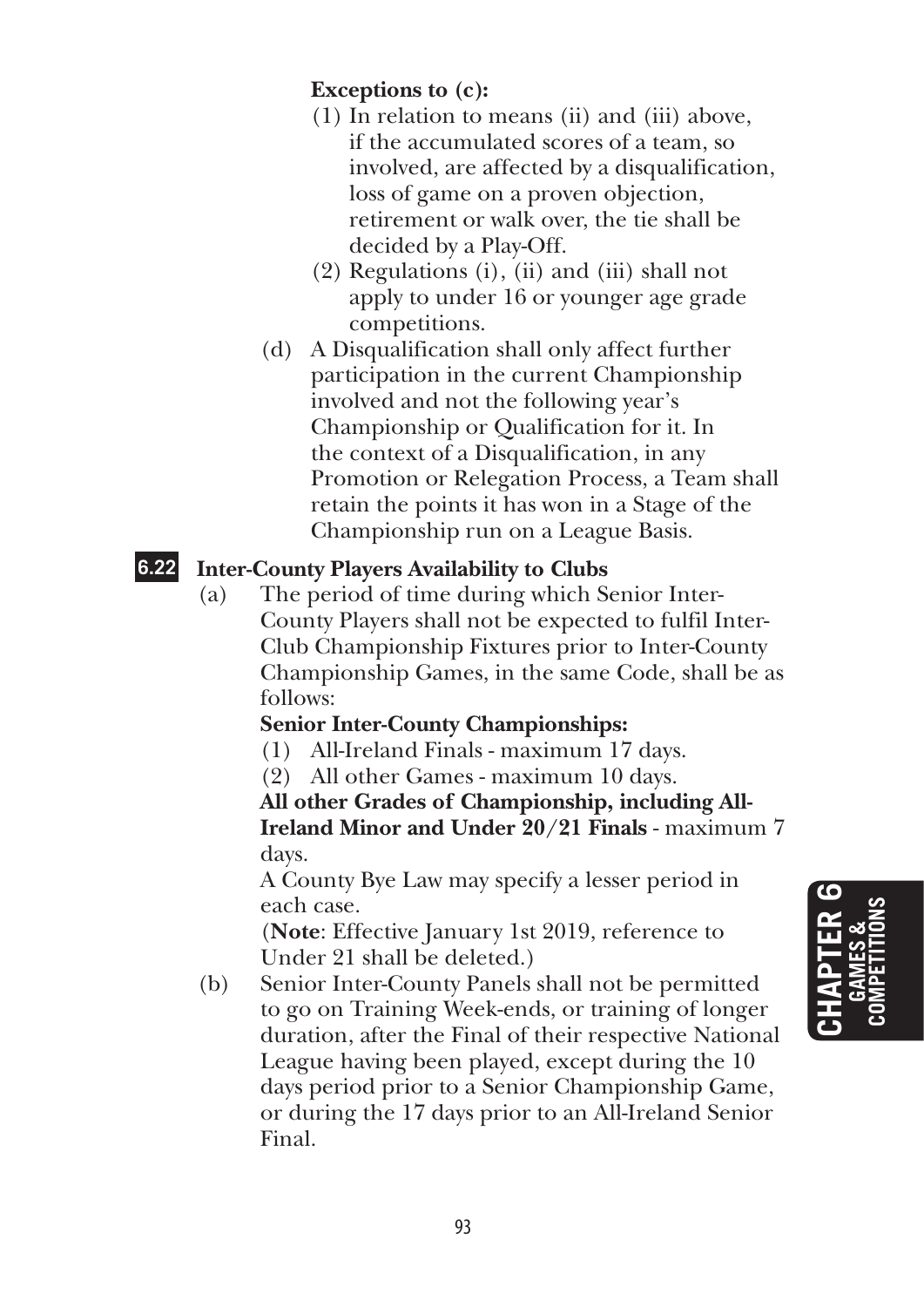**Exceptions to (c):**

(1) In relation to means (ii) and (iii) above, if the accumulated scores of a team, so involved, are affected by a disqualification, loss of game on a proven objection, retirement or walk over, the tie shall be decided by a Play-Off.

(2) Regulations (i), (ii) and (iii) shall not apply to under 16 or younger age grade competitions.

(d) A Disqualification shall only affect further participation in the current Championship involved and not the following year's Championship or Qualification for it. In the context of a Disqualification, in any Promotion or Relegation Process, a Team shall retain the points it has won in a Stage of the Championship run on a League Basis.

## 6.22 Inter-County Players Availability to Clubs

(a) The period of time during which Senior Inter-County Players shall not be expected to fulfil Inter-Club Championship Fixtures prior to Inter-County Championship Games, in the same Code, shall be as follows:

**Senior Inter-County Championships:**

(1) All-Ireland Finals - maximum 17 days.

(2) All other Games - maximum 10 days.

**All other Grades of Championship, including All-Ireland Minor and Under 20/21 Finals** - maximum 7 days.

A County Bye Law may specify a lesser period in each case.

(**Note**: Effective January 1st 2019, reference to Under 21 shall be deleted.)

(b) Senior Inter-County Panels shall not be permitted to go on Training Week-ends, or training of longer duration, after the Final of their respective National League having been played, except during the 10 days period prior to a Senior Championship Game, or during the 17 days prior to an All-Ireland Senior Final.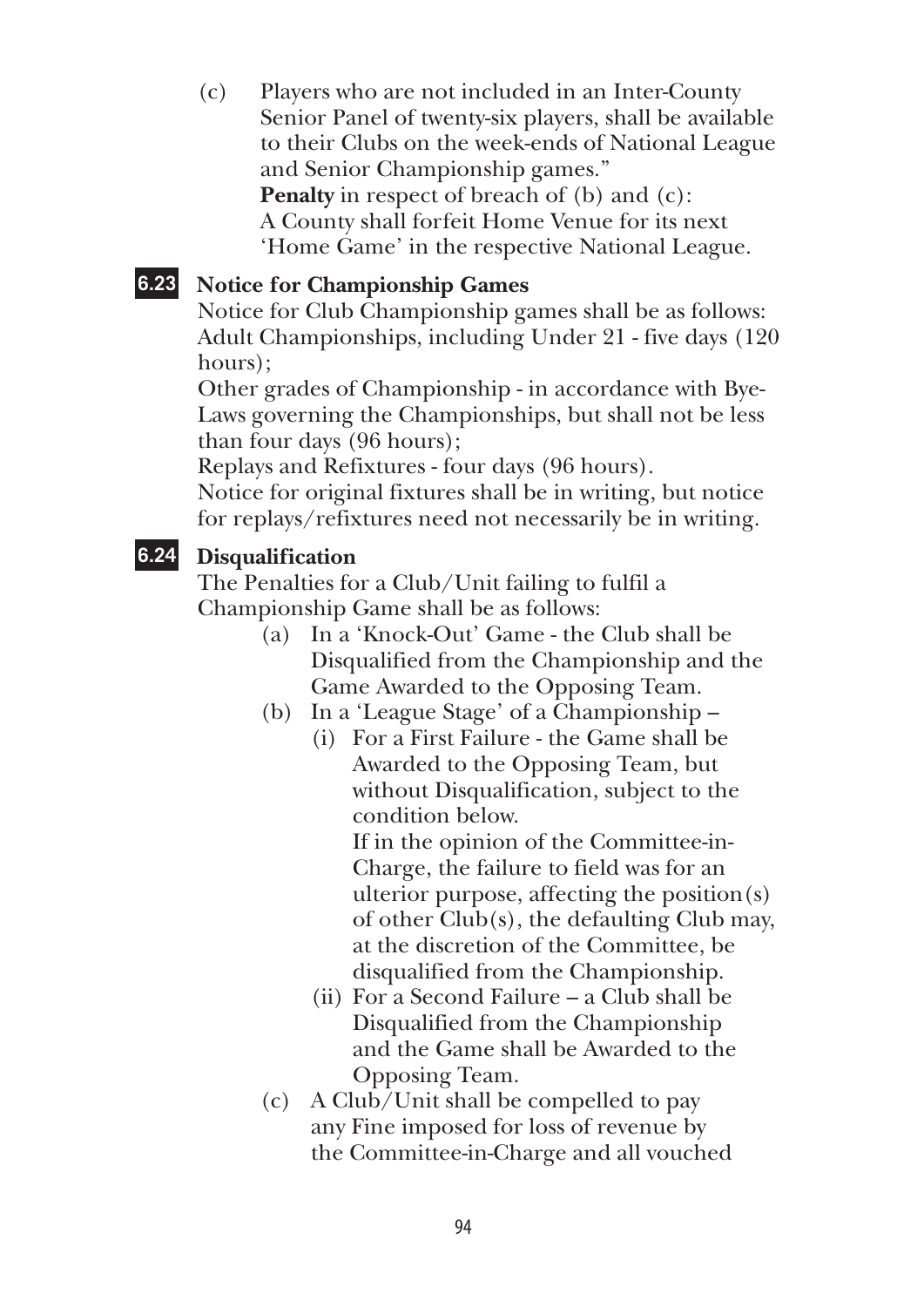(c) Players who are not included in an Inter-County Senior Panel of twenty-six players, shall be available to their Clubs on the week-ends of National League and Senior Championship games."
**Penalty** in respect of breach of (b) and (c):
A County shall forfeit Home Venue for its next 'Home Game' in the respective National League.

### 6.23 Notice for Championship Games

Notice for Club Championship games shall be as follows:
Adult Championships, including Under 21 - five days (120 hours);
Other grades of Championship - in accordance with Bye-Laws governing the Championships, but shall not be less than four days (96 hours);
Replays and Refixtures - four days (96 hours).
Notice for original fixtures shall be in writing, but notice for replays/refixtures need not necessarily be in writing.

### 6.24 Disqualification

The Penalties for a Club/Unit failing to fulfil a Championship Game shall be as follows:

(a) In a 'Knock-Out' Game - the Club shall be Disqualified from the Championship and the Game Awarded to the Opposing Team.

(b) In a 'League Stage' of a Championship –

(i) For a First Failure - the Game shall be Awarded to the Opposing Team, but without Disqualification, subject to the condition below.
If in the opinion of the Committee-in-Charge, the failure to field was for an ulterior purpose, affecting the position(s) of other Club(s), the defaulting Club may, at the discretion of the Committee, be disqualified from the Championship.

(ii) For a Second Failure – a Club shall be Disqualified from the Championship and the Game shall be Awarded to the Opposing Team.

(c) A Club/Unit shall be compelled to pay any Fine imposed for loss of revenue by the Committee-in-Charge and all vouched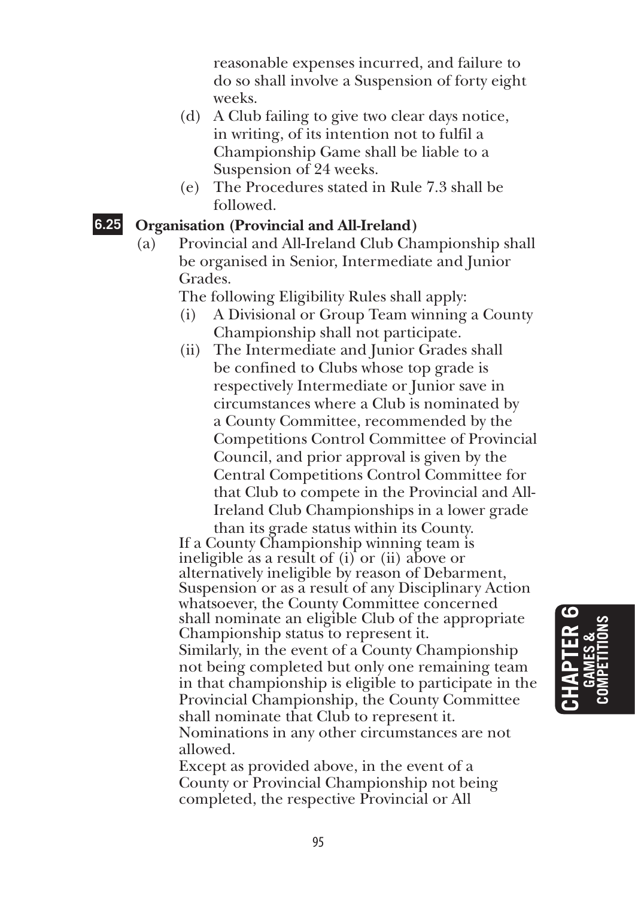reasonable expenses incurred, and failure to do so shall involve a Suspension of forty eight weeks.

(d) A Club failing to give two clear days notice, in writing, of its intention not to fulfil a Championship Game shall be liable to a Suspension of 24 weeks.

(e) The Procedures stated in Rule 7.3 shall be followed.

### 6.25 Organisation (Provincial and All-Ireland)

(a) Provincial and All-Ireland Club Championship shall be organised in Senior, Intermediate and Junior Grades.

The following Eligibility Rules shall apply:

(i) A Divisional or Group Team winning a County Championship shall not participate.

(ii) The Intermediate and Junior Grades shall be confined to Clubs whose top grade is respectively Intermediate or Junior save in circumstances where a Club is nominated by a County Committee, recommended by the Competitions Control Committee of Provincial Council, and prior approval is given by the Central Competitions Control Committee for that Club to compete in the Provincial and All-Ireland Club Championships in a lower grade than its grade status within its County.

If a County Championship winning team is ineligible as a result of (i) or (ii) above or alternatively ineligible by reason of Debarment, Suspension or as a result of any Disciplinary Action whatsoever, the County Committee concerned shall nominate an eligible Club of the appropriate Championship status to represent it.

Similarly, in the event of a County Championship not being completed but only one remaining team in that championship is eligible to participate in the Provincial Championship, the County Committee shall nominate that Club to represent it.

Nominations in any other circumstances are not allowed.

Except as provided above, in the event of a County or Provincial Championship not being completed, the respective Provincial or All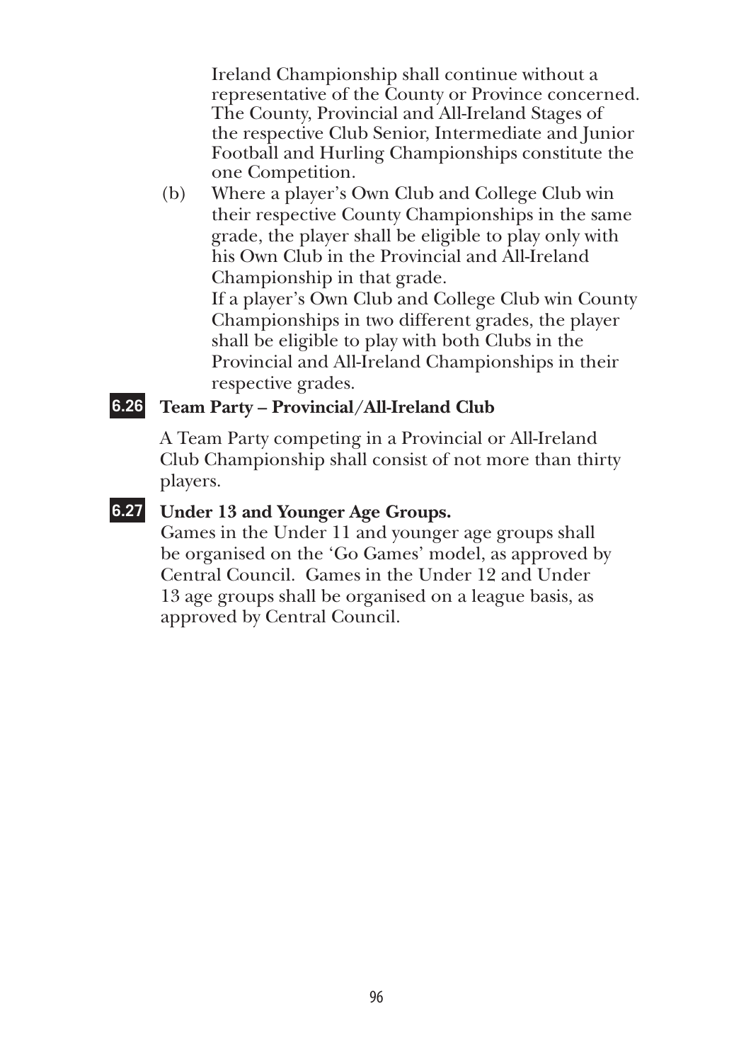Ireland Championship shall continue without a representative of the County or Province concerned. The County, Provincial and All-Ireland Stages of the respective Club Senior, Intermediate and Junior Football and Hurling Championships constitute the one Competition.

(b) Where a player's Own Club and College Club win their respective County Championships in the same grade, the player shall be eligible to play only with his Own Club in the Provincial and All-Ireland Championship in that grade.
If a player's Own Club and College Club win County Championships in two different grades, the player shall be eligible to play with both Clubs in the Provincial and All-Ireland Championships in their respective grades.

### 6.26 Team Party – Provincial/All-Ireland Club

A Team Party competing in a Provincial or All-Ireland Club Championship shall consist of not more than thirty players.

### 6.27 Under 13 and Younger Age Groups.

Games in the Under 11 and younger age groups shall be organised on the 'Go Games' model, as approved by Central Council. Games in the Under 12 and Under 13 age groups shall be organised on a league basis, as approved by Central Council.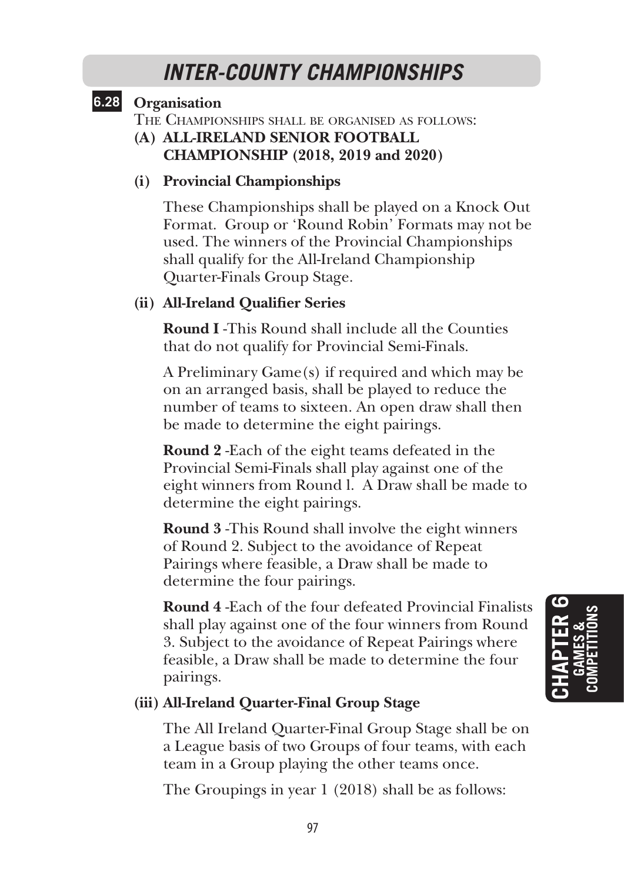# INTER-COUNTY CHAMPIONSHIPS

**6.28 Organisation**

THE CHAMPIONSHIPS SHALL BE ORGANISED AS FOLLOWS:

**(A) ALL-IRELAND SENIOR FOOTBALL CHAMPIONSHIP (2018, 2019 and 2020)**

**(i) Provincial Championships**

These Championships shall be played on a Knock Out Format. Group or 'Round Robin' Formats may not be used. The winners of the Provincial Championships shall qualify for the All-Ireland Championship Quarter-Finals Group Stage.

**(ii) All-Ireland Qualifier Series**

**Round I** -This Round shall include all the Counties that do not qualify for Provincial Semi-Finals.

A Preliminary Game(s) if required and which may be on an arranged basis, shall be played to reduce the number of teams to sixteen. An open draw shall then be made to determine the eight pairings.

**Round 2** -Each of the eight teams defeated in the Provincial Semi-Finals shall play against one of the eight winners from Round l. A Draw shall be made to determine the eight pairings.

**Round 3** -This Round shall involve the eight winners of Round 2. Subject to the avoidance of Repeat Pairings where feasible, a Draw shall be made to determine the four pairings.

**Round 4** -Each of the four defeated Provincial Finalists shall play against one of the four winners from Round 3. Subject to the avoidance of Repeat Pairings where feasible, a Draw shall be made to determine the four pairings.

**(iii) All-Ireland Quarter-Final Group Stage**

The All Ireland Quarter-Final Group Stage shall be on a League basis of two Groups of four teams, with each team in a Group playing the other teams once.

The Groupings in year 1 (2018) shall be as follows: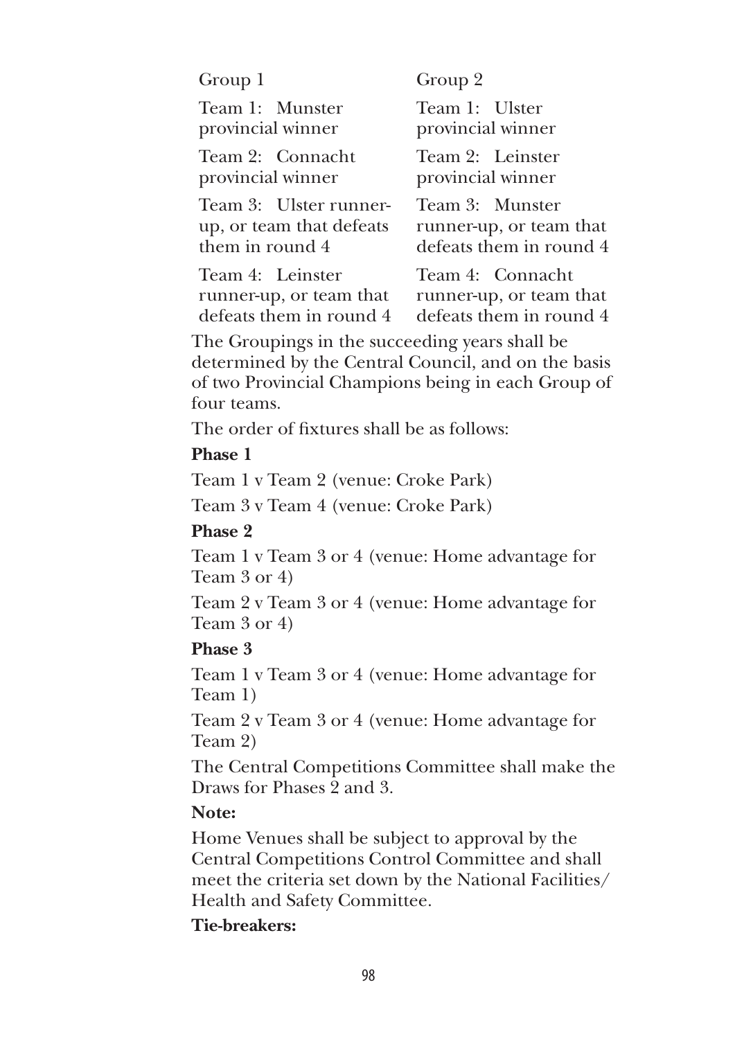| Group 1 | Group 2 |
|---|---|
| Team 1: Munster provincial winner | Team 1: Ulster provincial winner |
| Team 2: Connacht provincial winner | Team 2: Leinster provincial winner |
| Team 3: Ulster runner-up, or team that defeats them in round 4 | Team 3: Munster runner-up, or team that defeats them in round 4 |
| Team 4: Leinster runner-up, or team that defeats them in round 4 | Team 4: Connacht runner-up, or team that defeats them in round 4 |

The Groupings in the succeeding years shall be determined by the Central Council, and on the basis of two Provincial Champions being in each Group of four teams.

The order of fixtures shall be as follows:

**Phase 1**

Team 1 v Team 2 (venue: Croke Park)

Team 3 v Team 4 (venue: Croke Park)

**Phase 2**

Team 1 v Team 3 or 4 (venue: Home advantage for Team 3 or 4)

Team 2 v Team 3 or 4 (venue: Home advantage for Team 3 or 4)

**Phase 3**

Team 1 v Team 3 or 4 (venue: Home advantage for Team 1)

Team 2 v Team 3 or 4 (venue: Home advantage for Team 2)

The Central Competitions Committee shall make the Draws for Phases 2 and 3.

**Note:**

Home Venues shall be subject to approval by the Central Competitions Control Committee and shall meet the criteria set down by the National Facilities/ Health and Safety Committee.

**Tie-breakers:**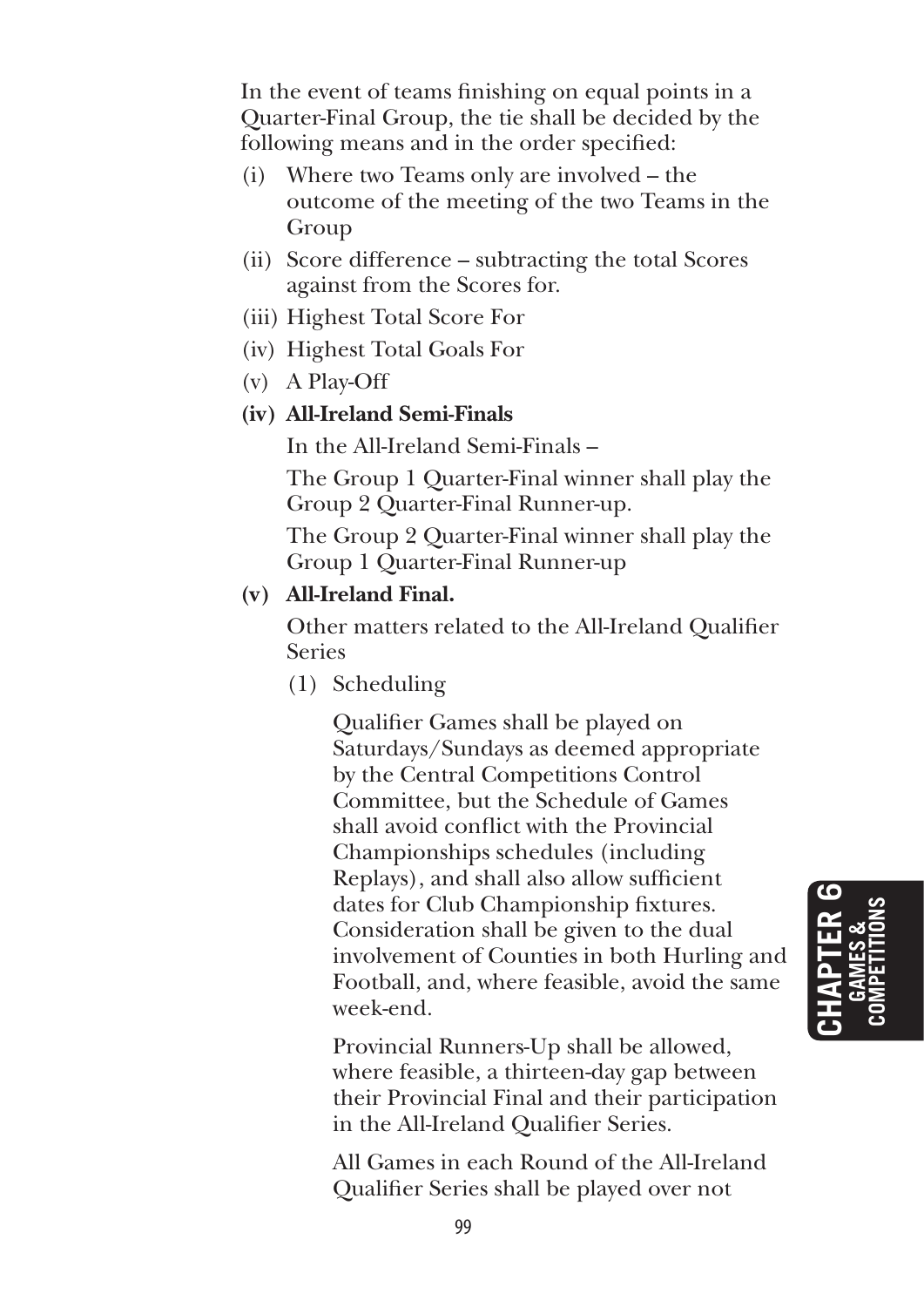In the event of teams finishing on equal points in a Quarter-Final Group, the tie shall be decided by the following means and in the order specified:

(i) Where two Teams only are involved – the outcome of the meeting of the two Teams in the Group

(ii) Score difference – subtracting the total Scores against from the Scores for.

(iii) Highest Total Score For

(iv) Highest Total Goals For

(v) A Play-Off

**(iv) All-Ireland Semi-Finals**

In the All-Ireland Semi-Finals –

The Group 1 Quarter-Final winner shall play the Group 2 Quarter-Final Runner-up.

The Group 2 Quarter-Final winner shall play the Group 1 Quarter-Final Runner-up

**(v) All-Ireland Final.**

Other matters related to the All-Ireland Qualifier Series

(1) Scheduling

Qualifier Games shall be played on Saturdays/Sundays as deemed appropriate by the Central Competitions Control Committee, but the Schedule of Games shall avoid conflict with the Provincial Championships schedules (including Replays), and shall also allow sufficient dates for Club Championship fixtures. Consideration shall be given to the dual involvement of Counties in both Hurling and Football, and, where feasible, avoid the same week-end.

Provincial Runners-Up shall be allowed, where feasible, a thirteen-day gap between their Provincial Final and their participation in the All-Ireland Qualifier Series.

All Games in each Round of the All-Ireland Qualifier Series shall be played over not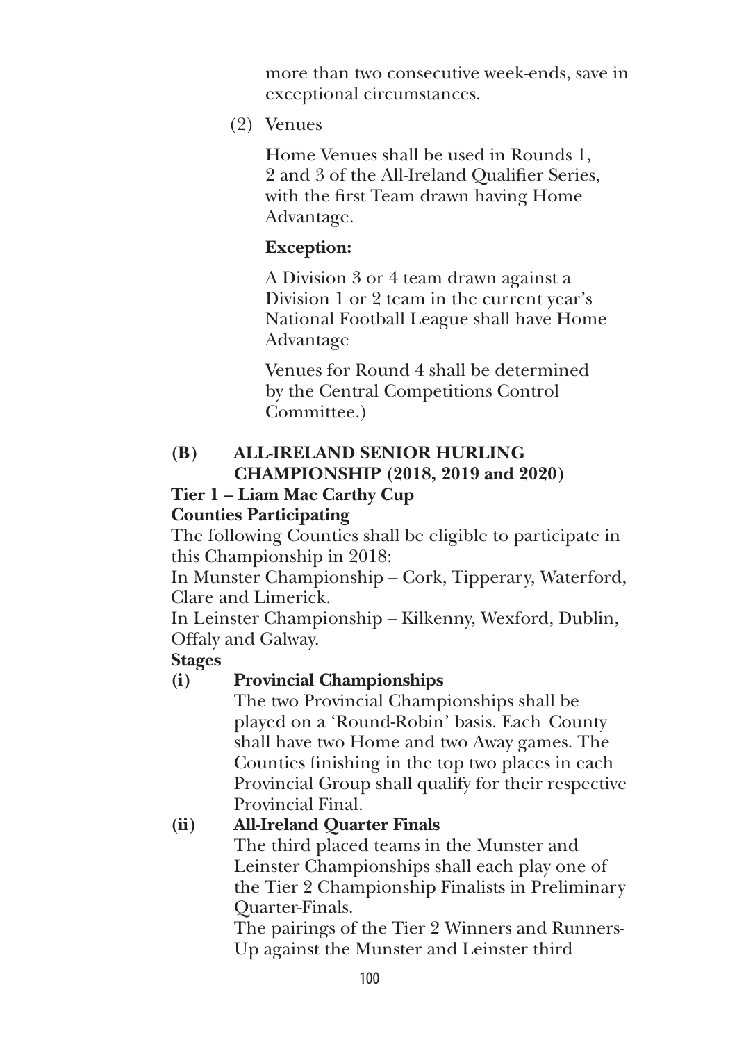more than two consecutive week-ends, save in exceptional circumstances.

(2) Venues

Home Venues shall be used in Rounds 1, 2 and 3 of the All-Ireland Qualifier Series, with the first Team drawn having Home Advantage.

**Exception:**

A Division 3 or 4 team drawn against a Division 1 or 2 team in the current year's National Football League shall have Home Advantage

Venues for Round 4 shall be determined by the Central Competitions Control Committee.)

## (B) ALL-IRELAND SENIOR HURLING CHAMPIONSHIP (2018, 2019 and 2020)

**Tier 1 – Liam Mac Carthy Cup**

**Counties Participating**

The following Counties shall be eligible to participate in this Championship in 2018:

In Munster Championship – Cork, Tipperary, Waterford, Clare and Limerick.

In Leinster Championship – Kilkenny, Wexford, Dublin, Offaly and Galway.

**Stages**

**(i) Provincial Championships**

The two Provincial Championships shall be played on a 'Round-Robin' basis. Each County shall have two Home and two Away games. The Counties finishing in the top two places in each Provincial Group shall qualify for their respective Provincial Final.

**(ii) All-Ireland Quarter Finals**

The third placed teams in the Munster and Leinster Championships shall each play one of the Tier 2 Championship Finalists in Preliminary Quarter-Finals.

The pairings of the Tier 2 Winners and Runners-Up against the Munster and Leinster third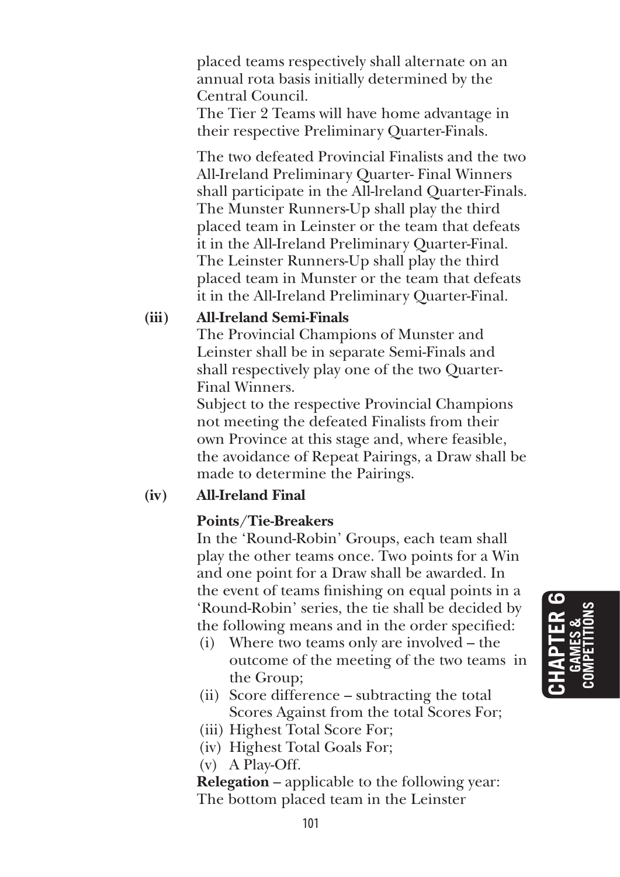placed teams respectively shall alternate on an annual rota basis initially determined by the Central Council.
The Tier 2 Teams will have home advantage in their respective Preliminary Quarter-Finals.

The two defeated Provincial Finalists and the two All-Ireland Preliminary Quarter- Final Winners shall participate in the All-lreland Quarter-Finals. The Munster Runners-Up shall play the third placed team in Leinster or the team that defeats it in the All-Ireland Preliminary Quarter-Final. The Leinster Runners-Up shall play the third placed team in Munster or the team that defeats it in the All-Ireland Preliminary Quarter-Final.

**(iii) All-Ireland Semi-Finals**

The Provincial Champions of Munster and Leinster shall be in separate Semi-Finals and shall respectively play one of the two Quarter-Final Winners.
Subject to the respective Provincial Champions not meeting the defeated Finalists from their own Province at this stage and, where feasible, the avoidance of Repeat Pairings, a Draw shall be made to determine the Pairings.

**(iv) All-Ireland Final**

**Points/Tie-Breakers**

In the 'Round-Robin' Groups, each team shall play the other teams once. Two points for a Win and one point for a Draw shall be awarded. In the event of teams finishing on equal points in a 'Round-Robin' series, the tie shall be decided by the following means and in the order specified:

(i) Where two teams only are involved – the outcome of the meeting of the two teams in the Group;
(ii) Score difference – subtracting the total Scores Against from the total Scores For;
(iii) Highest Total Score For;
(iv) Highest Total Goals For;
(v) A Play-Off.

**Relegation** – applicable to the following year:
The bottom placed team in the Leinster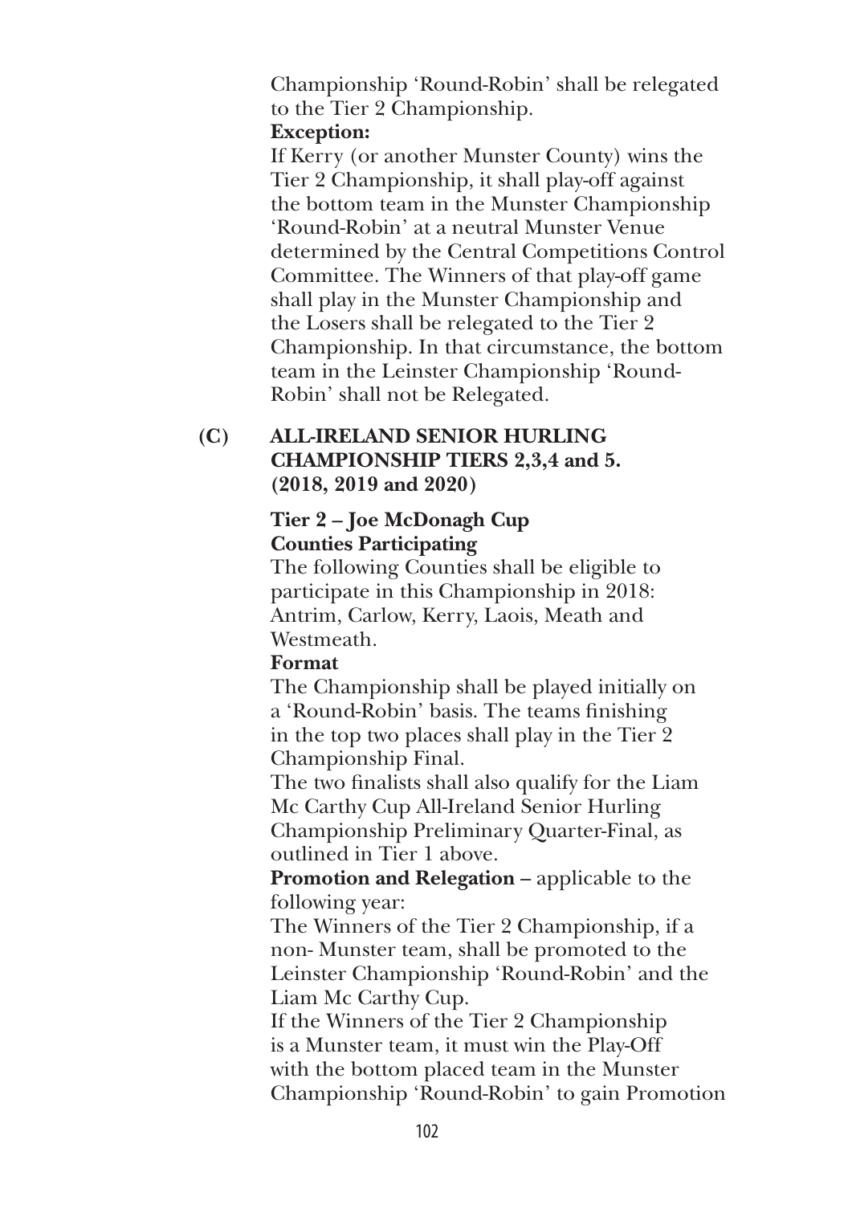Championship 'Round-Robin' shall be relegated to the Tier 2 Championship.

**Exception:**

If Kerry (or another Munster County) wins the Tier 2 Championship, it shall play-off against the bottom team in the Munster Championship 'Round-Robin' at a neutral Munster Venue determined by the Central Competitions Control Committee. The Winners of that play-off game shall play in the Munster Championship and the Losers shall be relegated to the Tier 2 Championship. In that circumstance, the bottom team in the Leinster Championship 'Round-Robin' shall not be Relegated.

## (C) ALL-IRELAND SENIOR HURLING CHAMPIONSHIP TIERS 2,3,4 and 5. (2018, 2019 and 2020)

### Tier 2 – Joe McDonagh Cup

**Counties Participating**

The following Counties shall be eligible to participate in this Championship in 2018: Antrim, Carlow, Kerry, Laois, Meath and Westmeath.

**Format**

The Championship shall be played initially on a 'Round-Robin' basis. The teams finishing in the top two places shall play in the Tier 2 Championship Final.

The two finalists shall also qualify for the Liam Mc Carthy Cup All-Ireland Senior Hurling Championship Preliminary Quarter-Final, as outlined in Tier 1 above.

**Promotion and Relegation** – applicable to the following year:

The Winners of the Tier 2 Championship, if a non- Munster team, shall be promoted to the Leinster Championship 'Round-Robin' and the Liam Mc Carthy Cup.

If the Winners of the Tier 2 Championship is a Munster team, it must win the Play-Off with the bottom placed team in the Munster Championship 'Round-Robin' to gain Promotion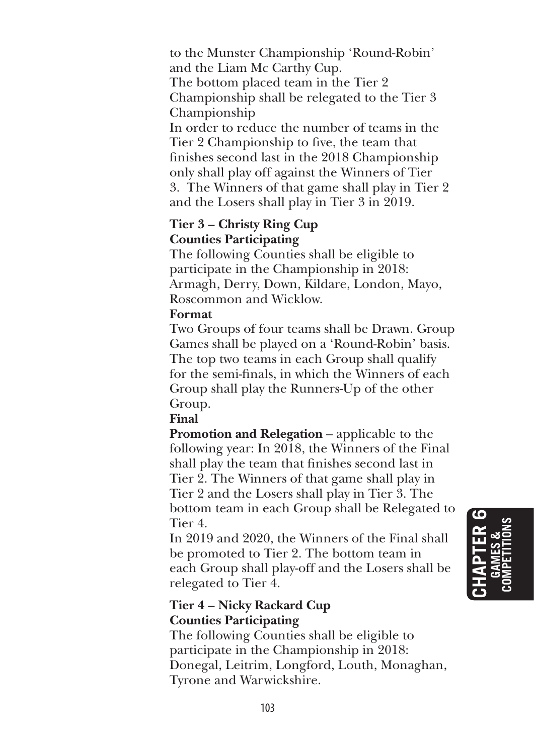to the Munster Championship 'Round-Robin' and the Liam Mc Carthy Cup.
The bottom placed team in the Tier 2 Championship shall be relegated to the Tier 3 Championship
In order to reduce the number of teams in the Tier 2 Championship to five, the team that finishes second last in the 2018 Championship only shall play off against the Winners of Tier 3. The Winners of that game shall play in Tier 2 and the Losers shall play in Tier 3 in 2019.

**Tier 3 – Christy Ring Cup**
**Counties Participating**
The following Counties shall be eligible to participate in the Championship in 2018: Armagh, Derry, Down, Kildare, London, Mayo, Roscommon and Wicklow.

**Format**
Two Groups of four teams shall be Drawn. Group Games shall be played on a 'Round-Robin' basis. The top two teams in each Group shall qualify for the semi-finals, in which the Winners of each Group shall play the Runners-Up of the other Group.

**Final**

**Promotion and Relegation** – applicable to the following year: In 2018, the Winners of the Final shall play the team that finishes second last in Tier 2. The Winners of that game shall play in Tier 2 and the Losers shall play in Tier 3. The bottom team in each Group shall be Relegated to Tier 4.
In 2019 and 2020, the Winners of the Final shall be promoted to Tier 2. The bottom team in each Group shall play-off and the Losers shall be relegated to Tier 4.

**Tier 4 – Nicky Rackard Cup**
**Counties Participating**
The following Counties shall be eligible to participate in the Championship in 2018: Donegal, Leitrim, Longford, Louth, Monaghan, Tyrone and Warwickshire.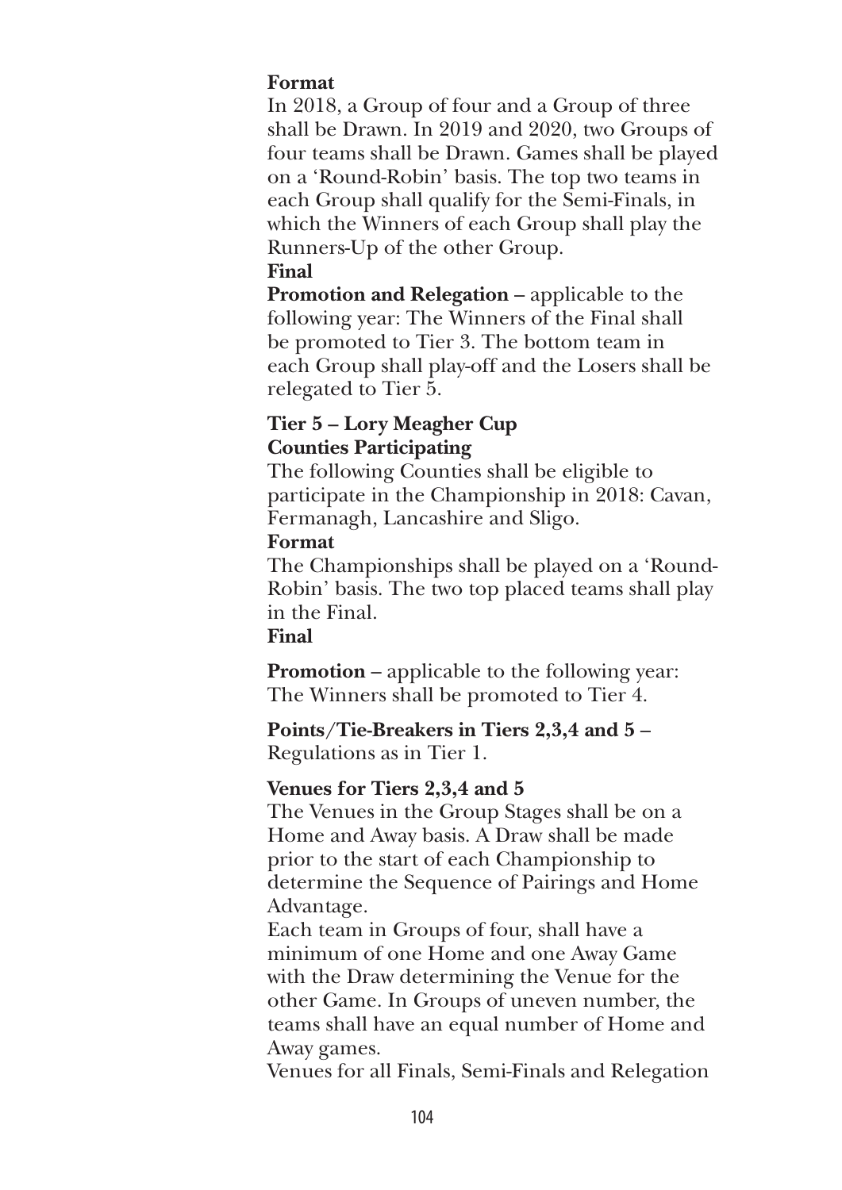**Format**

In 2018, a Group of four and a Group of three shall be Drawn. In 2019 and 2020, two Groups of four teams shall be Drawn. Games shall be played on a 'Round-Robin' basis. The top two teams in each Group shall qualify for the Semi-Finals, in which the Winners of each Group shall play the Runners-Up of the other Group.

**Final**

**Promotion and Relegation** – applicable to the following year: The Winners of the Final shall be promoted to Tier 3. The bottom team in each Group shall play-off and the Losers shall be relegated to Tier 5.

**Tier 5 – Lory Meagher Cup**

**Counties Participating**

The following Counties shall be eligible to participate in the Championship in 2018: Cavan, Fermanagh, Lancashire and Sligo.

**Format**

The Championships shall be played on a 'Round-Robin' basis. The two top placed teams shall play in the Final.

**Final**

**Promotion** – applicable to the following year: The Winners shall be promoted to Tier 4.

**Points/Tie-Breakers in Tiers 2,3,4 and 5** – Regulations as in Tier 1.

**Venues for Tiers 2,3,4 and 5**

The Venues in the Group Stages shall be on a Home and Away basis. A Draw shall be made prior to the start of each Championship to determine the Sequence of Pairings and Home Advantage.

Each team in Groups of four, shall have a minimum of one Home and one Away Game with the Draw determining the Venue for the other Game. In Groups of uneven number, the teams shall have an equal number of Home and Away games.

Venues for all Finals, Semi-Finals and Relegation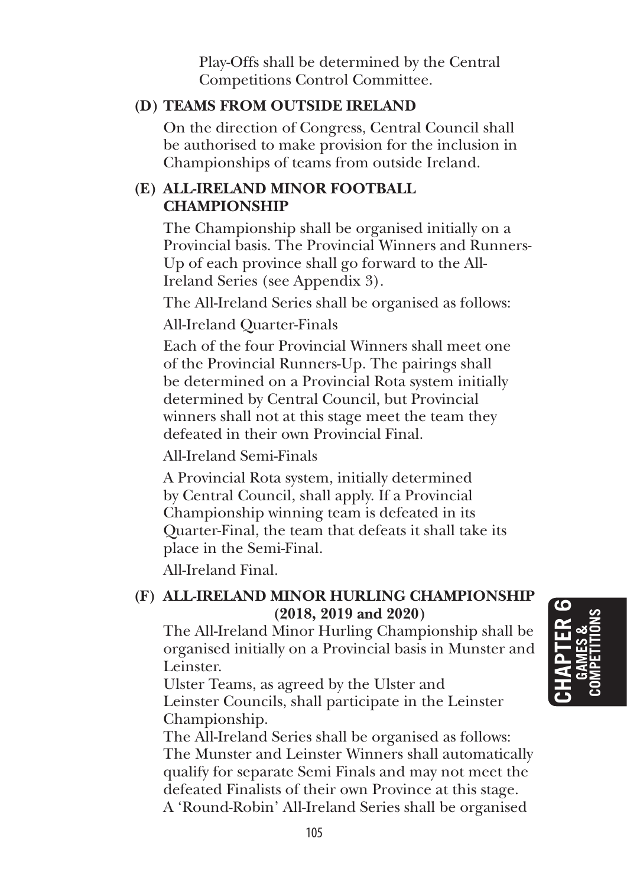Play-Offs shall be determined by the Central Competitions Control Committee.

**(D) TEAMS FROM OUTSIDE IRELAND**

On the direction of Congress, Central Council shall be authorised to make provision for the inclusion in Championships of teams from outside Ireland.

**(E) ALL-IRELAND MINOR FOOTBALL CHAMPIONSHIP**

The Championship shall be organised initially on a Provincial basis. The Provincial Winners and Runners-Up of each province shall go forward to the All-Ireland Series (see Appendix 3).

The All-Ireland Series shall be organised as follows:

All-Ireland Quarter-Finals

Each of the four Provincial Winners shall meet one of the Provincial Runners-Up. The pairings shall be determined on a Provincial Rota system initially determined by Central Council, but Provincial winners shall not at this stage meet the team they defeated in their own Provincial Final.

All-Ireland Semi-Finals

A Provincial Rota system, initially determined by Central Council, shall apply. If a Provincial Championship winning team is defeated in its Quarter-Final, the team that defeats it shall take its place in the Semi-Final.

All-Ireland Final.

**(F) ALL-IRELAND MINOR HURLING CHAMPIONSHIP (2018, 2019 and 2020)**

The All-Ireland Minor Hurling Championship shall be organised initially on a Provincial basis in Munster and Leinster.

Ulster Teams, as agreed by the Ulster and Leinster Councils, shall participate in the Leinster Championship.

The All-Ireland Series shall be organised as follows: The Munster and Leinster Winners shall automatically qualify for separate Semi Finals and may not meet the defeated Finalists of their own Province at this stage. A 'Round-Robin' All-Ireland Series shall be organised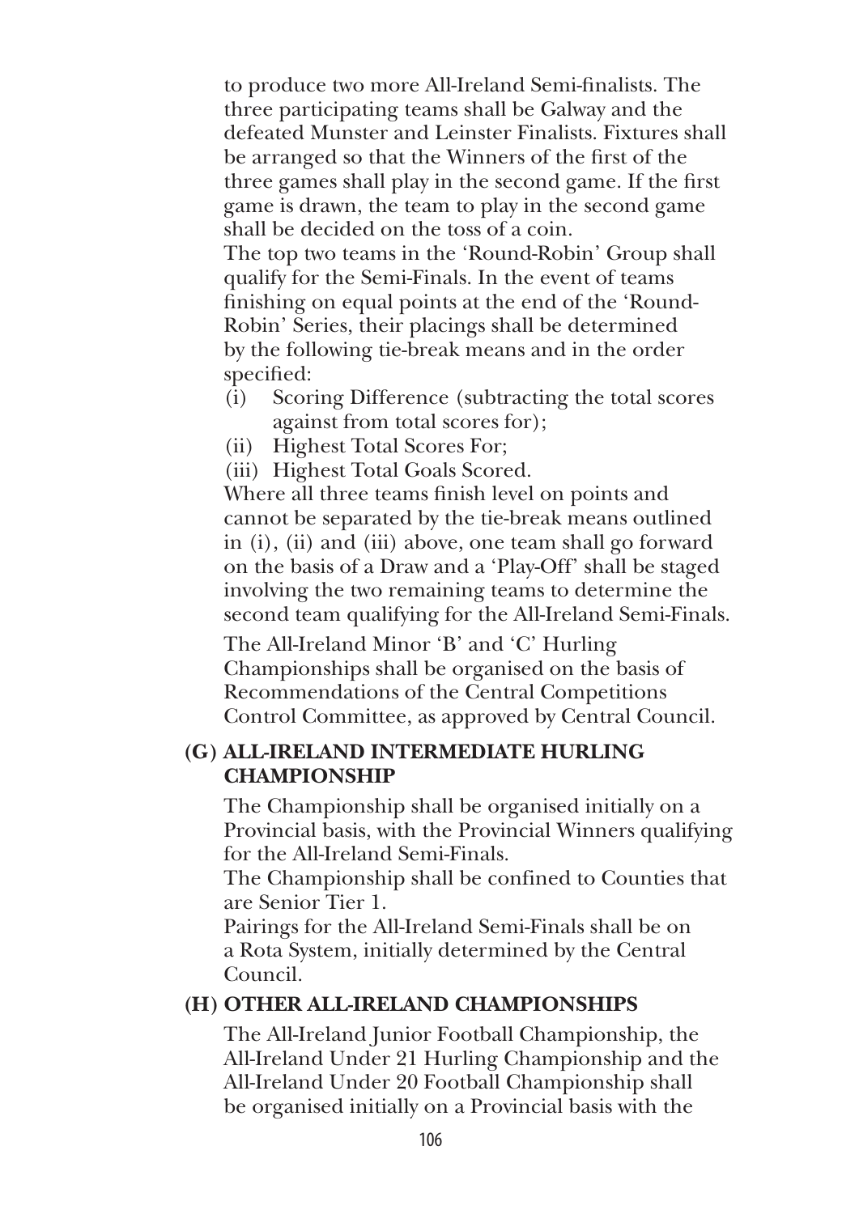to produce two more All-Ireland Semi-finalists. The three participating teams shall be Galway and the defeated Munster and Leinster Finalists. Fixtures shall be arranged so that the Winners of the first of the three games shall play in the second game. If the first game is drawn, the team to play in the second game shall be decided on the toss of a coin.

The top two teams in the 'Round-Robin' Group shall qualify for the Semi-Finals. In the event of teams finishing on equal points at the end of the 'Round-Robin' Series, their placings shall be determined by the following tie-break means and in the order specified:

(i) Scoring Difference (subtracting the total scores against from total scores for);

(ii) Highest Total Scores For;

(iii) Highest Total Goals Scored.

Where all three teams finish level on points and cannot be separated by the tie-break means outlined in (i), (ii) and (iii) above, one team shall go forward on the basis of a Draw and a 'Play-Off' shall be staged involving the two remaining teams to determine the second team qualifying for the All-Ireland Semi-Finals.

The All-Ireland Minor 'B' and 'C' Hurling Championships shall be organised on the basis of Recommendations of the Central Competitions Control Committee, as approved by Central Council.

**(G) ALL-IRELAND INTERMEDIATE HURLING CHAMPIONSHIP**

The Championship shall be organised initially on a Provincial basis, with the Provincial Winners qualifying for the All-Ireland Semi-Finals.

The Championship shall be confined to Counties that are Senior Tier 1.

Pairings for the All-Ireland Semi-Finals shall be on a Rota System, initially determined by the Central Council.

**(H) OTHER ALL-IRELAND CHAMPIONSHIPS**

The All-Ireland Junior Football Championship, the All-Ireland Under 21 Hurling Championship and the All-Ireland Under 20 Football Championship shall be organised initially on a Provincial basis with the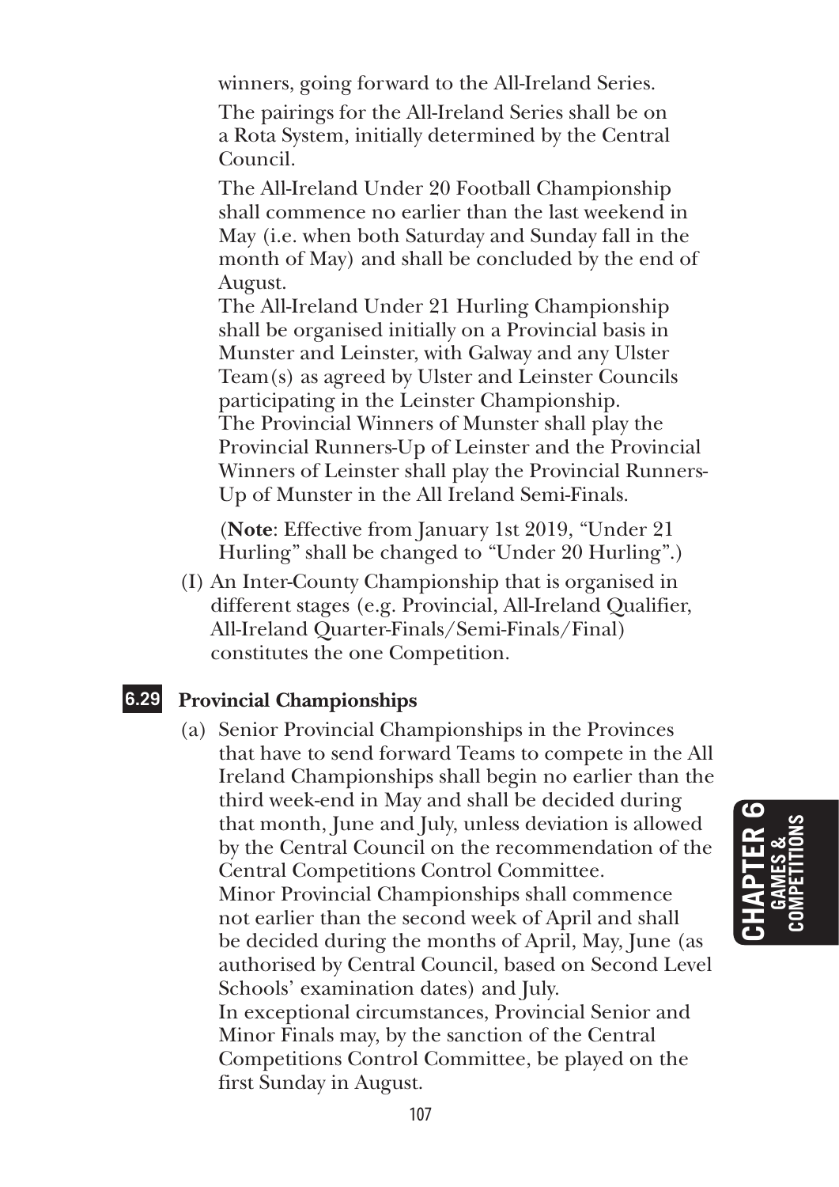winners, going forward to the All-Ireland Series.

The pairings for the All-Ireland Series shall be on a Rota System, initially determined by the Central Council.

The All-Ireland Under 20 Football Championship shall commence no earlier than the last weekend in May (i.e. when both Saturday and Sunday fall in the month of May) and shall be concluded by the end of August.

The All-Ireland Under 21 Hurling Championship shall be organised initially on a Provincial basis in Munster and Leinster, with Galway and any Ulster Team(s) as agreed by Ulster and Leinster Councils participating in the Leinster Championship.

The Provincial Winners of Munster shall play the Provincial Runners-Up of Leinster and the Provincial Winners of Leinster shall play the Provincial Runners-Up of Munster in the All Ireland Semi-Finals.

(**Note**: Effective from January 1st 2019, "Under 21 Hurling" shall be changed to "Under 20 Hurling".)

(I) An Inter-County Championship that is organised in different stages (e.g. Provincial, All-Ireland Qualifier, All-Ireland Quarter-Finals/Semi-Finals/Final) constitutes the one Competition.

## 6.29 Provincial Championships

(a) Senior Provincial Championships in the Provinces that have to send forward Teams to compete in the All Ireland Championships shall begin no earlier than the third week-end in May and shall be decided during that month, June and July, unless deviation is allowed by the Central Council on the recommendation of the Central Competitions Control Committee.

Minor Provincial Championships shall commence not earlier than the second week of April and shall be decided during the months of April, May, June (as authorised by Central Council, based on Second Level Schools' examination dates) and July.

In exceptional circumstances, Provincial Senior and Minor Finals may, by the sanction of the Central Competitions Control Committee, be played on the first Sunday in August.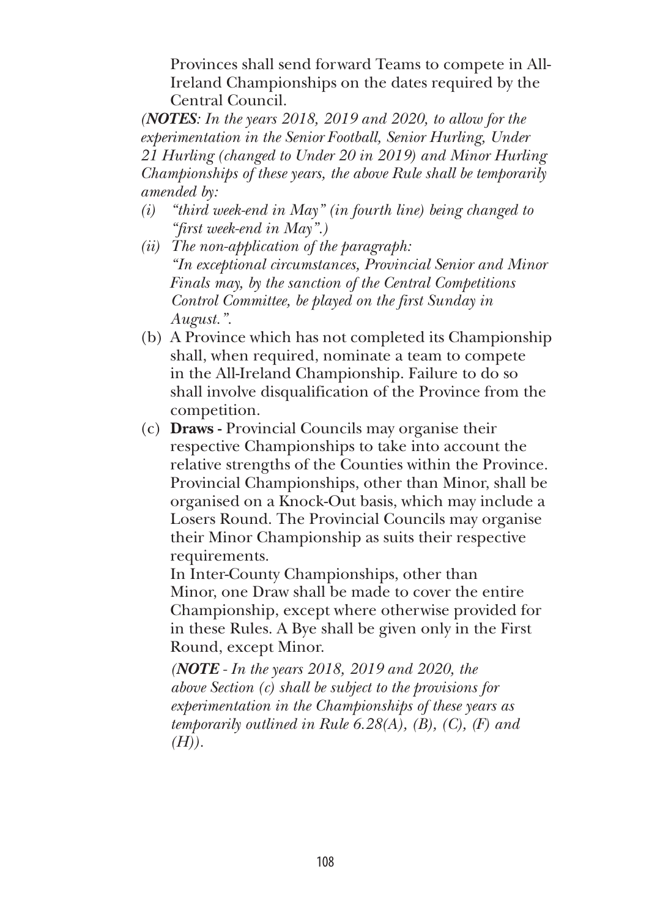Provinces shall send forward Teams to compete in All-Ireland Championships on the dates required by the Central Council.

*(**NOTES**: In the years 2018, 2019 and 2020, to allow for the experimentation in the Senior Football, Senior Hurling, Under 21 Hurling (changed to Under 20 in 2019) and Minor Hurling Championships of these years, the above Rule shall be temporarily amended by:*

*(i) "third week-end in May" (in fourth line) being changed to "first week-end in May".)*

*(ii) The non-application of the paragraph: "In exceptional circumstances, Provincial Senior and Minor Finals may, by the sanction of the Central Competitions Control Committee, be played on the first Sunday in August.".*

(b) A Province which has not completed its Championship shall, when required, nominate a team to compete in the All-Ireland Championship. Failure to do so shall involve disqualification of the Province from the competition.

(c) **Draws -** Provincial Councils may organise their respective Championships to take into account the relative strengths of the Counties within the Province. Provincial Championships, other than Minor, shall be organised on a Knock-Out basis, which may include a Losers Round. The Provincial Councils may organise their Minor Championship as suits their respective requirements.

In Inter-County Championships, other than Minor, one Draw shall be made to cover the entire Championship, except where otherwise provided for in these Rules. A Bye shall be given only in the First Round, except Minor.

*(**NOTE** - In the years 2018, 2019 and 2020, the above Section (c) shall be subject to the provisions for experimentation in the Championships of these years as temporarily outlined in Rule 6.28(A), (B), (C), (F) and (H)).*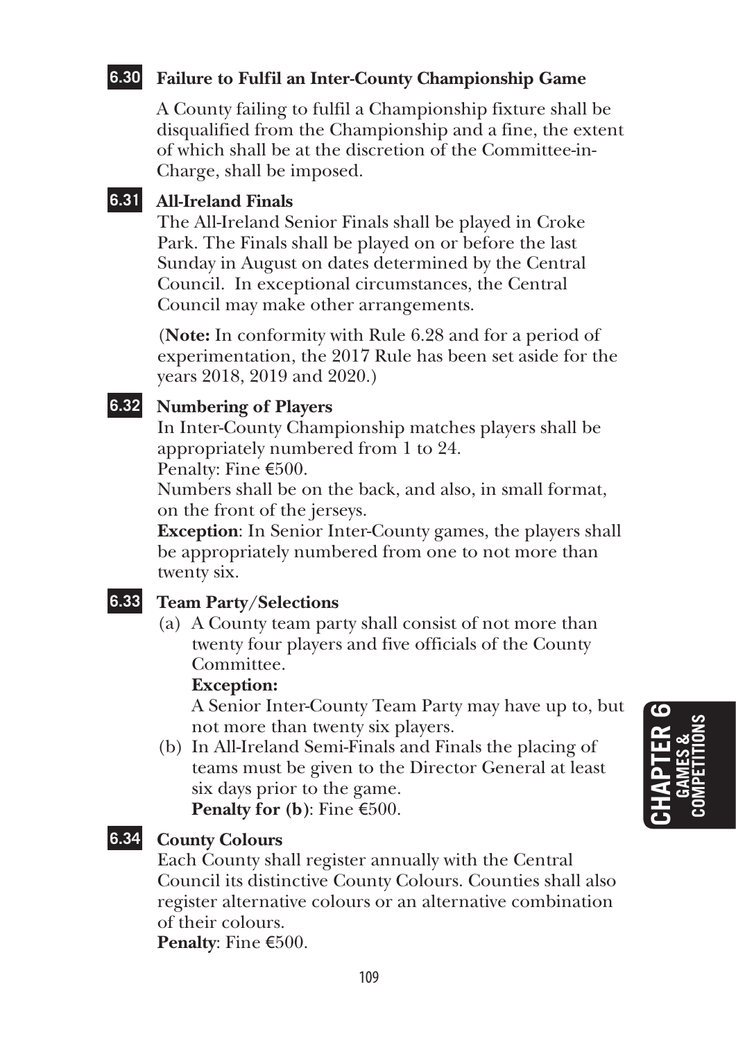### 6.30 Failure to Fulfil an Inter-County Championship Game

A County failing to fulfil a Championship fixture shall be disqualified from the Championship and a fine, the extent of which shall be at the discretion of the Committee-in-Charge, shall be imposed.

### 6.31 All-Ireland Finals

The All-Ireland Senior Finals shall be played in Croke Park. The Finals shall be played on or before the last Sunday in August on dates determined by the Central Council. In exceptional circumstances, the Central Council may make other arrangements.

(**Note:** In conformity with Rule 6.28 and for a period of experimentation, the 2017 Rule has been set aside for the years 2018, 2019 and 2020.)

### 6.32 Numbering of Players

In Inter-County Championship matches players shall be appropriately numbered from 1 to 24.
Penalty: Fine €500.
Numbers shall be on the back, and also, in small format, on the front of the jerseys.
**Exception**: In Senior Inter-County games, the players shall be appropriately numbered from one to not more than twenty six.

### 6.33 Team Party/Selections

(a) A County team party shall consist of not more than twenty four players and five officials of the County Committee.
**Exception:**
A Senior Inter-County Team Party may have up to, but not more than twenty six players.

(b) In All-Ireland Semi-Finals and Finals the placing of teams must be given to the Director General at least six days prior to the game.
**Penalty for (b)**: Fine €500.

### 6.34 County Colours

Each County shall register annually with the Central Council its distinctive County Colours. Counties shall also register alternative colours or an alternative combination of their colours.
**Penalty**: Fine €500.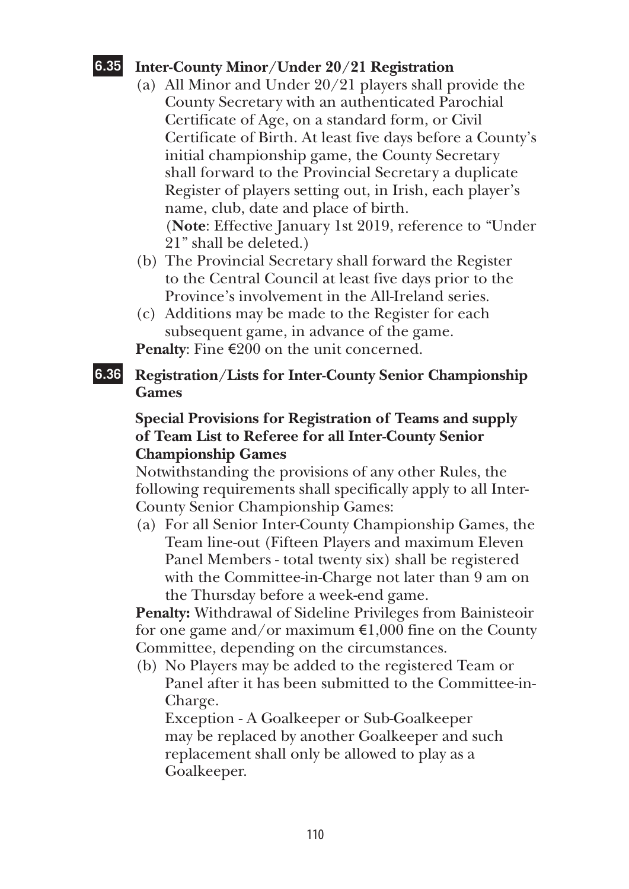## 6.35 Inter-County Minor/Under 20/21 Registration

(a) All Minor and Under 20/21 players shall provide the County Secretary with an authenticated Parochial Certificate of Age, on a standard form, or Civil Certificate of Birth. At least five days before a County's initial championship game, the County Secretary shall forward to the Provincial Secretary a duplicate Register of players setting out, in Irish, each player's name, club, date and place of birth.
(**Note**: Effective January 1st 2019, reference to "Under 21" shall be deleted.)

(b) The Provincial Secretary shall forward the Register to the Central Council at least five days prior to the Province's involvement in the All-Ireland series.

(c) Additions may be made to the Register for each subsequent game, in advance of the game.

**Penalty**: Fine €200 on the unit concerned.

## 6.36 Registration/Lists for Inter-County Senior Championship Games

**Special Provisions for Registration of Teams and supply of Team List to Referee for all Inter-County Senior Championship Games**

Notwithstanding the provisions of any other Rules, the following requirements shall specifically apply to all Inter-County Senior Championship Games:

(a) For all Senior Inter-County Championship Games, the Team line-out (Fifteen Players and maximum Eleven Panel Members - total twenty six) shall be registered with the Committee-in-Charge not later than 9 am on the Thursday before a week-end game.

**Penalty:** Withdrawal of Sideline Privileges from Bainisteoir for one game and/or maximum €1,000 fine on the County Committee, depending on the circumstances.

(b) No Players may be added to the registered Team or Panel after it has been submitted to the Committee-in-Charge.
Exception - A Goalkeeper or Sub-Goalkeeper may be replaced by another Goalkeeper and such replacement shall only be allowed to play as a Goalkeeper.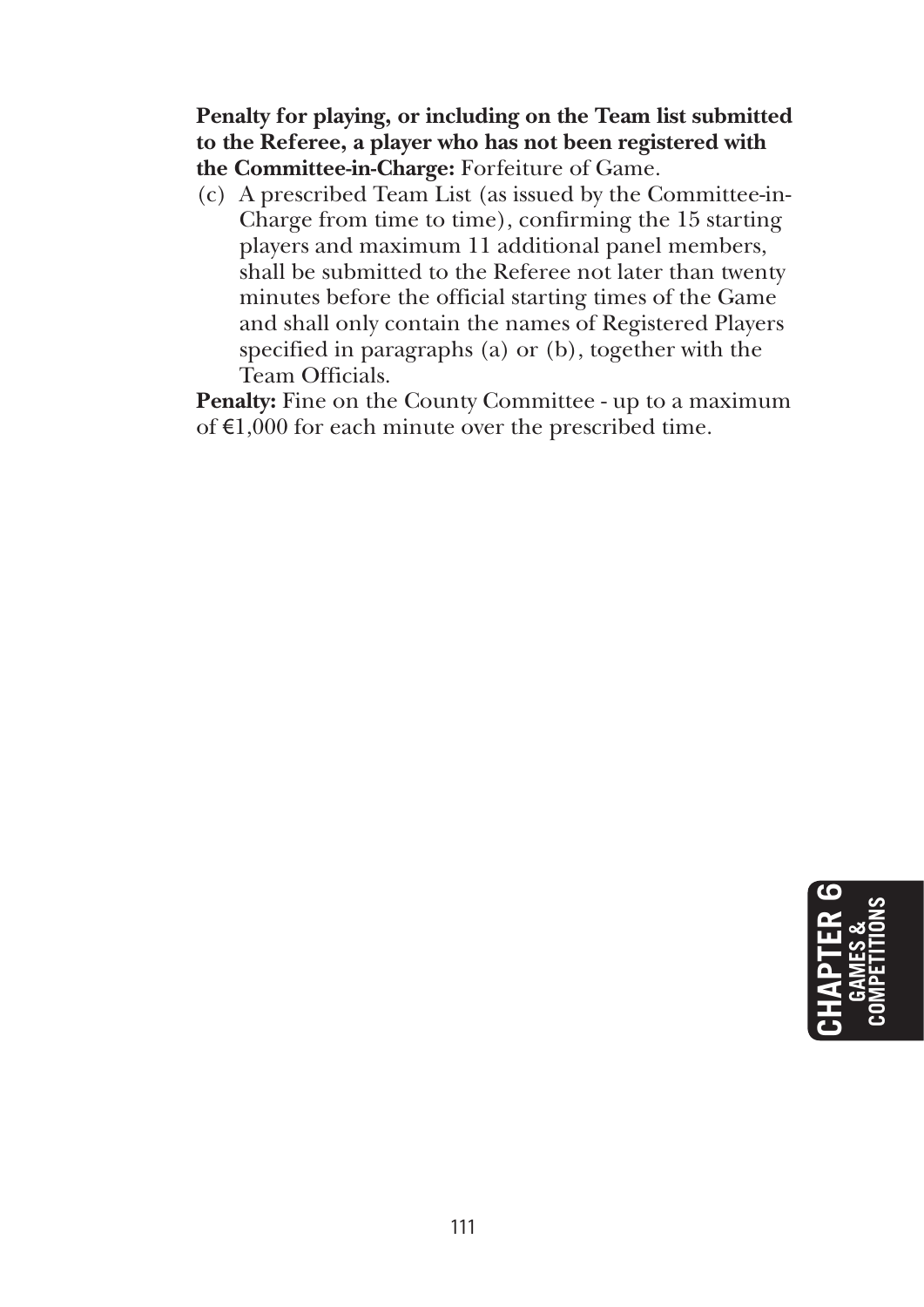**Penalty for playing, or including on the Team list submitted to the Referee, a player who has not been registered with the Committee-in-Charge:** Forfeiture of Game.

(c) A prescribed Team List (as issued by the Committee-in-Charge from time to time), confirming the 15 starting players and maximum 11 additional panel members, shall be submitted to the Referee not later than twenty minutes before the official starting times of the Game and shall only contain the names of Registered Players specified in paragraphs (a) or (b), together with the Team Officials.

**Penalty:** Fine on the County Committee - up to a maximum of €1,000 for each minute over the prescribed time.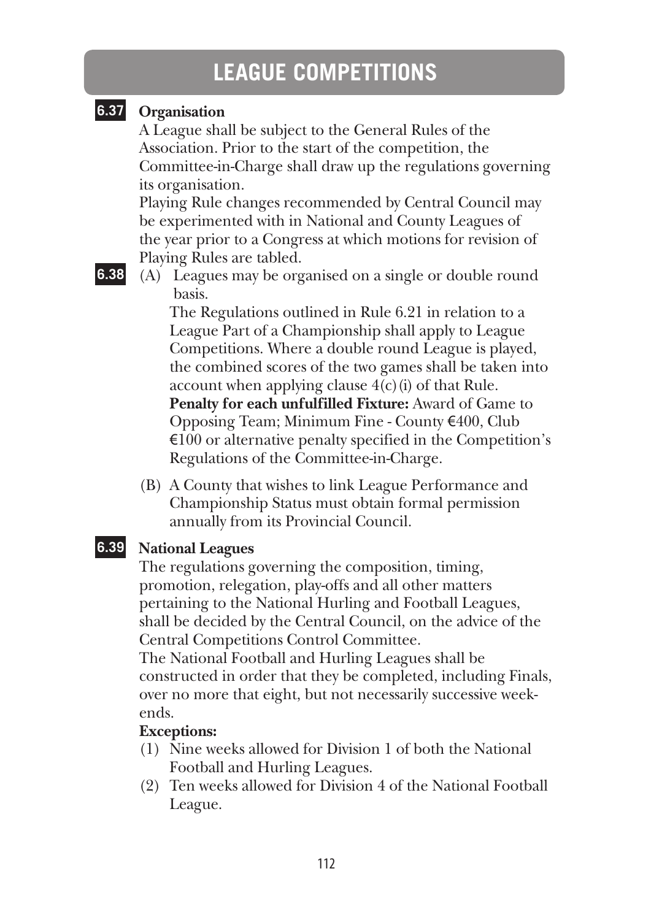# LEAGUE COMPETITIONS

**6.37** **Organisation**

A League shall be subject to the General Rules of the Association. Prior to the start of the competition, the Committee-in-Charge shall draw up the regulations governing its organisation.

Playing Rule changes recommended by Central Council may be experimented with in National and County Leagues of the year prior to a Congress at which motions for revision of Playing Rules are tabled.

**6.38** (A) Leagues may be organised on a single or double round basis.

The Regulations outlined in Rule 6.21 in relation to a League Part of a Championship shall apply to League Competitions. Where a double round League is played, the combined scores of the two games shall be taken into account when applying clause 4(c)(i) of that Rule.

**Penalty for each unfulfilled Fixture:** Award of Game to Opposing Team; Minimum Fine - County €400, Club €100 or alternative penalty specified in the Competition's Regulations of the Committee-in-Charge.

(B) A County that wishes to link League Performance and Championship Status must obtain formal permission annually from its Provincial Council.

**6.39** **National Leagues**

The regulations governing the composition, timing, promotion, relegation, play-offs and all other matters pertaining to the National Hurling and Football Leagues, shall be decided by the Central Council, on the advice of the Central Competitions Control Committee.

The National Football and Hurling Leagues shall be constructed in order that they be completed, including Finals, over no more that eight, but not necessarily successive week-ends.

**Exceptions:**

(1) Nine weeks allowed for Division 1 of both the National Football and Hurling Leagues.
(2) Ten weeks allowed for Division 4 of the National Football League.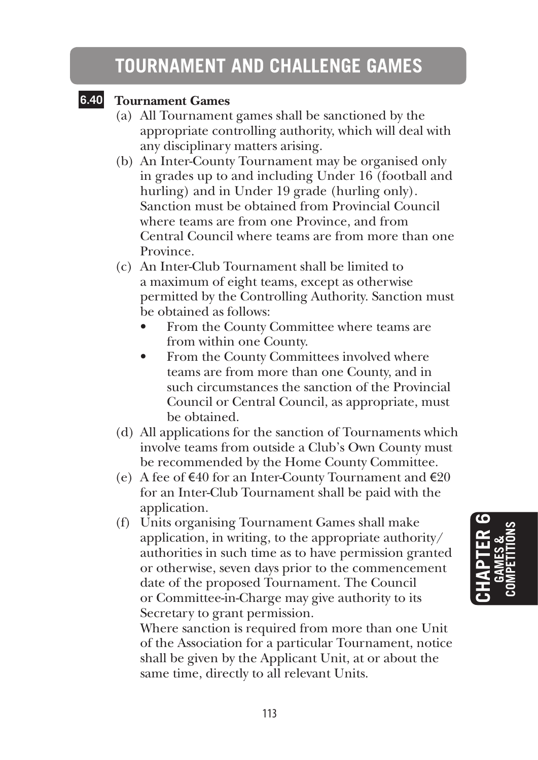# TOURNAMENT AND CHALLENGE GAMES

**6.40 Tournament Games**

(a) All Tournament games shall be sanctioned by the appropriate controlling authority, which will deal with any disciplinary matters arising.

(b) An Inter-County Tournament may be organised only in grades up to and including Under 16 (football and hurling) and in Under 19 grade (hurling only). Sanction must be obtained from Provincial Council where teams are from one Province, and from Central Council where teams are from more than one Province.

(c) An Inter-Club Tournament shall be limited to a maximum of eight teams, except as otherwise permitted by the Controlling Authority. Sanction must be obtained as follows:

- From the County Committee where teams are from within one County.
- From the County Committees involved where teams are from more than one County, and in such circumstances the sanction of the Provincial Council or Central Council, as appropriate, must be obtained.

(d) All applications for the sanction of Tournaments which involve teams from outside a Club's Own County must be recommended by the Home County Committee.

(e) A fee of €40 for an Inter-County Tournament and €20 for an Inter-Club Tournament shall be paid with the application.

(f) Units organising Tournament Games shall make application, in writing, to the appropriate authority/authorities in such time as to have permission granted or otherwise, seven days prior to the commencement date of the proposed Tournament. The Council or Committee-in-Charge may give authority to its Secretary to grant permission.

Where sanction is required from more than one Unit of the Association for a particular Tournament, notice shall be given by the Applicant Unit, at or about the same time, directly to all relevant Units.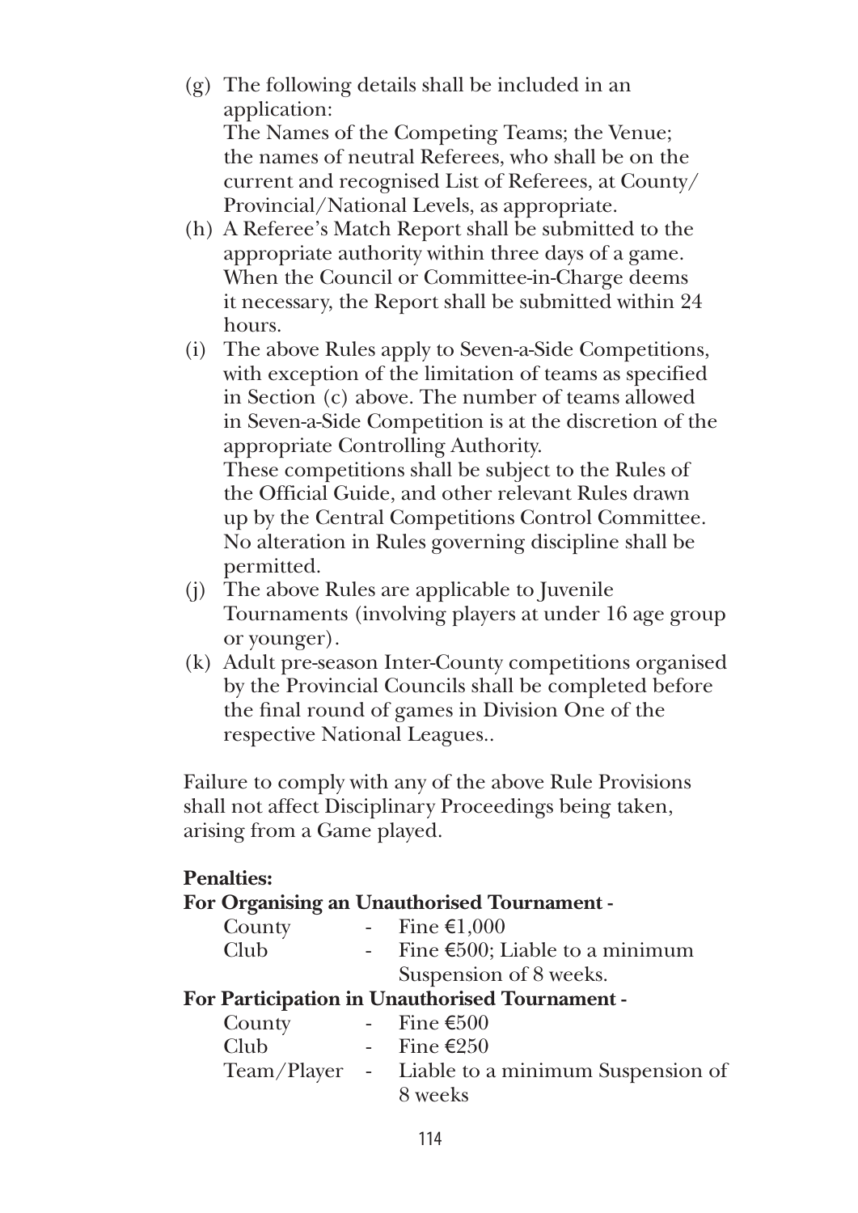(g) The following details shall be included in an application:
The Names of the Competing Teams; the Venue; the names of neutral Referees, who shall be on the current and recognised List of Referees, at County/ Provincial/National Levels, as appropriate.

(h) A Referee's Match Report shall be submitted to the appropriate authority within three days of a game. When the Council or Committee-in-Charge deems it necessary, the Report shall be submitted within 24 hours.

(i) The above Rules apply to Seven-a-Side Competitions, with exception of the limitation of teams as specified in Section (c) above. The number of teams allowed in Seven-a-Side Competition is at the discretion of the appropriate Controlling Authority.
These competitions shall be subject to the Rules of the Official Guide, and other relevant Rules drawn up by the Central Competitions Control Committee. No alteration in Rules governing discipline shall be permitted.

(j) The above Rules are applicable to Juvenile Tournaments (involving players at under 16 age group or younger).

(k) Adult pre-season Inter-County competitions organised by the Provincial Councils shall be completed before the final round of games in Division One of the respective National Leagues..

Failure to comply with any of the above Rule Provisions shall not affect Disciplinary Proceedings being taken, arising from a Game played.

**Penalties:**

**For Organising an Unauthorised Tournament -**

County - Fine €1,000
Club - Fine €500; Liable to a minimum Suspension of 8 weeks.

**For Participation in Unauthorised Tournament -**

County - Fine €500
Club - Fine €250
Team/Player - Liable to a minimum Suspension of 8 weeks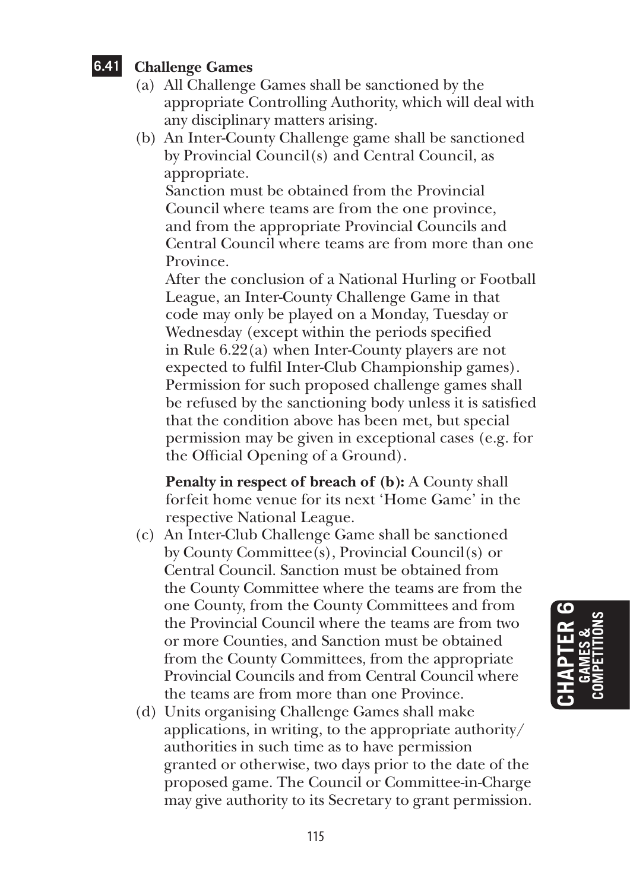## 6.41 Challenge Games

(a) All Challenge Games shall be sanctioned by the appropriate Controlling Authority, which will deal with any disciplinary matters arising.

(b) An Inter-County Challenge game shall be sanctioned by Provincial Council(s) and Central Council, as appropriate.

Sanction must be obtained from the Provincial Council where teams are from the one province, and from the appropriate Provincial Councils and Central Council where teams are from more than one Province.

After the conclusion of a National Hurling or Football League, an Inter-County Challenge Game in that code may only be played on a Monday, Tuesday or Wednesday (except within the periods specified in Rule 6.22(a) when Inter-County players are not expected to fulfil Inter-Club Championship games). Permission for such proposed challenge games shall be refused by the sanctioning body unless it is satisfied that the condition above has been met, but special permission may be given in exceptional cases (e.g. for the Official Opening of a Ground).

**Penalty in respect of breach of (b):** A County shall forfeit home venue for its next 'Home Game' in the respective National League.

(c) An Inter-Club Challenge Game shall be sanctioned by County Committee(s), Provincial Council(s) or Central Council. Sanction must be obtained from the County Committee where the teams are from the one County, from the County Committees and from the Provincial Council where the teams are from two or more Counties, and Sanction must be obtained from the County Committees, from the appropriate Provincial Councils and from Central Council where the teams are from more than one Province.

(d) Units organising Challenge Games shall make applications, in writing, to the appropriate authority/ authorities in such time as to have permission granted or otherwise, two days prior to the date of the proposed game. The Council or Committee-in-Charge may give authority to its Secretary to grant permission.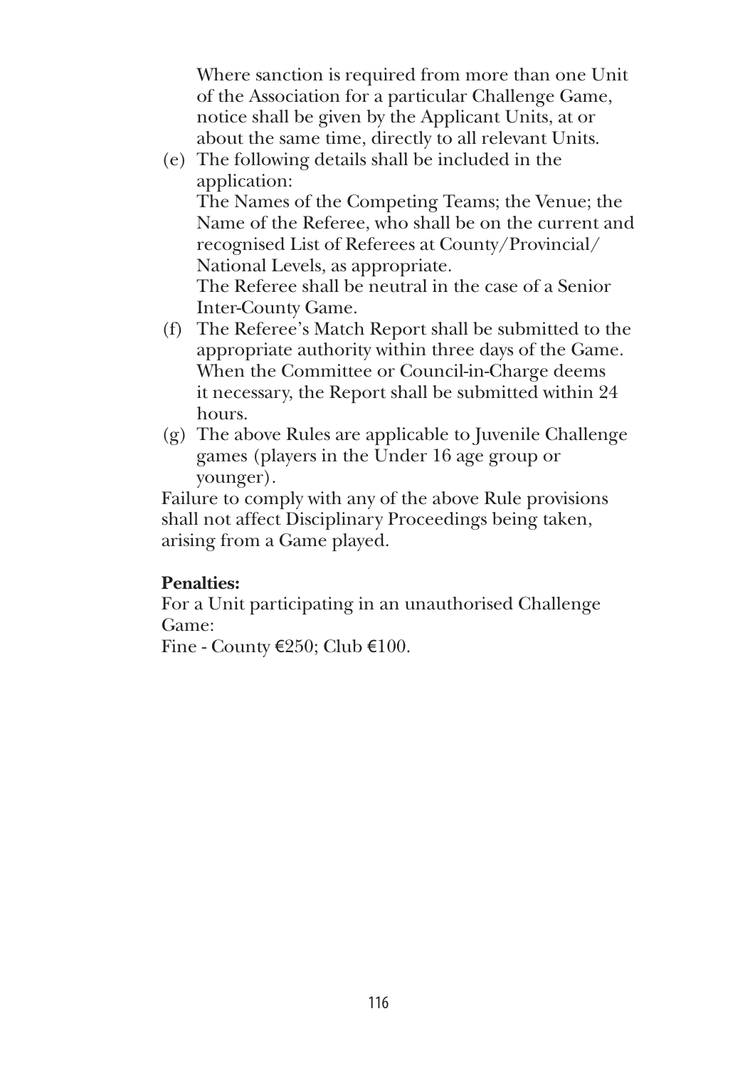Where sanction is required from more than one Unit of the Association for a particular Challenge Game, notice shall be given by the Applicant Units, at or about the same time, directly to all relevant Units.

(e) The following details shall be included in the application:
    The Names of the Competing Teams; the Venue; the Name of the Referee, who shall be on the current and recognised List of Referees at County/Provincial/National Levels, as appropriate.
    The Referee shall be neutral in the case of a Senior Inter-County Game.

(f) The Referee's Match Report shall be submitted to the appropriate authority within three days of the Game. When the Committee or Council-in-Charge deems it necessary, the Report shall be submitted within 24 hours.

(g) The above Rules are applicable to Juvenile Challenge games (players in the Under 16 age group or younger).

Failure to comply with any of the above Rule provisions shall not affect Disciplinary Proceedings being taken, arising from a Game played.

**Penalties:**

For a Unit participating in an unauthorised Challenge Game:

Fine - County €250; Club €100.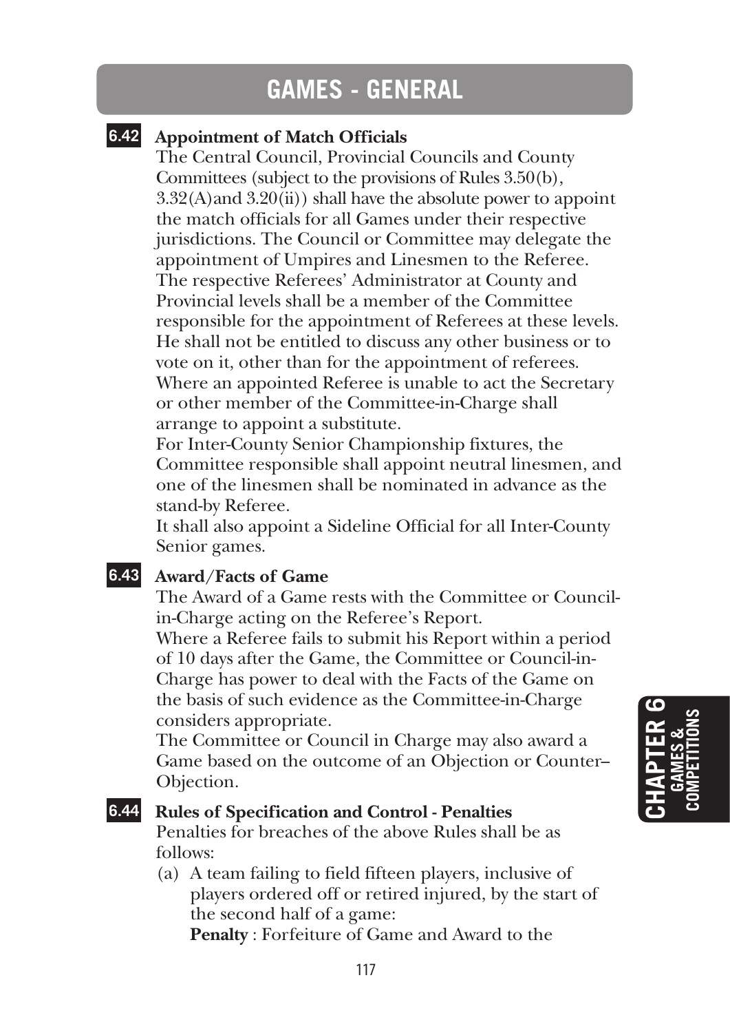# GAMES - GENERAL

### 6.42 Appointment of Match Officials

The Central Council, Provincial Councils and County Committees (subject to the provisions of Rules 3.50(b), 3.32(A)and 3.20(ii)) shall have the absolute power to appoint the match officials for all Games under their respective jurisdictions. The Council or Committee may delegate the appointment of Umpires and Linesmen to the Referee.
The respective Referees' Administrator at County and Provincial levels shall be a member of the Committee responsible for the appointment of Referees at these levels. He shall not be entitled to discuss any other business or to vote on it, other than for the appointment of referees.
Where an appointed Referee is unable to act the Secretary or other member of the Committee-in-Charge shall arrange to appoint a substitute.
For Inter-County Senior Championship fixtures, the Committee responsible shall appoint neutral linesmen, and one of the linesmen shall be nominated in advance as the stand-by Referee.
It shall also appoint a Sideline Official for all Inter-County Senior games.

### 6.43 Award/Facts of Game

The Award of a Game rests with the Committee or Council-in-Charge acting on the Referee's Report.
Where a Referee fails to submit his Report within a period of 10 days after the Game, the Committee or Council-in-Charge has power to deal with the Facts of the Game on the basis of such evidence as the Committee-in-Charge considers appropriate.
The Committee or Council in Charge may also award a Game based on the outcome of an Objection or Counter–Objection.

### 6.44 Rules of Specification and Control - Penalties

Penalties for breaches of the above Rules shall be as follows:

(a) A team failing to field fifteen players, inclusive of players ordered off or retired injured, by the start of the second half of a game:
**Penalty** : Forfeiture of Game and Award to the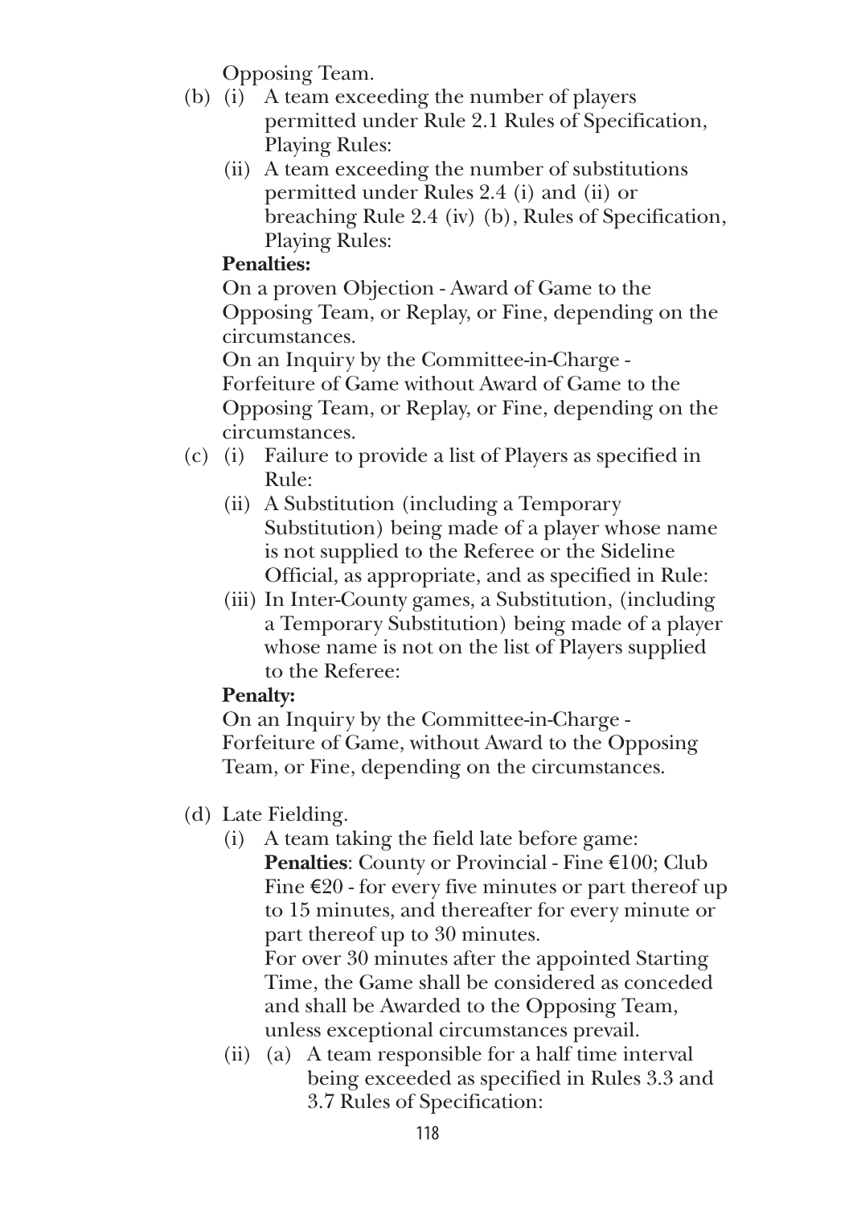Opposing Team.

- (b) (i) A team exceeding the number of players permitted under Rule 2.1 Rules of Specification, Playing Rules:
  - (ii) A team exceeding the number of substitutions permitted under Rules 2.4 (i) and (ii) or breaching Rule 2.4 (iv) (b), Rules of Specification, Playing Rules:

  **Penalties:**

  On a proven Objection - Award of Game to the Opposing Team, or Replay, or Fine, depending on the circumstances.

  On an Inquiry by the Committee-in-Charge - Forfeiture of Game without Award of Game to the Opposing Team, or Replay, or Fine, depending on the circumstances.

- (c) (i) Failure to provide a list of Players as specified in Rule:
  - (ii) A Substitution (including a Temporary Substitution) being made of a player whose name is not supplied to the Referee or the Sideline Official, as appropriate, and as specified in Rule:
  - (iii) In Inter-County games, a Substitution, (including a Temporary Substitution) being made of a player whose name is not on the list of Players supplied to the Referee:

  **Penalty:**

  On an Inquiry by the Committee-in-Charge - Forfeiture of Game, without Award to the Opposing Team, or Fine, depending on the circumstances.

- (d) Late Fielding.
  - (i) A team taking the field late before game:
    **Penalties**: County or Provincial - Fine €100; Club Fine €20 - for every five minutes or part thereof up to 15 minutes, and thereafter for every minute or part thereof up to 30 minutes.
    For over 30 minutes after the appointed Starting Time, the Game shall be considered as conceded and shall be Awarded to the Opposing Team, unless exceptional circumstances prevail.
  - (ii) (a) A team responsible for a half time interval being exceeded as specified in Rules 3.3 and 3.7 Rules of Specification: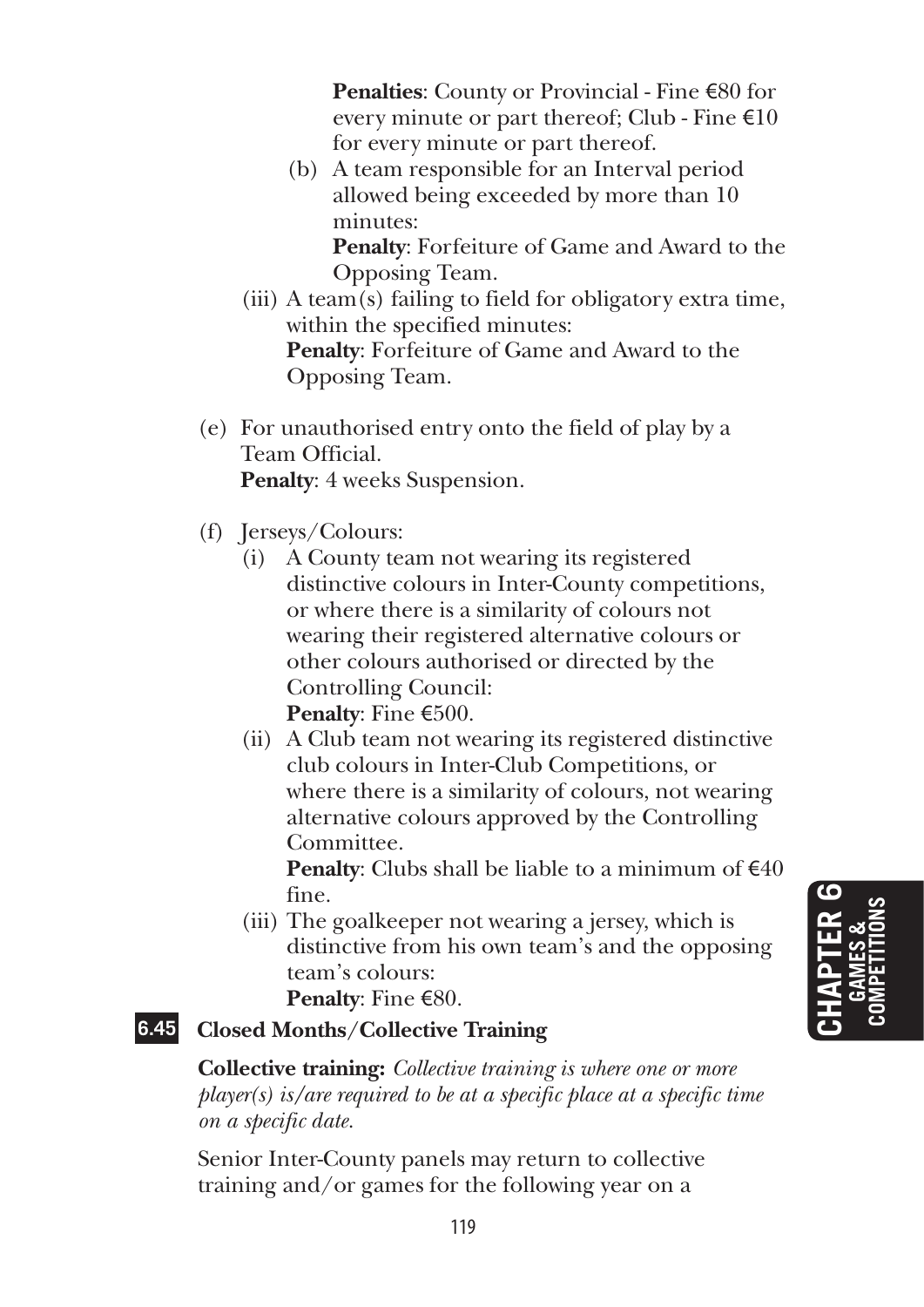**Penalties**: County or Provincial - Fine €80 for every minute or part thereof; Club - Fine €10 for every minute or part thereof.

(b) A team responsible for an Interval period allowed being exceeded by more than 10 minutes:
**Penalty**: Forfeiture of Game and Award to the Opposing Team.

(iii) A team(s) failing to field for obligatory extra time, within the specified minutes:
**Penalty**: Forfeiture of Game and Award to the Opposing Team.

(e) For unauthorised entry onto the field of play by a Team Official.
**Penalty**: 4 weeks Suspension.

(f) Jerseys/Colours:

(i) A County team not wearing its registered distinctive colours in Inter-County competitions, or where there is a similarity of colours not wearing their registered alternative colours or other colours authorised or directed by the Controlling Council:
**Penalty**: Fine €500.

(ii) A Club team not wearing its registered distinctive club colours in Inter-Club Competitions, or where there is a similarity of colours, not wearing alternative colours approved by the Controlling Committee.
**Penalty**: Clubs shall be liable to a minimum of €40 fine.

(iii) The goalkeeper not wearing a jersey, which is distinctive from his own team's and the opposing team's colours:
**Penalty**: Fine €80.

### 6.45 Closed Months/Collective Training

**Collective training:** *Collective training is where one or more player(s) is/are required to be at a specific place at a specific time on a specific date.*

Senior Inter-County panels may return to collective training and/or games for the following year on a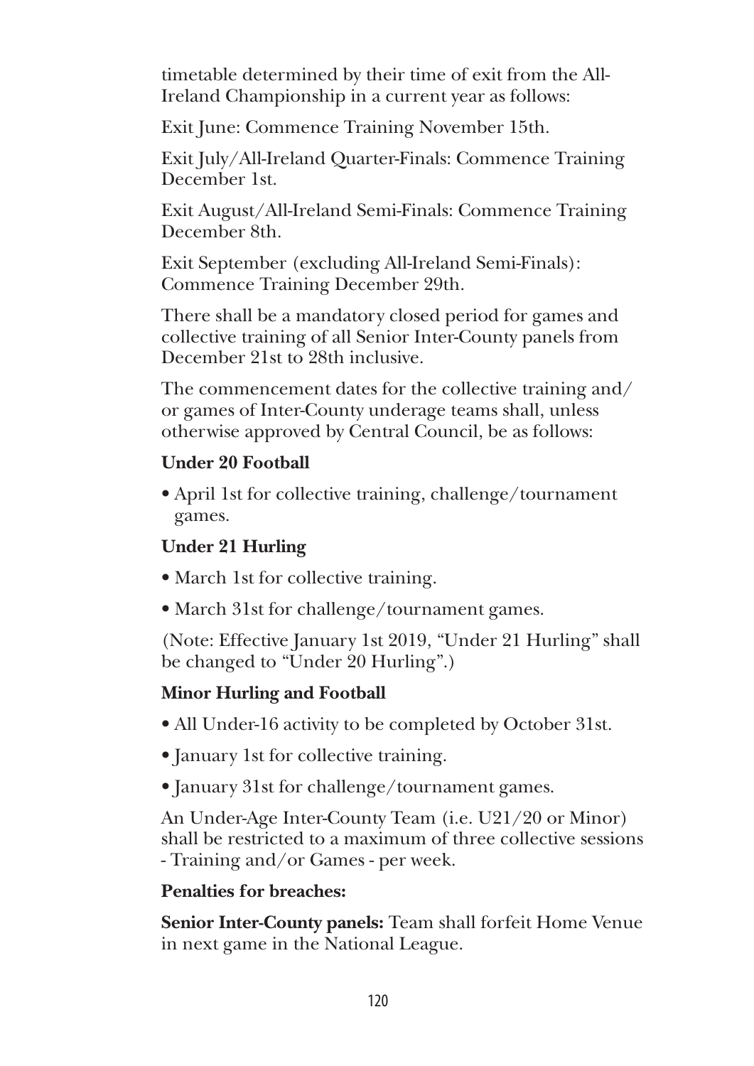timetable determined by their time of exit from the All-Ireland Championship in a current year as follows:

Exit June: Commence Training November 15th.

Exit July/All-Ireland Quarter-Finals: Commence Training December 1st.

Exit August/All-Ireland Semi-Finals: Commence Training December 8th.

Exit September (excluding All-Ireland Semi-Finals): Commence Training December 29th.

There shall be a mandatory closed period for games and collective training of all Senior Inter-County panels from December 21st to 28th inclusive.

The commencement dates for the collective training and/or games of Inter-County underage teams shall, unless otherwise approved by Central Council, be as follows:

**Under 20 Football**

- April 1st for collective training, challenge/tournament games.

**Under 21 Hurling**

- March 1st for collective training.
- March 31st for challenge/tournament games.

(Note: Effective January 1st 2019, "Under 21 Hurling" shall be changed to "Under 20 Hurling".)

**Minor Hurling and Football**

- All Under-16 activity to be completed by October 31st.
- January 1st for collective training.
- January 31st for challenge/tournament games.

An Under-Age Inter-County Team (i.e. U21/20 or Minor) shall be restricted to a maximum of three collective sessions - Training and/or Games - per week.

**Penalties for breaches:**

**Senior Inter-County panels:** Team shall forfeit Home Venue in next game in the National League.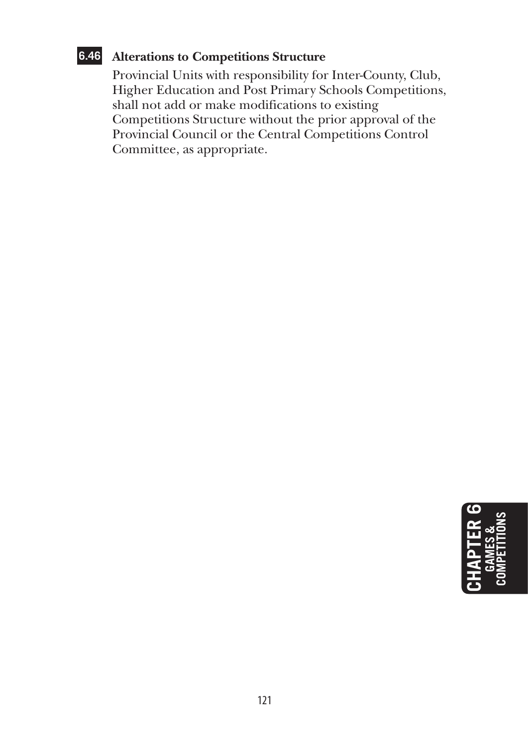### 6.46 Alterations to Competitions Structure

Provincial Units with responsibility for Inter-County, Club, Higher Education and Post Primary Schools Competitions, shall not add or make modifications to existing Competitions Structure without the prior approval of the Provincial Council or the Central Competitions Control Committee, as appropriate.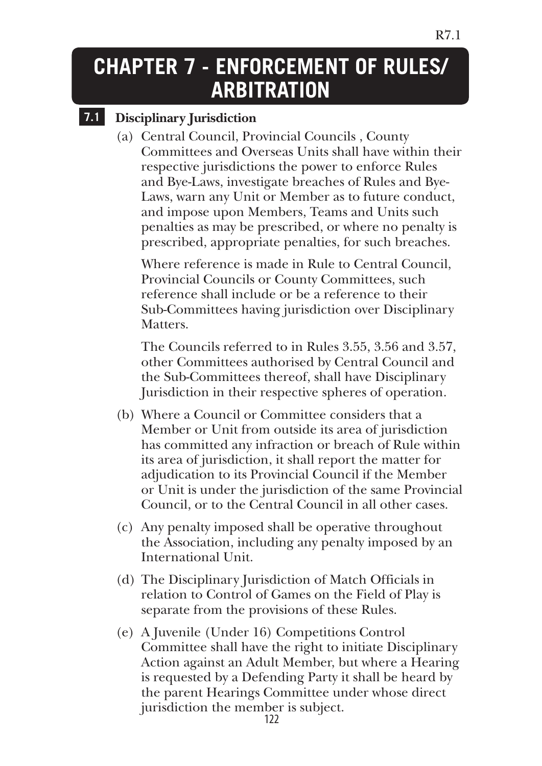# CHAPTER 7 - ENFORCEMENT OF RULES/ ARBITRATION

## 7.1 Disciplinary Jurisdiction

(a) Central Council, Provincial Councils , County Committees and Overseas Units shall have within their respective jurisdictions the power to enforce Rules and Bye-Laws, investigate breaches of Rules and Bye-Laws, warn any Unit or Member as to future conduct, and impose upon Members, Teams and Units such penalties as may be prescribed, or where no penalty is prescribed, appropriate penalties, for such breaches.

Where reference is made in Rule to Central Council, Provincial Councils or County Committees, such reference shall include or be a reference to their Sub-Committees having jurisdiction over Disciplinary Matters.

The Councils referred to in Rules 3.55, 3.56 and 3.57, other Committees authorised by Central Council and the Sub-Committees thereof, shall have Disciplinary Jurisdiction in their respective spheres of operation.

(b) Where a Council or Committee considers that a Member or Unit from outside its area of jurisdiction has committed any infraction or breach of Rule within its area of jurisdiction, it shall report the matter for adjudication to its Provincial Council if the Member or Unit is under the jurisdiction of the same Provincial Council, or to the Central Council in all other cases.

(c) Any penalty imposed shall be operative throughout the Association, including any penalty imposed by an International Unit.

(d) The Disciplinary Jurisdiction of Match Officials in relation to Control of Games on the Field of Play is separate from the provisions of these Rules.

(e) A Juvenile (Under 16) Competitions Control Committee shall have the right to initiate Disciplinary Action against an Adult Member, but where a Hearing is requested by a Defending Party it shall be heard by the parent Hearings Committee under whose direct jurisdiction the member is subject.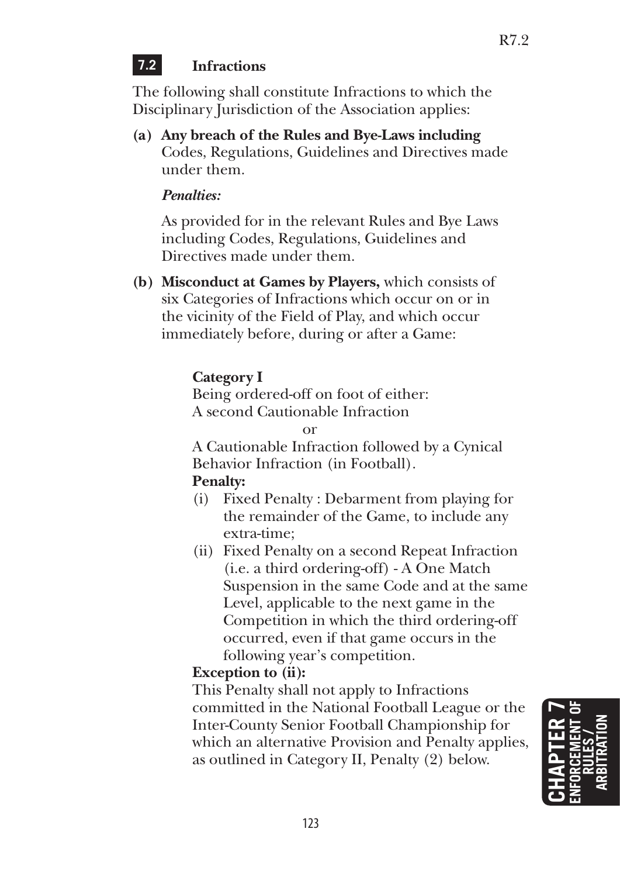## 7.2 Infractions

The following shall constitute Infractions to which the Disciplinary Jurisdiction of the Association applies:

**(a) Any breach of the Rules and Bye-Laws including** Codes, Regulations, Guidelines and Directives made under them.

*Penalties:*

As provided for in the relevant Rules and Bye Laws including Codes, Regulations, Guidelines and Directives made under them.

**(b) Misconduct at Games by Players,** which consists of six Categories of Infractions which occur on or in the vicinity of the Field of Play, and which occur immediately before, during or after a Game:

**Category I**

Being ordered-off on foot of either:
A second Cautionable Infraction

or

A Cautionable Infraction followed by a Cynical Behavior Infraction (in Football).

**Penalty:**

(i) Fixed Penalty : Debarment from playing for the remainder of the Game, to include any extra-time;

(ii) Fixed Penalty on a second Repeat Infraction (i.e. a third ordering-off) - A One Match Suspension in the same Code and at the same Level, applicable to the next game in the Competition in which the third ordering-off occurred, even if that game occurs in the following year's competition.

**Exception to (ii):**

This Penalty shall not apply to Infractions committed in the National Football League or the Inter-County Senior Football Championship for which an alternative Provision and Penalty applies, as outlined in Category II, Penalty (2) below.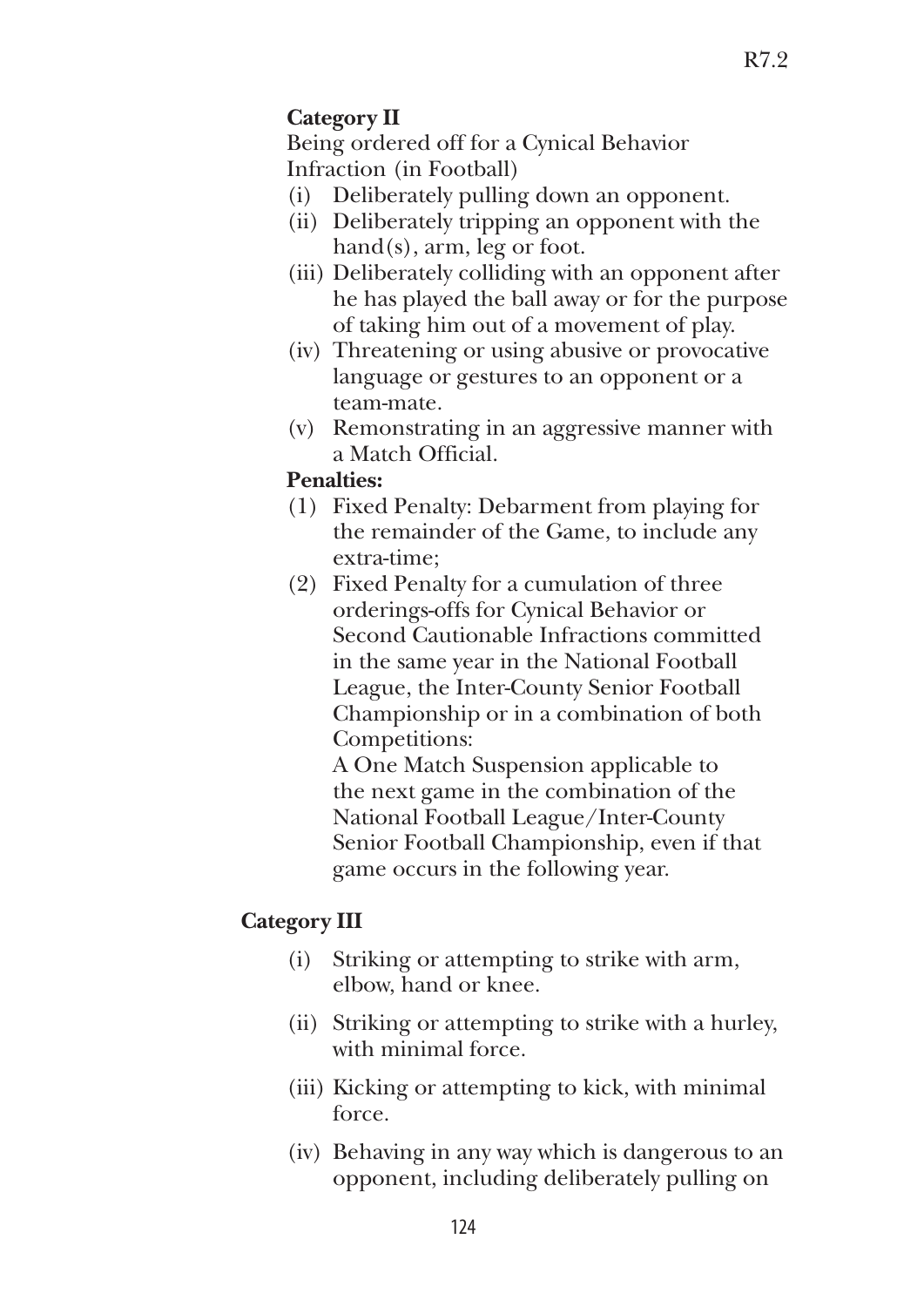**Category II**

Being ordered off for a Cynical Behavior Infraction (in Football)

- (i) Deliberately pulling down an opponent.
- (ii) Deliberately tripping an opponent with the hand(s), arm, leg or foot.
- (iii) Deliberately colliding with an opponent after he has played the ball away or for the purpose of taking him out of a movement of play.
- (iv) Threatening or using abusive or provocative language or gestures to an opponent or a team-mate.
- (v) Remonstrating in an aggressive manner with a Match Official.

**Penalties:**

- (1) Fixed Penalty: Debarment from playing for the remainder of the Game, to include any extra-time;
- (2) Fixed Penalty for a cumulation of three orderings-offs for Cynical Behavior or Second Cautionable Infractions committed in the same year in the National Football League, the Inter-County Senior Football Championship or in a combination of both Competitions:

  A One Match Suspension applicable to the next game in the combination of the National Football League/Inter-County Senior Football Championship, even if that game occurs in the following year.

**Category III**

- (i) Striking or attempting to strike with arm, elbow, hand or knee.
- (ii) Striking or attempting to strike with a hurley, with minimal force.
- (iii) Kicking or attempting to kick, with minimal force.
- (iv) Behaving in any way which is dangerous to an opponent, including deliberately pulling on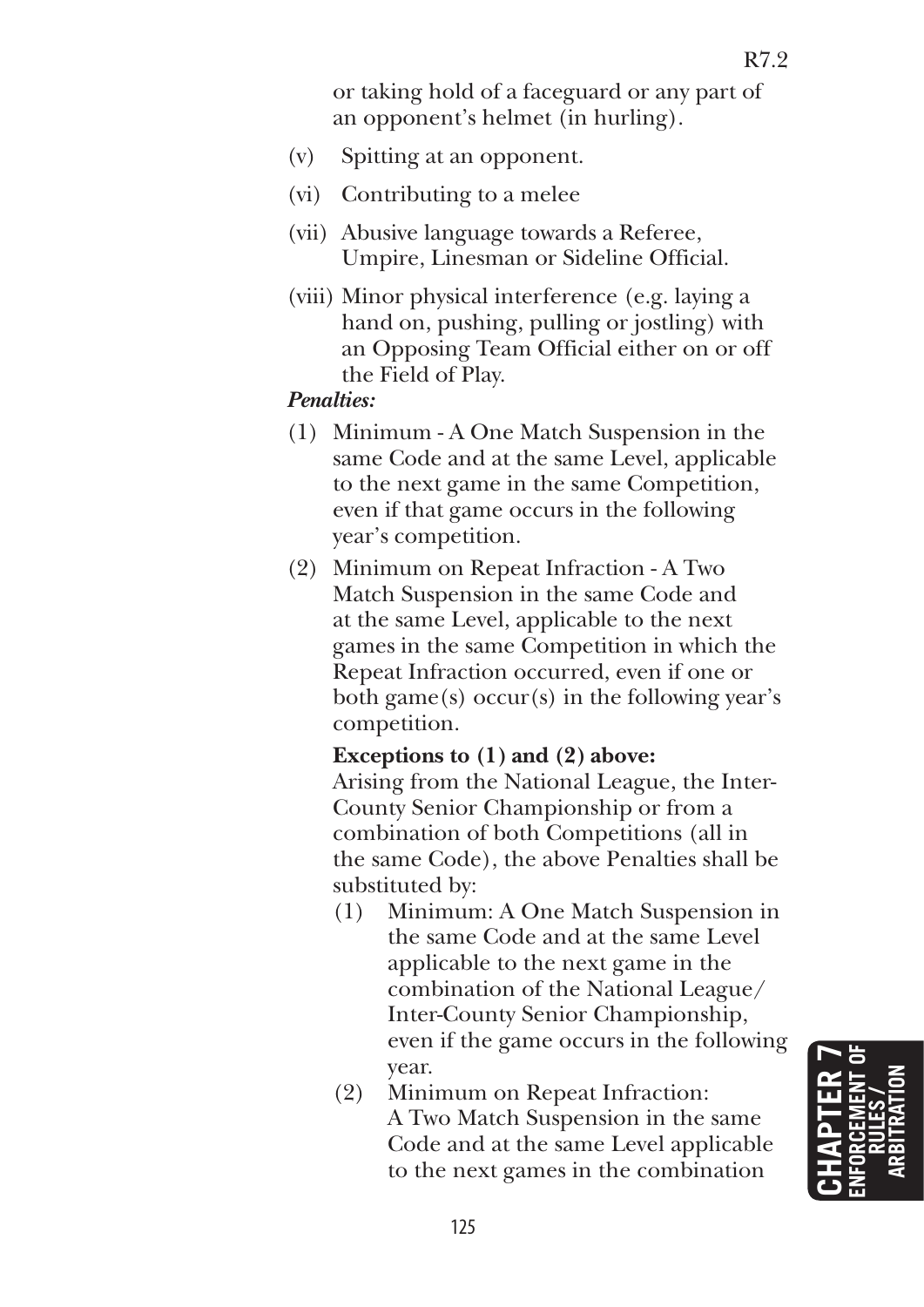or taking hold of a faceguard or any part of an opponent's helmet (in hurling).

(v) Spitting at an opponent.

(vi) Contributing to a melee

(vii) Abusive language towards a Referee, Umpire, Linesman or Sideline Official.

(viii) Minor physical interference (e.g. laying a hand on, pushing, pulling or jostling) with an Opposing Team Official either on or off the Field of Play.

***Penalties:***

(1) Minimum - A One Match Suspension in the same Code and at the same Level, applicable to the next game in the same Competition, even if that game occurs in the following year's competition.

(2) Minimum on Repeat Infraction - A Two Match Suspension in the same Code and at the same Level, applicable to the next games in the same Competition in which the Repeat Infraction occurred, even if one or both game(s) occur(s) in the following year's competition.

**Exceptions to (1) and (2) above:**
Arising from the National League, the Inter-County Senior Championship or from a combination of both Competitions (all in the same Code), the above Penalties shall be substituted by:

(1) Minimum: A One Match Suspension in the same Code and at the same Level applicable to the next game in the combination of the National League/ Inter-County Senior Championship, even if the game occurs in the following year.

(2) Minimum on Repeat Infraction: A Two Match Suspension in the same Code and at the same Level applicable to the next games in the combination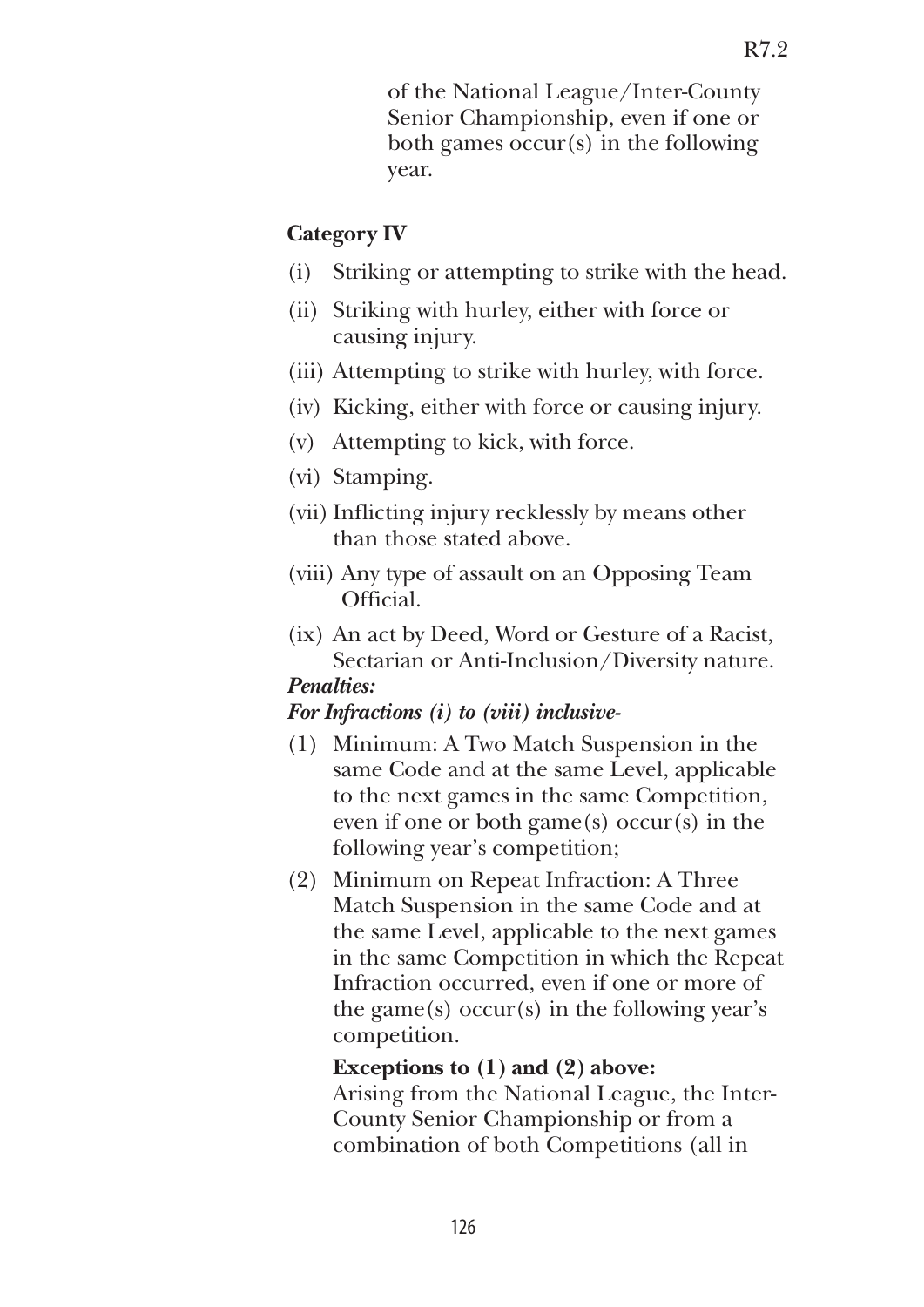of the National League/Inter-County Senior Championship, even if one or both games occur(s) in the following year.

**Category IV**

(i) Striking or attempting to strike with the head.

(ii) Striking with hurley, either with force or causing injury.

(iii) Attempting to strike with hurley, with force.

(iv) Kicking, either with force or causing injury.

(v) Attempting to kick, with force.

(vi) Stamping.

(vii) Inflicting injury recklessly by means other than those stated above.

(viii) Any type of assault on an Opposing Team Official.

(ix) An act by Deed, Word or Gesture of a Racist, Sectarian or Anti-Inclusion/Diversity nature.

***Penalties:***

***For Infractions (i) to (viii) inclusive-***

(1) Minimum: A Two Match Suspension in the same Code and at the same Level, applicable to the next games in the same Competition, even if one or both game(s) occur(s) in the following year's competition;

(2) Minimum on Repeat Infraction: A Three Match Suspension in the same Code and at the same Level, applicable to the next games in the same Competition in which the Repeat Infraction occurred, even if one or more of the game(s) occur(s) in the following year's competition.

**Exceptions to (1) and (2) above:**
Arising from the National League, the Inter-County Senior Championship or from a combination of both Competitions (all in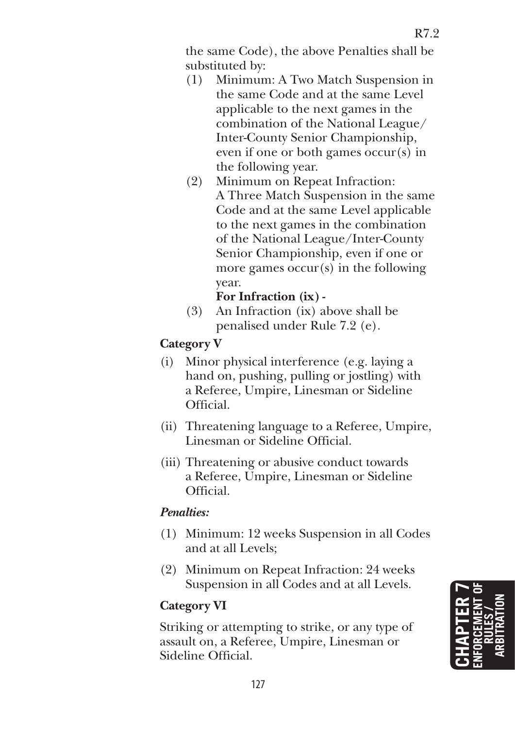the same Code), the above Penalties shall be substituted by:

(1) Minimum: A Two Match Suspension in the same Code and at the same Level applicable to the next games in the combination of the National League/ Inter-County Senior Championship, even if one or both games occur(s) in the following year.

(2) Minimum on Repeat Infraction: A Three Match Suspension in the same Code and at the same Level applicable to the next games in the combination of the National League/Inter-County Senior Championship, even if one or more games occur(s) in the following year.

**For Infraction (ix) -**

(3) An Infraction (ix) above shall be penalised under Rule 7.2 (e).

**Category V**

(i) Minor physical interference (e.g. laying a hand on, pushing, pulling or jostling) with a Referee, Umpire, Linesman or Sideline Official.

(ii) Threatening language to a Referee, Umpire, Linesman or Sideline Official.

(iii) Threatening or abusive conduct towards a Referee, Umpire, Linesman or Sideline Official.

***Penalties:***

(1) Minimum: 12 weeks Suspension in all Codes and at all Levels;

(2) Minimum on Repeat Infraction: 24 weeks Suspension in all Codes and at all Levels.

**Category VI**

Striking or attempting to strike, or any type of assault on, a Referee, Umpire, Linesman or Sideline Official.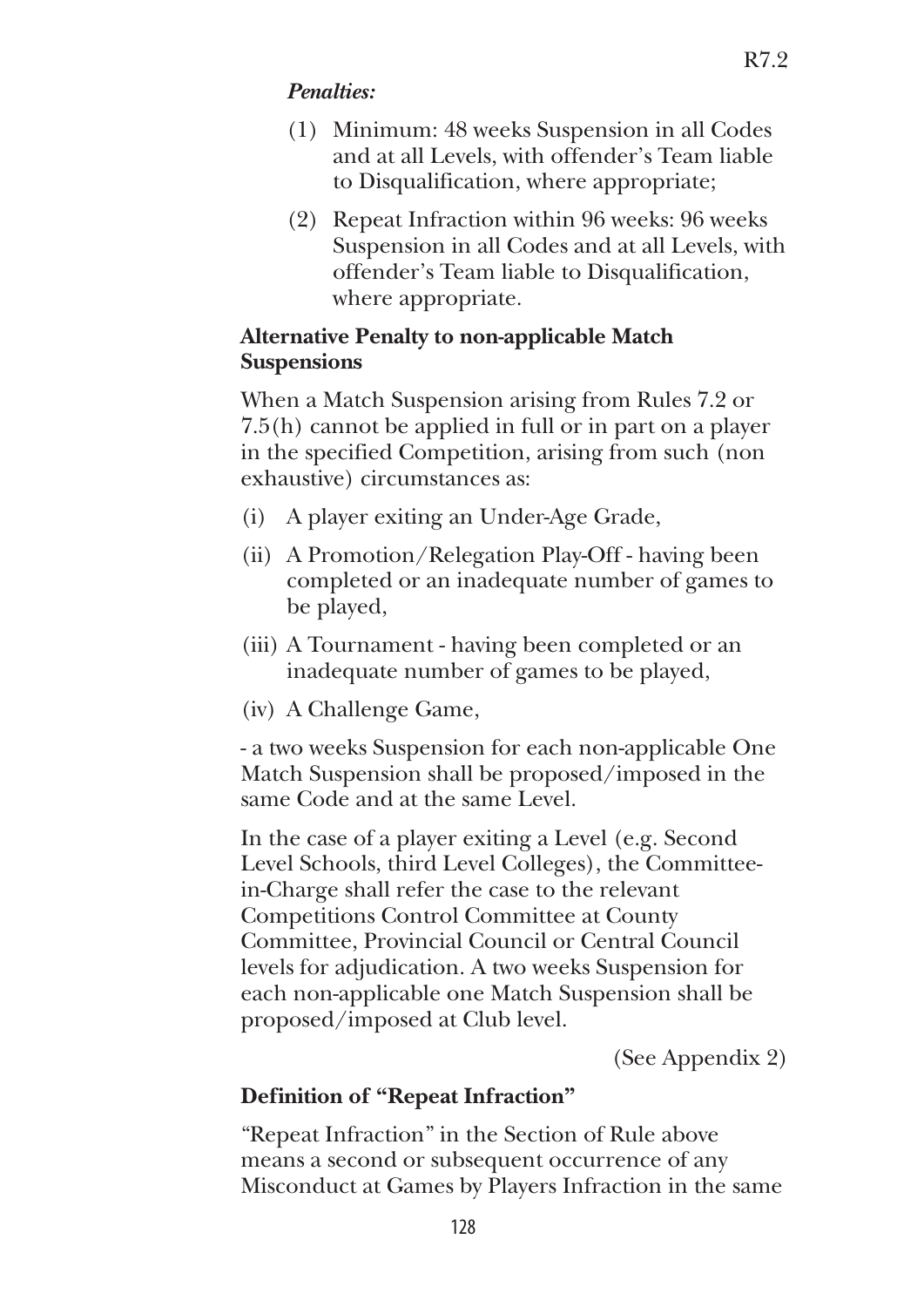*Penalties:*

(1) Minimum: 48 weeks Suspension in all Codes and at all Levels, with offender's Team liable to Disqualification, where appropriate;

(2) Repeat Infraction within 96 weeks: 96 weeks Suspension in all Codes and at all Levels, with offender's Team liable to Disqualification, where appropriate.

**Alternative Penalty to non-applicable Match Suspensions**

When a Match Suspension arising from Rules 7.2 or 7.5(h) cannot be applied in full or in part on a player in the specified Competition, arising from such (non exhaustive) circumstances as:

(i) A player exiting an Under-Age Grade,

(ii) A Promotion/Relegation Play-Off - having been completed or an inadequate number of games to be played,

(iii) A Tournament - having been completed or an inadequate number of games to be played,

(iv) A Challenge Game,

- a two weeks Suspension for each non-applicable One Match Suspension shall be proposed/imposed in the same Code and at the same Level.

In the case of a player exiting a Level (e.g. Second Level Schools, third Level Colleges), the Committee-in-Charge shall refer the case to the relevant Competitions Control Committee at County Committee, Provincial Council or Central Council levels for adjudication. A two weeks Suspension for each non-applicable one Match Suspension shall be proposed/imposed at Club level.

(See Appendix 2)

**Definition of "Repeat Infraction"**

"Repeat Infraction" in the Section of Rule above means a second or subsequent occurrence of any Misconduct at Games by Players Infraction in the same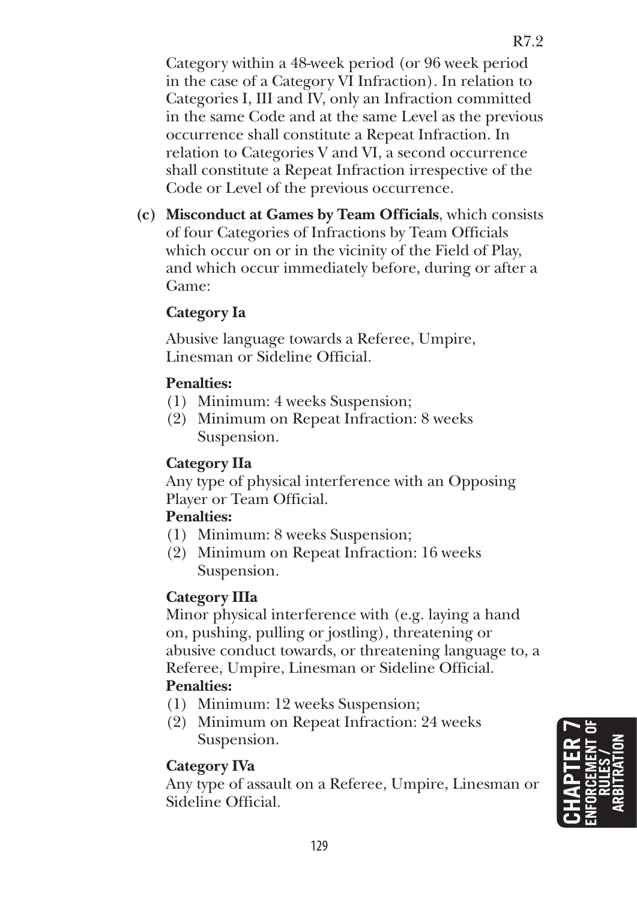Category within a 48-week period (or 96 week period in the case of a Category VI Infraction). In relation to Categories I, III and IV, only an Infraction committed in the same Code and at the same Level as the previous occurrence shall constitute a Repeat Infraction. In relation to Categories V and VI, a second occurrence shall constitute a Repeat Infraction irrespective of the Code or Level of the previous occurrence.

**(c) Misconduct at Games by Team Officials**, which consists of four Categories of Infractions by Team Officials which occur on or in the vicinity of the Field of Play, and which occur immediately before, during or after a Game:

**Category Ia**

Abusive language towards a Referee, Umpire, Linesman or Sideline Official.

**Penalties:**

(1) Minimum: 4 weeks Suspension;
(2) Minimum on Repeat Infraction: 8 weeks Suspension.

**Category IIa**

Any type of physical interference with an Opposing Player or Team Official.

**Penalties:**

(1) Minimum: 8 weeks Suspension;
(2) Minimum on Repeat Infraction: 16 weeks Suspension.

**Category IIIa**

Minor physical interference with (e.g. laying a hand on, pushing, pulling or jostling), threatening or abusive conduct towards, or threatening language to, a Referee, Umpire, Linesman or Sideline Official.

**Penalties:**

(1) Minimum: 12 weeks Suspension;
(2) Minimum on Repeat Infraction: 24 weeks Suspension.

**Category IVa**

Any type of assault on a Referee, Umpire, Linesman or Sideline Official.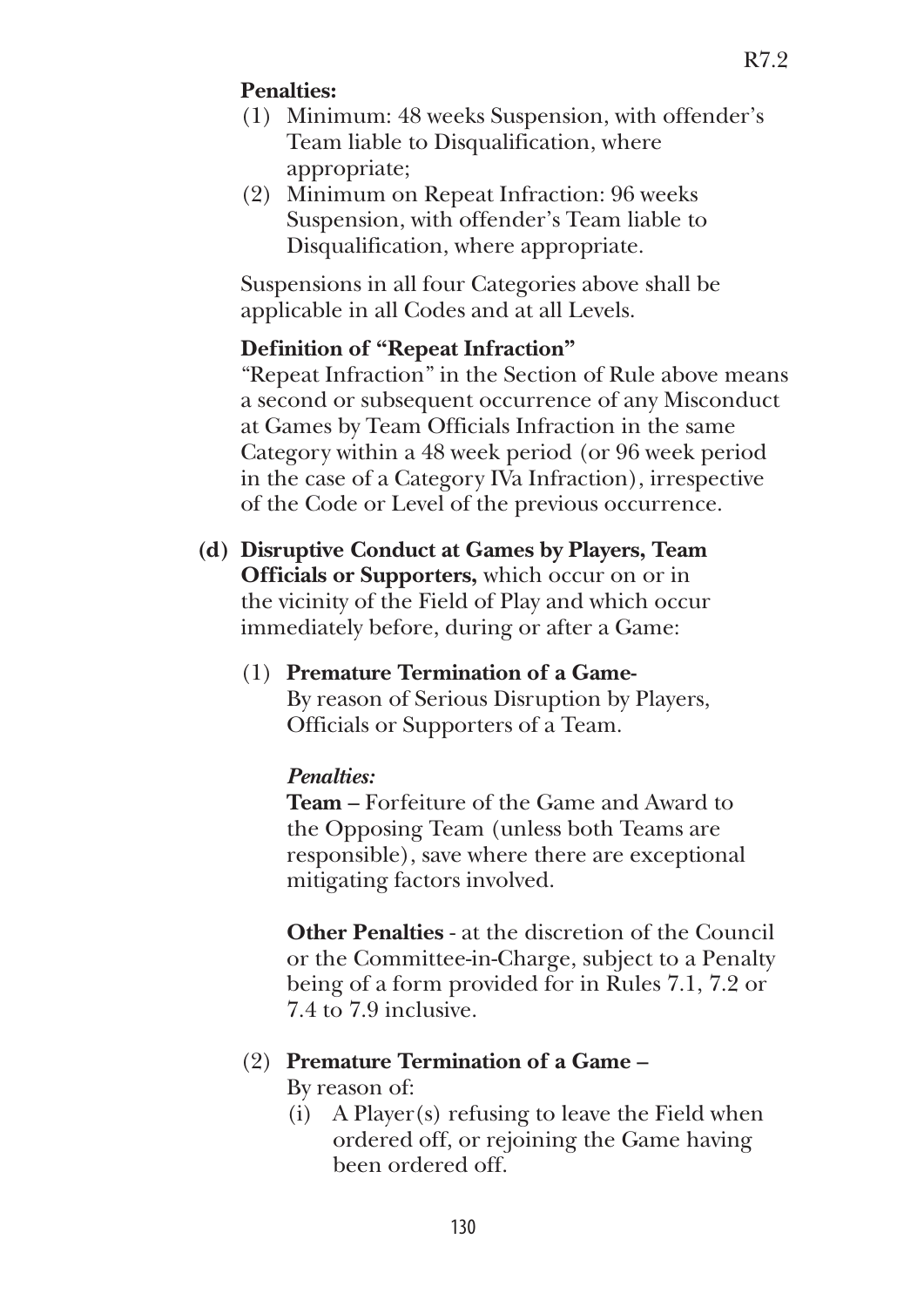**Penalties:**

(1) Minimum: 48 weeks Suspension, with offender's Team liable to Disqualification, where appropriate;
(2) Minimum on Repeat Infraction: 96 weeks Suspension, with offender's Team liable to Disqualification, where appropriate.

Suspensions in all four Categories above shall be applicable in all Codes and at all Levels.

**Definition of "Repeat Infraction"**

"Repeat Infraction" in the Section of Rule above means a second or subsequent occurrence of any Misconduct at Games by Team Officials Infraction in the same Category within a 48 week period (or 96 week period in the case of a Category IVa Infraction), irrespective of the Code or Level of the previous occurrence.

**(d) Disruptive Conduct at Games by Players, Team Officials or Supporters,** which occur on or in the vicinity of the Field of Play and which occur immediately before, during or after a Game:

(1) **Premature Termination of a Game-**
By reason of Serious Disruption by Players, Officials or Supporters of a Team.

***Penalties:***

**Team –** Forfeiture of the Game and Award to the Opposing Team (unless both Teams are responsible), save where there are exceptional mitigating factors involved.

**Other Penalties** - at the discretion of the Council or the Committee-in-Charge, subject to a Penalty being of a form provided for in Rules 7.1, 7.2 or 7.4 to 7.9 inclusive.

(2) **Premature Termination of a Game –**
By reason of:

(i) A Player(s) refusing to leave the Field when ordered off, or rejoining the Game having been ordered off.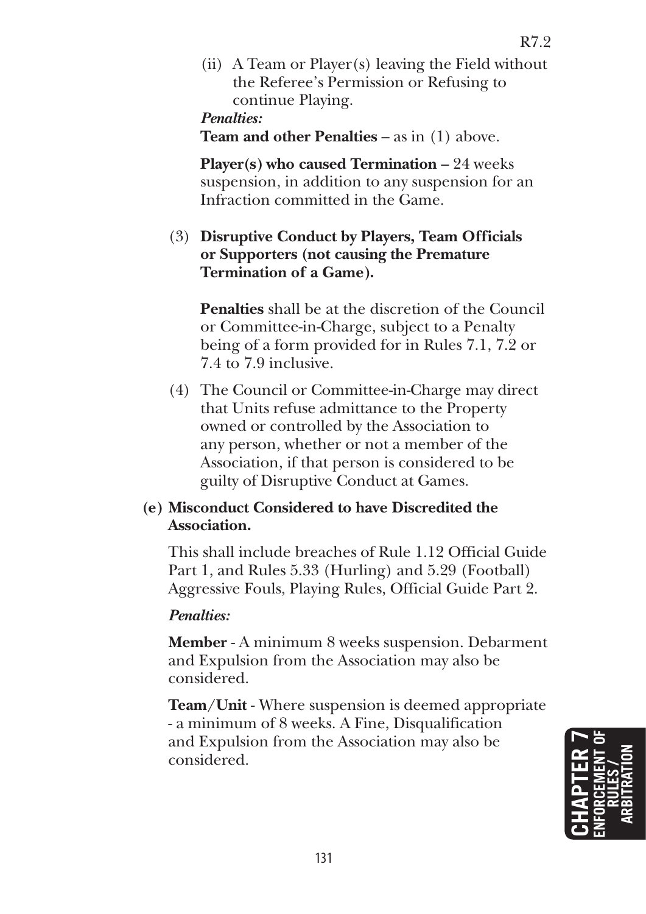(ii) A Team or Player(s) leaving the Field without the Referee's Permission or Refusing to continue Playing.

*Penalties:*

**Team and other Penalties** – as in (1) above.

**Player(s) who caused Termination** – 24 weeks suspension, in addition to any suspension for an Infraction committed in the Game.

(3) **Disruptive Conduct by Players, Team Officials or Supporters (not causing the Premature Termination of a Game).**

**Penalties** shall be at the discretion of the Council or Committee-in-Charge, subject to a Penalty being of a form provided for in Rules 7.1, 7.2 or 7.4 to 7.9 inclusive.

(4) The Council or Committee-in-Charge may direct that Units refuse admittance to the Property owned or controlled by the Association to any person, whether or not a member of the Association, if that person is considered to be guilty of Disruptive Conduct at Games.

**(e) Misconduct Considered to have Discredited the Association.**

This shall include breaches of Rule 1.12 Official Guide Part 1, and Rules 5.33 (Hurling) and 5.29 (Football) Aggressive Fouls, Playing Rules, Official Guide Part 2.

*Penalties:*

**Member** - A minimum 8 weeks suspension. Debarment and Expulsion from the Association may also be considered.

**Team/Unit** - Where suspension is deemed appropriate - a minimum of 8 weeks. A Fine, Disqualification and Expulsion from the Association may also be considered.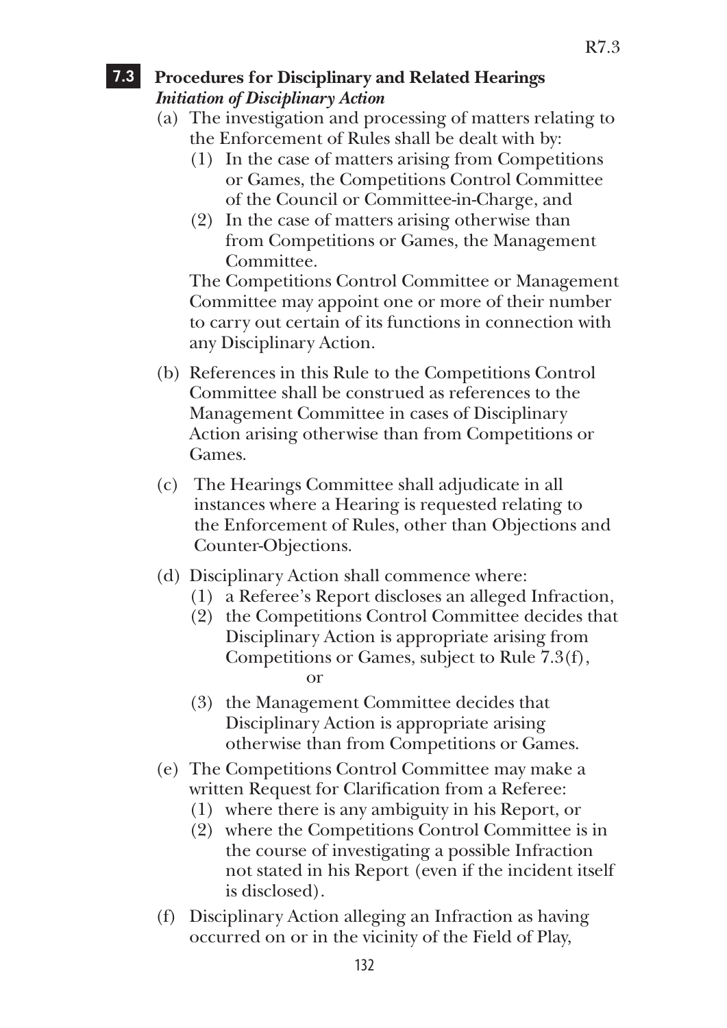## 7.3 Procedures for Disciplinary and Related Hearings

***Initiation of Disciplinary Action***

(a) The investigation and processing of matters relating to the Enforcement of Rules shall be dealt with by:

(1) In the case of matters arising from Competitions or Games, the Competitions Control Committee of the Council or Committee-in-Charge, and

(2) In the case of matters arising otherwise than from Competitions or Games, the Management Committee.

The Competitions Control Committee or Management Committee may appoint one or more of their number to carry out certain of its functions in connection with any Disciplinary Action.

(b) References in this Rule to the Competitions Control Committee shall be construed as references to the Management Committee in cases of Disciplinary Action arising otherwise than from Competitions or Games.

(c) The Hearings Committee shall adjudicate in all instances where a Hearing is requested relating to the Enforcement of Rules, other than Objections and Counter-Objections.

(d) Disciplinary Action shall commence where:

(1) a Referee's Report discloses an alleged Infraction,

(2) the Competitions Control Committee decides that Disciplinary Action is appropriate arising from Competitions or Games, subject to Rule 7.3(f),

or

(3) the Management Committee decides that Disciplinary Action is appropriate arising otherwise than from Competitions or Games.

(e) The Competitions Control Committee may make a written Request for Clarification from a Referee:

(1) where there is any ambiguity in his Report, or

(2) where the Competitions Control Committee is in the course of investigating a possible Infraction not stated in his Report (even if the incident itself is disclosed).

(f) Disciplinary Action alleging an Infraction as having occurred on or in the vicinity of the Field of Play,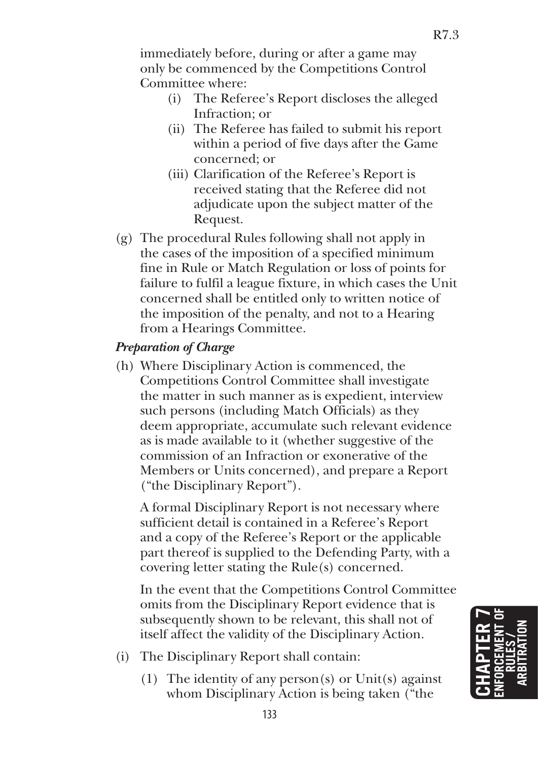immediately before, during or after a game may only be commenced by the Competitions Control Committee where:

- (i) The Referee's Report discloses the alleged Infraction; or
- (ii) The Referee has failed to submit his report within a period of five days after the Game concerned; or
- (iii) Clarification of the Referee's Report is received stating that the Referee did not adjudicate upon the subject matter of the Request.

(g) The procedural Rules following shall not apply in the cases of the imposition of a specified minimum fine in Rule or Match Regulation or loss of points for failure to fulfil a league fixture, in which cases the Unit concerned shall be entitled only to written notice of the imposition of the penalty, and not to a Hearing from a Hearings Committee.

***Preparation of Charge***

(h) Where Disciplinary Action is commenced, the Competitions Control Committee shall investigate the matter in such manner as is expedient, interview such persons (including Match Officials) as they deem appropriate, accumulate such relevant evidence as is made available to it (whether suggestive of the commission of an Infraction or exonerative of the Members or Units concerned), and prepare a Report ("the Disciplinary Report").

A formal Disciplinary Report is not necessary where sufficient detail is contained in a Referee's Report and a copy of the Referee's Report or the applicable part thereof is supplied to the Defending Party, with a covering letter stating the Rule(s) concerned.

In the event that the Competitions Control Committee omits from the Disciplinary Report evidence that is subsequently shown to be relevant, this shall not of itself affect the validity of the Disciplinary Action.

(i) The Disciplinary Report shall contain:

- (1) The identity of any person(s) or Unit(s) against whom Disciplinary Action is being taken ("the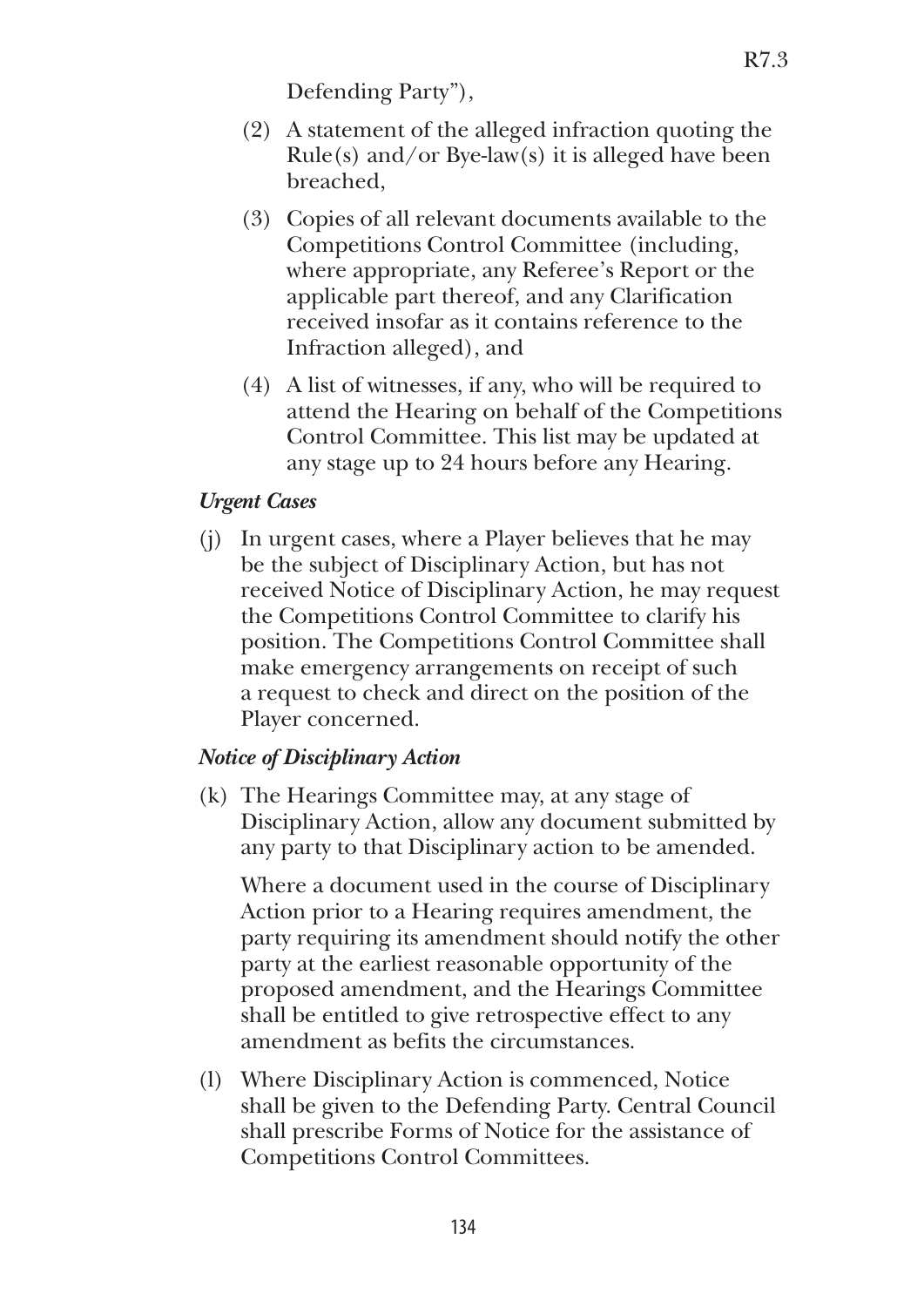Defending Party"),

(2) A statement of the alleged infraction quoting the Rule(s) and/or Bye-law(s) it is alleged have been breached,

(3) Copies of all relevant documents available to the Competitions Control Committee (including, where appropriate, any Referee's Report or the applicable part thereof, and any Clarification received insofar as it contains reference to the Infraction alleged), and

(4) A list of witnesses, if any, who will be required to attend the Hearing on behalf of the Competitions Control Committee. This list may be updated at any stage up to 24 hours before any Hearing.

***Urgent Cases***

(j) In urgent cases, where a Player believes that he may be the subject of Disciplinary Action, but has not received Notice of Disciplinary Action, he may request the Competitions Control Committee to clarify his position. The Competitions Control Committee shall make emergency arrangements on receipt of such a request to check and direct on the position of the Player concerned.

***Notice of Disciplinary Action***

(k) The Hearings Committee may, at any stage of Disciplinary Action, allow any document submitted by any party to that Disciplinary action to be amended.

Where a document used in the course of Disciplinary Action prior to a Hearing requires amendment, the party requiring its amendment should notify the other party at the earliest reasonable opportunity of the proposed amendment, and the Hearings Committee shall be entitled to give retrospective effect to any amendment as befits the circumstances.

(l) Where Disciplinary Action is commenced, Notice shall be given to the Defending Party. Central Council shall prescribe Forms of Notice for the assistance of Competitions Control Committees.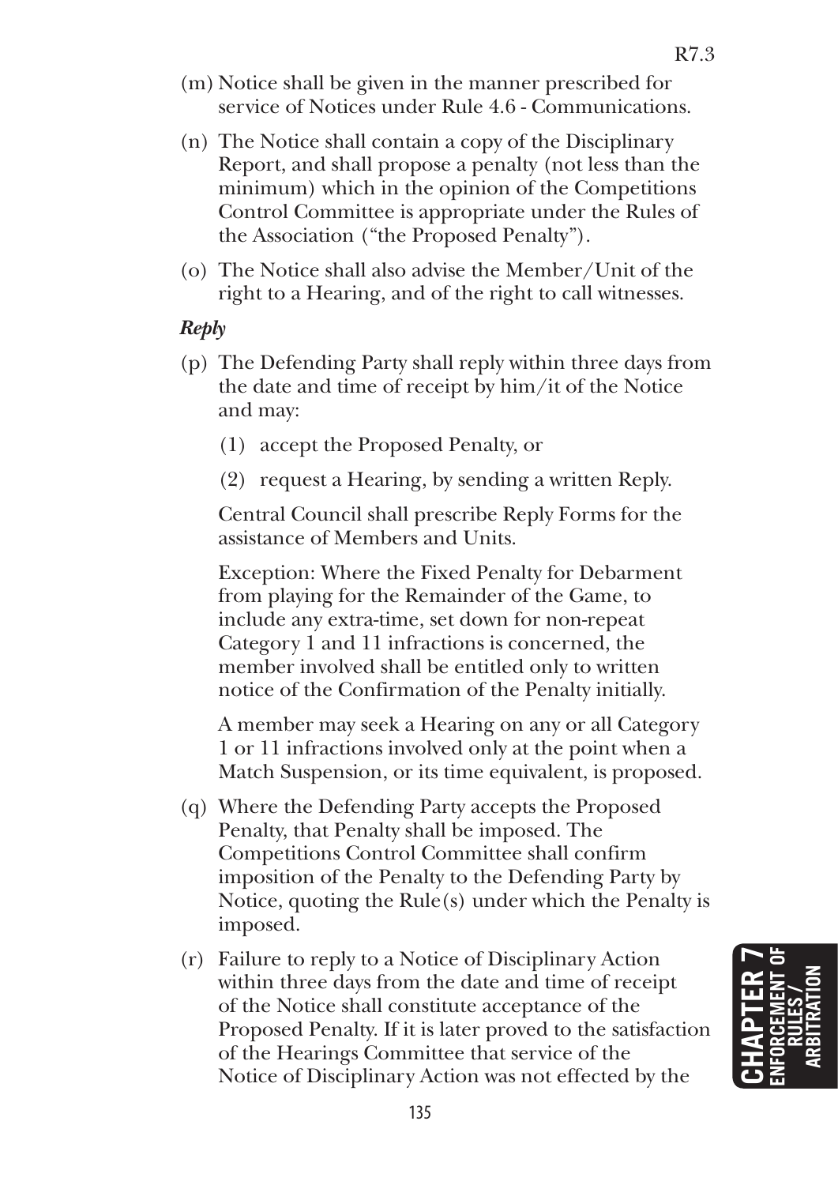(m) Notice shall be given in the manner prescribed for service of Notices under Rule 4.6 - Communications.

(n) The Notice shall contain a copy of the Disciplinary Report, and shall propose a penalty (not less than the minimum) which in the opinion of the Competitions Control Committee is appropriate under the Rules of the Association ("the Proposed Penalty").

(o) The Notice shall also advise the Member/Unit of the right to a Hearing, and of the right to call witnesses.

***Reply***

(p) The Defending Party shall reply within three days from the date and time of receipt by him/it of the Notice and may:

   (1) accept the Proposed Penalty, or

   (2) request a Hearing, by sending a written Reply.

   Central Council shall prescribe Reply Forms for the assistance of Members and Units.

   Exception: Where the Fixed Penalty for Debarment from playing for the Remainder of the Game, to include any extra-time, set down for non-repeat Category 1 and 11 infractions is concerned, the member involved shall be entitled only to written notice of the Confirmation of the Penalty initially.

   A member may seek a Hearing on any or all Category 1 or 11 infractions involved only at the point when a Match Suspension, or its time equivalent, is proposed.

(q) Where the Defending Party accepts the Proposed Penalty, that Penalty shall be imposed. The Competitions Control Committee shall confirm imposition of the Penalty to the Defending Party by Notice, quoting the Rule(s) under which the Penalty is imposed.

(r) Failure to reply to a Notice of Disciplinary Action within three days from the date and time of receipt of the Notice shall constitute acceptance of the Proposed Penalty. If it is later proved to the satisfaction of the Hearings Committee that service of the Notice of Disciplinary Action was not effected by the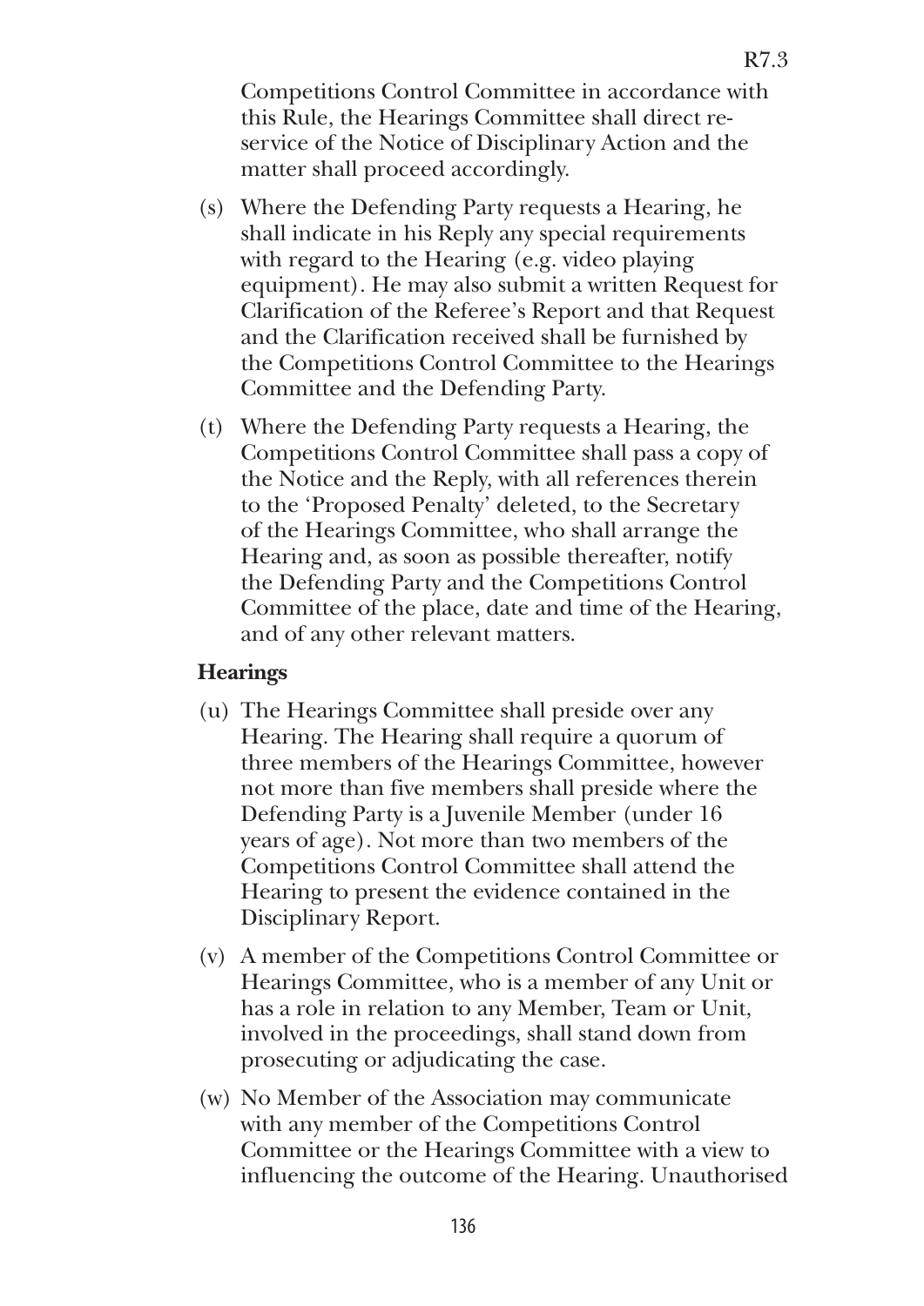Competitions Control Committee in accordance with this Rule, the Hearings Committee shall direct re-service of the Notice of Disciplinary Action and the matter shall proceed accordingly.

(s) Where the Defending Party requests a Hearing, he shall indicate in his Reply any special requirements with regard to the Hearing (e.g. video playing equipment). He may also submit a written Request for Clarification of the Referee's Report and that Request and the Clarification received shall be furnished by the Competitions Control Committee to the Hearings Committee and the Defending Party.

(t) Where the Defending Party requests a Hearing, the Competitions Control Committee shall pass a copy of the Notice and the Reply, with all references therein to the 'Proposed Penalty' deleted, to the Secretary of the Hearings Committee, who shall arrange the Hearing and, as soon as possible thereafter, notify the Defending Party and the Competitions Control Committee of the place, date and time of the Hearing, and of any other relevant matters.

**Hearings**

(u) The Hearings Committee shall preside over any Hearing. The Hearing shall require a quorum of three members of the Hearings Committee, however not more than five members shall preside where the Defending Party is a Juvenile Member (under 16 years of age). Not more than two members of the Competitions Control Committee shall attend the Hearing to present the evidence contained in the Disciplinary Report.

(v) A member of the Competitions Control Committee or Hearings Committee, who is a member of any Unit or has a role in relation to any Member, Team or Unit, involved in the proceedings, shall stand down from prosecuting or adjudicating the case.

(w) No Member of the Association may communicate with any member of the Competitions Control Committee or the Hearings Committee with a view to influencing the outcome of the Hearing. Unauthorised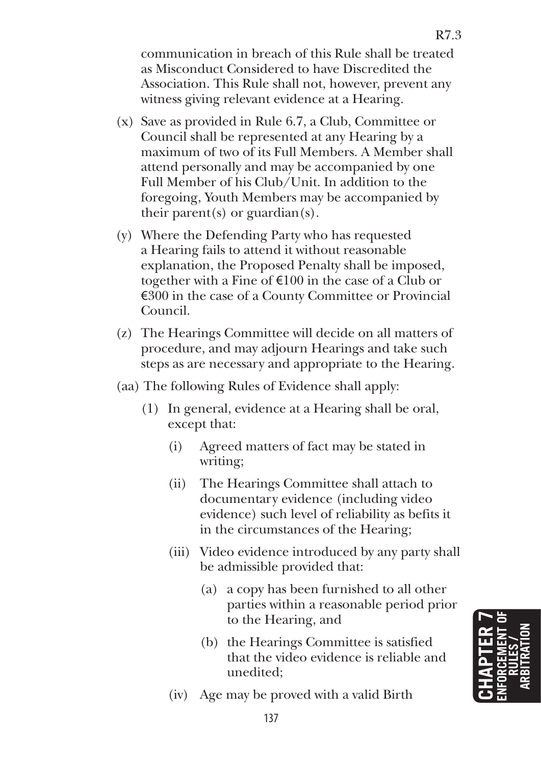communication in breach of this Rule shall be treated as Misconduct Considered to have Discredited the Association. This Rule shall not, however, prevent any witness giving relevant evidence at a Hearing.

(x) Save as provided in Rule 6.7, a Club, Committee or Council shall be represented at any Hearing by a maximum of two of its Full Members. A Member shall attend personally and may be accompanied by one Full Member of his Club/Unit. In addition to the foregoing, Youth Members may be accompanied by their parent(s) or guardian(s).

(y) Where the Defending Party who has requested a Hearing fails to attend it without reasonable explanation, the Proposed Penalty shall be imposed, together with a Fine of €100 in the case of a Club or €300 in the case of a County Committee or Provincial Council.

(z) The Hearings Committee will decide on all matters of procedure, and may adjourn Hearings and take such steps as are necessary and appropriate to the Hearing.

(aa) The following Rules of Evidence shall apply:

- (1) In general, evidence at a Hearing shall be oral, except that:
  - (i) Agreed matters of fact may be stated in writing;
  - (ii) The Hearings Committee shall attach to documentary evidence (including video evidence) such level of reliability as befits it in the circumstances of the Hearing;
  - (iii) Video evidence introduced by any party shall be admissible provided that:
    - (a) a copy has been furnished to all other parties within a reasonable period prior to the Hearing, and
    - (b) the Hearings Committee is satisfied that the video evidence is reliable and unedited;
  - (iv) Age may be proved with a valid Birth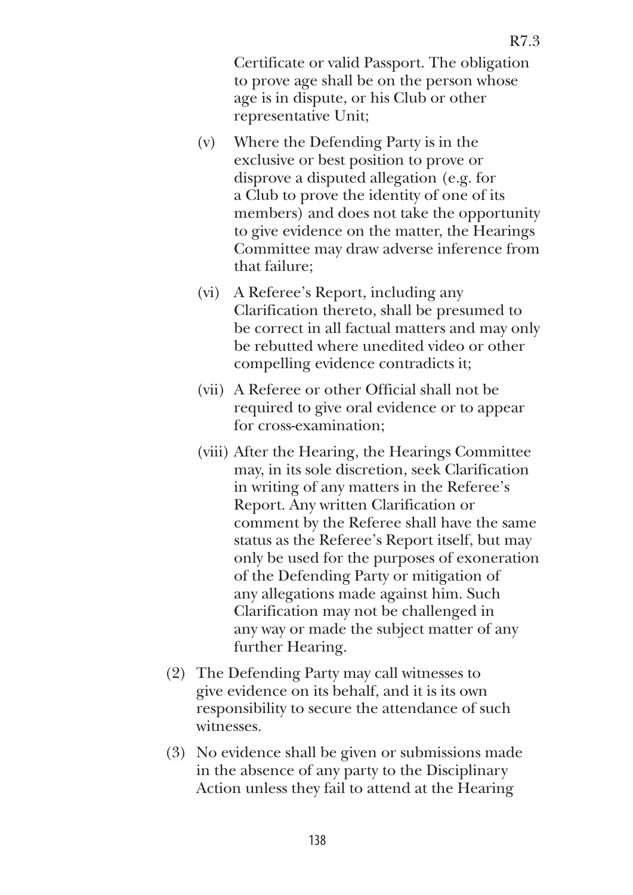Certificate or valid Passport. The obligation to prove age shall be on the person whose age is in dispute, or his Club or other representative Unit;

(v) Where the Defending Party is in the exclusive or best position to prove or disprove a disputed allegation (e.g. for a Club to prove the identity of one of its members) and does not take the opportunity to give evidence on the matter, the Hearings Committee may draw adverse inference from that failure;

(vi) A Referee's Report, including any Clarification thereto, shall be presumed to be correct in all factual matters and may only be rebutted where unedited video or other compelling evidence contradicts it;

(vii) A Referee or other Official shall not be required to give oral evidence or to appear for cross-examination;

(viii) After the Hearing, the Hearings Committee may, in its sole discretion, seek Clarification in writing of any matters in the Referee's Report. Any written Clarification or comment by the Referee shall have the same status as the Referee's Report itself, but may only be used for the purposes of exoneration of the Defending Party or mitigation of any allegations made against him. Such Clarification may not be challenged in any way or made the subject matter of any further Hearing.

(2) The Defending Party may call witnesses to give evidence on its behalf, and it is its own responsibility to secure the attendance of such witnesses.

(3) No evidence shall be given or submissions made in the absence of any party to the Disciplinary Action unless they fail to attend at the Hearing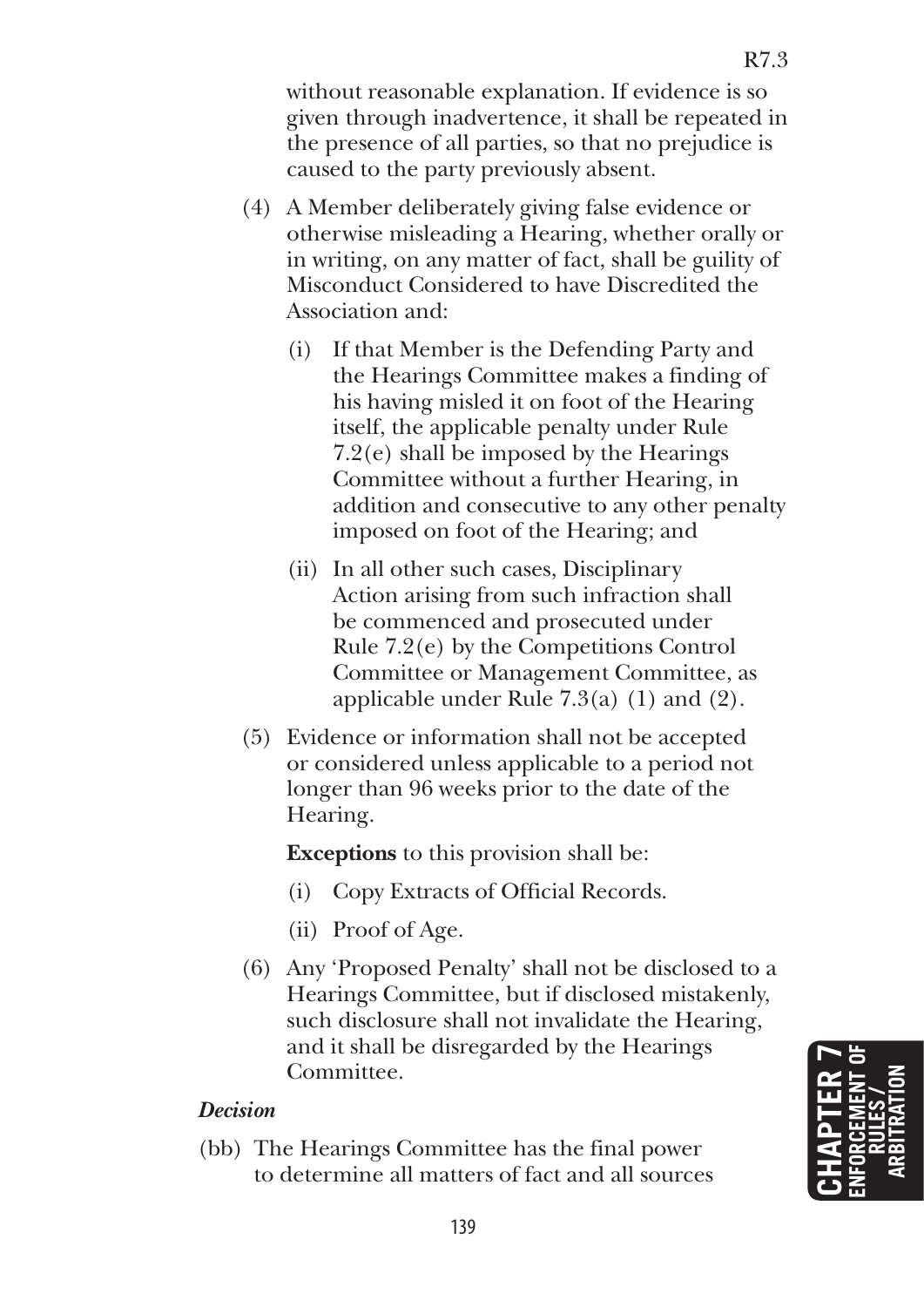without reasonable explanation. If evidence is so given through inadvertence, it shall be repeated in the presence of all parties, so that no prejudice is caused to the party previously absent.

(4) A Member deliberately giving false evidence or otherwise misleading a Hearing, whether orally or in writing, on any matter of fact, shall be guility of Misconduct Considered to have Discredited the Association and:

  (i) If that Member is the Defending Party and the Hearings Committee makes a finding of his having misled it on foot of the Hearing itself, the applicable penalty under Rule 7.2(e) shall be imposed by the Hearings Committee without a further Hearing, in addition and consecutive to any other penalty imposed on foot of the Hearing; and

  (ii) In all other such cases, Disciplinary Action arising from such infraction shall be commenced and prosecuted under Rule 7.2(e) by the Competitions Control Committee or Management Committee, as applicable under Rule 7.3(a) (1) and (2).

(5) Evidence or information shall not be accepted or considered unless applicable to a period not longer than 96 weeks prior to the date of the Hearing.

  **Exceptions** to this provision shall be:

  (i) Copy Extracts of Official Records.

  (ii) Proof of Age.

(6) Any 'Proposed Penalty' shall not be disclosed to a Hearings Committee, but if disclosed mistakenly, such disclosure shall not invalidate the Hearing, and it shall be disregarded by the Hearings Committee.

***Decision***

(bb) The Hearings Committee has the final power to determine all matters of fact and all sources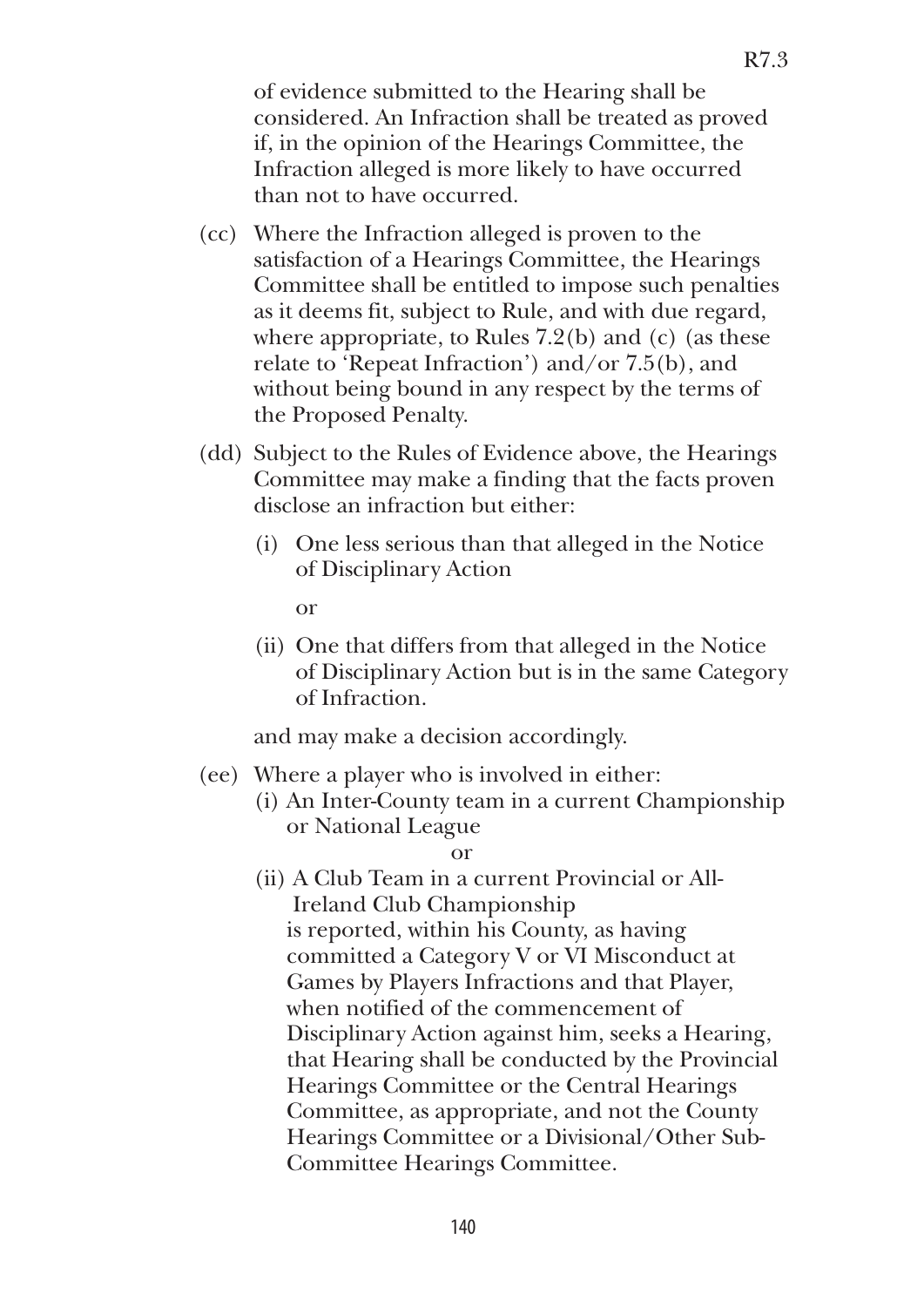of evidence submitted to the Hearing shall be considered. An Infraction shall be treated as proved if, in the opinion of the Hearings Committee, the Infraction alleged is more likely to have occurred than not to have occurred.

(cc) Where the Infraction alleged is proven to the satisfaction of a Hearings Committee, the Hearings Committee shall be entitled to impose such penalties as it deems fit, subject to Rule, and with due regard, where appropriate, to Rules 7.2(b) and (c) (as these relate to 'Repeat Infraction') and/or 7.5(b), and without being bound in any respect by the terms of the Proposed Penalty.

(dd) Subject to the Rules of Evidence above, the Hearings Committee may make a finding that the facts proven disclose an infraction but either:

   (i) One less serious than that alleged in the Notice of Disciplinary Action

   or

   (ii) One that differs from that alleged in the Notice of Disciplinary Action but is in the same Category of Infraction.

   and may make a decision accordingly.

(ee) Where a player who is involved in either:

   (i) An Inter-County team in a current Championship or National League

   or

   (ii) A Club Team in a current Provincial or All-Ireland Club Championship

   is reported, within his County, as having committed a Category V or VI Misconduct at Games by Players Infractions and that Player, when notified of the commencement of Disciplinary Action against him, seeks a Hearing, that Hearing shall be conducted by the Provincial Hearings Committee or the Central Hearings Committee, as appropriate, and not the County Hearings Committee or a Divisional/Other Sub-Committee Hearings Committee.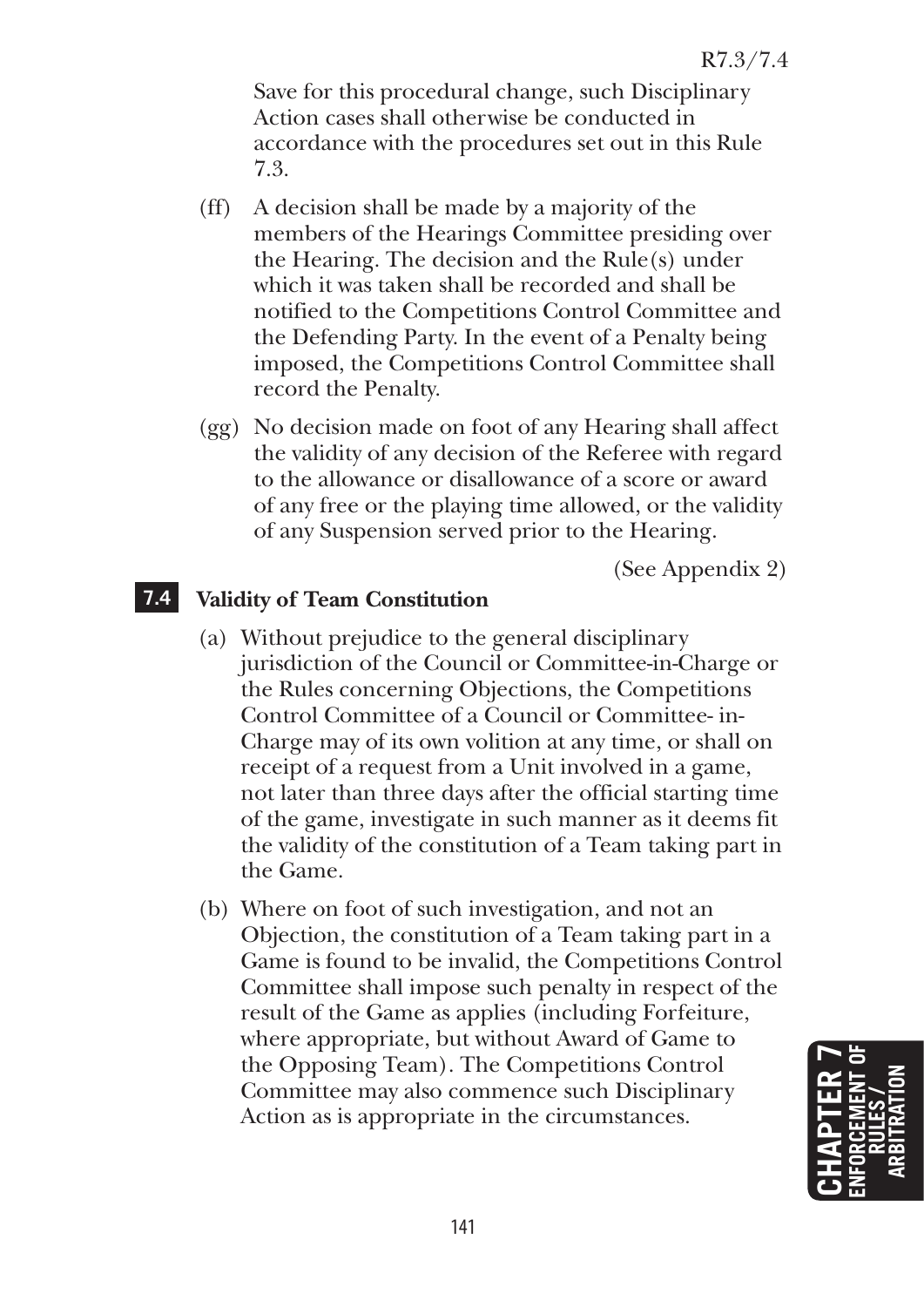Save for this procedural change, such Disciplinary Action cases shall otherwise be conducted in accordance with the procedures set out in this Rule 7.3.

(ff) A decision shall be made by a majority of the members of the Hearings Committee presiding over the Hearing. The decision and the Rule(s) under which it was taken shall be recorded and shall be notified to the Competitions Control Committee and the Defending Party. In the event of a Penalty being imposed, the Competitions Control Committee shall record the Penalty.

(gg) No decision made on foot of any Hearing shall affect the validity of any decision of the Referee with regard to the allowance or disallowance of a score or award of any free or the playing time allowed, or the validity of any Suspension served prior to the Hearing.

(See Appendix 2)

## 7.4 Validity of Team Constitution

(a) Without prejudice to the general disciplinary jurisdiction of the Council or Committee-in-Charge or the Rules concerning Objections, the Competitions Control Committee of a Council or Committee- in-Charge may of its own volition at any time, or shall on receipt of a request from a Unit involved in a game, not later than three days after the official starting time of the game, investigate in such manner as it deems fit the validity of the constitution of a Team taking part in the Game.

(b) Where on foot of such investigation, and not an Objection, the constitution of a Team taking part in a Game is found to be invalid, the Competitions Control Committee shall impose such penalty in respect of the result of the Game as applies (including Forfeiture, where appropriate, but without Award of Game to the Opposing Team). The Competitions Control Committee may also commence such Disciplinary Action as is appropriate in the circumstances.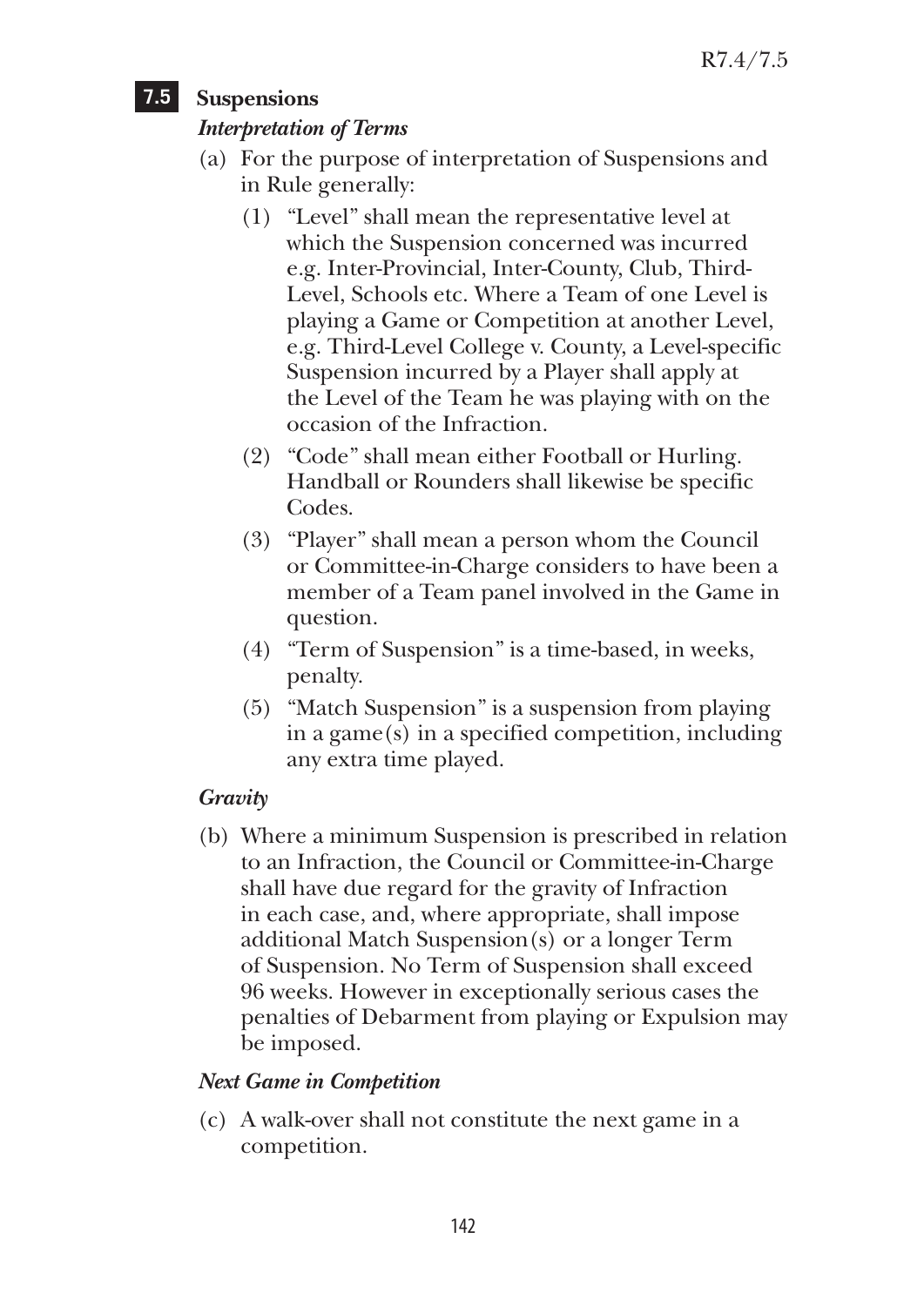## 7.5 Suspensions

### *Interpretation of Terms*

(a) For the purpose of interpretation of Suspensions and in Rule generally:

  (1) "Level" shall mean the representative level at which the Suspension concerned was incurred e.g. Inter-Provincial, Inter-County, Club, Third-Level, Schools etc. Where a Team of one Level is playing a Game or Competition at another Level, e.g. Third-Level College v. County, a Level-specific Suspension incurred by a Player shall apply at the Level of the Team he was playing with on the occasion of the Infraction.

  (2) "Code" shall mean either Football or Hurling. Handball or Rounders shall likewise be specific Codes.

  (3) "Player" shall mean a person whom the Council or Committee-in-Charge considers to have been a member of a Team panel involved in the Game in question.

  (4) "Term of Suspension" is a time-based, in weeks, penalty.

  (5) "Match Suspension" is a suspension from playing in a game(s) in a specified competition, including any extra time played.

### *Gravity*

(b) Where a minimum Suspension is prescribed in relation to an Infraction, the Council or Committee-in-Charge shall have due regard for the gravity of Infraction in each case, and, where appropriate, shall impose additional Match Suspension(s) or a longer Term of Suspension. No Term of Suspension shall exceed 96 weeks. However in exceptionally serious cases the penalties of Debarment from playing or Expulsion may be imposed.

### *Next Game in Competition*

(c) A walk-over shall not constitute the next game in a competition.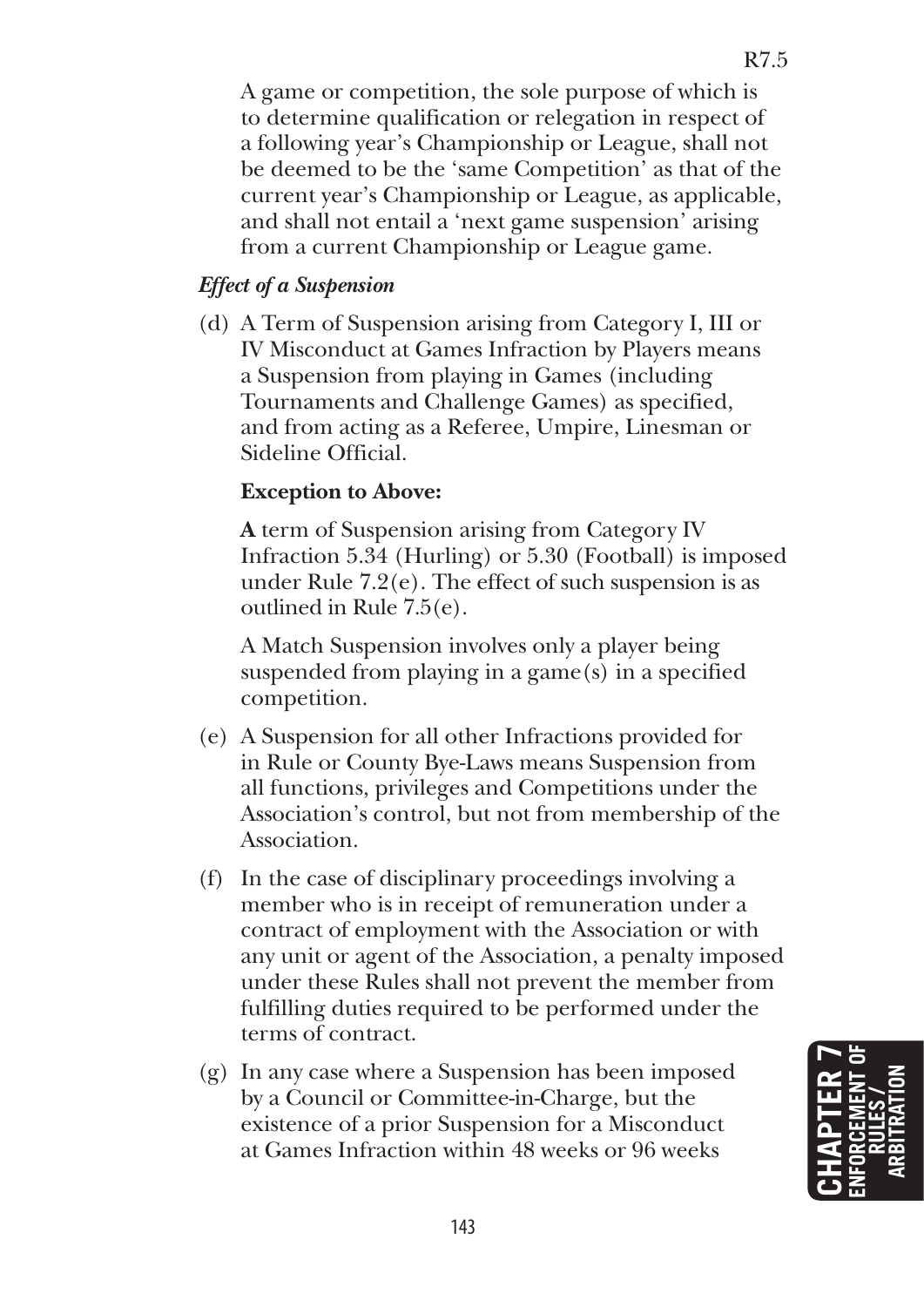A game or competition, the sole purpose of which is to determine qualification or relegation in respect of a following year's Championship or League, shall not be deemed to be the 'same Competition' as that of the current year's Championship or League, as applicable, and shall not entail a 'next game suspension' arising from a current Championship or League game.

***Effect of a Suspension***

(d) A Term of Suspension arising from Category I, III or IV Misconduct at Games Infraction by Players means a Suspension from playing in Games (including Tournaments and Challenge Games) as specified, and from acting as a Referee, Umpire, Linesman or Sideline Official.

**Exception to Above:**

**A** term of Suspension arising from Category IV Infraction 5.34 (Hurling) or 5.30 (Football) is imposed under Rule 7.2(e). The effect of such suspension is as outlined in Rule 7.5(e).

A Match Suspension involves only a player being suspended from playing in a game(s) in a specified competition.

(e) A Suspension for all other Infractions provided for in Rule or County Bye-Laws means Suspension from all functions, privileges and Competitions under the Association's control, but not from membership of the Association.

(f) In the case of disciplinary proceedings involving a member who is in receipt of remuneration under a contract of employment with the Association or with any unit or agent of the Association, a penalty imposed under these Rules shall not prevent the member from fulfilling duties required to be performed under the terms of contract.

(g) In any case where a Suspension has been imposed by a Council or Committee-in-Charge, but the existence of a prior Suspension for a Misconduct at Games Infraction within 48 weeks or 96 weeks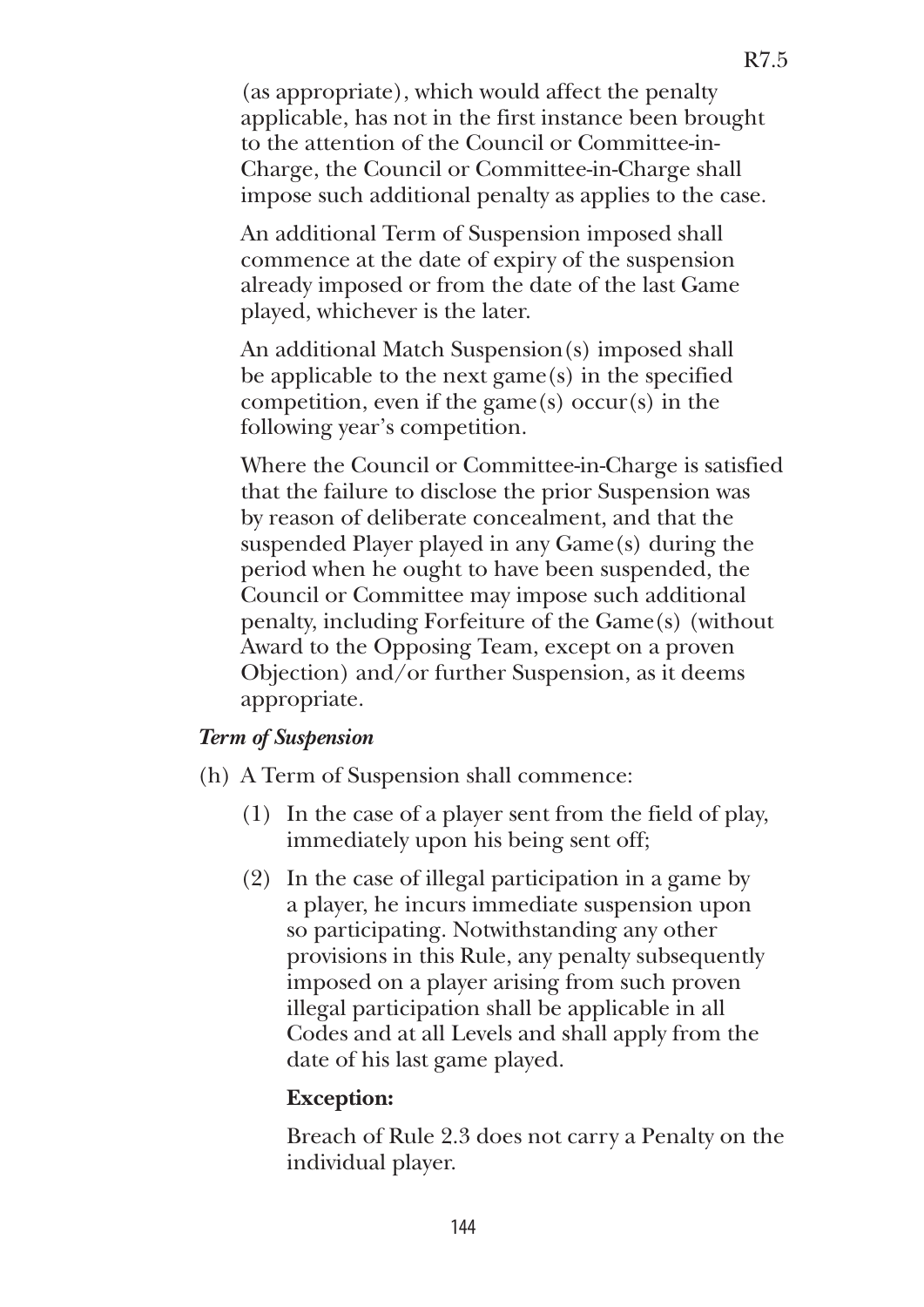(as appropriate), which would affect the penalty applicable, has not in the first instance been brought to the attention of the Council or Committee-in-Charge, the Council or Committee-in-Charge shall impose such additional penalty as applies to the case.

An additional Term of Suspension imposed shall commence at the date of expiry of the suspension already imposed or from the date of the last Game played, whichever is the later.

An additional Match Suspension(s) imposed shall be applicable to the next game(s) in the specified competition, even if the game(s) occur(s) in the following year's competition.

Where the Council or Committee-in-Charge is satisfied that the failure to disclose the prior Suspension was by reason of deliberate concealment, and that the suspended Player played in any Game(s) during the period when he ought to have been suspended, the Council or Committee may impose such additional penalty, including Forfeiture of the Game(s) (without Award to the Opposing Team, except on a proven Objection) and/or further Suspension, as it deems appropriate.

***Term of Suspension***

(h) A Term of Suspension shall commence:

(1) In the case of a player sent from the field of play, immediately upon his being sent off;

(2) In the case of illegal participation in a game by a player, he incurs immediate suspension upon so participating. Notwithstanding any other provisions in this Rule, any penalty subsequently imposed on a player arising from such proven illegal participation shall be applicable in all Codes and at all Levels and shall apply from the date of his last game played.

**Exception:**

Breach of Rule 2.3 does not carry a Penalty on the individual player.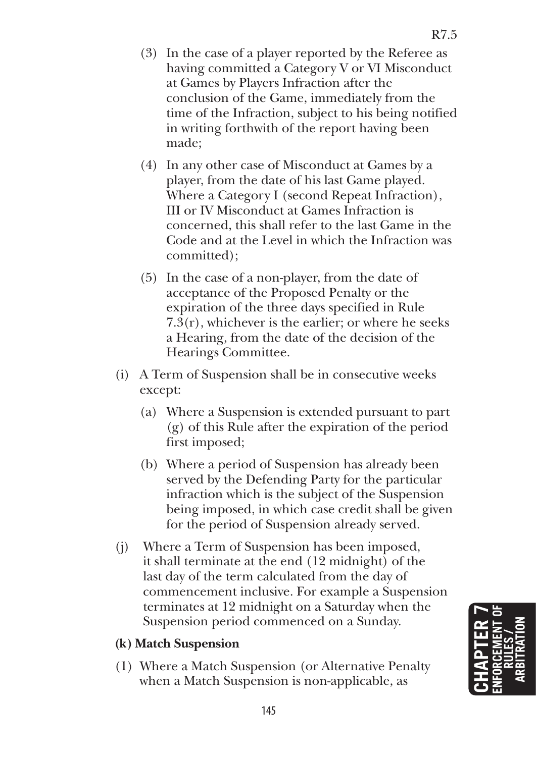(3) In the case of a player reported by the Referee as having committed a Category V or VI Misconduct at Games by Players Infraction after the conclusion of the Game, immediately from the time of the Infraction, subject to his being notified in writing forthwith of the report having been made;

(4) In any other case of Misconduct at Games by a player, from the date of his last Game played. Where a Category I (second Repeat Infraction), III or IV Misconduct at Games Infraction is concerned, this shall refer to the last Game in the Code and at the Level in which the Infraction was committed);

(5) In the case of a non-player, from the date of acceptance of the Proposed Penalty or the expiration of the three days specified in Rule 7.3(r), whichever is the earlier; or where he seeks a Hearing, from the date of the decision of the Hearings Committee.

(i) A Term of Suspension shall be in consecutive weeks except:

(a) Where a Suspension is extended pursuant to part (g) of this Rule after the expiration of the period first imposed;

(b) Where a period of Suspension has already been served by the Defending Party for the particular infraction which is the subject of the Suspension being imposed, in which case credit shall be given for the period of Suspension already served.

(j) Where a Term of Suspension has been imposed, it shall terminate at the end (12 midnight) of the last day of the term calculated from the day of commencement inclusive. For example a Suspension terminates at 12 midnight on a Saturday when the Suspension period commenced on a Sunday.

**(k) Match Suspension**

(1) Where a Match Suspension (or Alternative Penalty when a Match Suspension is non-applicable, as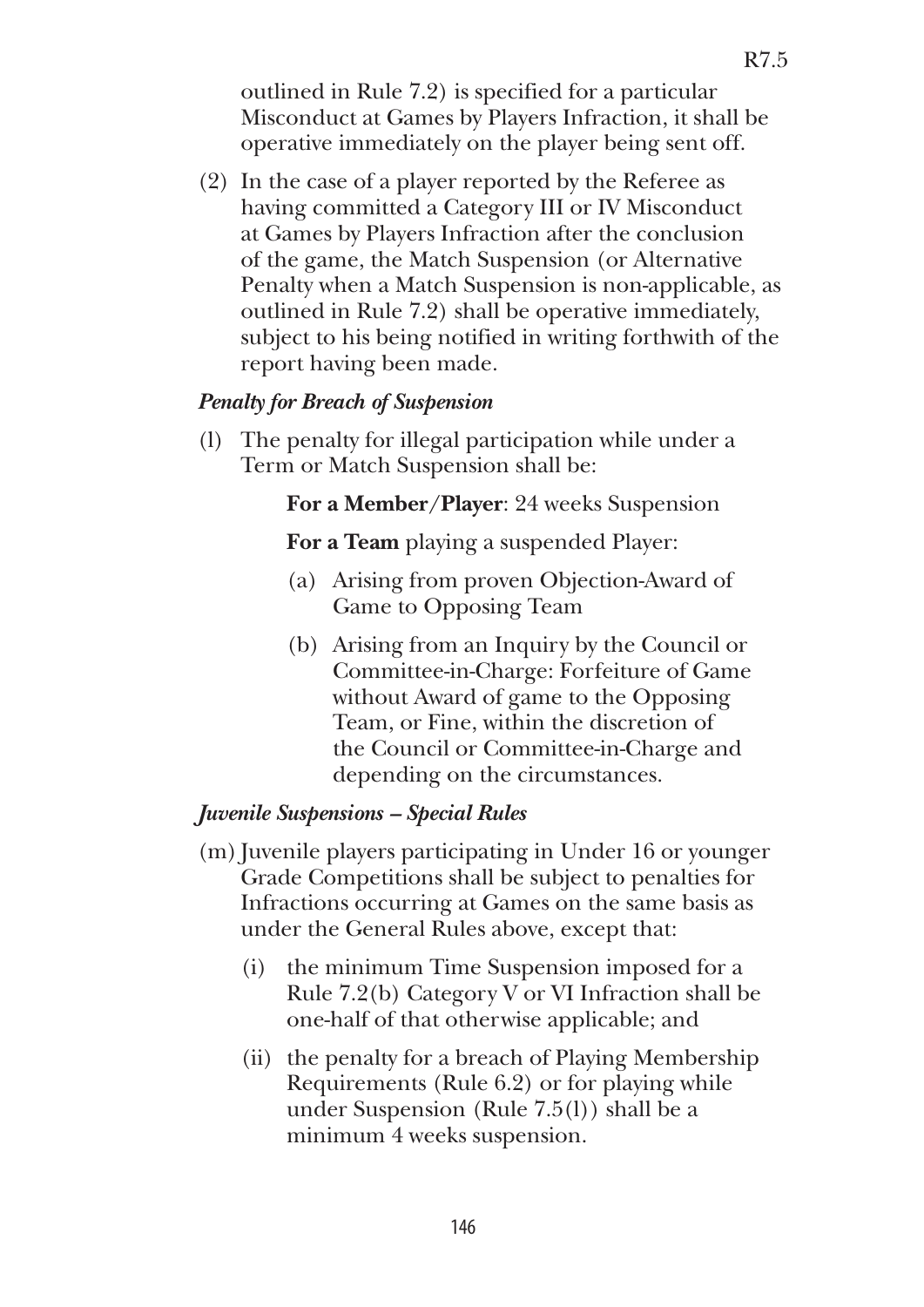outlined in Rule 7.2) is specified for a particular Misconduct at Games by Players Infraction, it shall be operative immediately on the player being sent off.

(2) In the case of a player reported by the Referee as having committed a Category III or IV Misconduct at Games by Players Infraction after the conclusion of the game, the Match Suspension (or Alternative Penalty when a Match Suspension is non-applicable, as outlined in Rule 7.2) shall be operative immediately, subject to his being notified in writing forthwith of the report having been made.

***Penalty for Breach of Suspension***

(l) The penalty for illegal participation while under a Term or Match Suspension shall be:

**For a Member/Player**: 24 weeks Suspension

**For a Team** playing a suspended Player:

(a) Arising from proven Objection-Award of Game to Opposing Team

(b) Arising from an Inquiry by the Council or Committee-in-Charge: Forfeiture of Game without Award of game to the Opposing Team, or Fine, within the discretion of the Council or Committee-in-Charge and depending on the circumstances.

***Juvenile Suspensions – Special Rules***

(m) Juvenile players participating in Under 16 or younger Grade Competitions shall be subject to penalties for Infractions occurring at Games on the same basis as under the General Rules above, except that:

(i) the minimum Time Suspension imposed for a Rule 7.2(b) Category V or VI Infraction shall be one-half of that otherwise applicable; and

(ii) the penalty for a breach of Playing Membership Requirements (Rule 6.2) or for playing while under Suspension (Rule 7.5(l)) shall be a minimum 4 weeks suspension.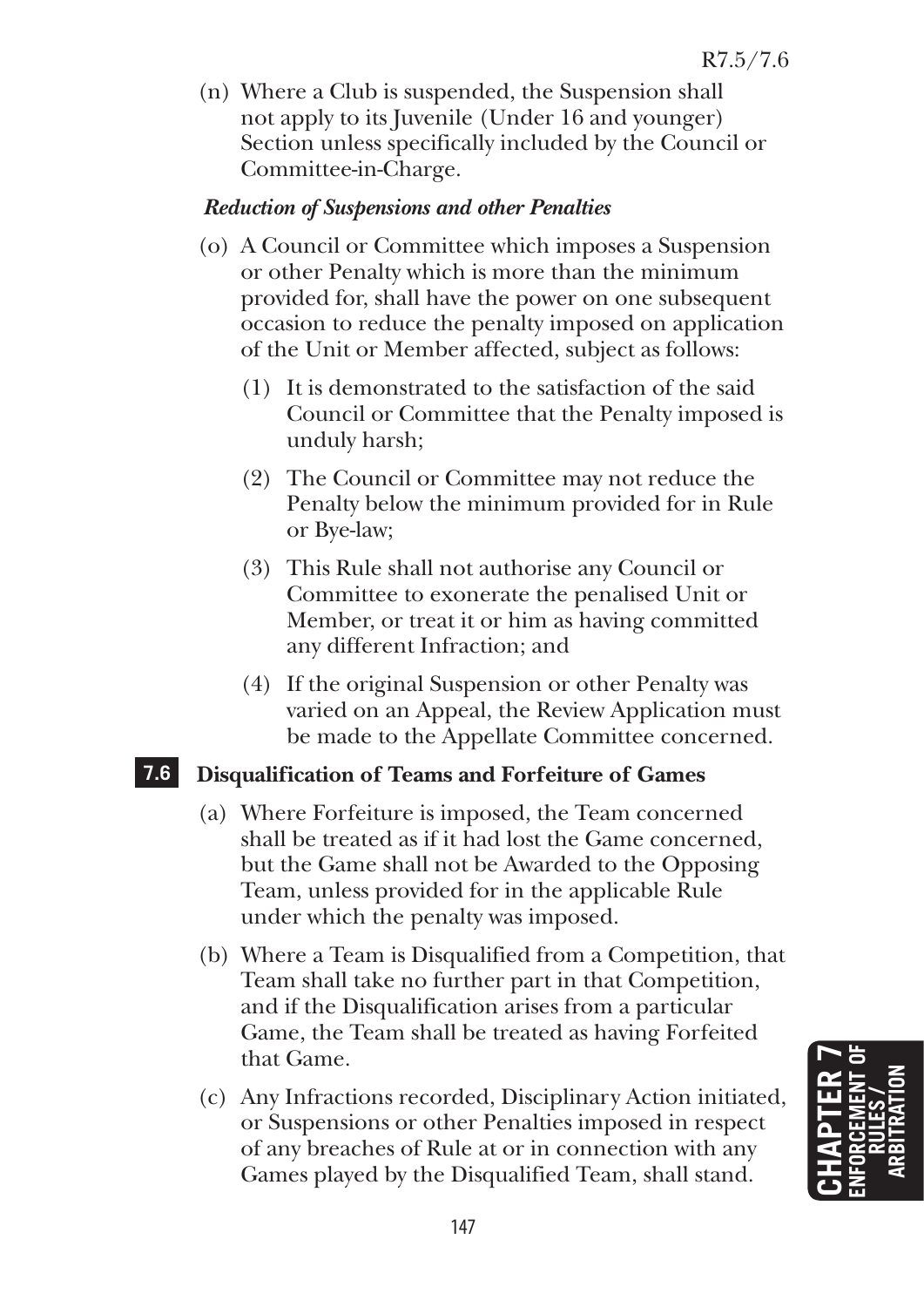(n) Where a Club is suspended, the Suspension shall not apply to its Juvenile (Under 16 and younger) Section unless specifically included by the Council or Committee-in-Charge.

*Reduction of Suspensions and other Penalties*

(o) A Council or Committee which imposes a Suspension or other Penalty which is more than the minimum provided for, shall have the power on one subsequent occasion to reduce the penalty imposed on application of the Unit or Member affected, subject as follows:

  (1) It is demonstrated to the satisfaction of the said Council or Committee that the Penalty imposed is unduly harsh;

  (2) The Council or Committee may not reduce the Penalty below the minimum provided for in Rule or Bye-law;

  (3) This Rule shall not authorise any Council or Committee to exonerate the penalised Unit or Member, or treat it or him as having committed any different Infraction; and

  (4) If the original Suspension or other Penalty was varied on an Appeal, the Review Application must be made to the Appellate Committee concerned.

## 7.6 Disqualification of Teams and Forfeiture of Games

(a) Where Forfeiture is imposed, the Team concerned shall be treated as if it had lost the Game concerned, but the Game shall not be Awarded to the Opposing Team, unless provided for in the applicable Rule under which the penalty was imposed.

(b) Where a Team is Disqualified from a Competition, that Team shall take no further part in that Competition, and if the Disqualification arises from a particular Game, the Team shall be treated as having Forfeited that Game.

(c) Any Infractions recorded, Disciplinary Action initiated, or Suspensions or other Penalties imposed in respect of any breaches of Rule at or in connection with any Games played by the Disqualified Team, shall stand.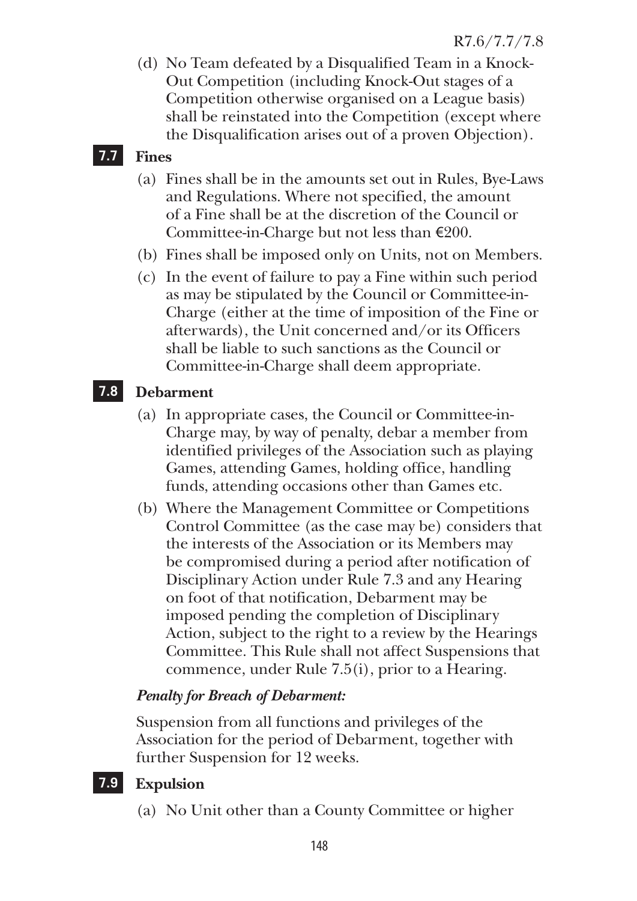(d) No Team defeated by a Disqualified Team in a Knock-Out Competition (including Knock-Out stages of a Competition otherwise organised on a League basis) shall be reinstated into the Competition (except where the Disqualification arises out of a proven Objection).

## 7.7 Fines

(a) Fines shall be in the amounts set out in Rules, Bye-Laws and Regulations. Where not specified, the amount of a Fine shall be at the discretion of the Council or Committee-in-Charge but not less than €200.

(b) Fines shall be imposed only on Units, not on Members.

(c) In the event of failure to pay a Fine within such period as may be stipulated by the Council or Committee-in-Charge (either at the time of imposition of the Fine or afterwards), the Unit concerned and/or its Officers shall be liable to such sanctions as the Council or Committee-in-Charge shall deem appropriate.

## 7.8 Debarment

(a) In appropriate cases, the Council or Committee-in-Charge may, by way of penalty, debar a member from identified privileges of the Association such as playing Games, attending Games, holding office, handling funds, attending occasions other than Games etc.

(b) Where the Management Committee or Competitions Control Committee (as the case may be) considers that the interests of the Association or its Members may be compromised during a period after notification of Disciplinary Action under Rule 7.3 and any Hearing on foot of that notification, Debarment may be imposed pending the completion of Disciplinary Action, subject to the right to a review by the Hearings Committee. This Rule shall not affect Suspensions that commence, under Rule 7.5(i), prior to a Hearing.

***Penalty for Breach of Debarment:***

Suspension from all functions and privileges of the Association for the period of Debarment, together with further Suspension for 12 weeks.

## 7.9 Expulsion

(a) No Unit other than a County Committee or higher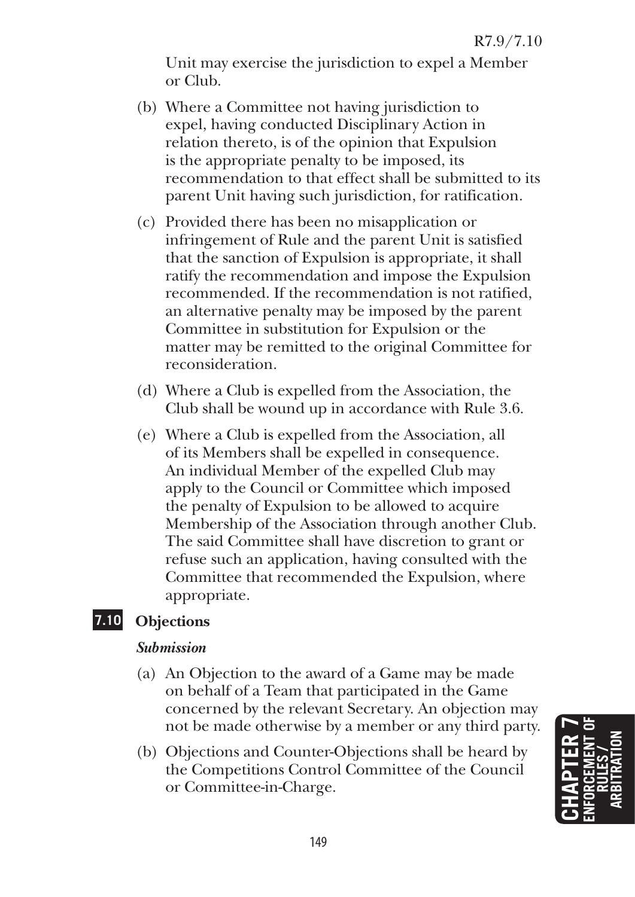Unit may exercise the jurisdiction to expel a Member or Club.

(b) Where a Committee not having jurisdiction to expel, having conducted Disciplinary Action in relation thereto, is of the opinion that Expulsion is the appropriate penalty to be imposed, its recommendation to that effect shall be submitted to its parent Unit having such jurisdiction, for ratification.

(c) Provided there has been no misapplication or infringement of Rule and the parent Unit is satisfied that the sanction of Expulsion is appropriate, it shall ratify the recommendation and impose the Expulsion recommended. If the recommendation is not ratified, an alternative penalty may be imposed by the parent Committee in substitution for Expulsion or the matter may be remitted to the original Committee for reconsideration.

(d) Where a Club is expelled from the Association, the Club shall be wound up in accordance with Rule 3.6.

(e) Where a Club is expelled from the Association, all of its Members shall be expelled in consequence. An individual Member of the expelled Club may apply to the Council or Committee which imposed the penalty of Expulsion to be allowed to acquire Membership of the Association through another Club. The said Committee shall have discretion to grant or refuse such an application, having consulted with the Committee that recommended the Expulsion, where appropriate.

## 7.10 Objections

***Submission***

(a) An Objection to the award of a Game may be made on behalf of a Team that participated in the Game concerned by the relevant Secretary. An objection may not be made otherwise by a member or any third party.

(b) Objections and Counter-Objections shall be heard by the Competitions Control Committee of the Council or Committee-in-Charge.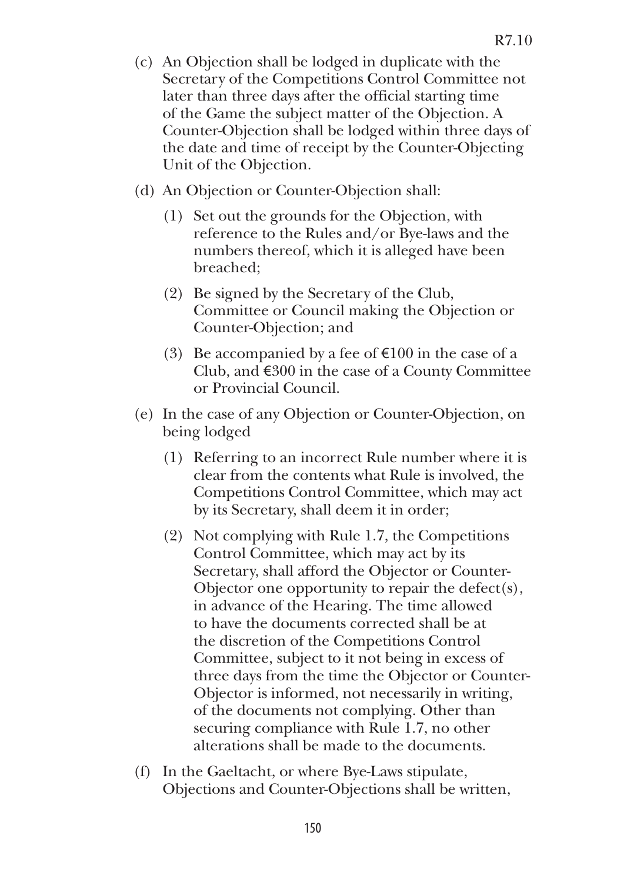(c) An Objection shall be lodged in duplicate with the Secretary of the Competitions Control Committee not later than three days after the official starting time of the Game the subject matter of the Objection. A Counter-Objection shall be lodged within three days of the date and time of receipt by the Counter-Objecting Unit of the Objection.

(d) An Objection or Counter-Objection shall:

  (1) Set out the grounds for the Objection, with reference to the Rules and/or Bye-laws and the numbers thereof, which it is alleged have been breached;

  (2) Be signed by the Secretary of the Club, Committee or Council making the Objection or Counter-Objection; and

  (3) Be accompanied by a fee of €100 in the case of a Club, and €300 in the case of a County Committee or Provincial Council.

(e) In the case of any Objection or Counter-Objection, on being lodged

  (1) Referring to an incorrect Rule number where it is clear from the contents what Rule is involved, the Competitions Control Committee, which may act by its Secretary, shall deem it in order;

  (2) Not complying with Rule 1.7, the Competitions Control Committee, which may act by its Secretary, shall afford the Objector or Counter-Objector one opportunity to repair the defect(s), in advance of the Hearing. The time allowed to have the documents corrected shall be at the discretion of the Competitions Control Committee, subject to it not being in excess of three days from the time the Objector or Counter-Objector is informed, not necessarily in writing, of the documents not complying. Other than securing compliance with Rule 1.7, no other alterations shall be made to the documents.

(f) In the Gaeltacht, or where Bye-Laws stipulate, Objections and Counter-Objections shall be written,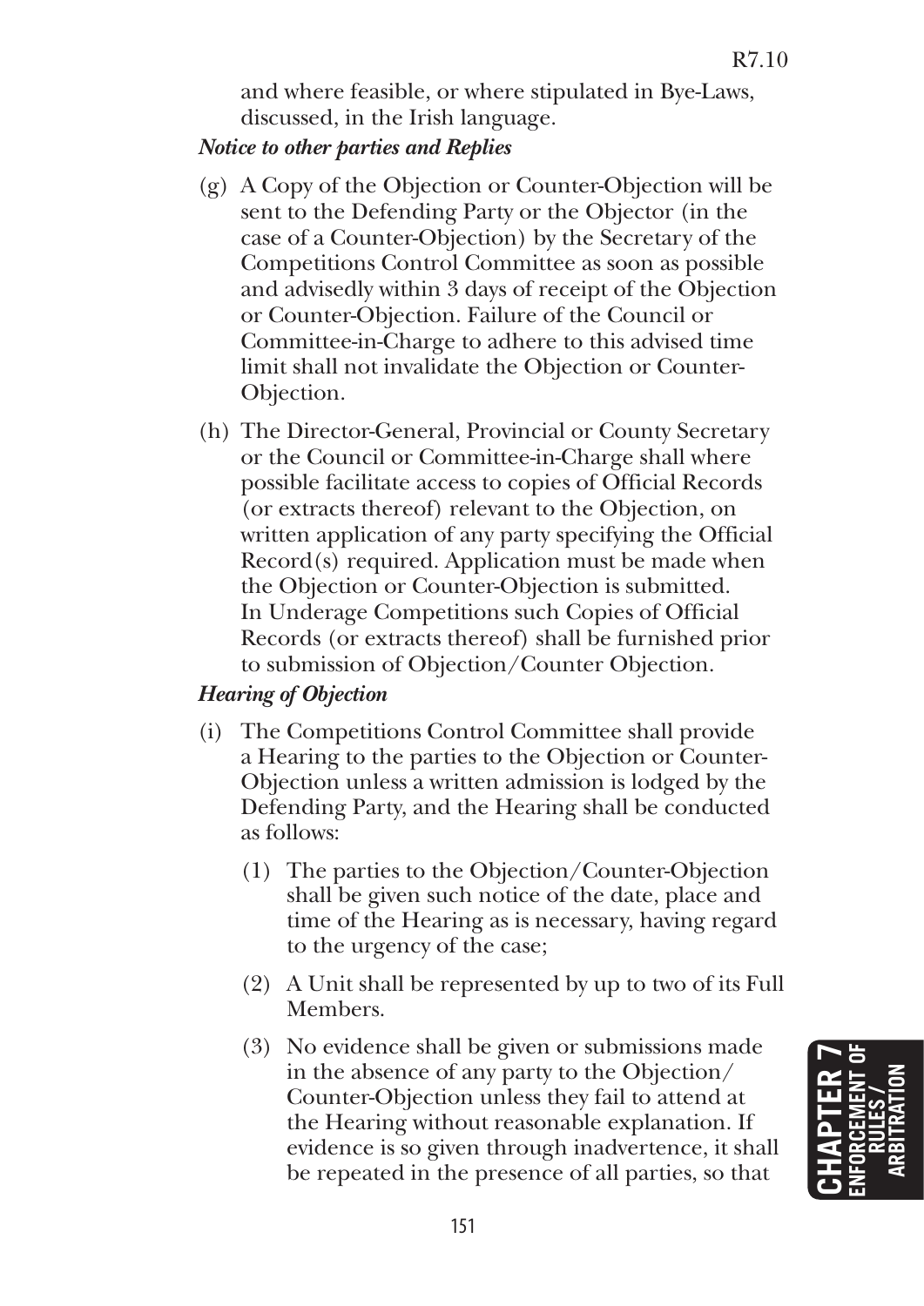and where feasible, or where stipulated in Bye-Laws, discussed, in the Irish language.

***Notice to other parties and Replies***

(g) A Copy of the Objection or Counter-Objection will be sent to the Defending Party or the Objector (in the case of a Counter-Objection) by the Secretary of the Competitions Control Committee as soon as possible and advisedly within 3 days of receipt of the Objection or Counter-Objection. Failure of the Council or Committee-in-Charge to adhere to this advised time limit shall not invalidate the Objection or Counter-Objection.

(h) The Director-General, Provincial or County Secretary or the Council or Committee-in-Charge shall where possible facilitate access to copies of Official Records (or extracts thereof) relevant to the Objection, on written application of any party specifying the Official Record(s) required. Application must be made when the Objection or Counter-Objection is submitted. In Underage Competitions such Copies of Official Records (or extracts thereof) shall be furnished prior to submission of Objection/Counter Objection.

***Hearing of Objection***

(i) The Competitions Control Committee shall provide a Hearing to the parties to the Objection or Counter-Objection unless a written admission is lodged by the Defending Party, and the Hearing shall be conducted as follows:

   (1) The parties to the Objection/Counter-Objection shall be given such notice of the date, place and time of the Hearing as is necessary, having regard to the urgency of the case;

   (2) A Unit shall be represented by up to two of its Full Members.

   (3) No evidence shall be given or submissions made in the absence of any party to the Objection/Counter-Objection unless they fail to attend at the Hearing without reasonable explanation. If evidence is so given through inadvertence, it shall be repeated in the presence of all parties, so that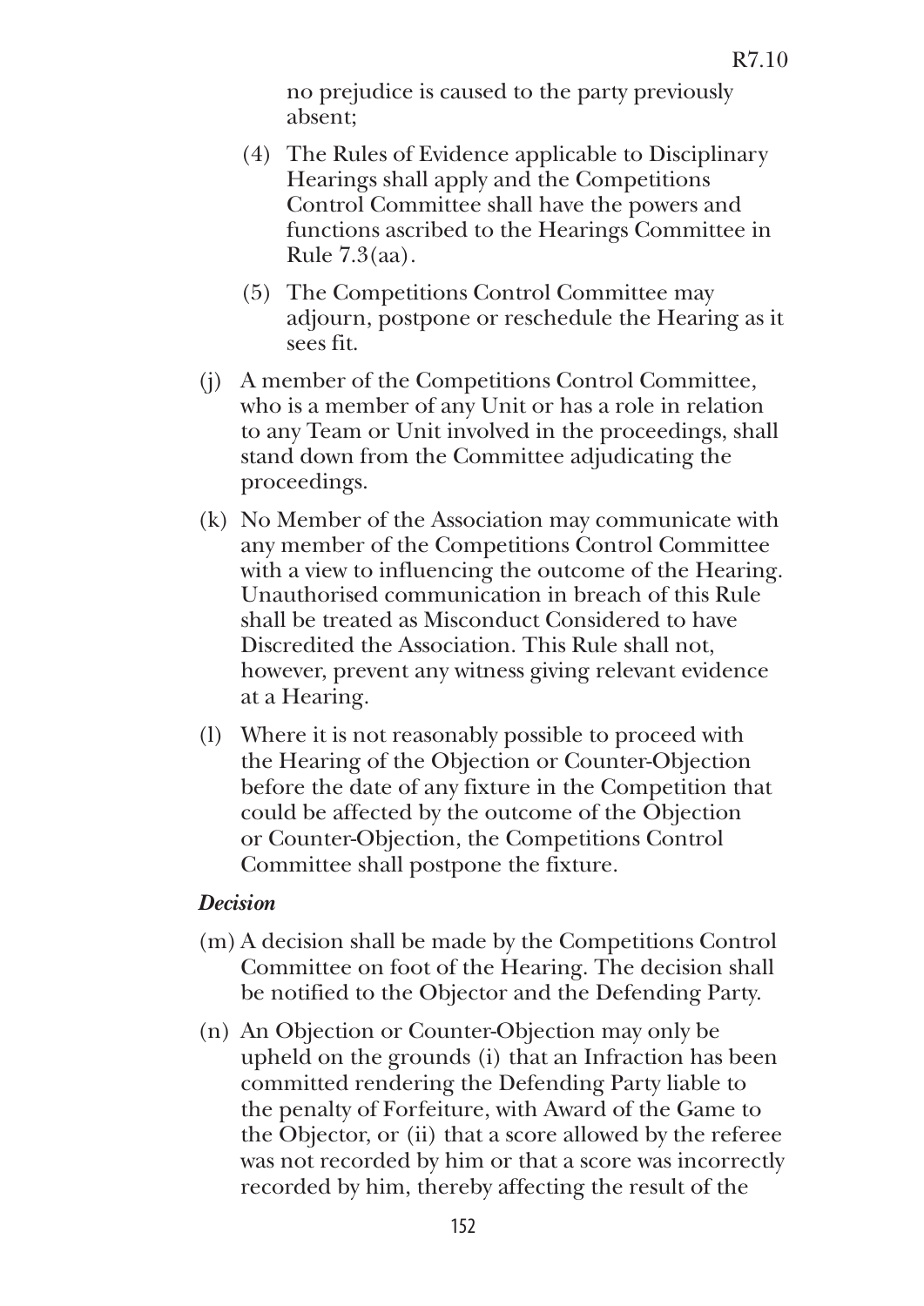no prejudice is caused to the party previously absent;

(4) The Rules of Evidence applicable to Disciplinary Hearings shall apply and the Competitions Control Committee shall have the powers and functions ascribed to the Hearings Committee in Rule 7.3(aa).

(5) The Competitions Control Committee may adjourn, postpone or reschedule the Hearing as it sees fit.

(j) A member of the Competitions Control Committee, who is a member of any Unit or has a role in relation to any Team or Unit involved in the proceedings, shall stand down from the Committee adjudicating the proceedings.

(k) No Member of the Association may communicate with any member of the Competitions Control Committee with a view to influencing the outcome of the Hearing. Unauthorised communication in breach of this Rule shall be treated as Misconduct Considered to have Discredited the Association. This Rule shall not, however, prevent any witness giving relevant evidence at a Hearing.

(l) Where it is not reasonably possible to proceed with the Hearing of the Objection or Counter-Objection before the date of any fixture in the Competition that could be affected by the outcome of the Objection or Counter-Objection, the Competitions Control Committee shall postpone the fixture.

***Decision***

(m) A decision shall be made by the Competitions Control Committee on foot of the Hearing. The decision shall be notified to the Objector and the Defending Party.

(n) An Objection or Counter-Objection may only be upheld on the grounds (i) that an Infraction has been committed rendering the Defending Party liable to the penalty of Forfeiture, with Award of the Game to the Objector, or (ii) that a score allowed by the referee was not recorded by him or that a score was incorrectly recorded by him, thereby affecting the result of the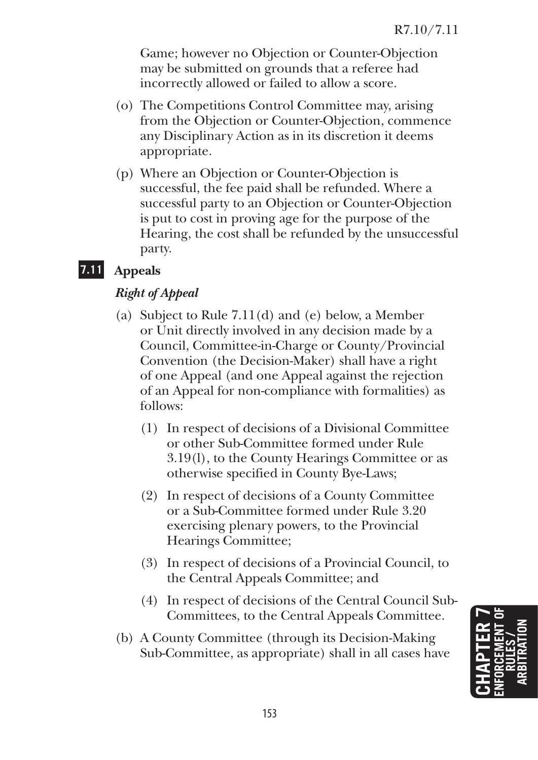Game; however no Objection or Counter-Objection may be submitted on grounds that a referee had incorrectly allowed or failed to allow a score.

(o) The Competitions Control Committee may, arising from the Objection or Counter-Objection, commence any Disciplinary Action as in its discretion it deems appropriate.

(p) Where an Objection or Counter-Objection is successful, the fee paid shall be refunded. Where a successful party to an Objection or Counter-Objection is put to cost in proving age for the purpose of the Hearing, the cost shall be refunded by the unsuccessful party.

## 7.11 Appeals

### *Right of Appeal*

(a) Subject to Rule 7.11(d) and (e) below, a Member or Unit directly involved in any decision made by a Council, Committee-in-Charge or County/Provincial Convention (the Decision-Maker) shall have a right of one Appeal (and one Appeal against the rejection of an Appeal for non-compliance with formalities) as follows:

   (1) In respect of decisions of a Divisional Committee or other Sub-Committee formed under Rule 3.19(l), to the County Hearings Committee or as otherwise specified in County Bye-Laws;

   (2) In respect of decisions of a County Committee or a Sub-Committee formed under Rule 3.20 exercising plenary powers, to the Provincial Hearings Committee;

   (3) In respect of decisions of a Provincial Council, to the Central Appeals Committee; and

   (4) In respect of decisions of the Central Council Sub-Committees, to the Central Appeals Committee.

(b) A County Committee (through its Decision-Making Sub-Committee, as appropriate) shall in all cases have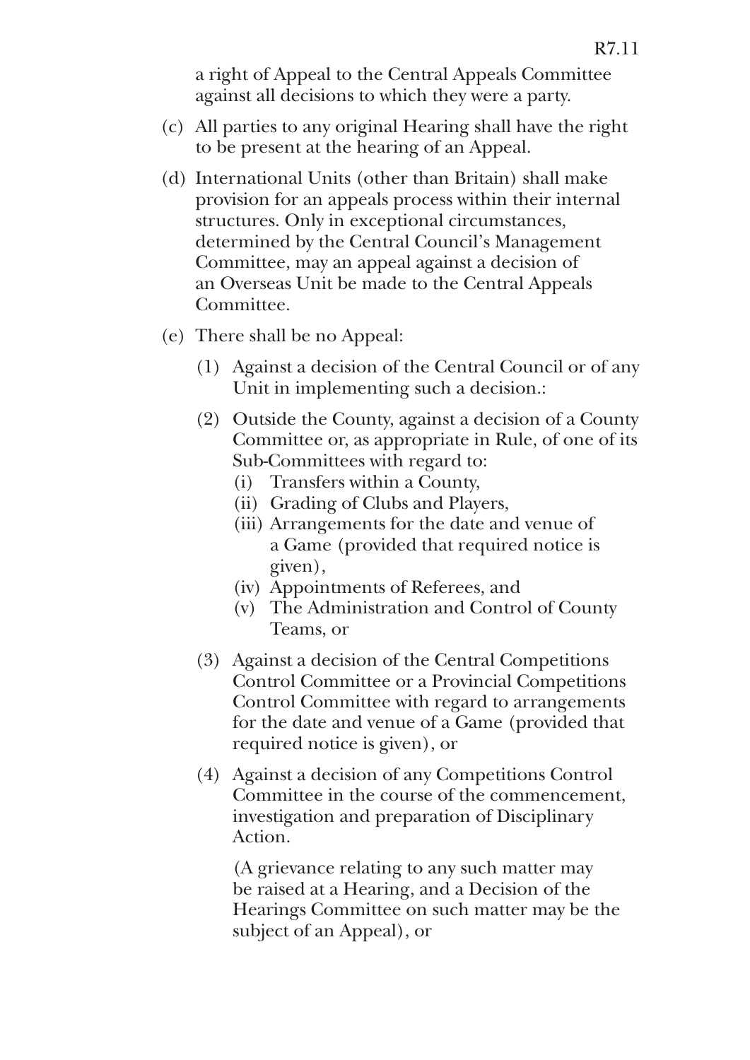a right of Appeal to the Central Appeals Committee against all decisions to which they were a party.

(c) All parties to any original Hearing shall have the right to be present at the hearing of an Appeal.

(d) International Units (other than Britain) shall make provision for an appeals process within their internal structures. Only in exceptional circumstances, determined by the Central Council's Management Committee, may an appeal against a decision of an Overseas Unit be made to the Central Appeals Committee.

(e) There shall be no Appeal:

  (1) Against a decision of the Central Council or of any Unit in implementing such a decision.:

  (2) Outside the County, against a decision of a County Committee or, as appropriate in Rule, of one of its Sub-Committees with regard to:
    (i) Transfers within a County,
    (ii) Grading of Clubs and Players,
    (iii) Arrangements for the date and venue of a Game (provided that required notice is given),
    (iv) Appointments of Referees, and
    (v) The Administration and Control of County Teams, or

  (3) Against a decision of the Central Competitions Control Committee or a Provincial Competitions Control Committee with regard to arrangements for the date and venue of a Game (provided that required notice is given), or

  (4) Against a decision of any Competitions Control Committee in the course of the commencement, investigation and preparation of Disciplinary Action.

  (A grievance relating to any such matter may be raised at a Hearing, and a Decision of the Hearings Committee on such matter may be the subject of an Appeal), or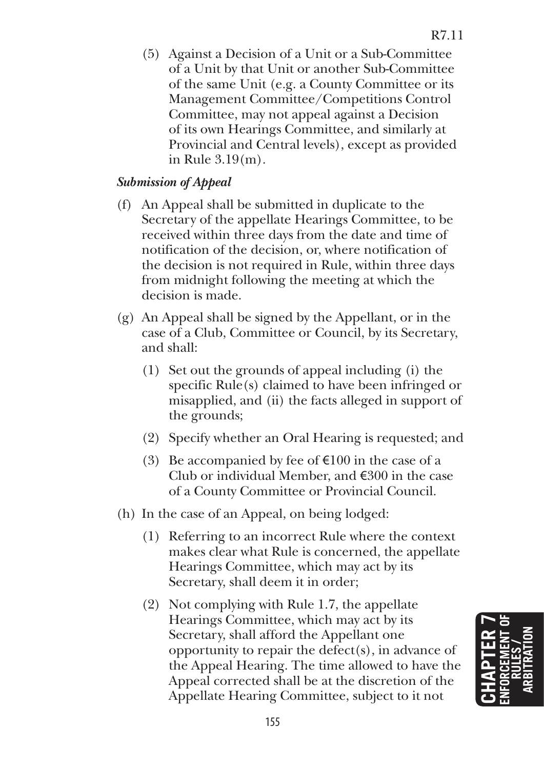(5) Against a Decision of a Unit or a Sub-Committee of a Unit by that Unit or another Sub-Committee of the same Unit (e.g. a County Committee or its Management Committee/Competitions Control Committee, may not appeal against a Decision of its own Hearings Committee, and similarly at Provincial and Central levels), except as provided in Rule 3.19(m).

***Submission of Appeal***

(f) An Appeal shall be submitted in duplicate to the Secretary of the appellate Hearings Committee, to be received within three days from the date and time of notification of the decision, or, where notification of the decision is not required in Rule, within three days from midnight following the meeting at which the decision is made.

(g) An Appeal shall be signed by the Appellant, or in the case of a Club, Committee or Council, by its Secretary, and shall:

(1) Set out the grounds of appeal including (i) the specific Rule(s) claimed to have been infringed or misapplied, and (ii) the facts alleged in support of the grounds;

(2) Specify whether an Oral Hearing is requested; and

(3) Be accompanied by fee of €100 in the case of a Club or individual Member, and €300 in the case of a County Committee or Provincial Council.

(h) In the case of an Appeal, on being lodged:

(1) Referring to an incorrect Rule where the context makes clear what Rule is concerned, the appellate Hearings Committee, which may act by its Secretary, shall deem it in order;

(2) Not complying with Rule 1.7, the appellate Hearings Committee, which may act by its Secretary, shall afford the Appellant one opportunity to repair the defect(s), in advance of the Appeal Hearing. The time allowed to have the Appeal corrected shall be at the discretion of the Appellate Hearing Committee, subject to it not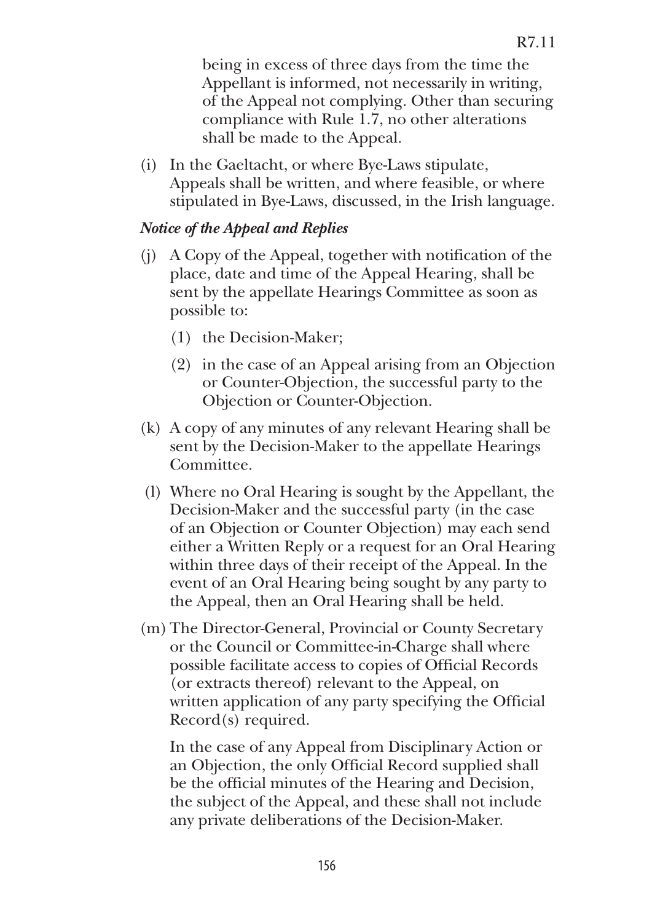being in excess of three days from the time the Appellant is informed, not necessarily in writing, of the Appeal not complying. Other than securing compliance with Rule 1.7, no other alterations shall be made to the Appeal.

(i) In the Gaeltacht, or where Bye-Laws stipulate, Appeals shall be written, and where feasible, or where stipulated in Bye-Laws, discussed, in the Irish language.

***Notice of the Appeal and Replies***

(j) A Copy of the Appeal, together with notification of the place, date and time of the Appeal Hearing, shall be sent by the appellate Hearings Committee as soon as possible to:

   (1) the Decision-Maker;

   (2) in the case of an Appeal arising from an Objection or Counter-Objection, the successful party to the Objection or Counter-Objection.

(k) A copy of any minutes of any relevant Hearing shall be sent by the Decision-Maker to the appellate Hearings Committee.

(l) Where no Oral Hearing is sought by the Appellant, the Decision-Maker and the successful party (in the case of an Objection or Counter Objection) may each send either a Written Reply or a request for an Oral Hearing within three days of their receipt of the Appeal. In the event of an Oral Hearing being sought by any party to the Appeal, then an Oral Hearing shall be held.

(m) The Director-General, Provincial or County Secretary or the Council or Committee-in-Charge shall where possible facilitate access to copies of Official Records (or extracts thereof) relevant to the Appeal, on written application of any party specifying the Official Record(s) required.

   In the case of any Appeal from Disciplinary Action or an Objection, the only Official Record supplied shall be the official minutes of the Hearing and Decision, the subject of the Appeal, and these shall not include any private deliberations of the Decision-Maker.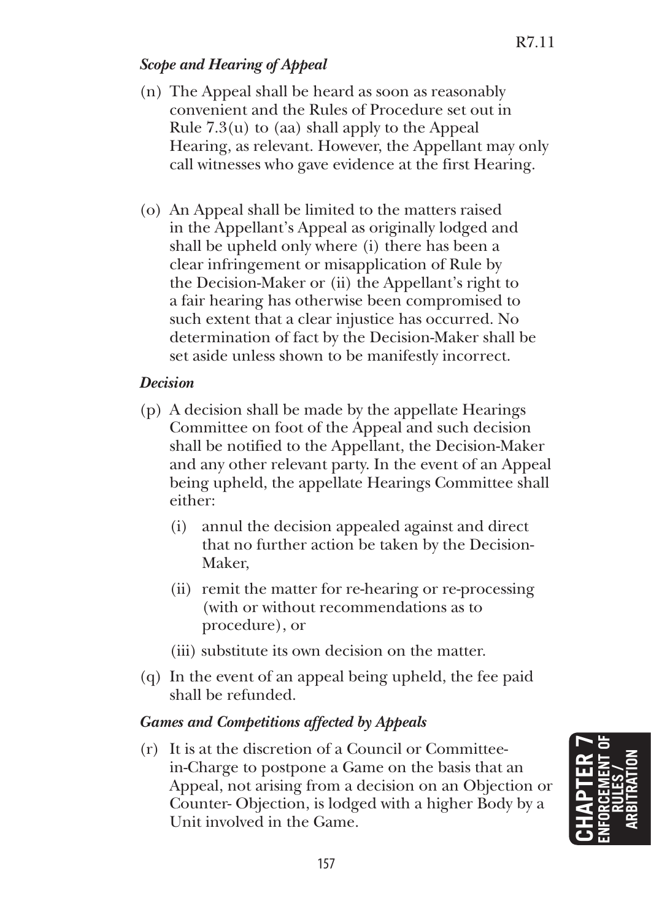### *Scope and Hearing of Appeal*

(n) The Appeal shall be heard as soon as reasonably convenient and the Rules of Procedure set out in Rule 7.3(u) to (aa) shall apply to the Appeal Hearing, as relevant. However, the Appellant may only call witnesses who gave evidence at the first Hearing.

(o) An Appeal shall be limited to the matters raised in the Appellant's Appeal as originally lodged and shall be upheld only where (i) there has been a clear infringement or misapplication of Rule by the Decision-Maker or (ii) the Appellant's right to a fair hearing has otherwise been compromised to such extent that a clear injustice has occurred. No determination of fact by the Decision-Maker shall be set aside unless shown to be manifestly incorrect.

### *Decision*

(p) A decision shall be made by the appellate Hearings Committee on foot of the Appeal and such decision shall be notified to the Appellant, the Decision-Maker and any other relevant party. In the event of an Appeal being upheld, the appellate Hearings Committee shall either:

  (i) annul the decision appealed against and direct that no further action be taken by the Decision-Maker,

  (ii) remit the matter for re-hearing or re-processing (with or without recommendations as to procedure), or

  (iii) substitute its own decision on the matter.

(q) In the event of an appeal being upheld, the fee paid shall be refunded.

### *Games and Competitions affected by Appeals*

(r) It is at the discretion of a Council or Committee-in-Charge to postpone a Game on the basis that an Appeal, not arising from a decision on an Objection or Counter- Objection, is lodged with a higher Body by a Unit involved in the Game.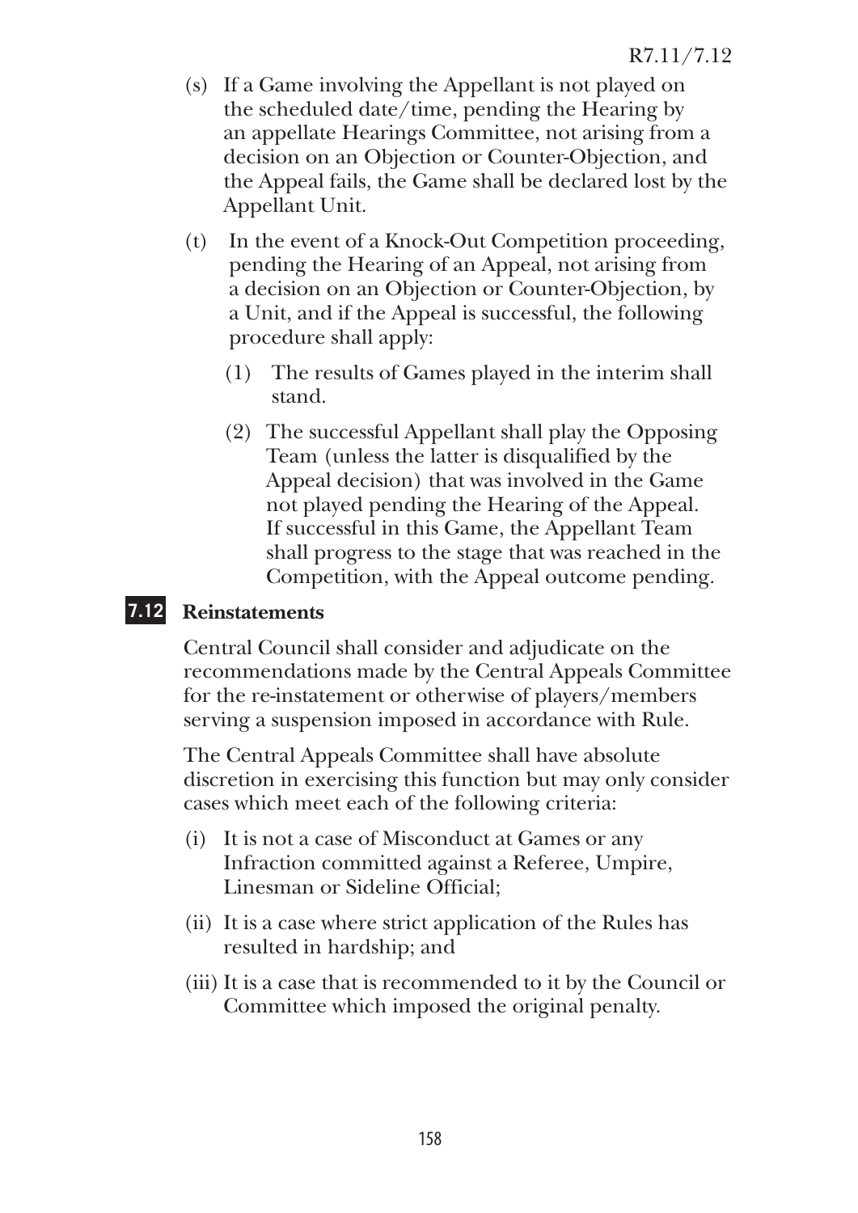(s) If a Game involving the Appellant is not played on the scheduled date/time, pending the Hearing by an appellate Hearings Committee, not arising from a decision on an Objection or Counter-Objection, and the Appeal fails, the Game shall be declared lost by the Appellant Unit.

(t) In the event of a Knock-Out Competition proceeding, pending the Hearing of an Appeal, not arising from a decision on an Objection or Counter-Objection, by a Unit, and if the Appeal is successful, the following procedure shall apply:

(1) The results of Games played in the interim shall stand.

(2) The successful Appellant shall play the Opposing Team (unless the latter is disqualified by the Appeal decision) that was involved in the Game not played pending the Hearing of the Appeal. If successful in this Game, the Appellant Team shall progress to the stage that was reached in the Competition, with the Appeal outcome pending.

## 7.12 Reinstatements

Central Council shall consider and adjudicate on the recommendations made by the Central Appeals Committee for the re-instatement or otherwise of players/members serving a suspension imposed in accordance with Rule.

The Central Appeals Committee shall have absolute discretion in exercising this function but may only consider cases which meet each of the following criteria:

(i) It is not a case of Misconduct at Games or any Infraction committed against a Referee, Umpire, Linesman or Sideline Official;

(ii) It is a case where strict application of the Rules has resulted in hardship; and

(iii) It is a case that is recommended to it by the Council or Committee which imposed the original penalty.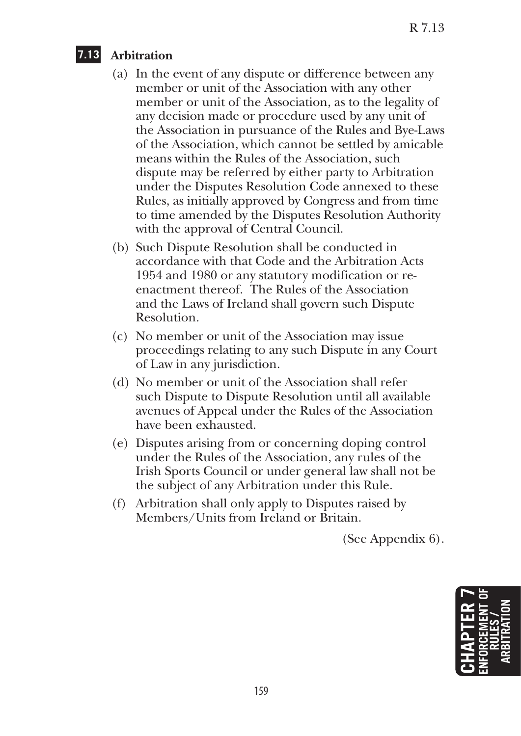## 7.13 Arbitration

(a) In the event of any dispute or difference between any member or unit of the Association with any other member or unit of the Association, as to the legality of any decision made or procedure used by any unit of the Association in pursuance of the Rules and Bye-Laws of the Association, which cannot be settled by amicable means within the Rules of the Association, such dispute may be referred by either party to Arbitration under the Disputes Resolution Code annexed to these Rules, as initially approved by Congress and from time to time amended by the Disputes Resolution Authority with the approval of Central Council.

(b) Such Dispute Resolution shall be conducted in accordance with that Code and the Arbitration Acts 1954 and 1980 or any statutory modification or re-enactment thereof. The Rules of the Association and the Laws of Ireland shall govern such Dispute Resolution.

(c) No member or unit of the Association may issue proceedings relating to any such Dispute in any Court of Law in any jurisdiction.

(d) No member or unit of the Association shall refer such Dispute to Dispute Resolution until all available avenues of Appeal under the Rules of the Association have been exhausted.

(e) Disputes arising from or concerning doping control under the Rules of the Association, any rules of the Irish Sports Council or under general law shall not be the subject of any Arbitration under this Rule.

(f) Arbitration shall only apply to Disputes raised by Members/Units from Ireland or Britain.

(See Appendix 6).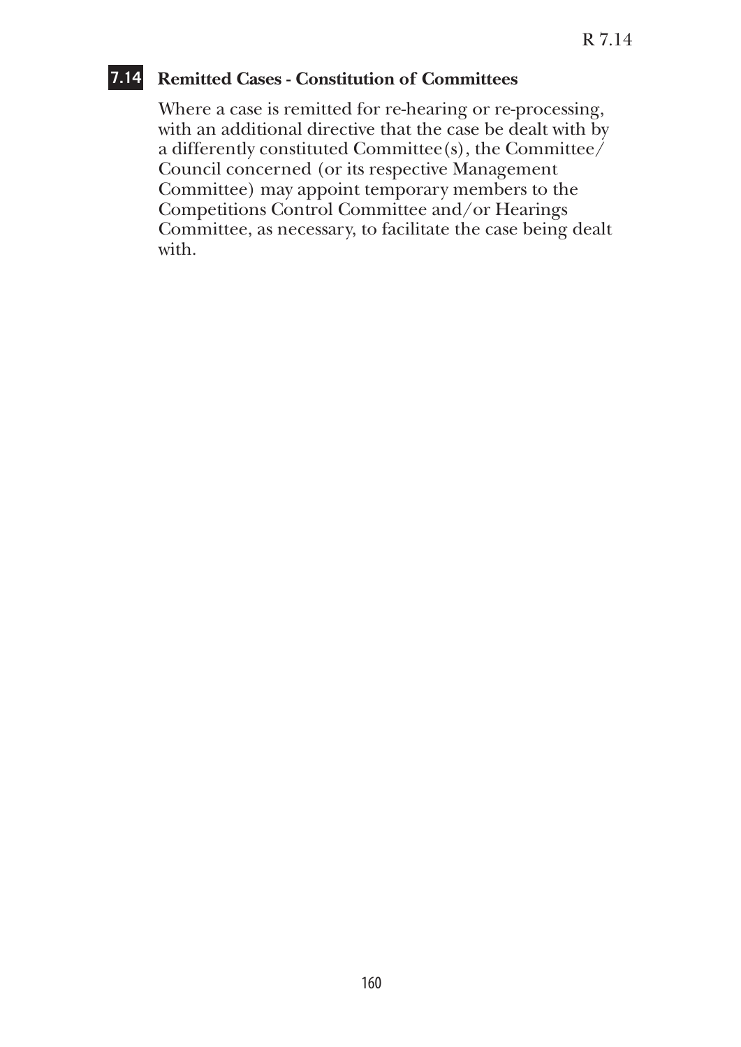## 7.14 Remitted Cases - Constitution of Committees

Where a case is remitted for re-hearing or re-processing, with an additional directive that the case be dealt with by a differently constituted Committee(s), the Committee/ Council concerned (or its respective Management Committee) may appoint temporary members to the Competitions Control Committee and/or Hearings Committee, as necessary, to facilitate the case being dealt with.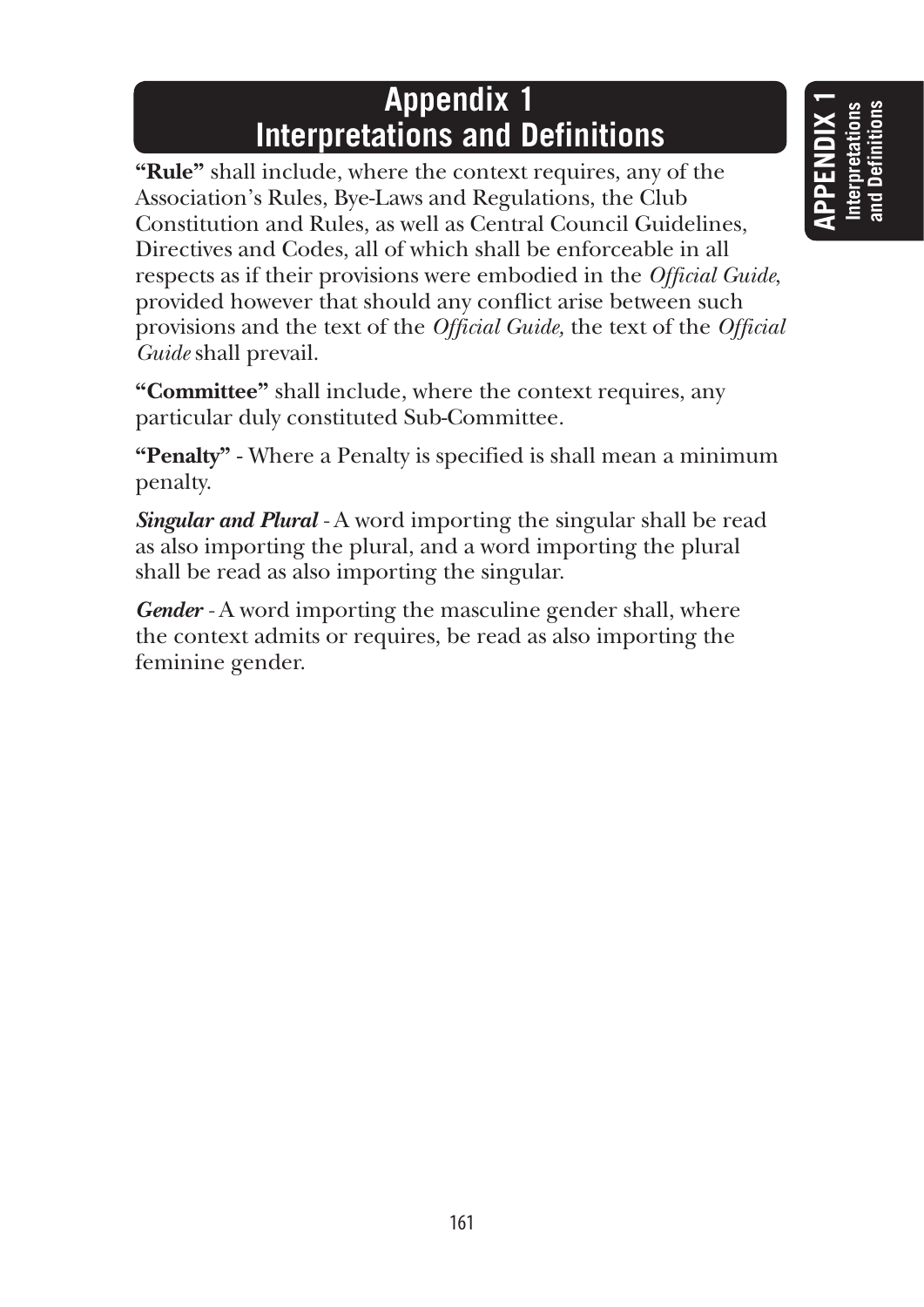# Appendix 1
# Interpretations and Definitions

**"Rule"** shall include, where the context requires, any of the Association's Rules, Bye-Laws and Regulations, the Club Constitution and Rules, as well as Central Council Guidelines, Directives and Codes, all of which shall be enforceable in all respects as if their provisions were embodied in the *Official Guide*, provided however that should any conflict arise between such provisions and the text of the *Official Guide,* the text of the *Official Guide* shall prevail.

**"Committee"** shall include, where the context requires, any particular duly constituted Sub-Committee.

**"Penalty"** - Where a Penalty is specified is shall mean a minimum penalty.

***Singular and Plural*** - A word importing the singular shall be read as also importing the plural, and a word importing the plural shall be read as also importing the singular.

***Gender*** - A word importing the masculine gender shall, where the context admits or requires, be read as also importing the feminine gender.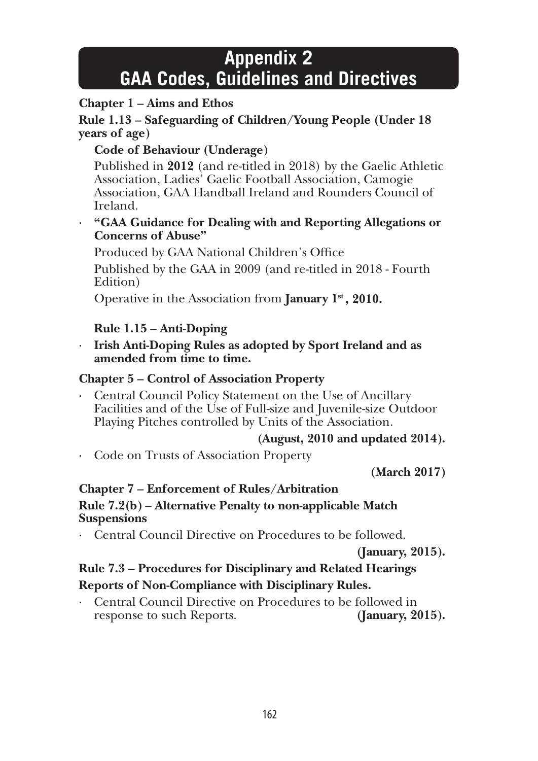# Appendix 2
# GAA Codes, Guidelines and Directives

**Chapter 1 – Aims and Ethos**

**Rule 1.13 – Safeguarding of Children/Young People (Under 18 years of age)**

**Code of Behaviour (Underage)**

Published in **2012** (and re-titled in 2018) by the Gaelic Athletic Association, Ladies' Gaelic Football Association, Camogie Association, GAA Handball Ireland and Rounders Council of Ireland.

- **"GAA Guidance for Dealing with and Reporting Allegations or Concerns of Abuse"**

  Produced by GAA National Children's Office

  Published by the GAA in 2009 (and re-titled in 2018 - Fourth Edition)

  Operative in the Association from **January 1st, 2010.**

**Rule 1.15 – Anti-Doping**

- **Irish Anti-Doping Rules as adopted by Sport Ireland and as amended from time to time.**

**Chapter 5 – Control of Association Property**

- Central Council Policy Statement on the Use of Ancillary Facilities and of the Use of Full-size and Juvenile-size Outdoor Playing Pitches controlled by Units of the Association. **(August, 2010 and updated 2014).**
- Code on Trusts of Association Property **(March 2017)**

**Chapter 7 – Enforcement of Rules/Arbitration**

**Rule 7.2(b) – Alternative Penalty to non-applicable Match Suspensions**

- Central Council Directive on Procedures to be followed. **(January, 2015).**

**Rule 7.3 – Procedures for Disciplinary and Related Hearings**

**Reports of Non-Compliance with Disciplinary Rules.**

- Central Council Directive on Procedures to be followed in response to such Reports. **(January, 2015).**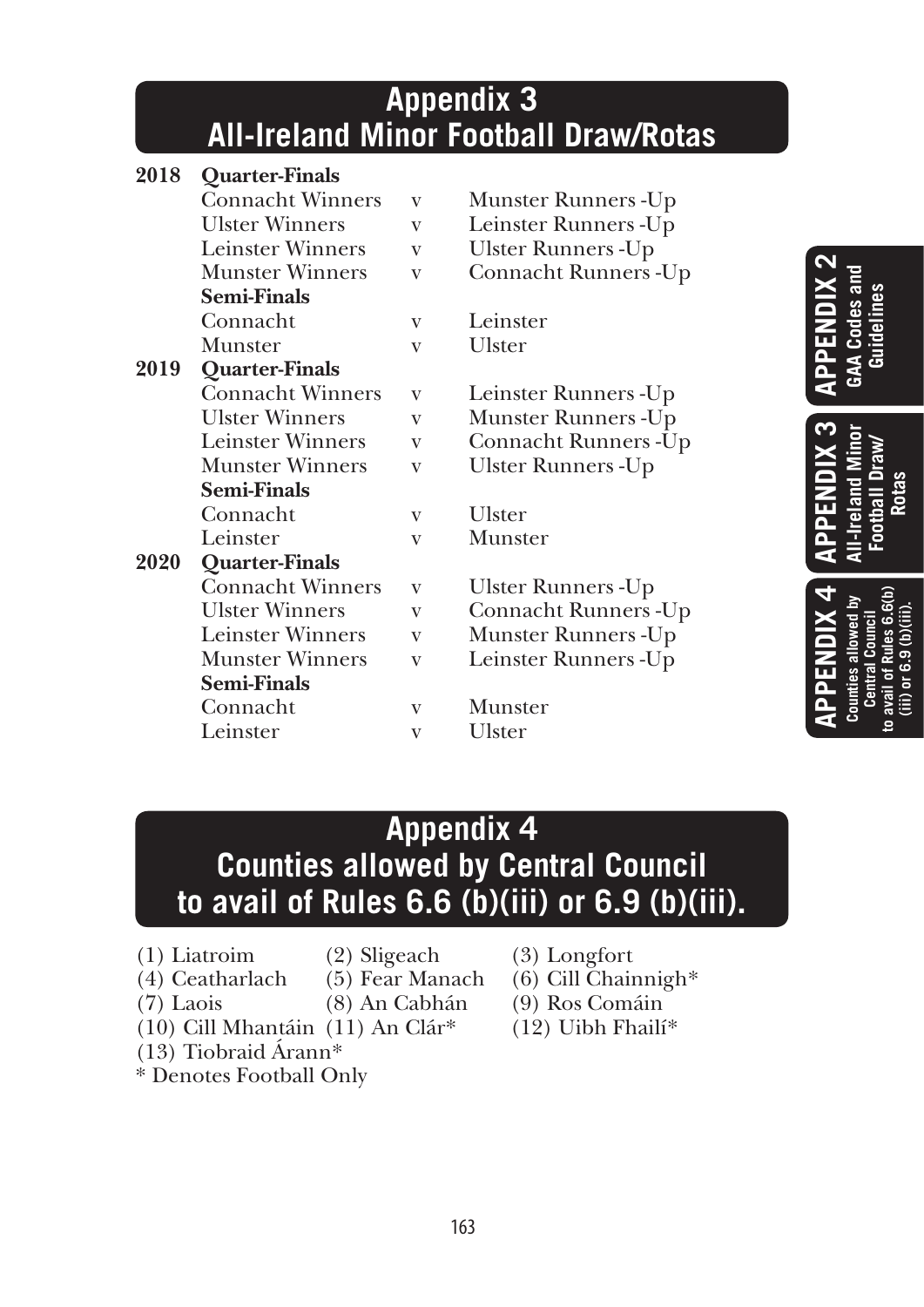# Appendix 3
# All-Ireland Minor Football Draw/Rotas

| | | | |
|---|---|---|---|
| **2018** | **Quarter-Finals** | | |
| | Connacht Winners | v | Munster Runners -Up |
| | Ulster Winners | v | Leinster Runners -Up |
| | Leinster Winners | v | Ulster Runners -Up |
| | Munster Winners | v | Connacht Runners -Up |
| | **Semi-Finals** | | |
| | Connacht | v | Leinster |
| | Munster | v | Ulster |
| **2019** | **Quarter-Finals** | | |
| | Connacht Winners | v | Leinster Runners -Up |
| | Ulster Winners | v | Munster Runners -Up |
| | Leinster Winners | v | Connacht Runners -Up |
| | Munster Winners | v | Ulster Runners -Up |
| | **Semi-Finals** | | |
| | Connacht | v | Ulster |
| | Leinster | v | Munster |
| **2020** | **Quarter-Finals** | | |
| | Connacht Winners | v | Ulster Runners -Up |
| | Ulster Winners | v | Connacht Runners -Up |
| | Leinster Winners | v | Munster Runners -Up |
| | Munster Winners | v | Leinster Runners -Up |
| | **Semi-Finals** | | |
| | Connacht | v | Munster |
| | Leinster | v | Ulster |

# Appendix 4
# Counties allowed by Central Council to avail of Rules 6.6 (b)(iii) or 6.9 (b)(iii).

(1) Liatroim (2) Sligeach (3) Longfort
(4) Ceatharlach (5) Fear Manach (6) Cill Chainnigh*
(7) Laois (8) An Cabhán (9) Ros Comáin
(10) Cill Mhantáin (11) An Clár* (12) Uibh Fhailí*
(13) Tiobraid Árann*

* Denotes Football Only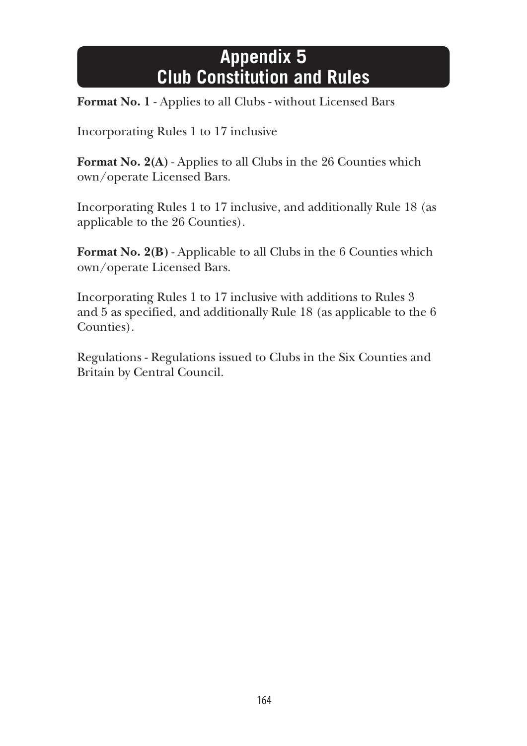# Appendix 5
# Club Constitution and Rules

**Format No. 1** - Applies to all Clubs - without Licensed Bars

Incorporating Rules 1 to 17 inclusive

**Format No. 2(A)** - Applies to all Clubs in the 26 Counties which own/operate Licensed Bars.

Incorporating Rules 1 to 17 inclusive, and additionally Rule 18 (as applicable to the 26 Counties).

**Format No. 2(B)** - Applicable to all Clubs in the 6 Counties which own/operate Licensed Bars.

Incorporating Rules 1 to 17 inclusive with additions to Rules 3 and 5 as specified, and additionally Rule 18 (as applicable to the 6 Counties).

Regulations - Regulations issued to Clubs in the Six Counties and Britain by Central Council.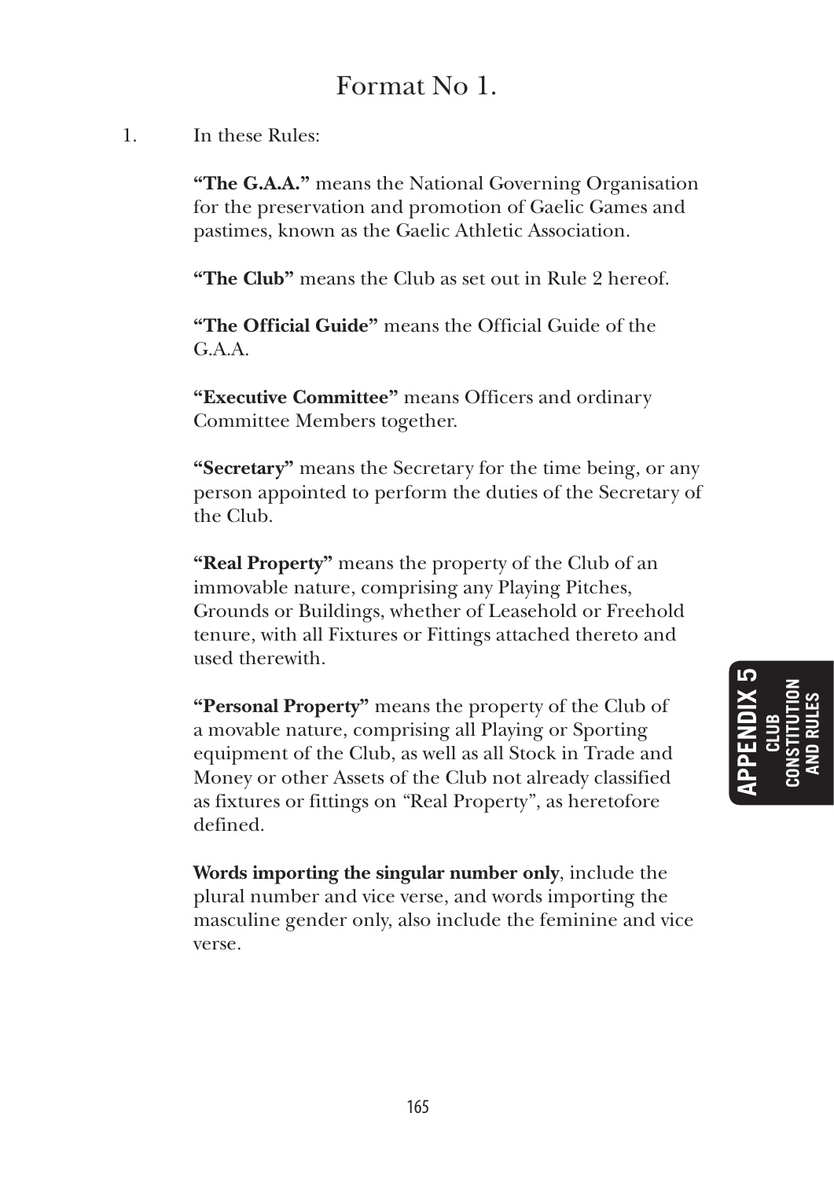# Format No 1.

1. In these Rules:

   **"The G.A.A."** means the National Governing Organisation for the preservation and promotion of Gaelic Games and pastimes, known as the Gaelic Athletic Association.

   **"The Club"** means the Club as set out in Rule 2 hereof.

   **"The Official Guide"** means the Official Guide of the G.A.A.

   **"Executive Committee"** means Officers and ordinary Committee Members together.

   **"Secretary"** means the Secretary for the time being, or any person appointed to perform the duties of the Secretary of the Club.

   **"Real Property"** means the property of the Club of an immovable nature, comprising any Playing Pitches, Grounds or Buildings, whether of Leasehold or Freehold tenure, with all Fixtures or Fittings attached thereto and used therewith.

   **"Personal Property"** means the property of the Club of a movable nature, comprising all Playing or Sporting equipment of the Club, as well as all Stock in Trade and Money or other Assets of the Club not already classified as fixtures or fittings on "Real Property", as heretofore defined.

   **Words importing the singular number only**, include the plural number and vice verse, and words importing the masculine gender only, also include the feminine and vice verse.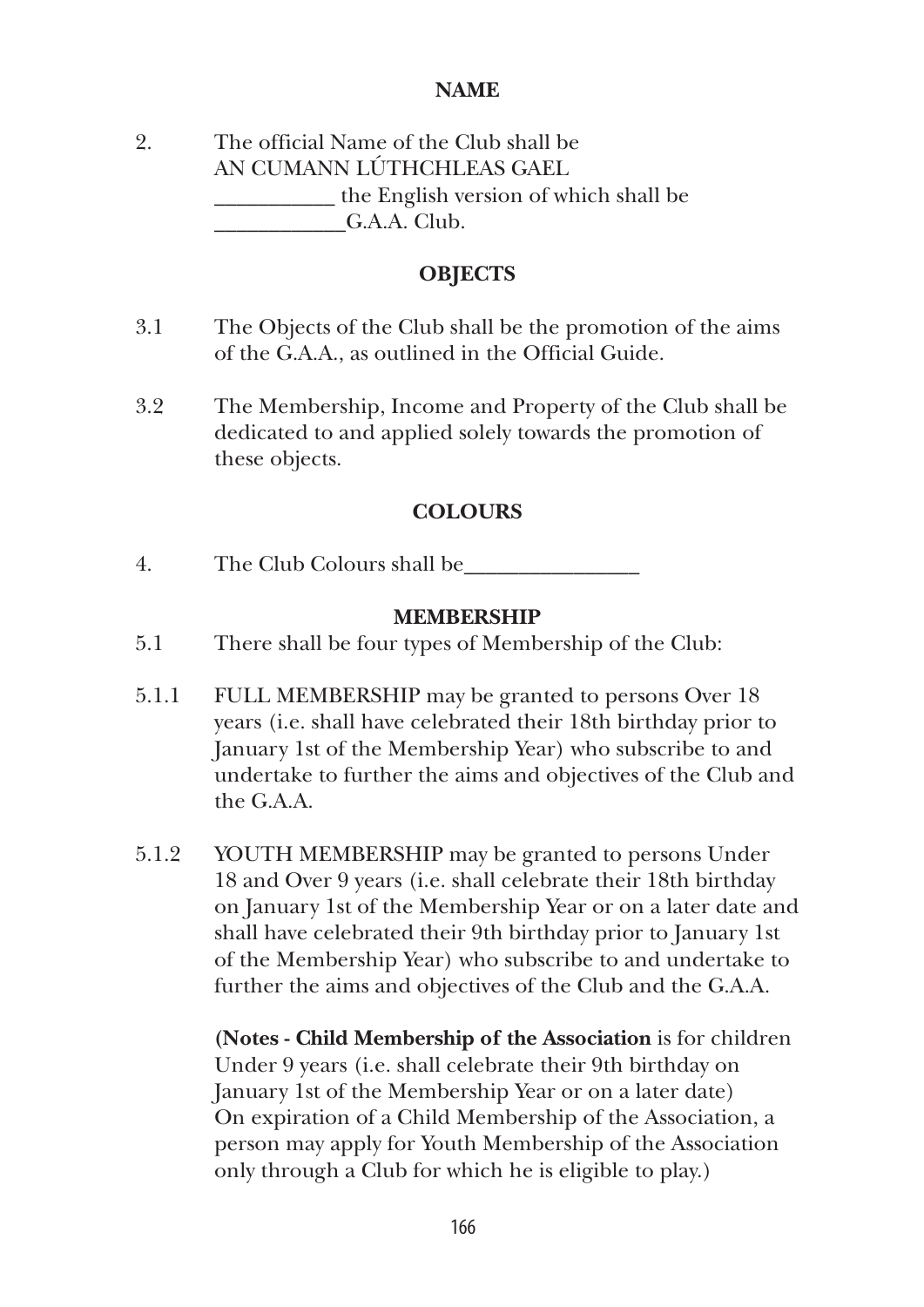## NAME

2. The official Name of the Club shall be
AN CUMANN LÚTHCHLEAS GAEL
___________ the English version of which shall be
____________G.A.A. Club.

## OBJECTS

3.1 The Objects of the Club shall be the promotion of the aims of the G.A.A., as outlined in the Official Guide.

3.2 The Membership, Income and Property of the Club shall be dedicated to and applied solely towards the promotion of these objects.

## COLOURS

4. The Club Colours shall be________________

## MEMBERSHIP

5.1 There shall be four types of Membership of the Club:

5.1.1 FULL MEMBERSHIP may be granted to persons Over 18 years (i.e. shall have celebrated their 18th birthday prior to January 1st of the Membership Year) who subscribe to and undertake to further the aims and objectives of the Club and the G.A.A.

5.1.2 YOUTH MEMBERSHIP may be granted to persons Under 18 and Over 9 years (i.e. shall celebrate their 18th birthday on January 1st of the Membership Year or on a later date and shall have celebrated their 9th birthday prior to January 1st of the Membership Year) who subscribe to and undertake to further the aims and objectives of the Club and the G.A.A.

**(Notes - Child Membership of the Association** is for children Under 9 years (i.e. shall celebrate their 9th birthday on January 1st of the Membership Year or on a later date)
On expiration of a Child Membership of the Association, a person may apply for Youth Membership of the Association only through a Club for which he is eligible to play.)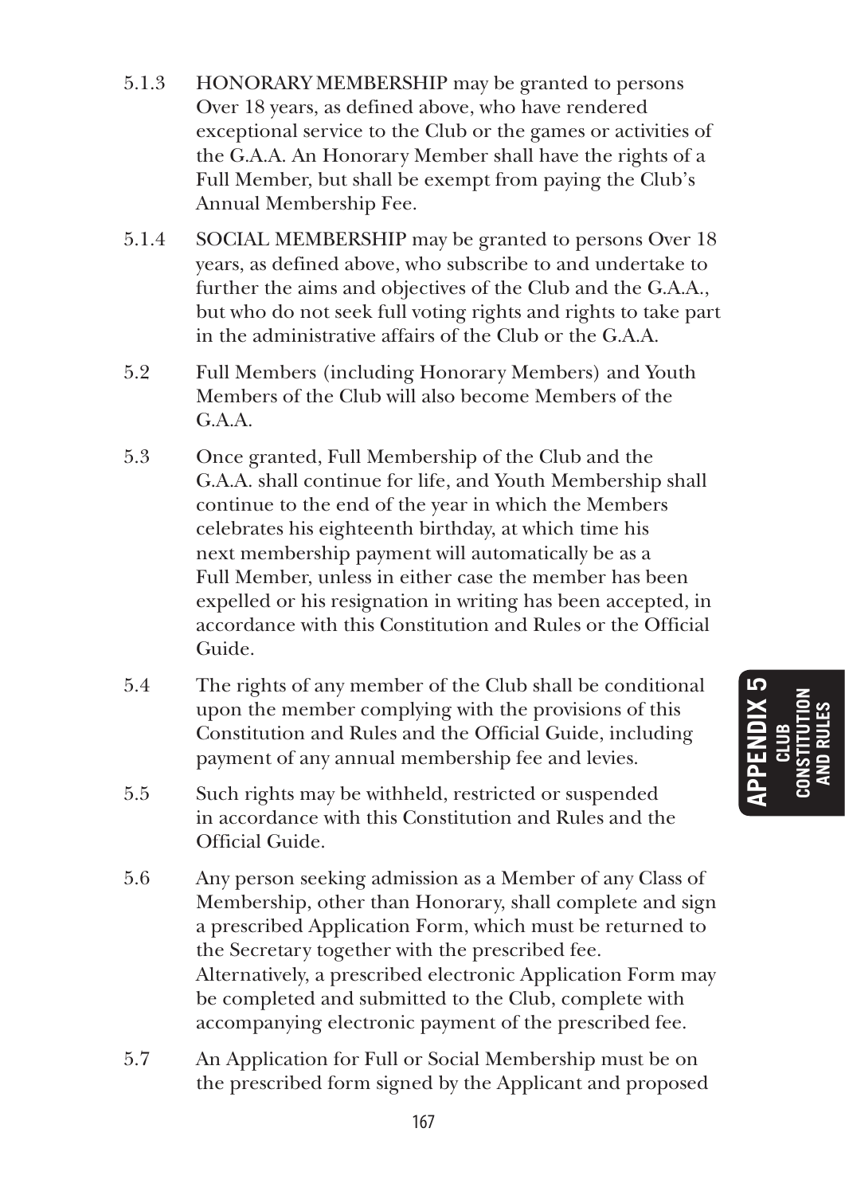5.1.3 HONORARY MEMBERSHIP may be granted to persons Over 18 years, as defined above, who have rendered exceptional service to the Club or the games or activities of the G.A.A. An Honorary Member shall have the rights of a Full Member, but shall be exempt from paying the Club's Annual Membership Fee.

5.1.4 SOCIAL MEMBERSHIP may be granted to persons Over 18 years, as defined above, who subscribe to and undertake to further the aims and objectives of the Club and the G.A.A., but who do not seek full voting rights and rights to take part in the administrative affairs of the Club or the G.A.A.

5.2 Full Members (including Honorary Members) and Youth Members of the Club will also become Members of the G.A.A.

5.3 Once granted, Full Membership of the Club and the G.A.A. shall continue for life, and Youth Membership shall continue to the end of the year in which the Members celebrates his eighteenth birthday, at which time his next membership payment will automatically be as a Full Member, unless in either case the member has been expelled or his resignation in writing has been accepted, in accordance with this Constitution and Rules or the Official Guide.

5.4 The rights of any member of the Club shall be conditional upon the member complying with the provisions of this Constitution and Rules and the Official Guide, including payment of any annual membership fee and levies.

5.5 Such rights may be withheld, restricted or suspended in accordance with this Constitution and Rules and the Official Guide.

5.6 Any person seeking admission as a Member of any Class of Membership, other than Honorary, shall complete and sign a prescribed Application Form, which must be returned to the Secretary together with the prescribed fee. Alternatively, a prescribed electronic Application Form may be completed and submitted to the Club, complete with accompanying electronic payment of the prescribed fee.

5.7 An Application for Full or Social Membership must be on the prescribed form signed by the Applicant and proposed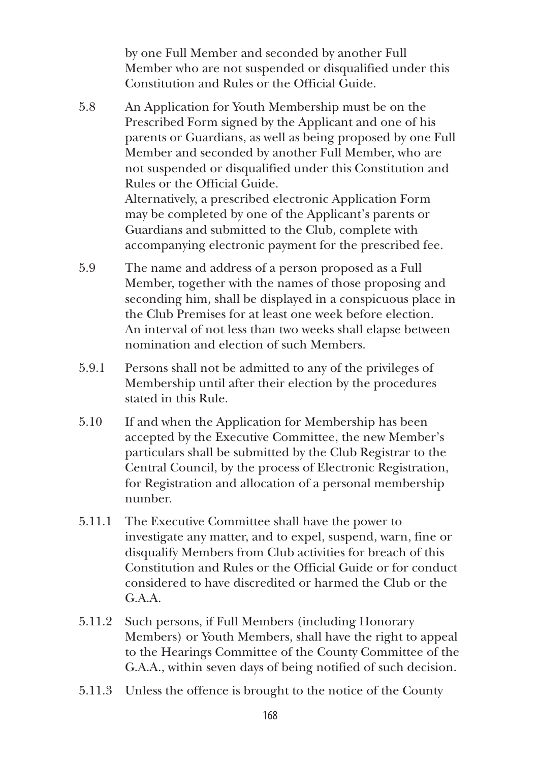by one Full Member and seconded by another Full Member who are not suspended or disqualified under this Constitution and Rules or the Official Guide.

5.8 An Application for Youth Membership must be on the Prescribed Form signed by the Applicant and one of his parents or Guardians, as well as being proposed by one Full Member and seconded by another Full Member, who are not suspended or disqualified under this Constitution and Rules or the Official Guide.
Alternatively, a prescribed electronic Application Form may be completed by one of the Applicant's parents or Guardians and submitted to the Club, complete with accompanying electronic payment for the prescribed fee.

5.9 The name and address of a person proposed as a Full Member, together with the names of those proposing and seconding him, shall be displayed in a conspicuous place in the Club Premises for at least one week before election. An interval of not less than two weeks shall elapse between nomination and election of such Members.

5.9.1 Persons shall not be admitted to any of the privileges of Membership until after their election by the procedures stated in this Rule.

5.10 If and when the Application for Membership has been accepted by the Executive Committee, the new Member's particulars shall be submitted by the Club Registrar to the Central Council, by the process of Electronic Registration, for Registration and allocation of a personal membership number.

5.11.1 The Executive Committee shall have the power to investigate any matter, and to expel, suspend, warn, fine or disqualify Members from Club activities for breach of this Constitution and Rules or the Official Guide or for conduct considered to have discredited or harmed the Club or the G.A.A.

5.11.2 Such persons, if Full Members (including Honorary Members) or Youth Members, shall have the right to appeal to the Hearings Committee of the County Committee of the G.A.A., within seven days of being notified of such decision.

5.11.3 Unless the offence is brought to the notice of the County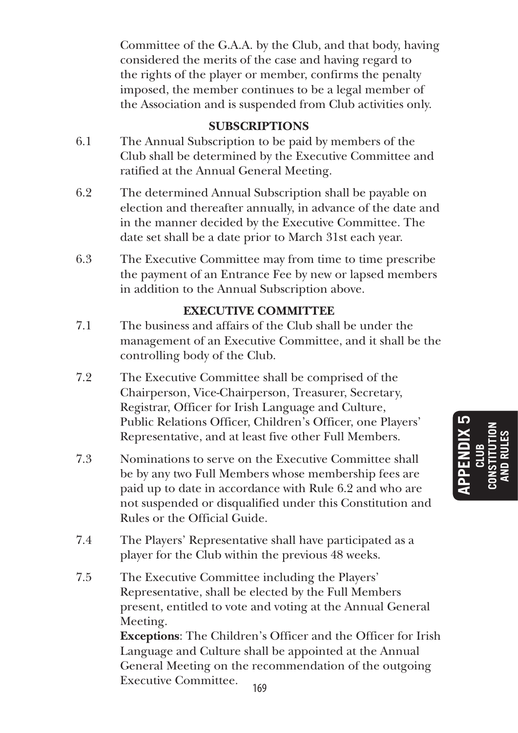Committee of the G.A.A. by the Club, and that body, having considered the merits of the case and having regard to the rights of the player or member, confirms the penalty imposed, the member continues to be a legal member of the Association and is suspended from Club activities only.

## SUBSCRIPTIONS

6.1 The Annual Subscription to be paid by members of the Club shall be determined by the Executive Committee and ratified at the Annual General Meeting.

6.2 The determined Annual Subscription shall be payable on election and thereafter annually, in advance of the date and in the manner decided by the Executive Committee. The date set shall be a date prior to March 31st each year.

6.3 The Executive Committee may from time to time prescribe the payment of an Entrance Fee by new or lapsed members in addition to the Annual Subscription above.

## EXECUTIVE COMMITTEE

7.1 The business and affairs of the Club shall be under the management of an Executive Committee, and it shall be the controlling body of the Club.

7.2 The Executive Committee shall be comprised of the Chairperson, Vice-Chairperson, Treasurer, Secretary, Registrar, Officer for Irish Language and Culture, Public Relations Officer, Children's Officer, one Players' Representative, and at least five other Full Members.

7.3 Nominations to serve on the Executive Committee shall be by any two Full Members whose membership fees are paid up to date in accordance with Rule 6.2 and who are not suspended or disqualified under this Constitution and Rules or the Official Guide.

7.4 The Players' Representative shall have participated as a player for the Club within the previous 48 weeks.

7.5 The Executive Committee including the Players' Representative, shall be elected by the Full Members present, entitled to vote and voting at the Annual General Meeting.
**Exceptions**: The Children's Officer and the Officer for Irish Language and Culture shall be appointed at the Annual General Meeting on the recommendation of the outgoing Executive Committee.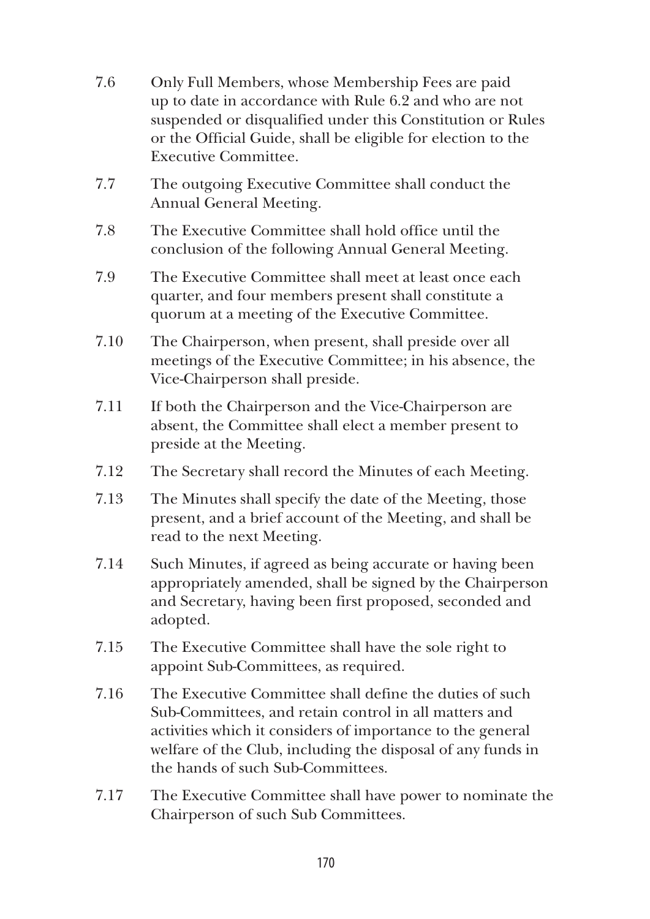7.6 Only Full Members, whose Membership Fees are paid up to date in accordance with Rule 6.2 and who are not suspended or disqualified under this Constitution or Rules or the Official Guide, shall be eligible for election to the Executive Committee.

7.7 The outgoing Executive Committee shall conduct the Annual General Meeting.

7.8 The Executive Committee shall hold office until the conclusion of the following Annual General Meeting.

7.9 The Executive Committee shall meet at least once each quarter, and four members present shall constitute a quorum at a meeting of the Executive Committee.

7.10 The Chairperson, when present, shall preside over all meetings of the Executive Committee; in his absence, the Vice-Chairperson shall preside.

7.11 If both the Chairperson and the Vice-Chairperson are absent, the Committee shall elect a member present to preside at the Meeting.

7.12 The Secretary shall record the Minutes of each Meeting.

7.13 The Minutes shall specify the date of the Meeting, those present, and a brief account of the Meeting, and shall be read to the next Meeting.

7.14 Such Minutes, if agreed as being accurate or having been appropriately amended, shall be signed by the Chairperson and Secretary, having been first proposed, seconded and adopted.

7.15 The Executive Committee shall have the sole right to appoint Sub-Committees, as required.

7.16 The Executive Committee shall define the duties of such Sub-Committees, and retain control in all matters and activities which it considers of importance to the general welfare of the Club, including the disposal of any funds in the hands of such Sub-Committees.

7.17 The Executive Committee shall have power to nominate the Chairperson of such Sub Committees.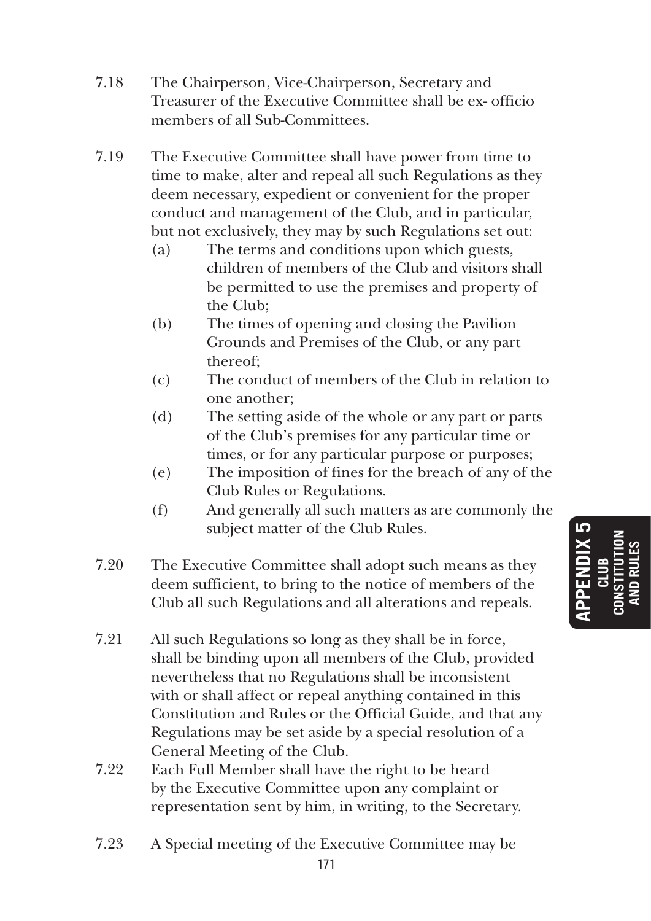7.18 The Chairperson, Vice-Chairperson, Secretary and Treasurer of the Executive Committee shall be ex- officio members of all Sub-Committees.

7.19 The Executive Committee shall have power from time to time to make, alter and repeal all such Regulations as they deem necessary, expedient or convenient for the proper conduct and management of the Club, and in particular, but not exclusively, they may by such Regulations set out:

- (a) The terms and conditions upon which guests, children of members of the Club and visitors shall be permitted to use the premises and property of the Club;
- (b) The times of opening and closing the Pavilion Grounds and Premises of the Club, or any part thereof;
- (c) The conduct of members of the Club in relation to one another;
- (d) The setting aside of the whole or any part or parts of the Club's premises for any particular time or times, or for any particular purpose or purposes;
- (e) The imposition of fines for the breach of any of the Club Rules or Regulations.
- (f) And generally all such matters as are commonly the subject matter of the Club Rules.

7.20 The Executive Committee shall adopt such means as they deem sufficient, to bring to the notice of members of the Club all such Regulations and all alterations and repeals.

7.21 All such Regulations so long as they shall be in force, shall be binding upon all members of the Club, provided nevertheless that no Regulations shall be inconsistent with or shall affect or repeal anything contained in this Constitution and Rules or the Official Guide, and that any Regulations may be set aside by a special resolution of a General Meeting of the Club.

7.22 Each Full Member shall have the right to be heard by the Executive Committee upon any complaint or representation sent by him, in writing, to the Secretary.

7.23 A Special meeting of the Executive Committee may be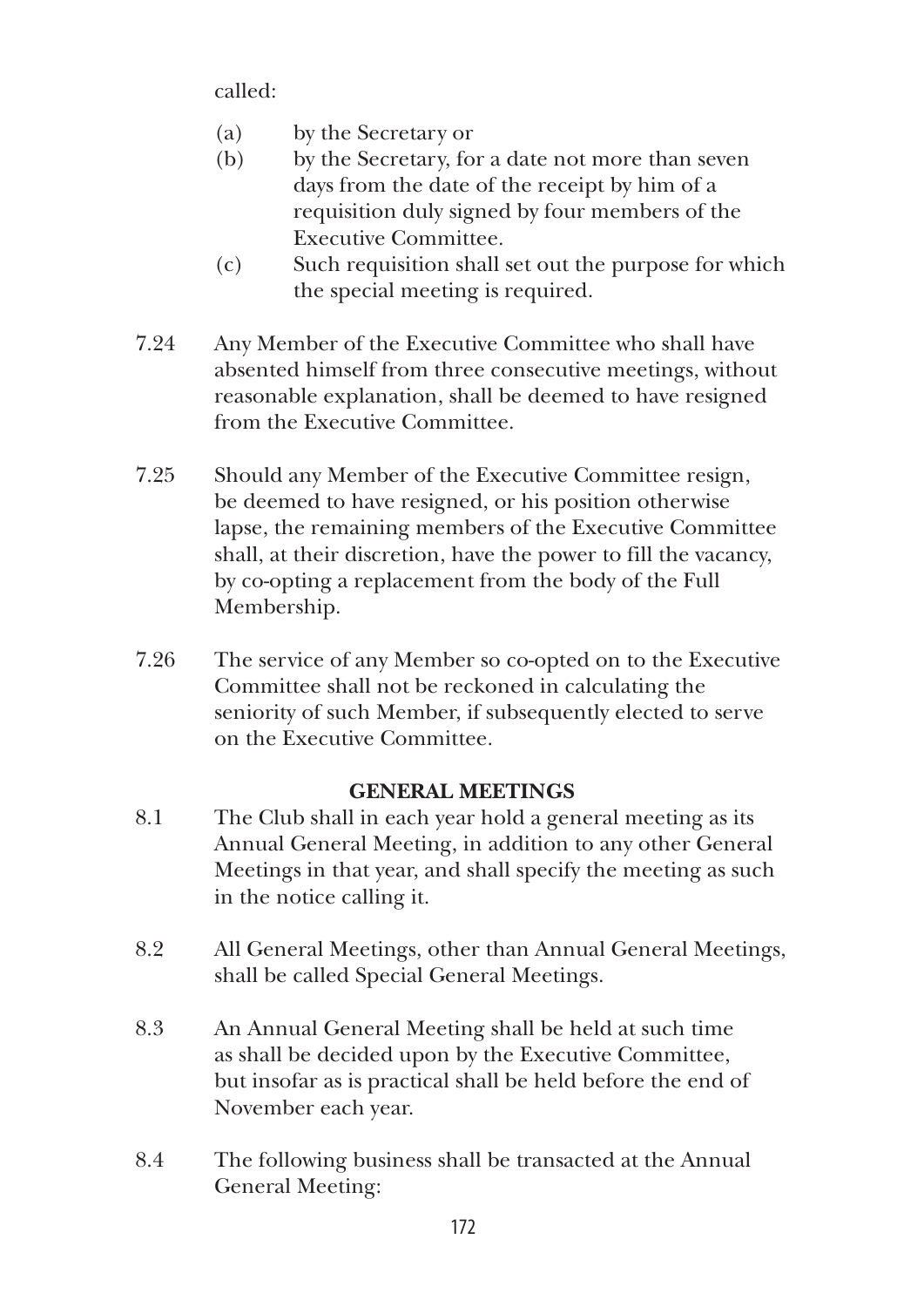called:

(a) by the Secretary or

(b) by the Secretary, for a date not more than seven days from the date of the receipt by him of a requisition duly signed by four members of the Executive Committee.

(c) Such requisition shall set out the purpose for which the special meeting is required.

7.24 Any Member of the Executive Committee who shall have absented himself from three consecutive meetings, without reasonable explanation, shall be deemed to have resigned from the Executive Committee.

7.25 Should any Member of the Executive Committee resign, be deemed to have resigned, or his position otherwise lapse, the remaining members of the Executive Committee shall, at their discretion, have the power to fill the vacancy, by co-opting a replacement from the body of the Full Membership.

7.26 The service of any Member so co-opted on to the Executive Committee shall not be reckoned in calculating the seniority of such Member, if subsequently elected to serve on the Executive Committee.

## GENERAL MEETINGS

8.1 The Club shall in each year hold a general meeting as its Annual General Meeting, in addition to any other General Meetings in that year, and shall specify the meeting as such in the notice calling it.

8.2 All General Meetings, other than Annual General Meetings, shall be called Special General Meetings.

8.3 An Annual General Meeting shall be held at such time as shall be decided upon by the Executive Committee, but insofar as is practical shall be held before the end of November each year.

8.4 The following business shall be transacted at the Annual General Meeting: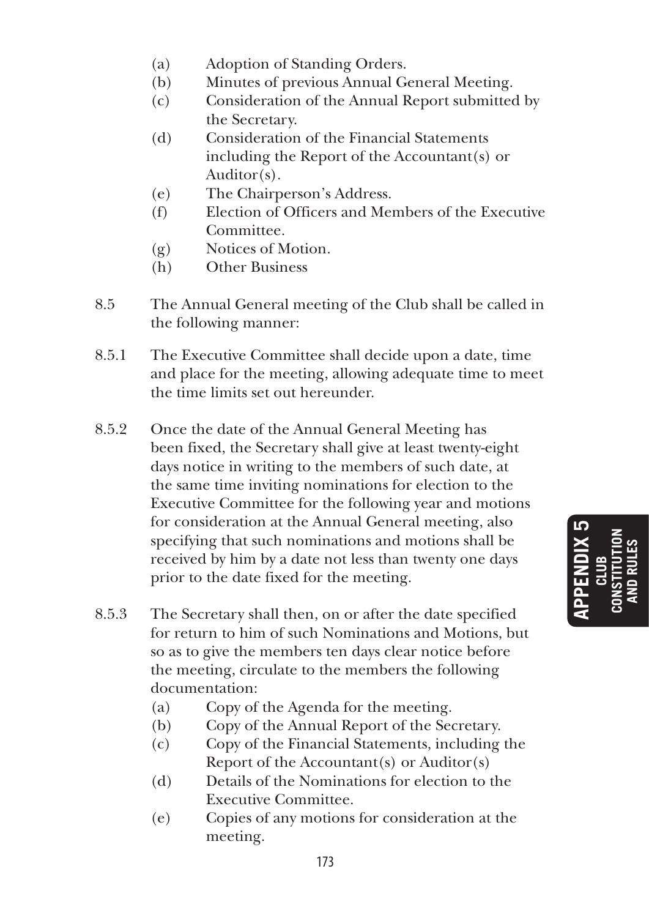(a) Adoption of Standing Orders.
(b) Minutes of previous Annual General Meeting.
(c) Consideration of the Annual Report submitted by the Secretary.
(d) Consideration of the Financial Statements including the Report of the Accountant(s) or Auditor(s).
(e) The Chairperson's Address.
(f) Election of Officers and Members of the Executive Committee.
(g) Notices of Motion.
(h) Other Business

8.5 The Annual General meeting of the Club shall be called in the following manner:

8.5.1 The Executive Committee shall decide upon a date, time and place for the meeting, allowing adequate time to meet the time limits set out hereunder.

8.5.2 Once the date of the Annual General Meeting has been fixed, the Secretary shall give at least twenty-eight days notice in writing to the members of such date, at the same time inviting nominations for election to the Executive Committee for the following year and motions for consideration at the Annual General meeting, also specifying that such nominations and motions shall be received by him by a date not less than twenty one days prior to the date fixed for the meeting.

8.5.3 The Secretary shall then, on or after the date specified for return to him of such Nominations and Motions, but so as to give the members ten days clear notice before the meeting, circulate to the members the following documentation:

(a) Copy of the Agenda for the meeting.
(b) Copy of the Annual Report of the Secretary.
(c) Copy of the Financial Statements, including the Report of the Accountant(s) or Auditor(s)
(d) Details of the Nominations for election to the Executive Committee.
(e) Copies of any motions for consideration at the meeting.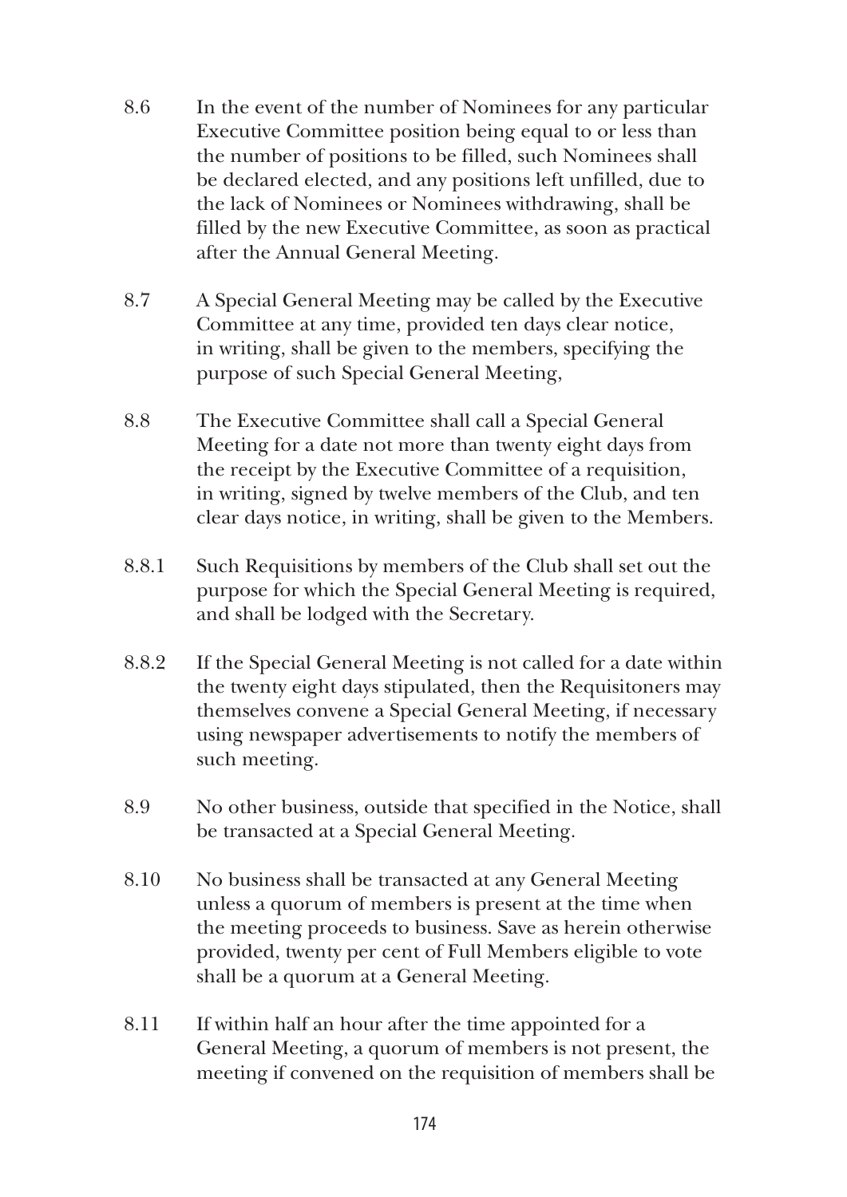8.6 In the event of the number of Nominees for any particular Executive Committee position being equal to or less than the number of positions to be filled, such Nominees shall be declared elected, and any positions left unfilled, due to the lack of Nominees or Nominees withdrawing, shall be filled by the new Executive Committee, as soon as practical after the Annual General Meeting.

8.7 A Special General Meeting may be called by the Executive Committee at any time, provided ten days clear notice, in writing, shall be given to the members, specifying the purpose of such Special General Meeting,

8.8 The Executive Committee shall call a Special General Meeting for a date not more than twenty eight days from the receipt by the Executive Committee of a requisition, in writing, signed by twelve members of the Club, and ten clear days notice, in writing, shall be given to the Members.

8.8.1 Such Requisitions by members of the Club shall set out the purpose for which the Special General Meeting is required, and shall be lodged with the Secretary.

8.8.2 If the Special General Meeting is not called for a date within the twenty eight days stipulated, then the Requisitoners may themselves convene a Special General Meeting, if necessary using newspaper advertisements to notify the members of such meeting.

8.9 No other business, outside that specified in the Notice, shall be transacted at a Special General Meeting.

8.10 No business shall be transacted at any General Meeting unless a quorum of members is present at the time when the meeting proceeds to business. Save as herein otherwise provided, twenty per cent of Full Members eligible to vote shall be a quorum at a General Meeting.

8.11 If within half an hour after the time appointed for a General Meeting, a quorum of members is not present, the meeting if convened on the requisition of members shall be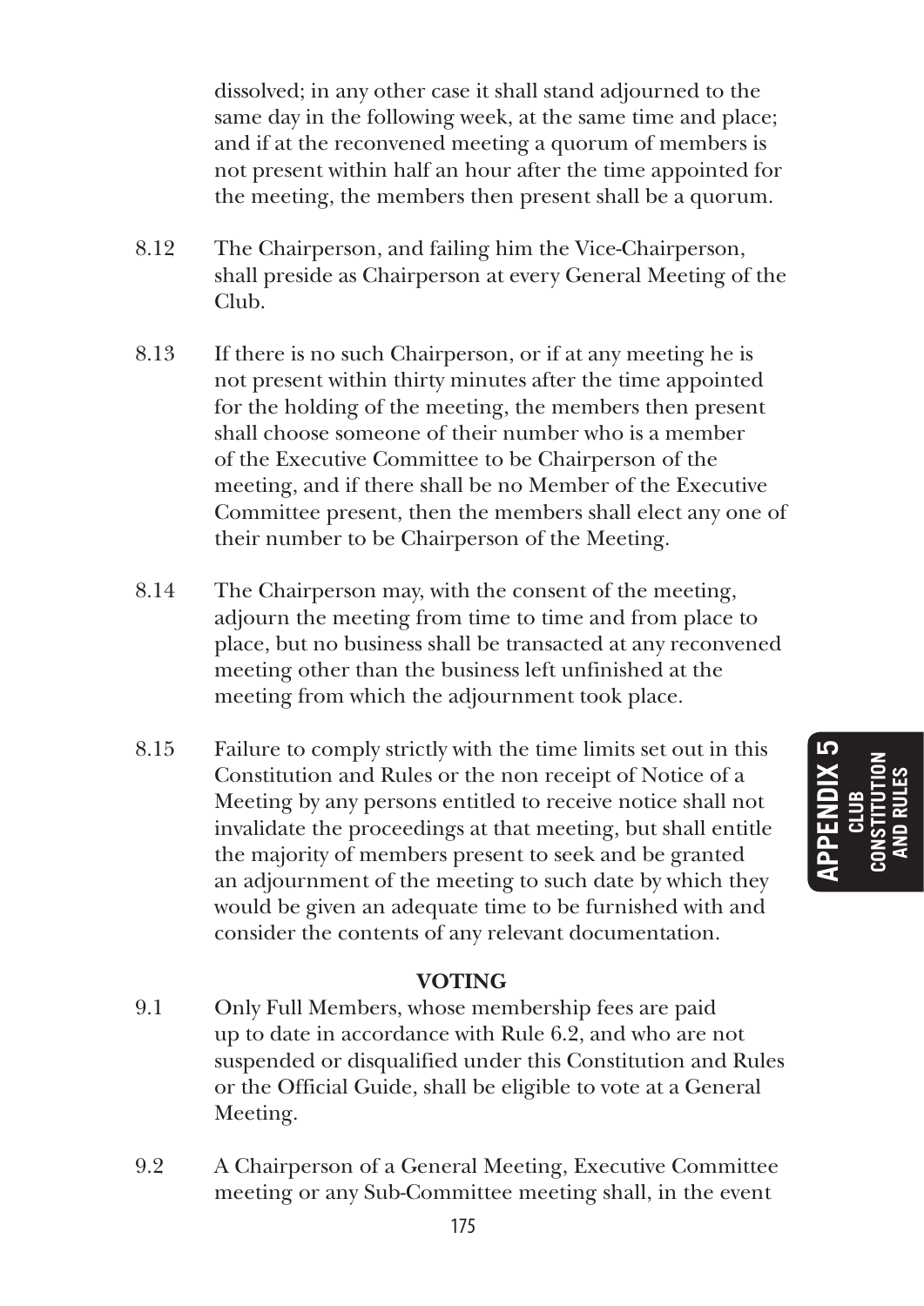dissolved; in any other case it shall stand adjourned to the same day in the following week, at the same time and place; and if at the reconvened meeting a quorum of members is not present within half an hour after the time appointed for the meeting, the members then present shall be a quorum.

8.12 The Chairperson, and failing him the Vice-Chairperson, shall preside as Chairperson at every General Meeting of the Club.

8.13 If there is no such Chairperson, or if at any meeting he is not present within thirty minutes after the time appointed for the holding of the meeting, the members then present shall choose someone of their number who is a member of the Executive Committee to be Chairperson of the meeting, and if there shall be no Member of the Executive Committee present, then the members shall elect any one of their number to be Chairperson of the Meeting.

8.14 The Chairperson may, with the consent of the meeting, adjourn the meeting from time to time and from place to place, but no business shall be transacted at any reconvened meeting other than the business left unfinished at the meeting from which the adjournment took place.

8.15 Failure to comply strictly with the time limits set out in this Constitution and Rules or the non receipt of Notice of a Meeting by any persons entitled to receive notice shall not invalidate the proceedings at that meeting, but shall entitle the majority of members present to seek and be granted an adjournment of the meeting to such date by which they would be given an adequate time to be furnished with and consider the contents of any relevant documentation.

**VOTING**

9.1 Only Full Members, whose membership fees are paid up to date in accordance with Rule 6.2, and who are not suspended or disqualified under this Constitution and Rules or the Official Guide, shall be eligible to vote at a General Meeting.

9.2 A Chairperson of a General Meeting, Executive Committee meeting or any Sub-Committee meeting shall, in the event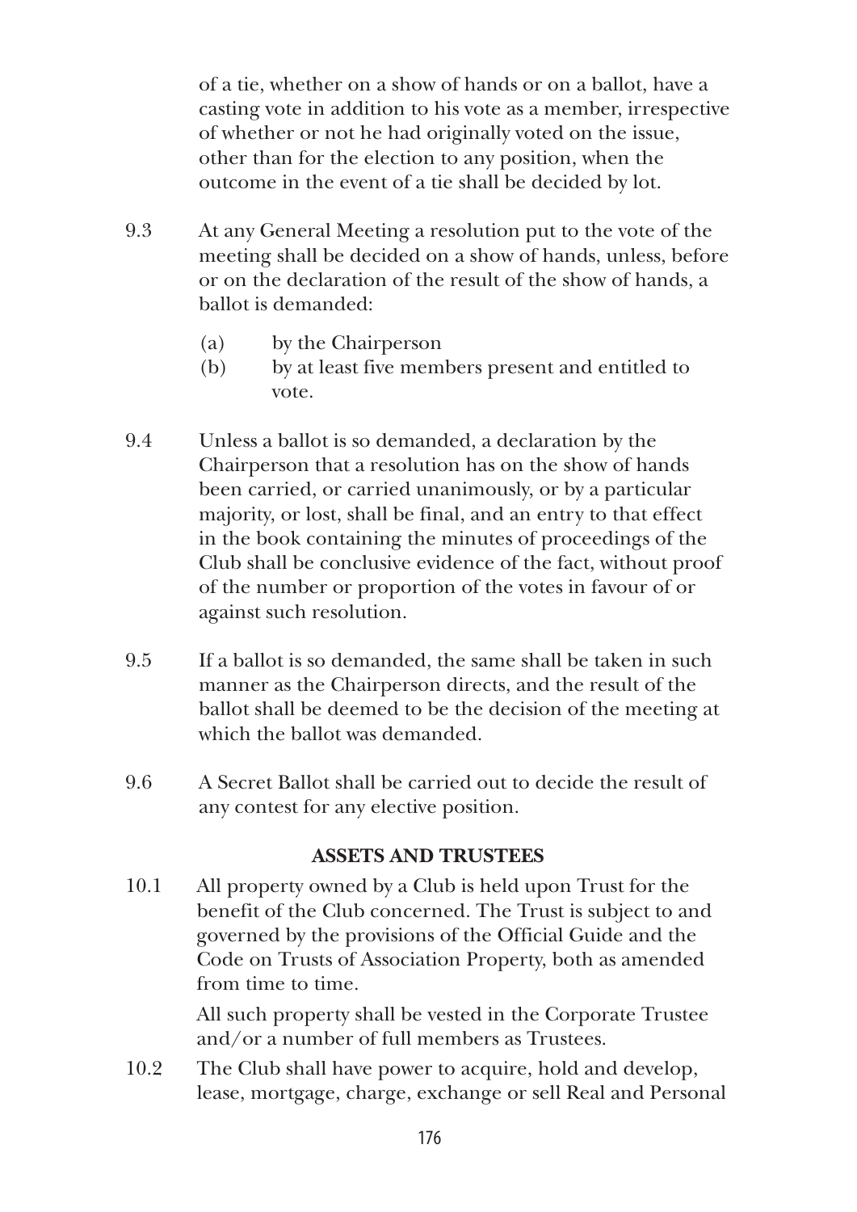of a tie, whether on a show of hands or on a ballot, have a casting vote in addition to his vote as a member, irrespective of whether or not he had originally voted on the issue, other than for the election to any position, when the outcome in the event of a tie shall be decided by lot.

9.3 At any General Meeting a resolution put to the vote of the meeting shall be decided on a show of hands, unless, before or on the declaration of the result of the show of hands, a ballot is demanded:

(a) by the Chairperson
(b) by at least five members present and entitled to vote.

9.4 Unless a ballot is so demanded, a declaration by the Chairperson that a resolution has on the show of hands been carried, or carried unanimously, or by a particular majority, or lost, shall be final, and an entry to that effect in the book containing the minutes of proceedings of the Club shall be conclusive evidence of the fact, without proof of the number or proportion of the votes in favour of or against such resolution.

9.5 If a ballot is so demanded, the same shall be taken in such manner as the Chairperson directs, and the result of the ballot shall be deemed to be the decision of the meeting at which the ballot was demanded.

9.6 A Secret Ballot shall be carried out to decide the result of any contest for any elective position.

## ASSETS AND TRUSTEES

10.1 All property owned by a Club is held upon Trust for the benefit of the Club concerned. The Trust is subject to and governed by the provisions of the Official Guide and the Code on Trusts of Association Property, both as amended from time to time.

All such property shall be vested in the Corporate Trustee and/or a number of full members as Trustees.

10.2 The Club shall have power to acquire, hold and develop, lease, mortgage, charge, exchange or sell Real and Personal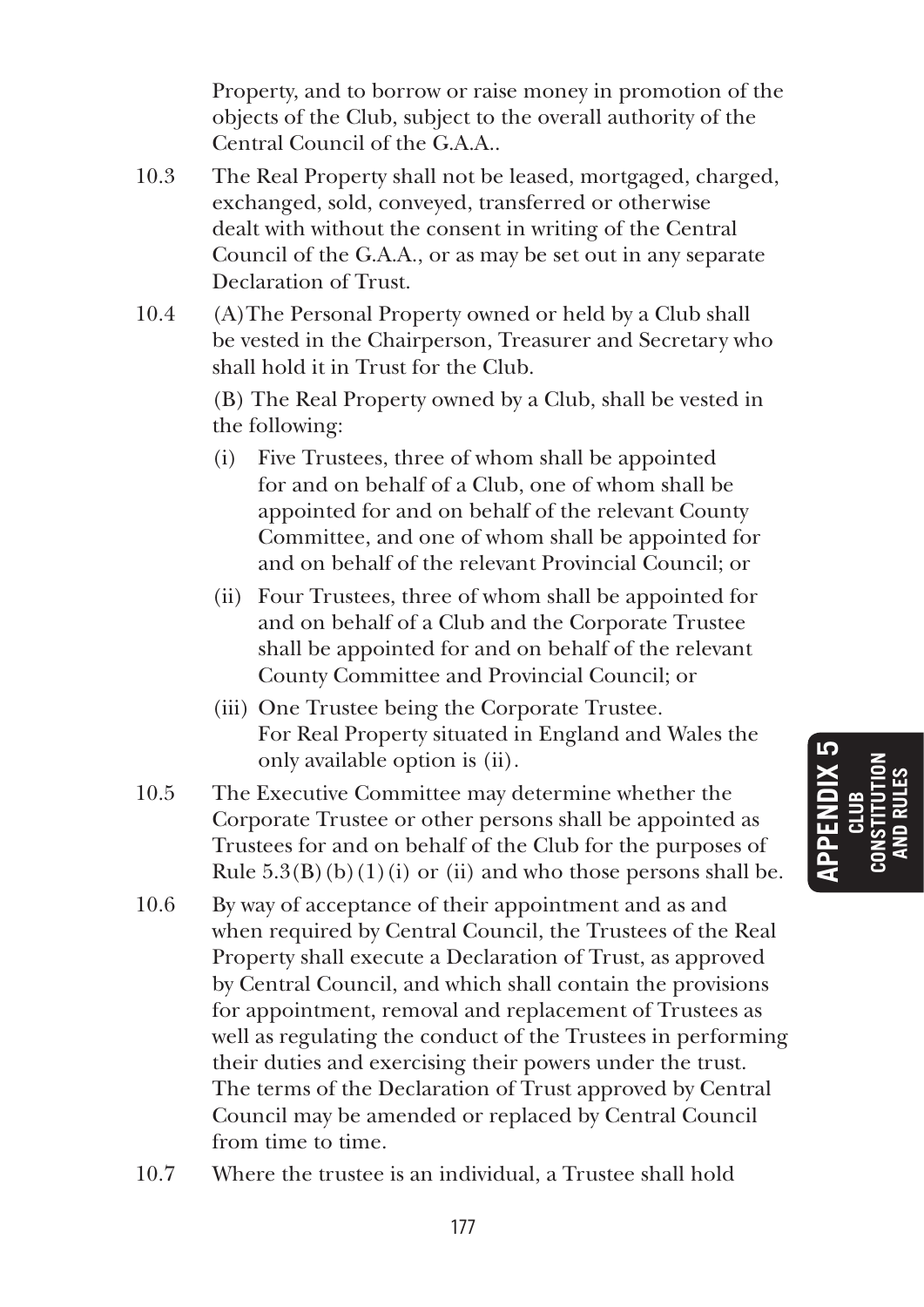Property, and to borrow or raise money in promotion of the objects of the Club, subject to the overall authority of the Central Council of the G.A.A..

10.3 The Real Property shall not be leased, mortgaged, charged, exchanged, sold, conveyed, transferred or otherwise dealt with without the consent in writing of the Central Council of the G.A.A., or as may be set out in any separate Declaration of Trust.

10.4 (A) The Personal Property owned or held by a Club shall be vested in the Chairperson, Treasurer and Secretary who shall hold it in Trust for the Club.

(B) The Real Property owned by a Club, shall be vested in the following:

- (i) Five Trustees, three of whom shall be appointed for and on behalf of a Club, one of whom shall be appointed for and on behalf of the relevant County Committee, and one of whom shall be appointed for and on behalf of the relevant Provincial Council; or
- (ii) Four Trustees, three of whom shall be appointed for and on behalf of a Club and the Corporate Trustee shall be appointed for and on behalf of the relevant County Committee and Provincial Council; or
- (iii) One Trustee being the Corporate Trustee. For Real Property situated in England and Wales the only available option is (ii).

10.5 The Executive Committee may determine whether the Corporate Trustee or other persons shall be appointed as Trustees for and on behalf of the Club for the purposes of Rule 5.3(B)(b)(1)(i) or (ii) and who those persons shall be.

10.6 By way of acceptance of their appointment and as and when required by Central Council, the Trustees of the Real Property shall execute a Declaration of Trust, as approved by Central Council, and which shall contain the provisions for appointment, removal and replacement of Trustees as well as regulating the conduct of the Trustees in performing their duties and exercising their powers under the trust. The terms of the Declaration of Trust approved by Central Council may be amended or replaced by Central Council from time to time.

10.7 Where the trustee is an individual, a Trustee shall hold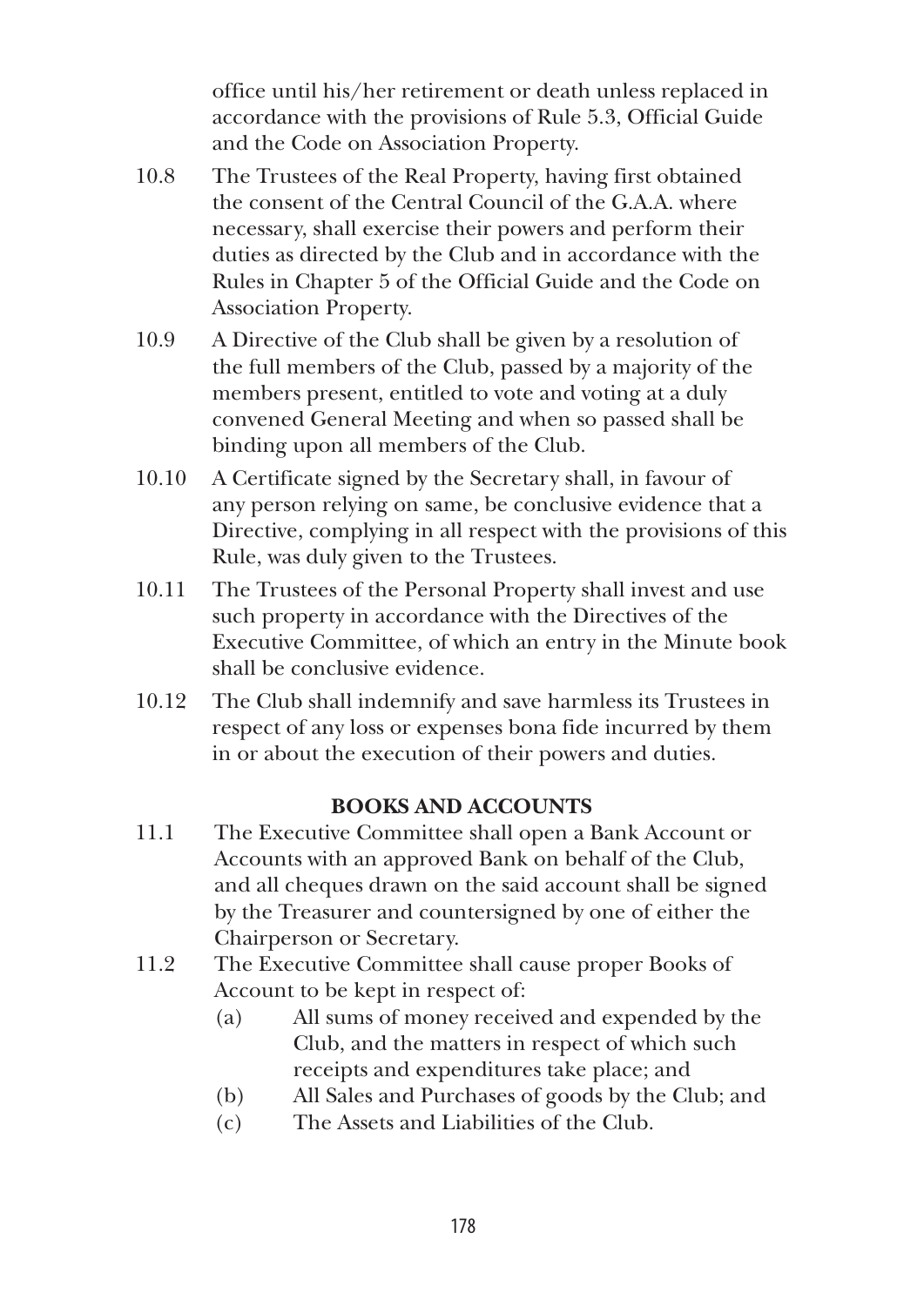office until his/her retirement or death unless replaced in accordance with the provisions of Rule 5.3, Official Guide and the Code on Association Property.

10.8 The Trustees of the Real Property, having first obtained the consent of the Central Council of the G.A.A. where necessary, shall exercise their powers and perform their duties as directed by the Club and in accordance with the Rules in Chapter 5 of the Official Guide and the Code on Association Property.

10.9 A Directive of the Club shall be given by a resolution of the full members of the Club, passed by a majority of the members present, entitled to vote and voting at a duly convened General Meeting and when so passed shall be binding upon all members of the Club.

10.10 A Certificate signed by the Secretary shall, in favour of any person relying on same, be conclusive evidence that a Directive, complying in all respect with the provisions of this Rule, was duly given to the Trustees.

10.11 The Trustees of the Personal Property shall invest and use such property in accordance with the Directives of the Executive Committee, of which an entry in the Minute book shall be conclusive evidence.

10.12 The Club shall indemnify and save harmless its Trustees in respect of any loss or expenses bona fide incurred by them in or about the execution of their powers and duties.

**BOOKS AND ACCOUNTS**

11.1 The Executive Committee shall open a Bank Account or Accounts with an approved Bank on behalf of the Club, and all cheques drawn on the said account shall be signed by the Treasurer and countersigned by one of either the Chairperson or Secretary.

11.2 The Executive Committee shall cause proper Books of Account to be kept in respect of:

(a) All sums of money received and expended by the Club, and the matters in respect of which such receipts and expenditures take place; and

(b) All Sales and Purchases of goods by the Club; and

(c) The Assets and Liabilities of the Club.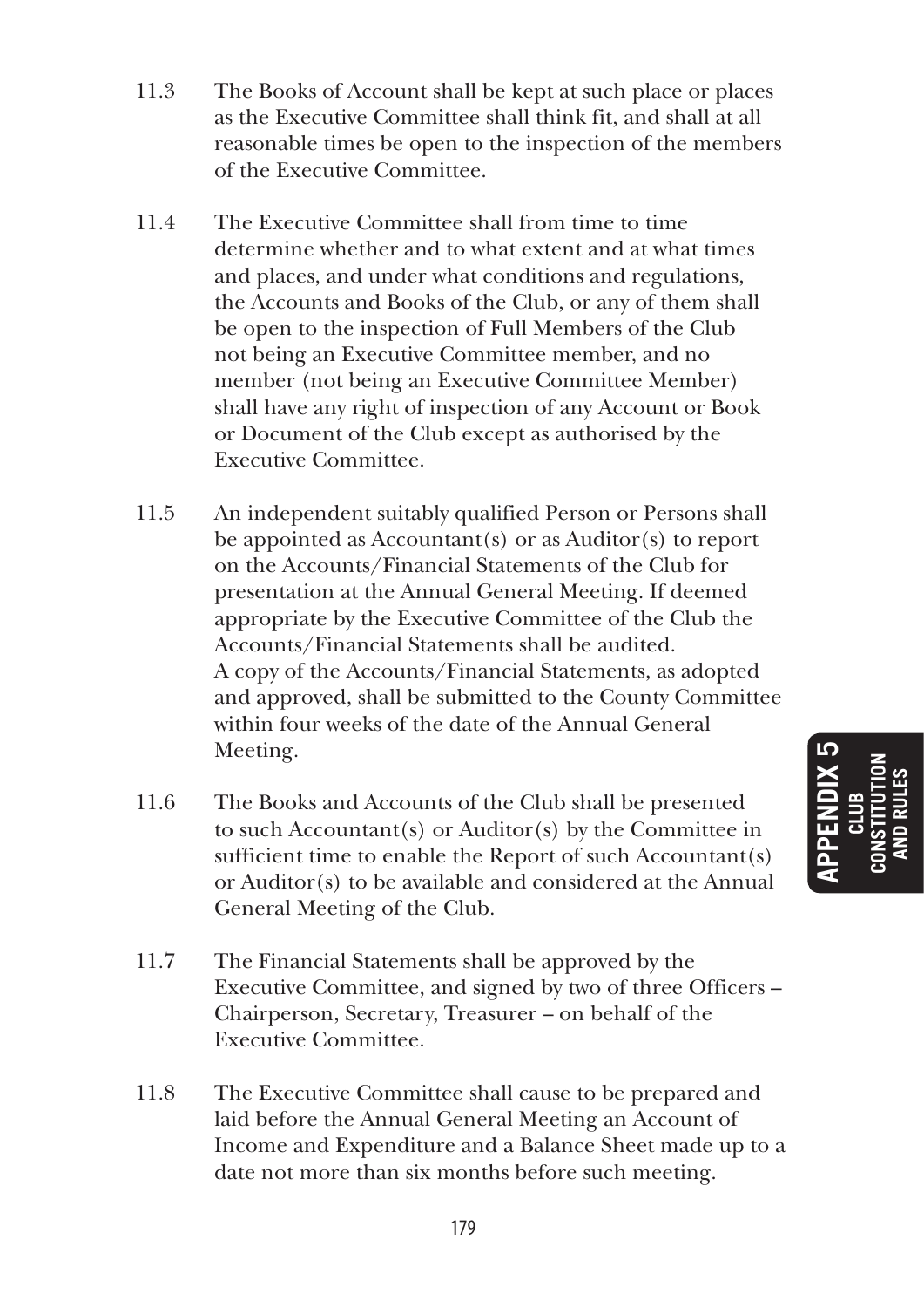11.3 The Books of Account shall be kept at such place or places as the Executive Committee shall think fit, and shall at all reasonable times be open to the inspection of the members of the Executive Committee.

11.4 The Executive Committee shall from time to time determine whether and to what extent and at what times and places, and under what conditions and regulations, the Accounts and Books of the Club, or any of them shall be open to the inspection of Full Members of the Club not being an Executive Committee member, and no member (not being an Executive Committee Member) shall have any right of inspection of any Account or Book or Document of the Club except as authorised by the Executive Committee.

11.5 An independent suitably qualified Person or Persons shall be appointed as Accountant(s) or as Auditor(s) to report on the Accounts/Financial Statements of the Club for presentation at the Annual General Meeting. If deemed appropriate by the Executive Committee of the Club the Accounts/Financial Statements shall be audited. A copy of the Accounts/Financial Statements, as adopted and approved, shall be submitted to the County Committee within four weeks of the date of the Annual General Meeting.

11.6 The Books and Accounts of the Club shall be presented to such Accountant(s) or Auditor(s) by the Committee in sufficient time to enable the Report of such Accountant(s) or Auditor(s) to be available and considered at the Annual General Meeting of the Club.

11.7 The Financial Statements shall be approved by the Executive Committee, and signed by two of three Officers – Chairperson, Secretary, Treasurer – on behalf of the Executive Committee.

11.8 The Executive Committee shall cause to be prepared and laid before the Annual General Meeting an Account of Income and Expenditure and a Balance Sheet made up to a date not more than six months before such meeting.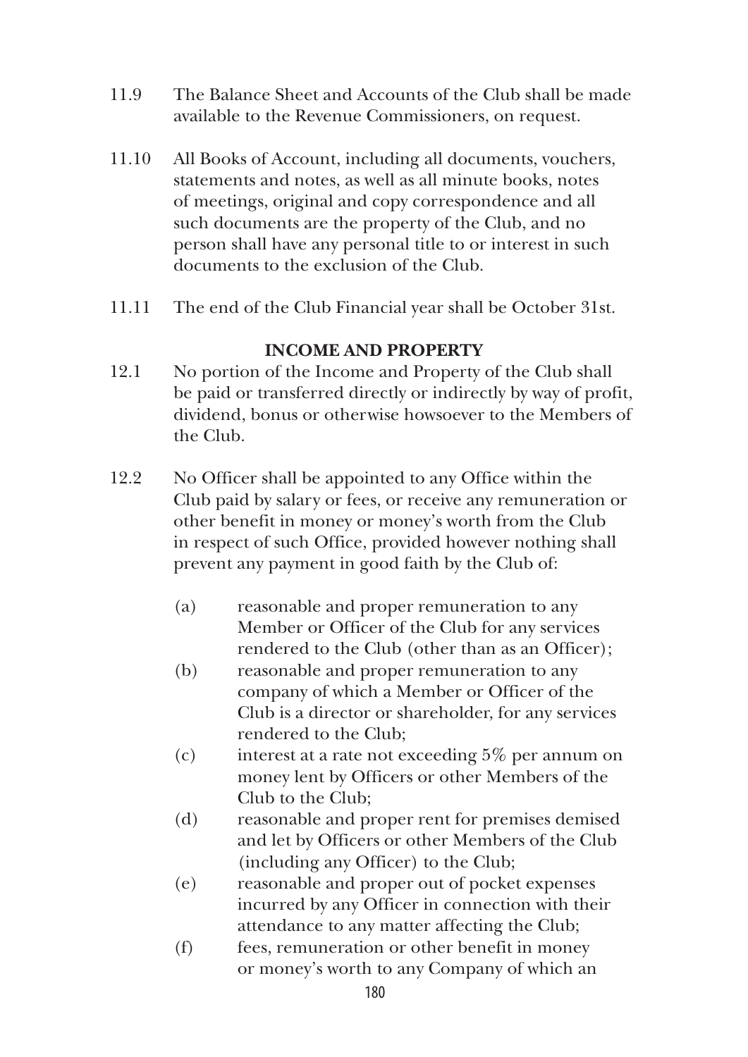11.9 The Balance Sheet and Accounts of the Club shall be made available to the Revenue Commissioners, on request.

11.10 All Books of Account, including all documents, vouchers, statements and notes, as well as all minute books, notes of meetings, original and copy correspondence and all such documents are the property of the Club, and no person shall have any personal title to or interest in such documents to the exclusion of the Club.

11.11 The end of the Club Financial year shall be October 31st.

**INCOME AND PROPERTY**

12.1 No portion of the Income and Property of the Club shall be paid or transferred directly or indirectly by way of profit, dividend, bonus or otherwise howsoever to the Members of the Club.

12.2 No Officer shall be appointed to any Office within the Club paid by salary or fees, or receive any remuneration or other benefit in money or money's worth from the Club in respect of such Office, provided however nothing shall prevent any payment in good faith by the Club of:

- (a) reasonable and proper remuneration to any Member or Officer of the Club for any services rendered to the Club (other than as an Officer);
- (b) reasonable and proper remuneration to any company of which a Member or Officer of the Club is a director or shareholder, for any services rendered to the Club;
- (c) interest at a rate not exceeding 5% per annum on money lent by Officers or other Members of the Club to the Club;
- (d) reasonable and proper rent for premises demised and let by Officers or other Members of the Club (including any Officer) to the Club;
- (e) reasonable and proper out of pocket expenses incurred by any Officer in connection with their attendance to any matter affecting the Club;
- (f) fees, remuneration or other benefit in money or money's worth to any Company of which an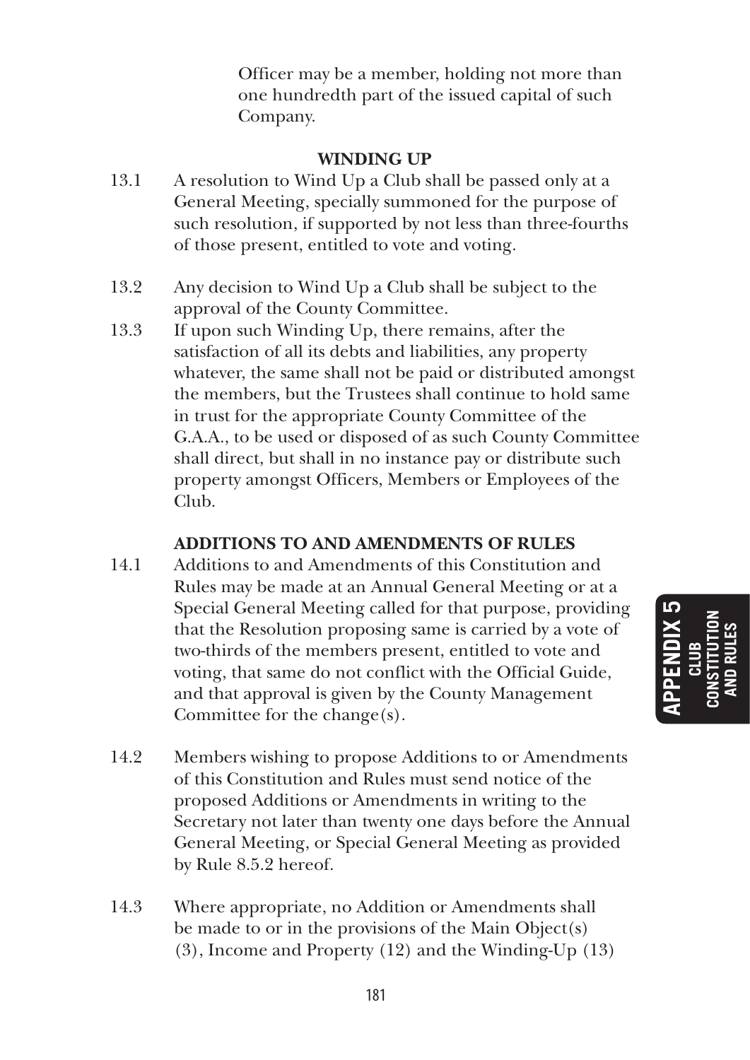Officer may be a member, holding not more than one hundredth part of the issued capital of such Company.

## WINDING UP

13.1 A resolution to Wind Up a Club shall be passed only at a General Meeting, specially summoned for the purpose of such resolution, if supported by not less than three-fourths of those present, entitled to vote and voting.

13.2 Any decision to Wind Up a Club shall be subject to the approval of the County Committee.

13.3 If upon such Winding Up, there remains, after the satisfaction of all its debts and liabilities, any property whatever, the same shall not be paid or distributed amongst the members, but the Trustees shall continue to hold same in trust for the appropriate County Committee of the G.A.A., to be used or disposed of as such County Committee shall direct, but shall in no instance pay or distribute such property amongst Officers, Members or Employees of the Club.

## ADDITIONS TO AND AMENDMENTS OF RULES

14.1 Additions to and Amendments of this Constitution and Rules may be made at an Annual General Meeting or at a Special General Meeting called for that purpose, providing that the Resolution proposing same is carried by a vote of two-thirds of the members present, entitled to vote and voting, that same do not conflict with the Official Guide, and that approval is given by the County Management Committee for the change(s).

14.2 Members wishing to propose Additions to or Amendments of this Constitution and Rules must send notice of the proposed Additions or Amendments in writing to the Secretary not later than twenty one days before the Annual General Meeting, or Special General Meeting as provided by Rule 8.5.2 hereof.

14.3 Where appropriate, no Addition or Amendments shall be made to or in the provisions of the Main Object(s) (3), Income and Property (12) and the Winding-Up (13)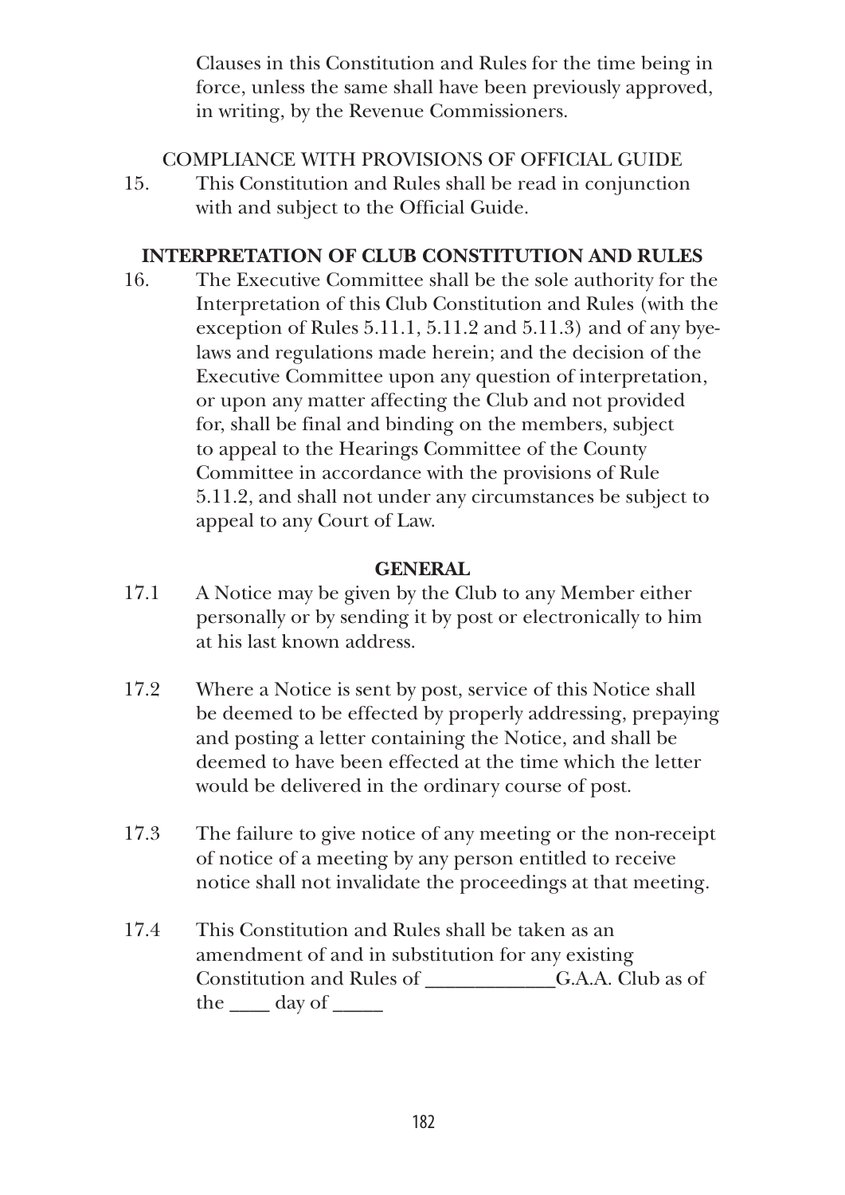Clauses in this Constitution and Rules for the time being in force, unless the same shall have been previously approved, in writing, by the Revenue Commissioners.

COMPLIANCE WITH PROVISIONS OF OFFICIAL GUIDE

15. This Constitution and Rules shall be read in conjunction with and subject to the Official Guide.

**INTERPRETATION OF CLUB CONSTITUTION AND RULES**

16. The Executive Committee shall be the sole authority for the Interpretation of this Club Constitution and Rules (with the exception of Rules 5.11.1, 5.11.2 and 5.11.3) and of any bye-laws and regulations made herein; and the decision of the Executive Committee upon any question of interpretation, or upon any matter affecting the Club and not provided for, shall be final and binding on the members, subject to appeal to the Hearings Committee of the County Committee in accordance with the provisions of Rule 5.11.2, and shall not under any circumstances be subject to appeal to any Court of Law.

**GENERAL**

17.1 A Notice may be given by the Club to any Member either personally or by sending it by post or electronically to him at his last known address.

17.2 Where a Notice is sent by post, service of this Notice shall be deemed to be effected by properly addressing, prepaying and posting a letter containing the Notice, and shall be deemed to have been effected at the time which the letter would be delivered in the ordinary course of post.

17.3 The failure to give notice of any meeting or the non-receipt of notice of a meeting by any person entitled to receive notice shall not invalidate the proceedings at that meeting.

17.4 This Constitution and Rules shall be taken as an amendment of and in substitution for any existing Constitution and Rules of _____________G.A.A. Club as of the ____ day of _____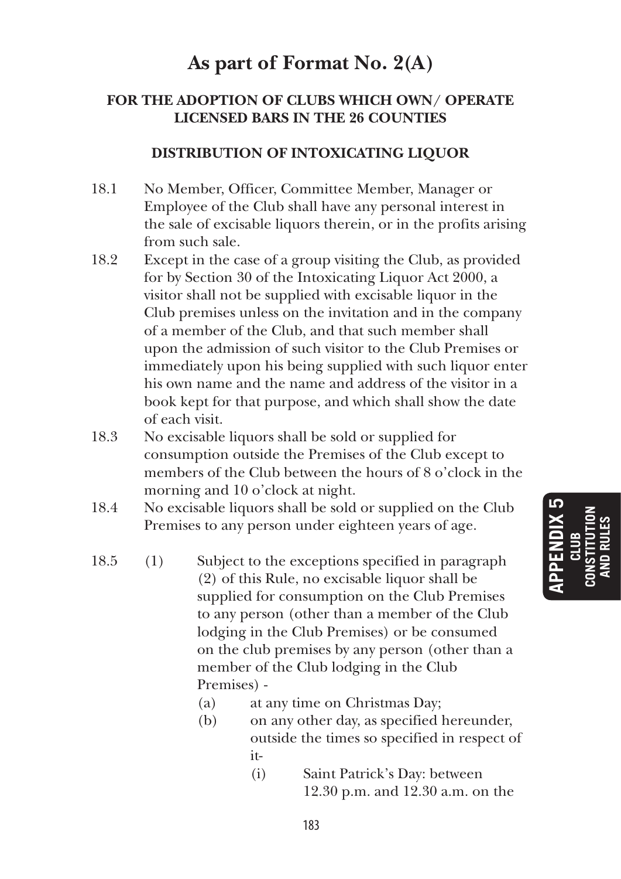# As part of Format No. 2(A)

## FOR THE ADOPTION OF CLUBS WHICH OWN/ OPERATE LICENSED BARS IN THE 26 COUNTIES

### DISTRIBUTION OF INTOXICATING LIQUOR

18.1 No Member, Officer, Committee Member, Manager or Employee of the Club shall have any personal interest in the sale of excisable liquors therein, or in the profits arising from such sale.

18.2 Except in the case of a group visiting the Club, as provided for by Section 30 of the Intoxicating Liquor Act 2000, a visitor shall not be supplied with excisable liquor in the Club premises unless on the invitation and in the company of a member of the Club, and that such member shall upon the admission of such visitor to the Club Premises or immediately upon his being supplied with such liquor enter his own name and the name and address of the visitor in a book kept for that purpose, and which shall show the date of each visit.

18.3 No excisable liquors shall be sold or supplied for consumption outside the Premises of the Club except to members of the Club between the hours of 8 o'clock in the morning and 10 o'clock at night.

18.4 No excisable liquors shall be sold or supplied on the Club Premises to any person under eighteen years of age.

18.5 (1) Subject to the exceptions specified in paragraph (2) of this Rule, no excisable liquor shall be supplied for consumption on the Club Premises to any person (other than a member of the Club lodging in the Club Premises) or be consumed on the club premises by any person (other than a member of the Club lodging in the Club Premises) -

(a) at any time on Christmas Day;

(b) on any other day, as specified hereunder, outside the times so specified in respect of it-

(i) Saint Patrick's Day: between 12.30 p.m. and 12.30 a.m. on the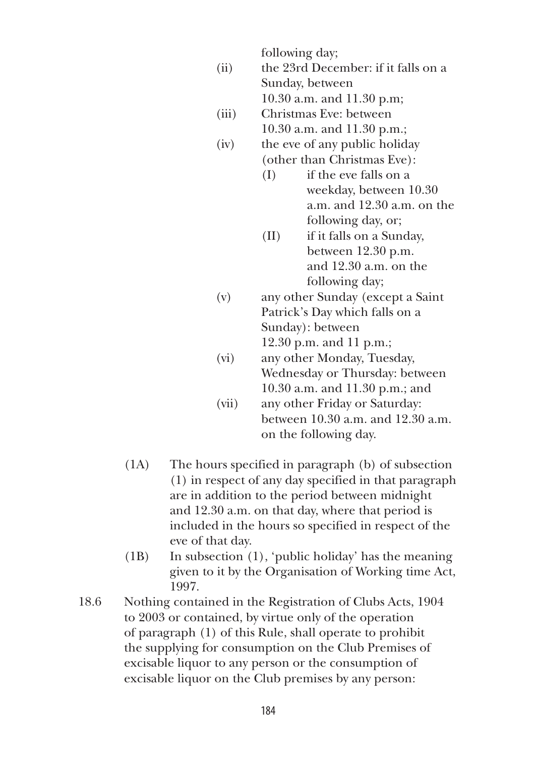following day;

(ii) the 23rd December: if it falls on a Sunday, between 10.30 a.m. and 11.30 p.m;

(iii) Christmas Eve: between 10.30 a.m. and 11.30 p.m.;

(iv) the eve of any public holiday (other than Christmas Eve):

  (I) if the eve falls on a weekday, between 10.30 a.m. and 12.30 a.m. on the following day, or;

  (II) if it falls on a Sunday, between 12.30 p.m. and 12.30 a.m. on the following day;

(v) any other Sunday (except a Saint Patrick's Day which falls on a Sunday): between 12.30 p.m. and 11 p.m.;

(vi) any other Monday, Tuesday, Wednesday or Thursday: between 10.30 a.m. and 11.30 p.m.; and

(vii) any other Friday or Saturday: between 10.30 a.m. and 12.30 a.m. on the following day.

(1A) The hours specified in paragraph (b) of subsection (1) in respect of any day specified in that paragraph are in addition to the period between midnight and 12.30 a.m. on that day, where that period is included in the hours so specified in respect of the eve of that day.

(1B) In subsection (1), 'public holiday' has the meaning given to it by the Organisation of Working time Act, 1997.

18.6 Nothing contained in the Registration of Clubs Acts, 1904 to 2003 or contained, by virtue only of the operation of paragraph (1) of this Rule, shall operate to prohibit the supplying for consumption on the Club Premises of excisable liquor to any person or the consumption of excisable liquor on the Club premises by any person: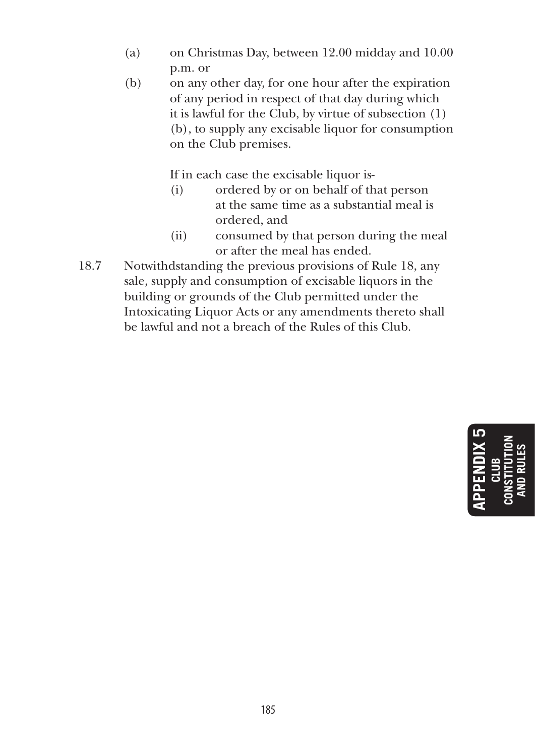(a) on Christmas Day, between 12.00 midday and 10.00 p.m. or

(b) on any other day, for one hour after the expiration of any period in respect of that day during which it is lawful for the Club, by virtue of subsection (1)(b), to supply any excisable liquor for consumption on the Club premises.

If in each case the excisable liquor is-

(i) ordered by or on behalf of that person at the same time as a substantial meal is ordered, and

(ii) consumed by that person during the meal or after the meal has ended.

18.7 Notwithstanding the previous provisions of Rule 18, any sale, supply and consumption of excisable liquors in the building or grounds of the Club permitted under the Intoxicating Liquor Acts or any amendments thereto shall be lawful and not a breach of the Rules of this Club.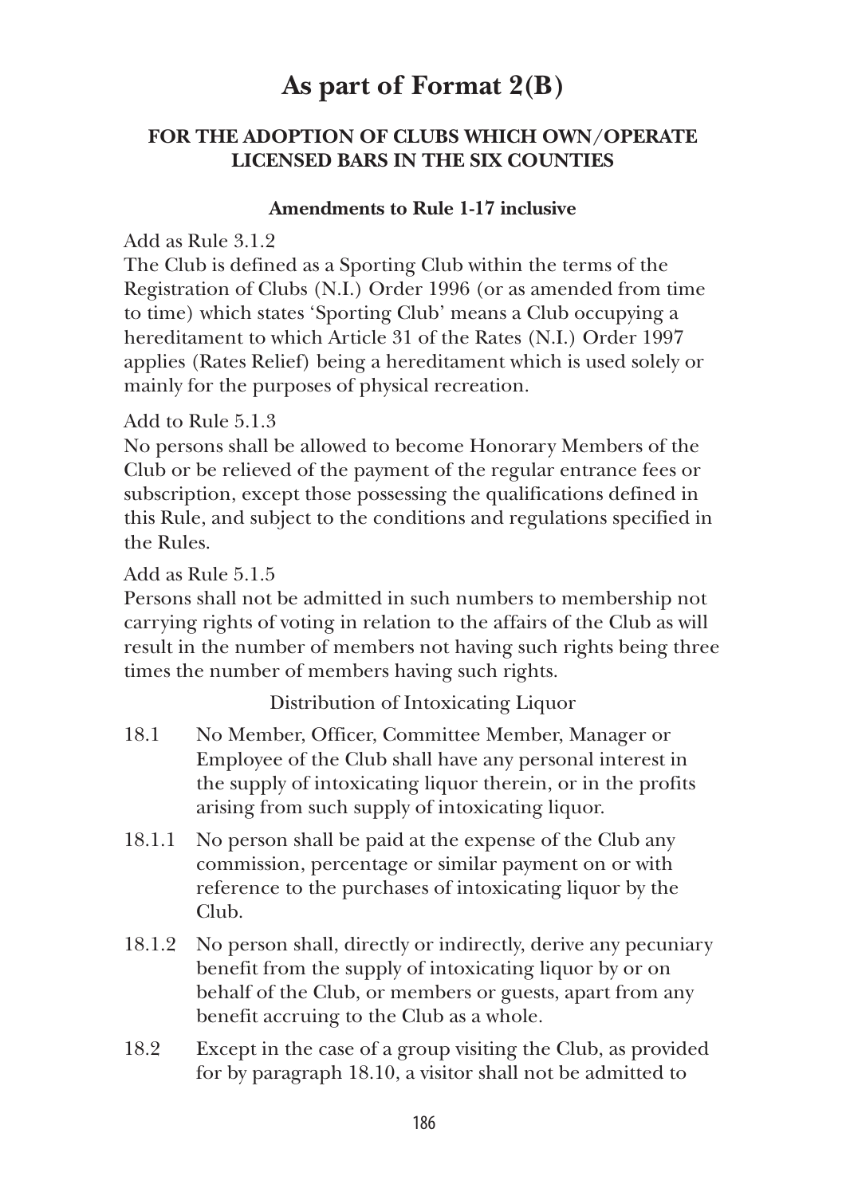# As part of Format 2(B)

## FOR THE ADOPTION OF CLUBS WHICH OWN/OPERATE LICENSED BARS IN THE SIX COUNTIES

### Amendments to Rule 1-17 inclusive

Add as Rule 3.1.2
The Club is defined as a Sporting Club within the terms of the Registration of Clubs (N.I.) Order 1996 (or as amended from time to time) which states 'Sporting Club' means a Club occupying a hereditament to which Article 31 of the Rates (N.I.) Order 1997 applies (Rates Relief) being a hereditament which is used solely or mainly for the purposes of physical recreation.

Add to Rule 5.1.3
No persons shall be allowed to become Honorary Members of the Club or be relieved of the payment of the regular entrance fees or subscription, except those possessing the qualifications defined in this Rule, and subject to the conditions and regulations specified in the Rules.

Add as Rule 5.1.5
Persons shall not be admitted in such numbers to membership not carrying rights of voting in relation to the affairs of the Club as will result in the number of members not having such rights being three times the number of members having such rights.

Distribution of Intoxicating Liquor

18.1 No Member, Officer, Committee Member, Manager or Employee of the Club shall have any personal interest in the supply of intoxicating liquor therein, or in the profits arising from such supply of intoxicating liquor.

18.1.1 No person shall be paid at the expense of the Club any commission, percentage or similar payment on or with reference to the purchases of intoxicating liquor by the Club.

18.1.2 No person shall, directly or indirectly, derive any pecuniary benefit from the supply of intoxicating liquor by or on behalf of the Club, or members or guests, apart from any benefit accruing to the Club as a whole.

18.2 Except in the case of a group visiting the Club, as provided for by paragraph 18.10, a visitor shall not be admitted to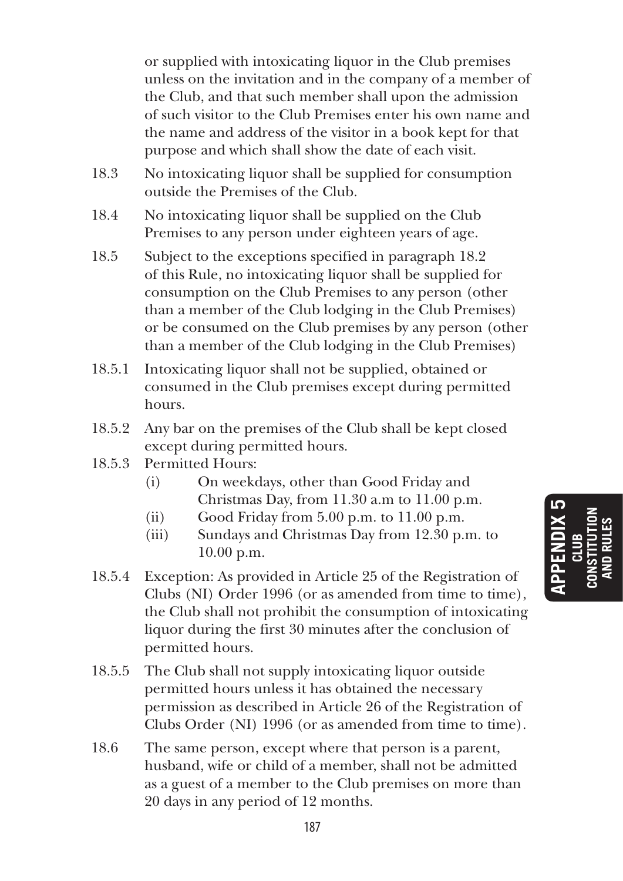or supplied with intoxicating liquor in the Club premises unless on the invitation and in the company of a member of the Club, and that such member shall upon the admission of such visitor to the Club Premises enter his own name and the name and address of the visitor in a book kept for that purpose and which shall show the date of each visit.

18.3 No intoxicating liquor shall be supplied for consumption outside the Premises of the Club.

18.4 No intoxicating liquor shall be supplied on the Club Premises to any person under eighteen years of age.

18.5 Subject to the exceptions specified in paragraph 18.2 of this Rule, no intoxicating liquor shall be supplied for consumption on the Club Premises to any person (other than a member of the Club lodging in the Club Premises) or be consumed on the Club premises by any person (other than a member of the Club lodging in the Club Premises)

18.5.1 Intoxicating liquor shall not be supplied, obtained or consumed in the Club premises except during permitted hours.

18.5.2 Any bar on the premises of the Club shall be kept closed except during permitted hours.

18.5.3 Permitted Hours:

- (i) On weekdays, other than Good Friday and Christmas Day, from 11.30 a.m to 11.00 p.m.
- (ii) Good Friday from 5.00 p.m. to 11.00 p.m.
- (iii) Sundays and Christmas Day from 12.30 p.m. to 10.00 p.m.

18.5.4 Exception: As provided in Article 25 of the Registration of Clubs (NI) Order 1996 (or as amended from time to time), the Club shall not prohibit the consumption of intoxicating liquor during the first 30 minutes after the conclusion of permitted hours.

18.5.5 The Club shall not supply intoxicating liquor outside permitted hours unless it has obtained the necessary permission as described in Article 26 of the Registration of Clubs Order (NI) 1996 (or as amended from time to time).

18.6 The same person, except where that person is a parent, husband, wife or child of a member, shall not be admitted as a guest of a member to the Club premises on more than 20 days in any period of 12 months.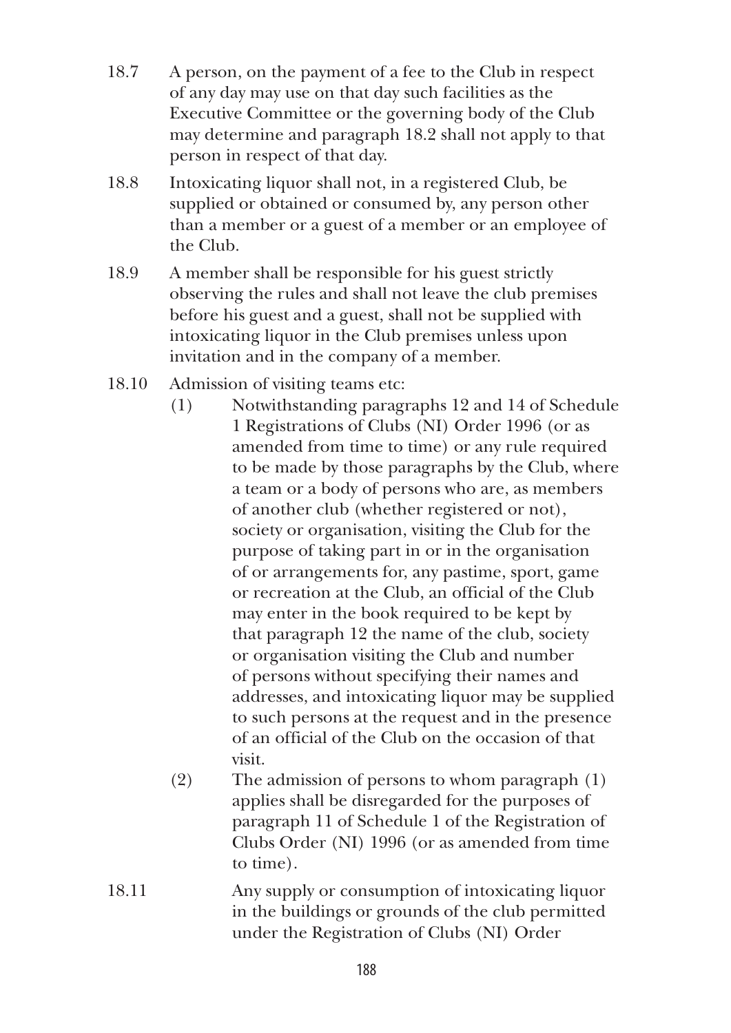18.7 A person, on the payment of a fee to the Club in respect of any day may use on that day such facilities as the Executive Committee or the governing body of the Club may determine and paragraph 18.2 shall not apply to that person in respect of that day.

18.8 Intoxicating liquor shall not, in a registered Club, be supplied or obtained or consumed by, any person other than a member or a guest of a member or an employee of the Club.

18.9 A member shall be responsible for his guest strictly observing the rules and shall not leave the club premises before his guest and a guest, shall not be supplied with intoxicating liquor in the Club premises unless upon invitation and in the company of a member.

18.10 Admission of visiting teams etc:

(1) Notwithstanding paragraphs 12 and 14 of Schedule 1 Registrations of Clubs (NI) Order 1996 (or as amended from time to time) or any rule required to be made by those paragraphs by the Club, where a team or a body of persons who are, as members of another club (whether registered or not), society or organisation, visiting the Club for the purpose of taking part in or in the organisation of or arrangements for, any pastime, sport, game or recreation at the Club, an official of the Club may enter in the book required to be kept by that paragraph 12 the name of the club, society or organisation visiting the Club and number of persons without specifying their names and addresses, and intoxicating liquor may be supplied to such persons at the request and in the presence of an official of the Club on the occasion of that visit.

(2) The admission of persons to whom paragraph (1) applies shall be disregarded for the purposes of paragraph 11 of Schedule 1 of the Registration of Clubs Order (NI) 1996 (or as amended from time to time).

18.11 Any supply or consumption of intoxicating liquor in the buildings or grounds of the club permitted under the Registration of Clubs (NI) Order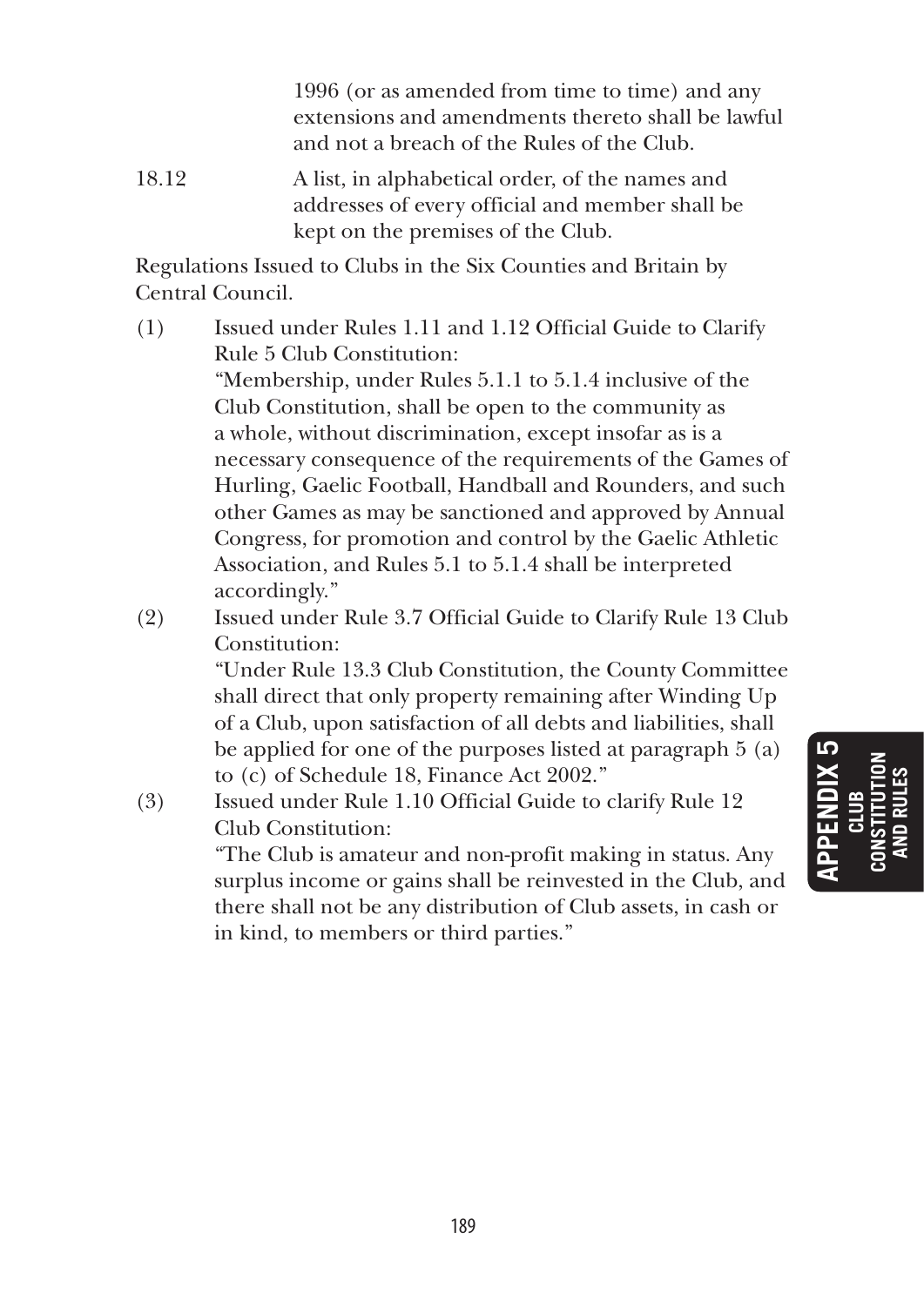1996 (or as amended from time to time) and any extensions and amendments thereto shall be lawful and not a breach of the Rules of the Club.

18.12 A list, in alphabetical order, of the names and addresses of every official and member shall be kept on the premises of the Club.

Regulations Issued to Clubs in the Six Counties and Britain by Central Council.

(1) Issued under Rules 1.11 and 1.12 Official Guide to Clarify Rule 5 Club Constitution:
"Membership, under Rules 5.1.1 to 5.1.4 inclusive of the Club Constitution, shall be open to the community as a whole, without discrimination, except insofar as is a necessary consequence of the requirements of the Games of Hurling, Gaelic Football, Handball and Rounders, and such other Games as may be sanctioned and approved by Annual Congress, for promotion and control by the Gaelic Athletic Association, and Rules 5.1 to 5.1.4 shall be interpreted accordingly."

(2) Issued under Rule 3.7 Official Guide to Clarify Rule 13 Club Constitution:
"Under Rule 13.3 Club Constitution, the County Committee shall direct that only property remaining after Winding Up of a Club, upon satisfaction of all debts and liabilities, shall be applied for one of the purposes listed at paragraph 5 (a) to (c) of Schedule 18, Finance Act 2002."

(3) Issued under Rule 1.10 Official Guide to clarify Rule 12 Club Constitution:
"The Club is amateur and non-profit making in status. Any surplus income or gains shall be reinvested in the Club, and there shall not be any distribution of Club assets, in cash or in kind, to members or third parties."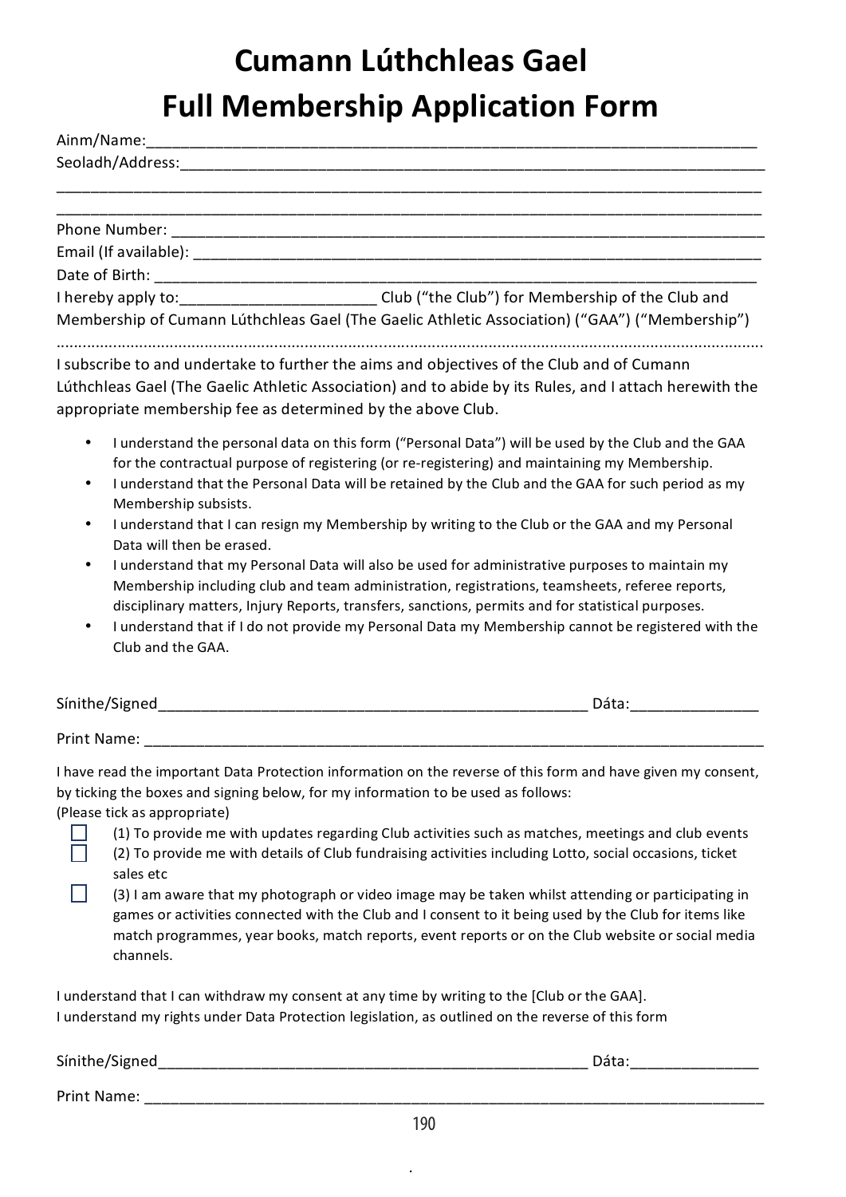# Cumann Lúthchleas Gael
# Full Membership Application Form

Ainm/Name:___________________________________________________________________________

Seoladh/Address:_______________________________________________________________________

_____________________________________________________________________________________

_____________________________________________________________________________________

Phone Number: _________________________________________________________________________

Email (If available): _____________________________________________________________________

Date of Birth: _________________________________________________________________________

I hereby apply to:_______________________ Club ("the Club") for Membership of the Club and Membership of Cumann Lúthchleas Gael (The Gaelic Athletic Association) ("GAA") ("Membership")

.....................................................................................................................................................

I subscribe to and undertake to further the aims and objectives of the Club and of Cumann Lúthchleas Gael (The Gaelic Athletic Association) and to abide by its Rules, and I attach herewith the appropriate membership fee as determined by the above Club.

- I understand the personal data on this form ("Personal Data") will be used by the Club and the GAA for the contractual purpose of registering (or re-registering) and maintaining my Membership.
- I understand that the Personal Data will be retained by the Club and the GAA for such period as my Membership subsists.
- I understand that I can resign my Membership by writing to the Club or the GAA and my Personal Data will then be erased.
- I understand that my Personal Data will also be used for administrative purposes to maintain my Membership including club and team administration, registrations, teamsheets, referee reports, disciplinary matters, Injury Reports, transfers, sanctions, permits and for statistical purposes.
- I understand that if I do not provide my Personal Data my Membership cannot be registered with the Club and the GAA.

Sínithe/Signed_____________________________________________________ Dáta:_______________

Print Name: ___________________________________________________________________________

I have read the important Data Protection information on the reverse of this form and have given my consent, by ticking the boxes and signing below, for my information to be used as follows:
(Please tick as appropriate)

- ☐ (1) To provide me with updates regarding Club activities such as matches, meetings and club events
- ☐ (2) To provide me with details of Club fundraising activities including Lotto, social occasions, ticket sales etc
- ☐ (3) I am aware that my photograph or video image may be taken whilst attending or participating in games or activities connected with the Club and I consent to it being used by the Club for items like match programmes, year books, match reports, event reports or on the Club website or social media channels.

I understand that I can withdraw my consent at any time by writing to the [Club or the GAA].
I understand my rights under Data Protection legislation, as outlined on the reverse of this form

Sínithe/Signed_____________________________________________________ Dáta:_______________

Print Name: ___________________________________________________________________________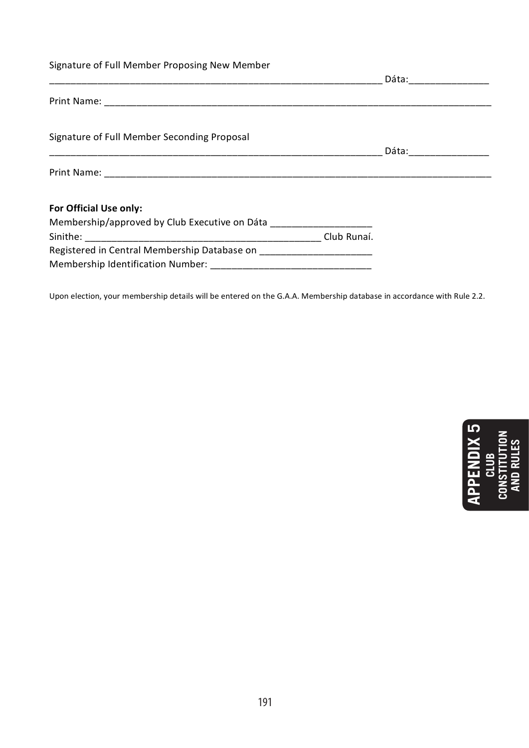Signature of Full Member Proposing New Member

______________________________________________________________ Dáta:_______________

Print Name: ____________________________________________________________________________

Signature of Full Member Seconding Proposal

______________________________________________________________ Dáta:_______________

Print Name: ____________________________________________________________________________

**For Official Use only:**

Membership/approved by Club Executive on Dáta ___________________

Sinithe: _____________________________________________ Club Runaí.

Registered in Central Membership Database on _____________________

Membership Identification Number: _____________________________

Upon election, your membership details will be entered on the G.A.A. Membership database in accordance with Rule 2.2.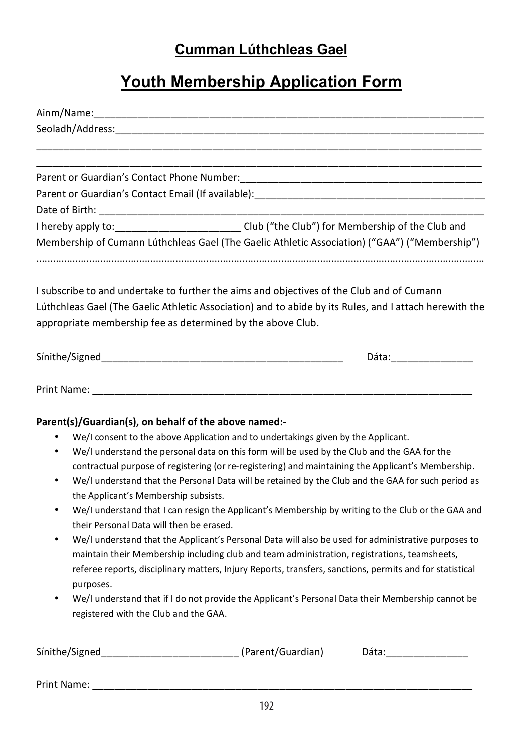## Cumman Lúthchleas Gael

# Youth Membership Application Form

Ainm/Name:___________________________________________________________________

Seoladh/Address:_______________________________________________________________

_____________________________________________________________________________

_____________________________________________________________________________

Parent or Guardian's Contact Phone Number:_____________________________________

Parent or Guardian's Contact Email (If available):_______________________________

Date of Birth: _________________________________________________________________

I hereby apply to:______________________ Club ("the Club") for Membership of the Club and Membership of Cumann Lúthchleas Gael (The Gaelic Athletic Association) ("GAA") ("Membership")

.............................................................................................................................................

I subscribe to and undertake to further the aims and objectives of the Club and of Cumann Lúthchleas Gael (The Gaelic Athletic Association) and to abide by its Rules, and I attach herewith the appropriate membership fee as determined by the above Club.

Sínithe/Signed____________________________________________ Dáta:______________

Print Name: __________________________________________________________________

**Parent(s)/Guardian(s), on behalf of the above named:-**

- We/I consent to the above Application and to undertakings given by the Applicant.
- We/I understand the personal data on this form will be used by the Club and the GAA for the contractual purpose of registering (or re-registering) and maintaining the Applicant's Membership.
- We/I understand that the Personal Data will be retained by the Club and the GAA for such period as the Applicant's Membership subsists.
- We/I understand that I can resign the Applicant's Membership by writing to the Club or the GAA and their Personal Data will then be erased.
- We/I understand that the Applicant's Personal Data will also be used for administrative purposes to maintain their Membership including club and team administration, registrations, teamsheets, referee reports, disciplinary matters, Injury Reports, transfers, sanctions, permits and for statistical purposes.
- We/I understand that if I do not provide the Applicant's Personal Data their Membership cannot be registered with the Club and the GAA.

Sínithe/Signed________________________ (Parent/Guardian) Dáta:______________

Print Name: __________________________________________________________________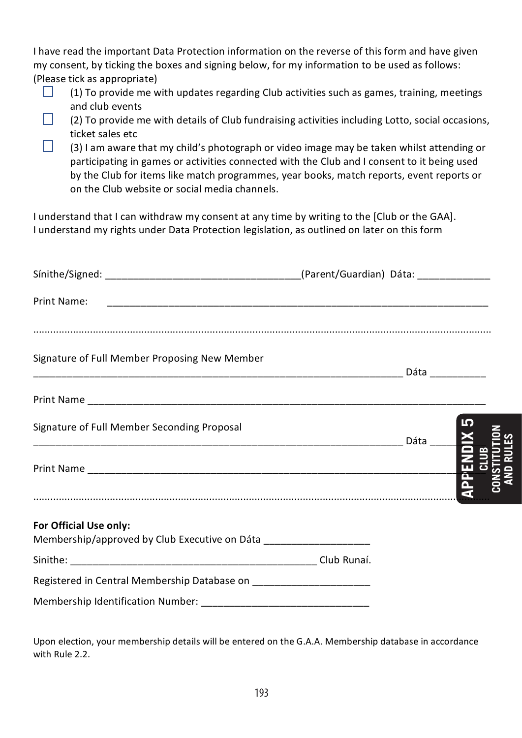I have read the important Data Protection information on the reverse of this form and have given my consent, by ticking the boxes and signing below, for my information to be used as follows: (Please tick as appropriate)

- ☐ (1) To provide me with updates regarding Club activities such as games, training, meetings and club events
- ☐ (2) To provide me with details of Club fundraising activities including Lotto, social occasions, ticket sales etc
- ☐ (3) I am aware that my child's photograph or video image may be taken whilst attending or participating in games or activities connected with the Club and I consent to it being used by the Club for items like match programmes, year books, match reports, event reports or on the Club website or social media channels.

I understand that I can withdraw my consent at any time by writing to the [Club or the GAA].
I understand my rights under Data Protection legislation, as outlined on later on this form

Sínithe/Signed: ___________________________________(Parent/Guardian) Dáta: _____________

Print Name: ______________________________________________________________________

.......................................................................................................................................................

Signature of Full Member Proposing New Member

____________________________________________________________________ Dáta __________

Print Name _________________________________________________________________________

Signature of Full Member Seconding Proposal

____________________________________________________________________ Dáta __________

Print Name _________________________________________________________________________

.......................................................................................................................................................

**For Official Use only:**

Membership/approved by Club Executive on Dáta ___________________

Sinithe: _____________________________________________ Club Runaí.

Registered in Central Membership Database on ____________________

Membership Identification Number: ______________________________

Upon election, your membership details will be entered on the G.A.A. Membership database in accordance with Rule 2.2.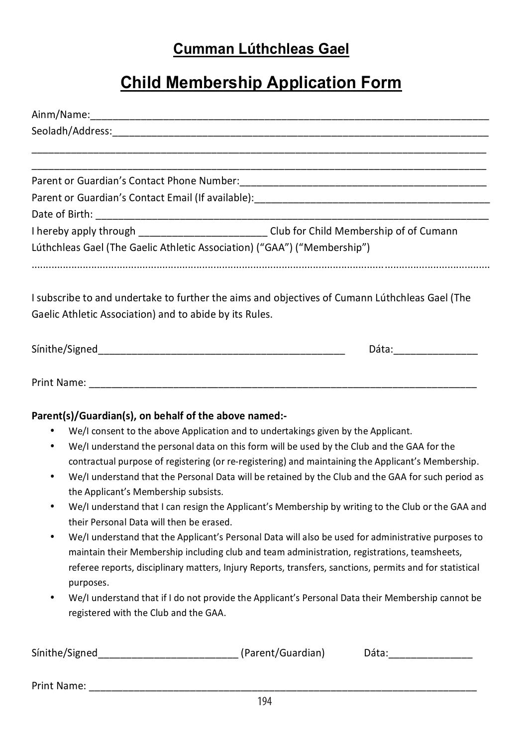## Cumman Lúthchleas Gael

# Child Membership Application Form

Ainm/Name:_______________________________________________________________________

Seoladh/Address:___________________________________________________________________

__________________________________________________________________________________

__________________________________________________________________________________

Parent or Guardian's Contact Phone Number:___________________________________________

Parent or Guardian's Contact Email (If available):_______________________________________

Date of Birth: ______________________________________________________________________

I hereby apply through ______________________ Club for Child Membership of of Cumann Lúthchleas Gael (The Gaelic Athletic Association) ("GAA") ("Membership")

..........................................................................................................................................................

I subscribe to and undertake to further the aims and objectives of Cumann Lúthchleas Gael (The Gaelic Athletic Association) and to abide by its Rules.

Síníthe/Signed___________________________________________ Dáta:______________

Print Name: _______________________________________________________________________

**Parent(s)/Guardian(s), on behalf of the above named:-**

- We/I consent to the above Application and to undertakings given by the Applicant.
- We/I understand the personal data on this form will be used by the Club and the GAA for the contractual purpose of registering (or re-registering) and maintaining the Applicant's Membership.
- We/I understand that the Personal Data will be retained by the Club and the GAA for such period as the Applicant's Membership subsists.
- We/I understand that I can resign the Applicant's Membership by writing to the Club or the GAA and their Personal Data will then be erased.
- We/I understand that the Applicant's Personal Data will also be used for administrative purposes to maintain their Membership including club and team administration, registrations, teamsheets, referee reports, disciplinary matters, Injury Reports, transfers, sanctions, permits and for statistical purposes.
- We/I understand that if I do not provide the Applicant's Personal Data their Membership cannot be registered with the Club and the GAA.

Síníthe/Signed________________________ (Parent/Guardian) Dáta:______________

Print Name: _______________________________________________________________________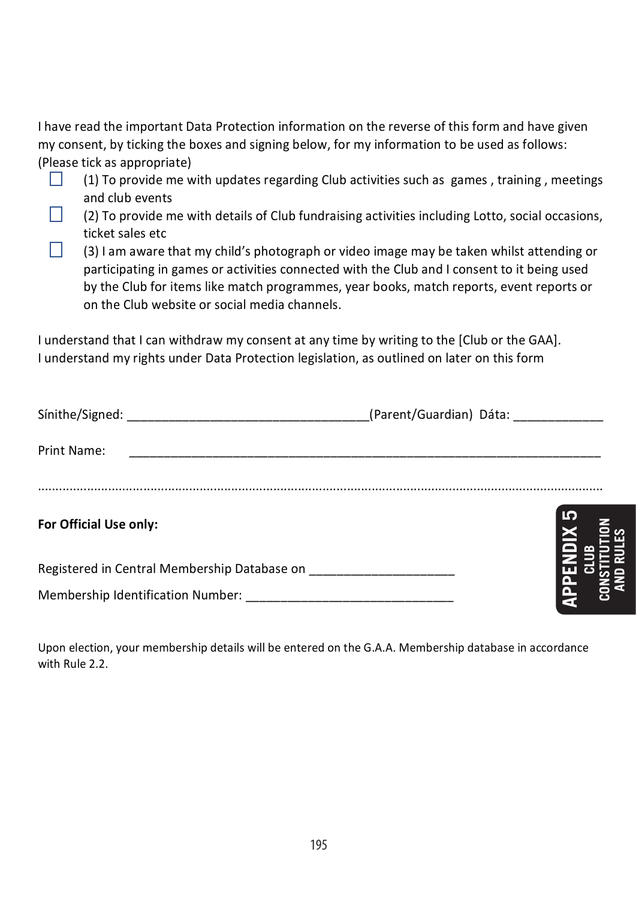I have read the important Data Protection information on the reverse of this form and have given my consent, by ticking the boxes and signing below, for my information to be used as follows: (Please tick as appropriate)

- ☐ (1) To provide me with updates regarding Club activities such as games , training , meetings and club events
- ☐ (2) To provide me with details of Club fundraising activities including Lotto, social occasions, ticket sales etc
- ☐ (3) I am aware that my child's photograph or video image may be taken whilst attending or participating in games or activities connected with the Club and I consent to it being used by the Club for items like match programmes, year books, match reports, event reports or on the Club website or social media channels.

I understand that I can withdraw my consent at any time by writing to the [Club or the GAA].
I understand my rights under Data Protection legislation, as outlined on later on this form

Sínithe/Signed: ________________________________(Parent/Guardian) Dáta: ____________

Print Name: ______________________________________________________________

..............................................................................................................................................

**For Official Use only:**

Registered in Central Membership Database on ___________________

Membership Identification Number: ____________________________

Upon election, your membership details will be entered on the G.A.A. Membership database in accordance with Rule 2.2.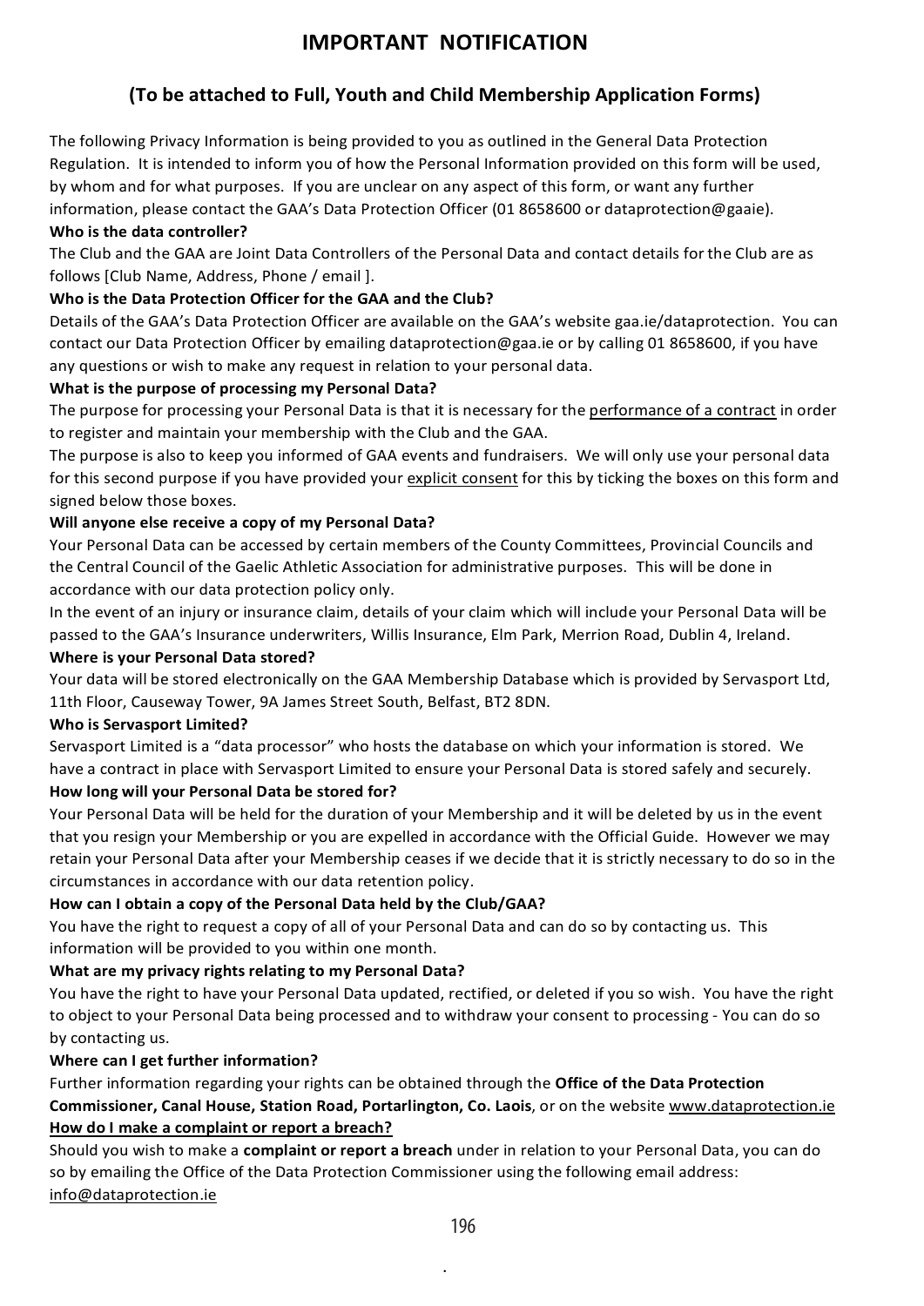# IMPORTANT NOTIFICATION

## (To be attached to Full, Youth and Child Membership Application Forms)

The following Privacy Information is being provided to you as outlined in the General Data Protection Regulation. It is intended to inform you of how the Personal Information provided on this form will be used, by whom and for what purposes. If you are unclear on any aspect of this form, or want any further information, please contact the GAA's Data Protection Officer (01 8658600 or dataprotection@gaaie).

**Who is the data controller?**

The Club and the GAA are Joint Data Controllers of the Personal Data and contact details for the Club are as follows [Club Name, Address, Phone / email ].

**Who is the Data Protection Officer for the GAA and the Club?**

Details of the GAA's Data Protection Officer are available on the GAA's website gaa.ie/dataprotection. You can contact our Data Protection Officer by emailing dataprotection@gaa.ie or by calling 01 8658600, if you have any questions or wish to make any request in relation to your personal data.

**What is the purpose of processing my Personal Data?**

The purpose for processing your Personal Data is that it is necessary for the performance of a contract in order to register and maintain your membership with the Club and the GAA.

The purpose is also to keep you informed of GAA events and fundraisers. We will only use your personal data for this second purpose if you have provided your explicit consent for this by ticking the boxes on this form and signed below those boxes.

**Will anyone else receive a copy of my Personal Data?**

Your Personal Data can be accessed by certain members of the County Committees, Provincial Councils and the Central Council of the Gaelic Athletic Association for administrative purposes. This will be done in accordance with our data protection policy only.

In the event of an injury or insurance claim, details of your claim which will include your Personal Data will be passed to the GAA's Insurance underwriters, Willis Insurance, Elm Park, Merrion Road, Dublin 4, Ireland.

**Where is your Personal Data stored?**

Your data will be stored electronically on the GAA Membership Database which is provided by Servasport Ltd, 11th Floor, Causeway Tower, 9A James Street South, Belfast, BT2 8DN.

**Who is Servasport Limited?**

Servasport Limited is a "data processor" who hosts the database on which your information is stored. We have a contract in place with Servasport Limited to ensure your Personal Data is stored safely and securely.

**How long will your Personal Data be stored for?**

Your Personal Data will be held for the duration of your Membership and it will be deleted by us in the event that you resign your Membership or you are expelled in accordance with the Official Guide. However we may retain your Personal Data after your Membership ceases if we decide that it is strictly necessary to do so in the circumstances in accordance with our data retention policy.

**How can I obtain a copy of the Personal Data held by the Club/GAA?**

You have the right to request a copy of all of your Personal Data and can do so by contacting us. This information will be provided to you within one month.

**What are my privacy rights relating to my Personal Data?**

You have the right to have your Personal Data updated, rectified, or deleted if you so wish. You have the right to object to your Personal Data being processed and to withdraw your consent to processing - You can do so by contacting us.

**Where can I get further information?**

Further information regarding your rights can be obtained through the **Office of the Data Protection Commissioner, Canal House, Station Road, Portarlington, Co. Laois**, or on the website www.dataprotection.ie

**How do I make a complaint or report a breach?**

Should you wish to make a **complaint or report a breach** under in relation to your Personal Data, you can do so by emailing the Office of the Data Protection Commissioner using the following email address: info@dataprotection.ie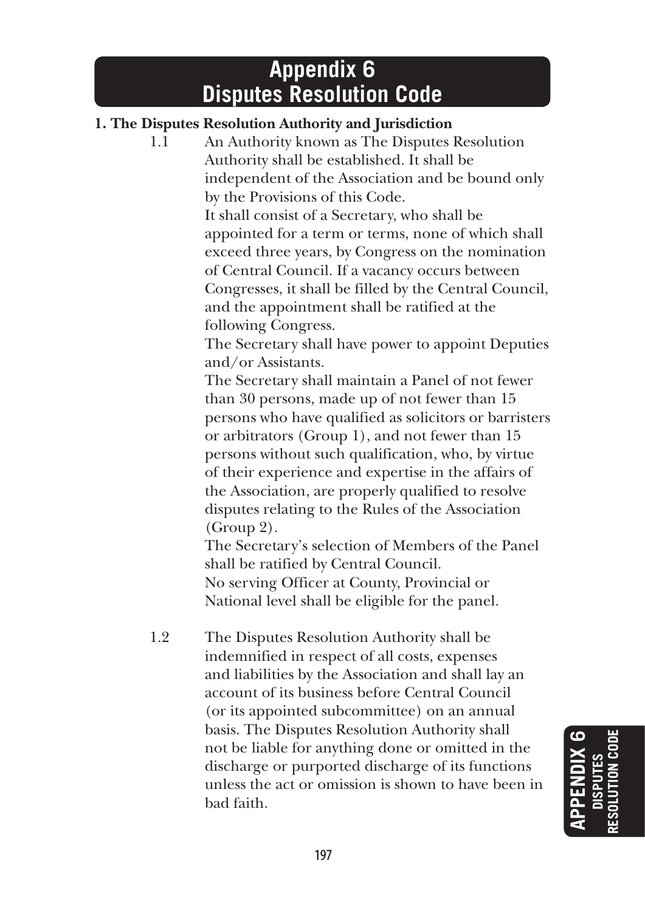# Appendix 6
# Disputes Resolution Code

**1. The Disputes Resolution Authority and Jurisdiction**

1.1 An Authority known as The Disputes Resolution Authority shall be established. It shall be independent of the Association and be bound only by the Provisions of this Code.

It shall consist of a Secretary, who shall be appointed for a term or terms, none of which shall exceed three years, by Congress on the nomination of Central Council. If a vacancy occurs between Congresses, it shall be filled by the Central Council, and the appointment shall be ratified at the following Congress.

The Secretary shall have power to appoint Deputies and/or Assistants.

The Secretary shall maintain a Panel of not fewer than 30 persons, made up of not fewer than 15 persons who have qualified as solicitors or barristers or arbitrators (Group 1), and not fewer than 15 persons without such qualification, who, by virtue of their experience and expertise in the affairs of the Association, are properly qualified to resolve disputes relating to the Rules of the Association (Group 2).

The Secretary's selection of Members of the Panel shall be ratified by Central Council.

No serving Officer at County, Provincial or National level shall be eligible for the panel.

1.2 The Disputes Resolution Authority shall be indemnified in respect of all costs, expenses and liabilities by the Association and shall lay an account of its business before Central Council (or its appointed subcommittee) on an annual basis. The Disputes Resolution Authority shall not be liable for anything done or omitted in the discharge or purported discharge of its functions unless the act or omission is shown to have been in bad faith.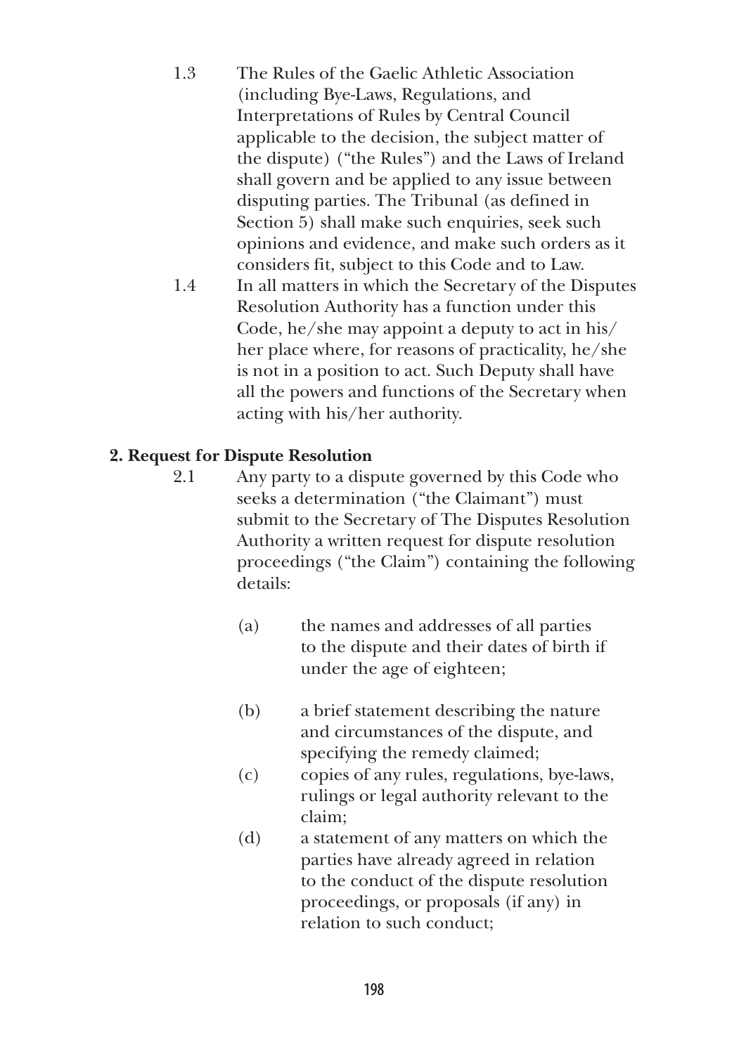1.3 The Rules of the Gaelic Athletic Association (including Bye-Laws, Regulations, and Interpretations of Rules by Central Council applicable to the decision, the subject matter of the dispute) ("the Rules") and the Laws of Ireland shall govern and be applied to any issue between disputing parties. The Tribunal (as defined in Section 5) shall make such enquiries, seek such opinions and evidence, and make such orders as it considers fit, subject to this Code and to Law.

1.4 In all matters in which the Secretary of the Disputes Resolution Authority has a function under this Code, he/she may appoint a deputy to act in his/her place where, for reasons of practicality, he/she is not in a position to act. Such Deputy shall have all the powers and functions of the Secretary when acting with his/her authority.

**2. Request for Dispute Resolution**

2.1 Any party to a dispute governed by this Code who seeks a determination ("the Claimant") must submit to the Secretary of The Disputes Resolution Authority a written request for dispute resolution proceedings ("the Claim") containing the following details:

(a) the names and addresses of all parties to the dispute and their dates of birth if under the age of eighteen;

(b) a brief statement describing the nature and circumstances of the dispute, and specifying the remedy claimed;

(c) copies of any rules, regulations, bye-laws, rulings or legal authority relevant to the claim;

(d) a statement of any matters on which the parties have already agreed in relation to the conduct of the dispute resolution proceedings, or proposals (if any) in relation to such conduct;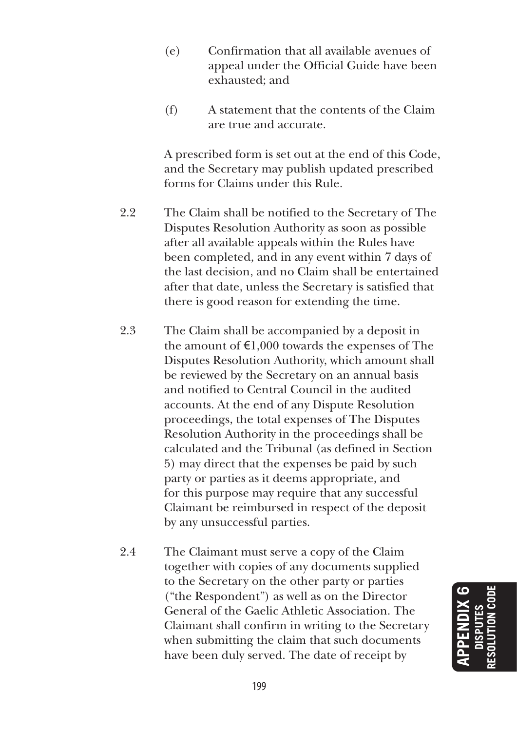(e) Confirmation that all available avenues of appeal under the Official Guide have been exhausted; and

(f) A statement that the contents of the Claim are true and accurate.

A prescribed form is set out at the end of this Code, and the Secretary may publish updated prescribed forms for Claims under this Rule.

2.2 The Claim shall be notified to the Secretary of The Disputes Resolution Authority as soon as possible after all available appeals within the Rules have been completed, and in any event within 7 days of the last decision, and no Claim shall be entertained after that date, unless the Secretary is satisfied that there is good reason for extending the time.

2.3 The Claim shall be accompanied by a deposit in the amount of €1,000 towards the expenses of The Disputes Resolution Authority, which amount shall be reviewed by the Secretary on an annual basis and notified to Central Council in the audited accounts. At the end of any Dispute Resolution proceedings, the total expenses of The Disputes Resolution Authority in the proceedings shall be calculated and the Tribunal (as defined in Section 5) may direct that the expenses be paid by such party or parties as it deems appropriate, and for this purpose may require that any successful Claimant be reimbursed in respect of the deposit by any unsuccessful parties.

2.4 The Claimant must serve a copy of the Claim together with copies of any documents supplied to the Secretary on the other party or parties ("the Respondent") as well as on the Director General of the Gaelic Athletic Association. The Claimant shall confirm in writing to the Secretary when submitting the claim that such documents have been duly served. The date of receipt by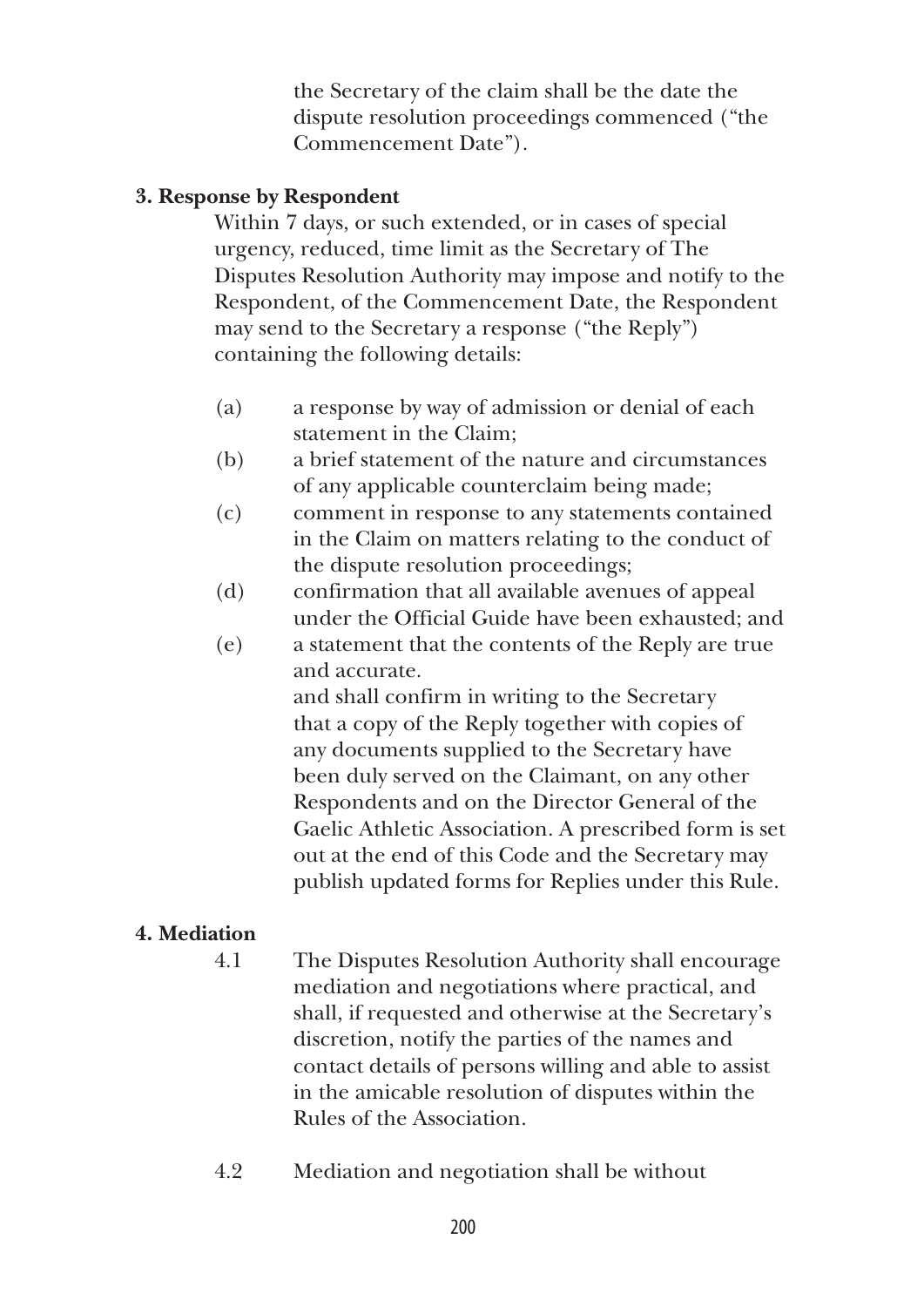the Secretary of the claim shall be the date the dispute resolution proceedings commenced ("the Commencement Date").

**3. Response by Respondent**

Within 7 days, or such extended, or in cases of special urgency, reduced, time limit as the Secretary of The Disputes Resolution Authority may impose and notify to the Respondent, of the Commencement Date, the Respondent may send to the Secretary a response ("the Reply") containing the following details:

(a) a response by way of admission or denial of each statement in the Claim;

(b) a brief statement of the nature and circumstances of any applicable counterclaim being made;

(c) comment in response to any statements contained in the Claim on matters relating to the conduct of the dispute resolution proceedings;

(d) confirmation that all available avenues of appeal under the Official Guide have been exhausted; and

(e) a statement that the contents of the Reply are true and accurate.

and shall confirm in writing to the Secretary that a copy of the Reply together with copies of any documents supplied to the Secretary have been duly served on the Claimant, on any other Respondents and on the Director General of the Gaelic Athletic Association. A prescribed form is set out at the end of this Code and the Secretary may publish updated forms for Replies under this Rule.

**4. Mediation**

4.1 The Disputes Resolution Authority shall encourage mediation and negotiations where practical, and shall, if requested and otherwise at the Secretary's discretion, notify the parties of the names and contact details of persons willing and able to assist in the amicable resolution of disputes within the Rules of the Association.

4.2 Mediation and negotiation shall be without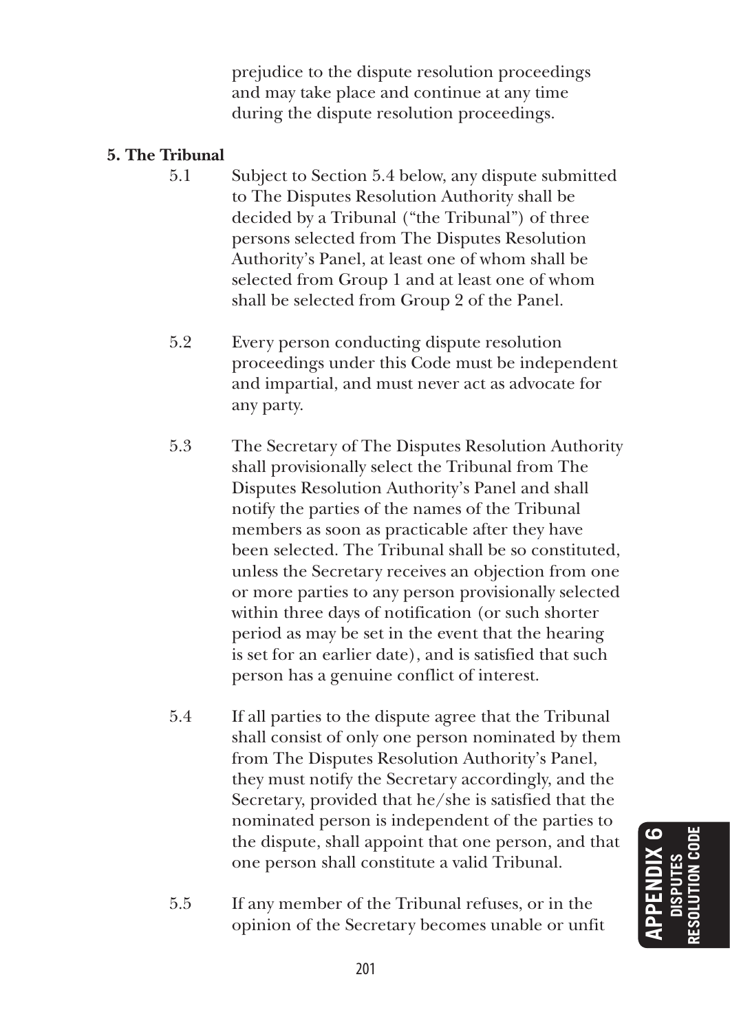prejudice to the dispute resolution proceedings and may take place and continue at any time during the dispute resolution proceedings.

**5. The Tribunal**

5.1 Subject to Section 5.4 below, any dispute submitted to The Disputes Resolution Authority shall be decided by a Tribunal ("the Tribunal") of three persons selected from The Disputes Resolution Authority's Panel, at least one of whom shall be selected from Group 1 and at least one of whom shall be selected from Group 2 of the Panel.

5.2 Every person conducting dispute resolution proceedings under this Code must be independent and impartial, and must never act as advocate for any party.

5.3 The Secretary of The Disputes Resolution Authority shall provisionally select the Tribunal from The Disputes Resolution Authority's Panel and shall notify the parties of the names of the Tribunal members as soon as practicable after they have been selected. The Tribunal shall be so constituted, unless the Secretary receives an objection from one or more parties to any person provisionally selected within three days of notification (or such shorter period as may be set in the event that the hearing is set for an earlier date), and is satisfied that such person has a genuine conflict of interest.

5.4 If all parties to the dispute agree that the Tribunal shall consist of only one person nominated by them from The Disputes Resolution Authority's Panel, they must notify the Secretary accordingly, and the Secretary, provided that he/she is satisfied that the nominated person is independent of the parties to the dispute, shall appoint that one person, and that one person shall constitute a valid Tribunal.

5.5 If any member of the Tribunal refuses, or in the opinion of the Secretary becomes unable or unfit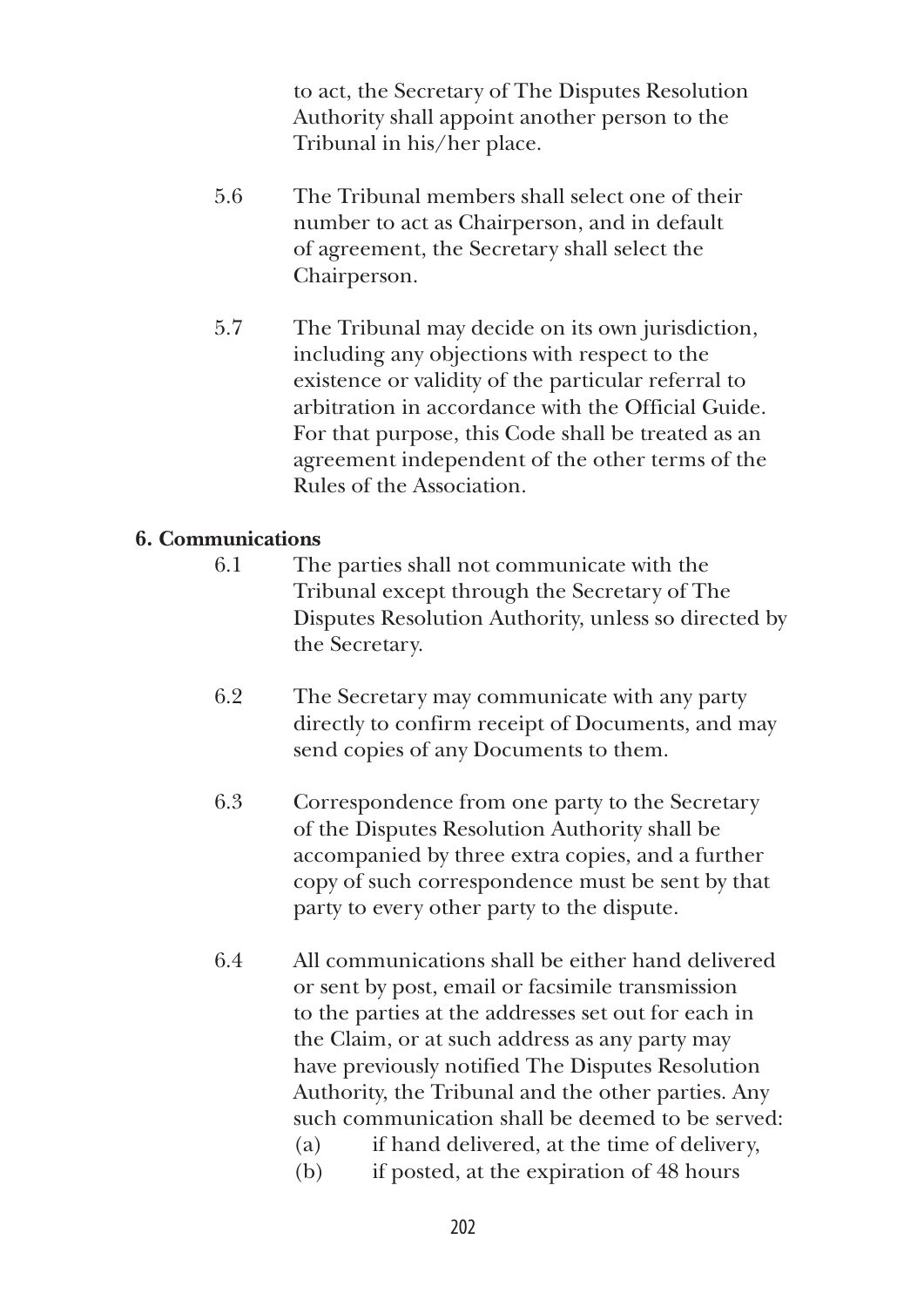to act, the Secretary of The Disputes Resolution Authority shall appoint another person to the Tribunal in his/her place.

5.6 The Tribunal members shall select one of their number to act as Chairperson, and in default of agreement, the Secretary shall select the Chairperson.

5.7 The Tribunal may decide on its own jurisdiction, including any objections with respect to the existence or validity of the particular referral to arbitration in accordance with the Official Guide. For that purpose, this Code shall be treated as an agreement independent of the other terms of the Rules of the Association.

**6. Communications**

6.1 The parties shall not communicate with the Tribunal except through the Secretary of The Disputes Resolution Authority, unless so directed by the Secretary.

6.2 The Secretary may communicate with any party directly to confirm receipt of Documents, and may send copies of any Documents to them.

6.3 Correspondence from one party to the Secretary of the Disputes Resolution Authority shall be accompanied by three extra copies, and a further copy of such correspondence must be sent by that party to every other party to the dispute.

6.4 All communications shall be either hand delivered or sent by post, email or facsimile transmission to the parties at the addresses set out for each in the Claim, or at such address as any party may have previously notified The Disputes Resolution Authority, the Tribunal and the other parties. Any such communication shall be deemed to be served:

(a) if hand delivered, at the time of delivery,

(b) if posted, at the expiration of 48 hours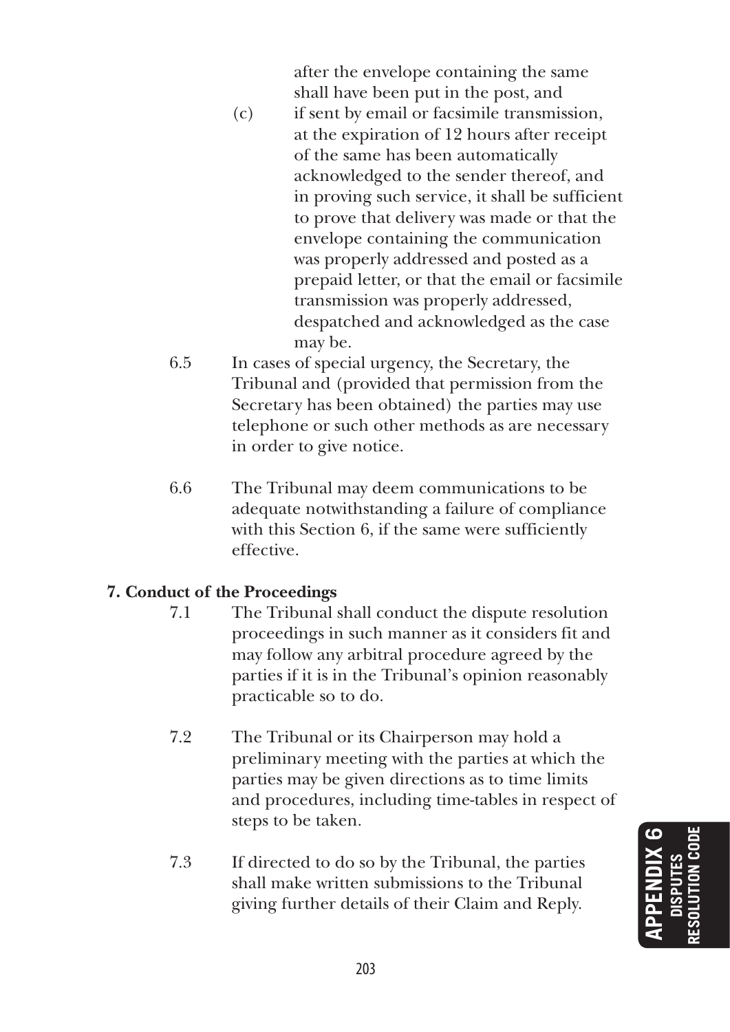after the envelope containing the same shall have been put in the post, and

(c) if sent by email or facsimile transmission, at the expiration of 12 hours after receipt of the same has been automatically acknowledged to the sender thereof, and in proving such service, it shall be sufficient to prove that delivery was made or that the envelope containing the communication was properly addressed and posted as a prepaid letter, or that the email or facsimile transmission was properly addressed, despatched and acknowledged as the case may be.

6.5 In cases of special urgency, the Secretary, the Tribunal and (provided that permission from the Secretary has been obtained) the parties may use telephone or such other methods as are necessary in order to give notice.

6.6 The Tribunal may deem communications to be adequate notwithstanding a failure of compliance with this Section 6, if the same were sufficiently effective.

**7. Conduct of the Proceedings**

7.1 The Tribunal shall conduct the dispute resolution proceedings in such manner as it considers fit and may follow any arbitral procedure agreed by the parties if it is in the Tribunal's opinion reasonably practicable so to do.

7.2 The Tribunal or its Chairperson may hold a preliminary meeting with the parties at which the parties may be given directions as to time limits and procedures, including time-tables in respect of steps to be taken.

7.3 If directed to do so by the Tribunal, the parties shall make written submissions to the Tribunal giving further details of their Claim and Reply.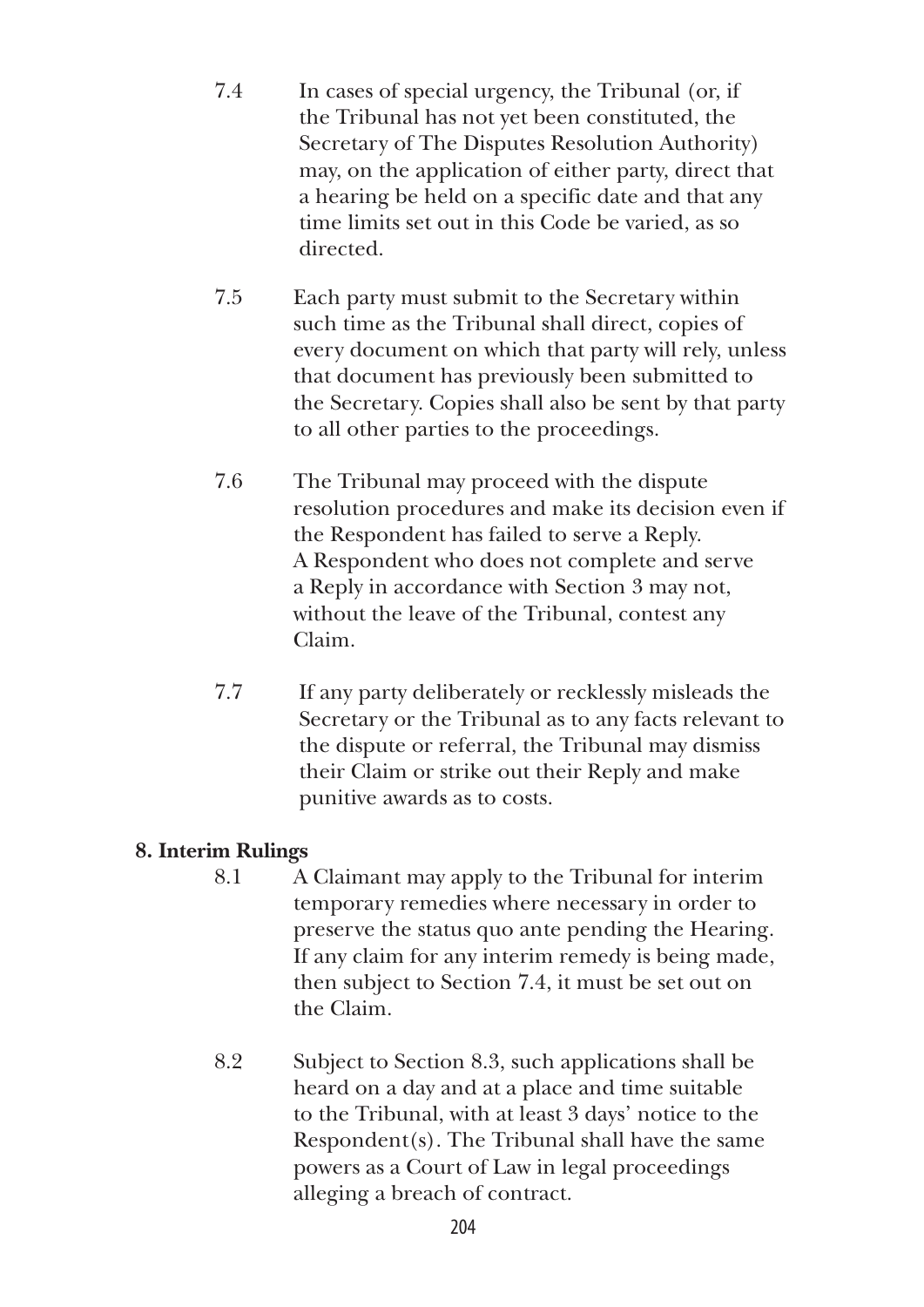7.4 In cases of special urgency, the Tribunal (or, if the Tribunal has not yet been constituted, the Secretary of The Disputes Resolution Authority) may, on the application of either party, direct that a hearing be held on a specific date and that any time limits set out in this Code be varied, as so directed.

7.5 Each party must submit to the Secretary within such time as the Tribunal shall direct, copies of every document on which that party will rely, unless that document has previously been submitted to the Secretary. Copies shall also be sent by that party to all other parties to the proceedings.

7.6 The Tribunal may proceed with the dispute resolution procedures and make its decision even if the Respondent has failed to serve a Reply. A Respondent who does not complete and serve a Reply in accordance with Section 3 may not, without the leave of the Tribunal, contest any Claim.

7.7 If any party deliberately or recklessly misleads the Secretary or the Tribunal as to any facts relevant to the dispute or referral, the Tribunal may dismiss their Claim or strike out their Reply and make punitive awards as to costs.

**8. Interim Rulings**

8.1 A Claimant may apply to the Tribunal for interim temporary remedies where necessary in order to preserve the status quo ante pending the Hearing. If any claim for any interim remedy is being made, then subject to Section 7.4, it must be set out on the Claim.

8.2 Subject to Section 8.3, such applications shall be heard on a day and at a place and time suitable to the Tribunal, with at least 3 days' notice to the Respondent(s). The Tribunal shall have the same powers as a Court of Law in legal proceedings alleging a breach of contract.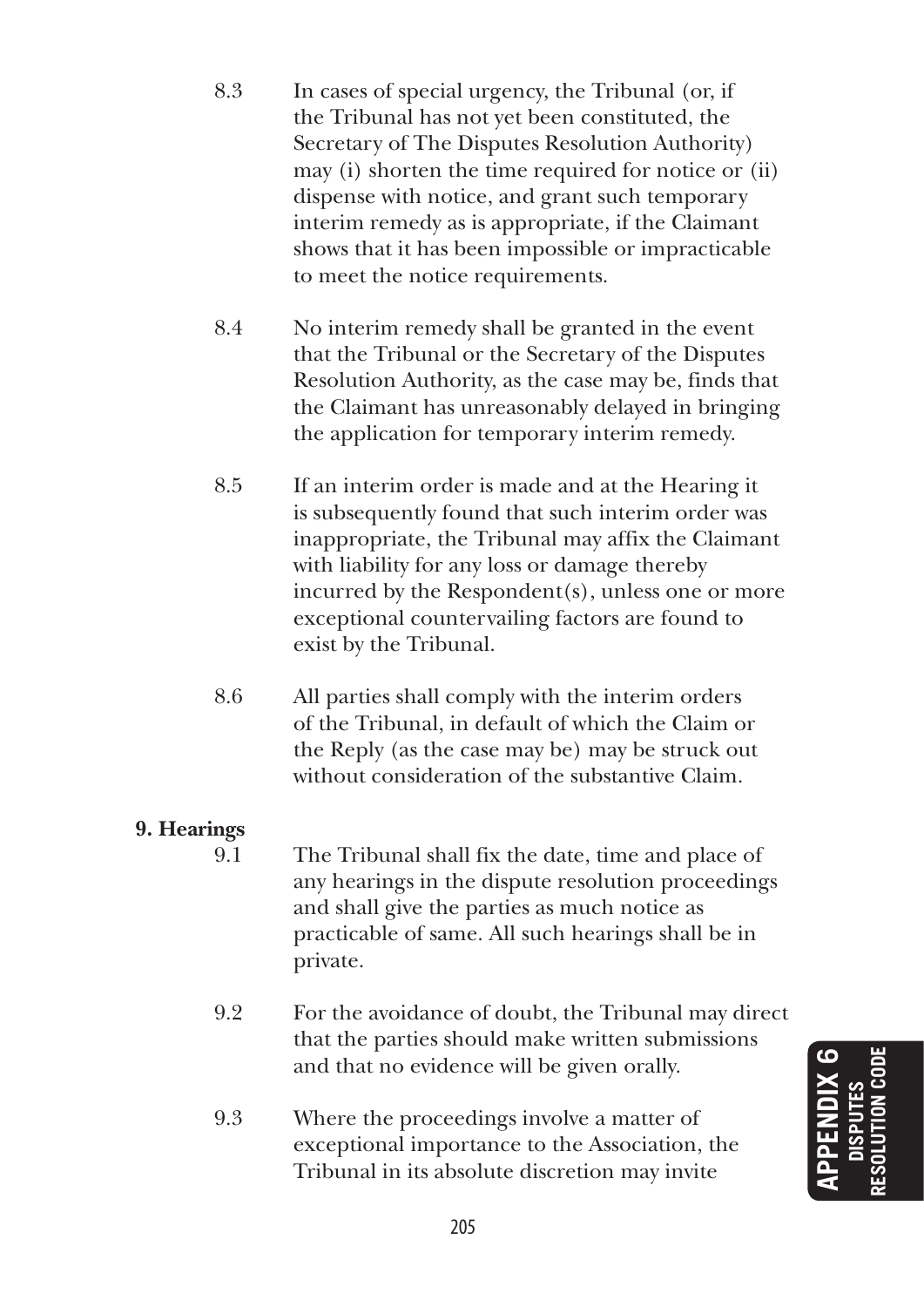8.3 In cases of special urgency, the Tribunal (or, if the Tribunal has not yet been constituted, the Secretary of The Disputes Resolution Authority) may (i) shorten the time required for notice or (ii) dispense with notice, and grant such temporary interim remedy as is appropriate, if the Claimant shows that it has been impossible or impracticable to meet the notice requirements.

8.4 No interim remedy shall be granted in the event that the Tribunal or the Secretary of the Disputes Resolution Authority, as the case may be, finds that the Claimant has unreasonably delayed in bringing the application for temporary interim remedy.

8.5 If an interim order is made and at the Hearing it is subsequently found that such interim order was inappropriate, the Tribunal may affix the Claimant with liability for any loss or damage thereby incurred by the Respondent(s), unless one or more exceptional countervailing factors are found to exist by the Tribunal.

8.6 All parties shall comply with the interim orders of the Tribunal, in default of which the Claim or the Reply (as the case may be) may be struck out without consideration of the substantive Claim.

**9. Hearings**

9.1 The Tribunal shall fix the date, time and place of any hearings in the dispute resolution proceedings and shall give the parties as much notice as practicable of same. All such hearings shall be in private.

9.2 For the avoidance of doubt, the Tribunal may direct that the parties should make written submissions and that no evidence will be given orally.

9.3 Where the proceedings involve a matter of exceptional importance to the Association, the Tribunal in its absolute discretion may invite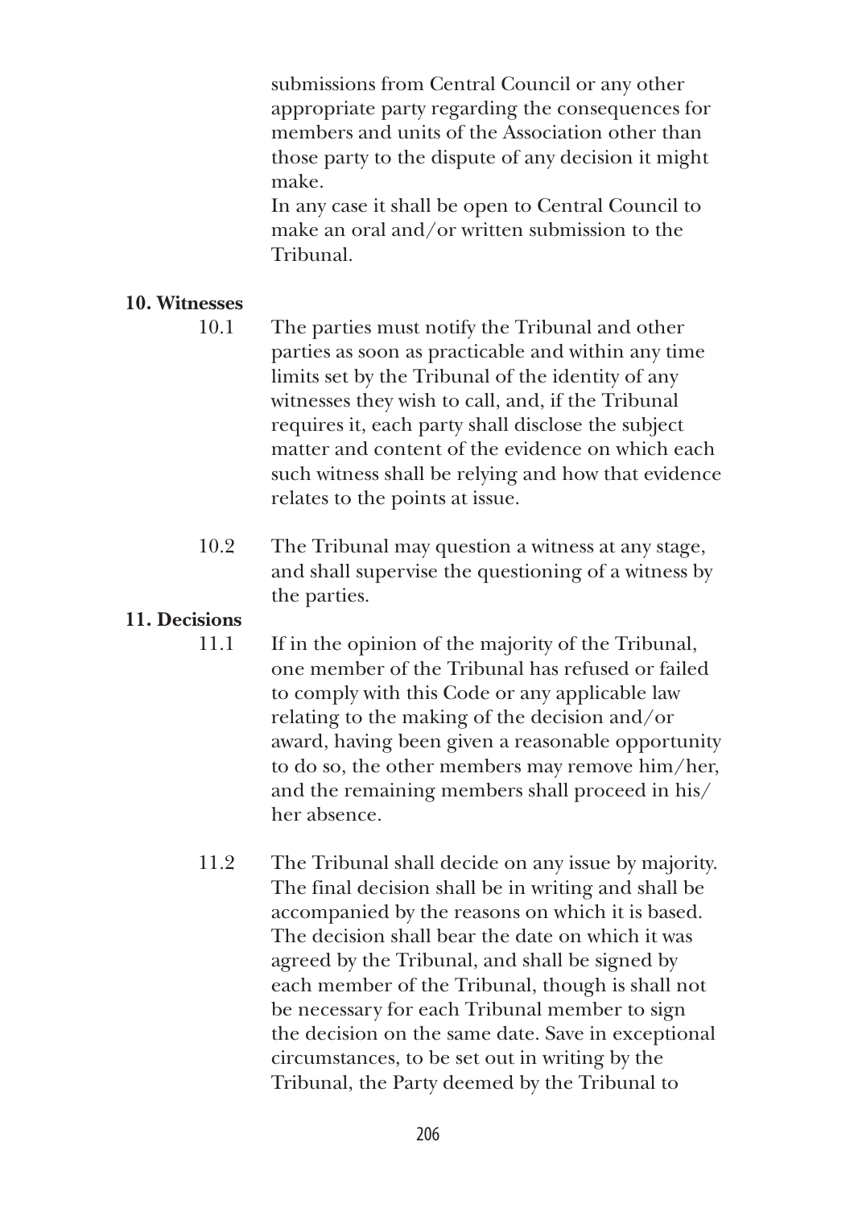submissions from Central Council or any other appropriate party regarding the consequences for members and units of the Association other than those party to the dispute of any decision it might make.

In any case it shall be open to Central Council to make an oral and/or written submission to the Tribunal.

**10. Witnesses**

10.1 The parties must notify the Tribunal and other parties as soon as practicable and within any time limits set by the Tribunal of the identity of any witnesses they wish to call, and, if the Tribunal requires it, each party shall disclose the subject matter and content of the evidence on which each such witness shall be relying and how that evidence relates to the points at issue.

10.2 The Tribunal may question a witness at any stage, and shall supervise the questioning of a witness by the parties.

**11. Decisions**

11.1 If in the opinion of the majority of the Tribunal, one member of the Tribunal has refused or failed to comply with this Code or any applicable law relating to the making of the decision and/or award, having been given a reasonable opportunity to do so, the other members may remove him/her, and the remaining members shall proceed in his/her absence.

11.2 The Tribunal shall decide on any issue by majority. The final decision shall be in writing and shall be accompanied by the reasons on which it is based. The decision shall bear the date on which it was agreed by the Tribunal, and shall be signed by each member of the Tribunal, though is shall not be necessary for each Tribunal member to sign the decision on the same date. Save in exceptional circumstances, to be set out in writing by the Tribunal, the Party deemed by the Tribunal to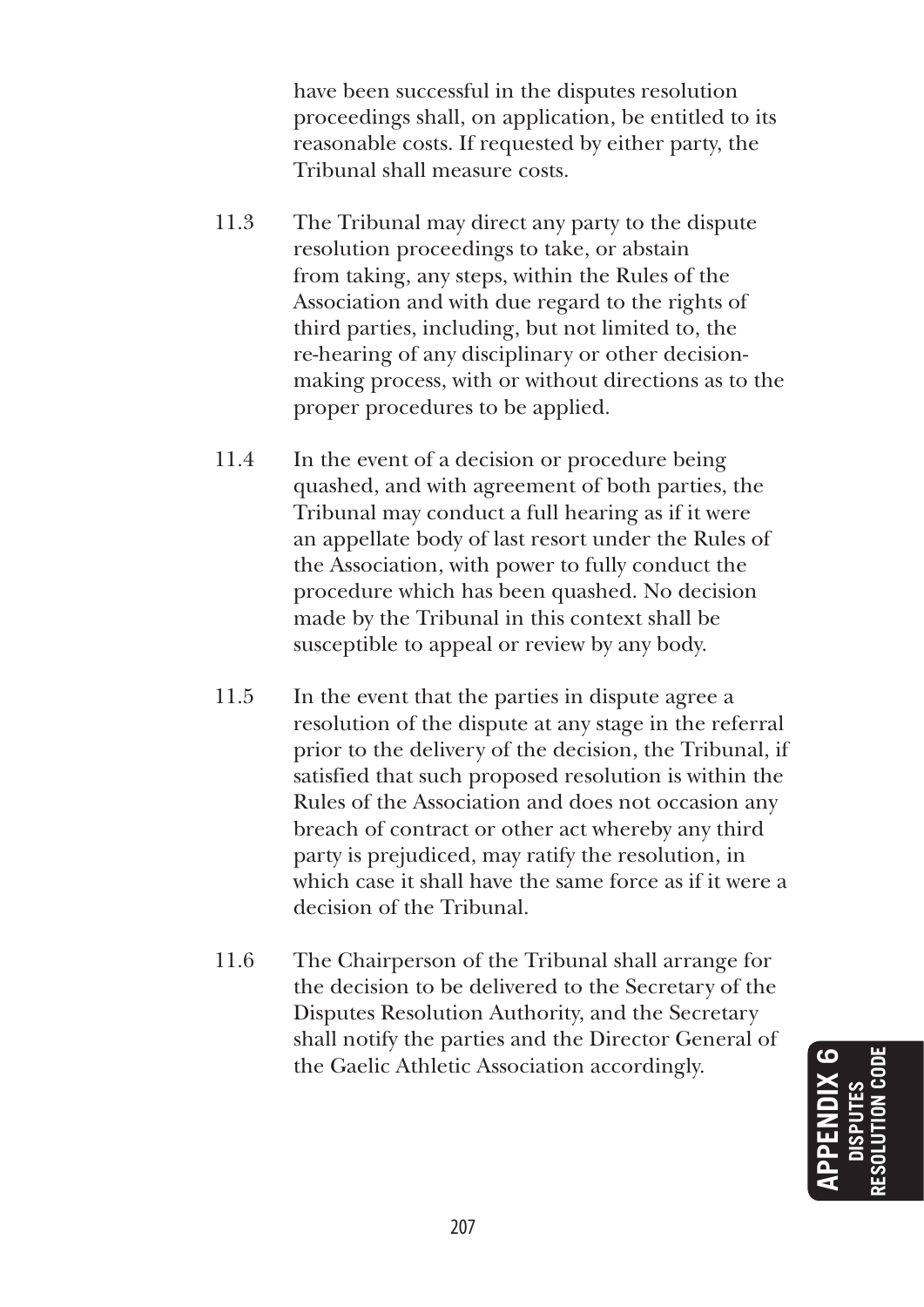have been successful in the disputes resolution proceedings shall, on application, be entitled to its reasonable costs. If requested by either party, the Tribunal shall measure costs.

11.3 The Tribunal may direct any party to the dispute resolution proceedings to take, or abstain from taking, any steps, within the Rules of the Association and with due regard to the rights of third parties, including, but not limited to, the re-hearing of any disciplinary or other decision-making process, with or without directions as to the proper procedures to be applied.

11.4 In the event of a decision or procedure being quashed, and with agreement of both parties, the Tribunal may conduct a full hearing as if it were an appellate body of last resort under the Rules of the Association, with power to fully conduct the procedure which has been quashed. No decision made by the Tribunal in this context shall be susceptible to appeal or review by any body.

11.5 In the event that the parties in dispute agree a resolution of the dispute at any stage in the referral prior to the delivery of the decision, the Tribunal, if satisfied that such proposed resolution is within the Rules of the Association and does not occasion any breach of contract or other act whereby any third party is prejudiced, may ratify the resolution, in which case it shall have the same force as if it were a decision of the Tribunal.

11.6 The Chairperson of the Tribunal shall arrange for the decision to be delivered to the Secretary of the Disputes Resolution Authority, and the Secretary shall notify the parties and the Director General of the Gaelic Athletic Association accordingly.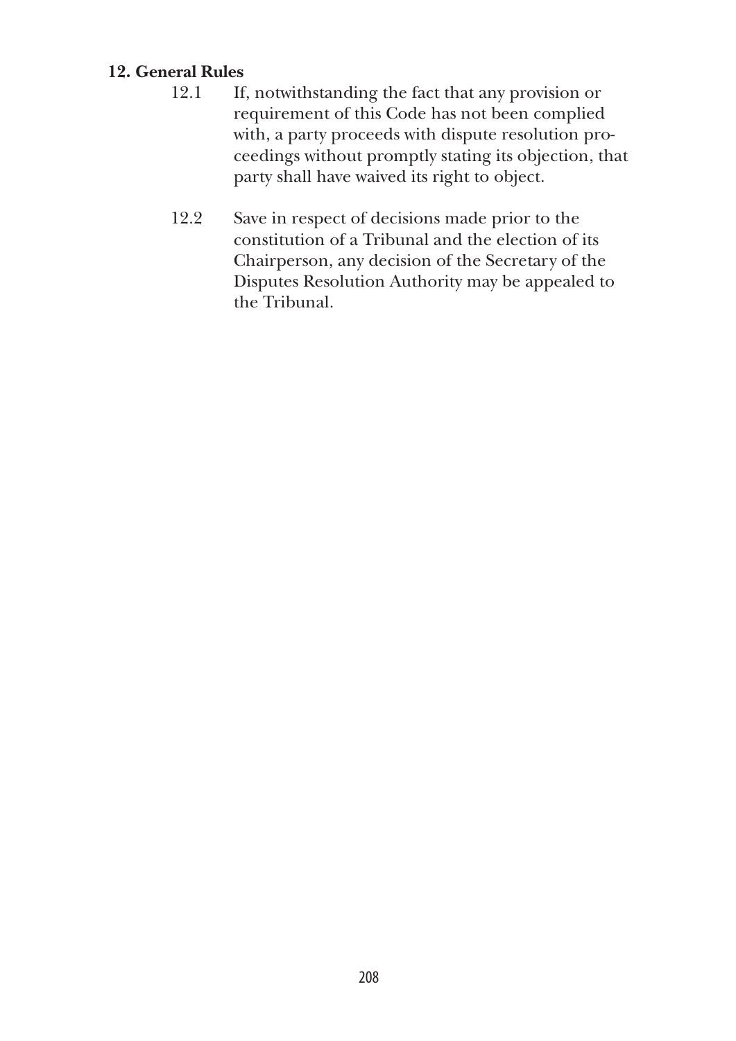**12. General Rules**

12.1 If, notwithstanding the fact that any provision or requirement of this Code has not been complied with, a party proceeds with dispute resolution proceedings without promptly stating its objection, that party shall have waived its right to object.

12.2 Save in respect of decisions made prior to the constitution of a Tribunal and the election of its Chairperson, any decision of the Secretary of the Disputes Resolution Authority may be appealed to the Tribunal.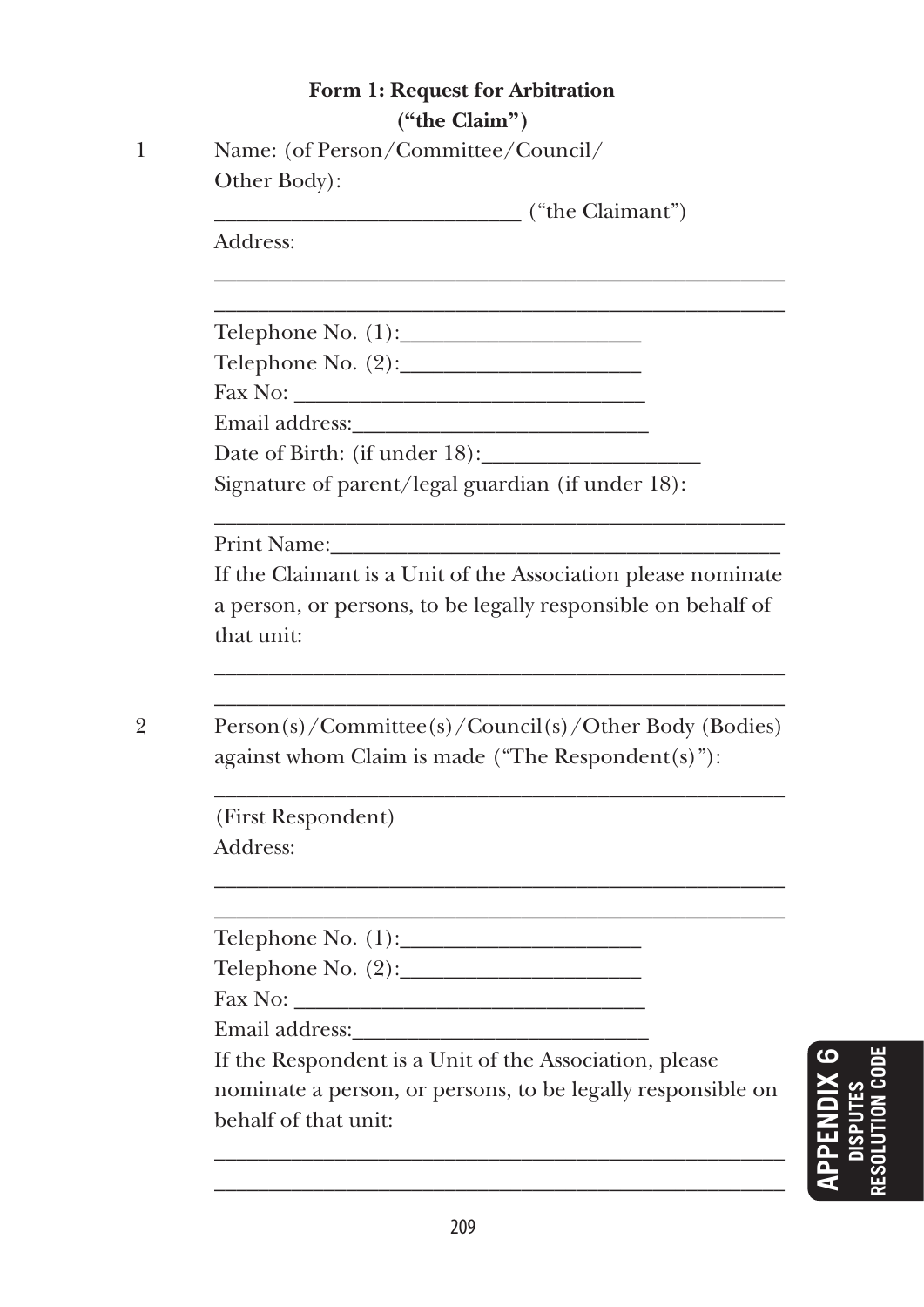## Form 1: Request for Arbitration
## ("the Claim")

1 Name: (of Person/Committee/Council/Other Body):

___________________________ ("the Claimant")

Address:

___________________________________________________

___________________________________________________

Telephone No. (1):_____________________

Telephone No. (2):_____________________

Fax No: _______________________________

Email address:__________________________

Date of Birth: (if under 18):___________________

Signature of parent/legal guardian (if under 18):

___________________________________________________

Print Name:_______________________________________

If the Claimant is a Unit of the Association please nominate a person, or persons, to be legally responsible on behalf of that unit:

___________________________________________________

___________________________________________________

2 Person(s)/Committee(s)/Council(s)/Other Body (Bodies) against whom Claim is made ("The Respondent(s)"):

___________________________________________________

(First Respondent)

Address:

___________________________________________________

___________________________________________________

Telephone No. (1):_____________________

Telephone No. (2):_____________________

Fax No: _______________________________

Email address:__________________________

If the Respondent is a Unit of the Association, please nominate a person, or persons, to be legally responsible on behalf of that unit:

___________________________________________________

___________________________________________________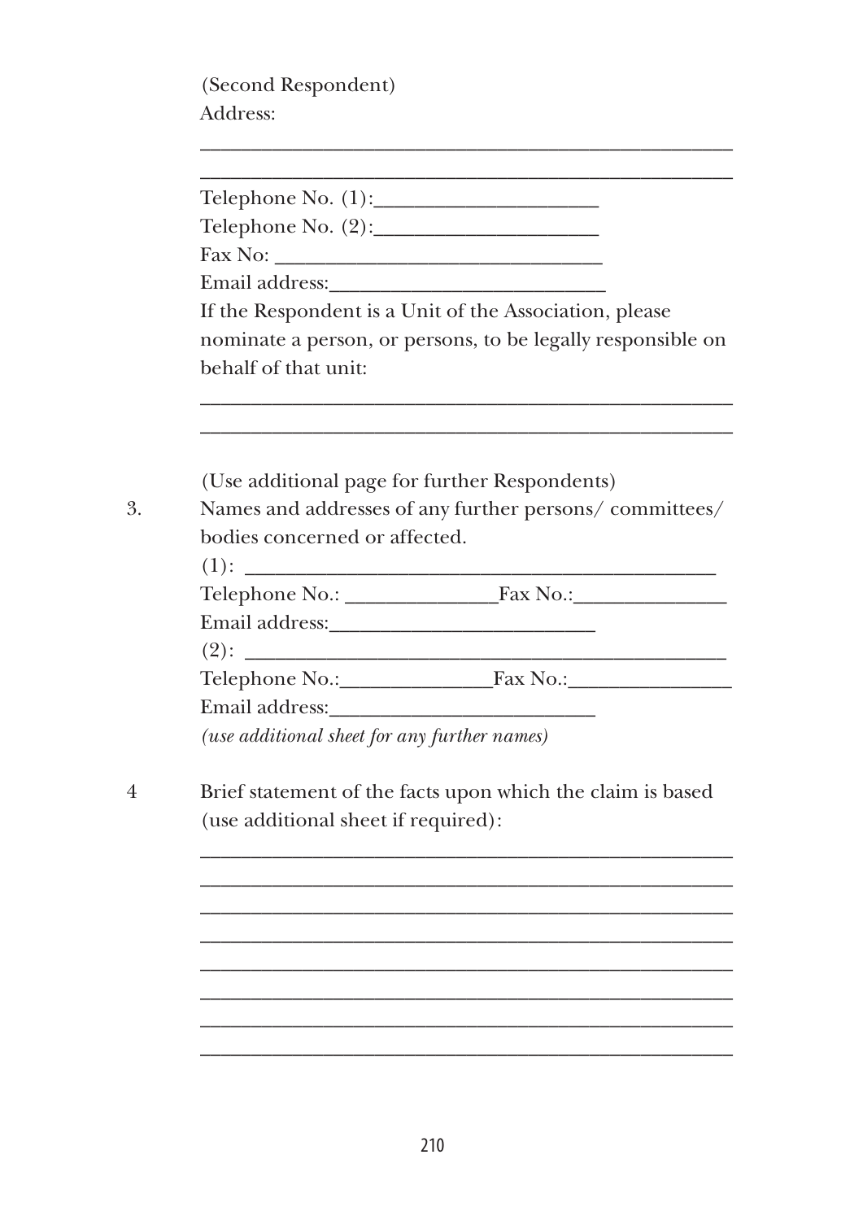(Second Respondent)
Address:

\_\_\_\_\_\_\_\_\_\_\_\_\_\_\_\_\_\_\_\_\_\_\_\_\_\_\_\_\_\_\_\_\_\_\_\_\_\_\_\_\_\_\_\_\_\_\_\_

\_\_\_\_\_\_\_\_\_\_\_\_\_\_\_\_\_\_\_\_\_\_\_\_\_\_\_\_\_\_\_\_\_\_\_\_\_\_\_\_\_\_\_\_\_\_\_\_

Telephone No. (1):\_\_\_\_\_\_\_\_\_\_\_\_\_\_\_\_\_\_\_\_\_\_

Telephone No. (2):\_\_\_\_\_\_\_\_\_\_\_\_\_\_\_\_\_\_\_\_\_\_

Fax No: \_\_\_\_\_\_\_\_\_\_\_\_\_\_\_\_\_\_\_\_\_\_\_\_\_\_\_\_\_\_\_\_

Email address:\_\_\_\_\_\_\_\_\_\_\_\_\_\_\_\_\_\_\_\_\_\_\_\_\_\_\_

If the Respondent is a Unit of the Association, please nominate a person, or persons, to be legally responsible on behalf of that unit:

\_\_\_\_\_\_\_\_\_\_\_\_\_\_\_\_\_\_\_\_\_\_\_\_\_\_\_\_\_\_\_\_\_\_\_\_\_\_\_\_\_\_\_\_\_\_\_\_

\_\_\_\_\_\_\_\_\_\_\_\_\_\_\_\_\_\_\_\_\_\_\_\_\_\_\_\_\_\_\_\_\_\_\_\_\_\_\_\_\_\_\_\_\_\_\_\_

(Use additional page for further Respondents)

3. Names and addresses of any further persons/ committees/ bodies concerned or affected.

(1): \_\_\_\_\_\_\_\_\_\_\_\_\_\_\_\_\_\_\_\_\_\_\_\_\_\_\_\_\_\_\_\_\_\_\_\_\_\_\_\_\_\_\_\_

Telephone No.: \_\_\_\_\_\_\_\_\_\_\_\_\_\_\_Fax No.:\_\_\_\_\_\_\_\_\_\_\_\_\_\_\_

Email address:\_\_\_\_\_\_\_\_\_\_\_\_\_\_\_\_\_\_\_\_\_\_\_\_\_\_

(2): \_\_\_\_\_\_\_\_\_\_\_\_\_\_\_\_\_\_\_\_\_\_\_\_\_\_\_\_\_\_\_\_\_\_\_\_\_\_\_\_\_\_\_\_\_

Telephone No.:\_\_\_\_\_\_\_\_\_\_\_\_\_\_\_Fax No.:\_\_\_\_\_\_\_\_\_\_\_\_\_\_\_\_

Email address:\_\_\_\_\_\_\_\_\_\_\_\_\_\_\_\_\_\_\_\_\_\_\_\_\_\_

*(use additional sheet for any further names)*

4 Brief statement of the facts upon which the claim is based (use additional sheet if required):

\_\_\_\_\_\_\_\_\_\_\_\_\_\_\_\_\_\_\_\_\_\_\_\_\_\_\_\_\_\_\_\_\_\_\_\_\_\_\_\_\_\_\_\_\_\_\_\_

\_\_\_\_\_\_\_\_\_\_\_\_\_\_\_\_\_\_\_\_\_\_\_\_\_\_\_\_\_\_\_\_\_\_\_\_\_\_\_\_\_\_\_\_\_\_\_\_

\_\_\_\_\_\_\_\_\_\_\_\_\_\_\_\_\_\_\_\_\_\_\_\_\_\_\_\_\_\_\_\_\_\_\_\_\_\_\_\_\_\_\_\_\_\_\_\_

\_\_\_\_\_\_\_\_\_\_\_\_\_\_\_\_\_\_\_\_\_\_\_\_\_\_\_\_\_\_\_\_\_\_\_\_\_\_\_\_\_\_\_\_\_\_\_\_

\_\_\_\_\_\_\_\_\_\_\_\_\_\_\_\_\_\_\_\_\_\_\_\_\_\_\_\_\_\_\_\_\_\_\_\_\_\_\_\_\_\_\_\_\_\_\_\_

\_\_\_\_\_\_\_\_\_\_\_\_\_\_\_\_\_\_\_\_\_\_\_\_\_\_\_\_\_\_\_\_\_\_\_\_\_\_\_\_\_\_\_\_\_\_\_\_

\_\_\_\_\_\_\_\_\_\_\_\_\_\_\_\_\_\_\_\_\_\_\_\_\_\_\_\_\_\_\_\_\_\_\_\_\_\_\_\_\_\_\_\_\_\_\_\_

\_\_\_\_\_\_\_\_\_\_\_\_\_\_\_\_\_\_\_\_\_\_\_\_\_\_\_\_\_\_\_\_\_\_\_\_\_\_\_\_\_\_\_\_\_\_\_\_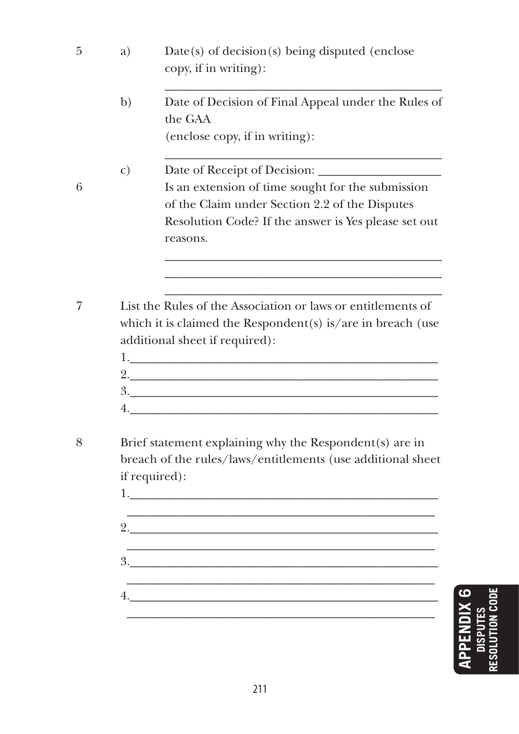5 a) Date(s) of decision(s) being disputed (enclose copy, if in writing):

______________________________________________

b) Date of Decision of Final Appeal under the Rules of the GAA
(enclose copy, if in writing):

______________________________________________

c) Date of Receipt of Decision: ____________________

6 Is an extension of time sought for the submission of the Claim under Section 2.2 of the Disputes Resolution Code? If the answer is Yes please set out reasons.

______________________________________________
______________________________________________
______________________________________________

7 List the Rules of the Association or laws or entitlements of which it is claimed the Respondent(s) is/are in breach (use additional sheet if required):

1.__________________________________________________
2.__________________________________________________
3.__________________________________________________
4.__________________________________________________

8 Brief statement explaining why the Respondent(s) are in breach of the rules/laws/entitlements (use additional sheet if required):

1.__________________________________________________
__________________________________________________
2.__________________________________________________
__________________________________________________
3.__________________________________________________
__________________________________________________
4.__________________________________________________
__________________________________________________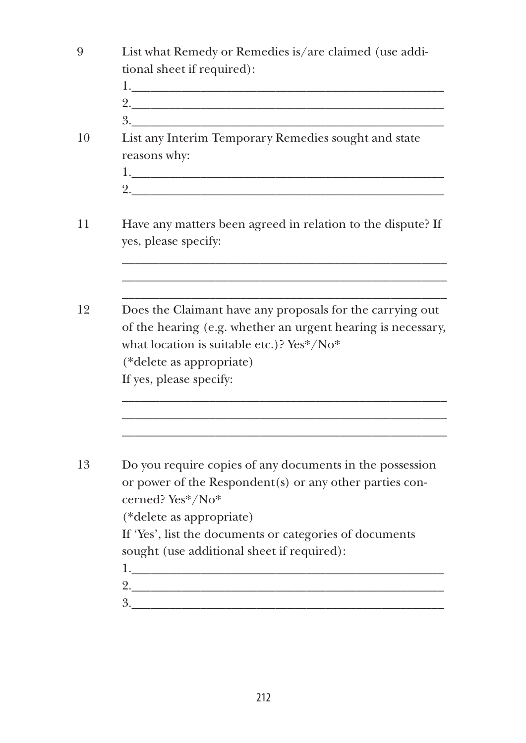9 List what Remedy or Remedies is/are claimed (use additional sheet if required):

1.________________________________________________

2.________________________________________________

3.________________________________________________

10 List any Interim Temporary Remedies sought and state reasons why:

1.________________________________________________

2.________________________________________________

11 Have any matters been agreed in relation to the dispute? If yes, please specify:

__________________________________________________

__________________________________________________

__________________________________________________

12 Does the Claimant have any proposals for the carrying out of the hearing (e.g. whether an urgent hearing is necessary, what location is suitable etc.)? Yes*/No*

(*delete as appropriate)

If yes, please specify:

__________________________________________________

__________________________________________________

__________________________________________________

13 Do you require copies of any documents in the possession or power of the Respondent(s) or any other parties concerned? Yes*/No*

(*delete as appropriate)

If 'Yes', list the documents or categories of documents sought (use additional sheet if required):

1.________________________________________________

2.________________________________________________

3.________________________________________________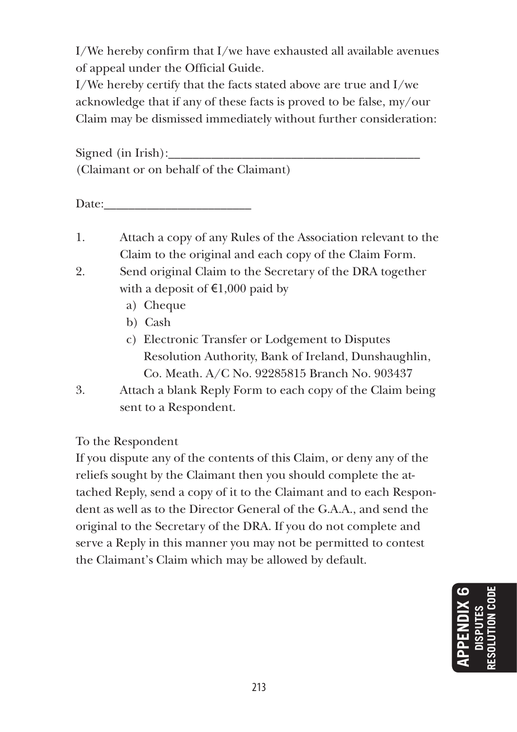I/We hereby confirm that I/we have exhausted all available avenues of appeal under the Official Guide.
I/We hereby certify that the facts stated above are true and I/we acknowledge that if any of these facts is proved to be false, my/our Claim may be dismissed immediately without further consideration:

Signed (in Irish):________________________________________
(Claimant or on behalf of the Claimant)

Date:________________________

1. Attach a copy of any Rules of the Association relevant to the Claim to the original and each copy of the Claim Form.
2. Send original Claim to the Secretary of the DRA together with a deposit of €1,000 paid by
   a) Cheque
   b) Cash
   c) Electronic Transfer or Lodgement to Disputes Resolution Authority, Bank of Ireland, Dunshaughlin, Co. Meath. A/C No. 92285815 Branch No. 903437
3. Attach a blank Reply Form to each copy of the Claim being sent to a Respondent.

To the Respondent
If you dispute any of the contents of this Claim, or deny any of the reliefs sought by the Claimant then you should complete the attached Reply, send a copy of it to the Claimant and to each Respondent as well as to the Director General of the G.A.A., and send the original to the Secretary of the DRA. If you do not complete and serve a Reply in this manner you may not be permitted to contest the Claimant's Claim which may be allowed by default.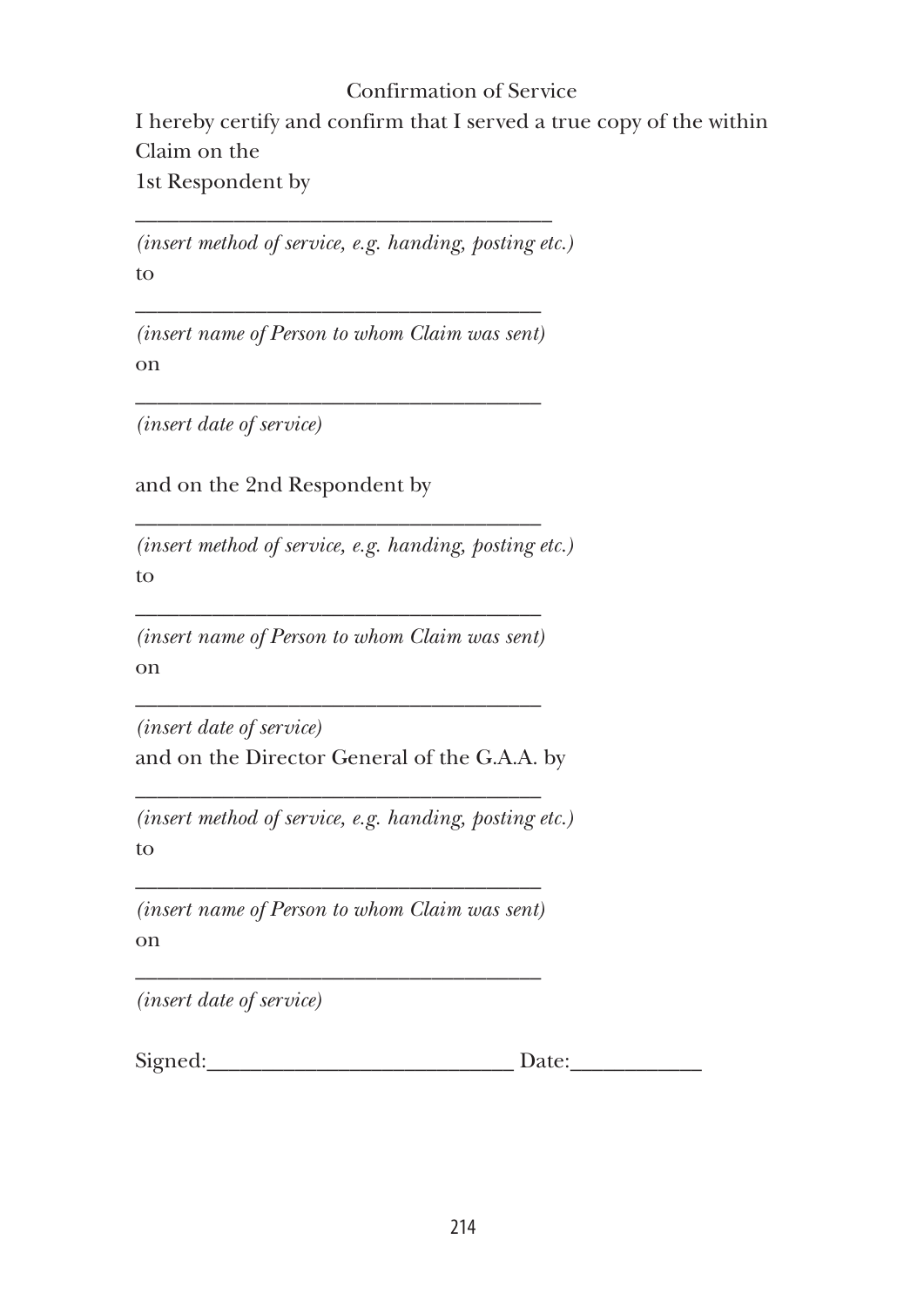Confirmation of Service

I hereby certify and confirm that I served a true copy of the within Claim on the
1st Respondent by

___________________________________
*(insert method of service, e.g. handing, posting etc.)*
to

___________________________________
*(insert name of Person to whom Claim was sent)*
on

___________________________________
*(insert date of service)*

and on the 2nd Respondent by

___________________________________
*(insert method of service, e.g. handing, posting etc.)*
to

___________________________________
*(insert name of Person to whom Claim was sent)*
on

___________________________________
*(insert date of service)*
and on the Director General of the G.A.A. by

___________________________________
*(insert method of service, e.g. handing, posting etc.)*
to

___________________________________
*(insert name of Person to whom Claim was sent)*
on

___________________________________
*(insert date of service)*

Signed:___________________________ Date:___________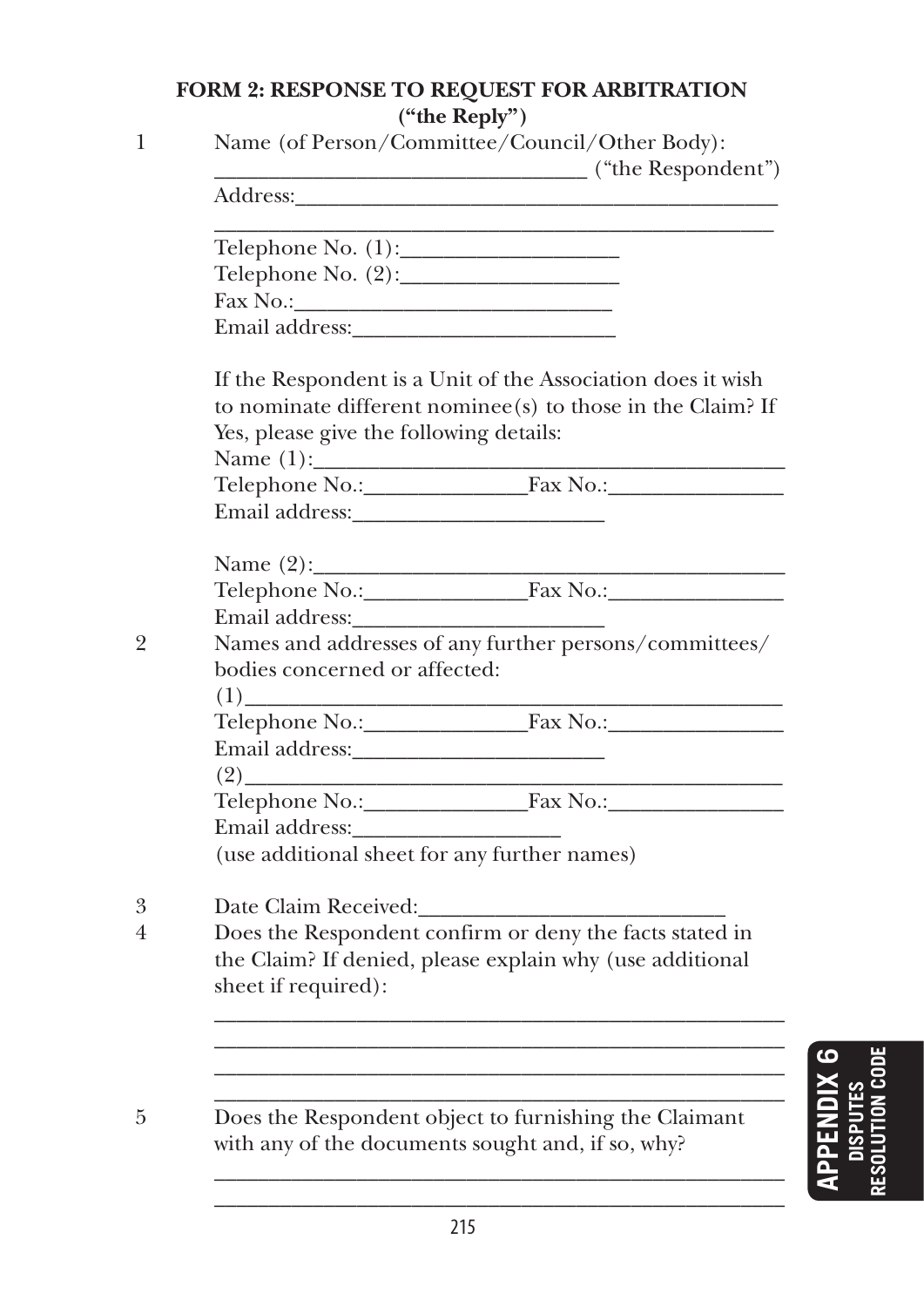## FORM 2: RESPONSE TO REQUEST FOR ARBITRATION
### ("the Reply")

1 Name (of Person/Committee/Council/Other Body):
_______________________________ ("the Respondent")
Address:___________________________________________
___________________________________________________
Telephone No. (1):__________________
Telephone No. (2):__________________
Fax No.:___________________________
Email address:______________________

If the Respondent is a Unit of the Association does it wish to nominate different nominee(s) to those in the Claim? If Yes, please give the following details:
Name (1):___________________________________________
Telephone No.:______________Fax No.:______________
Email address:_____________________

Name (2):___________________________________________
Telephone No.:______________Fax No.:______________
Email address:_____________________

2 Names and addresses of any further persons/committees/bodies concerned or affected:
(1)_________________________________________________
Telephone No.:______________Fax No.:______________
Email address:_____________________
(2)_________________________________________________
Telephone No.:______________Fax No.:______________
Email address:_________________
(use additional sheet for any further names)

3 Date Claim Received:__________________________

4 Does the Respondent confirm or deny the facts stated in the Claim? If denied, please explain why (use additional sheet if required):
___________________________________________________
___________________________________________________
___________________________________________________
___________________________________________________

5 Does the Respondent object to furnishing the Claimant with any of the documents sought and, if so, why?
___________________________________________________
___________________________________________________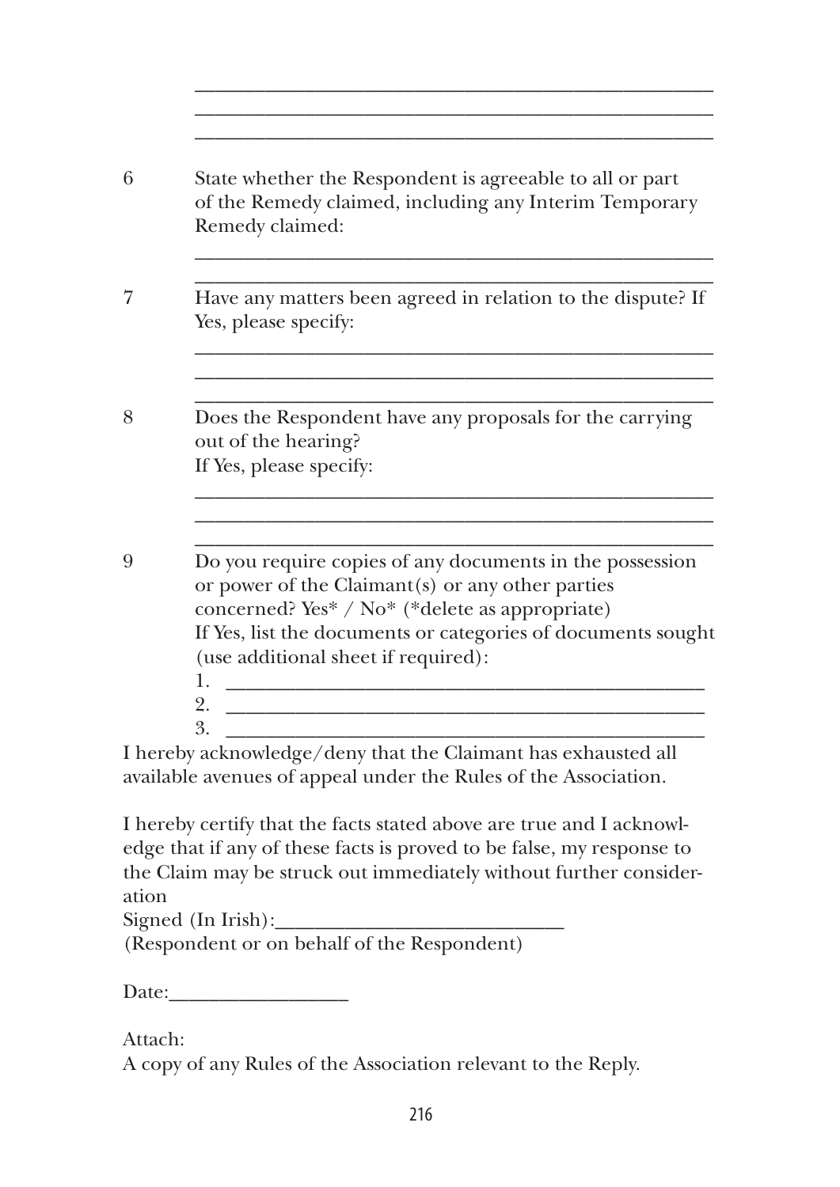\_\_\_\_\_\_\_\_\_\_\_\_\_\_\_\_\_\_\_\_\_\_\_\_\_\_\_\_\_\_\_\_\_\_\_\_\_\_\_\_\_\_\_\_\_\_\_\_

\_\_\_\_\_\_\_\_\_\_\_\_\_\_\_\_\_\_\_\_\_\_\_\_\_\_\_\_\_\_\_\_\_\_\_\_\_\_\_\_\_\_\_\_\_\_\_\_

\_\_\_\_\_\_\_\_\_\_\_\_\_\_\_\_\_\_\_\_\_\_\_\_\_\_\_\_\_\_\_\_\_\_\_\_\_\_\_\_\_\_\_\_\_\_\_\_

6 State whether the Respondent is agreeable to all or part of the Remedy claimed, including any Interim Temporary Remedy claimed:

\_\_\_\_\_\_\_\_\_\_\_\_\_\_\_\_\_\_\_\_\_\_\_\_\_\_\_\_\_\_\_\_\_\_\_\_\_\_\_\_\_\_\_\_\_\_\_\_

\_\_\_\_\_\_\_\_\_\_\_\_\_\_\_\_\_\_\_\_\_\_\_\_\_\_\_\_\_\_\_\_\_\_\_\_\_\_\_\_\_\_\_\_\_\_\_\_

7 Have any matters been agreed in relation to the dispute? If Yes, please specify:

\_\_\_\_\_\_\_\_\_\_\_\_\_\_\_\_\_\_\_\_\_\_\_\_\_\_\_\_\_\_\_\_\_\_\_\_\_\_\_\_\_\_\_\_\_\_\_\_

\_\_\_\_\_\_\_\_\_\_\_\_\_\_\_\_\_\_\_\_\_\_\_\_\_\_\_\_\_\_\_\_\_\_\_\_\_\_\_\_\_\_\_\_\_\_\_\_

\_\_\_\_\_\_\_\_\_\_\_\_\_\_\_\_\_\_\_\_\_\_\_\_\_\_\_\_\_\_\_\_\_\_\_\_\_\_\_\_\_\_\_\_\_\_\_\_

8 Does the Respondent have any proposals for the carrying out of the hearing?
If Yes, please specify:

\_\_\_\_\_\_\_\_\_\_\_\_\_\_\_\_\_\_\_\_\_\_\_\_\_\_\_\_\_\_\_\_\_\_\_\_\_\_\_\_\_\_\_\_\_\_\_\_

\_\_\_\_\_\_\_\_\_\_\_\_\_\_\_\_\_\_\_\_\_\_\_\_\_\_\_\_\_\_\_\_\_\_\_\_\_\_\_\_\_\_\_\_\_\_\_\_

\_\_\_\_\_\_\_\_\_\_\_\_\_\_\_\_\_\_\_\_\_\_\_\_\_\_\_\_\_\_\_\_\_\_\_\_\_\_\_\_\_\_\_\_\_\_\_\_

9 Do you require copies of any documents in the possession or power of the Claimant(s) or any other parties concerned? Yes* / No* (*delete as appropriate)
If Yes, list the documents or categories of documents sought (use additional sheet if required):

1. \_\_\_\_\_\_\_\_\_\_\_\_\_\_\_\_\_\_\_\_\_\_\_\_\_\_\_\_\_\_\_\_\_\_\_\_\_\_\_\_\_\_\_\_
2. \_\_\_\_\_\_\_\_\_\_\_\_\_\_\_\_\_\_\_\_\_\_\_\_\_\_\_\_\_\_\_\_\_\_\_\_\_\_\_\_\_\_\_\_
3. \_\_\_\_\_\_\_\_\_\_\_\_\_\_\_\_\_\_\_\_\_\_\_\_\_\_\_\_\_\_\_\_\_\_\_\_\_\_\_\_\_\_\_\_

I hereby acknowledge/deny that the Claimant has exhausted all available avenues of appeal under the Rules of the Association.

I hereby certify that the facts stated above are true and I acknowledge that if any of these facts is proved to be false, my response to the Claim may be struck out immediately without further consideration

Signed (In Irish):\_\_\_\_\_\_\_\_\_\_\_\_\_\_\_\_\_\_\_\_\_\_\_\_\_\_\_\_
(Respondent or on behalf of the Respondent)

Date:\_\_\_\_\_\_\_\_\_\_\_\_\_\_\_\_\_\_

Attach:
A copy of any Rules of the Association relevant to the Reply.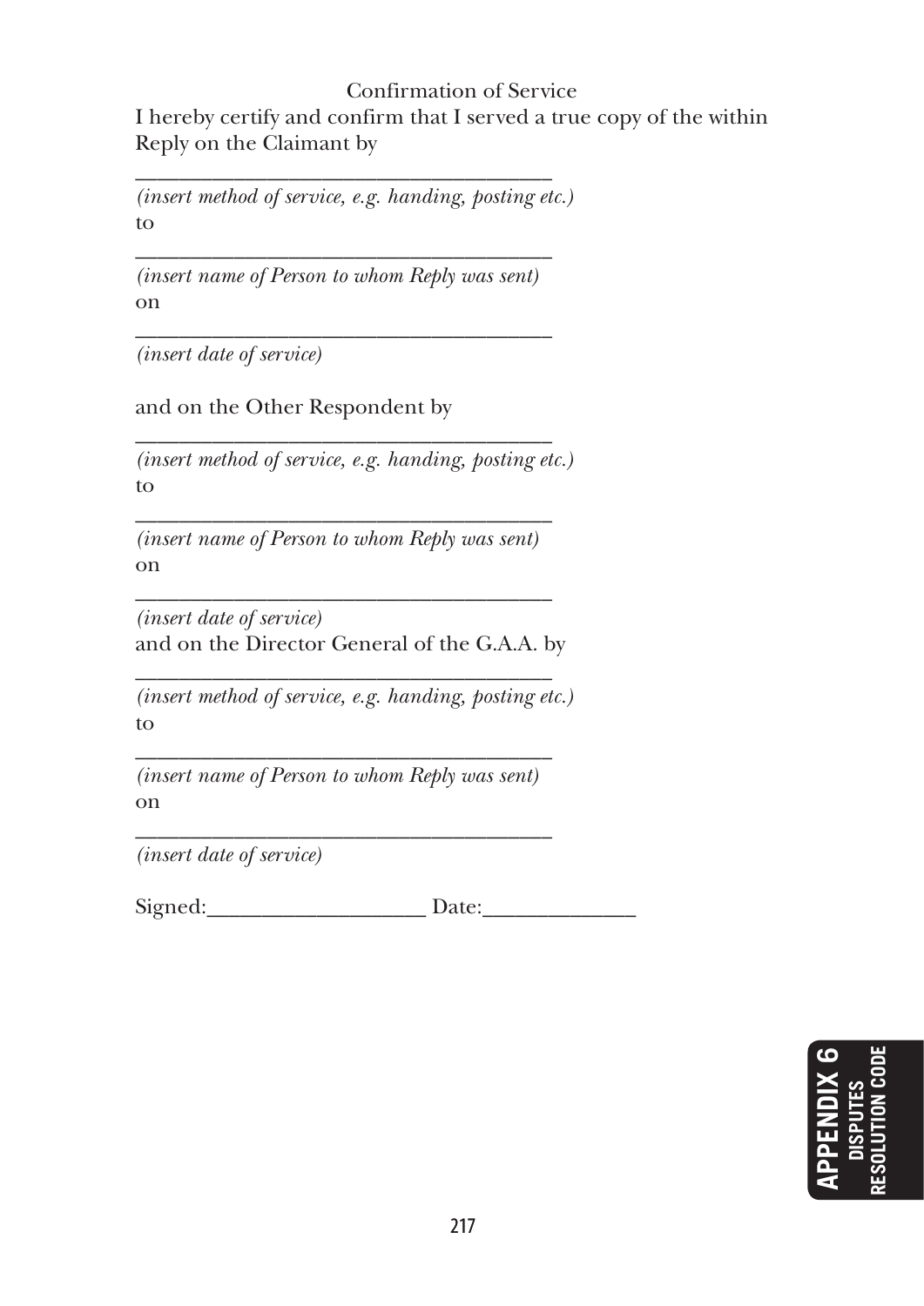Confirmation of Service

I hereby certify and confirm that I served a true copy of the within Reply on the Claimant by

_____________________________________

*(insert method of service, e.g. handing, posting etc.)*

to

_____________________________________

*(insert name of Person to whom Reply was sent)*

on

_____________________________________

*(insert date of service)*

and on the Other Respondent by

_____________________________________

*(insert method of service, e.g. handing, posting etc.)*

to

_____________________________________

*(insert name of Person to whom Reply was sent)*

on

_____________________________________

*(insert date of service)*

and on the Director General of the G.A.A. by

_____________________________________

*(insert method of service, e.g. handing, posting etc.)*

to

_____________________________________

*(insert name of Person to whom Reply was sent)*

on

_____________________________________

*(insert date of service)*

Signed:___________________ Date:_____________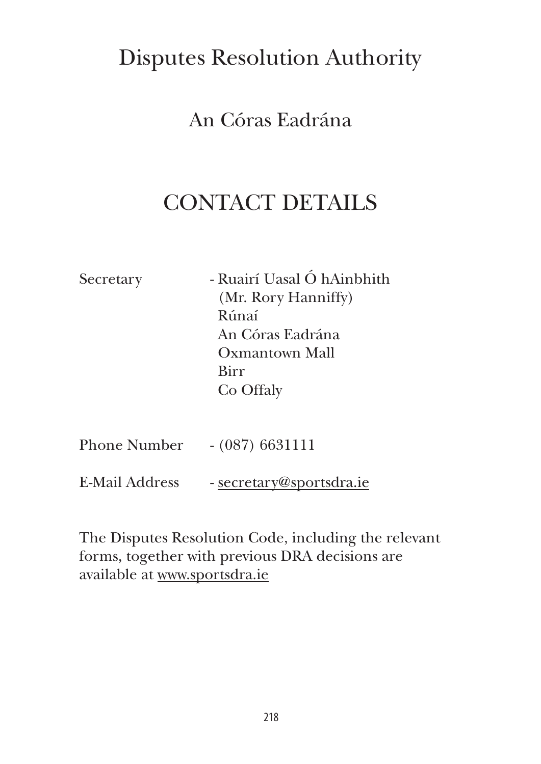# Disputes Resolution Authority

## An Córas Eadrána

## CONTACT DETAILS

Secretary - Ruairí Uasal Ó hAinbhith
(Mr. Rory Hanniffy)
Rúnaí
An Córas Eadrána
Oxmantown Mall
Birr
Co Offaly

Phone Number - (087) 6631111

E-Mail Address - secretary@sportsdra.ie

The Disputes Resolution Code, including the relevant forms, together with previous DRA decisions are available at www.sportsdra.ie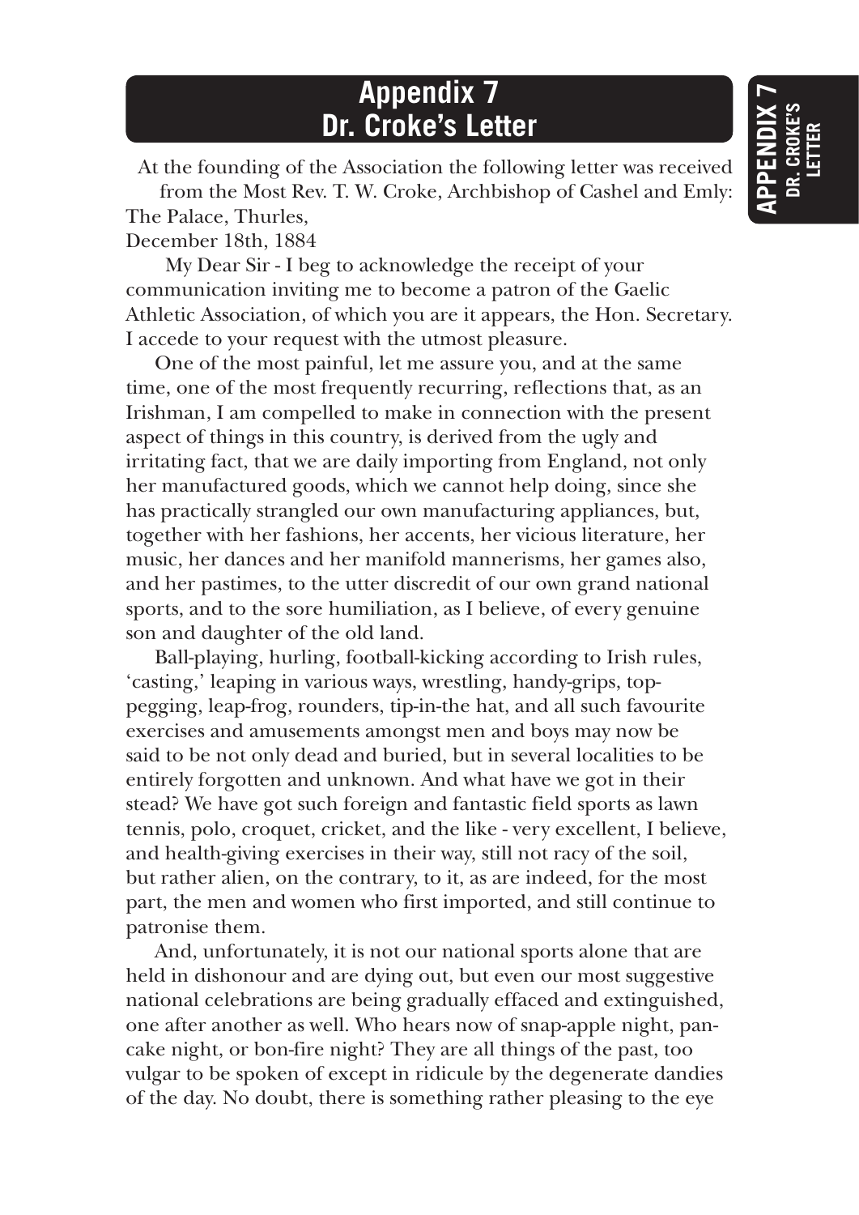# Appendix 7
# Dr. Croke's Letter

At the founding of the Association the following letter was received from the Most Rev. T. W. Croke, Archbishop of Cashel and Emly:

The Palace, Thurles,
December 18th, 1884

My Dear Sir - I beg to acknowledge the receipt of your communication inviting me to become a patron of the Gaelic Athletic Association, of which you are it appears, the Hon. Secretary. I accede to your request with the utmost pleasure.

One of the most painful, let me assure you, and at the same time, one of the most frequently recurring, reflections that, as an Irishman, I am compelled to make in connection with the present aspect of things in this country, is derived from the ugly and irritating fact, that we are daily importing from England, not only her manufactured goods, which we cannot help doing, since she has practically strangled our own manufacturing appliances, but, together with her fashions, her accents, her vicious literature, her music, her dances and her manifold mannerisms, her games also, and her pastimes, to the utter discredit of our own grand national sports, and to the sore humiliation, as I believe, of every genuine son and daughter of the old land.

Ball-playing, hurling, football-kicking according to Irish rules, 'casting,' leaping in various ways, wrestling, handy-grips, top-pegging, leap-frog, rounders, tip-in-the hat, and all such favourite exercises and amusements amongst men and boys may now be said to be not only dead and buried, but in several localities to be entirely forgotten and unknown. And what have we got in their stead? We have got such foreign and fantastic field sports as lawn tennis, polo, croquet, cricket, and the like - very excellent, I believe, and health-giving exercises in their way, still not racy of the soil, but rather alien, on the contrary, to it, as are indeed, for the most part, the men and women who first imported, and still continue to patronise them.

And, unfortunately, it is not our national sports alone that are held in dishonour and are dying out, but even our most suggestive national celebrations are being gradually effaced and extinguished, one after another as well. Who hears now of snap-apple night, pan-cake night, or bon-fire night? They are all things of the past, too vulgar to be spoken of except in ridicule by the degenerate dandies of the day. No doubt, there is something rather pleasing to the eye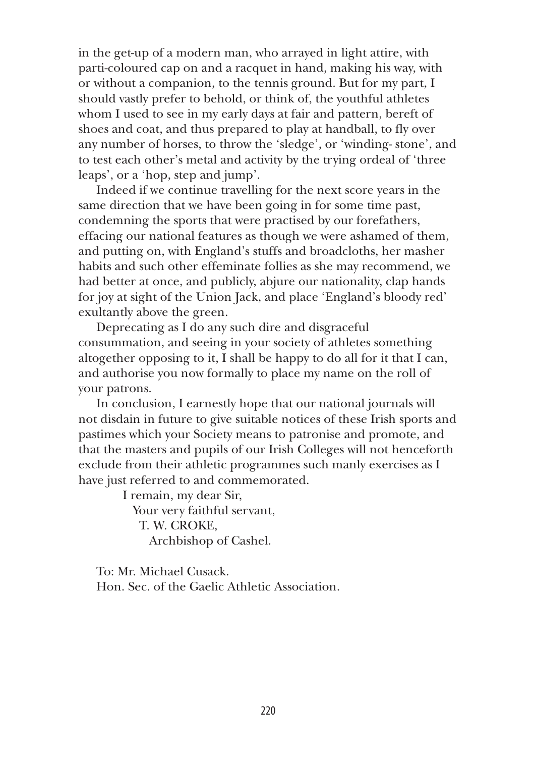in the get-up of a modern man, who arrayed in light attire, with parti-coloured cap on and a racquet in hand, making his way, with or without a companion, to the tennis ground. But for my part, I should vastly prefer to behold, or think of, the youthful athletes whom I used to see in my early days at fair and pattern, bereft of shoes and coat, and thus prepared to play at handball, to fly over any number of horses, to throw the 'sledge', or 'winding- stone', and to test each other's metal and activity by the trying ordeal of 'three leaps', or a 'hop, step and jump'.

Indeed if we continue travelling for the next score years in the same direction that we have been going in for some time past, condemning the sports that were practised by our forefathers, effacing our national features as though we were ashamed of them, and putting on, with England's stuffs and broadcloths, her masher habits and such other effeminate follies as she may recommend, we had better at once, and publicly, abjure our nationality, clap hands for joy at sight of the Union Jack, and place 'England's bloody red' exultantly above the green.

Deprecating as I do any such dire and disgraceful consummation, and seeing in your society of athletes something altogether opposing to it, I shall be happy to do all for it that I can, and authorise you now formally to place my name on the roll of your patrons.

In conclusion, I earnestly hope that our national journals will not disdain in future to give suitable notices of these Irish sports and pastimes which your Society means to patronise and promote, and that the masters and pupils of our Irish Colleges will not henceforth exclude from their athletic programmes such manly exercises as I have just referred to and commemorated.

I remain, my dear Sir,
Your very faithful servant,
T. W. CROKE,
Archbishop of Cashel.

To: Mr. Michael Cusack.
Hon. Sec. of the Gaelic Athletic Association.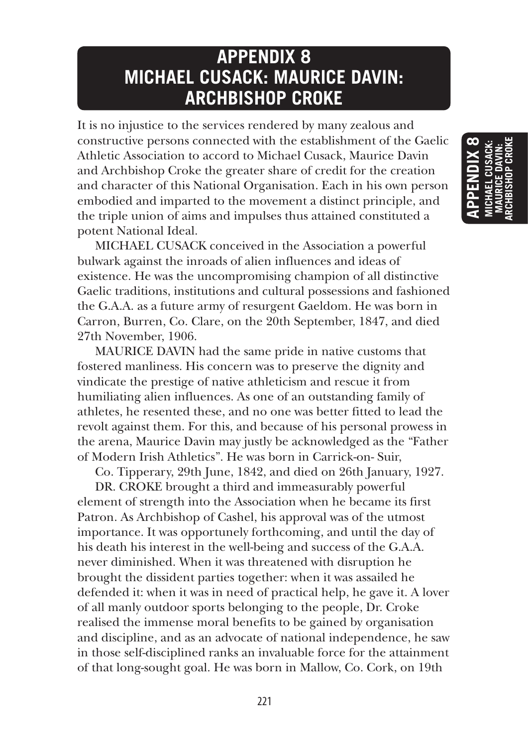# APPENDIX 8
# MICHAEL CUSACK: MAURICE DAVIN: ARCHBISHOP CROKE

It is no injustice to the services rendered by many zealous and constructive persons connected with the establishment of the Gaelic Athletic Association to accord to Michael Cusack, Maurice Davin and Archbishop Croke the greater share of credit for the creation and character of this National Organisation. Each in his own person embodied and imparted to the movement a distinct principle, and the triple union of aims and impulses thus attained constituted a potent National Ideal.

MICHAEL CUSACK conceived in the Association a powerful bulwark against the inroads of alien influences and ideas of existence. He was the uncompromising champion of all distinctive Gaelic traditions, institutions and cultural possessions and fashioned the G.A.A. as a future army of resurgent Gaeldom. He was born in Carron, Burren, Co. Clare, on the 20th September, 1847, and died 27th November, 1906.

MAURICE DAVIN had the same pride in native customs that fostered manliness. His concern was to preserve the dignity and vindicate the prestige of native athleticism and rescue it from humiliating alien influences. As one of an outstanding family of athletes, he resented these, and no one was better fitted to lead the revolt against them. For this, and because of his personal prowess in the arena, Maurice Davin may justly be acknowledged as the "Father of Modern Irish Athletics". He was born in Carrick-on- Suir, Co. Tipperary, 29th June, 1842, and died on 26th January, 1927.

DR. CROKE brought a third and immeasurably powerful element of strength into the Association when he became its first Patron. As Archbishop of Cashel, his approval was of the utmost importance. It was opportunely forthcoming, and until the day of his death his interest in the well-being and success of the G.A.A. never diminished. When it was threatened with disruption he brought the dissident parties together: when it was assailed he defended it: when it was in need of practical help, he gave it. A lover of all manly outdoor sports belonging to the people, Dr. Croke realised the immense moral benefits to be gained by organisation and discipline, and as an advocate of national independence, he saw in those self-disciplined ranks an invaluable force for the attainment of that long-sought goal. He was born in Mallow, Co. Cork, on 19th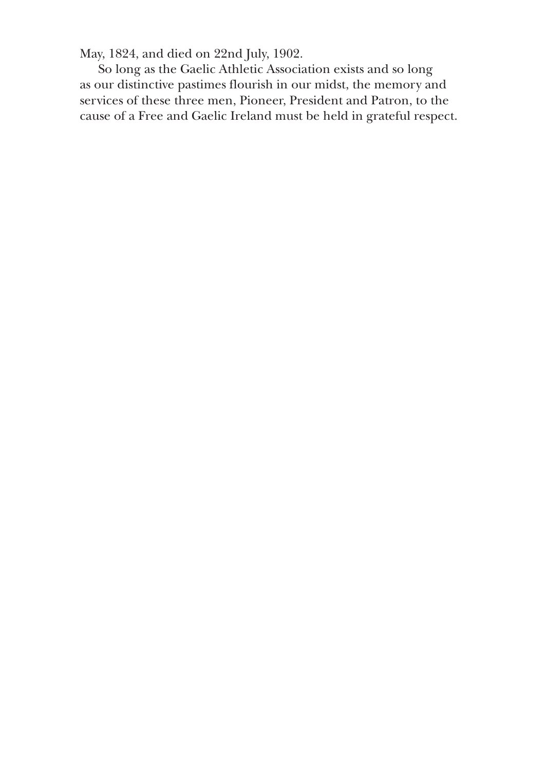May, 1824, and died on 22nd July, 1902.

So long as the Gaelic Athletic Association exists and so long as our distinctive pastimes flourish in our midst, the memory and services of these three men, Pioneer, President and Patron, to the cause of a Free and Gaelic Ireland must be held in grateful respect.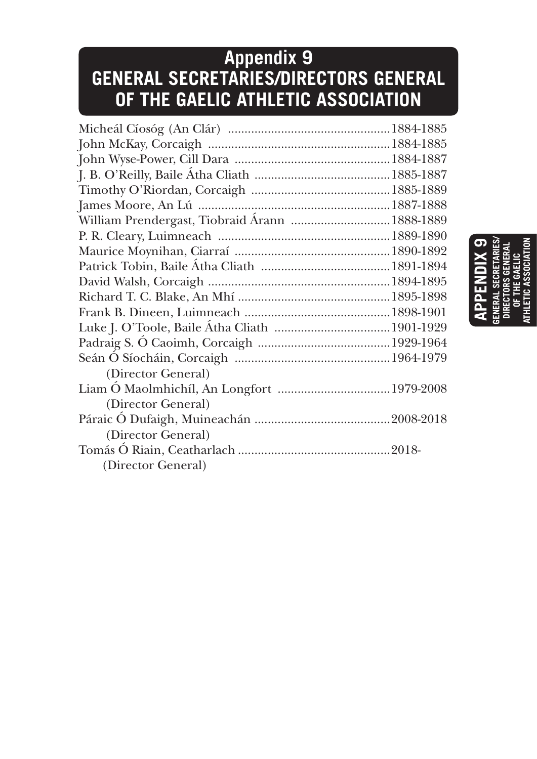# Appendix 9
# GENERAL SECRETARIES/DIRECTORS GENERAL OF THE GAELIC ATHLETIC ASSOCIATION

Micheál Cíosóg (An Clár) ........................................................1884-1885
John McKay, Corcaigh ................................................................1884-1885
John Wyse-Power, Cill Dara ........................................................1884-1887
J. B. O'Reilly, Baile Átha Cliath ..................................................1885-1887
Timothy O'Riordan, Corcaigh .....................................................1885-1889
James Moore, An Lú ..................................................................1887-1888
William Prendergast, Tiobraid Árann ...........................................1888-1889
P. R. Cleary, Luimneach ..............................................................1889-1890
Maurice Moynihan, Ciarraí ..........................................................1890-1892
Patrick Tobin, Baile Átha Cliath ...................................................1891-1894
David Walsh, Corcaigh ................................................................1894-1895
Richard T. C. Blake, An Mhí ........................................................1895-1898
Frank B. Dineen, Luimneach .......................................................1898-1901
Luke J. O'Toole, Baile Átha Cliath ...............................................1901-1929
Padraig S. Ó Caoimh, Corcaigh ....................................................1929-1964
Seán Ó Síocháin, Corcaigh ..........................................................1964-1979
(Director General)
Liam Ó Maolmhichíl, An Longfort ...............................................1979-2008
(Director General)
Páraic Ó Dufaigh, Muineachán ....................................................2008-2018
(Director General)
Tomás Ó Riain, Ceatharlach .........................................................2018-
(Director General)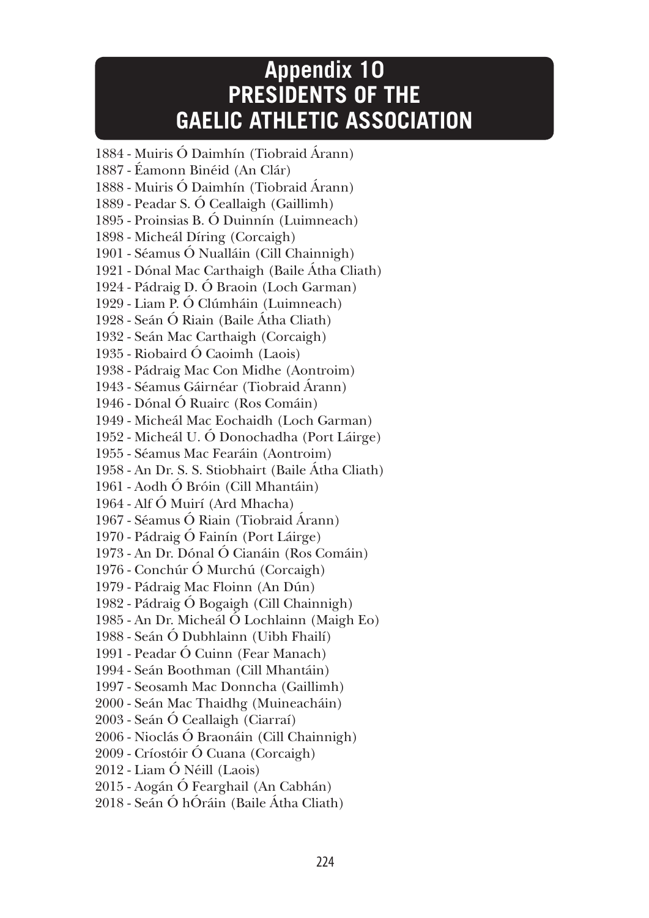# Appendix 10
# PRESIDENTS OF THE GAELIC ATHLETIC ASSOCIATION

1884 - Muiris Ó Daimhín (Tiobraid Árann)
1887 - Éamonn Binéid (An Clár)
1888 - Muiris Ó Daimhín (Tiobraid Árann)
1889 - Peadar S. Ó Ceallaigh (Gaillimh)
1895 - Proinsias B. Ó Duinnín (Luimneach)
1898 - Micheál Díring (Corcaigh)
1901 - Séamus Ó Nualláin (Cill Chainnigh)
1921 - Dónal Mac Carthaigh (Baile Átha Cliath)
1924 - Pádraig D. Ó Braoin (Loch Garman)
1929 - Liam P. Ó Clúmháin (Luimneach)
1928 - Seán Ó Riain (Baile Átha Cliath)
1932 - Seán Mac Carthaigh (Corcaigh)
1935 - Riobaird Ó Caoimh (Laois)
1938 - Pádraig Mac Con Midhe (Aontroim)
1943 - Séamus Gáirnéar (Tiobraid Árann)
1946 - Dónal Ó Ruairc (Ros Comáin)
1949 - Micheál Mac Eochaidh (Loch Garman)
1952 - Micheál U. Ó Donochadha (Port Láirge)
1955 - Séamus Mac Fearáin (Aontroim)
1958 - An Dr. S. S. Stiobhairt (Baile Átha Cliath)
1961 - Aodh Ó Bróin (Cill Mhantáin)
1964 - Alf Ó Muirí (Ard Mhacha)
1967 - Séamus Ó Riain (Tiobraid Árann)
1970 - Pádraig Ó Fainín (Port Láirge)
1973 - An Dr. Dónal Ó Cianáin (Ros Comáin)
1976 - Conchúr Ó Murchú (Corcaigh)
1979 - Pádraig Mac Floinn (An Dún)
1982 - Pádraig Ó Bogaigh (Cill Chainnigh)
1985 - An Dr. Micheál Ó Lochlainn (Maigh Eo)
1988 - Seán Ó Dubhlainn (Uibh Fhailí)
1991 - Peadar Ó Cuinn (Fear Manach)
1994 - Seán Boothman (Cill Mhantáin)
1997 - Seosamh Mac Donncha (Gaillimh)
2000 - Seán Mac Thaidhg (Muineacháin)
2003 - Seán Ó Ceallaigh (Ciarraí)
2006 - Nioclás Ó Braonáin (Cill Chainnigh)
2009 - Críostóir Ó Cuana (Corcaigh)
2012 - Liam Ó Néill (Laois)
2015 - Aogán Ó Fearghail (An Cabhán)
2018 - Seán Ó hÓráin (Baile Átha Cliath)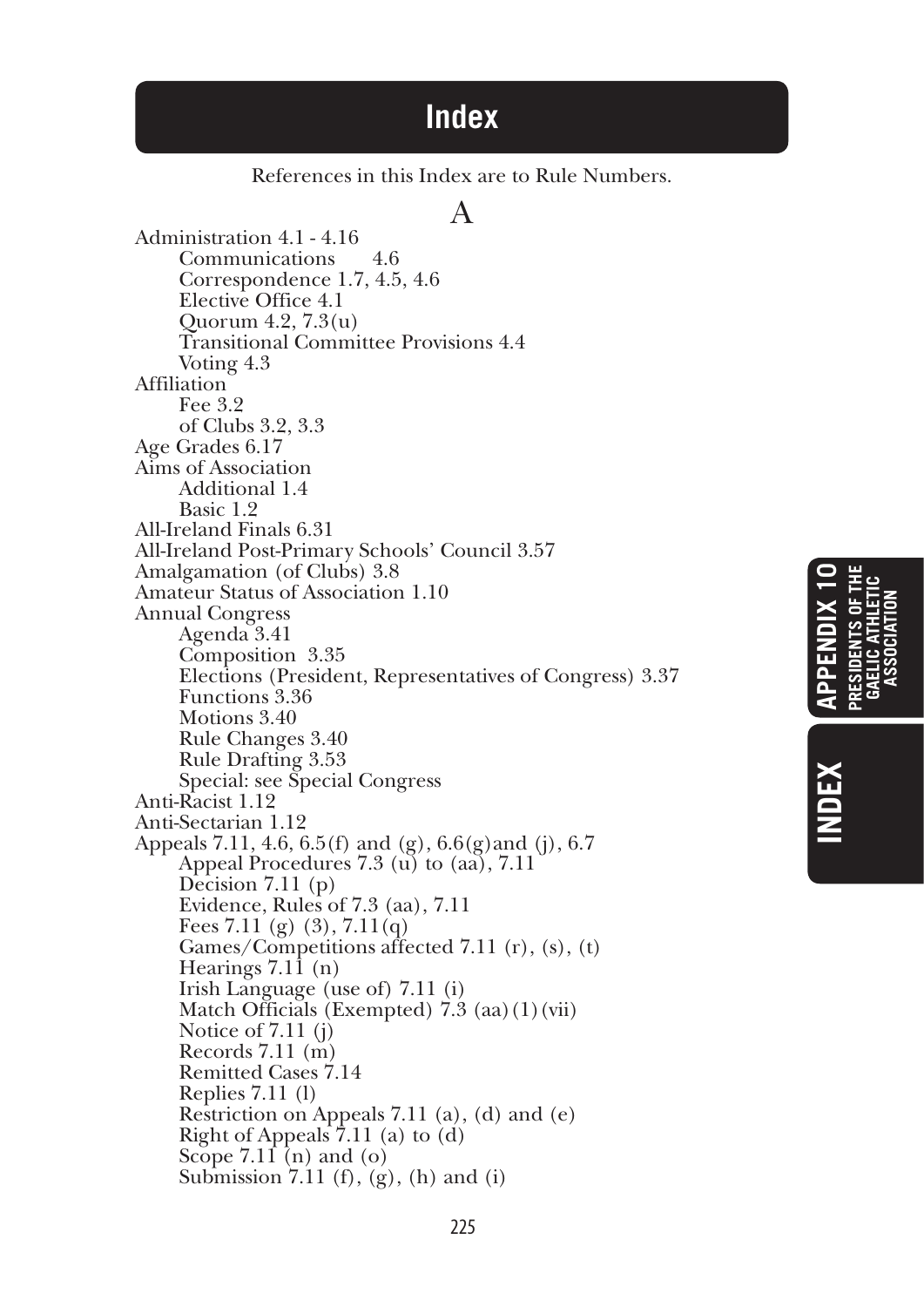# Index

References in this Index are to Rule Numbers.

## A

Administration 4.1 - 4.16
- Communications 4.6
- Correspondence 1.7, 4.5, 4.6
- Elective Office 4.1
- Quorum 4.2, 7.3(u)
- Transitional Committee Provisions 4.4
- Voting 4.3

Affiliation
- Fee 3.2
- of Clubs 3.2, 3.3

Age Grades 6.17

Aims of Association
- Additional 1.4
- Basic 1.2

All-Ireland Finals 6.31

All-Ireland Post-Primary Schools' Council 3.57

Amalgamation (of Clubs) 3.8

Amateur Status of Association 1.10

Annual Congress
- Agenda 3.41
- Composition 3.35
- Elections (President, Representatives of Congress) 3.37
- Functions 3.36
- Motions 3.40
- Rule Changes 3.40
- Rule Drafting 3.53
- Special: see Special Congress

Anti-Racist 1.12

Anti-Sectarian 1.12

Appeals 7.11, 4.6, 6.5(f) and (g), 6.6(g)and (j), 6.7
- Appeal Procedures 7.3 (u) to (aa), 7.11
- Decision 7.11 (p)
- Evidence, Rules of 7.3 (aa), 7.11
- Fees 7.11 (g) (3), 7.11(q)
- Games/Competitions affected 7.11 (r), (s), (t)
- Hearings 7.11 (n)
- Irish Language (use of) 7.11 (i)
- Match Officials (Exempted) 7.3 (aa)(1)(vii)
- Notice of 7.11 (j)
- Records 7.11 (m)
- Remitted Cases 7.14
- Replies 7.11 (l)
- Restriction on Appeals 7.11 (a), (d) and (e)
- Right of Appeals 7.11 (a) to (d)
- Scope 7.11 (n) and (o)
- Submission 7.11 (f), (g), (h) and (i)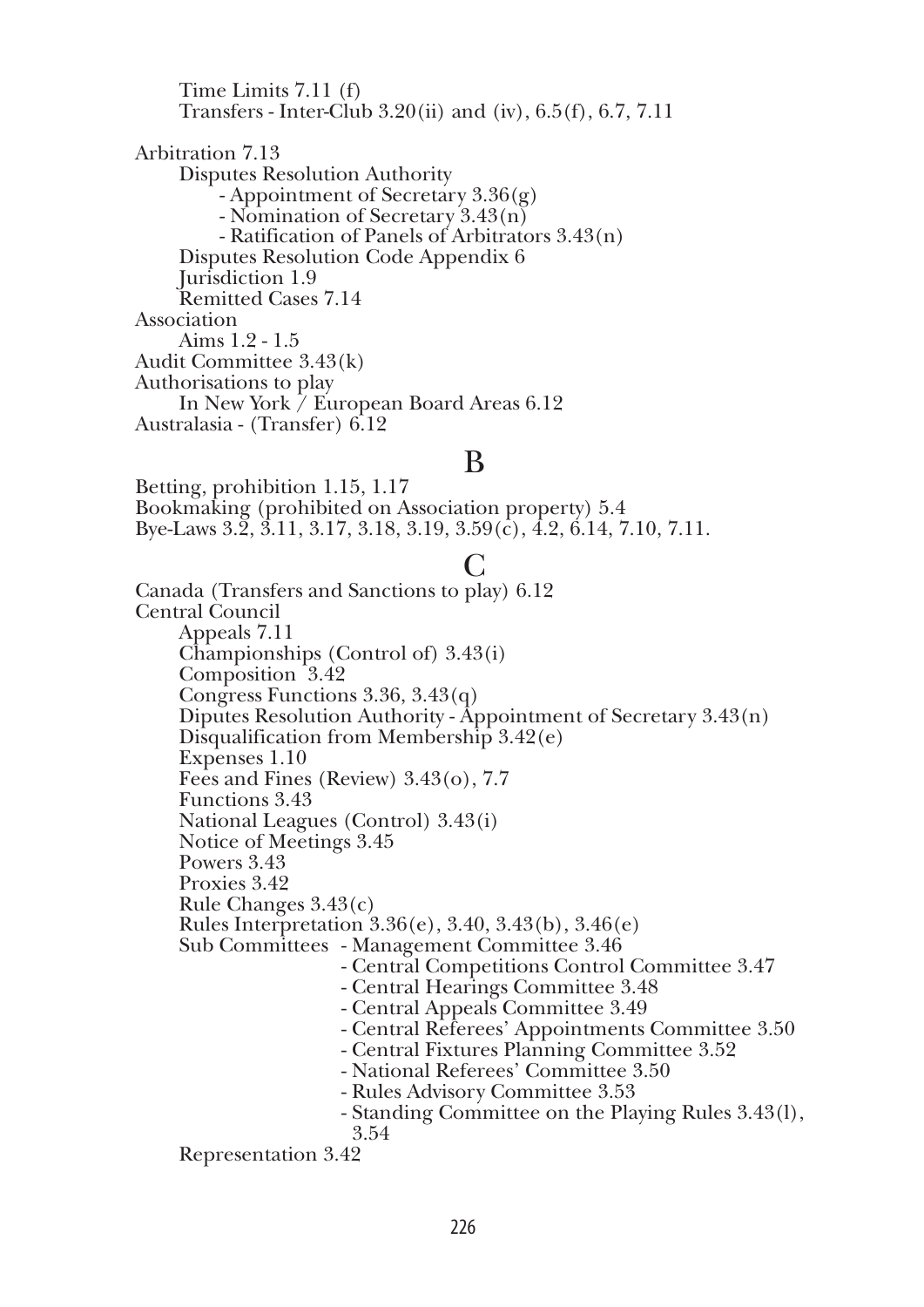Time Limits 7.11 (f)
Transfers - Inter-Club 3.20(ii) and (iv), 6.5(f), 6.7, 7.11

Arbitration 7.13
Disputes Resolution Authority
- Appointment of Secretary 3.36(g)
- Nomination of Secretary 3.43(n)
- Ratification of Panels of Arbitrators 3.43(n)
Disputes Resolution Code Appendix 6
Jurisdiction 1.9
Remitted Cases 7.14

Association
Aims 1.2 - 1.5

Audit Committee 3.43(k)

Authorisations to play
In New York / European Board Areas 6.12

Australasia - (Transfer) 6.12

## B

Betting, prohibition 1.15, 1.17

Bookmaking (prohibited on Association property) 5.4

Bye-Laws 3.2, 3.11, 3.17, 3.18, 3.19, 3.59(c), 4.2, 6.14, 7.10, 7.11.

## C

Canada (Transfers and Sanctions to play) 6.12

Central Council
Appeals 7.11
Championships (Control of) 3.43(i)
Composition 3.42
Congress Functions 3.36, 3.43(q)
Diputes Resolution Authority - Appointment of Secretary 3.43(n)
Disqualification from Membership 3.42(e)
Expenses 1.10
Fees and Fines (Review) 3.43(o), 7.7
Functions 3.43
National Leagues (Control) 3.43(i)
Notice of Meetings 3.45
Powers 3.43
Proxies 3.42
Rule Changes 3.43(c)
Rules Interpretation 3.36(e), 3.40, 3.43(b), 3.46(e)
Sub Committees - Management Committee 3.46
- Central Competitions Control Committee 3.47
- Central Hearings Committee 3.48
- Central Appeals Committee 3.49
- Central Referees' Appointments Committee 3.50
- Central Fixtures Planning Committee 3.52
- National Referees' Committee 3.50
- Rules Advisory Committee 3.53
- Standing Committee on the Playing Rules 3.43(l), 3.54
Representation 3.42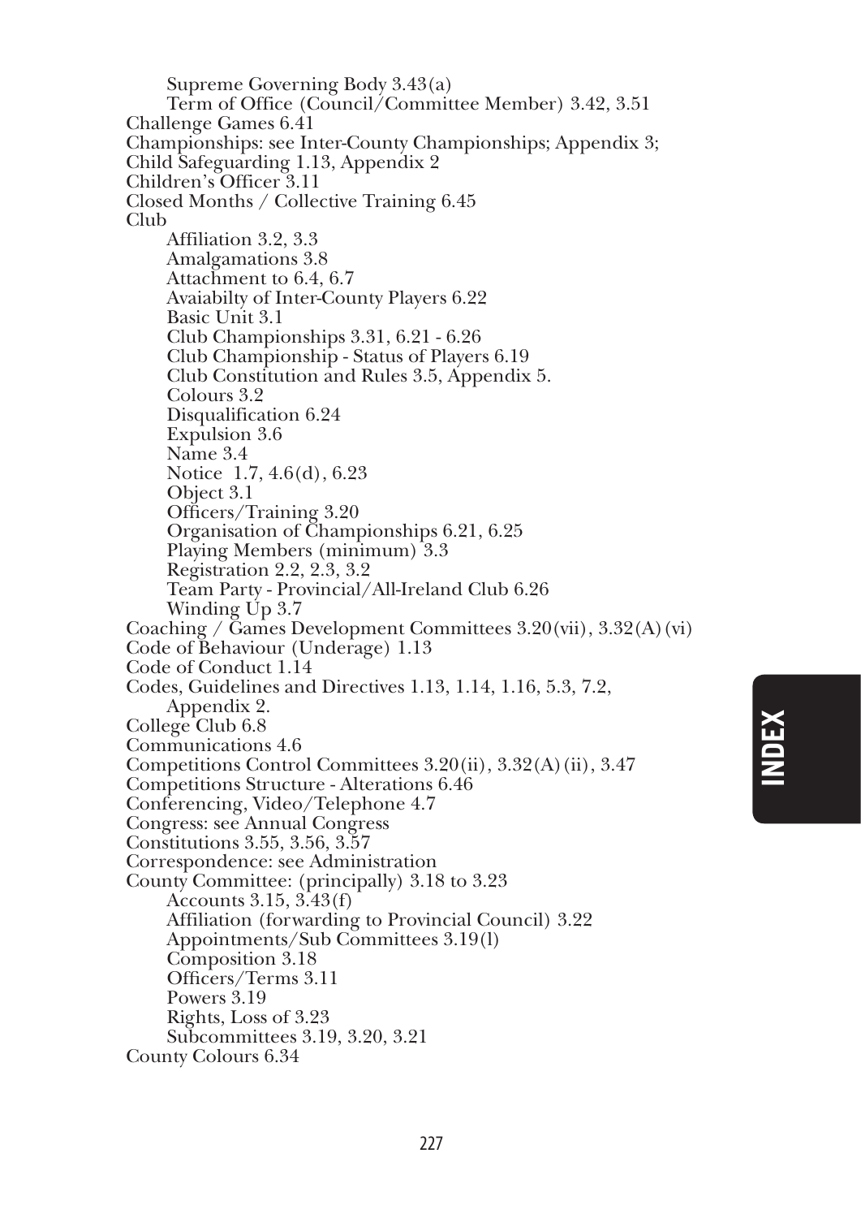Supreme Governing Body 3.43(a)
Term of Office (Council/Committee Member) 3.42, 3.51

Challenge Games 6.41

Championships: see Inter-County Championships; Appendix 3;

Child Safeguarding 1.13, Appendix 2

Children's Officer 3.11

Closed Months / Collective Training 6.45

Club
- Affiliation 3.2, 3.3
- Amalgamations 3.8
- Attachment to 6.4, 6.7
- Avaiabilty of Inter-County Players 6.22
- Basic Unit 3.1
- Club Championships 3.31, 6.21 - 6.26
- Club Championship - Status of Players 6.19
- Club Constitution and Rules 3.5, Appendix 5.
- Colours 3.2
- Disqualification 6.24
- Expulsion 3.6
- Name 3.4
- Notice 1.7, 4.6(d), 6.23
- Object 3.1
- Officers/Training 3.20
- Organisation of Championships 6.21, 6.25
- Playing Members (minimum) 3.3
- Registration 2.2, 2.3, 3.2
- Team Party - Provincial/All-Ireland Club 6.26
- Winding Up 3.7

Coaching / Games Development Committees 3.20(vii), 3.32(A)(vi)

Code of Behaviour (Underage) 1.13

Code of Conduct 1.14

Codes, Guidelines and Directives 1.13, 1.14, 1.16, 5.3, 7.2, Appendix 2.

College Club 6.8

Communications 4.6

Competitions Control Committees 3.20(ii), 3.32(A)(ii), 3.47

Competitions Structure - Alterations 6.46

Conferencing, Video/Telephone 4.7

Congress: see Annual Congress

Constitutions 3.55, 3.56, 3.57

Correspondence: see Administration

County Committee: (principally) 3.18 to 3.23
- Accounts 3.15, 3.43(f)
- Affiliation (forwarding to Provincial Council) 3.22
- Appointments/Sub Committees 3.19(l)
- Composition 3.18
- Officers/Terms 3.11
- Powers 3.19
- Rights, Loss of 3.23
- Subcommittees 3.19, 3.20, 3.21

County Colours 6.34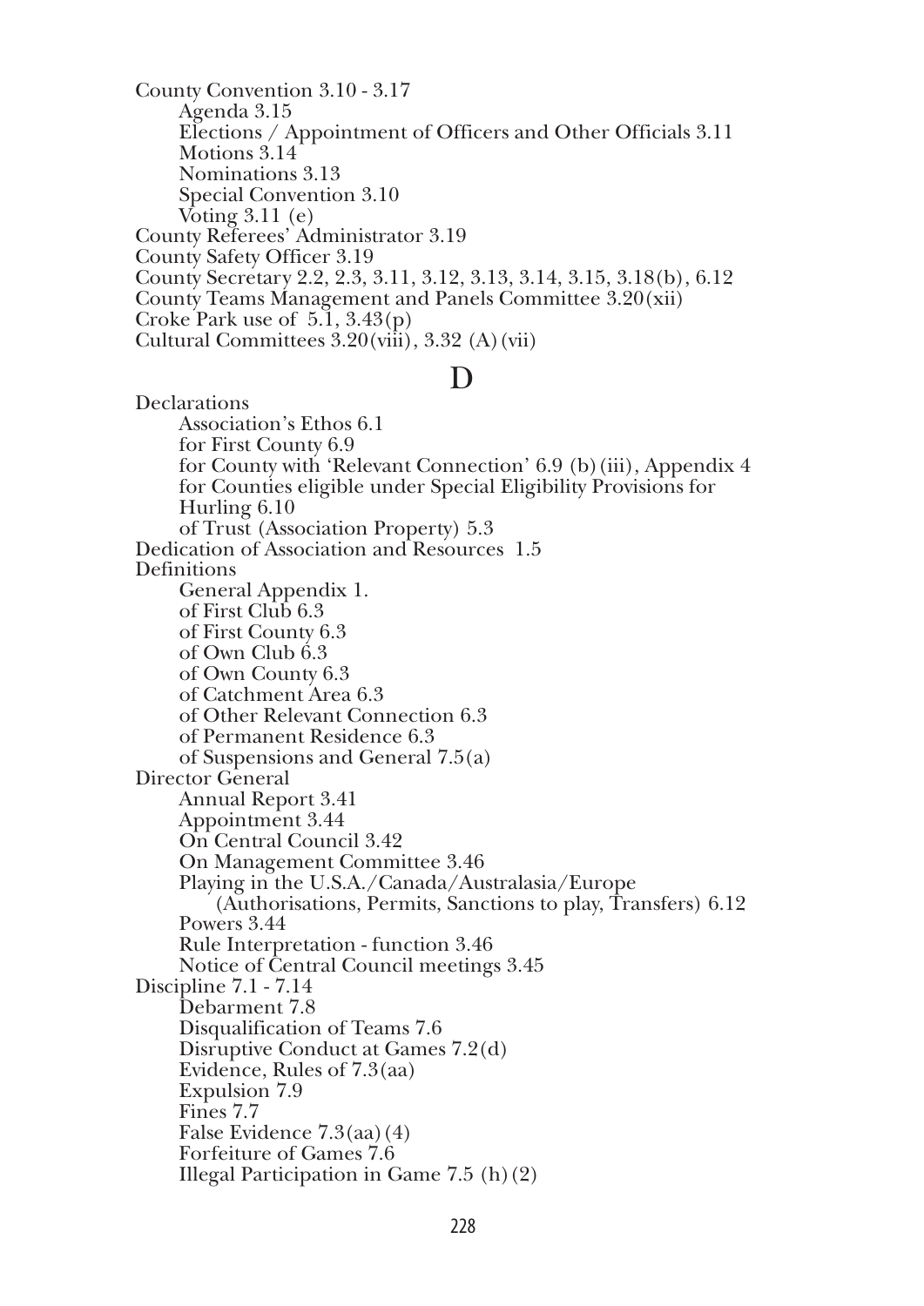County Convention 3.10 - 3.17
- Agenda 3.15
- Elections / Appointment of Officers and Other Officials 3.11
- Motions 3.14
- Nominations 3.13
- Special Convention 3.10
- Voting 3.11 (e)

County Referees' Administrator 3.19
County Safety Officer 3.19
County Secretary 2.2, 2.3, 3.11, 3.12, 3.13, 3.14, 3.15, 3.18(b), 6.12
County Teams Management and Panels Committee 3.20(xii)
Croke Park use of 5.1, 3.43(p)
Cultural Committees 3.20(viii), 3.32 (A)(vii)

## D

Declarations
- Association's Ethos 6.1
- for First County 6.9
- for County with 'Relevant Connection' 6.9 (b)(iii), Appendix 4
- for Counties eligible under Special Eligibility Provisions for Hurling 6.10
- of Trust (Association Property) 5.3

Dedication of Association and Resources 1.5
Definitions
- General Appendix 1.
- of First Club 6.3
- of First County 6.3
- of Own Club 6.3
- of Own County 6.3
- of Catchment Area 6.3
- of Other Relevant Connection 6.3
- of Permanent Residence 6.3
- of Suspensions and General 7.5(a)

Director General
- Annual Report 3.41
- Appointment 3.44
- On Central Council 3.42
- On Management Committee 3.46
- Playing in the U.S.A./Canada/Australasia/Europe
  - (Authorisations, Permits, Sanctions to play, Transfers) 6.12
- Powers 3.44
- Rule Interpretation - function 3.46
- Notice of Central Council meetings 3.45

Discipline 7.1 - 7.14
- Debarment 7.8
- Disqualification of Teams 7.6
- Disruptive Conduct at Games 7.2(d)
- Evidence, Rules of 7.3(aa)
- Expulsion 7.9
- Fines 7.7
- False Evidence 7.3(aa)(4)
- Forfeiture of Games 7.6
- Illegal Participation in Game 7.5 (h)(2)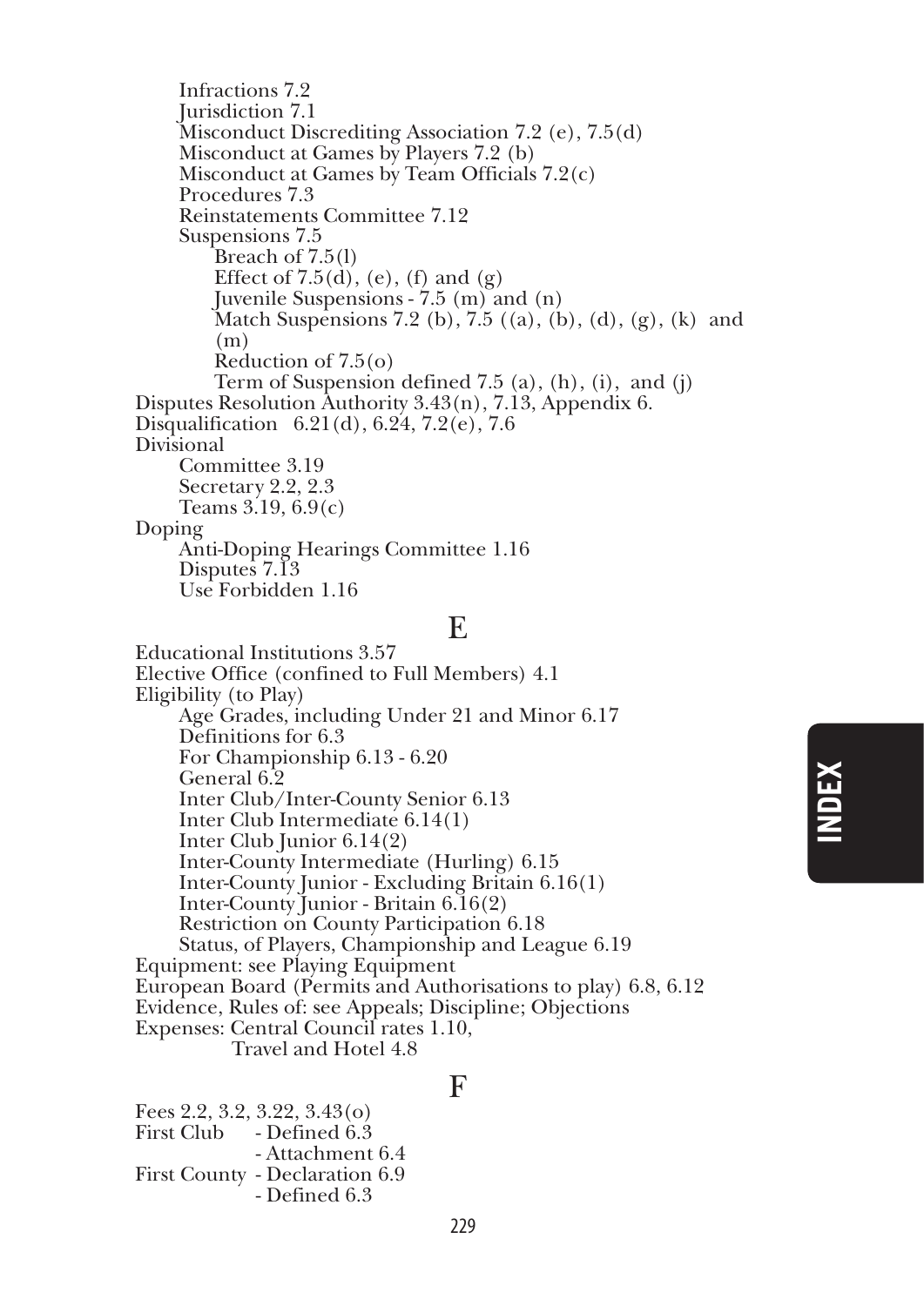- Infractions 7.2
- Jurisdiction 7.1
- Misconduct Discrediting Association 7.2 (e), 7.5(d)
- Misconduct at Games by Players 7.2 (b)
- Misconduct at Games by Team Officials 7.2(c)
- Procedures 7.3
- Reinstatements Committee 7.12
- Suspensions 7.5
  - Breach of 7.5(l)
  - Effect of 7.5(d), (e), (f) and (g)
  - Juvenile Suspensions - 7.5 (m) and (n)
  - Match Suspensions 7.2 (b), 7.5 ((a), (b), (d), (g), (k) and (m)
  - Reduction of 7.5(o)
  - Term of Suspension defined 7.5 (a), (h), (i), and (j)

Disputes Resolution Authority 3.43(n), 7.13, Appendix 6.

Disqualification 6.21(d), 6.24, 7.2(e), 7.6

Divisional
- Committee 3.19
- Secretary 2.2, 2.3
- Teams 3.19, 6.9(c)

Doping
- Anti-Doping Hearings Committee 1.16
- Disputes 7.13
- Use Forbidden 1.16

## E

Educational Institutions 3.57

Elective Office (confined to Full Members) 4.1

Eligibility (to Play)
- Age Grades, including Under 21 and Minor 6.17
- Definitions for 6.3
- For Championship 6.13 - 6.20
- General 6.2
- Inter Club/Inter-County Senior 6.13
- Inter Club Intermediate 6.14(1)
- Inter Club Junior 6.14(2)
- Inter-County Intermediate (Hurling) 6.15
- Inter-County Junior - Excluding Britain 6.16(1)
- Inter-County Junior - Britain 6.16(2)
- Restriction on County Participation 6.18
- Status, of Players, Championship and League 6.19

Equipment: see Playing Equipment

European Board (Permits and Authorisations to play) 6.8, 6.12

Evidence, Rules of: see Appeals; Discipline; Objections

Expenses: Central Council rates 1.10,
Travel and Hotel 4.8

## F

Fees 2.2, 3.2, 3.22, 3.43(o)

First Club - Defined 6.3
- Attachment 6.4

First County - Declaration 6.9
- Defined 6.3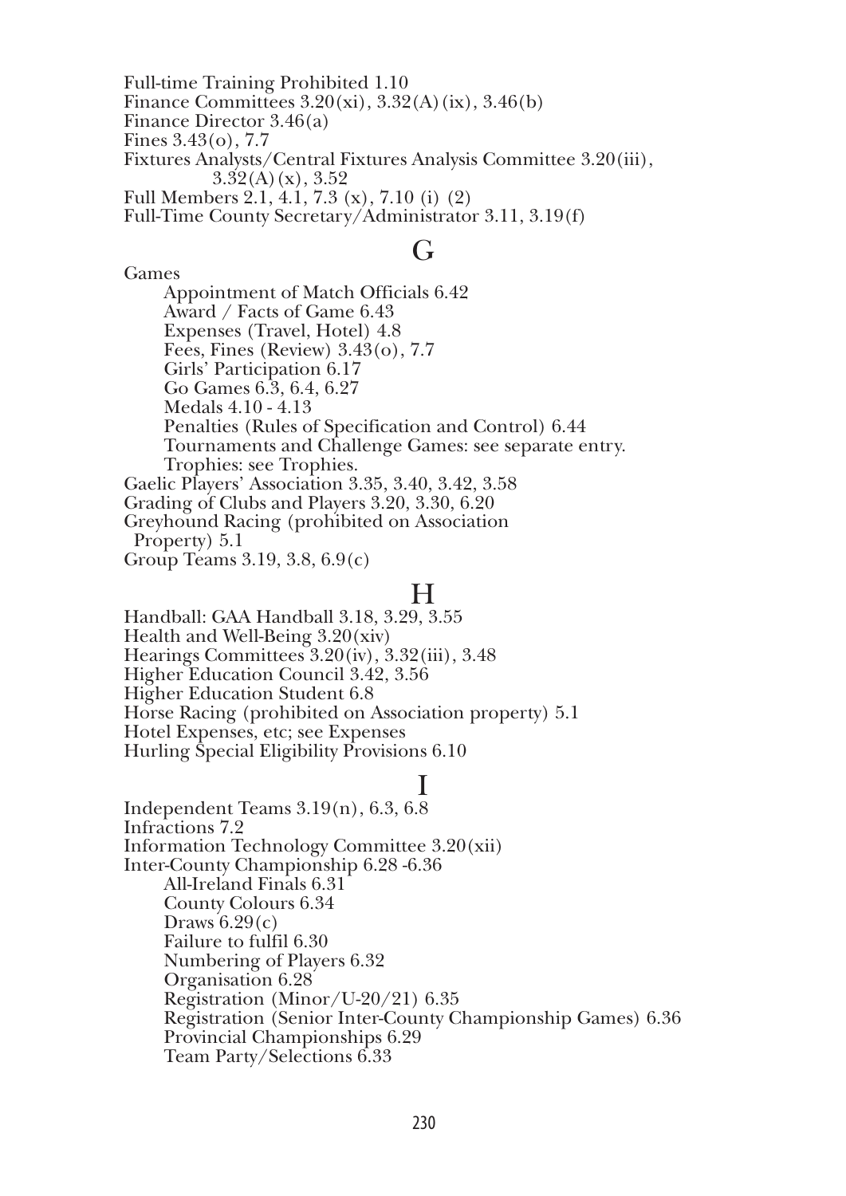Full-time Training Prohibited 1.10
Finance Committees 3.20(xi), 3.32(A)(ix), 3.46(b)
Finance Director 3.46(a)
Fines 3.43(o), 7.7
Fixtures Analysts/Central Fixtures Analysis Committee 3.20(iii), 3.32(A)(x), 3.52
Full Members 2.1, 4.1, 7.3 (x), 7.10 (i) (2)
Full-Time County Secretary/Administrator 3.11, 3.19(f)

## G

Games
- Appointment of Match Officials 6.42
- Award / Facts of Game 6.43
- Expenses (Travel, Hotel) 4.8
- Fees, Fines (Review) 3.43(o), 7.7
- Girls' Participation 6.17
- Go Games 6.3, 6.4, 6.27
- Medals 4.10 - 4.13
- Penalties (Rules of Specification and Control) 6.44
- Tournaments and Challenge Games: see separate entry.
- Trophies: see Trophies.

Gaelic Players' Association 3.35, 3.40, 3.42, 3.58
Grading of Clubs and Players 3.20, 3.30, 6.20
Greyhound Racing (prohibited on Association Property) 5.1
Group Teams 3.19, 3.8, 6.9(c)

## H

Handball: GAA Handball 3.18, 3.29, 3.55
Health and Well-Being 3.20(xiv)
Hearings Committees 3.20(iv), 3.32(iii), 3.48
Higher Education Council 3.42, 3.56
Higher Education Student 6.8
Horse Racing (prohibited on Association property) 5.1
Hotel Expenses, etc; see Expenses
Hurling Special Eligibility Provisions 6.10

## I

Independent Teams 3.19(n), 6.3, 6.8
Infractions 7.2
Information Technology Committee 3.20(xii)
Inter-County Championship 6.28 -6.36
- All-Ireland Finals 6.31
- County Colours 6.34
- Draws 6.29(c)
- Failure to fulfil 6.30
- Numbering of Players 6.32
- Organisation 6.28
- Registration (Minor/U-20/21) 6.35
- Registration (Senior Inter-County Championship Games) 6.36
- Provincial Championships 6.29
- Team Party/Selections 6.33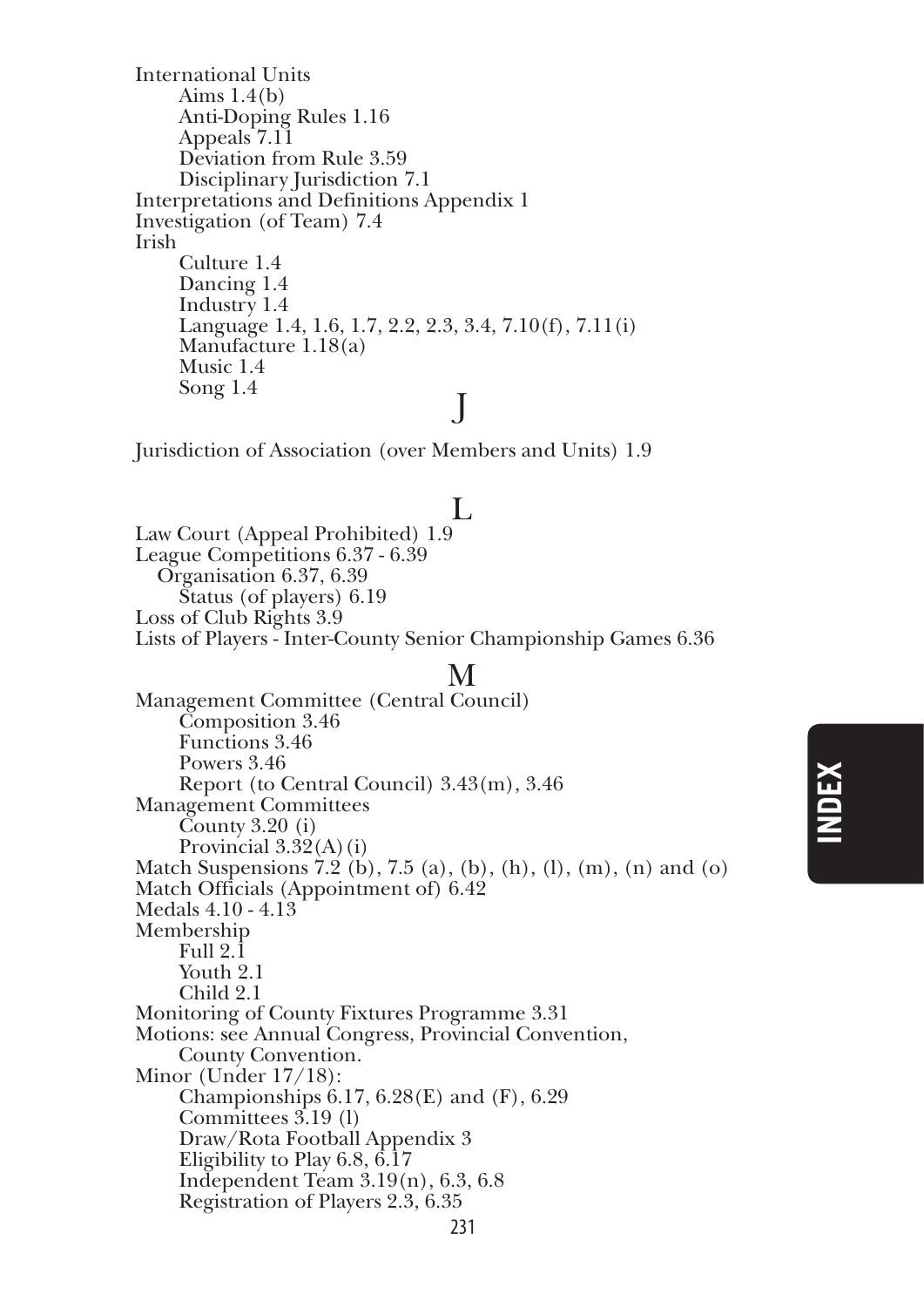International Units
- Aims 1.4(b)
- Anti-Doping Rules 1.16
- Appeals 7.11
- Deviation from Rule 3.59
- Disciplinary Jurisdiction 7.1

Interpretations and Definitions Appendix 1

Investigation (of Team) 7.4

Irish
- Culture 1.4
- Dancing 1.4
- Industry 1.4
- Language 1.4, 1.6, 1.7, 2.2, 2.3, 3.4, 7.10(f), 7.11(i)
- Manufacture 1.18(a)
- Music 1.4
- Song 1.4

## J

Jurisdiction of Association (over Members and Units) 1.9

## L

Law Court (Appeal Prohibited) 1.9

League Competitions 6.37 - 6.39
- Organisation 6.37, 6.39
  - Status (of players) 6.19

Loss of Club Rights 3.9

Lists of Players - Inter-County Senior Championship Games 6.36

## M

Management Committee (Central Council)
- Composition 3.46
- Functions 3.46
- Powers 3.46
- Report (to Central Council) 3.43(m), 3.46

Management Committees
- County 3.20 (i)
- Provincial 3.32(A)(i)

Match Suspensions 7.2 (b), 7.5 (a), (b), (h), (l), (m), (n) and (o)

Match Officials (Appointment of) 6.42

Medals 4.10 - 4.13

Membership
- Full 2.1
- Youth 2.1
- Child 2.1

Monitoring of County Fixtures Programme 3.31

Motions: see Annual Congress, Provincial Convention, County Convention.

Minor (Under 17/18):
- Championships 6.17, 6.28(E) and (F), 6.29
- Committees 3.19 (l)
- Draw/Rota Football Appendix 3
- Eligibility to Play 6.8, 6.17
- Independent Team 3.19(n), 6.3, 6.8
- Registration of Players 2.3, 6.35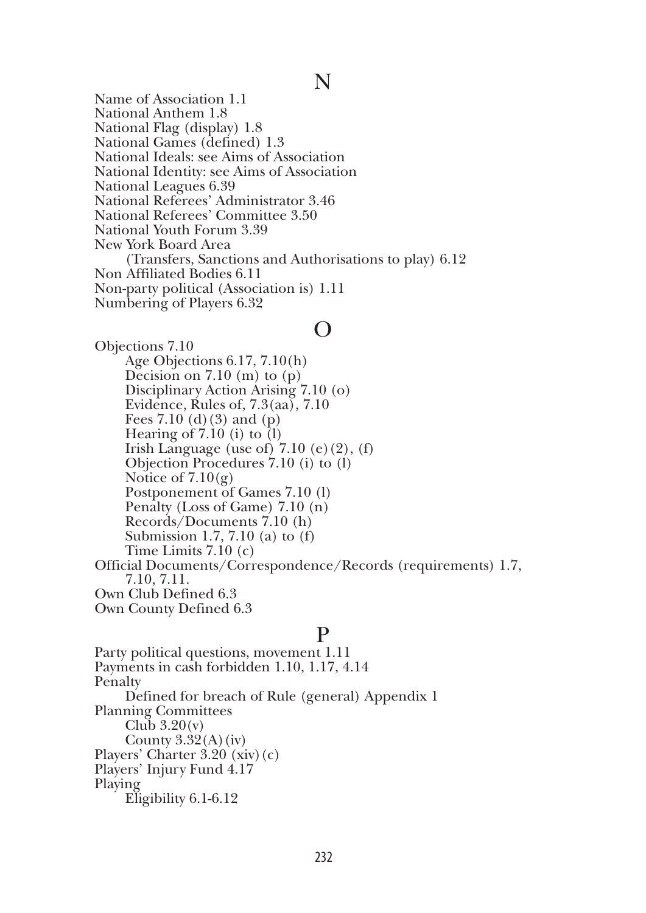## N

Name of Association 1.1
National Anthem 1.8
National Flag (display) 1.8
National Games (defined) 1.3
National Ideals: see Aims of Association
National Identity: see Aims of Association
National Leagues 6.39
National Referees' Administrator 3.46
National Referees' Committee 3.50
National Youth Forum 3.39
New York Board Area
  (Transfers, Sanctions and Authorisations to play) 6.12
Non Affiliated Bodies 6.11
Non-party political (Association is) 1.11
Numbering of Players 6.32

## O

Objections 7.10
  Age Objections 6.17, 7.10(h)
  Decision on 7.10 (m) to (p)
  Disciplinary Action Arising 7.10 (o)
  Evidence, Rules of, 7.3(aa), 7.10
  Fees 7.10 (d)(3) and (p)
  Hearing of 7.10 (i) to (l)
  Irish Language (use of) 7.10 (e)(2), (f)
  Objection Procedures 7.10 (i) to (l)
  Notice of 7.10(g)
  Postponement of Games 7.10 (l)
  Penalty (Loss of Game) 7.10 (n)
  Records/Documents 7.10 (h)
  Submission 1.7, 7.10 (a) to (f)
  Time Limits 7.10 (c)
Official Documents/Correspondence/Records (requirements) 1.7,
  7.10, 7.11.
Own Club Defined 6.3
Own County Defined 6.3

## P

Party political questions, movement 1.11
Payments in cash forbidden 1.10, 1.17, 4.14
Penalty
  Defined for breach of Rule (general) Appendix 1
Planning Committees
  Club 3.20(v)
  County 3.32(A)(iv)
Players' Charter 3.20 (xiv)(c)
Players' Injury Fund 4.17
Playing
  Eligibility 6.1-6.12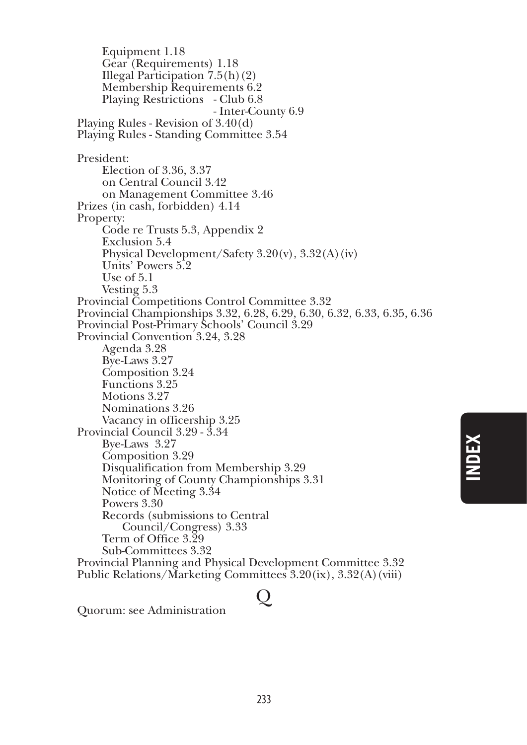- Equipment 1.18
- Gear (Requirements) 1.18
- Illegal Participation 7.5(h)(2)
- Membership Requirements 6.2
- Playing Restrictions - Club 6.8
  - Inter-County 6.9

Playing Rules - Revision of 3.40(d)
Playing Rules - Standing Committee 3.54

President:
- Election of 3.36, 3.37
- on Central Council 3.42
- on Management Committee 3.46

Prizes (in cash, forbidden) 4.14
Property:
- Code re Trusts 5.3, Appendix 2
- Exclusion 5.4
- Physical Development/Safety 3.20(v), 3.32(A)(iv)
- Units' Powers 5.2
- Use of 5.1
- Vesting 5.3

Provincial Competitions Control Committee 3.32
Provincial Championships 3.32, 6.28, 6.29, 6.30, 6.32, 6.33, 6.35, 6.36
Provincial Post-Primary Schools' Council 3.29
Provincial Convention 3.24, 3.28
- Agenda 3.28
- Bye-Laws 3.27
- Composition 3.24
- Functions 3.25
- Motions 3.27
- Nominations 3.26
- Vacancy in officership 3.25

Provincial Council 3.29 - 3.34
- Bye-Laws 3.27
- Composition 3.29
- Disqualification from Membership 3.29
- Monitoring of County Championships 3.31
- Notice of Meeting 3.34
- Powers 3.30
- Records (submissions to Central Council/Congress) 3.33
- Term of Office 3.29
- Sub-Committees 3.32

Provincial Planning and Physical Development Committee 3.32
Public Relations/Marketing Committees 3.20(ix), 3.32(A)(viii)

## Q

Quorum: see Administration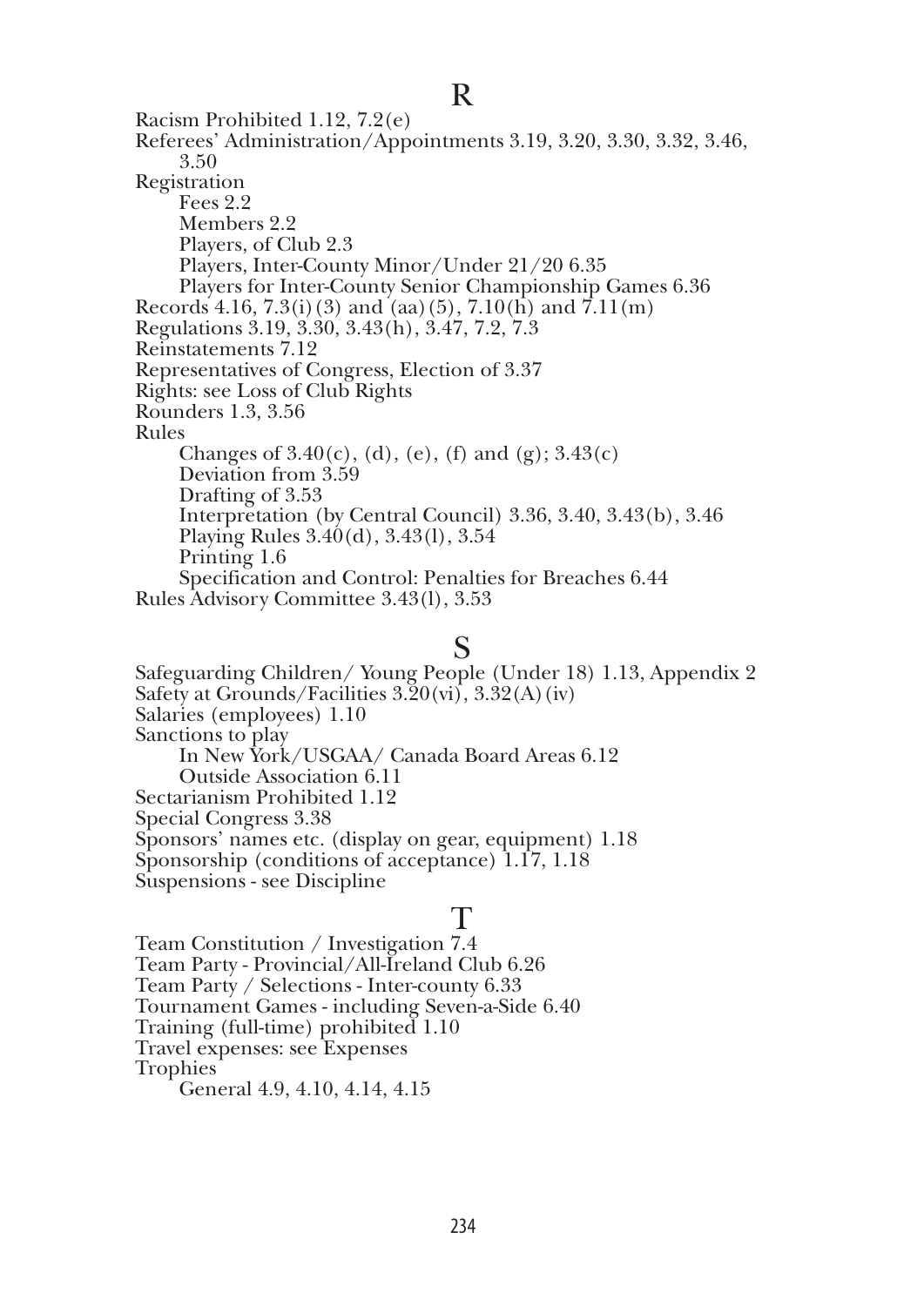## R

Racism Prohibited 1.12, 7.2(e)
Referees' Administration/Appointments 3.19, 3.20, 3.30, 3.32, 3.46, 3.50
Registration
- Fees 2.2
- Members 2.2
- Players, of Club 2.3
- Players, Inter-County Minor/Under 21/20 6.35
- Players for Inter-County Senior Championship Games 6.36

Records 4.16, 7.3(i)(3) and (aa)(5), 7.10(h) and 7.11(m)
Regulations 3.19, 3.30, 3.43(h), 3.47, 7.2, 7.3
Reinstatements 7.12
Representatives of Congress, Election of 3.37
Rights: see Loss of Club Rights
Rounders 1.3, 3.56
Rules
- Changes of 3.40(c), (d), (e), (f) and (g); 3.43(c)
- Deviation from 3.59
- Drafting of 3.53
- Interpretation (by Central Council) 3.36, 3.40, 3.43(b), 3.46
- Playing Rules 3.40(d), 3.43(l), 3.54
- Printing 1.6
- Specification and Control: Penalties for Breaches 6.44

Rules Advisory Committee 3.43(l), 3.53

## S

Safeguarding Children/ Young People (Under 18) 1.13, Appendix 2
Safety at Grounds/Facilities 3.20(vi), 3.32(A)(iv)
Salaries (employees) 1.10
Sanctions to play
- In New York/USGAA/ Canada Board Areas 6.12
- Outside Association 6.11

Sectarianism Prohibited 1.12
Special Congress 3.38
Sponsors' names etc. (display on gear, equipment) 1.18
Sponsorship (conditions of acceptance) 1.17, 1.18
Suspensions - see Discipline

## T

Team Constitution / Investigation 7.4
Team Party - Provincial/All-Ireland Club 6.26
Team Party / Selections - Inter-county 6.33
Tournament Games - including Seven-a-Side 6.40
Training (full-time) prohibited 1.10
Travel expenses: see Expenses
Trophies
- General 4.9, 4.10, 4.14, 4.15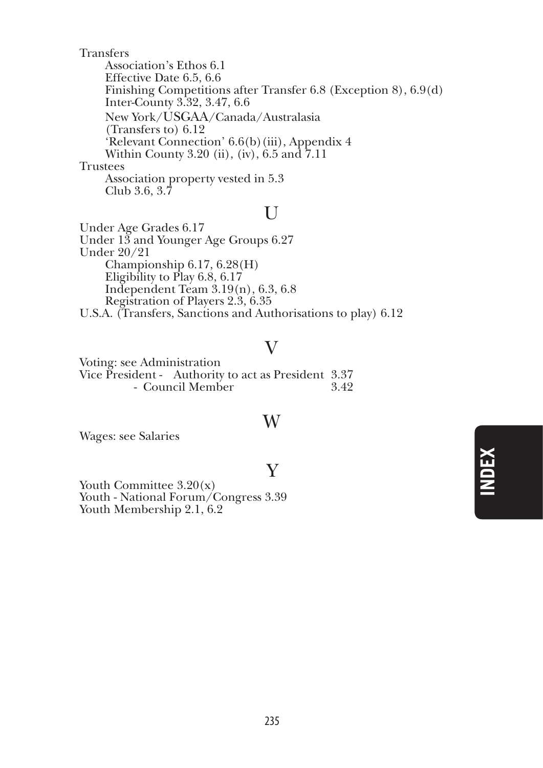Transfers

  Association's Ethos 6.1

  Effective Date 6.5, 6.6

  Finishing Competitions after Transfer 6.8 (Exception 8), 6.9(d)

  Inter-County 3.32, 3.47, 6.6

  New York/USGAA/Canada/Australasia (Transfers to) 6.12

  'Relevant Connection' 6.6(b)(iii), Appendix 4

  Within County 3.20 (ii), (iv), 6.5 and 7.11

Trustees

  Association property vested in 5.3

  Club 3.6, 3.7

## U

Under Age Grades 6.17

Under 13 and Younger Age Groups 6.27

Under 20/21

  Championship 6.17, 6.28(H)

  Eligibility to Play 6.8, 6.17

  Independent Team 3.19(n), 6.3, 6.8

  Registration of Players 2.3, 6.35

U.S.A. (Transfers, Sanctions and Authorisations to play) 6.12

## V

Voting: see Administration

Vice President - Authority to act as President 3.37

  - Council Member 3.42

## W

Wages: see Salaries

## Y

Youth Committee 3.20(x)

Youth - National Forum/Congress 3.39

Youth Membership 2.1, 6.2